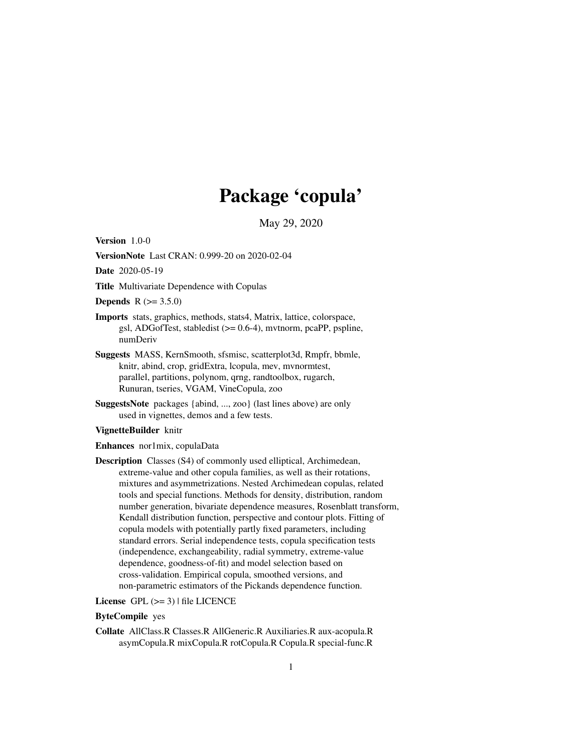# Package 'copula'

May 29, 2020

**Version** 1.0-0

**VersionNote** Last CRAN: 0.999-20 on 2020-02-04

**Date** 2020-05-19

**Title** Multivariate Dependence with Copulas

**Depends** R (>= 3.5.0)

**Imports** stats, graphics, methods, stats4, Matrix, lattice, colorspace, gsl, ADGofTest, stabledist (>= 0.6-4), mvtnorm, pcaPP, pspline, numDeriv

**Suggests** MASS, KernSmooth, sfsmisc, scatterplot3d, Rmpfr, bbmle, knitr, abind, crop, gridExtra, lcopula, mev, mvnormtest, parallel, partitions, polynom, qrng, randtoolbox, rugarch, Runuran, tseries, VGAM, VineCopula, zoo

**SuggestsNote** packages {abind, ..., zoo} (last lines above) are only used in vignettes, demos and a few tests.

**VignetteBuilder** knitr

**Enhances** nor1mix, copulaData

**Description** Classes (S4) of commonly used elliptical, Archimedean, extreme-value and other copula families, as well as their rotations, mixtures and asymmetrizations. Nested Archimedean copulas, related tools and special functions. Methods for density, distribution, random number generation, bivariate dependence measures, Rosenblatt transform, Kendall distribution function, perspective and contour plots. Fitting of copula models with potentially partly fixed parameters, including standard errors. Serial independence tests, copula specification tests (independence, exchangeability, radial symmetry, extreme-value dependence, goodness-of-fit) and model selection based on cross-validation. Empirical copula, smoothed versions, and non-parametric estimators of the Pickands dependence function.

**License** GPL (>= 3) | file LICENCE

**ByteCompile** yes

**Collate** AllClass.R Classes.R AllGeneric.R Auxiliaries.R aux-acopula.R asymCopula.R mixCopula.R rotCopula.R Copula.R special-func.R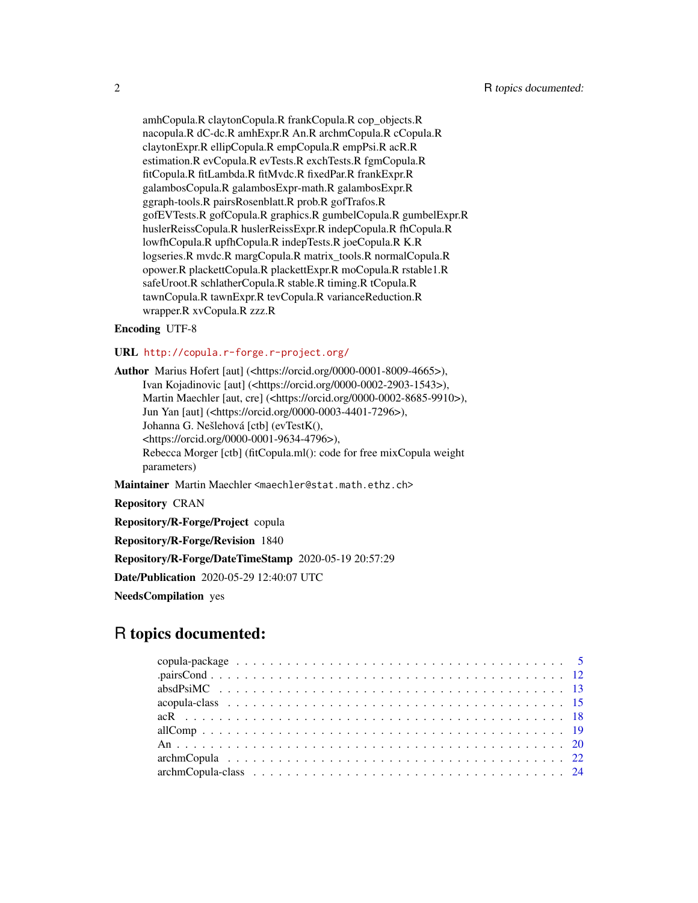amhCopula.R claytonCopula.R frankCopula.R cop_objects.R nacopula.R dC-dc.R amhExpr.R An.R archmCopula.R cCopula.R claytonExpr.R ellipCopula.R empCopula.R empPsi.R acR.R estimation.R evCopula.R evTests.R exchTests.R fgmCopula.R fitCopula.R fitLambda.R fitMvdc.R fixedPar.R frankExpr.R galambosCopula.R galambosExpr-math.R galambosExpr.R ggraph-tools.R pairsRosenblatt.R prob.R gofTrafos.R gofEVTests.R gofCopula.R graphics.R gumbelCopula.R gumbelExpr.R huslerReissCopula.R huslerReissExpr.R indepCopula.R fhCopula.R lowfhCopula.R upfhCopula.R indepTests.R joeCopula.R K.R logseries.R mvdc.R margCopula.R matrix_tools.R normalCopula.R opower.R plackettCopula.R plackettExpr.R moCopula.R rstable1.R safeUroot.R schlatherCopula.R stable.R timing.R tCopula.R tawnCopula.R tawnExpr.R tevCopula.R varianceReduction.R wrapper.R xvCopula.R zzz.R

**Encoding** UTF-8

**URL** http://copula.r-forge.r-project.org/

**Author** Marius Hofert [aut] (<https://orcid.org/0000-0001-8009-4665>), Ivan Kojadinovic [aut] (<https://orcid.org/0000-0002-2903-1543>), Martin Maechler [aut, cre] (<https://orcid.org/0000-0002-8685-9910>), Jun Yan [aut] (<https://orcid.org/0000-0003-4401-7296>), Johanna G. Nešlehová [ctb] (evTestK(), <https://orcid.org/0000-0001-9634-4796>), Rebecca Morger [ctb] (fitCopula.ml(): code for free mixCopula weight parameters)

**Maintainer** Martin Maechler <maechler@stat.math.ethz.ch>

**Repository** CRAN

**Repository/R-Forge/Project** copula

**Repository/R-Forge/Revision** 1840

**Repository/R-Forge/DateTimeStamp** 2020-05-19 20:57:29

**Date/Publication** 2020-05-29 12:40:07 UTC

**NeedsCompilation** yes

## R topics documented:

copula-package . . . . . . . . . . . . . . . . . . . . . . . . . . . . . . . . . . . . . . 5
.pairsCond . . . . . . . . . . . . . . . . . . . . . . . . . . . . . . . . . . . . . . . . 12
absdPsiMC . . . . . . . . . . . . . . . . . . . . . . . . . . . . . . . . . . . . . . . . 13
acopula-class . . . . . . . . . . . . . . . . . . . . . . . . . . . . . . . . . . . . . . . 15
acR . . . . . . . . . . . . . . . . . . . . . . . . . . . . . . . . . . . . . . . . . . . . 18
allComp . . . . . . . . . . . . . . . . . . . . . . . . . . . . . . . . . . . . . . . . . . 19
An . . . . . . . . . . . . . . . . . . . . . . . . . . . . . . . . . . . . . . . . . . . . . 20
archmCopula . . . . . . . . . . . . . . . . . . . . . . . . . . . . . . . . . . . . . . . 22
archmCopula-class . . . . . . . . . . . . . . . . . . . . . . . . . . . . . . . . . . . . 24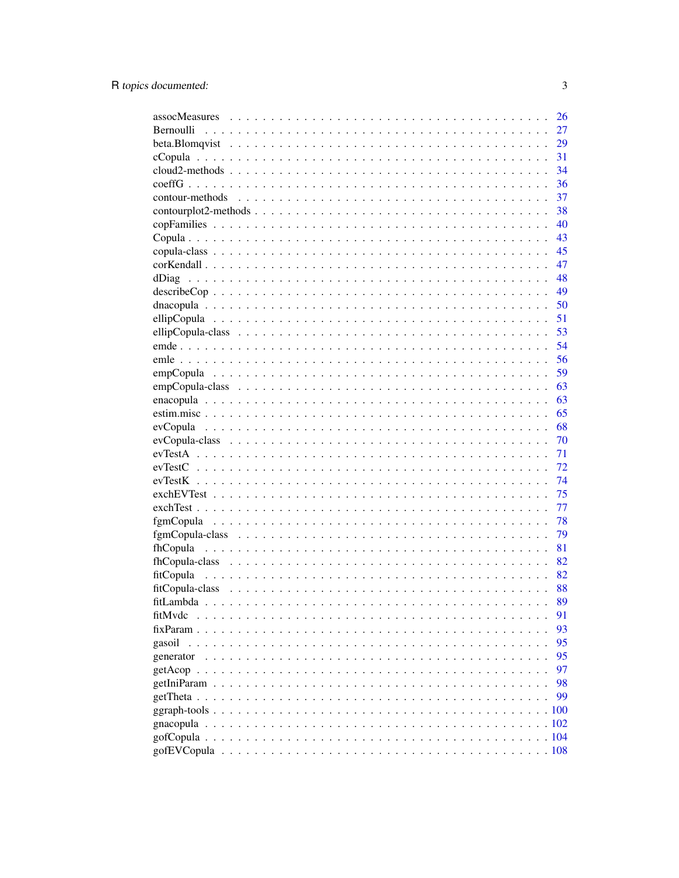| | |
|---|---|
| assocMeasures | 26 |
| Bernoulli | 27 |
| beta.Blomqvist | 29 |
| cCopula | 31 |
| cloud2-methods | 34 |
| coeffG | 36 |
| contour-methods | 37 |
| contourplot2-methods | 38 |
| copFamilies | 40 |
| Copula | 43 |
| copula-class | 45 |
| corKendall | 47 |
| dDiag | 48 |
| describeCop | 49 |
| dnacopula | 50 |
| ellipCopula | 51 |
| ellipCopula-class | 53 |
| emde | 54 |
| emle | 56 |
| empCopula | 59 |
| empCopula-class | 63 |
| enacopula | 63 |
| estim.misc | 65 |
| evCopula | 68 |
| evCopula-class | 70 |
| evTestA | 71 |
| evTestC | 72 |
| evTestK | 74 |
| exchEVTest | 75 |
| exchTest | 77 |
| fgmCopula | 78 |
| fgmCopula-class | 79 |
| fhCopula | 81 |
| fhCopula-class | 82 |
| fitCopula | 82 |
| fitCopula-class | 88 |
| fitLambda | 89 |
| fitMvdc | 91 |
| fixParam | 93 |
| gasoil | 95 |
| generator | 95 |
| getAcop | 97 |
| getIniParam | 98 |
| getTheta | 99 |
| ggraph-tools | 100 |
| gnacopula | 102 |
| gofCopula | 104 |
| gofEVCopula | 108 |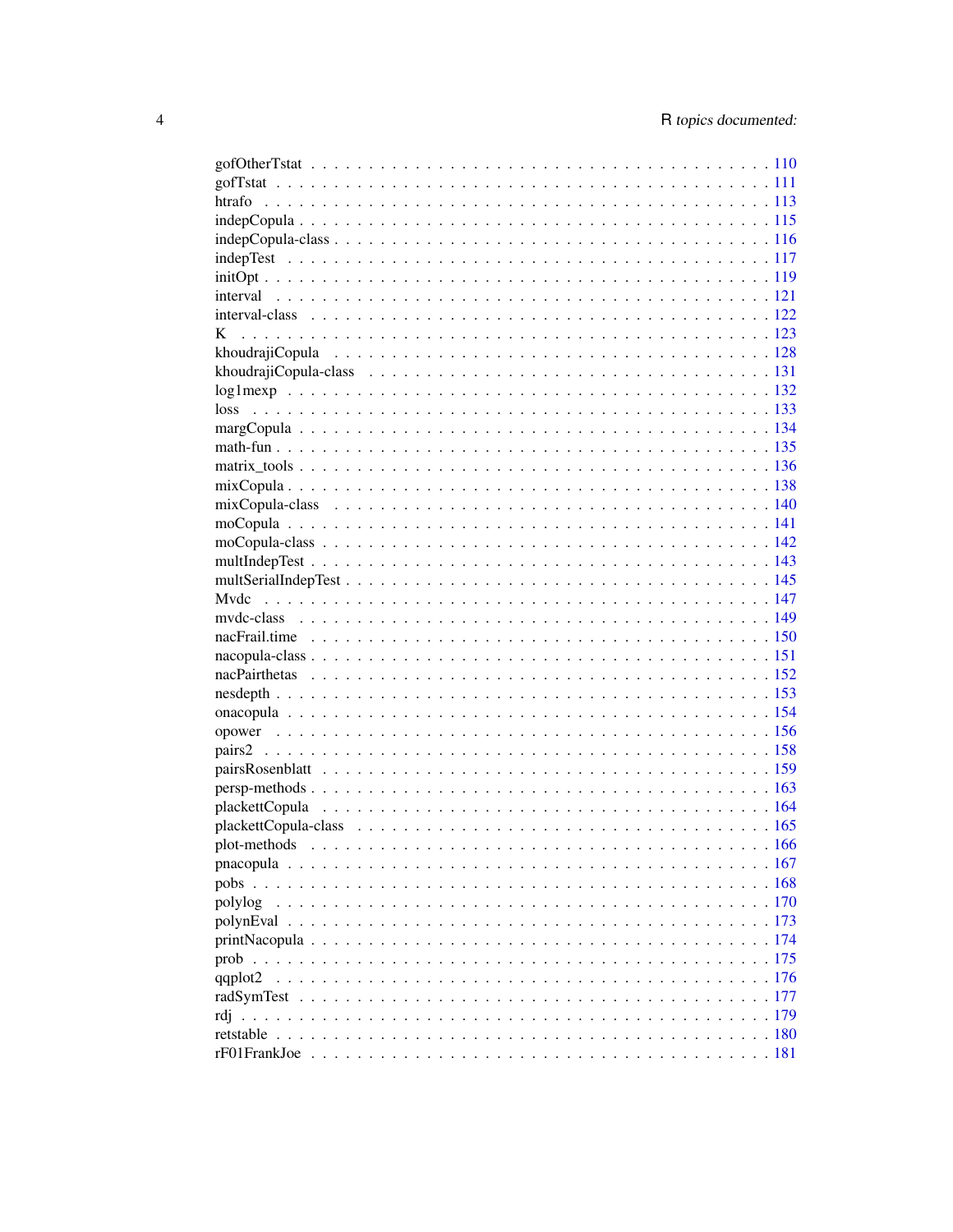gofOtherTstat . . . . . . . . . . . . . . . . . . . . . . . . . . . . . . . . . . . . . . 110
gofTstat . . . . . . . . . . . . . . . . . . . . . . . . . . . . . . . . . . . . . . . . . 111
htrafo . . . . . . . . . . . . . . . . . . . . . . . . . . . . . . . . . . . . . . . . . . 113
indepCopula . . . . . . . . . . . . . . . . . . . . . . . . . . . . . . . . . . . . . . . 115
indepCopula-class . . . . . . . . . . . . . . . . . . . . . . . . . . . . . . . . . . . . 116
indepTest . . . . . . . . . . . . . . . . . . . . . . . . . . . . . . . . . . . . . . . . 117
initOpt . . . . . . . . . . . . . . . . . . . . . . . . . . . . . . . . . . . . . . . . . 119
interval . . . . . . . . . . . . . . . . . . . . . . . . . . . . . . . . . . . . . . . . . 121
interval-class . . . . . . . . . . . . . . . . . . . . . . . . . . . . . . . . . . . . . . 122
K . . . . . . . . . . . . . . . . . . . . . . . . . . . . . . . . . . . . . . . . . . . . 123
khoudrajiCopula . . . . . . . . . . . . . . . . . . . . . . . . . . . . . . . . . . . . 128
khoudrajiCopula-class . . . . . . . . . . . . . . . . . . . . . . . . . . . . . . . . . 131
log1mexp . . . . . . . . . . . . . . . . . . . . . . . . . . . . . . . . . . . . . . . . 132
loss . . . . . . . . . . . . . . . . . . . . . . . . . . . . . . . . . . . . . . . . . . . 133
margCopula . . . . . . . . . . . . . . . . . . . . . . . . . . . . . . . . . . . . . . . 134
math-fun . . . . . . . . . . . . . . . . . . . . . . . . . . . . . . . . . . . . . . . . . 135
matrix_tools . . . . . . . . . . . . . . . . . . . . . . . . . . . . . . . . . . . . . . . 136
mixCopula . . . . . . . . . . . . . . . . . . . . . . . . . . . . . . . . . . . . . . . . 138
mixCopula-class . . . . . . . . . . . . . . . . . . . . . . . . . . . . . . . . . . . . . 140
moCopula . . . . . . . . . . . . . . . . . . . . . . . . . . . . . . . . . . . . . . . . . 141
moCopula-class . . . . . . . . . . . . . . . . . . . . . . . . . . . . . . . . . . . . . . 142
multIndepTest . . . . . . . . . . . . . . . . . . . . . . . . . . . . . . . . . . . . . . 143
multSerialIndepTest . . . . . . . . . . . . . . . . . . . . . . . . . . . . . . . . . . . 145
Mvdc . . . . . . . . . . . . . . . . . . . . . . . . . . . . . . . . . . . . . . . . . . . 147
mvdc-class . . . . . . . . . . . . . . . . . . . . . . . . . . . . . . . . . . . . . . . . 149
nacFrail.time . . . . . . . . . . . . . . . . . . . . . . . . . . . . . . . . . . . . . . 150
nacopula-class . . . . . . . . . . . . . . . . . . . . . . . . . . . . . . . . . . . . . . 151
nacPairthetas . . . . . . . . . . . . . . . . . . . . . . . . . . . . . . . . . . . . . . 152
nesdepth . . . . . . . . . . . . . . . . . . . . . . . . . . . . . . . . . . . . . . . . . 153
onacopula . . . . . . . . . . . . . . . . . . . . . . . . . . . . . . . . . . . . . . . . 154
opower . . . . . . . . . . . . . . . . . . . . . . . . . . . . . . . . . . . . . . . . . . 156
pairs2 . . . . . . . . . . . . . . . . . . . . . . . . . . . . . . . . . . . . . . . . . . 158
pairsRosenblatt . . . . . . . . . . . . . . . . . . . . . . . . . . . . . . . . . . . . . 159
persp-methods . . . . . . . . . . . . . . . . . . . . . . . . . . . . . . . . . . . . . . 163
plackettCopula . . . . . . . . . . . . . . . . . . . . . . . . . . . . . . . . . . . . . . 164
plackettCopula-class . . . . . . . . . . . . . . . . . . . . . . . . . . . . . . . . . . 165
plot-methods . . . . . . . . . . . . . . . . . . . . . . . . . . . . . . . . . . . . . . . 166
pnacopula . . . . . . . . . . . . . . . . . . . . . . . . . . . . . . . . . . . . . . . . 167
pobs . . . . . . . . . . . . . . . . . . . . . . . . . . . . . . . . . . . . . . . . . . . 168
polylog . . . . . . . . . . . . . . . . . . . . . . . . . . . . . . . . . . . . . . . . . . 170
polynEval . . . . . . . . . . . . . . . . . . . . . . . . . . . . . . . . . . . . . . . . . 173
printNacopula . . . . . . . . . . . . . . . . . . . . . . . . . . . . . . . . . . . . . . 174
prob . . . . . . . . . . . . . . . . . . . . . . . . . . . . . . . . . . . . . . . . . . . 175
qqplot2 . . . . . . . . . . . . . . . . . . . . . . . . . . . . . . . . . . . . . . . . . . 176
radSymTest . . . . . . . . . . . . . . . . . . . . . . . . . . . . . . . . . . . . . . . . 177
rdj . . . . . . . . . . . . . . . . . . . . . . . . . . . . . . . . . . . . . . . . . . . . 179
retstable . . . . . . . . . . . . . . . . . . . . . . . . . . . . . . . . . . . . . . . . . 180
rF01FrankJoe . . . . . . . . . . . . . . . . . . . . . . . . . . . . . . . . . . . . . . . 181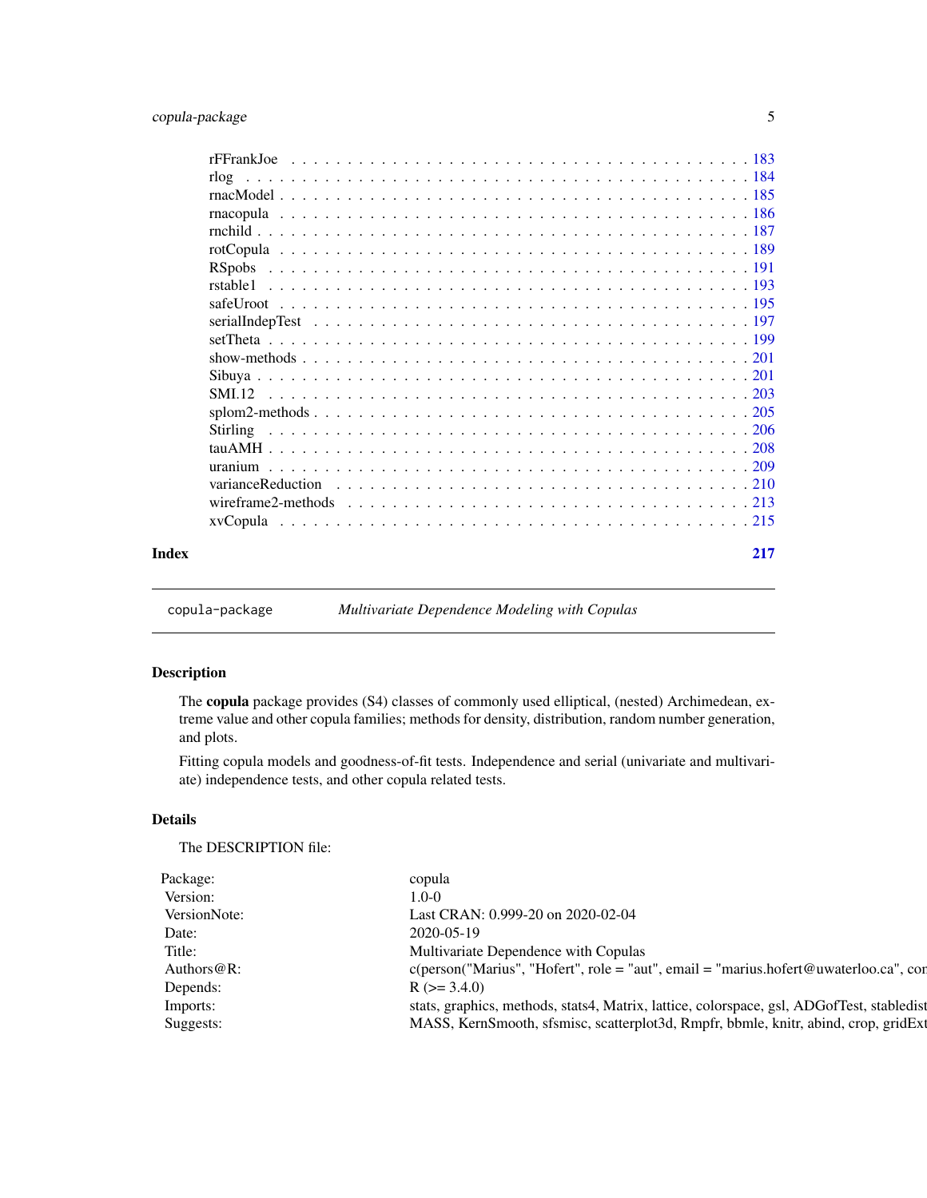| | |
|---|---|
| rFFrankJoe | 183 |
| rlog | 184 |
| rnacModel | 185 |
| rnacopula | 186 |
| rnchild | 187 |
| rotCopula | 189 |
| RSpobs | 191 |
| rstable1 | 193 |
| safeUroot | 195 |
| serialIndepTest | 197 |
| setTheta | 199 |
| show-methods | 201 |
| Sibuya | 201 |
| SMI.12 | 203 |
| splom2-methods | 205 |
| Stirling | 206 |
| tauAMH | 208 |
| uranium | 209 |
| varianceReduction | 210 |
| wireframe2-methods | 213 |
| xvCopula | 215 |

**Index** **217**

---

`copula-package` *Multivariate Dependence Modeling with Copulas*

---

## Description

The **copula** package provides (S4) classes of commonly used elliptical, (nested) Archimedean, extreme value and other copula families; methods for density, distribution, random number generation, and plots.

Fitting copula models and goodness-of-fit tests. Independence and serial (univariate and multivariate) independence tests, and other copula related tests.

## Details

The DESCRIPTION file:

| | |
|---|---|
| Package: | copula |
| Version: | 1.0-0 |
| VersionNote: | Last CRAN: 0.999-20 on 2020-02-04 |
| Date: | 2020-05-19 |
| Title: | Multivariate Dependence with Copulas |
| Authors@R: | c(person("Marius", "Hofert", role = "aut", email = "marius.hofert@uwaterloo.ca", con |
| Depends: | R (>= 3.4.0) |
| Imports: | stats, graphics, methods, stats4, Matrix, lattice, colorspace, gsl, ADGofTest, stabledist |
| Suggests: | MASS, KernSmooth, sfsmisc, scatterplot3d, Rmpfr, bbmle, knitr, abind, crop, gridExt |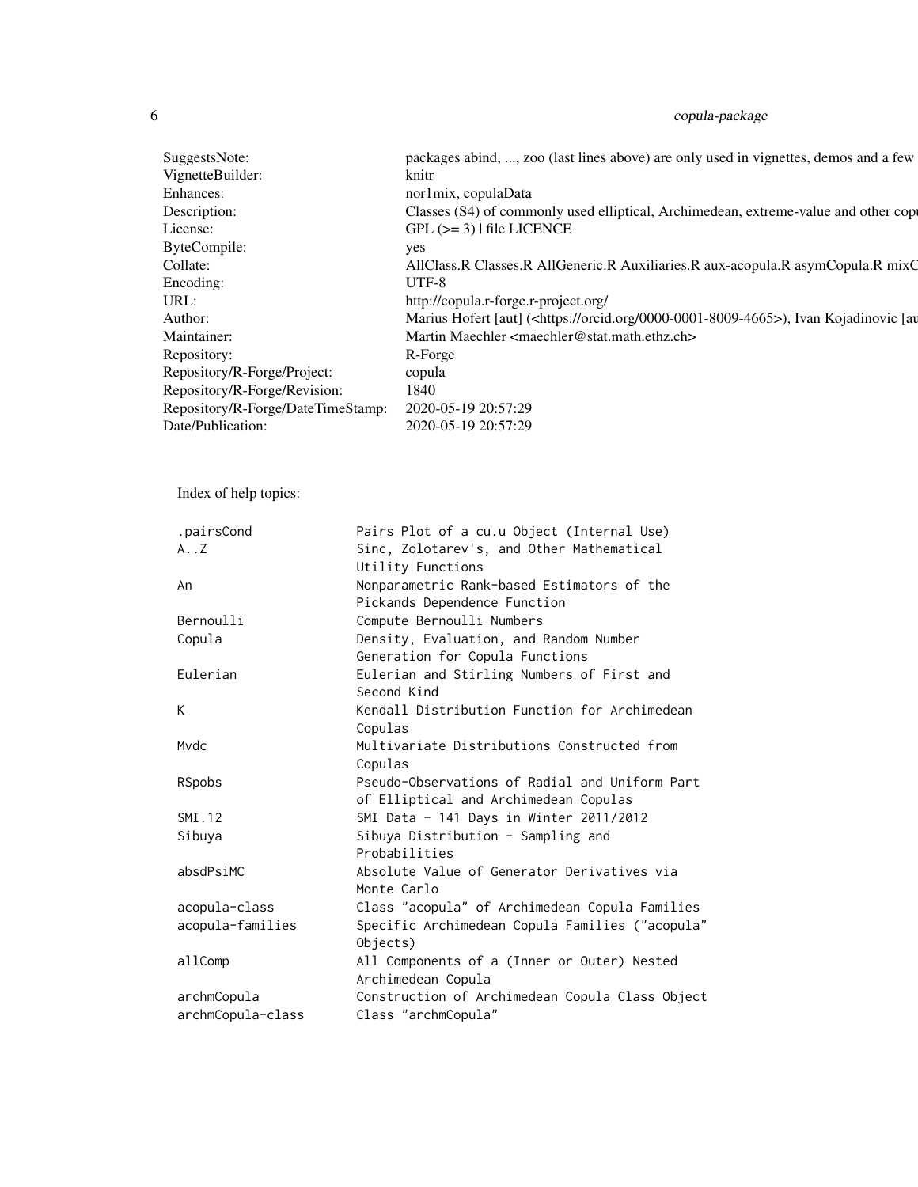| | |
|---|---|
| SuggestsNote: | packages abind, ..., zoo (last lines above) are only used in vignettes, demos and a few |
| VignetteBuilder: | knitr |
| Enhances: | nor1mix, copulaData |
| Description: | Classes (S4) of commonly used elliptical, Archimedean, extreme-value and other cop |
| License: | GPL (>= 3) \| file LICENCE |
| ByteCompile: | yes |
| Collate: | AllClass.R Classes.R AllGeneric.R Auxiliaries.R aux-acopula.R asymCopula.R mixC |
| Encoding: | UTF-8 |
| URL: | http://copula.r-forge.r-project.org/ |
| Author: | Marius Hofert [aut] (<https://orcid.org/0000-0001-8009-4665>), Ivan Kojadinovic [au |
| Maintainer: | Martin Maechler <maechler@stat.math.ethz.ch> |
| Repository: | R-Forge |
| Repository/R-Forge/Project: | copula |
| Repository/R-Forge/Revision: | 1840 |
| Repository/R-Forge/DateTimeStamp: | 2020-05-19 20:57:29 |
| Date/Publication: | 2020-05-19 20:57:29 |

Index of help topics:

```
.pairsCond              Pairs Plot of a cu.u Object (Internal Use)
A..Z                    Sinc, Zolotarev's, and Other Mathematical
                        Utility Functions
An                      Nonparametric Rank-based Estimators of the
                        Pickands Dependence Function
Bernoulli               Compute Bernoulli Numbers
Copula                  Density, Evaluation, and Random Number
                        Generation for Copula Functions
Eulerian                Eulerian and Stirling Numbers of First and
                        Second Kind
K                       Kendall Distribution Function for Archimedean
                        Copulas
Mvdc                    Multivariate Distributions Constructed from
                        Copulas
RSpobs                  Pseudo-Observations of Radial and Uniform Part
                        of Elliptical and Archimedean Copulas
SMI.12                  SMI Data - 141 Days in Winter 2011/2012
Sibuya                  Sibuya Distribution - Sampling and
                        Probabilities
absdPsiMC               Absolute Value of Generator Derivatives via
                        Monte Carlo
acopula-class           Class "acopula" of Archimedean Copula Families
acopula-families        Specific Archimedean Copula Families ("acopula"
                        Objects)
allComp                 All Components of a (Inner or Outer) Nested
                        Archimedean Copula
archmCopula             Construction of Archimedean Copula Class Object
archmCopula-class       Class "archmCopula"
```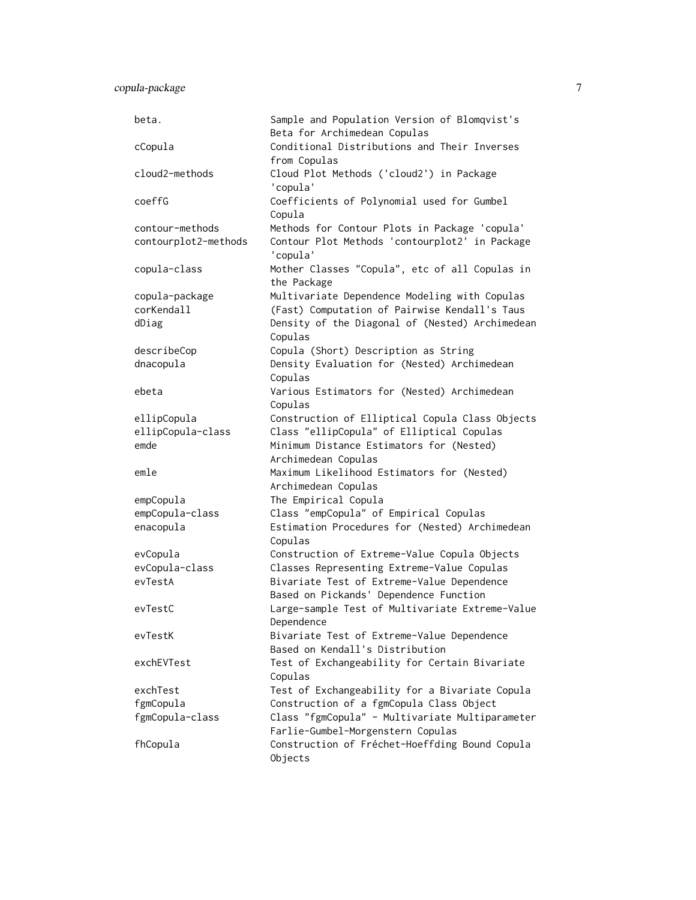| | |
|---|---|
| beta. | Sample and Population Version of Blomqvist's Beta for Archimedean Copulas |
| cCopula | Conditional Distributions and Their Inverses from Copulas |
| cloud2-methods | Cloud Plot Methods ('cloud2') in Package 'copula' |
| coeffG | Coefficients of Polynomial used for Gumbel Copula |
| contour-methods | Methods for Contour Plots in Package 'copula' |
| contourplot2-methods | Contour Plot Methods 'contourplot2' in Package 'copula' |
| copula-class | Mother Classes "Copula", etc of all Copulas in the Package |
| copula-package | Multivariate Dependence Modeling with Copulas |
| corKendall | (Fast) Computation of Pairwise Kendall's Taus |
| dDiag | Density of the Diagonal of (Nested) Archimedean Copulas |
| describeCop | Copula (Short) Description as String |
| dnacopula | Density Evaluation for (Nested) Archimedean Copulas |
| ebeta | Various Estimators for (Nested) Archimedean Copulas |
| ellipCopula | Construction of Elliptical Copula Class Objects |
| ellipCopula-class | Class "ellipCopula" of Elliptical Copulas |
| emde | Minimum Distance Estimators for (Nested) Archimedean Copulas |
| emle | Maximum Likelihood Estimators for (Nested) Archimedean Copulas |
| empCopula | The Empirical Copula |
| empCopula-class | Class "empCopula" of Empirical Copulas |
| enacopula | Estimation Procedures for (Nested) Archimedean Copulas |
| evCopula | Construction of Extreme-Value Copula Objects |
| evCopula-class | Classes Representing Extreme-Value Copulas |
| evTestA | Bivariate Test of Extreme-Value Dependence Based on Pickands' Dependence Function |
| evTestC | Large-sample Test of Multivariate Extreme-Value Dependence |
| evTestK | Bivariate Test of Extreme-Value Dependence Based on Kendall's Distribution |
| exchEVTest | Test of Exchangeability for Certain Bivariate Copulas |
| exchTest | Test of Exchangeability for a Bivariate Copula |
| fgmCopula | Construction of a fgmCopula Class Object |
| fgmCopula-class | Class "fgmCopula" - Multivariate Multiparameter Farlie-Gumbel-Morgenstern Copulas |
| fhCopula | Construction of Fréchet-Hoeffding Bound Copula Objects |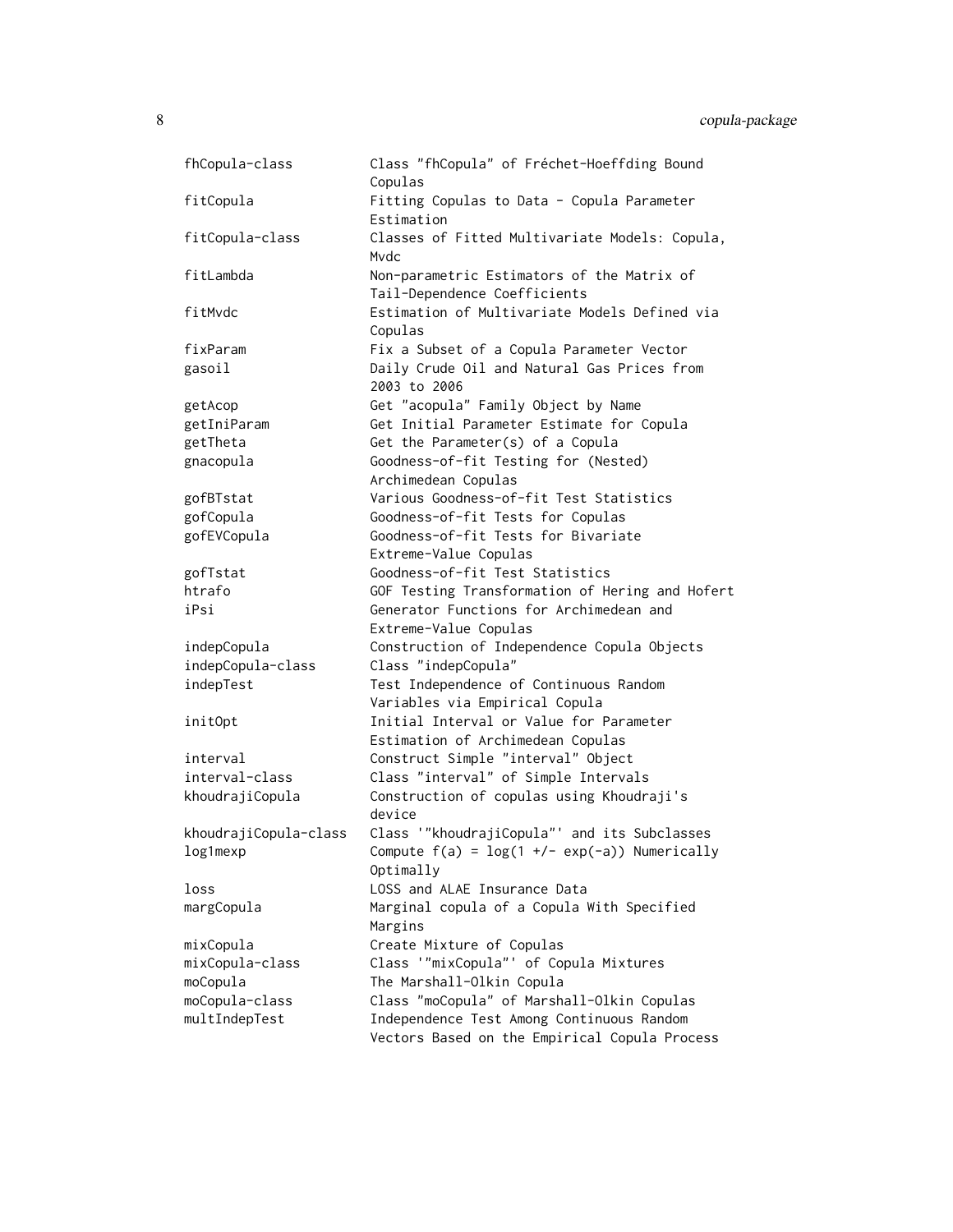| | |
|---|---|
| fhCopula-class | Class "fhCopula" of Fréchet-Hoeffding Bound Copulas |
| fitCopula | Fitting Copulas to Data - Copula Parameter Estimation |
| fitCopula-class | Classes of Fitted Multivariate Models: Copula, Mvdc |
| fitLambda | Non-parametric Estimators of the Matrix of Tail-Dependence Coefficients |
| fitMvdc | Estimation of Multivariate Models Defined via Copulas |
| fixParam | Fix a Subset of a Copula Parameter Vector |
| gasoil | Daily Crude Oil and Natural Gas Prices from 2003 to 2006 |
| getAcop | Get "acopula" Family Object by Name |
| getIniParam | Get Initial Parameter Estimate for Copula |
| getTheta | Get the Parameter(s) of a Copula |
| gnacopula | Goodness-of-fit Testing for (Nested) Archimedean Copulas |
| gofBTstat | Various Goodness-of-fit Test Statistics |
| gofCopula | Goodness-of-fit Tests for Copulas |
| gofEVCopula | Goodness-of-fit Tests for Bivariate Extreme-Value Copulas |
| gofTstat | Goodness-of-fit Test Statistics |
| htrafo | GOF Testing Transformation of Hering and Hofert |
| iPsi | Generator Functions for Archimedean and Extreme-Value Copulas |
| indepCopula | Construction of Independence Copula Objects |
| indepCopula-class | Class "indepCopula" |
| indepTest | Test Independence of Continuous Random Variables via Empirical Copula |
| initOpt | Initial Interval or Value for Parameter Estimation of Archimedean Copulas |
| interval | Construct Simple "interval" Object |
| interval-class | Class "interval" of Simple Intervals |
| khoudrajiCopula | Construction of copulas using Khoudraji's device |
| khoudrajiCopula-class | Class '"khoudrajiCopula"' and its Subclasses |
| log1mexp | Compute f(a) = log(1 +/- exp(-a)) Numerically Optimally |
| loss | LOSS and ALAE Insurance Data |
| margCopula | Marginal copula of a Copula With Specified Margins |
| mixCopula | Create Mixture of Copulas |
| mixCopula-class | Class '"mixCopula"' of Copula Mixtures |
| moCopula | The Marshall-Olkin Copula |
| moCopula-class | Class "moCopula" of Marshall-Olkin Copulas |
| multIndepTest | Independence Test Among Continuous Random Vectors Based on the Empirical Copula Process |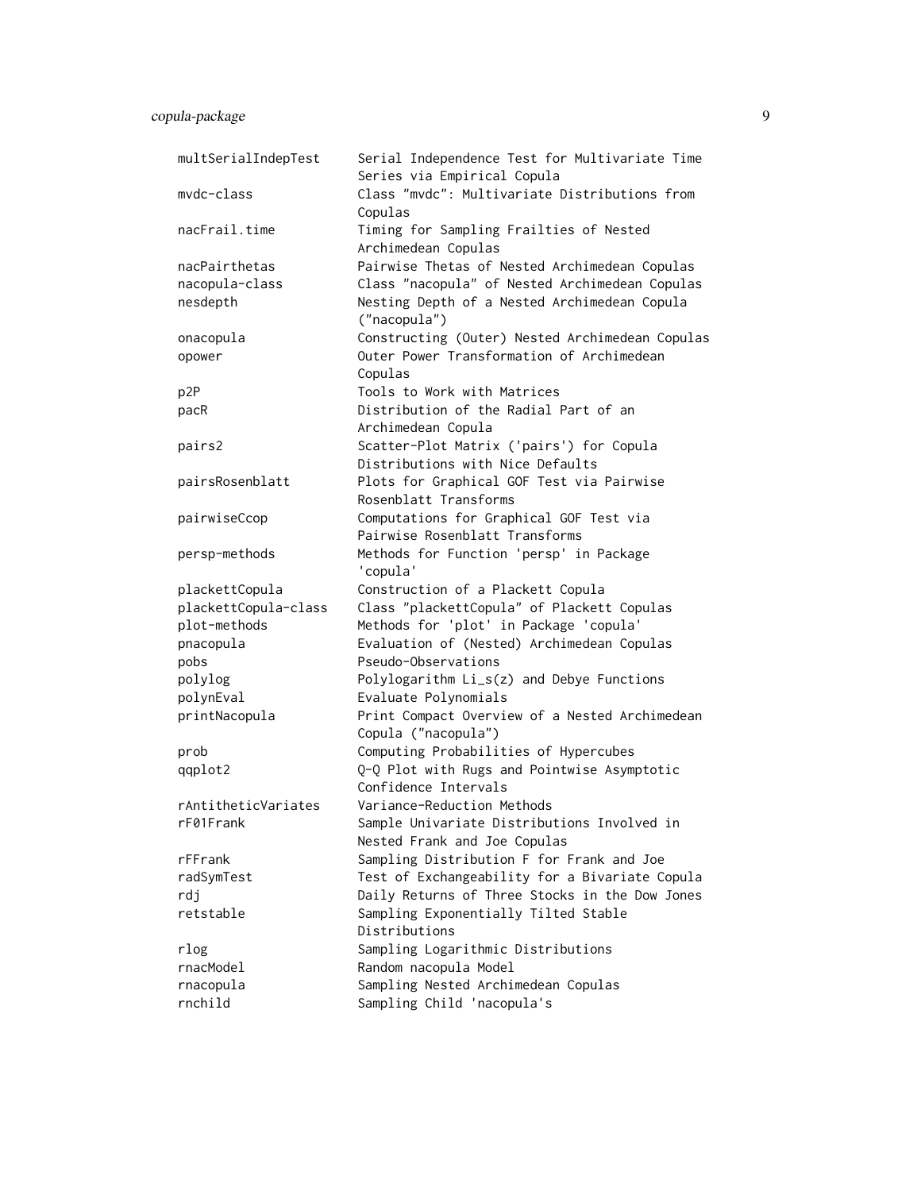| | |
|---|---|
| multSerialIndepTest | Serial Independence Test for Multivariate Time Series via Empirical Copula |
| mvdc-class | Class "mvdc": Multivariate Distributions from Copulas |
| nacFrail.time | Timing for Sampling Frailties of Nested Archimedean Copulas |
| nacPairthetas | Pairwise Thetas of Nested Archimedean Copulas |
| nacopula-class | Class "nacopula" of Nested Archimedean Copulas |
| nesdepth | Nesting Depth of a Nested Archimedean Copula ("nacopula") |
| onacopula | Constructing (Outer) Nested Archimedean Copulas |
| opower | Outer Power Transformation of Archimedean Copulas |
| p2P | Tools to Work with Matrices |
| pacR | Distribution of the Radial Part of an Archimedean Copula |
| pairs2 | Scatter-Plot Matrix ('pairs') for Copula Distributions with Nice Defaults |
| pairsRosenblatt | Plots for Graphical GOF Test via Pairwise Rosenblatt Transforms |
| pairwiseCcop | Computations for Graphical GOF Test via Pairwise Rosenblatt Transforms |
| persp-methods | Methods for Function 'persp' in Package 'copula' |
| plackettCopula | Construction of a Plackett Copula |
| plackettCopula-class | Class "plackettCopula" of Plackett Copulas |
| plot-methods | Methods for 'plot' in Package 'copula' |
| pnacopula | Evaluation of (Nested) Archimedean Copulas |
| pobs | Pseudo-Observations |
| polylog | Polylogarithm Li_s(z) and Debye Functions |
| polynEval | Evaluate Polynomials |
| printNacopula | Print Compact Overview of a Nested Archimedean Copula ("nacopula") |
| prob | Computing Probabilities of Hypercubes |
| qqplot2 | Q-Q Plot with Rugs and Pointwise Asymptotic Confidence Intervals |
| rAntitheticVariates | Variance-Reduction Methods |
| rF01Frank | Sample Univariate Distributions Involved in Nested Frank and Joe Copulas |
| rFFrank | Sampling Distribution F for Frank and Joe |
| radSymTest | Test of Exchangeability for a Bivariate Copula |
| rdj | Daily Returns of Three Stocks in the Dow Jones |
| retstable | Sampling Exponentially Tilted Stable Distributions |
| rlog | Sampling Logarithmic Distributions |
| rnacModel | Random nacopula Model |
| rnacopula | Sampling Nested Archimedean Copulas |
| rnchild | Sampling Child 'nacopula's |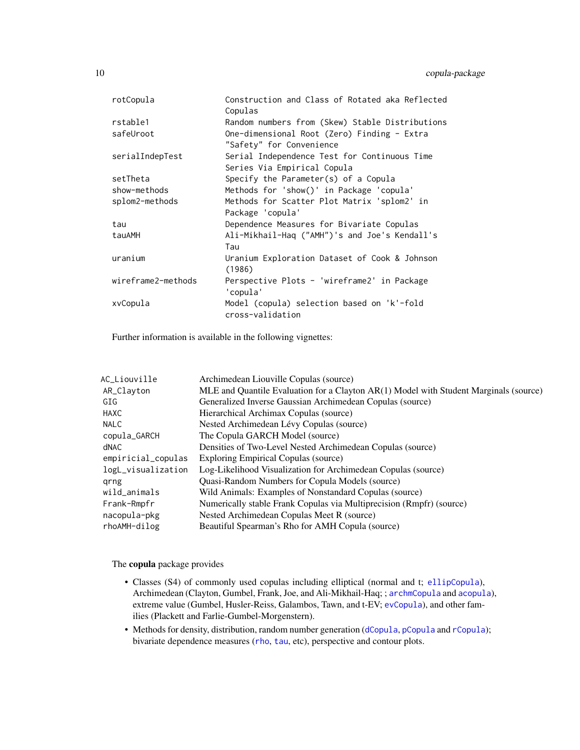```
rotCopula               Construction and Class of Rotated aka Reflected
                        Copulas
rstable1                Random numbers from (Skew) Stable Distributions
safeUroot               One-dimensional Root (Zero) Finding - Extra
                        "Safety" for Convenience
serialIndepTest         Serial Independence Test for Continuous Time
                        Series Via Empirical Copula
setTheta                Specify the Parameter(s) of a Copula
show-methods            Methods for 'show()' in Package 'copula'
splom2-methods          Methods for Scatter Plot Matrix 'splom2' in
                        Package 'copula'
tau                     Dependence Measures for Bivariate Copulas
tauAMH                  Ali-Mikhail-Haq ("AMH")'s and Joe's Kendall's
                        Tau
uranium                 Uranium Exploration Dataset of Cook & Johnson
                        (1986)
wireframe2-methods      Perspective Plots - 'wireframe2' in Package
                        'copula'
xvCopula                Model (copula) selection based on 'k'-fold
                        cross-validation
```

Further information is available in the following vignettes:

| | |
|---|---|
| `AC_Liouville` | Archimedean Liouville Copulas (source) |
| `AR_Clayton` | MLE and Quantile Evaluation for a Clayton AR(1) Model with Student Marginals (source) |
| `GIG` | Generalized Inverse Gaussian Archimedean Copulas (source) |
| `HAXC` | Hierarchical Archimax Copulas (source) |
| `NALC` | Nested Archimedean Lévy Copulas (source) |
| `copula_GARCH` | The Copula GARCH Model (source) |
| `dNAC` | Densities of Two-Level Nested Archimedean Copulas (source) |
| `empiricial_copulas` | Exploring Empirical Copulas (source) |
| `logL_visualization` | Log-Likelihood Visualization for Archimedean Copulas (source) |
| `qrng` | Quasi-Random Numbers for Copula Models (source) |
| `wild_animals` | Wild Animals: Examples of Nonstandard Copulas (source) |
| `Frank-Rmpfr` | Numerically stable Frank Copulas via Multiprecision (Rmpfr) (source) |
| `nacopula-pkg` | Nested Archimedean Copulas Meet R (source) |
| `rhoAMH-dilog` | Beautiful Spearman's Rho for AMH Copula (source) |

The **copula** package provides

- Classes (S4) of commonly used copulas including elliptical (normal and t; `ellipCopula`), Archimedean (Clayton, Gumbel, Frank, Joe, and Ali-Mikhail-Haq; ; `archmCopula` and `acopula`), extreme value (Gumbel, Husler-Reiss, Galambos, Tawn, and t-EV; `evCopula`), and other families (Plackett and Farlie-Gumbel-Morgenstern).
- Methods for density, distribution, random number generation (`dCopula`, `pCopula` and `rCopula`); bivariate dependence measures (`rho`, `tau`, etc), perspective and contour plots.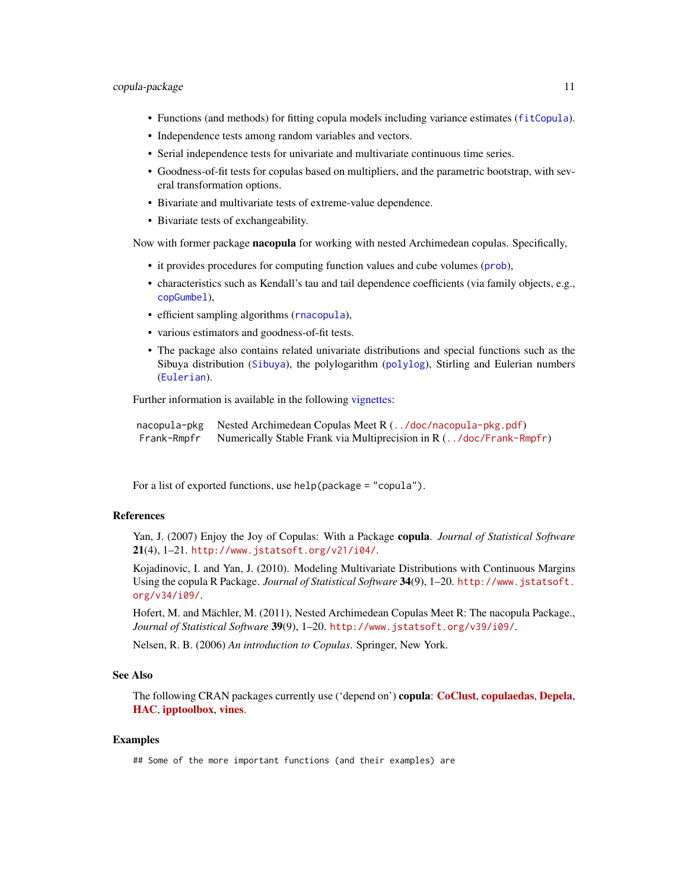- Functions (and methods) for fitting copula models including variance estimates (`fitCopula`).
- Independence tests among random variables and vectors.
- Serial independence tests for univariate and multivariate continuous time series.
- Goodness-of-fit tests for copulas based on multipliers, and the parametric bootstrap, with several transformation options.
- Bivariate and multivariate tests of extreme-value dependence.
- Bivariate tests of exchangeability.

Now with former package **nacopula** for working with nested Archimedean copulas. Specifically,

- it provides procedures for computing function values and cube volumes (`prob`),
- characteristics such as Kendall's tau and tail dependence coefficients (via family objects, e.g., `copGumbel`),
- efficient sampling algorithms (`rnacopula`),
- various estimators and goodness-of-fit tests.
- The package also contains related univariate distributions and special functions such as the Sibuya distribution (`Sibuya`), the polylogarithm (`polylog`), Stirling and Eulerian numbers (`Eulerian`).

Further information is available in the following vignettes:

| | |
|---|---|
| `nacopula-pkg` | Nested Archimedean Copulas Meet R (`../doc/nacopula-pkg.pdf`) |
| `Frank-Rmpfr` | Numerically Stable Frank via Multiprecision in R (`../doc/Frank-Rmpfr`) |

For a list of exported functions, use `help(package = "copula")`.

## References

Yan, J. (2007) Enjoy the Joy of Copulas: With a Package **copula**. *Journal of Statistical Software* **21**(4), 1–21. `http://www.jstatsoft.org/v21/i04/`.

Kojadinovic, I. and Yan, J. (2010). Modeling Multivariate Distributions with Continuous Margins Using the copula R Package. *Journal of Statistical Software* **34**(9), 1–20. `http://www.jstatsoft.org/v34/i09/`.

Hofert, M. and Mächler, M. (2011), Nested Archimedean Copulas Meet R: The nacopula Package., *Journal of Statistical Software* **39**(9), 1–20. `http://www.jstatsoft.org/v39/i09/`.

Nelsen, R. B. (2006) *An introduction to Copulas*. Springer, New York.

## See Also

The following CRAN packages currently use ('depend on') **copula**: **CoClust**, **copulaedas**, **Depela**, **HAC**, **ipptoolbox**, **vines**.

## Examples

```
## Some of the more important functions (and their examples) are
```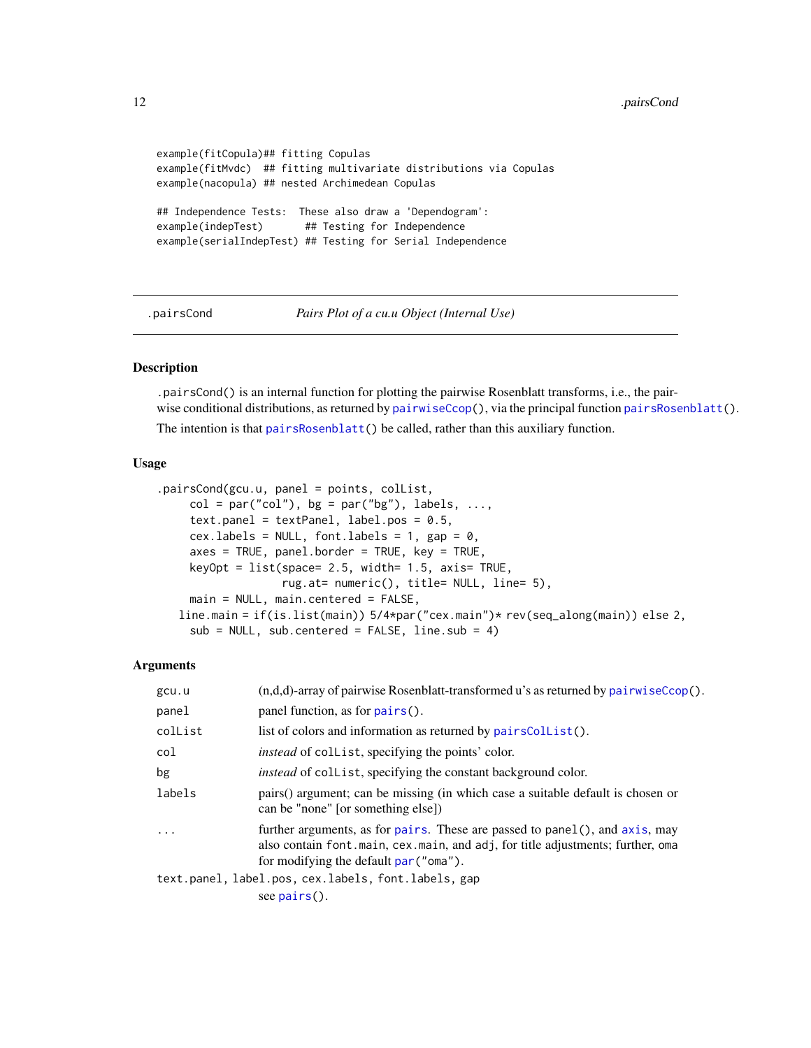```
example(fitCopula)## fitting Copulas
example(fitMvdc)  ## fitting multivariate distributions via Copulas
example(nacopula) ## nested Archimedean Copulas

## Independence Tests:  These also draw a 'Dependogram':
example(indepTest)       ## Testing for Independence
example(serialIndepTest) ## Testing for Serial Independence
```

---

## .pairsCond — *Pairs Plot of a cu.u Object (Internal Use)*

### Description

`.pairsCond()` is an internal function for plotting the pairwise Rosenblatt transforms, i.e., the pairwise conditional distributions, as returned by `pairwiseCcop()`, via the principal function `pairsRosenblatt()`.

The intention is that `pairsRosenblatt()` be called, rather than this auxiliary function.

### Usage

```
.pairsCond(gcu.u, panel = points, colList,
     col = par("col"), bg = par("bg"), labels, ...,
     text.panel = textPanel, label.pos = 0.5,
     cex.labels = NULL, font.labels = 1, gap = 0,
     axes = TRUE, panel.border = TRUE, key = TRUE,
     keyOpt = list(space= 2.5, width= 1.5, axis= TRUE,
                   rug.at= numeric(), title= NULL, line= 5),
     main = NULL, main.centered = FALSE,
   line.main = if(is.list(main)) 5/4*par("cex.main")* rev(seq_along(main)) else 2,
     sub = NULL, sub.centered = FALSE, line.sub = 4)
```

### Arguments

| | |
|---|---|
| `gcu.u` | (n,d,d)-array of pairwise Rosenblatt-transformed u's as returned by `pairwiseCcop()`. |
| `panel` | panel function, as for `pairs()`. |
| `colList` | list of colors and information as returned by `pairsColList()`. |
| `col` | *instead* of `colList`, specifying the points' color. |
| `bg` | *instead* of `colList`, specifying the constant background color. |
| `labels` | pairs() argument; can be missing (in which case a suitable default is chosen or can be "none" [or something else]) |
| `...` | further arguments, as for `pairs`. These are passed to `panel()`, and `axis`, may also contain `font.main`, `cex.main`, and `adj`, for title adjustments; further, `oma` for modifying the default `par("oma")`. |
| `text.panel, label.pos, cex.labels, font.labels, gap` | see `pairs()`. |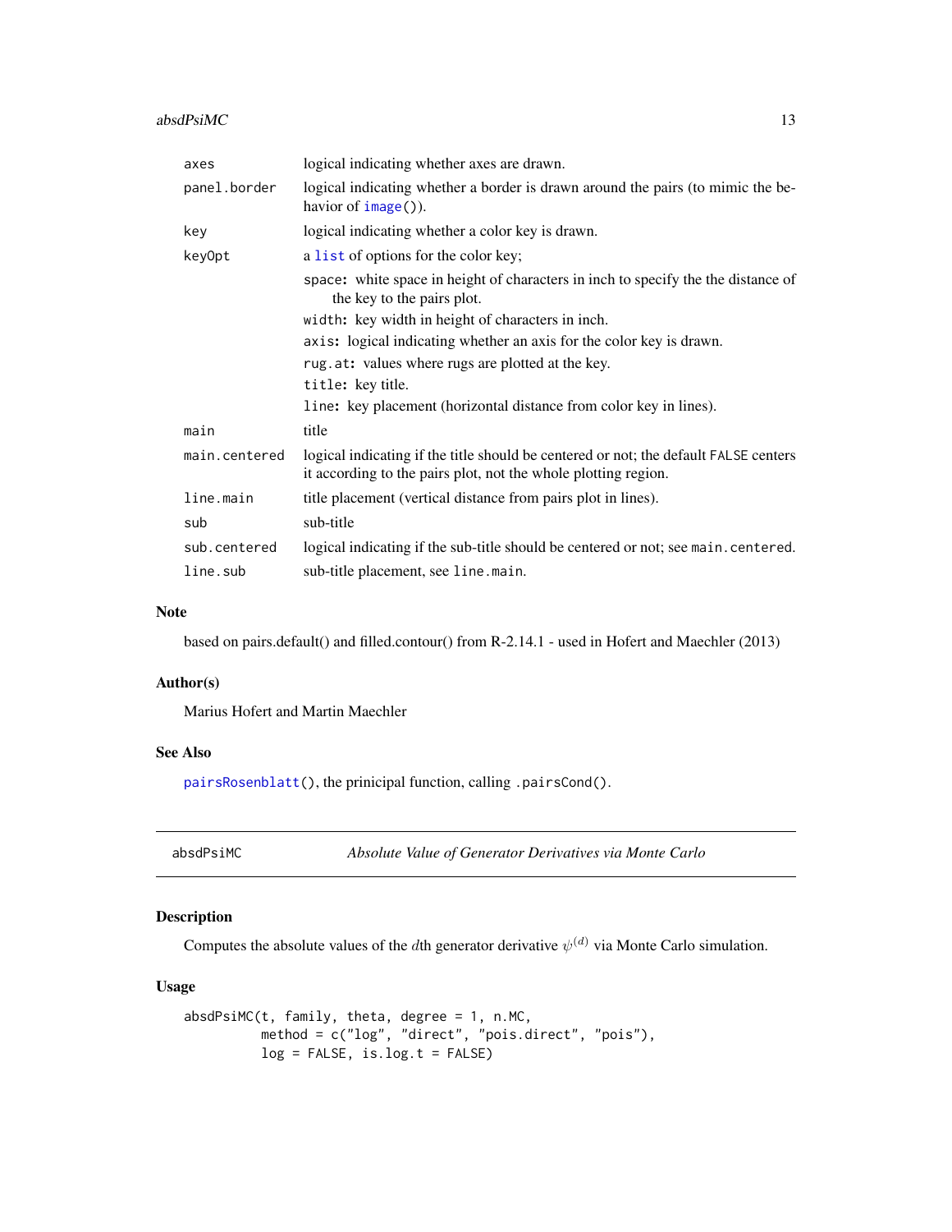| | |
|---|---|
| `axes` | logical indicating whether axes are drawn. |
| `panel.border` | logical indicating whether a border is drawn around the pairs (to mimic the behavior of `image()`). |
| `key` | logical indicating whether a color key is drawn. |
| `keyOpt` | a `list` of options for the color key;<br>`space`: white space in height of characters in inch to specify the the distance of the key to the pairs plot.<br>`width`: key width in height of characters in inch.<br>`axis`: logical indicating whether an axis for the color key is drawn.<br>`rug.at`: values where rugs are plotted at the key.<br>`title`: key title.<br>`line`: key placement (horizontal distance from color key in lines). |
| `main` | title |
| `main.centered` | logical indicating if the title should be centered or not; the default `FALSE` centers it according to the pairs plot, not the whole plotting region. |
| `line.main` | title placement (vertical distance from pairs plot in lines). |
| `sub` | sub-title |
| `sub.centered` | logical indicating if the sub-title should be centered or not; see `main.centered`. |
| `line.sub` | sub-title placement, see `line.main`. |

## Note

based on pairs.default() and filled.contour() from R-2.14.1 - used in Hofert and Maechler (2013)

## Author(s)

Marius Hofert and Martin Maechler

## See Also

`pairsRosenblatt()`, the prinicipal function, calling `.pairsCond()`.

---

# absdPsiMC — *Absolute Value of Generator Derivatives via Monte Carlo*

## Description

Computes the absolute values of the $d$th generator derivative $\psi^{(d)}$ via Monte Carlo simulation.

## Usage

```
absdPsiMC(t, family, theta, degree = 1, n.MC,
          method = c("log", "direct", "pois.direct", "pois"),
          log = FALSE, is.log.t = FALSE)
```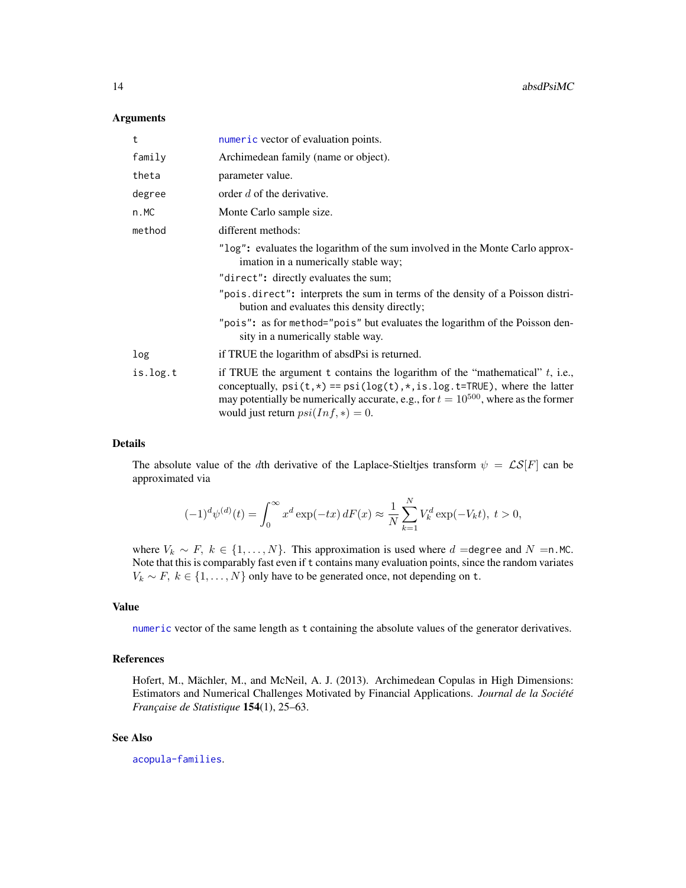## Arguments

| | |
|---|---|
| `t` | numeric vector of evaluation points. |
| `family` | Archimedean family (name or object). |
| `theta` | parameter value. |
| `degree` | order $d$ of the derivative. |
| `n.MC` | Monte Carlo sample size. |
| `method` | different methods: |

- `"log"`: evaluates the logarithm of the sum involved in the Monte Carlo approximation in a numerically stable way;
- `"direct"`: directly evaluates the sum;
- `"pois.direct"`: interprets the sum in terms of the density of a Poisson distribution and evaluates this density directly;
- `"pois"`: as for `method="pois"` but evaluates the logarithm of the Poisson density in a numerically stable way.

| | |
|---|---|
| `log` | if TRUE the logarithm of absdPsi is returned. |
| `is.log.t` | if TRUE the argument `t` contains the logarithm of the "mathematical" $t$, i.e., conceptually, `psi(t,*) == psi(log(t),*,is.log.t=TRUE)`, where the latter may potentially be numerically accurate, e.g., for $t = 10^{500}$, where as the former would just return $psi(Inf, *) = 0$. |

## Details

The absolute value of the $d$th derivative of the Laplace-Stieltjes transform $\psi = \mathcal{LS}[F]$ can be approximated via

$$(-1)^d \psi^{(d)}(t) = \int_0^\infty x^d \exp(-tx)\, dF(x) \approx \frac{1}{N} \sum_{k=1}^{N} V_k^d \exp(-V_k t),\ t > 0,$$

where $V_k \sim F,\ k \in \{1, \ldots, N\}$. This approximation is used where $d =$`degree` and $N =$`n.MC`. Note that this is comparably fast even if `t` contains many evaluation points, since the random variates $V_k \sim F,\ k \in \{1, \ldots, N\}$ only have to be generated once, not depending on `t`.

## Value

numeric vector of the same length as `t` containing the absolute values of the generator derivatives.

## References

Hofert, M., Mächler, M., and McNeil, A. J. (2013). Archimedean Copulas in High Dimensions: Estimators and Numerical Challenges Motivated by Financial Applications. *Journal de la Société Française de Statistique* **154**(1), 25–63.

## See Also

acopula-families.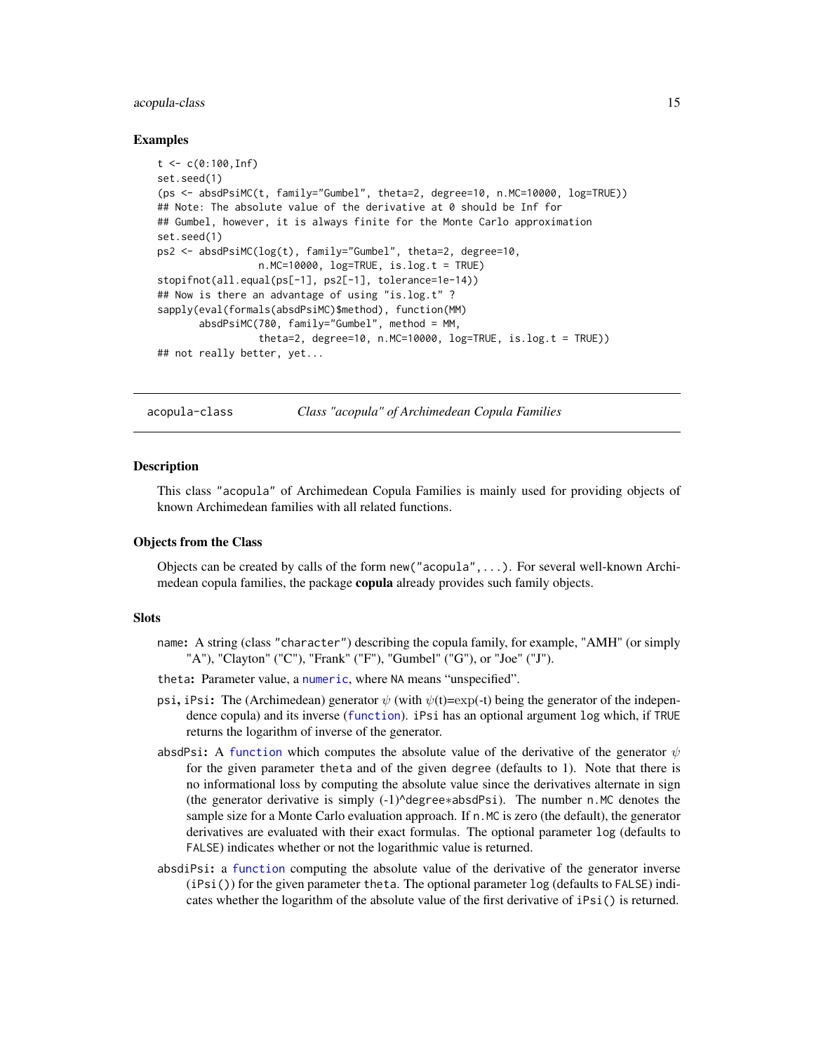### Examples

```
t <- c(0:100,Inf)
set.seed(1)
(ps <- absdPsiMC(t, family="Gumbel", theta=2, degree=10, n.MC=10000, log=TRUE))
## Note: The absolute value of the derivative at 0 should be Inf for
## Gumbel, however, it is always finite for the Monte Carlo approximation
set.seed(1)
ps2 <- absdPsiMC(log(t), family="Gumbel", theta=2, degree=10,
                 n.MC=10000, log=TRUE, is.log.t = TRUE)
stopifnot(all.equal(ps[-1], ps2[-1], tolerance=1e-14))
## Now is there an advantage of using "is.log.t" ?
sapply(eval(formals(absdPsiMC)$method), function(MM)
       absdPsiMC(780, family="Gumbel", method = MM,
                 theta=2, degree=10, n.MC=10000, log=TRUE, is.log.t = TRUE))
## not really better, yet...
```

---

## acopula-class &emsp; *Class "acopula" of Archimedean Copula Families*

### Description

This class "acopula" of Archimedean Copula Families is mainly used for providing objects of known Archimedean families with all related functions.

### Objects from the Class

Objects can be created by calls of the form `new("acopula",...)`. For several well-known Archimedean copula families, the package **copula** already provides such family objects.

### Slots

**name:** A string (class "character") describing the copula family, for example, "AMH" (or simply "A"), "Clayton" ("C"), "Frank" ("F"), "Gumbel" ("G"), or "Joe" ("J").

**theta:** Parameter value, a numeric, where NA means "unspecified".

**psi, iPsi:** The (Archimedean) generator $\psi$ (with $\psi$(t)=exp(-t) being the generator of the independence copula) and its inverse (function). iPsi has an optional argument log which, if TRUE returns the logarithm of inverse of the generator.

**absdPsi:** A function which computes the absolute value of the derivative of the generator $\psi$ for the given parameter theta and of the given degree (defaults to 1). Note that there is no informational loss by computing the absolute value since the derivatives alternate in sign (the generator derivative is simply (-1)^degree*absdPsi). The number n.MC denotes the sample size for a Monte Carlo evaluation approach. If n.MC is zero (the default), the generator derivatives are evaluated with their exact formulas. The optional parameter log (defaults to FALSE) indicates whether or not the logarithmic value is returned.

**absdiPsi:** a function computing the absolute value of the derivative of the generator inverse (iPsi()) for the given parameter theta. The optional parameter log (defaults to FALSE) indicates whether the logarithm of the absolute value of the first derivative of iPsi() is returned.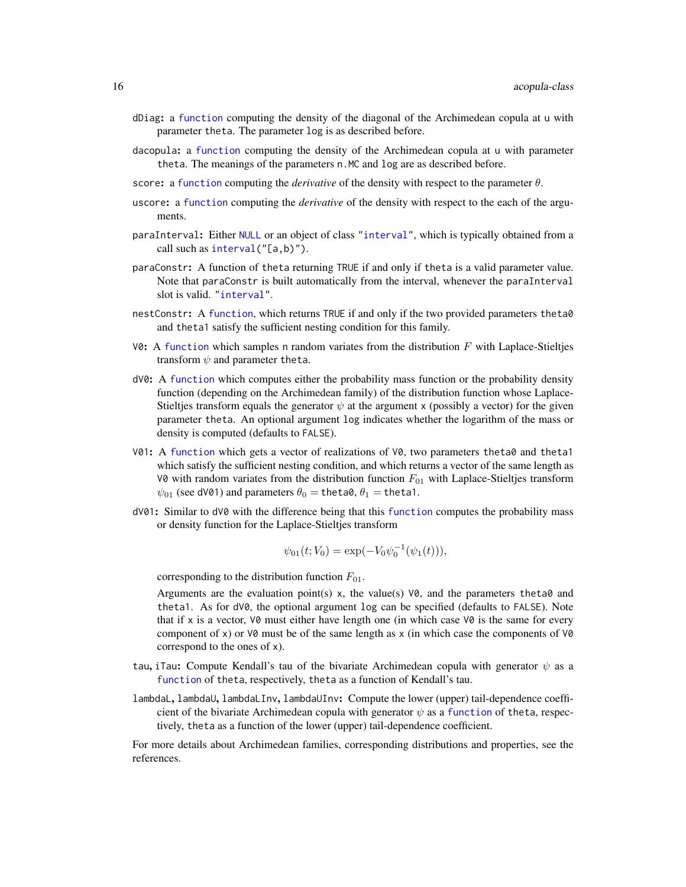**dDiag:** a function computing the density of the diagonal of the Archimedean copula at u with parameter theta. The parameter log is as described before.

**dacopula:** a function computing the density of the Archimedean copula at u with parameter theta. The meanings of the parameters n.MC and log are as described before.

**score:** a function computing the *derivative* of the density with respect to the parameter $\theta$.

**uscore:** a function computing the *derivative* of the density with respect to the each of the arguments.

**paraInterval:** Either NULL or an object of class "interval", which is typically obtained from a call such as interval("[a,b)").

**paraConstr:** A function of theta returning TRUE if and only if theta is a valid parameter value. Note that paraConstr is built automatically from the interval, whenever the paraInterval slot is valid. "interval".

**nestConstr:** A function, which returns TRUE if and only if the two provided parameters theta0 and theta1 satisfy the sufficient nesting condition for this family.

**V0:** A function which samples n random variates from the distribution $F$ with Laplace-Stieltjes transform $\psi$ and parameter theta.

**dV0:** A function which computes either the probability mass function or the probability density function (depending on the Archimedean family) of the distribution function whose Laplace-Stieltjes transform equals the generator $\psi$ at the argument x (possibly a vector) for the given parameter theta. An optional argument log indicates whether the logarithm of the mass or density is computed (defaults to FALSE).

**V01:** A function which gets a vector of realizations of V0, two parameters theta0 and theta1 which satisfy the sufficient nesting condition, and which returns a vector of the same length as V0 with random variates from the distribution function $F_{01}$ with Laplace-Stieltjes transform $\psi_{01}$ (see dV01) and parameters $\theta_0 =$ theta0, $\theta_1 =$ theta1.

**dV01:** Similar to dV0 with the difference being that this function computes the probability mass or density function for the Laplace-Stieltjes transform

$$\psi_{01}(t; V_0) = \exp(-V_0 \psi_0^{-1}(\psi_1(t))),$$

corresponding to the distribution function $F_{01}$.

Arguments are the evaluation point(s) x, the value(s) V0, and the parameters theta0 and theta1. As for dV0, the optional argument log can be specified (defaults to FALSE). Note that if x is a vector, V0 must either have length one (in which case V0 is the same for every component of x) or V0 must be of the same length as x (in which case the components of V0 correspond to the ones of x).

**tau, iTau:** Compute Kendall's tau of the bivariate Archimedean copula with generator $\psi$ as a function of theta, respectively, theta as a function of Kendall's tau.

**lambdaL, lambdaU, lambdaLInv, lambdaUInv:** Compute the lower (upper) tail-dependence coefficient of the bivariate Archimedean copula with generator $\psi$ as a function of theta, respectively, theta as a function of the lower (upper) tail-dependence coefficient.

For more details about Archimedean families, corresponding distributions and properties, see the references.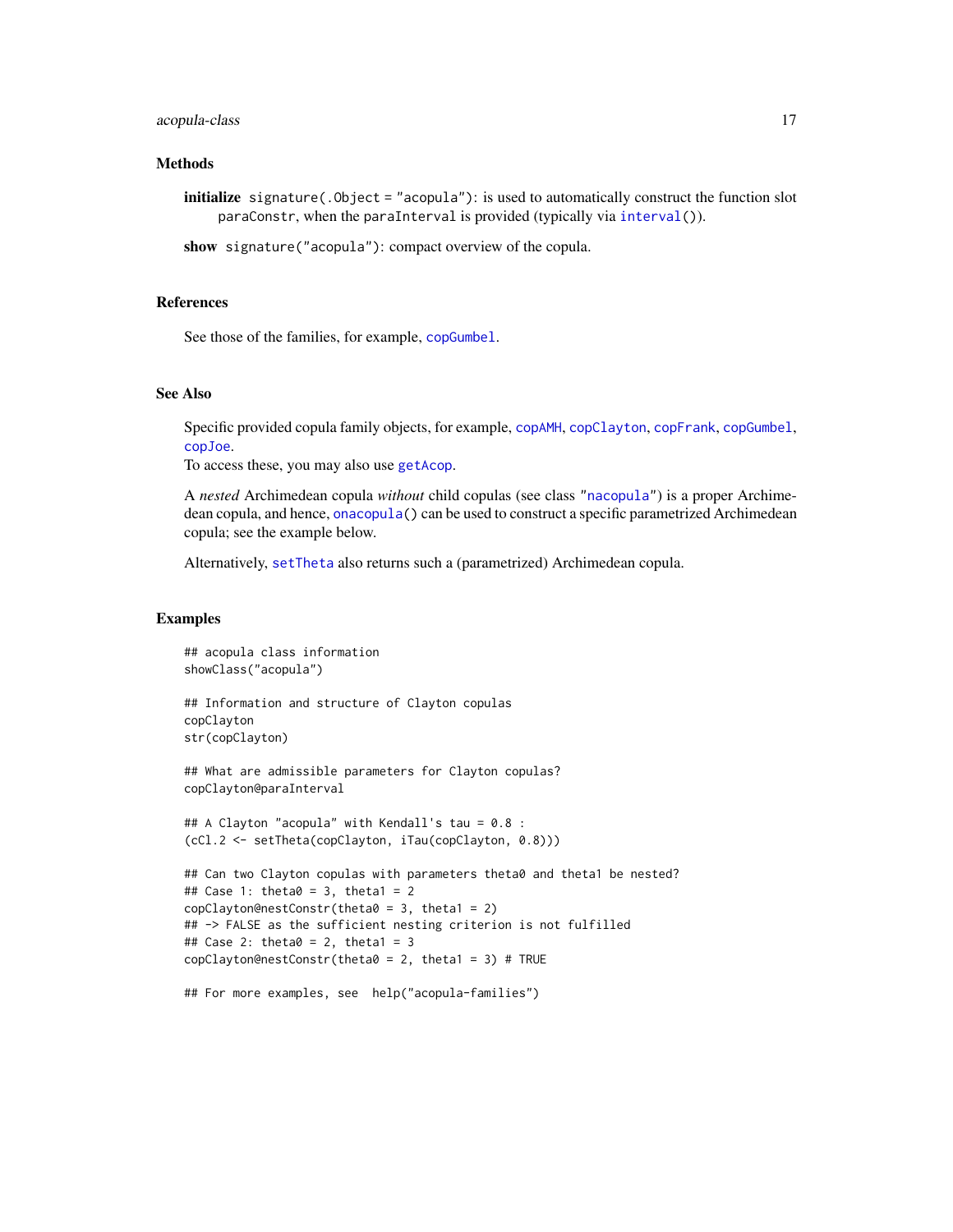## Methods

**initialize** `signature(.Object = "acopula")`: is used to automatically construct the function slot `paraConstr`, when the `paraInterval` is provided (typically via `interval()`).

**show** `signature("acopula")`: compact overview of the copula.

## References

See those of the families, for example, `copGumbel`.

## See Also

Specific provided copula family objects, for example, `copAMH`, `copClayton`, `copFrank`, `copGumbel`, `copJoe`.
To access these, you may also use `getAcop`.

A *nested* Archimedean copula *without* child copulas (see class "`nacopula`") is a proper Archimedean copula, and hence, `onacopula()` can be used to construct a specific parametrized Archimedean copula; see the example below.

Alternatively, `setTheta` also returns such a (parametrized) Archimedean copula.

## Examples

```
## acopula class information
showClass("acopula")

## Information and structure of Clayton copulas
copClayton
str(copClayton)

## What are admissible parameters for Clayton copulas?
copClayton@paraInterval

## A Clayton "acopula" with Kendall's tau = 0.8 :
(cCl.2 <- setTheta(copClayton, iTau(copClayton, 0.8)))

## Can two Clayton copulas with parameters theta0 and theta1 be nested?
## Case 1: theta0 = 3, theta1 = 2
copClayton@nestConstr(theta0 = 3, theta1 = 2)
## -> FALSE as the sufficient nesting criterion is not fulfilled
## Case 2: theta0 = 2, theta1 = 3
copClayton@nestConstr(theta0 = 2, theta1 = 3) # TRUE

## For more examples, see  help("acopula-families")
```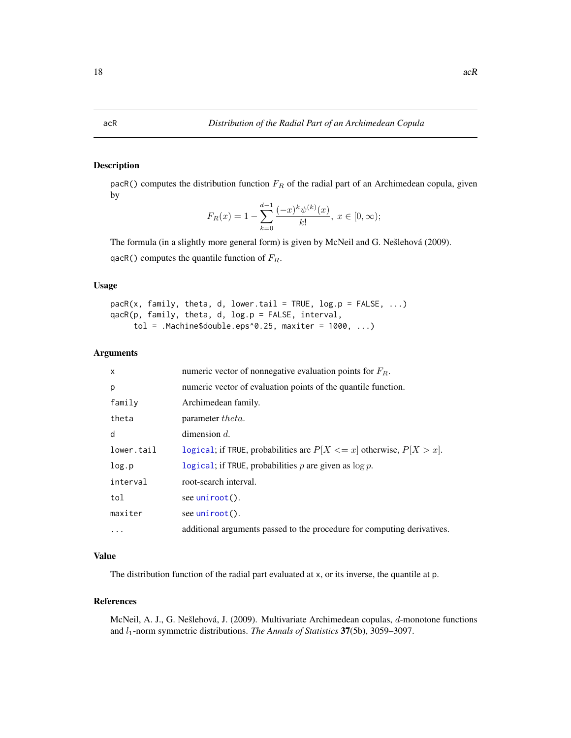acR *Distribution of the Radial Part of an Archimedean Copula*

## Description

pacR() computes the distribution function $F_R$ of the radial part of an Archimedean copula, given by

$$F_R(x) = 1 - \sum_{k=0}^{d-1} \frac{(-x)^k \psi^{(k)}(x)}{k!},\ x \in [0, \infty);$$

The formula (in a slightly more general form) is given by McNeil and G. Nešlehová (2009).

qacR() computes the quantile function of $F_R$.

## Usage

```
pacR(x, family, theta, d, lower.tail = TRUE, log.p = FALSE, ...)
qacR(p, family, theta, d, log.p = FALSE, interval,
     tol = .Machine$double.eps^0.25, maxiter = 1000, ...)
```

## Arguments

| | |
|---|---|
| x | numeric vector of nonnegative evaluation points for $F_R$. |
| p | numeric vector of evaluation points of the quantile function. |
| family | Archimedean family. |
| theta | parameter $theta$. |
| d | dimension $d$. |
| lower.tail | logical; if TRUE, probabilities are $P[X <= x]$ otherwise, $P[X > x]$. |
| log.p | logical; if TRUE, probabilities $p$ are given as $\log p$. |
| interval | root-search interval. |
| tol | see uniroot(). |
| maxiter | see uniroot(). |
| ... | additional arguments passed to the procedure for computing derivatives. |

## Value

The distribution function of the radial part evaluated at x, or its inverse, the quantile at p.

## References

McNeil, A. J., G. Nešlehová, J. (2009). Multivariate Archimedean copulas, $d$-monotone functions and $l_1$-norm symmetric distributions. *The Annals of Statistics* **37**(5b), 3059–3097.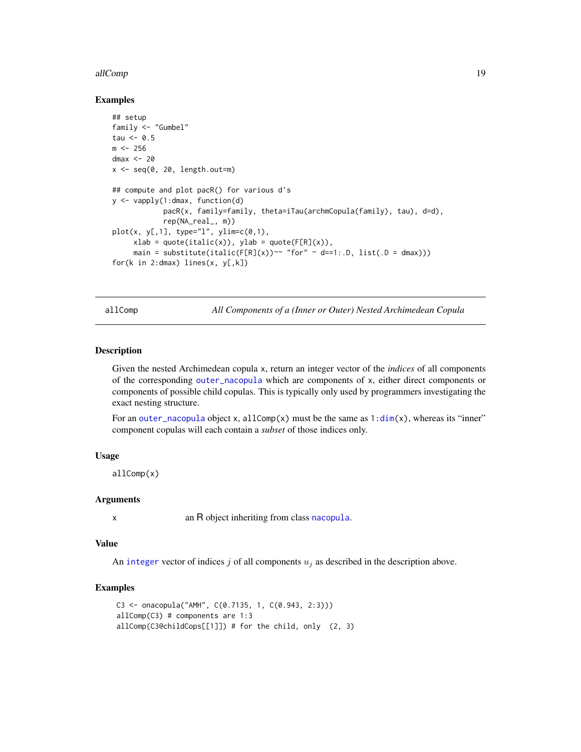## Examples

```
## setup
family <- "Gumbel"
tau <- 0.5
m <- 256
dmax <- 20
x <- seq(0, 20, length.out=m)

## compute and plot pacR() for various d's
y <- vapply(1:dmax, function(d)
            pacR(x, family=family, theta=iTau(archmCopula(family), tau), d=d),
            rep(NA_real_, m))
plot(x, y[,1], type="l", ylim=c(0,1),
     xlab = quote(italic(x)), ylab = quote(F[R](x)),
     main = substitute(italic(F[R](x))~~ "for" ~ d==1:.D, list(.D = dmax)))
for(k in 2:dmax) lines(x, y[,k])
```

---

allComp — *All Components of a (Inner or Outer) Nested Archimedean Copula*

---

## Description

Given the nested Archimedean copula x, return an integer vector of the *indices* of all components of the corresponding outer_nacopula which are components of x, either direct components or components of possible child copulas. This is typically only used by programmers investigating the exact nesting structure.

For an outer_nacopula object x, allComp(x) must be the same as 1:dim(x), whereas its "inner" component copulas will each contain a *subset* of those indices only.

## Usage

```
allComp(x)
```

## Arguments

x — an R object inheriting from class nacopula.

## Value

An integer vector of indices $j$ of all components $u_j$ as described in the description above.

## Examples

```
C3 <- onacopula("AMH", C(0.7135, 1, C(0.943, 2:3)))
allComp(C3) # components are 1:3
allComp(C3@childCops[[1]]) # for the child, only  (2, 3)
```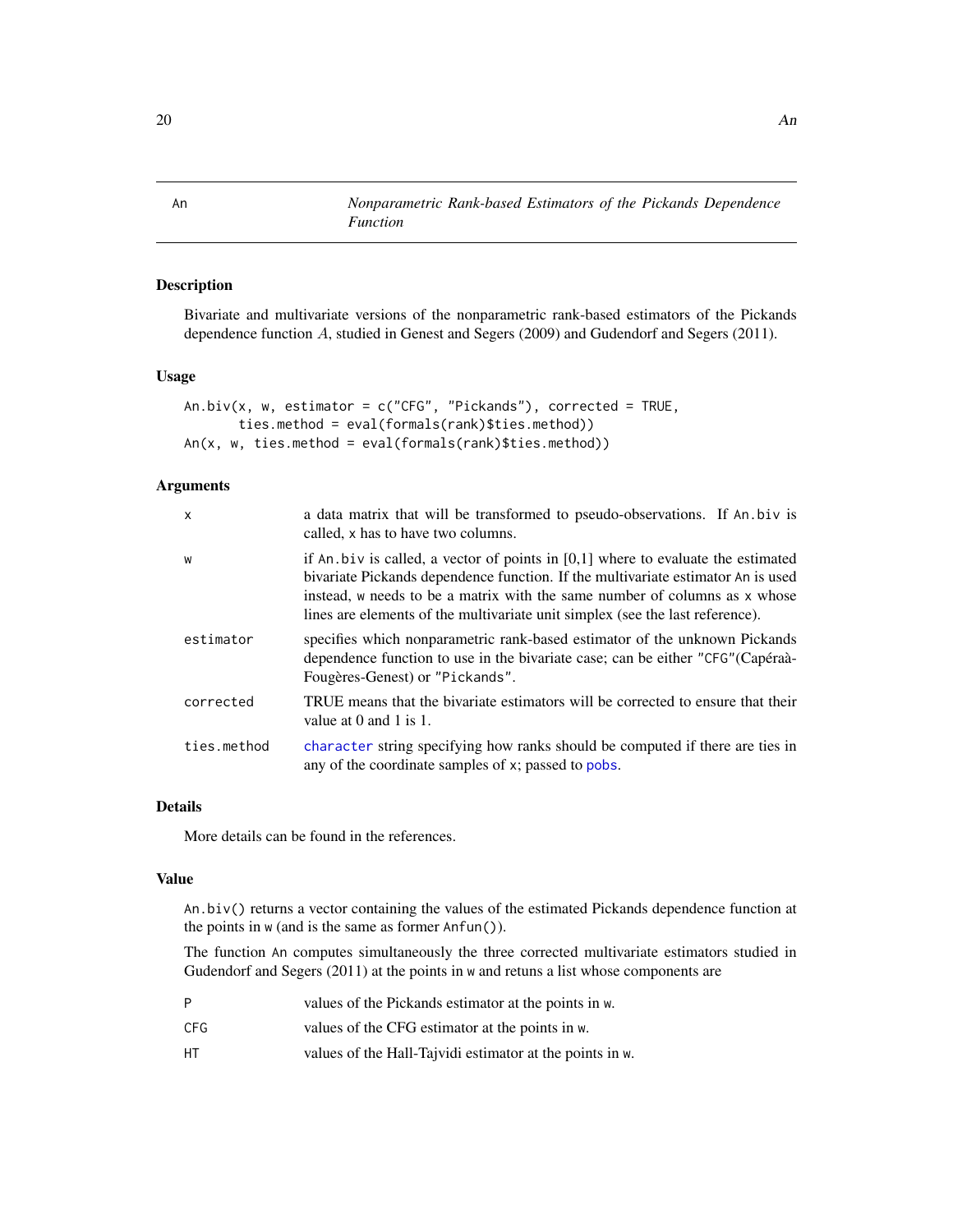# An — Nonparametric Rank-based Estimators of the Pickands Dependence Function

## Description

Bivariate and multivariate versions of the nonparametric rank-based estimators of the Pickands dependence function $A$, studied in Genest and Segers (2009) and Gudendorf and Segers (2011).

## Usage

```
An.biv(x, w, estimator = c("CFG", "Pickands"), corrected = TRUE,
       ties.method = eval(formals(rank)$ties.method))
An(x, w, ties.method = eval(formals(rank)$ties.method))
```

## Arguments

| | |
|---|---|
| `x` | a data matrix that will be transformed to pseudo-observations. If `An.biv` is called, `x` has to have two columns. |
| `w` | if `An.biv` is called, a vector of points in [0,1] where to evaluate the estimated bivariate Pickands dependence function. If the multivariate estimator `An` is used instead, `w` needs to be a matrix with the same number of columns as `x` whose lines are elements of the multivariate unit simplex (see the last reference). |
| `estimator` | specifies which nonparametric rank-based estimator of the unknown Pickands dependence function to use in the bivariate case; can be either `"CFG"`(Capéraà-Fougères-Genest) or `"Pickands"`. |
| `corrected` | TRUE means that the bivariate estimators will be corrected to ensure that their value at 0 and 1 is 1. |
| `ties.method` | `character` string specifying how ranks should be computed if there are ties in any of the coordinate samples of `x`; passed to `pobs`. |

## Details

More details can be found in the references.

## Value

`An.biv()` returns a vector containing the values of the estimated Pickands dependence function at the points in `w` (and is the same as former `Anfun()`).

The function `An` computes simultaneously the three corrected multivariate estimators studied in Gudendorf and Segers (2011) at the points in `w` and retuns a list whose components are

| | |
|---|---|
| `P` | values of the Pickands estimator at the points in `w`. |
| `CFG` | values of the CFG estimator at the points in `w`. |
| `HT` | values of the Hall-Tajvidi estimator at the points in `w`. |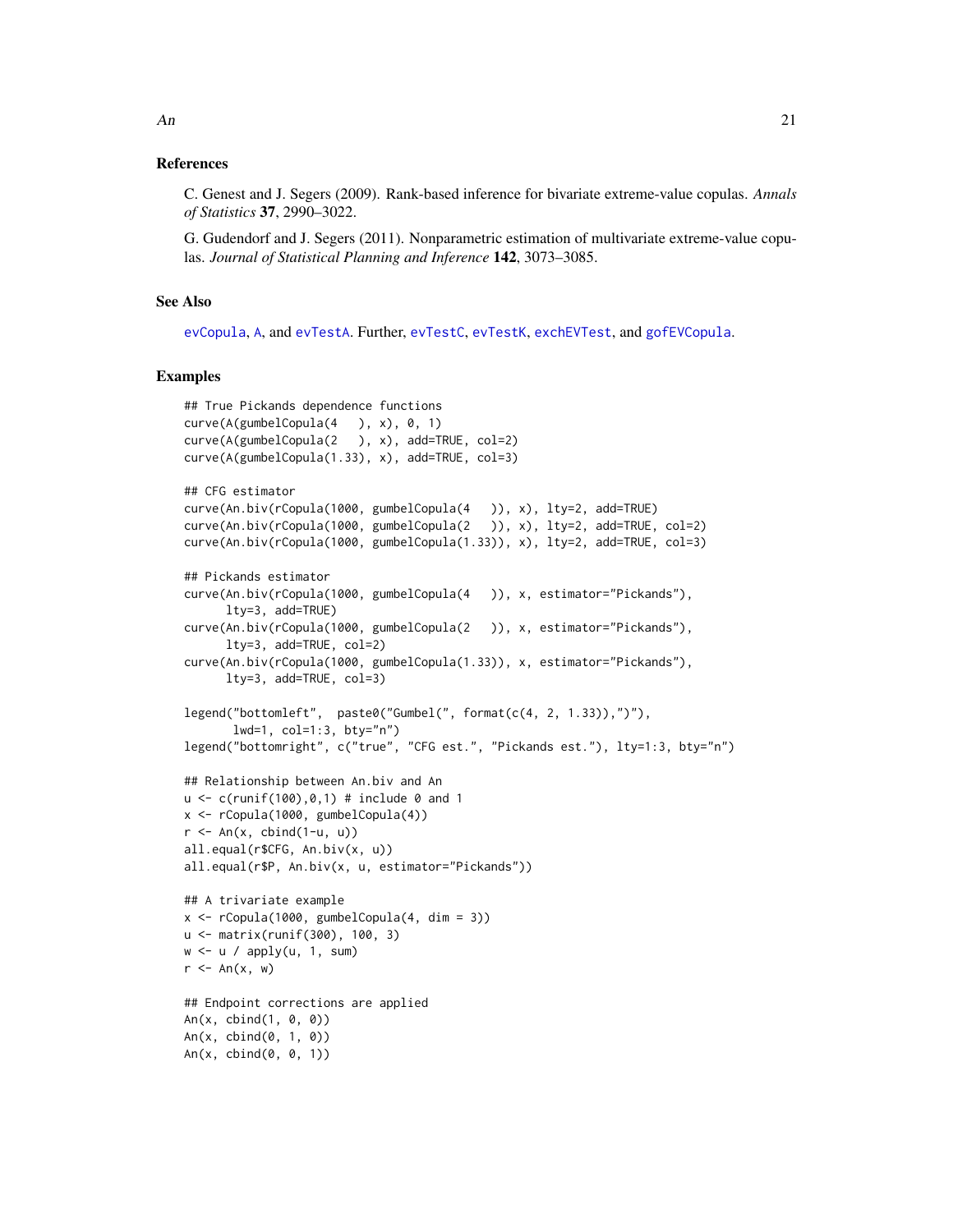## References

C. Genest and J. Segers (2009). Rank-based inference for bivariate extreme-value copulas. *Annals of Statistics* **37**, 2990–3022.

G. Gudendorf and J. Segers (2011). Nonparametric estimation of multivariate extreme-value copulas. *Journal of Statistical Planning and Inference* **142**, 3073–3085.

## See Also

evCopula, A, and evTestA. Further, evTestC, evTestK, exchEVTest, and gofEVCopula.

## Examples

```
## True Pickands dependence functions
curve(A(gumbelCopula(4   ), x), 0, 1)
curve(A(gumbelCopula(2   ), x), add=TRUE, col=2)
curve(A(gumbelCopula(1.33), x), add=TRUE, col=3)

## CFG estimator
curve(An.biv(rCopula(1000, gumbelCopula(4   )), x), lty=2, add=TRUE)
curve(An.biv(rCopula(1000, gumbelCopula(2   )), x), lty=2, add=TRUE, col=2)
curve(An.biv(rCopula(1000, gumbelCopula(1.33)), x), lty=2, add=TRUE, col=3)

## Pickands estimator
curve(An.biv(rCopula(1000, gumbelCopula(4   )), x, estimator="Pickands"),
      lty=3, add=TRUE)
curve(An.biv(rCopula(1000, gumbelCopula(2   )), x, estimator="Pickands"),
      lty=3, add=TRUE, col=2)
curve(An.biv(rCopula(1000, gumbelCopula(1.33)), x, estimator="Pickands"),
      lty=3, add=TRUE, col=3)

legend("bottomleft",  paste0("Gumbel(", format(c(4, 2, 1.33)),")"),
       lwd=1, col=1:3, bty="n")
legend("bottomright", c("true", "CFG est.", "Pickands est."), lty=1:3, bty="n")

## Relationship between An.biv and An
u <- c(runif(100),0,1) # include 0 and 1
x <- rCopula(1000, gumbelCopula(4))
r <- An(x, cbind(1-u, u))
all.equal(r$CFG, An.biv(x, u))
all.equal(r$P, An.biv(x, u, estimator="Pickands"))

## A trivariate example
x <- rCopula(1000, gumbelCopula(4, dim = 3))
u <- matrix(runif(300), 100, 3)
w <- u / apply(u, 1, sum)
r <- An(x, w)

## Endpoint corrections are applied
An(x, cbind(1, 0, 0))
An(x, cbind(0, 1, 0))
An(x, cbind(0, 0, 1))
```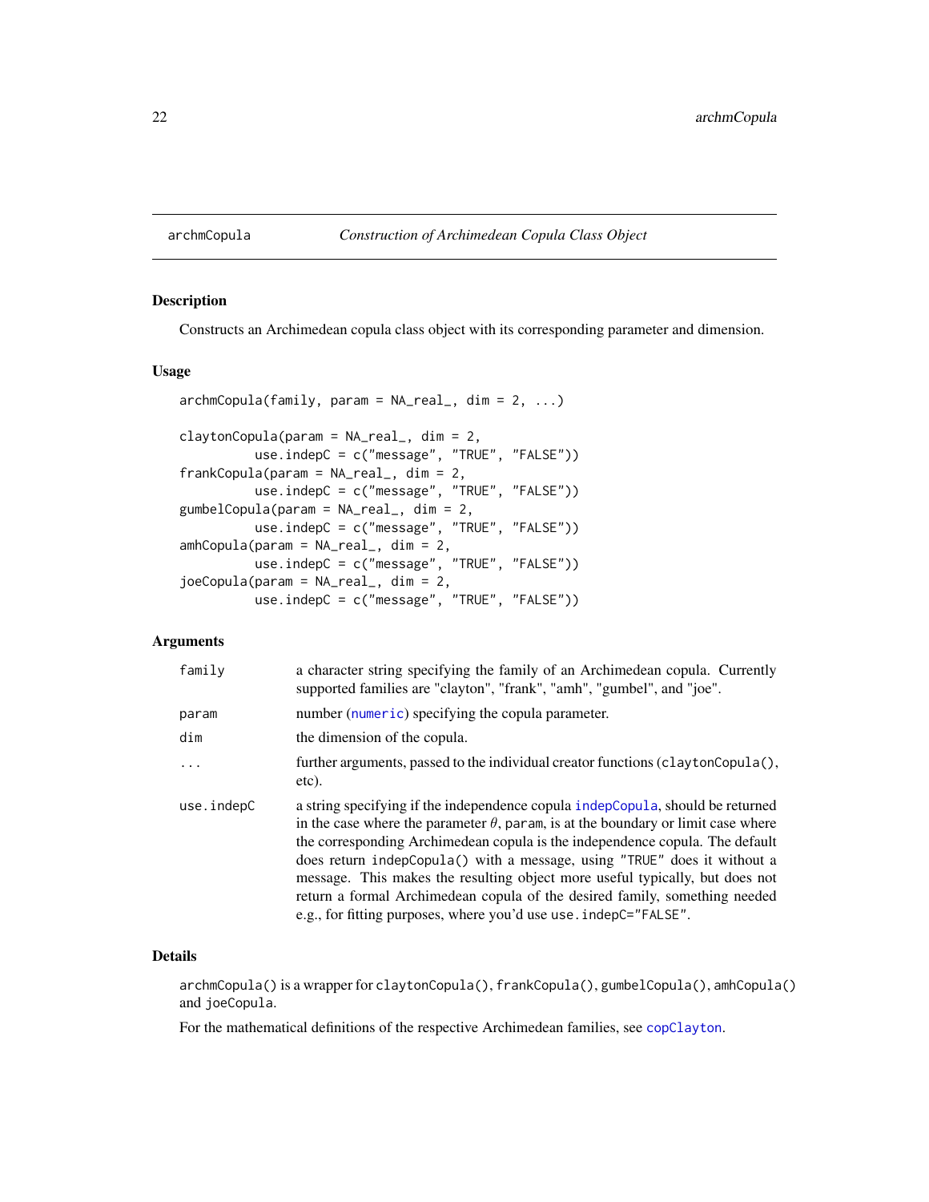archmCopula — *Construction of Archimedean Copula Class Object*

## Description

Constructs an Archimedean copula class object with its corresponding parameter and dimension.

## Usage

```
archmCopula(family, param = NA_real_, dim = 2, ...)

claytonCopula(param = NA_real_, dim = 2,
          use.indepC = c("message", "TRUE", "FALSE"))
frankCopula(param = NA_real_, dim = 2,
          use.indepC = c("message", "TRUE", "FALSE"))
gumbelCopula(param = NA_real_, dim = 2,
          use.indepC = c("message", "TRUE", "FALSE"))
amhCopula(param = NA_real_, dim = 2,
          use.indepC = c("message", "TRUE", "FALSE"))
joeCopula(param = NA_real_, dim = 2,
          use.indepC = c("message", "TRUE", "FALSE"))
```

## Arguments

| | |
|---|---|
| `family` | a character string specifying the family of an Archimedean copula. Currently supported families are "clayton", "frank", "amh", "gumbel", and "joe". |
| `param` | number (`numeric`) specifying the copula parameter. |
| `dim` | the dimension of the copula. |
| `...` | further arguments, passed to the individual creator functions (`claytonCopula()`, etc). |
| `use.indepC` | a string specifying if the independence copula `indepCopula`, should be returned in the case where the parameter $\theta$, `param`, is at the boundary or limit case where the corresponding Archimedean copula is the independence copula. The default does return `indepCopula()` with a message, using `"TRUE"` does it without a message. This makes the resulting object more useful typically, but does not return a formal Archimedean copula of the desired family, something needed e.g., for fitting purposes, where you'd use `use.indepC="FALSE"`. |

## Details

`archmCopula()` is a wrapper for `claytonCopula()`, `frankCopula()`, `gumbelCopula()`, `amhCopula()` and `joeCopula`.

For the mathematical definitions of the respective Archimedean families, see `copClayton`.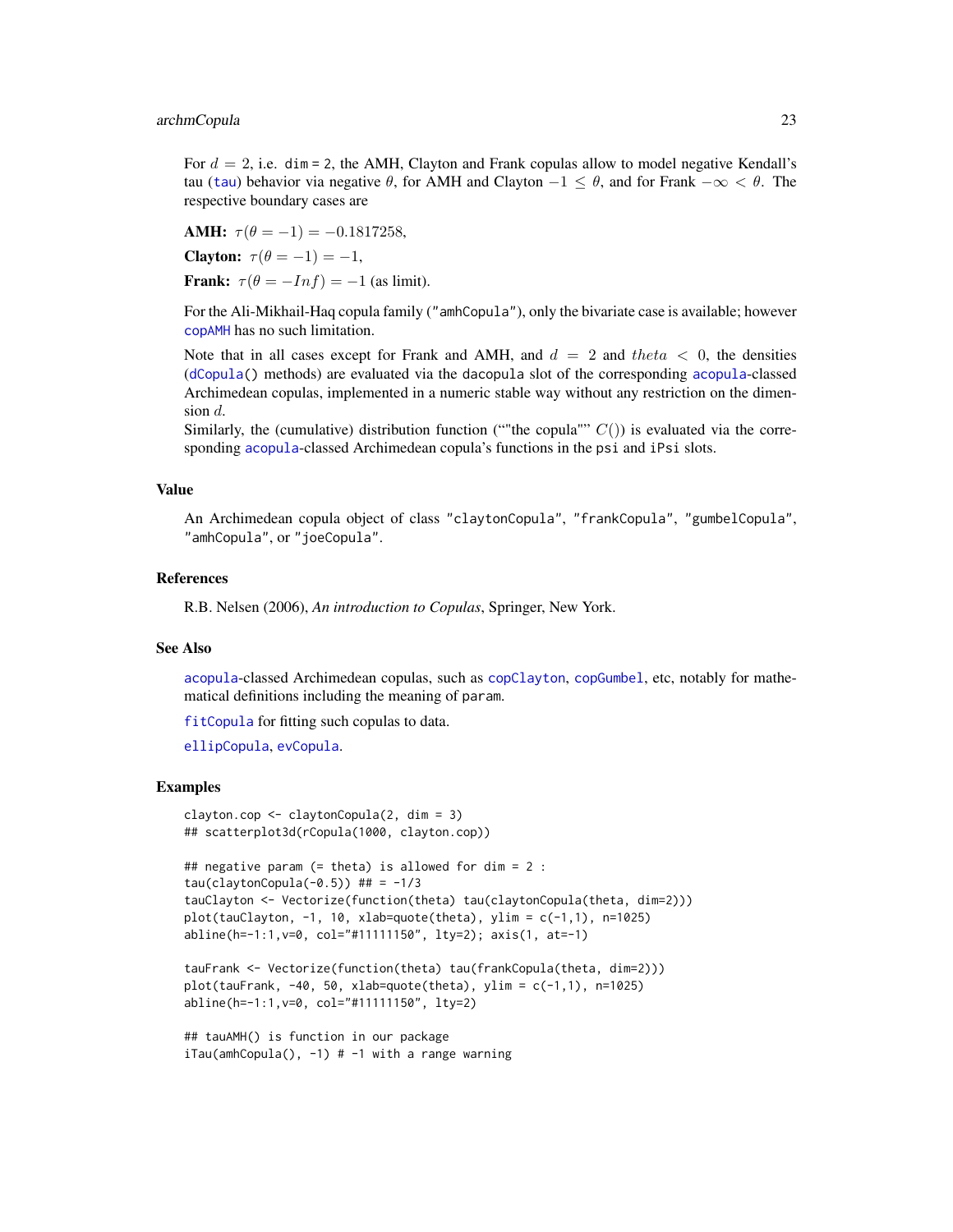For $d = 2$, i.e. dim = 2, the AMH, Clayton and Frank copulas allow to model negative Kendall's tau (tau) behavior via negative $\theta$, for AMH and Clayton $-1 \le \theta$, and for Frank $-\infty < \theta$. The respective boundary cases are

**AMH:** $\tau(\theta = -1) = -0.1817258$,

**Clayton:** $\tau(\theta = -1) = -1$,

**Frank:** $\tau(\theta = -Inf) = -1$ (as limit).

For the Ali-Mikhail-Haq copula family ("amhCopula"), only the bivariate case is available; however copAMH has no such limitation.

Note that in all cases except for Frank and AMH, and $d = 2$ and $theta < 0$, the densities (dCopula() methods) are evaluated via the dacopula slot of the corresponding acopula-classed Archimedean copulas, implemented in a numeric stable way without any restriction on the dimension $d$.
Similarly, the (cumulative) distribution function (""the copula"" $C()$) is evaluated via the corresponding acopula-classed Archimedean copula's functions in the psi and iPsi slots.

## Value

An Archimedean copula object of class "claytonCopula", "frankCopula", "gumbelCopula", "amhCopula", or "joeCopula".

## References

R.B. Nelsen (2006), *An introduction to Copulas*, Springer, New York.

## See Also

acopula-classed Archimedean copulas, such as copClayton, copGumbel, etc, notably for mathematical definitions including the meaning of param.

fitCopula for fitting such copulas to data.

ellipCopula, evCopula.

## Examples

```
clayton.cop <- claytonCopula(2, dim = 3)
## scatterplot3d(rCopula(1000, clayton.cop))

## negative param (= theta) is allowed for dim = 2 :
tau(claytonCopula(-0.5)) ## = -1/3
tauClayton <- Vectorize(function(theta) tau(claytonCopula(theta, dim=2)))
plot(tauClayton, -1, 10, xlab=quote(theta), ylim = c(-1,1), n=1025)
abline(h=-1:1,v=0, col="#11111150", lty=2); axis(1, at=-1)

tauFrank <- Vectorize(function(theta) tau(frankCopula(theta, dim=2)))
plot(tauFrank, -40, 50, xlab=quote(theta), ylim = c(-1,1), n=1025)
abline(h=-1:1,v=0, col="#11111150", lty=2)

## tauAMH() is function in our package
iTau(amhCopula(), -1) # -1 with a range warning
```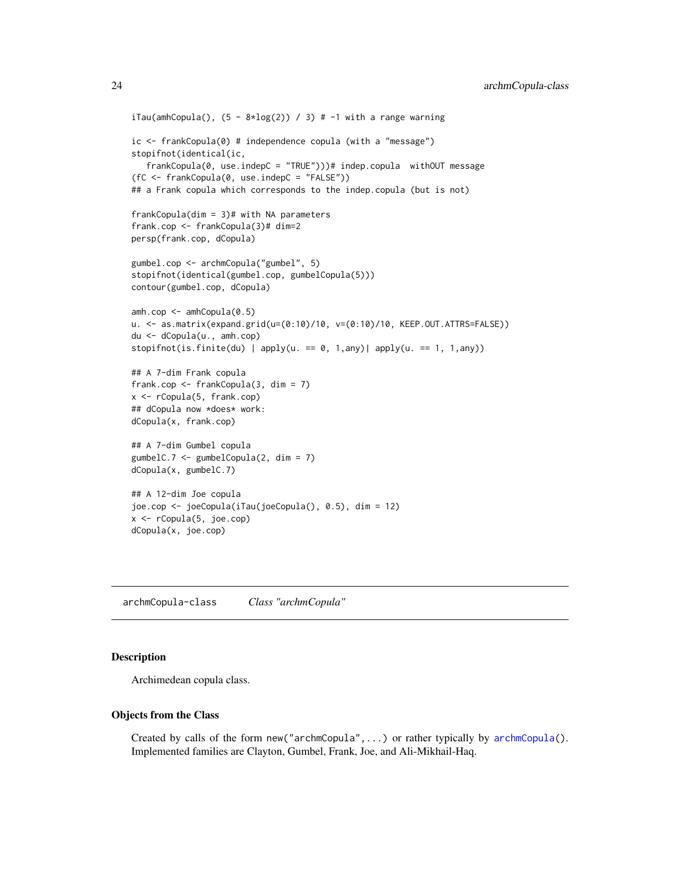```
iTau(amhCopula(), (5 - 8*log(2)) / 3) # -1 with a range warning

ic <- frankCopula(0) # independence copula (with a "message")
stopifnot(identical(ic,
   frankCopula(0, use.indepC = "TRUE")))# indep.copula  withOUT message
(fC <- frankCopula(0, use.indepC = "FALSE"))
## a Frank copula which corresponds to the indep.copula (but is not)

frankCopula(dim = 3)# with NA parameters
frank.cop <- frankCopula(3)# dim=2
persp(frank.cop, dCopula)

gumbel.cop <- archmCopula("gumbel", 5)
stopifnot(identical(gumbel.cop, gumbelCopula(5)))
contour(gumbel.cop, dCopula)

amh.cop <- amhCopula(0.5)
u. <- as.matrix(expand.grid(u=(0:10)/10, v=(0:10)/10, KEEP.OUT.ATTRS=FALSE))
du <- dCopula(u., amh.cop)
stopifnot(is.finite(du) | apply(u. == 0, 1,any)| apply(u. == 1, 1,any))

## A 7-dim Frank copula
frank.cop <- frankCopula(3, dim = 7)
x <- rCopula(5, frank.cop)
## dCopula now *does* work:
dCopula(x, frank.cop)

## A 7-dim Gumbel copula
gumbelC.7 <- gumbelCopula(2, dim = 7)
dCopula(x, gumbelC.7)

## A 12-dim Joe copula
joe.cop <- joeCopula(iTau(joeCopula(), 0.5), dim = 12)
x <- rCopula(5, joe.cop)
dCopula(x, joe.cop)
```

---

# archmCopula-class — *Class "archmCopula"*

## Description

Archimedean copula class.

## Objects from the Class

Created by calls of the form `new("archmCopula",...)` or rather typically by `archmCopula()`. Implemented families are Clayton, Gumbel, Frank, Joe, and Ali-Mikhail-Haq.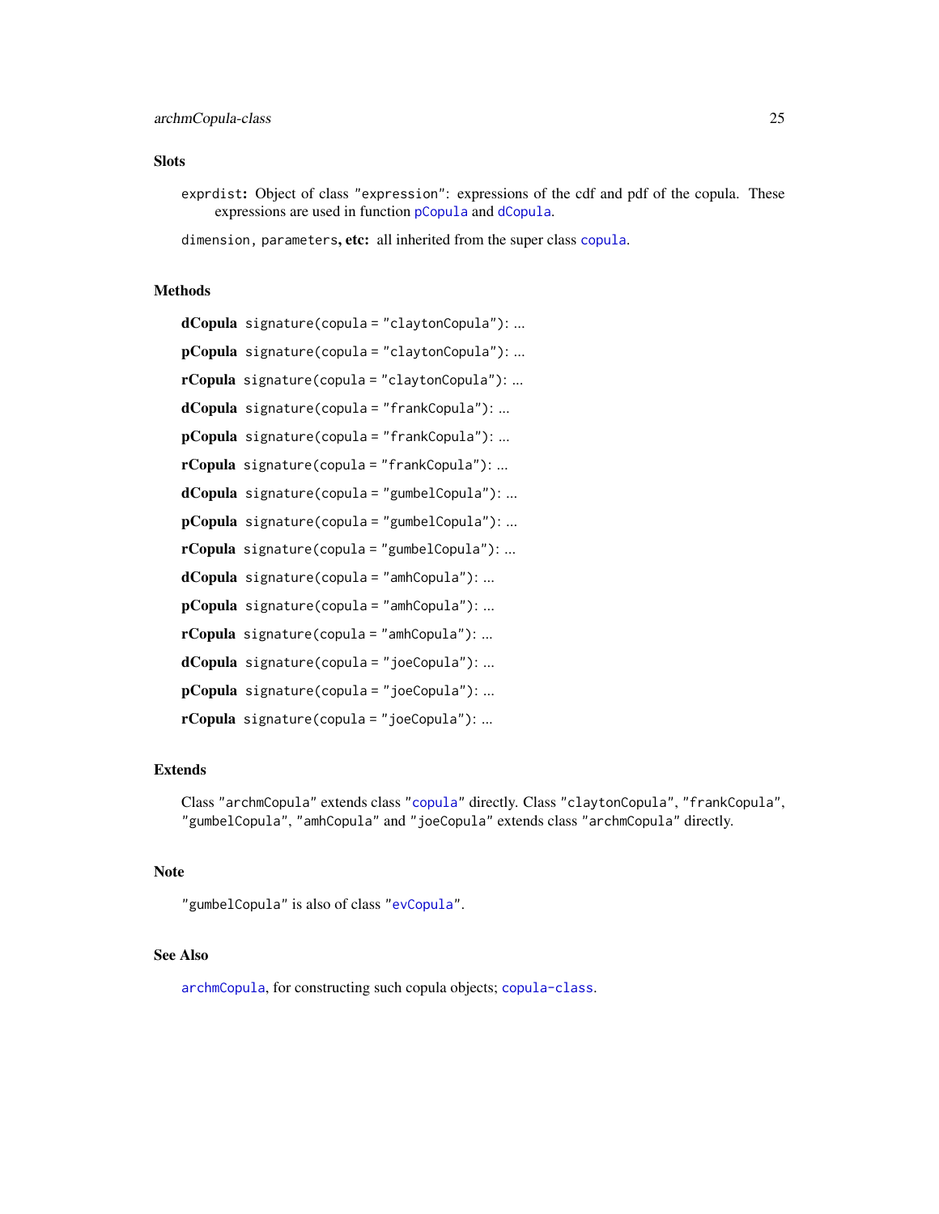## Slots

`exprdist`**:** Object of class `"expression"`: expressions of the cdf and pdf of the copula. These expressions are used in function `pCopula` and `dCopula`.

`dimension`, `parameters`**, etc:** all inherited from the super class `copula`.

## Methods

**dCopula** `signature(copula = "claytonCopula")`: ...

**pCopula** `signature(copula = "claytonCopula")`: ...

**rCopula** `signature(copula = "claytonCopula")`: ...

**dCopula** `signature(copula = "frankCopula")`: ...

**pCopula** `signature(copula = "frankCopula")`: ...

**rCopula** `signature(copula = "frankCopula")`: ...

**dCopula** `signature(copula = "gumbelCopula")`: ...

**pCopula** `signature(copula = "gumbelCopula")`: ...

**rCopula** `signature(copula = "gumbelCopula")`: ...

**dCopula** `signature(copula = "amhCopula")`: ...

**pCopula** `signature(copula = "amhCopula")`: ...

**rCopula** `signature(copula = "amhCopula")`: ...

**dCopula** `signature(copula = "joeCopula")`: ...

**pCopula** `signature(copula = "joeCopula")`: ...

**rCopula** `signature(copula = "joeCopula")`: ...

## Extends

Class `"archmCopula"` extends class `"copula"` directly. Class `"claytonCopula"`, `"frankCopula"`, `"gumbelCopula"`, `"amhCopula"` and `"joeCopula"` extends class `"archmCopula"` directly.

## Note

`"gumbelCopula"` is also of class `"evCopula"`.

## See Also

`archmCopula`, for constructing such copula objects; `copula-class`.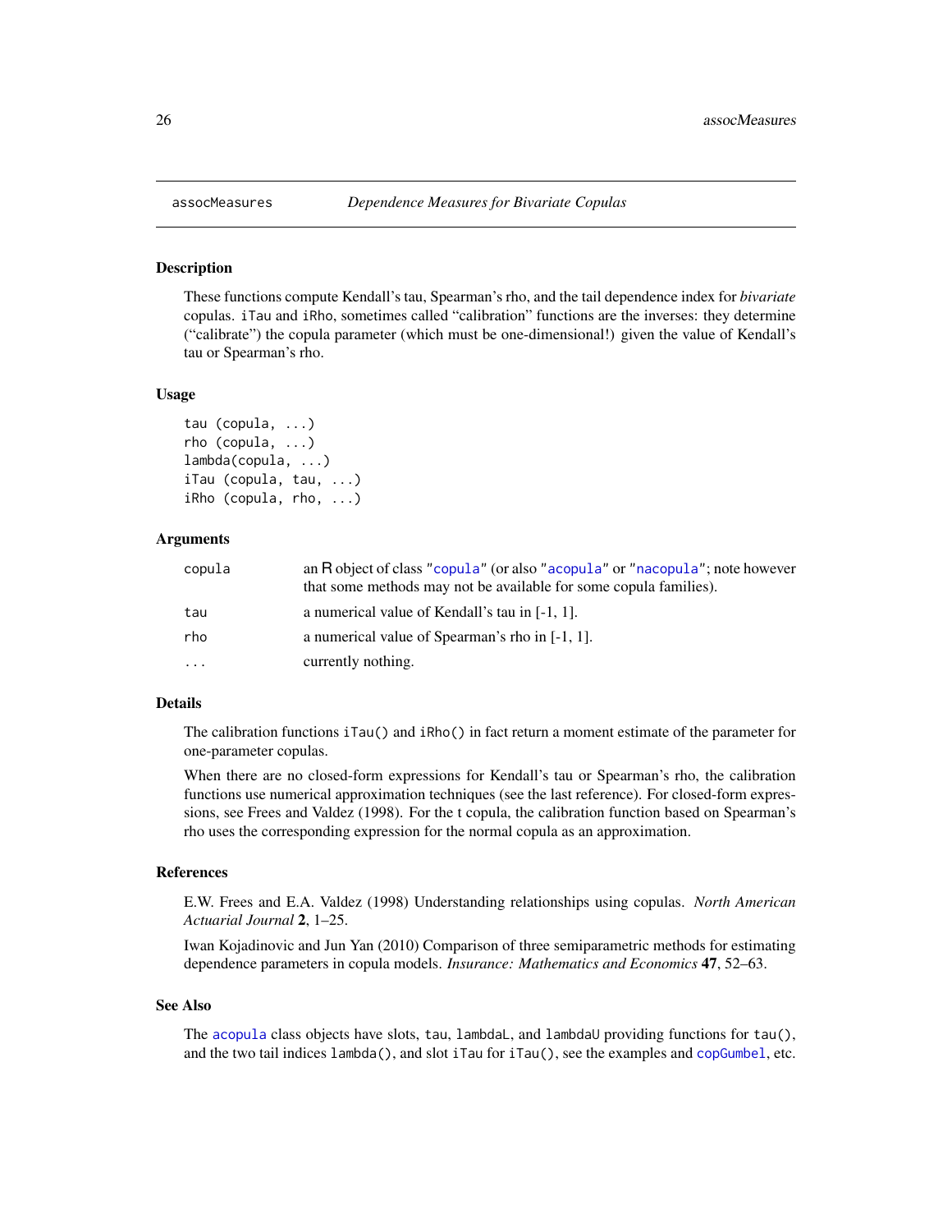# assocMeasures — *Dependence Measures for Bivariate Copulas*

## Description

These functions compute Kendall's tau, Spearman's rho, and the tail dependence index for *bivariate* copulas. `iTau` and `iRho`, sometimes called "calibration" functions are the inverses: they determine ("calibrate") the copula parameter (which must be one-dimensional!) given the value of Kendall's tau or Spearman's rho.

## Usage

```
tau (copula, ...)
rho (copula, ...)
lambda(copula, ...)
iTau (copula, tau, ...)
iRho (copula, rho, ...)
```

## Arguments

| | |
|---|---|
| `copula` | an R object of class `"copula"` (or also `"acopula"` or `"nacopula"`; note however that some methods may not be available for some copula families). |
| `tau` | a numerical value of Kendall's tau in [-1, 1]. |
| `rho` | a numerical value of Spearman's rho in [-1, 1]. |
| `...` | currently nothing. |

## Details

The calibration functions `iTau()` and `iRho()` in fact return a moment estimate of the parameter for one-parameter copulas.

When there are no closed-form expressions for Kendall's tau or Spearman's rho, the calibration functions use numerical approximation techniques (see the last reference). For closed-form expressions, see Frees and Valdez (1998). For the t copula, the calibration function based on Spearman's rho uses the corresponding expression for the normal copula as an approximation.

## References

E.W. Frees and E.A. Valdez (1998) Understanding relationships using copulas. *North American Actuarial Journal* **2**, 1–25.

Iwan Kojadinovic and Jun Yan (2010) Comparison of three semiparametric methods for estimating dependence parameters in copula models. *Insurance: Mathematics and Economics* **47**, 52–63.

## See Also

The `acopula` class objects have slots, `tau`, `lambdaL`, and `lambdaU` providing functions for `tau()`, and the two tail indices `lambda()`, and slot `iTau` for `iTau()`, see the examples and `copGumbel`, etc.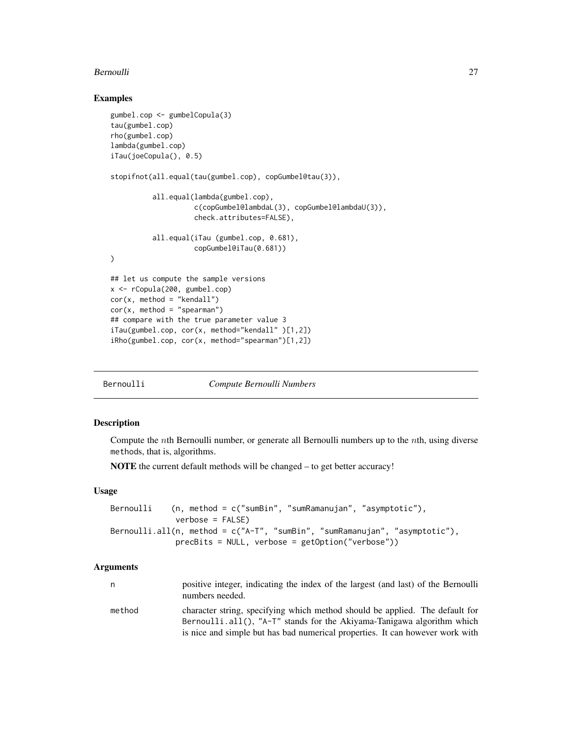## Examples

```
gumbel.cop <- gumbelCopula(3)
tau(gumbel.cop)
rho(gumbel.cop)
lambda(gumbel.cop)
iTau(joeCopula(), 0.5)

stopifnot(all.equal(tau(gumbel.cop), copGumbel@tau(3)),

          all.equal(lambda(gumbel.cop),
                    c(copGumbel@lambdaL(3), copGumbel@lambdaU(3)),
                    check.attributes=FALSE),

          all.equal(iTau (gumbel.cop, 0.681),
                    copGumbel@iTau(0.681))
)

## let us compute the sample versions
x <- rCopula(200, gumbel.cop)
cor(x, method = "kendall")
cor(x, method = "spearman")
## compare with the true parameter value 3
iTau(gumbel.cop, cor(x, method="kendall" )[1,2])
iRho(gumbel.cop, cor(x, method="spearman")[1,2])
```

---

Bernoulli *Compute Bernoulli Numbers*

---

## Description

Compute the $n$th Bernoulli number, or generate all Bernoulli numbers up to the $n$th, using diverse methods, that is, algorithms.

**NOTE** the current default methods will be changed – to get better accuracy!

## Usage

```
Bernoulli    (n, method = c("sumBin", "sumRamanujan", "asymptotic"),
              verbose = FALSE)
Bernoulli.all(n, method = c("A-T", "sumBin", "sumRamanujan", "asymptotic"),
              precBits = NULL, verbose = getOption("verbose"))
```

## Arguments

| | |
|---|---|
| n | positive integer, indicating the index of the largest (and last) of the Bernoulli numbers needed. |
| method | character string, specifying which method should be applied. The default for Bernoulli.all(), "A-T" stands for the Akiyama-Tanigawa algorithm which is nice and simple but has bad numerical properties. It can however work with |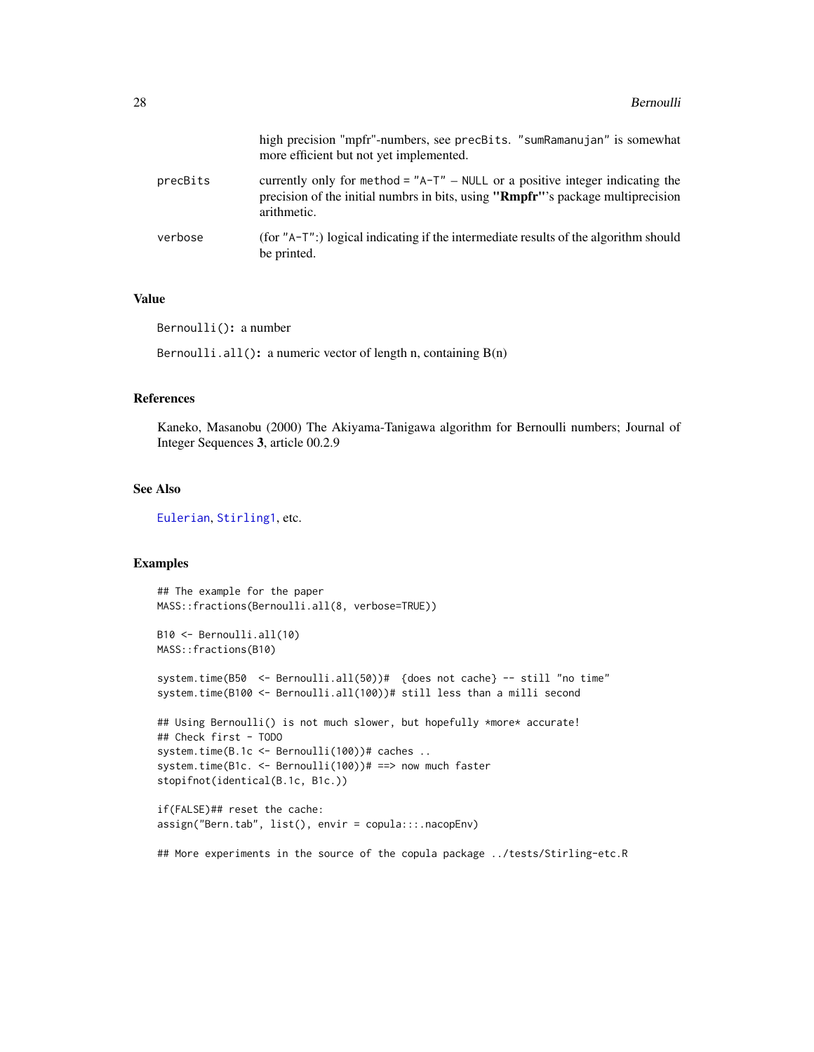| | |
|---|---|
| | high precision "mpfr"-numbers, see `precBits`. "sumRamanujan" is somewhat more efficient but not yet implemented. |
| `precBits` | currently only for `method = "A-T"` – `NULL` or a positive integer indicating the precision of the initial numbrs in bits, using **"Rmpfr"**'s package multiprecision arithmetic. |
| `verbose` | (for "A-T":) logical indicating if the intermediate results of the algorithm should be printed. |

## Value

`Bernoulli()`**:** a number

`Bernoulli.all()`**:** a numeric vector of length n, containing B(n)

## References

Kaneko, Masanobu (2000) The Akiyama-Tanigawa algorithm for Bernoulli numbers; Journal of Integer Sequences **3**, article 00.2.9

## See Also

`Eulerian`, `Stirling1`, etc.

## Examples

```
## The example for the paper
MASS::fractions(Bernoulli.all(8, verbose=TRUE))

B10 <- Bernoulli.all(10)
MASS::fractions(B10)

system.time(B50  <- Bernoulli.all(50))#  {does not cache} -- still "no time"
system.time(B100 <- Bernoulli.all(100))# still less than a milli second

## Using Bernoulli() is not much slower, but hopefully *more* accurate!
## Check first - TODO
system.time(B.1c <- Bernoulli(100))# caches ..
system.time(B1c. <- Bernoulli(100))# ==> now much faster
stopifnot(identical(B.1c, B1c.))

if(FALSE)## reset the cache:
assign("Bern.tab", list(), envir = copula:::.nacopEnv)

## More experiments in the source of the copula package ../tests/Stirling-etc.R
```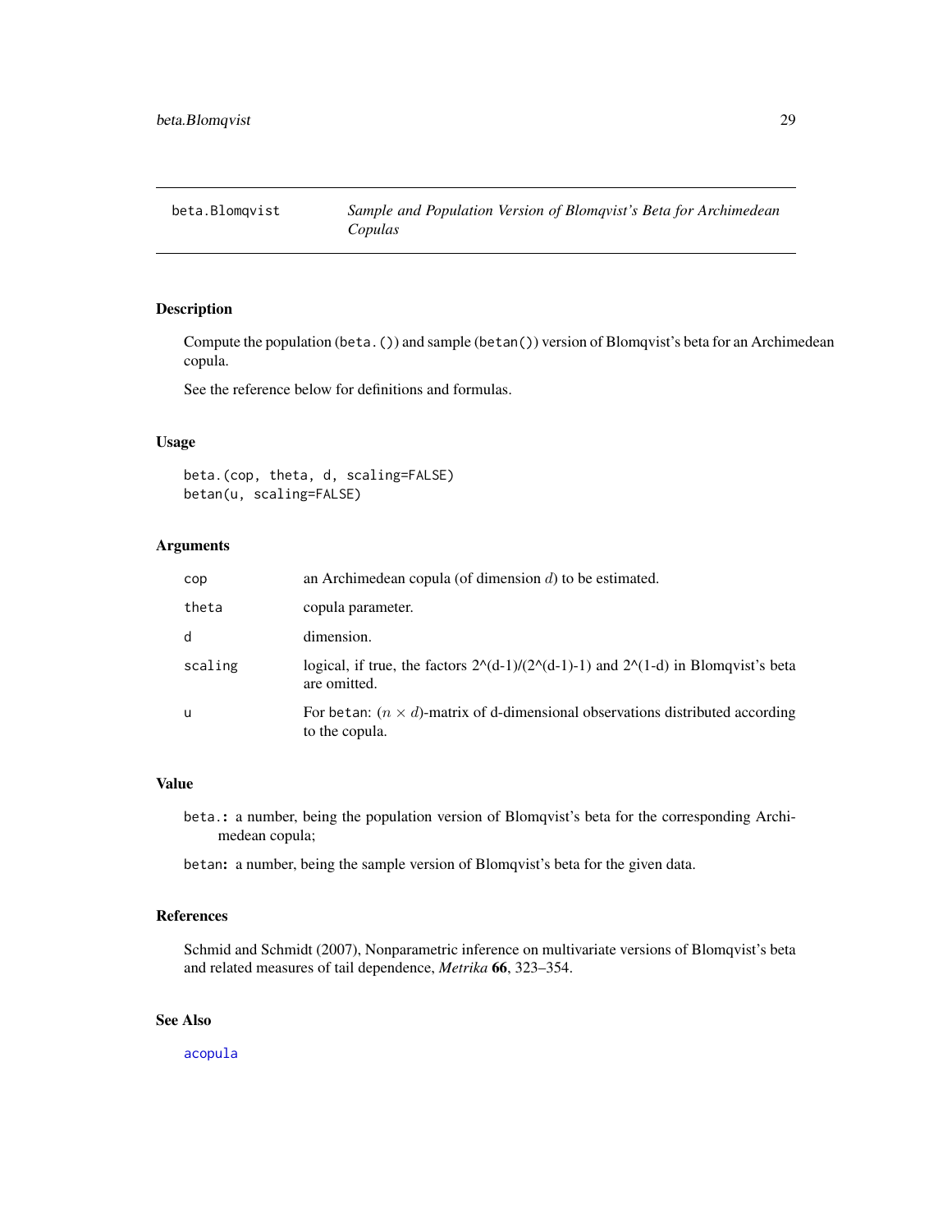beta.Blomqvist — *Sample and Population Version of Blomqvist's Beta for Archimedean Copulas*

## Description

Compute the population (`beta.()`) and sample (`betan()`) version of Blomqvist's beta for an Archimedean copula.

See the reference below for definitions and formulas.

## Usage

```
beta.(cop, theta, d, scaling=FALSE)
betan(u, scaling=FALSE)
```

## Arguments

| | |
|---|---|
| `cop` | an Archimedean copula (of dimension $d$) to be estimated. |
| `theta` | copula parameter. |
| `d` | dimension. |
| `scaling` | logical, if true, the factors 2^(d-1)/(2^(d-1)-1) and 2^(1-d) in Blomqvist's beta are omitted. |
| `u` | For `betan`: $(n \times d)$-matrix of d-dimensional observations distributed according to the copula. |

## Value

**`beta.`:** a number, being the population version of Blomqvist's beta for the corresponding Archimedean copula;

**`betan`:** a number, being the sample version of Blomqvist's beta for the given data.

## References

Schmid and Schmidt (2007), Nonparametric inference on multivariate versions of Blomqvist's beta and related measures of tail dependence, *Metrika* **66**, 323–354.

## See Also

`acopula`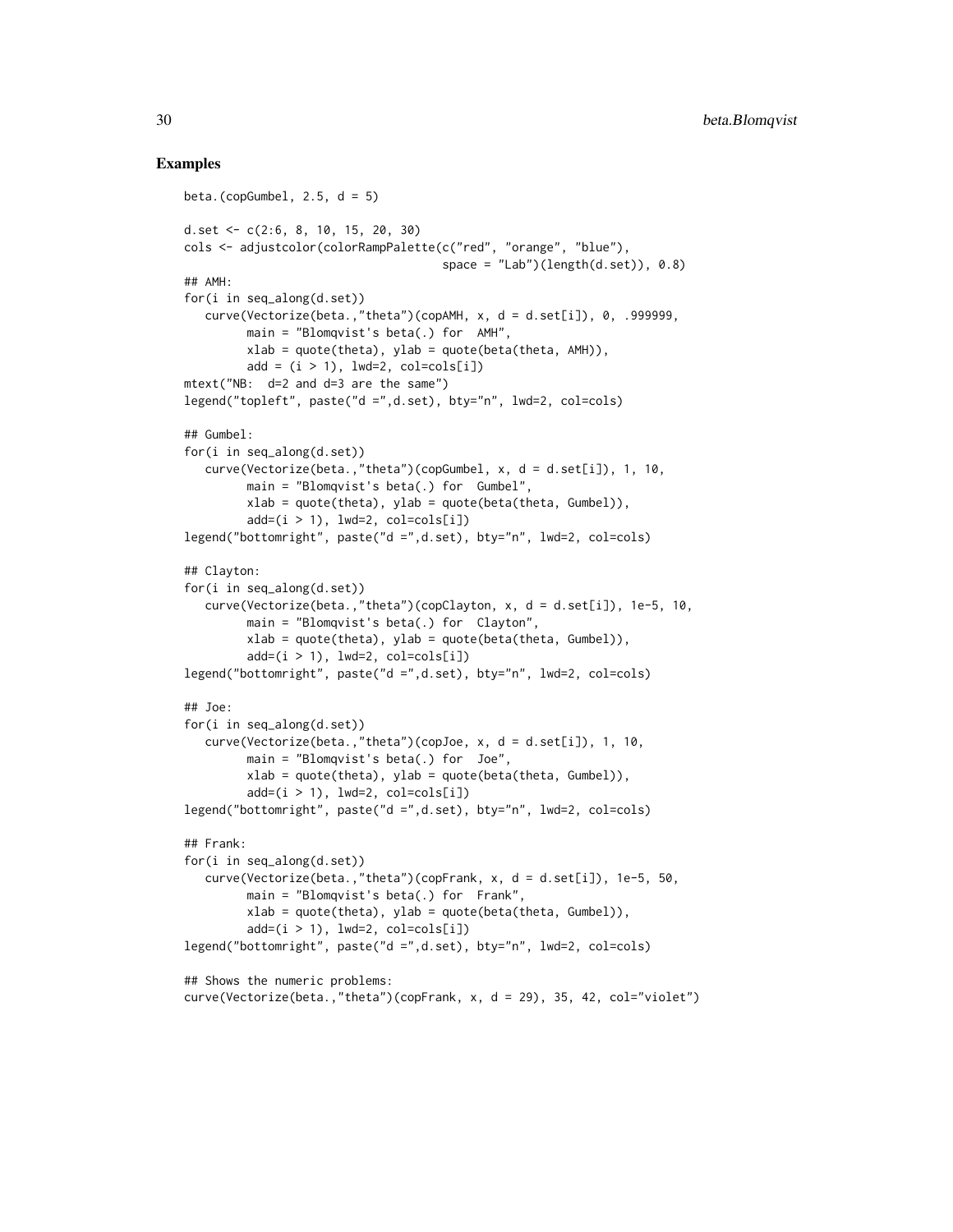## Examples

```
beta.(copGumbel, 2.5, d = 5)

d.set <- c(2:6, 8, 10, 15, 20, 30)
cols <- adjustcolor(colorRampPalette(c("red", "orange", "blue"),
                                    space = "Lab")(length(d.set)), 0.8)
## AMH:
for(i in seq_along(d.set))
   curve(Vectorize(beta.,"theta")(copAMH, x, d = d.set[i]), 0, .999999,
         main = "Blomqvist's beta(.) for  AMH",
         xlab = quote(theta), ylab = quote(beta(theta, AMH)),
         add = (i > 1), lwd=2, col=cols[i])
mtext("NB:  d=2 and d=3 are the same")
legend("topleft", paste("d =",d.set), bty="n", lwd=2, col=cols)

## Gumbel:
for(i in seq_along(d.set))
   curve(Vectorize(beta.,"theta")(copGumbel, x, d = d.set[i]), 1, 10,
         main = "Blomqvist's beta(.) for  Gumbel",
         xlab = quote(theta), ylab = quote(beta(theta, Gumbel)),
         add=(i > 1), lwd=2, col=cols[i])
legend("bottomright", paste("d =",d.set), bty="n", lwd=2, col=cols)

## Clayton:
for(i in seq_along(d.set))
   curve(Vectorize(beta.,"theta")(copClayton, x, d = d.set[i]), 1e-5, 10,
         main = "Blomqvist's beta(.) for  Clayton",
         xlab = quote(theta), ylab = quote(beta(theta, Gumbel)),
         add=(i > 1), lwd=2, col=cols[i])
legend("bottomright", paste("d =",d.set), bty="n", lwd=2, col=cols)

## Joe:
for(i in seq_along(d.set))
   curve(Vectorize(beta.,"theta")(copJoe, x, d = d.set[i]), 1, 10,
         main = "Blomqvist's beta(.) for  Joe",
         xlab = quote(theta), ylab = quote(beta(theta, Gumbel)),
         add=(i > 1), lwd=2, col=cols[i])
legend("bottomright", paste("d =",d.set), bty="n", lwd=2, col=cols)

## Frank:
for(i in seq_along(d.set))
   curve(Vectorize(beta.,"theta")(copFrank, x, d = d.set[i]), 1e-5, 50,
         main = "Blomqvist's beta(.) for  Frank",
         xlab = quote(theta), ylab = quote(beta(theta, Gumbel)),
         add=(i > 1), lwd=2, col=cols[i])
legend("bottomright", paste("d =",d.set), bty="n", lwd=2, col=cols)

## Shows the numeric problems:
curve(Vectorize(beta.,"theta")(copFrank, x, d = 29), 35, 42, col="violet")
```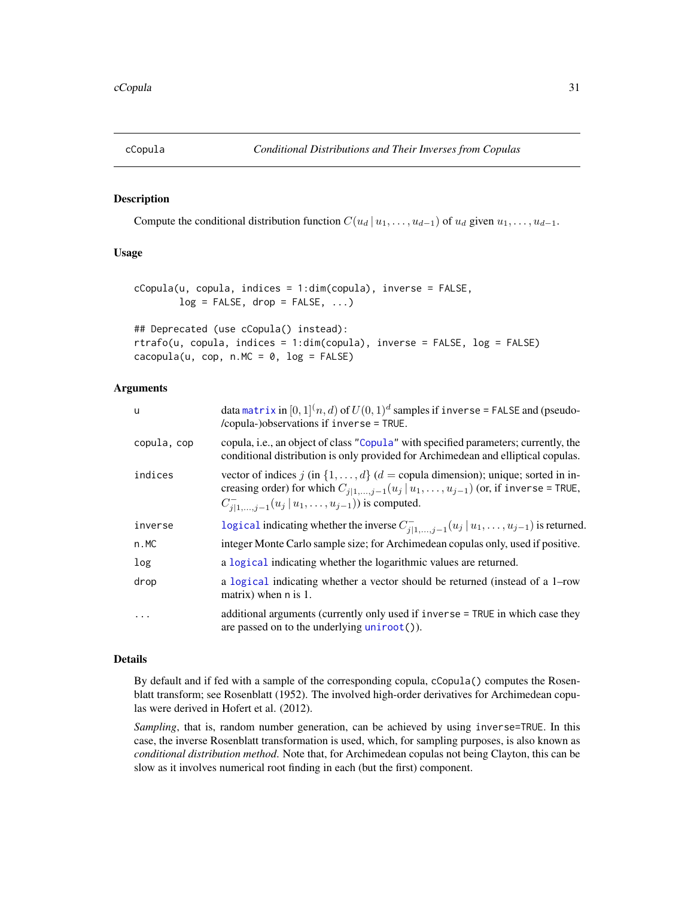## cCopula — *Conditional Distributions and Their Inverses from Copulas*

### Description

Compute the conditional distribution function $C(u_d \mid u_1, \dots, u_{d-1})$ of $u_d$ given $u_1, \dots, u_{d-1}$.

### Usage

```
cCopula(u, copula, indices = 1:dim(copula), inverse = FALSE,
        log = FALSE, drop = FALSE, ...)

## Deprecated (use cCopula() instead):
rtrafo(u, copula, indices = 1:dim(copula), inverse = FALSE, log = FALSE)
cacopula(u, cop, n.MC = 0, log = FALSE)
```

### Arguments

| | |
|---|---|
| `u` | data `matrix` in $[0,1]^(n,d)$ of $U(0,1)^d$ samples if `inverse = FALSE` and (pseudo-/copula-)observations if `inverse = TRUE`. |
| `copula, cop` | copula, i.e., an object of class `"Copula"` with specified parameters; currently, the conditional distribution is only provided for Archimedean and elliptical copulas. |
| `indices` | vector of indices $j$ (in $\{1, \dots, d\}$ ($d =$ copula dimension); unique; sorted in increasing order) for which $C_{j\mid 1,\dots,j-1}(u_j \mid u_1, \dots, u_{j-1})$ (or, if `inverse = TRUE`, $C^-_{j\mid 1,\dots,j-1}(u_j \mid u_1, \dots, u_{j-1})$) is computed. |
| `inverse` | `logical` indicating whether the inverse $C^-_{j\mid 1,\dots,j-1}(u_j \mid u_1, \dots, u_{j-1})$ is returned. |
| `n.MC` | integer Monte Carlo sample size; for Archimedean copulas only, used if positive. |
| `log` | a `logical` indicating whether the logarithmic values are returned. |
| `drop` | a `logical` indicating whether a vector should be returned (instead of a 1–row matrix) when `n` is 1. |
| `...` | additional arguments (currently only used if `inverse = TRUE` in which case they are passed on to the underlying `uniroot()`). |

### Details

By default and if fed with a sample of the corresponding copula, `cCopula()` computes the Rosenblatt transform; see Rosenblatt (1952). The involved high-order derivatives for Archimedean copulas were derived in Hofert et al. (2012).

*Sampling*, that is, random number generation, can be achieved by using `inverse=TRUE`. In this case, the inverse Rosenblatt transformation is used, which, for sampling purposes, is also known as *conditional distribution method*. Note that, for Archimedean copulas not being Clayton, this can be slow as it involves numerical root finding in each (but the first) component.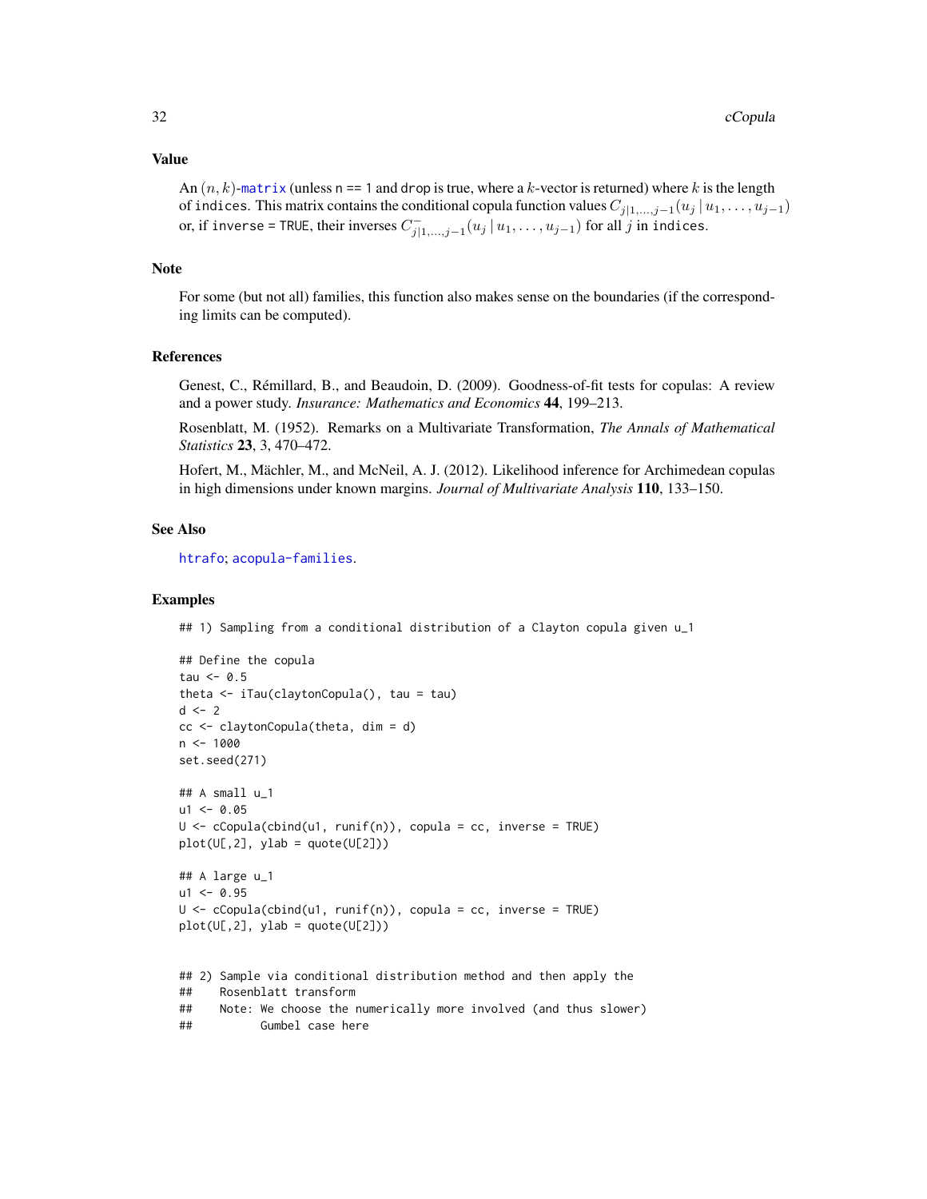## Value

An $(n, k)$-matrix (unless n == 1 and drop is true, where a $k$-vector is returned) where $k$ is the length of indices. This matrix contains the conditional copula function values $C_{j|1,\dots,j-1}(u_j \mid u_1, \dots, u_{j-1})$ or, if inverse = TRUE, their inverses $C^{-}_{j|1,\dots,j-1}(u_j \mid u_1, \dots, u_{j-1})$ for all $j$ in indices.

## Note

For some (but not all) families, this function also makes sense on the boundaries (if the corresponding limits can be computed).

## References

Genest, C., Rémillard, B., and Beaudoin, D. (2009). Goodness-of-fit tests for copulas: A review and a power study. *Insurance: Mathematics and Economics* **44**, 199–213.

Rosenblatt, M. (1952). Remarks on a Multivariate Transformation, *The Annals of Mathematical Statistics* **23**, 3, 470–472.

Hofert, M., Mächler, M., and McNeil, A. J. (2012). Likelihood inference for Archimedean copulas in high dimensions under known margins. *Journal of Multivariate Analysis* **110**, 133–150.

## See Also

htrafo; acopula-families.

## Examples

```
## 1) Sampling from a conditional distribution of a Clayton copula given u_1

## Define the copula
tau <- 0.5
theta <- iTau(claytonCopula(), tau = tau)
d <- 2
cc <- claytonCopula(theta, dim = d)
n <- 1000
set.seed(271)

## A small u_1
u1 <- 0.05
U <- cCopula(cbind(u1, runif(n)), copula = cc, inverse = TRUE)
plot(U[,2], ylab = quote(U[2]))

## A large u_1
u1 <- 0.95
U <- cCopula(cbind(u1, runif(n)), copula = cc, inverse = TRUE)
plot(U[,2], ylab = quote(U[2]))


## 2) Sample via conditional distribution method and then apply the
##    Rosenblatt transform
##    Note: We choose the numerically more involved (and thus slower)
##          Gumbel case here
```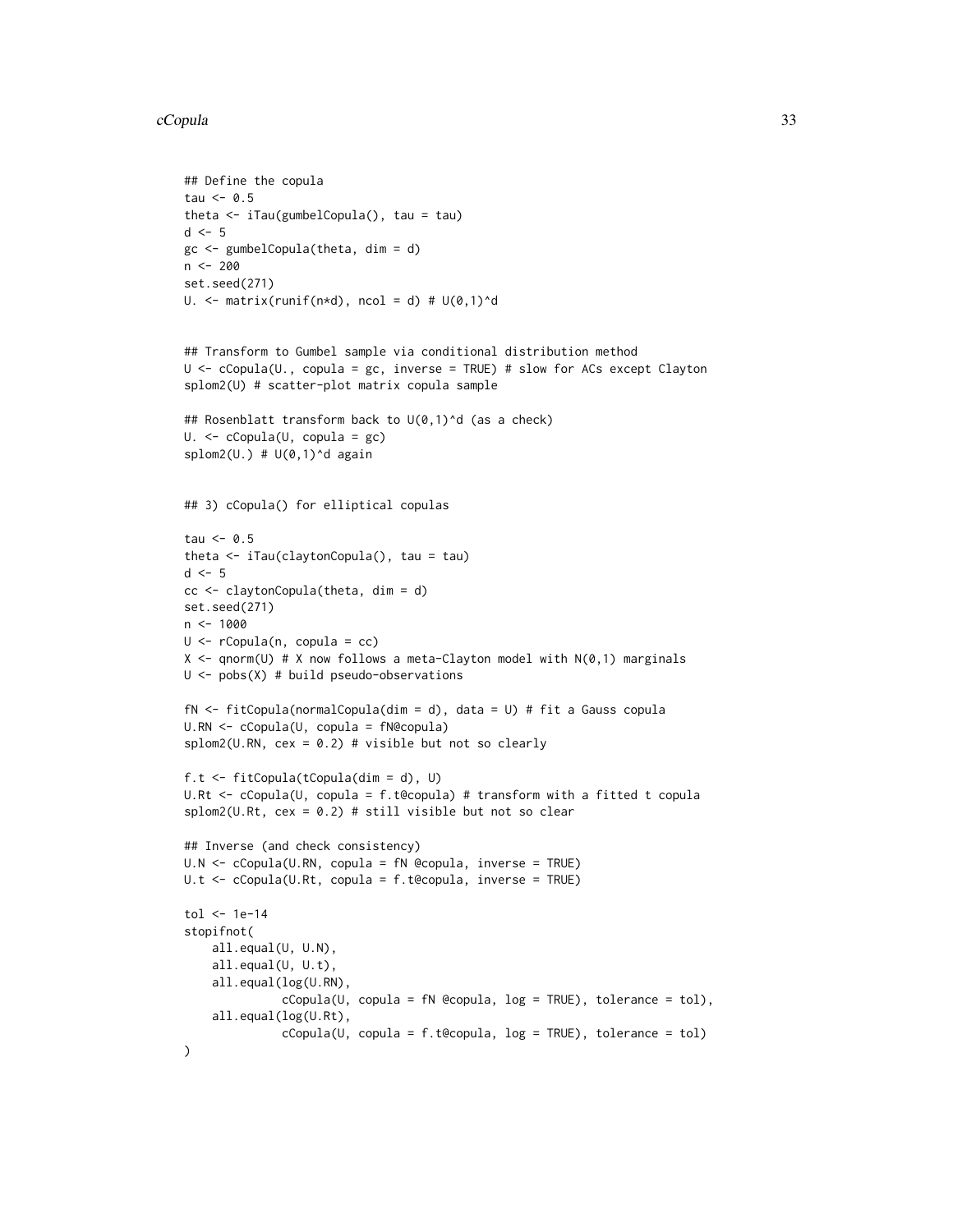```
## Define the copula
tau <- 0.5
theta <- iTau(gumbelCopula(), tau = tau)
d <- 5
gc <- gumbelCopula(theta, dim = d)
n <- 200
set.seed(271)
U. <- matrix(runif(n*d), ncol = d) # U(0,1)^d


## Transform to Gumbel sample via conditional distribution method
U <- cCopula(U., copula = gc, inverse = TRUE) # slow for ACs except Clayton
splom2(U) # scatter-plot matrix copula sample

## Rosenblatt transform back to U(0,1)^d (as a check)
U. <- cCopula(U, copula = gc)
splom2(U.) # U(0,1)^d again


## 3) cCopula() for elliptical copulas

tau <- 0.5
theta <- iTau(claytonCopula(), tau = tau)
d <- 5
cc <- claytonCopula(theta, dim = d)
set.seed(271)
n <- 1000
U <- rCopula(n, copula = cc)
X <- qnorm(U) # X now follows a meta-Clayton model with N(0,1) marginals
U <- pobs(X) # build pseudo-observations

fN <- fitCopula(normalCopula(dim = d), data = U) # fit a Gauss copula
U.RN <- cCopula(U, copula = fN@copula)
splom2(U.RN, cex = 0.2) # visible but not so clearly

f.t <- fitCopula(tCopula(dim = d), U)
U.Rt <- cCopula(U, copula = f.t@copula) # transform with a fitted t copula
splom2(U.Rt, cex = 0.2) # still visible but not so clear

## Inverse (and check consistency)
U.N <- cCopula(U.RN, copula = fN @copula, inverse = TRUE)
U.t <- cCopula(U.Rt, copula = f.t@copula, inverse = TRUE)

tol <- 1e-14
stopifnot(
    all.equal(U, U.N),
    all.equal(U, U.t),
    all.equal(log(U.RN),
              cCopula(U, copula = fN @copula, log = TRUE), tolerance = tol),
    all.equal(log(U.Rt),
              cCopula(U, copula = f.t@copula, log = TRUE), tolerance = tol)
)
```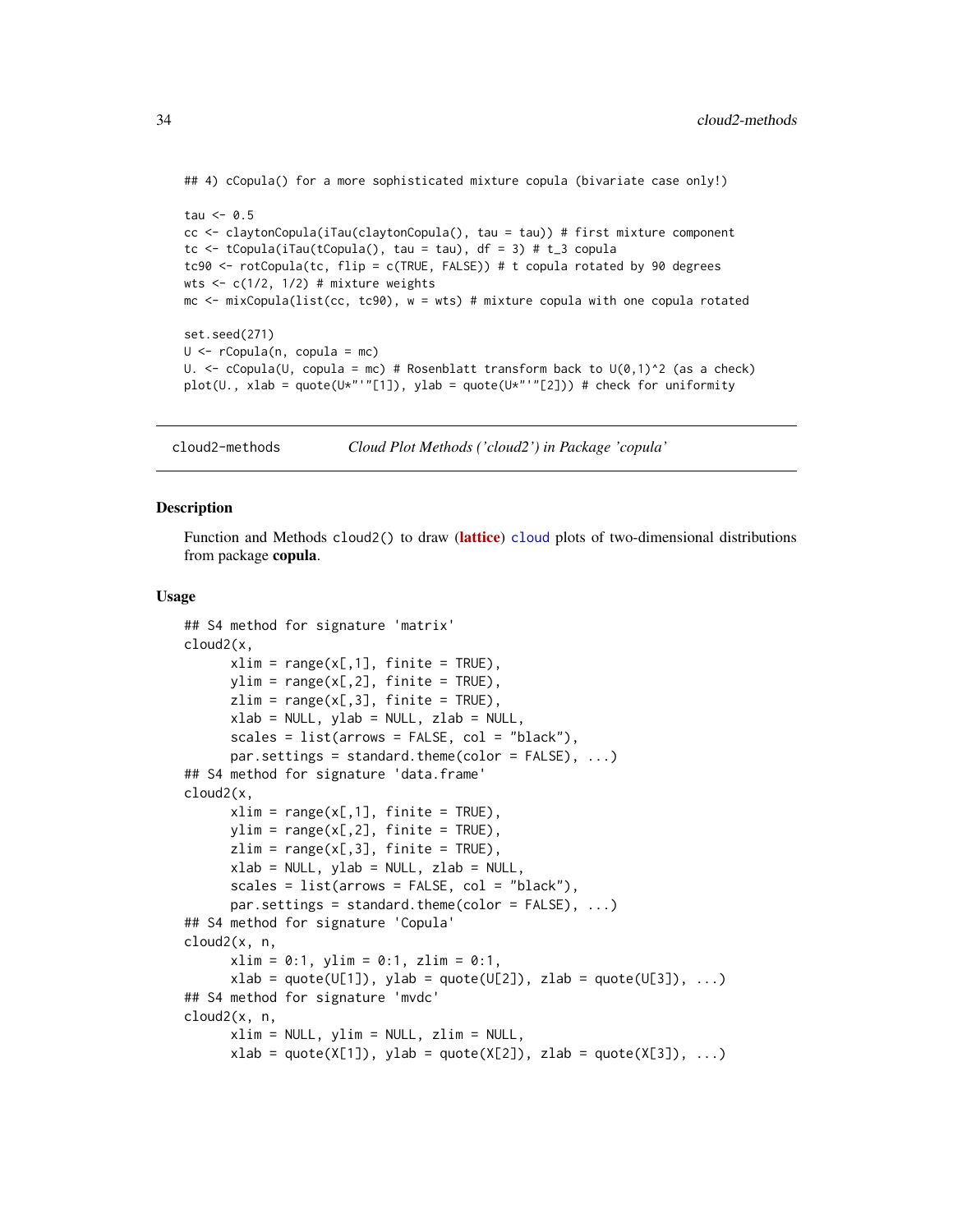```
## 4) cCopula() for a more sophisticated mixture copula (bivariate case only!)

tau <- 0.5
cc <- claytonCopula(iTau(claytonCopula(), tau = tau)) # first mixture component
tc <- tCopula(iTau(tCopula(), tau = tau), df = 3) # t_3 copula
tc90 <- rotCopula(tc, flip = c(TRUE, FALSE)) # t copula rotated by 90 degrees
wts <- c(1/2, 1/2) # mixture weights
mc <- mixCopula(list(cc, tc90), w = wts) # mixture copula with one copula rotated

set.seed(271)
U <- rCopula(n, copula = mc)
U. <- cCopula(U, copula = mc) # Rosenblatt transform back to U(0,1)^2 (as a check)
plot(U., xlab = quote(U*"'"[1]), ylab = quote(U*"'"[2])) # check for uniformity
```

## cloud2-methods — *Cloud Plot Methods ('cloud2') in Package 'copula'*

### Description

Function and Methods `cloud2()` to draw (**lattice**) `cloud` plots of two-dimensional distributions from package **copula**.

### Usage

```
## S4 method for signature 'matrix'
cloud2(x,
      xlim = range(x[,1], finite = TRUE),
      ylim = range(x[,2], finite = TRUE),
      zlim = range(x[,3], finite = TRUE),
      xlab = NULL, ylab = NULL, zlab = NULL,
      scales = list(arrows = FALSE, col = "black"),
      par.settings = standard.theme(color = FALSE), ...)
## S4 method for signature 'data.frame'
cloud2(x,
      xlim = range(x[,1], finite = TRUE),
      ylim = range(x[,2], finite = TRUE),
      zlim = range(x[,3], finite = TRUE),
      xlab = NULL, ylab = NULL, zlab = NULL,
      scales = list(arrows = FALSE, col = "black"),
      par.settings = standard.theme(color = FALSE), ...)
## S4 method for signature 'Copula'
cloud2(x, n,
      xlim = 0:1, ylim = 0:1, zlim = 0:1,
      xlab = quote(U[1]), ylab = quote(U[2]), zlab = quote(U[3]), ...)
## S4 method for signature 'mvdc'
cloud2(x, n,
      xlim = NULL, ylim = NULL, zlim = NULL,
      xlab = quote(X[1]), ylab = quote(X[2]), zlab = quote(X[3]), ...)
```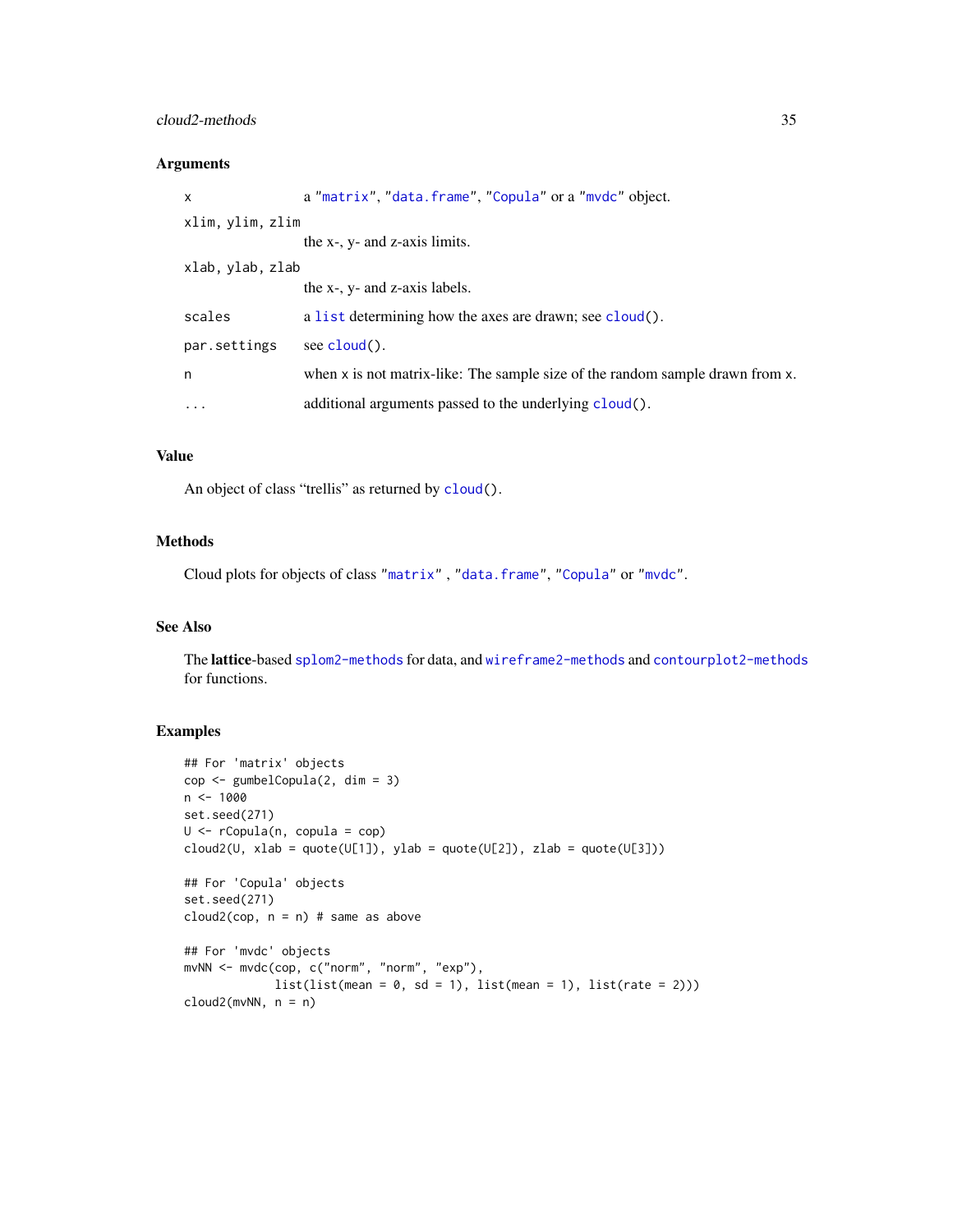### Arguments

| | |
|---|---|
| `x` | a "`matrix`", "`data.frame`", "`Copula`" or a "`mvdc`" object. |
| `xlim, ylim, zlim` | the x-, y- and z-axis limits. |
| `xlab, ylab, zlab` | the x-, y- and z-axis labels. |
| `scales` | a `list` determining how the axes are drawn; see `cloud()`. |
| `par.settings` | see `cloud()`. |
| `n` | when `x` is not matrix-like: The sample size of the random sample drawn from `x`. |
| `...` | additional arguments passed to the underlying `cloud()`. |

### Value

An object of class "trellis" as returned by `cloud()`.

### Methods

Cloud plots for objects of class "`matrix`" , "`data.frame`", "`Copula`" or "`mvdc`".

### See Also

The **lattice**-based `splom2-methods` for data, and `wireframe2-methods` and `contourplot2-methods` for functions.

### Examples

```
## For 'matrix' objects
cop <- gumbelCopula(2, dim = 3)
n <- 1000
set.seed(271)
U <- rCopula(n, copula = cop)
cloud2(U, xlab = quote(U[1]), ylab = quote(U[2]), zlab = quote(U[3]))

## For 'Copula' objects
set.seed(271)
cloud2(cop, n = n) # same as above

## For 'mvdc' objects
mvNN <- mvdc(cop, c("norm", "norm", "exp"),
             list(list(mean = 0, sd = 1), list(mean = 1), list(rate = 2)))
cloud2(mvNN, n = n)
```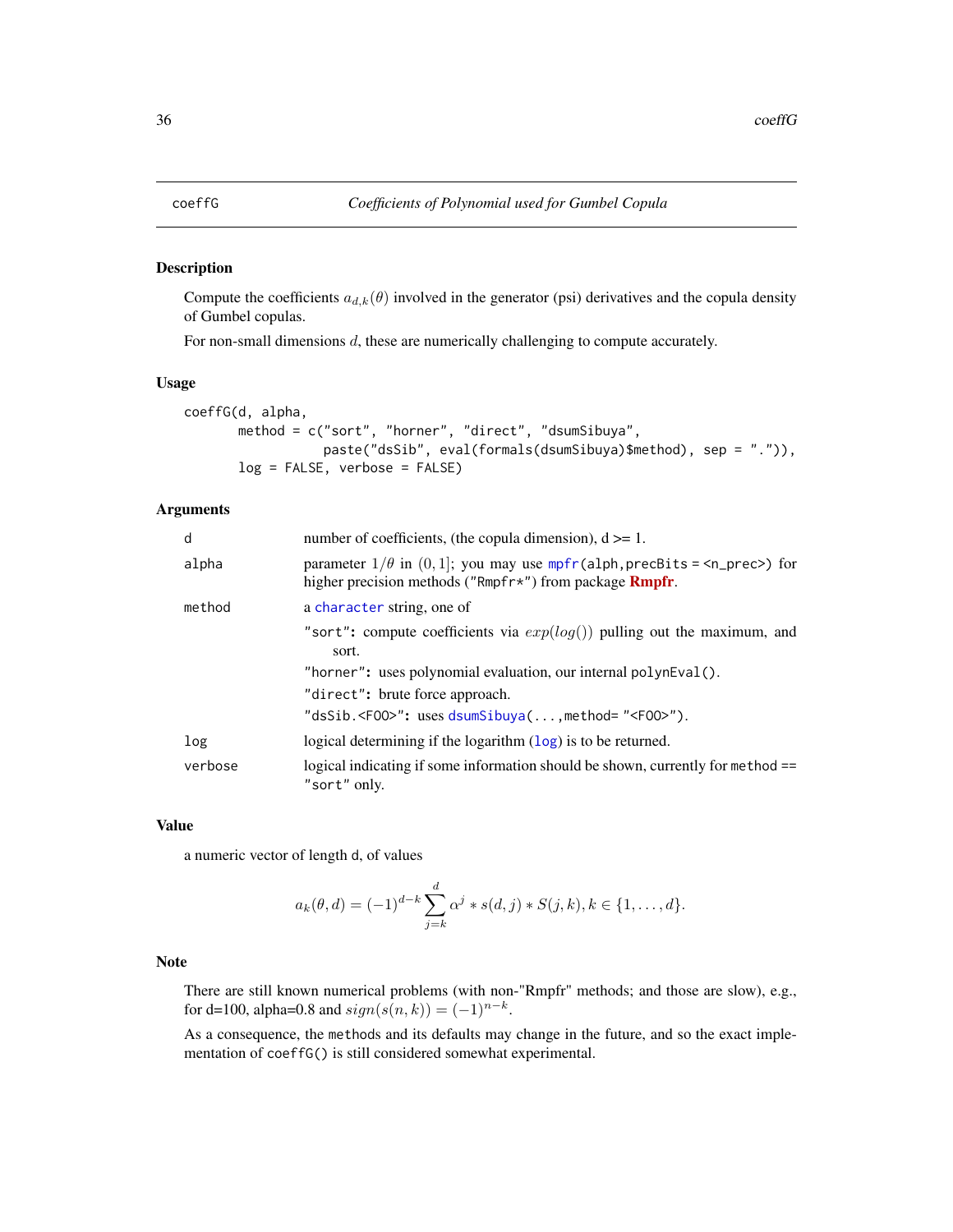coeffG — *Coefficients of Polynomial used for Gumbel Copula*

## Description

Compute the coefficients $a_{d,k}(\theta)$ involved in the generator (psi) derivatives and the copula density of Gumbel copulas.

For non-small dimensions $d$, these are numerically challenging to compute accurately.

## Usage

```
coeffG(d, alpha,
       method = c("sort", "horner", "direct", "dsumSibuya",
                  paste("dsSib", eval(formals(dsumSibuya)$method), sep = ".")),
       log = FALSE, verbose = FALSE)
```

## Arguments

| | |
|---|---|
| `d` | number of coefficients, (the copula dimension), d >= 1. |
| `alpha` | parameter $1/\theta$ in $(0, 1]$; you may use `mpfr(alph,precBits = <n_prec>)` for higher precision methods (`"Rmpfr*"`) from package **Rmpfr**. |
| `method` | a `character` string, one of<br>`"sort"`: compute coefficients via $exp(log())$ pulling out the maximum, and sort.<br>`"horner"`: uses polynomial evaluation, our internal `polynEval()`.<br>`"direct"`: brute force approach.<br>`"dsSib.<FOO>"`: uses `dsumSibuya(...,method= "<FOO>")`. |
| `log` | logical determining if the logarithm (`log`) is to be returned. |
| `verbose` | logical indicating if some information should be shown, currently for `method == "sort"` only. |

## Value

a numeric vector of length `d`, of values

$$a_k(\theta, d) = (-1)^{d-k} \sum_{j=k}^{d} \alpha^j * s(d, j) * S(j, k), k \in \{1, \dots, d\}.$$

## Note

There are still known numerical problems (with non-"Rmpfr" methods; and those are slow), e.g., for d=100, alpha=0.8 and $sign(s(n, k)) = (-1)^{n-k}$.

As a consequence, the `methods` and its defaults may change in the future, and so the exact implementation of `coeffG()` is still considered somewhat experimental.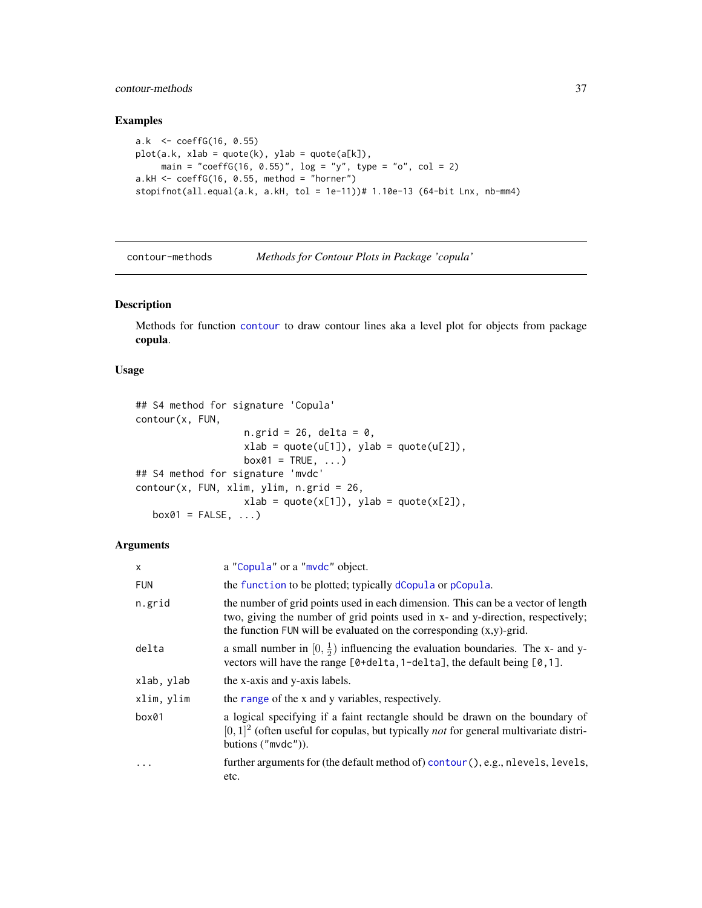## Examples

```
a.k  <- coeffG(16, 0.55)
plot(a.k, xlab = quote(k), ylab = quote(a[k]),
     main = "coeffG(16, 0.55)", log = "y", type = "o", col = 2)
a.kH <- coeffG(16, 0.55, method = "horner")
stopifnot(all.equal(a.k, a.kH, tol = 1e-11))# 1.10e-13 (64-bit Lnx, nb-mm4)
```

---

contour-methods    *Methods for Contour Plots in Package 'copula'*

---

## Description

Methods for function `contour` to draw contour lines aka a level plot for objects from package **copula**.

## Usage

```
## S4 method for signature 'Copula'
contour(x, FUN,
                  n.grid = 26, delta = 0,
                  xlab = quote(u[1]), ylab = quote(u[2]),
                  box01 = TRUE, ...)
## S4 method for signature 'mvdc'
contour(x, FUN, xlim, ylim, n.grid = 26,
                  xlab = quote(x[1]), ylab = quote(x[2]),
   box01 = FALSE, ...)
```

## Arguments

| | |
|---|---|
| `x` | a "`Copula`" or a "`mvdc`" object. |
| `FUN` | the `function` to be plotted; typically `dCopula` or `pCopula`. |
| `n.grid` | the number of grid points used in each dimension. This can be a vector of length two, giving the number of grid points used in x- and y-direction, respectively; the function `FUN` will be evaluated on the corresponding (x,y)-grid. |
| `delta` | a small number in $[0, \frac{1}{2})$ influencing the evaluation boundaries. The x- and y-vectors will have the range `[0+delta,1-delta]`, the default being `[0,1]`. |
| `xlab, ylab` | the x-axis and y-axis labels. |
| `xlim, ylim` | the `range` of the x and y variables, respectively. |
| `box01` | a logical specifying if a faint rectangle should be drawn on the boundary of $[0,1]^2$ (often useful for copulas, but typically *not* for general multivariate distributions ("`mvdc`")). |
| `...` | further arguments for (the default method of) `contour()`, e.g., `nlevels`, `levels`, etc. |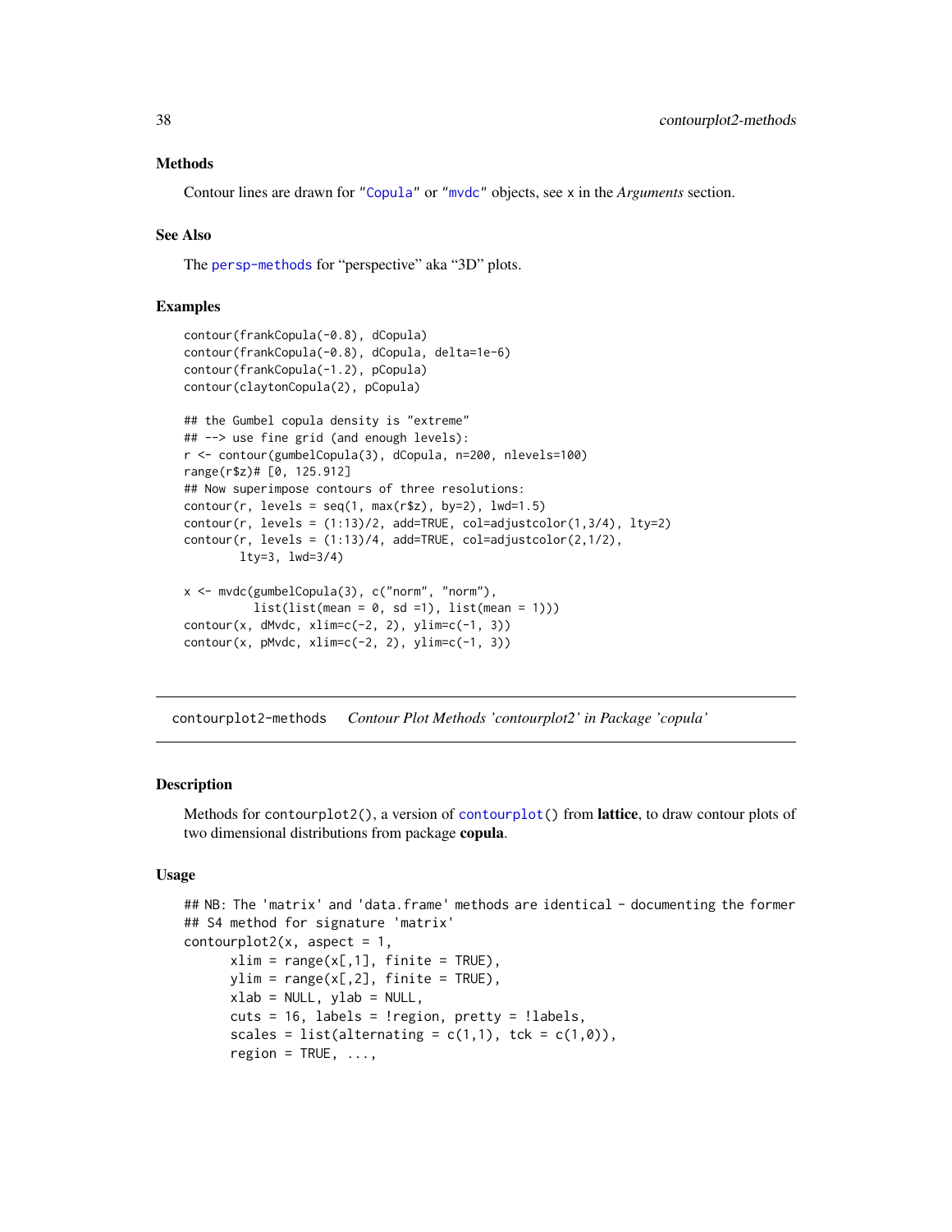### Methods

Contour lines are drawn for "Copula" or "mvdc" objects, see x in the *Arguments* section.

### See Also

The persp-methods for "perspective" aka "3D" plots.

### Examples

```
contour(frankCopula(-0.8), dCopula)
contour(frankCopula(-0.8), dCopula, delta=1e-6)
contour(frankCopula(-1.2), pCopula)
contour(claytonCopula(2), pCopula)

## the Gumbel copula density is "extreme"
## --> use fine grid (and enough levels):
r <- contour(gumbelCopula(3), dCopula, n=200, nlevels=100)
range(r$z)# [0, 125.912]
## Now superimpose contours of three resolutions:
contour(r, levels = seq(1, max(r$z), by=2), lwd=1.5)
contour(r, levels = (1:13)/2, add=TRUE, col=adjustcolor(1,3/4), lty=2)
contour(r, levels = (1:13)/4, add=TRUE, col=adjustcolor(2,1/2),
        lty=3, lwd=3/4)

x <- mvdc(gumbelCopula(3), c("norm", "norm"),
          list(list(mean = 0, sd =1), list(mean = 1)))
contour(x, dMvdc, xlim=c(-2, 2), ylim=c(-1, 3))
contour(x, pMvdc, xlim=c(-2, 2), ylim=c(-1, 3))
```

---

## contourplot2-methods    *Contour Plot Methods 'contourplot2' in Package 'copula'*

---

### Description

Methods for contourplot2(), a version of contourplot() from **lattice**, to draw contour plots of two dimensional distributions from package **copula**.

### Usage

```
## NB: The 'matrix' and 'data.frame' methods are identical - documenting the former
## S4 method for signature 'matrix'
contourplot2(x, aspect = 1,
      xlim = range(x[,1], finite = TRUE),
      ylim = range(x[,2], finite = TRUE),
      xlab = NULL, ylab = NULL,
      cuts = 16, labels = !region, pretty = !labels,
      scales = list(alternating = c(1,1), tck = c(1,0)),
      region = TRUE, ...,
```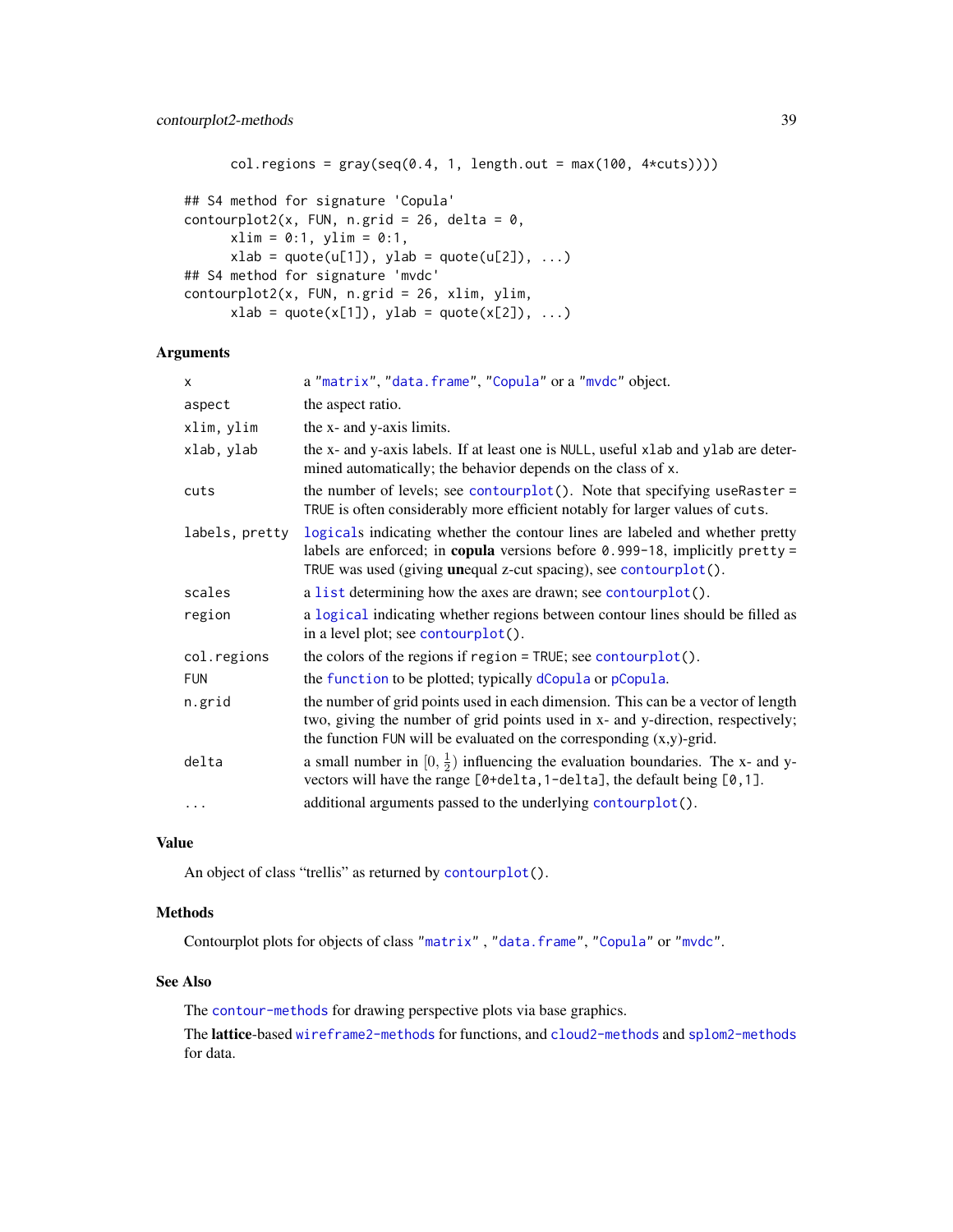```
      col.regions = gray(seq(0.4, 1, length.out = max(100, 4*cuts))))

## S4 method for signature 'Copula'
contourplot2(x, FUN, n.grid = 26, delta = 0,
      xlim = 0:1, ylim = 0:1,
      xlab = quote(u[1]), ylab = quote(u[2]), ...)
## S4 method for signature 'mvdc'
contourplot2(x, FUN, n.grid = 26, xlim, ylim,
      xlab = quote(x[1]), ylab = quote(x[2]), ...)
```

## Arguments

| | |
|---|---|
| `x` | a "`matrix`", "`data.frame`", "`Copula`" or a "`mvdc`" object. |
| `aspect` | the aspect ratio. |
| `xlim, ylim` | the x- and y-axis limits. |
| `xlab, ylab` | the x- and y-axis labels. If at least one is `NULL`, useful `xlab` and `ylab` are determined automatically; the behavior depends on the class of `x`. |
| `cuts` | the number of levels; see `contourplot()`. Note that specifying `useRaster = TRUE` is often considerably more efficient notably for larger values of `cuts`. |
| `labels, pretty` | `logical`s indicating whether the contour lines are labeled and whether pretty labels are enforced; in **copula** versions before `0.999-18`, implicitly `pretty = TRUE` was used (giving **un**equal z-cut spacing), see `contourplot()`. |
| `scales` | a `list` determining how the axes are drawn; see `contourplot()`. |
| `region` | a `logical` indicating whether regions between contour lines should be filled as in a level plot; see `contourplot()`. |
| `col.regions` | the colors of the regions if `region = TRUE`; see `contourplot()`. |
| `FUN` | the `function` to be plotted; typically `dCopula` or `pCopula`. |
| `n.grid` | the number of grid points used in each dimension. This can be a vector of length two, giving the number of grid points used in x- and y-direction, respectively; the function `FUN` will be evaluated on the corresponding (x,y)-grid. |
| `delta` | a small number in $[0, \frac{1}{2})$ influencing the evaluation boundaries. The x- and y-vectors will have the range `[0+delta,1-delta]`, the default being `[0,1]`. |
| `...` | additional arguments passed to the underlying `contourplot()`. |

## Value

An object of class "trellis" as returned by `contourplot()`.

## Methods

Contourplot plots for objects of class "`matrix`" , "`data.frame`", "`Copula`" or "`mvdc`".

## See Also

The `contour-methods` for drawing perspective plots via base graphics.

The **lattice**-based `wireframe2-methods` for functions, and `cloud2-methods` and `splom2-methods` for data.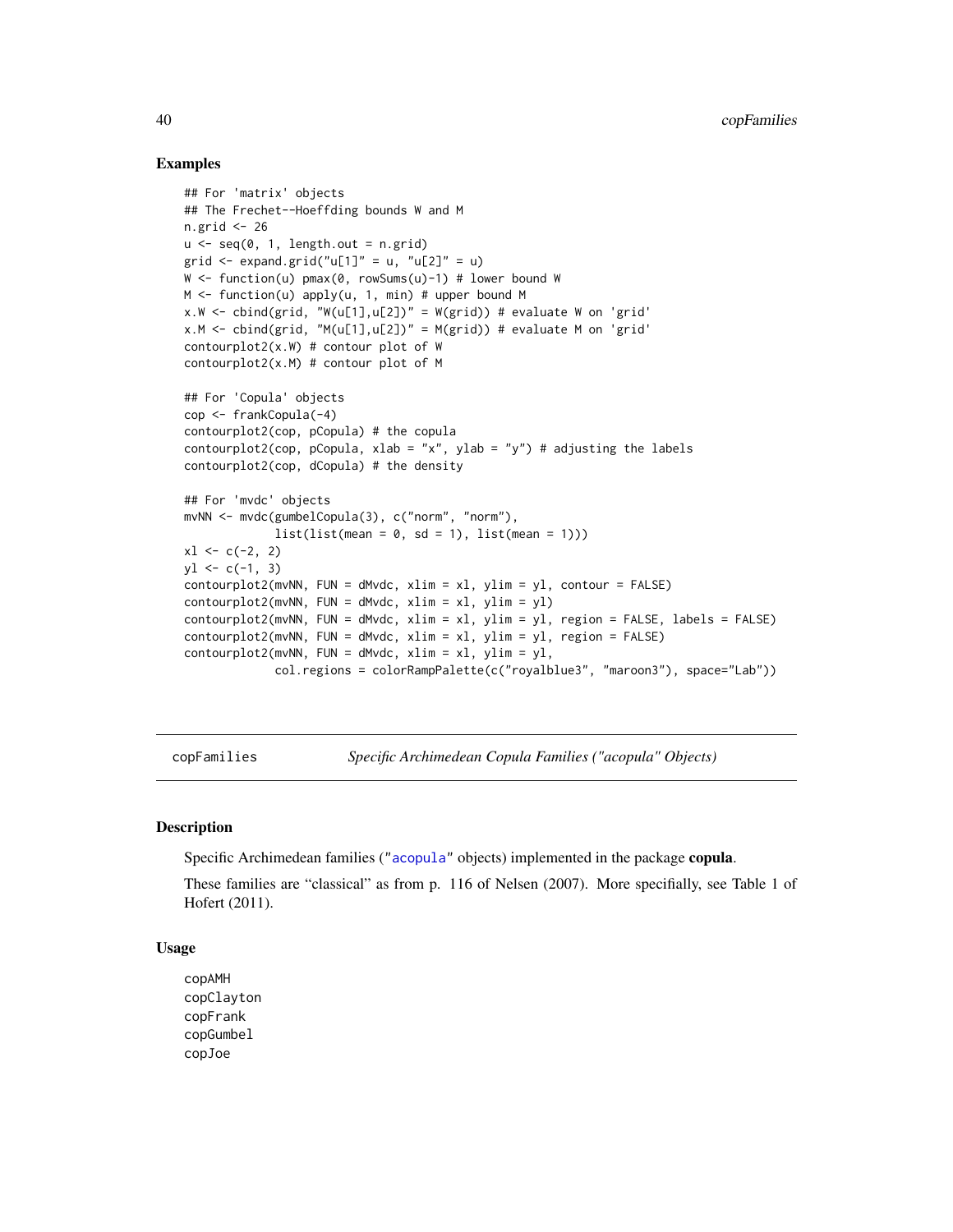### Examples

```
## For 'matrix' objects
## The Frechet--Hoeffding bounds W and M
n.grid <- 26
u <- seq(0, 1, length.out = n.grid)
grid <- expand.grid("u[1]" = u, "u[2]" = u)
W <- function(u) pmax(0, rowSums(u)-1) # lower bound W
M <- function(u) apply(u, 1, min) # upper bound M
x.W <- cbind(grid, "W(u[1],u[2])" = W(grid)) # evaluate W on 'grid'
x.M <- cbind(grid, "M(u[1],u[2])" = M(grid)) # evaluate M on 'grid'
contourplot2(x.W) # contour plot of W
contourplot2(x.M) # contour plot of M

## For 'Copula' objects
cop <- frankCopula(-4)
contourplot2(cop, pCopula) # the copula
contourplot2(cop, pCopula, xlab = "x", ylab = "y") # adjusting the labels
contourplot2(cop, dCopula) # the density

## For 'mvdc' objects
mvNN <- mvdc(gumbelCopula(3), c("norm", "norm"),
             list(list(mean = 0, sd = 1), list(mean = 1)))
xl <- c(-2, 2)
yl <- c(-1, 3)
contourplot2(mvNN, FUN = dMvdc, xlim = xl, ylim = yl, contour = FALSE)
contourplot2(mvNN, FUN = dMvdc, xlim = xl, ylim = yl)
contourplot2(mvNN, FUN = dMvdc, xlim = xl, ylim = yl, region = FALSE, labels = FALSE)
contourplot2(mvNN, FUN = dMvdc, xlim = xl, ylim = yl, region = FALSE)
contourplot2(mvNN, FUN = dMvdc, xlim = xl, ylim = yl,
             col.regions = colorRampPalette(c("royalblue3", "maroon3"), space="Lab"))
```

---

## copFamilies — *Specific Archimedean Copula Families ("acopula" Objects)*

### Description

Specific Archimedean families ("acopula" objects) implemented in the package **copula**.

These families are "classical" as from p. 116 of Nelsen (2007). More specifially, see Table 1 of Hofert (2011).

### Usage

```
copAMH
copClayton
copFrank
copGumbel
copJoe
```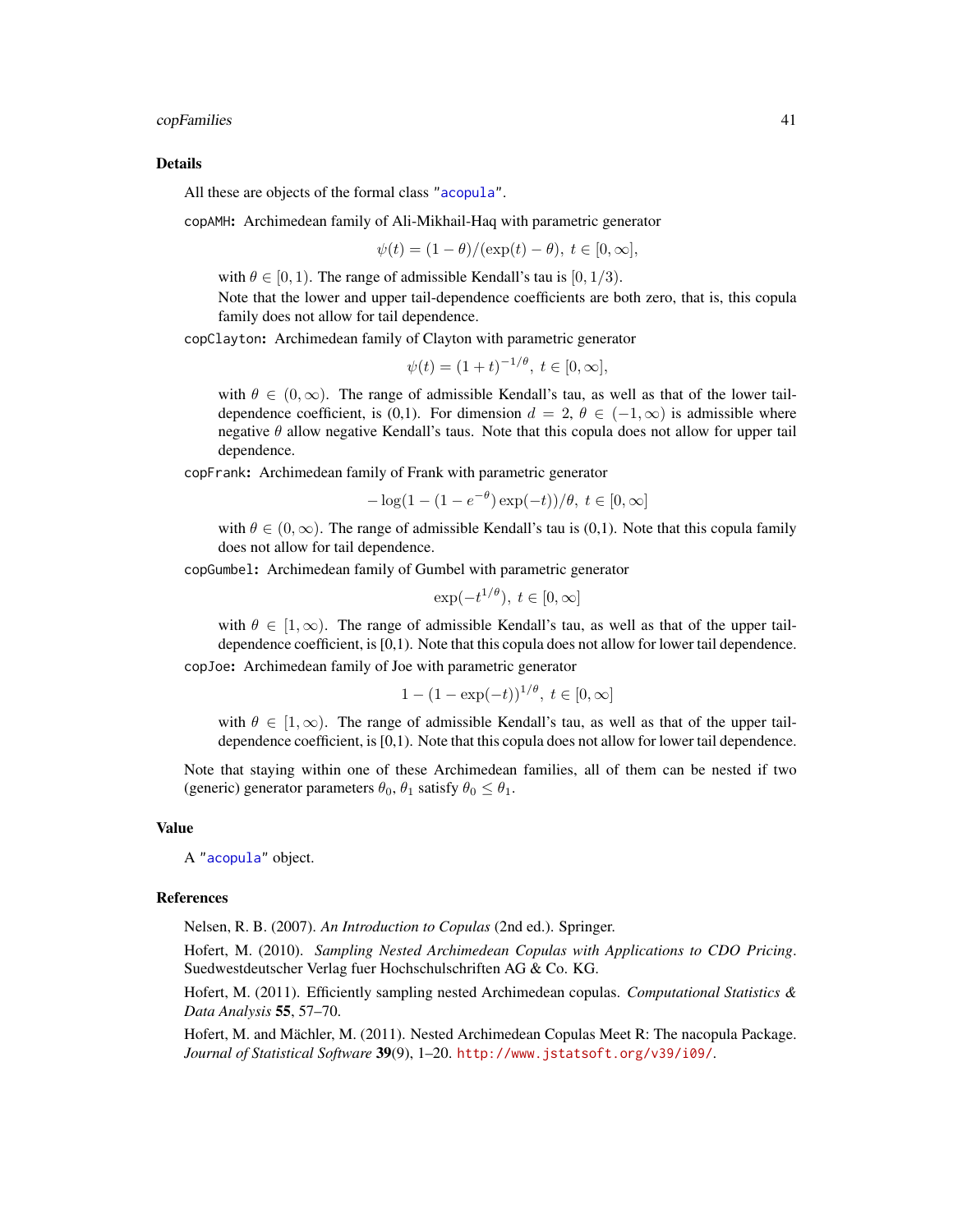## Details

All these are objects of the formal class "acopula".

`copAMH`: Archimedean family of Ali-Mikhail-Haq with parametric generator

$$\psi(t) = (1-\theta)/(\exp(t)-\theta),\ t \in [0,\infty],$$

with $\theta \in [0,1)$. The range of admissible Kendall's tau is $[0,1/3)$.
Note that the lower and upper tail-dependence coefficients are both zero, that is, this copula family does not allow for tail dependence.

`copClayton`: Archimedean family of Clayton with parametric generator

$$\psi(t) = (1+t)^{-1/\theta},\ t \in [0,\infty],$$

with $\theta \in (0,\infty)$. The range of admissible Kendall's tau, as well as that of the lower tail-dependence coefficient, is (0,1). For dimension $d = 2$, $\theta \in (-1,\infty)$ is admissible where negative $\theta$ allow negative Kendall's taus. Note that this copula does not allow for upper tail dependence.

`copFrank`: Archimedean family of Frank with parametric generator

$$-\log(1-(1-e^{-\theta})\exp(-t))/\theta,\ t \in [0,\infty]$$

with $\theta \in (0,\infty)$. The range of admissible Kendall's tau is (0,1). Note that this copula family does not allow for tail dependence.

`copGumbel`: Archimedean family of Gumbel with parametric generator

$$\exp(-t^{1/\theta}),\ t \in [0,\infty]$$

with $\theta \in [1,\infty)$. The range of admissible Kendall's tau, as well as that of the upper tail-dependence coefficient, is [0,1). Note that this copula does not allow for lower tail dependence.

`copJoe`: Archimedean family of Joe with parametric generator

$$1-(1-\exp(-t))^{1/\theta},\ t \in [0,\infty]$$

with $\theta \in [1,\infty)$. The range of admissible Kendall's tau, as well as that of the upper tail-dependence coefficient, is [0,1). Note that this copula does not allow for lower tail dependence.

Note that staying within one of these Archimedean families, all of them can be nested if two (generic) generator parameters $\theta_0, \theta_1$ satisfy $\theta_0 \le \theta_1$.

## Value

A "acopula" object.

## References

Nelsen, R. B. (2007). *An Introduction to Copulas* (2nd ed.). Springer.

Hofert, M. (2010). *Sampling Nested Archimedean Copulas with Applications to CDO Pricing*. Suedwestdeutscher Verlag fuer Hochschulschriften AG & Co. KG.

Hofert, M. (2011). Efficiently sampling nested Archimedean copulas. *Computational Statistics & Data Analysis* **55**, 57–70.

Hofert, M. and Mächler, M. (2011). Nested Archimedean Copulas Meet R: The nacopula Package. *Journal of Statistical Software* **39**(9), 1–20. http://www.jstatsoft.org/v39/i09/.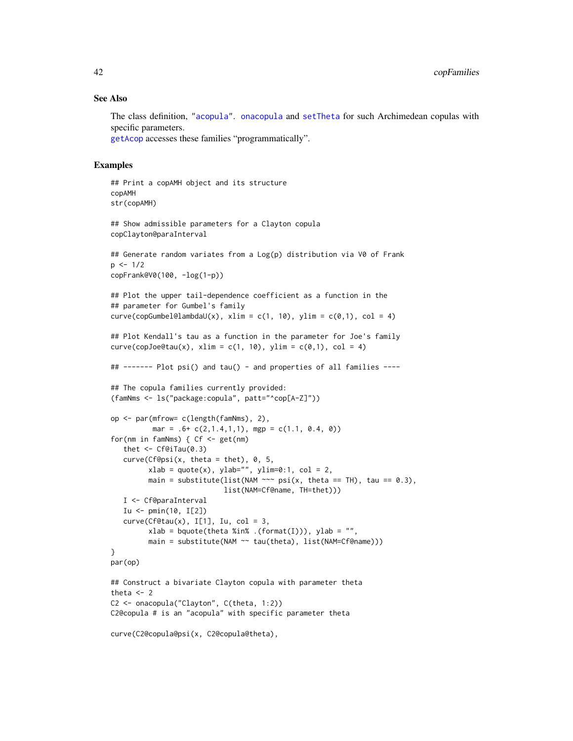## See Also

The class definition, "acopula". onacopula and setTheta for such Archimedean copulas with specific parameters.
getAcop accesses these families "programmatically".

## Examples

```
## Print a copAMH object and its structure
copAMH
str(copAMH)

## Show admissible parameters for a Clayton copula
copClayton@paraInterval

## Generate random variates from a Log(p) distribution via V0 of Frank
p <- 1/2
copFrank@V0(100, -log(1-p))

## Plot the upper tail-dependence coefficient as a function in the
## parameter for Gumbel's family
curve(copGumbel@lambdaU(x), xlim = c(1, 10), ylim = c(0,1), col = 4)

## Plot Kendall's tau as a function in the parameter for Joe's family
curve(copJoe@tau(x), xlim = c(1, 10), ylim = c(0,1), col = 4)

## ------- Plot psi() and tau() - and properties of all families ----

## The copula families currently provided:
(famNms <- ls("package:copula", patt="^cop[A-Z]"))

op <- par(mfrow= c(length(famNms), 2),
          mar = .6+ c(2,1.4,1,1), mgp = c(1.1, 0.4, 0))
for(nm in famNms) { Cf <- get(nm)
   thet <- Cf@iTau(0.3)
   curve(Cf@psi(x, theta = thet), 0, 5,
         xlab = quote(x), ylab="", ylim=0:1, col = 2,
         main = substitute(list(NAM ~~~ psi(x, theta == TH), tau == 0.3),
                           list(NAM=Cf@name, TH=thet)))
   I <- Cf@paraInterval
   Iu <- pmin(10, I[2])
   curve(Cf@tau(x), I[1], Iu, col = 3,
         xlab = bquote(theta %in% .(format(I))), ylab = "",
         main = substitute(NAM ~~ tau(theta), list(NAM=Cf@name)))
}
par(op)

## Construct a bivariate Clayton copula with parameter theta
theta <- 2
C2 <- onacopula("Clayton", C(theta, 1:2))
C2@copula # is an "acopula" with specific parameter theta

curve(C2@copula@psi(x, C2@copula@theta),
```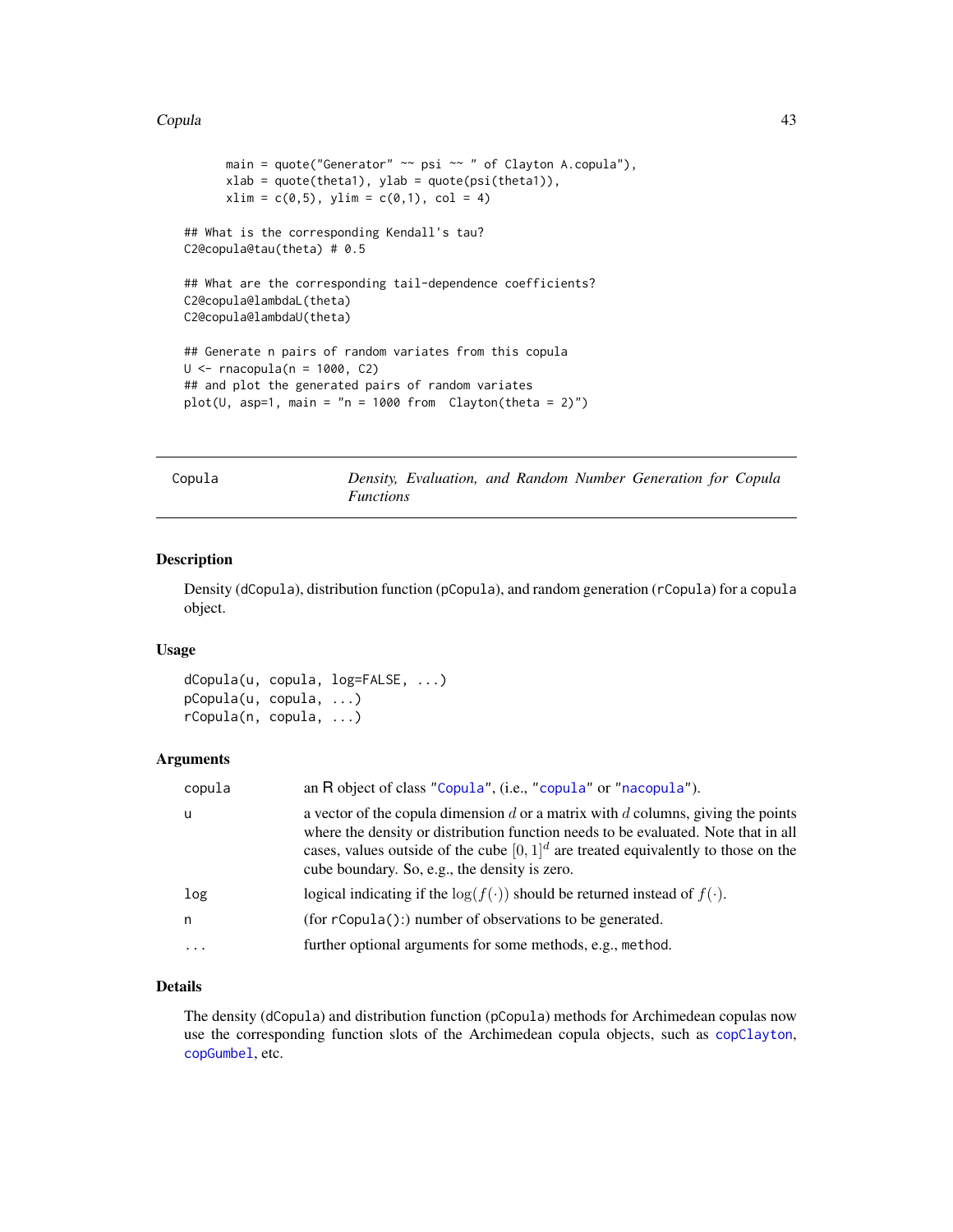```
        main = quote("Generator" ~~ psi ~~ " of Clayton A.copula"),
        xlab = quote(theta1), ylab = quote(psi(theta1)),
        xlim = c(0,5), ylim = c(0,1), col = 4)

## What is the corresponding Kendall's tau?
C2@copula@tau(theta) # 0.5

## What are the corresponding tail-dependence coefficients?
C2@copula@lambdaL(theta)
C2@copula@lambdaU(theta)

## Generate n pairs of random variates from this copula
U <- rnacopula(n = 1000, C2)
## and plot the generated pairs of random variates
plot(U, asp=1, main = "n = 1000 from  Clayton(theta = 2)")
```

---

Copula — *Density, Evaluation, and Random Number Generation for Copula Functions*

---

## Description

Density (dCopula), distribution function (pCopula), and random generation (rCopula) for a copula object.

## Usage

```
dCopula(u, copula, log=FALSE, ...)
pCopula(u, copula, ...)
rCopula(n, copula, ...)
```

## Arguments

| | |
|---|---|
| copula | an R object of class "Copula", (i.e., "copula" or "nacopula"). |
| u | a vector of the copula dimension $d$ or a matrix with $d$ columns, giving the points where the density or distribution function needs to be evaluated. Note that in all cases, values outside of the cube $[0,1]^d$ are treated equivalently to those on the cube boundary. So, e.g., the density is zero. |
| log | logical indicating if the $\log(f(\cdot))$ should be returned instead of $f(\cdot)$. |
| n | (for rCopula():) number of observations to be generated. |
| ... | further optional arguments for some methods, e.g., method. |

## Details

The density (dCopula) and distribution function (pCopula) methods for Archimedean copulas now use the corresponding function slots of the Archimedean copula objects, such as copClayton, copGumbel, etc.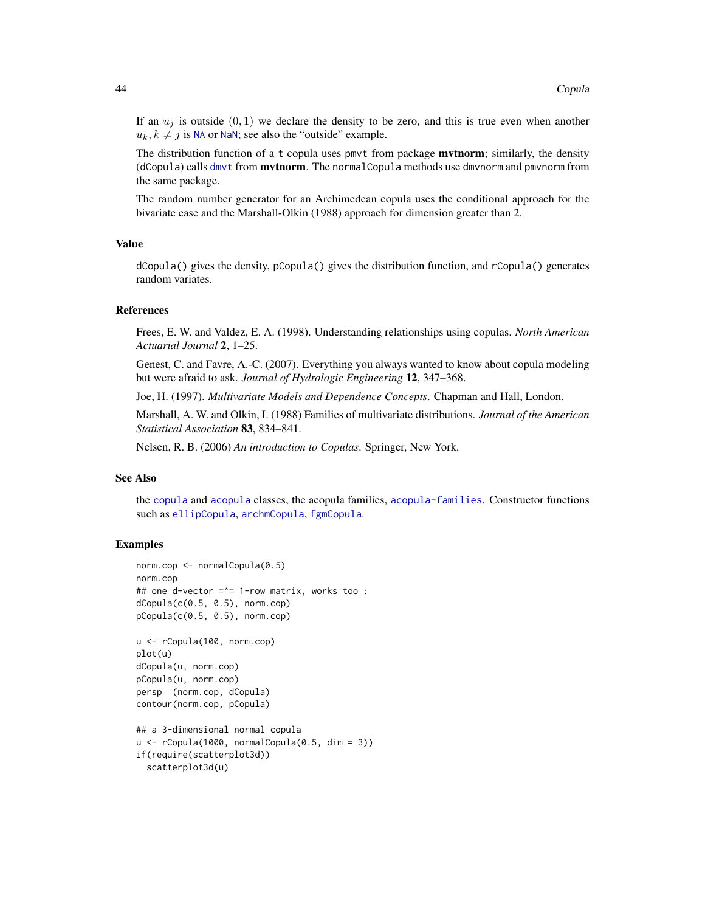If an $u_j$ is outside $(0, 1)$ we declare the density to be zero, and this is true even when another $u_k, k \neq j$ is NA or NaN; see also the "outside" example.

The distribution function of a t copula uses pmvt from package **mvtnorm**; similarly, the density (dCopula) calls dmvt from **mvtnorm**. The normalCopula methods use dmvnorm and pmvnorm from the same package.

The random number generator for an Archimedean copula uses the conditional approach for the bivariate case and the Marshall-Olkin (1988) approach for dimension greater than 2.

## Value

dCopula() gives the density, pCopula() gives the distribution function, and rCopula() generates random variates.

## References

Frees, E. W. and Valdez, E. A. (1998). Understanding relationships using copulas. *North American Actuarial Journal* **2**, 1–25.

Genest, C. and Favre, A.-C. (2007). Everything you always wanted to know about copula modeling but were afraid to ask. *Journal of Hydrologic Engineering* **12**, 347–368.

Joe, H. (1997). *Multivariate Models and Dependence Concepts*. Chapman and Hall, London.

Marshall, A. W. and Olkin, I. (1988) Families of multivariate distributions. *Journal of the American Statistical Association* **83**, 834–841.

Nelsen, R. B. (2006) *An introduction to Copulas*. Springer, New York.

## See Also

the copula and acopula classes, the acopula families, acopula-families. Constructor functions such as ellipCopula, archmCopula, fgmCopula.

## Examples

```
norm.cop <- normalCopula(0.5)
norm.cop
## one d-vector =^= 1-row matrix, works too :
dCopula(c(0.5, 0.5), norm.cop)
pCopula(c(0.5, 0.5), norm.cop)

u <- rCopula(100, norm.cop)
plot(u)
dCopula(u, norm.cop)
pCopula(u, norm.cop)
persp  (norm.cop, dCopula)
contour(norm.cop, pCopula)

## a 3-dimensional normal copula
u <- rCopula(1000, normalCopula(0.5, dim = 3))
if(require(scatterplot3d))
  scatterplot3d(u)
```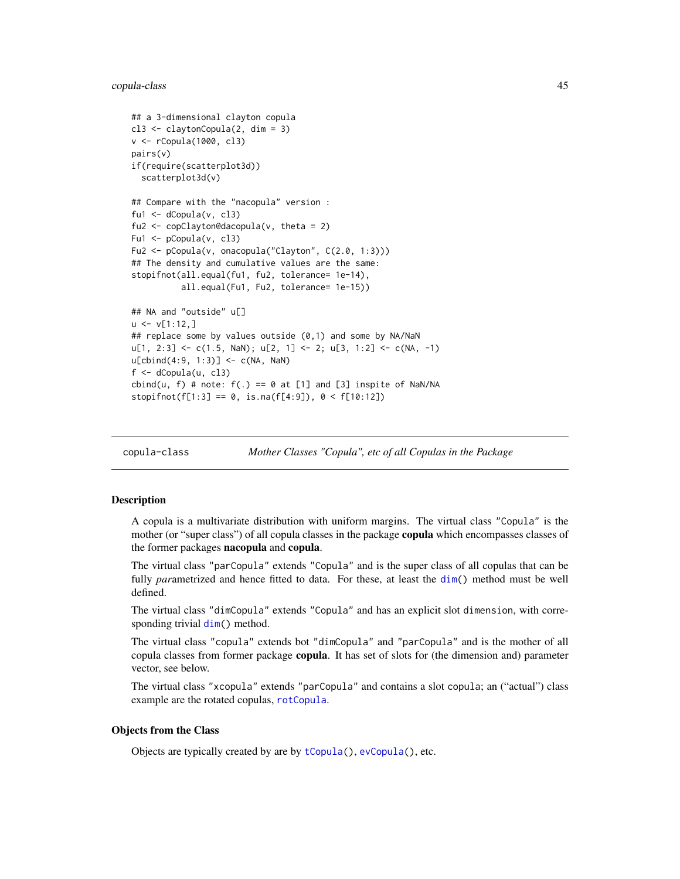```
## a 3-dimensional clayton copula
cl3 <- claytonCopula(2, dim = 3)
v <- rCopula(1000, cl3)
pairs(v)
if(require(scatterplot3d))
  scatterplot3d(v)

## Compare with the "nacopula" version :
fu1 <- dCopula(v, cl3)
fu2 <- copClayton@dacopula(v, theta = 2)
Fu1 <- pCopula(v, cl3)
Fu2 <- pCopula(v, onacopula("Clayton", C(2.0, 1:3)))
## The density and cumulative values are the same:
stopifnot(all.equal(fu1, fu2, tolerance= 1e-14),
          all.equal(Fu1, Fu2, tolerance= 1e-15))

## NA and "outside" u[]
u <- v[1:12,]
## replace some by values outside (0,1) and some by NA/NaN
u[1, 2:3] <- c(1.5, NaN); u[2, 1] <- 2; u[3, 1:2] <- c(NA, -1)
u[cbind(4:9, 1:3)] <- c(NA, NaN)
f <- dCopula(u, cl3)
cbind(u, f) # note: f(.) == 0 at [1] and [3] inspite of NaN/NA
stopifnot(f[1:3] == 0, is.na(f[4:9]), 0 < f[10:12])
```

---

copula-class *Mother Classes "Copula", etc of all Copulas in the Package*

---

## Description

A copula is a multivariate distribution with uniform margins. The virtual class "Copula" is the mother (or "super class") of all copula classes in the package **copula** which encompasses classes of the former packages **nacopula** and **copula**.

The virtual class "parCopula" extends "Copula" and is the super class of all copulas that can be fully *par*ametrized and hence fitted to data. For these, at least the dim() method must be well defined.

The virtual class "dimCopula" extends "Copula" and has an explicit slot dimension, with corresponding trivial dim() method.

The virtual class "copula" extends bot "dimCopula" and "parCopula" and is the mother of all copula classes from former package **copula**. It has set of slots for (the dimension and) parameter vector, see below.

The virtual class "xcopula" extends "parCopula" and contains a slot copula; an ("actual") class example are the rotated copulas, rotCopula.

## Objects from the Class

Objects are typically created by are by tCopula(), evCopula(), etc.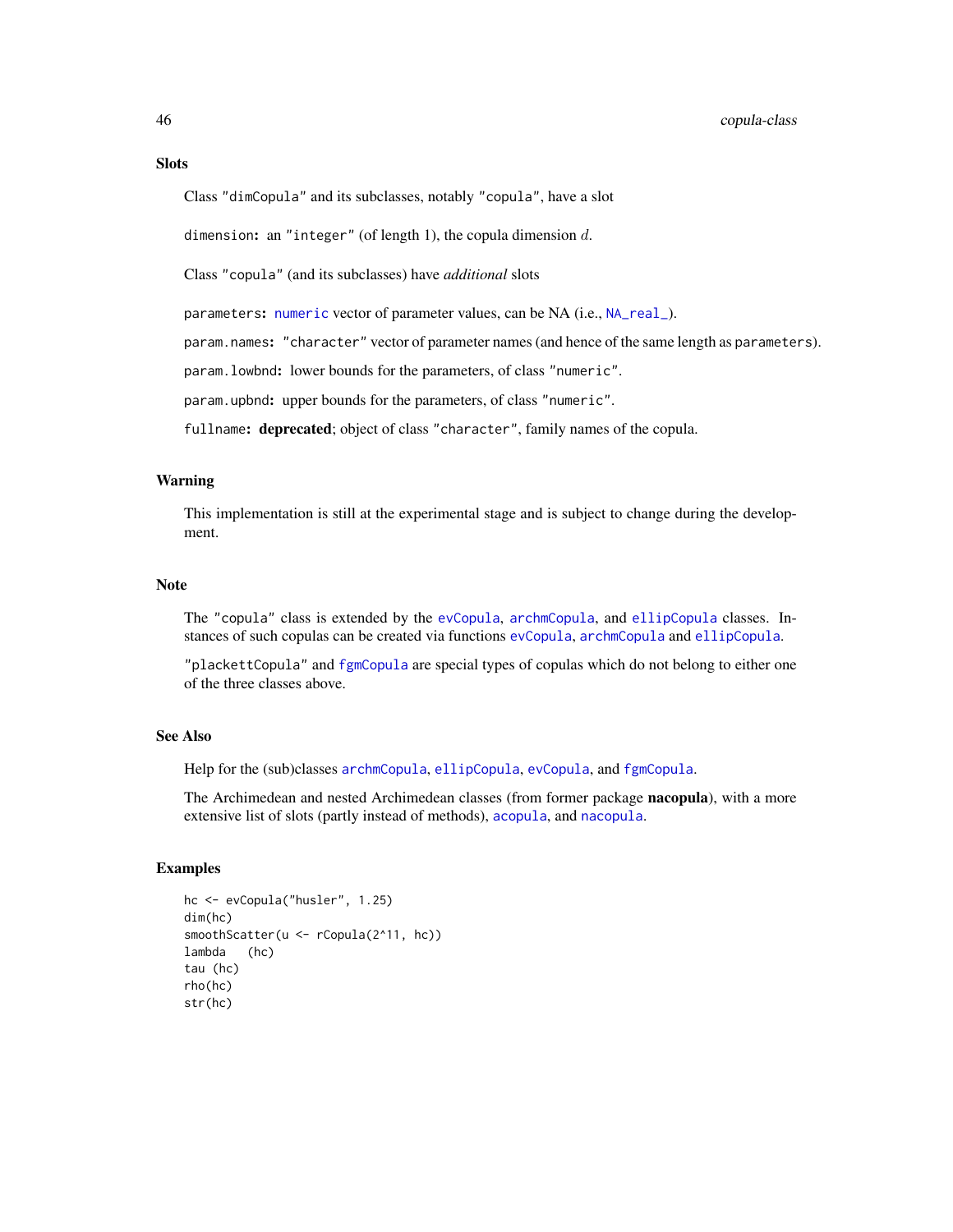## Slots

Class "dimCopula" and its subclasses, notably "copula", have a slot

dimension: an "integer" (of length 1), the copula dimension $d$.

Class "copula" (and its subclasses) have *additional* slots

parameters: numeric vector of parameter values, can be NA (i.e., NA_real_).

param.names: "character" vector of parameter names (and hence of the same length as parameters).

param.lowbnd: lower bounds for the parameters, of class "numeric".

param.upbnd: upper bounds for the parameters, of class "numeric".

fullname: **deprecated**; object of class "character", family names of the copula.

## Warning

This implementation is still at the experimental stage and is subject to change during the development.

## Note

The "copula" class is extended by the evCopula, archmCopula, and ellipCopula classes. Instances of such copulas can be created via functions evCopula, archmCopula and ellipCopula.

"plackettCopula" and fgmCopula are special types of copulas which do not belong to either one of the three classes above.

## See Also

Help for the (sub)classes archmCopula, ellipCopula, evCopula, and fgmCopula.

The Archimedean and nested Archimedean classes (from former package **nacopula**), with a more extensive list of slots (partly instead of methods), acopula, and nacopula.

## Examples

```
hc <- evCopula("husler", 1.25)
dim(hc)
smoothScatter(u <- rCopula(2^11, hc))
lambda   (hc)
tau (hc)
rho(hc)
str(hc)
```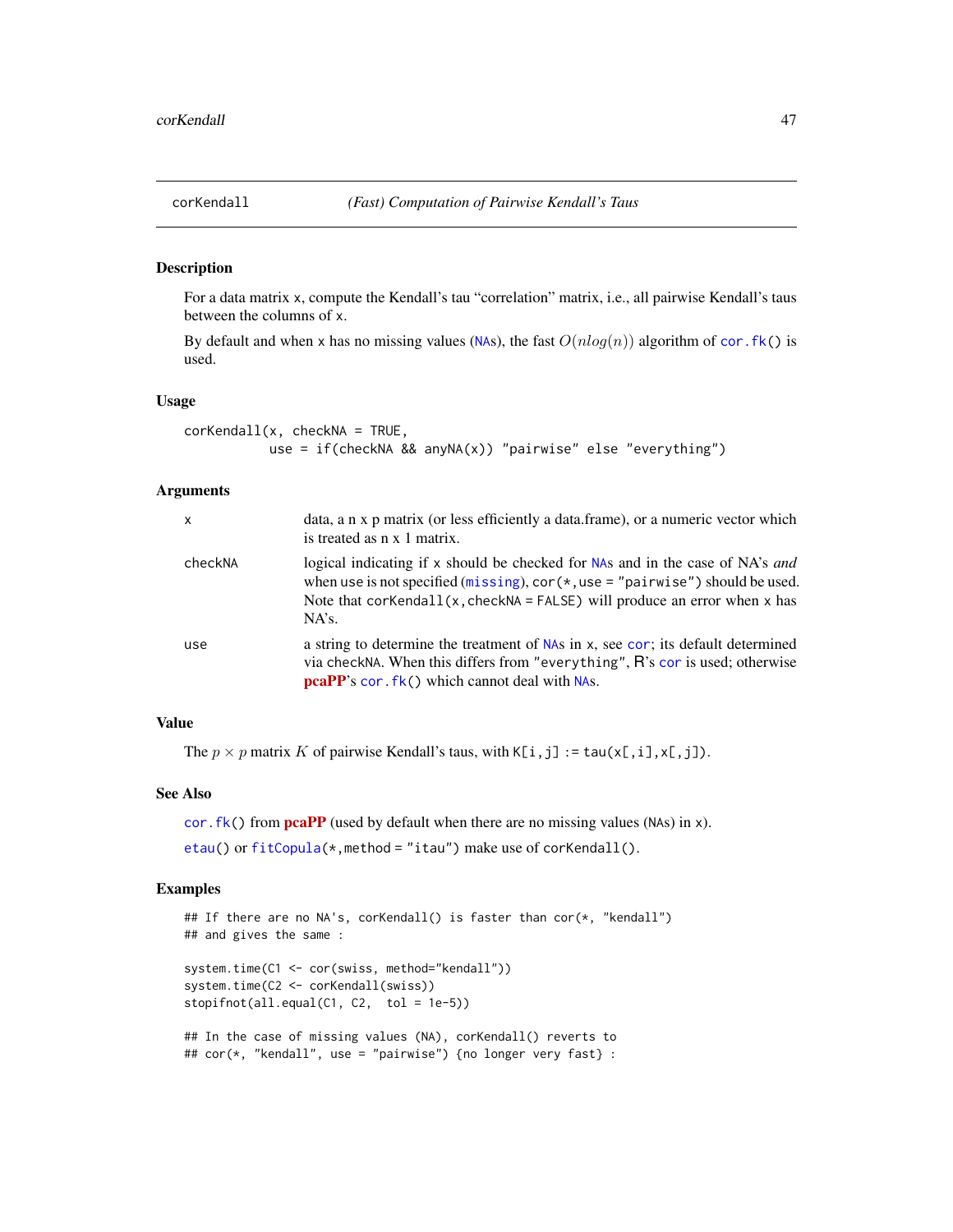corKendall *(Fast) Computation of Pairwise Kendall's Taus*

## Description

For a data matrix x, compute the Kendall's tau "correlation" matrix, i.e., all pairwise Kendall's taus between the columns of x.

By default and when x has no missing values (NAs), the fast $O(nlog(n))$ algorithm of cor.fk() is used.

## Usage

```
corKendall(x, checkNA = TRUE,
           use = if(checkNA && anyNA(x)) "pairwise" else "everything")
```

## Arguments

| | |
|---|---|
| x | data, a n x p matrix (or less efficiently a data.frame), or a numeric vector which is treated as n x 1 matrix. |
| checkNA | logical indicating if x should be checked for NAs and in the case of NA's *and* when use is not specified (missing), cor(*,use = "pairwise") should be used. Note that corKendall(x,checkNA = FALSE) will produce an error when x has NA's. |
| use | a string to determine the treatment of NAs in x, see cor; its default determined via checkNA. When this differs from "everything", R's cor is used; otherwise **pcaPP**'s cor.fk() which cannot deal with NAs. |

## Value

The $p \times p$ matrix $K$ of pairwise Kendall's taus, with K[i,j] := tau(x[,i],x[,j]).

## See Also

cor.fk() from **pcaPP** (used by default when there are no missing values (NAs) in x).

etau() or fitCopula(*,method = "itau") make use of corKendall().

## Examples

```
## If there are no NA's, corKendall() is faster than cor(*, "kendall")
## and gives the same :

system.time(C1 <- cor(swiss, method="kendall"))
system.time(C2 <- corKendall(swiss))
stopifnot(all.equal(C1, C2,  tol = 1e-5))

## In the case of missing values (NA), corKendall() reverts to
## cor(*, "kendall", use = "pairwise") {no longer very fast} :
```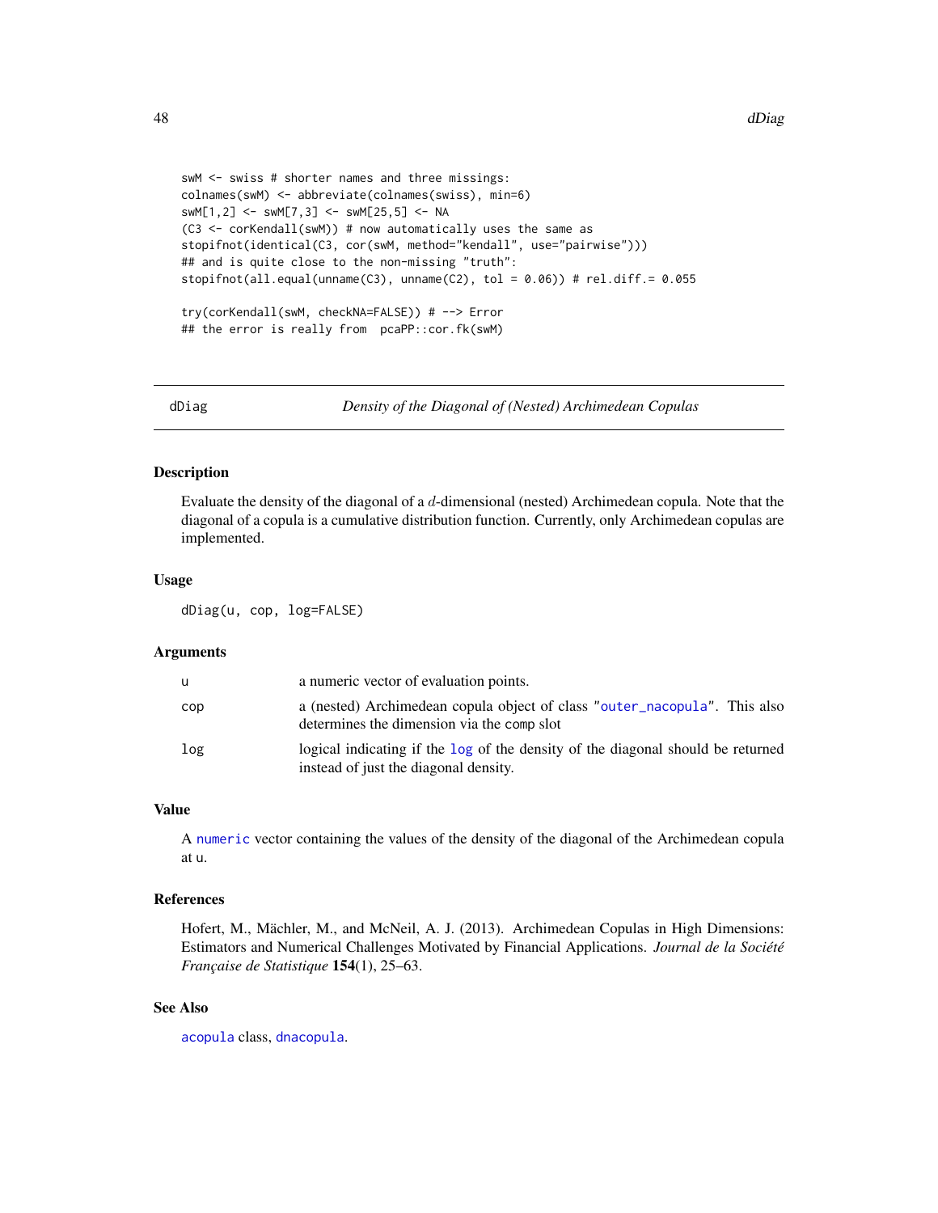```
swM <- swiss # shorter names and three missings:
colnames(swM) <- abbreviate(colnames(swiss), min=6)
swM[1,2] <- swM[7,3] <- swM[25,5] <- NA
(C3 <- corKendall(swM)) # now automatically uses the same as
stopifnot(identical(C3, cor(swM, method="kendall", use="pairwise")))
## and is quite close to the non-missing "truth":
stopifnot(all.equal(unname(C3), unname(C2), tol = 0.06)) # rel.diff.= 0.055

try(corKendall(swM, checkNA=FALSE)) # --> Error
## the error is really from  pcaPP::cor.fk(swM)
```

---

## dDiag — *Density of the Diagonal of (Nested) Archimedean Copulas*

### Description

Evaluate the density of the diagonal of a $d$-dimensional (nested) Archimedean copula. Note that the diagonal of a copula is a cumulative distribution function. Currently, only Archimedean copulas are implemented.

### Usage

```
dDiag(u, cop, log=FALSE)
```

### Arguments

| | |
|---|---|
| u | a numeric vector of evaluation points. |
| cop | a (nested) Archimedean copula object of class "outer_nacopula". This also determines the dimension via the comp slot |
| log | logical indicating if the log of the density of the diagonal should be returned instead of just the diagonal density. |

### Value

A numeric vector containing the values of the density of the diagonal of the Archimedean copula at u.

### References

Hofert, M., Mächler, M., and McNeil, A. J. (2013). Archimedean Copulas in High Dimensions: Estimators and Numerical Challenges Motivated by Financial Applications. *Journal de la Société Française de Statistique* **154**(1), 25–63.

### See Also

acopula class, dnacopula.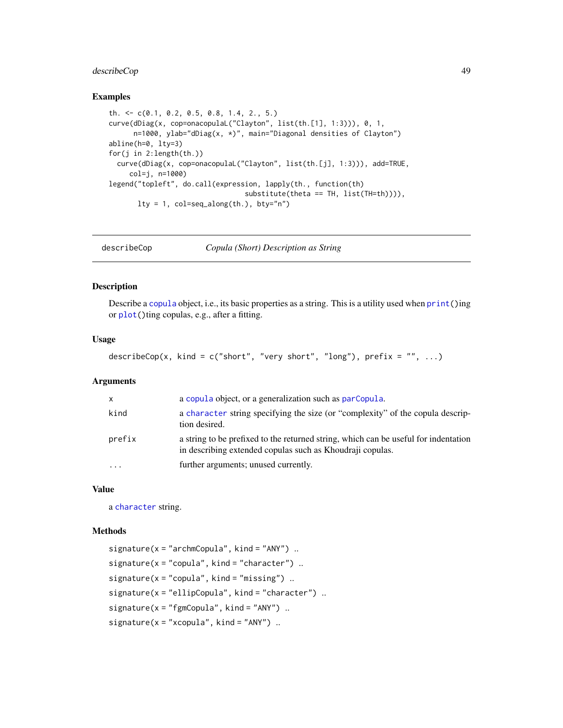### Examples

```
th. <- c(0.1, 0.2, 0.5, 0.8, 1.4, 2., 5.)
curve(dDiag(x, cop=onacopulaL("Clayton", list(th.[1], 1:3))), 0, 1,
      n=1000, ylab="dDiag(x, *)", main="Diagonal densities of Clayton")
abline(h=0, lty=3)
for(j in 2:length(th.))
  curve(dDiag(x, cop=onacopulaL("Clayton", list(th.[j], 1:3))), add=TRUE,
     col=j, n=1000)
legend("topleft", do.call(expression, lapply(th., function(th)
                                  substitute(theta == TH, list(TH=th)))),
       lty = 1, col=seq_along(th.), bty="n")
```

---

## describeCop — *Copula (Short) Description as String*

---

### Description

Describe a copula object, i.e., its basic properties as a string. This is a utility used when print()ing or plot()ting copulas, e.g., after a fitting.

### Usage

```
describeCop(x, kind = c("short", "very short", "long"), prefix = "", ...)
```

### Arguments

| | |
|---|---|
| x | a copula object, or a generalization such as parCopula. |
| kind | a character string specifying the size (or "complexity" of the copula description desired. |
| prefix | a string to be prefixed to the returned string, which can be useful for indentation in describing extended copulas such as Khoudraji copulas. |
| ... | further arguments; unused currently. |

### Value

a character string.

### Methods

signature(x = "archmCopula", kind = "ANY") ..

signature(x = "copula", kind = "character") ..

signature(x = "copula", kind = "missing") ..

signature(x = "ellipCopula", kind = "character") ..

signature(x = "fgmCopula", kind = "ANY") ..

signature(x = "xcopula", kind = "ANY") ..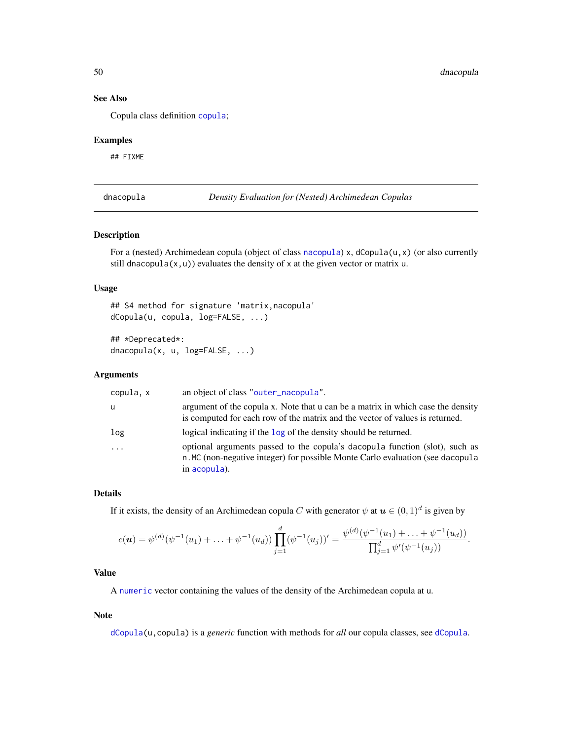## See Also

Copula class definition `copula`;

## Examples

```
## FIXME
```

---

# dnacopula — *Density Evaluation for (Nested) Archimedean Copulas*

---

## Description

For a (nested) Archimedean copula (object of class `nacopula`) `x`, `dCopula(u,x)` (or also currently still `dnacopula(x,u)`) evaluates the density of `x` at the given vector or matrix `u`.

## Usage

```
## S4 method for signature 'matrix,nacopula'
dCopula(u, copula, log=FALSE, ...)

## *Deprecated*:
dnacopula(x, u, log=FALSE, ...)
```

## Arguments

| | |
|---|---|
| `copula, x` | an object of class "`outer_nacopula`". |
| `u` | argument of the copula `x`. Note that `u` can be a matrix in which case the density is computed for each row of the matrix and the vector of values is returned. |
| `log` | logical indicating if the `log` of the density should be returned. |
| `...` | optional arguments passed to the copula's `dacopula` function (slot), such as `n.MC` (non-negative integer) for possible Monte Carlo evaluation (see `dacopula` in `acopula`). |

## Details

If it exists, the density of an Archimedean copula $C$ with generator $\psi$ at $\boldsymbol{u} \in (0,1)^d$ is given by

$$c(\boldsymbol{u}) = \psi^{(d)}(\psi^{-1}(u_1) + \ldots + \psi^{-1}(u_d)) \prod_{j=1}^{d} (\psi^{-1}(u_j))' = \frac{\psi^{(d)}(\psi^{-1}(u_1) + \ldots + \psi^{-1}(u_d))}{\prod_{j=1}^{d} \psi'(\psi^{-1}(u_j))}.$$

## Value

A `numeric` vector containing the values of the density of the Archimedean copula at `u`.

## Note

`dCopula(u,copula)` is a *generic* function with methods for *all* our copula classes, see `dCopula`.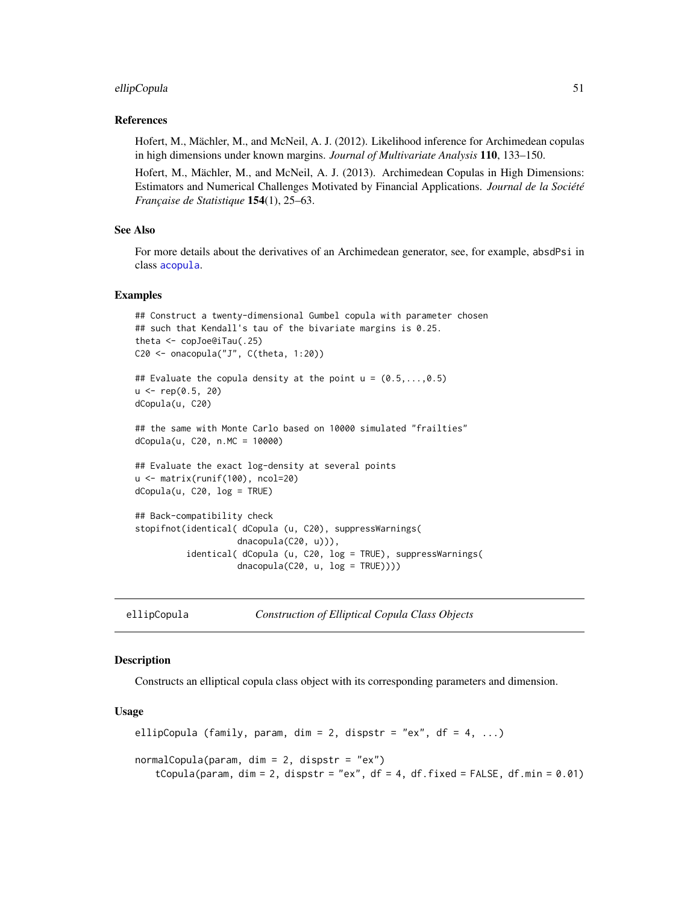### References

Hofert, M., Mächler, M., and McNeil, A. J. (2012). Likelihood inference for Archimedean copulas in high dimensions under known margins. *Journal of Multivariate Analysis* **110**, 133–150.

Hofert, M., Mächler, M., and McNeil, A. J. (2013). Archimedean Copulas in High Dimensions: Estimators and Numerical Challenges Motivated by Financial Applications. *Journal de la Société Française de Statistique* **154**(1), 25–63.

### See Also

For more details about the derivatives of an Archimedean generator, see, for example, absdPsi in class acopula.

### Examples

```
## Construct a twenty-dimensional Gumbel copula with parameter chosen
## such that Kendall's tau of the bivariate margins is 0.25.
theta <- copJoe@iTau(.25)
C20 <- onacopula("J", C(theta, 1:20))

## Evaluate the copula density at the point u = (0.5,...,0.5)
u <- rep(0.5, 20)
dCopula(u, C20)

## the same with Monte Carlo based on 10000 simulated "frailties"
dCopula(u, C20, n.MC = 10000)

## Evaluate the exact log-density at several points
u <- matrix(runif(100), ncol=20)
dCopula(u, C20, log = TRUE)

## Back-compatibility check
stopifnot(identical( dCopula (u, C20), suppressWarnings(
                    dnacopula(C20, u))),
          identical( dCopula (u, C20, log = TRUE), suppressWarnings(
                    dnacopula(C20, u, log = TRUE))))
```

## ellipCopula — *Construction of Elliptical Copula Class Objects*

### Description

Constructs an elliptical copula class object with its corresponding parameters and dimension.

### Usage

```
ellipCopula (family, param, dim = 2, dispstr = "ex", df = 4, ...)

normalCopula(param, dim = 2, dispstr = "ex")
    tCopula(param, dim = 2, dispstr = "ex", df = 4, df.fixed = FALSE, df.min = 0.01)
```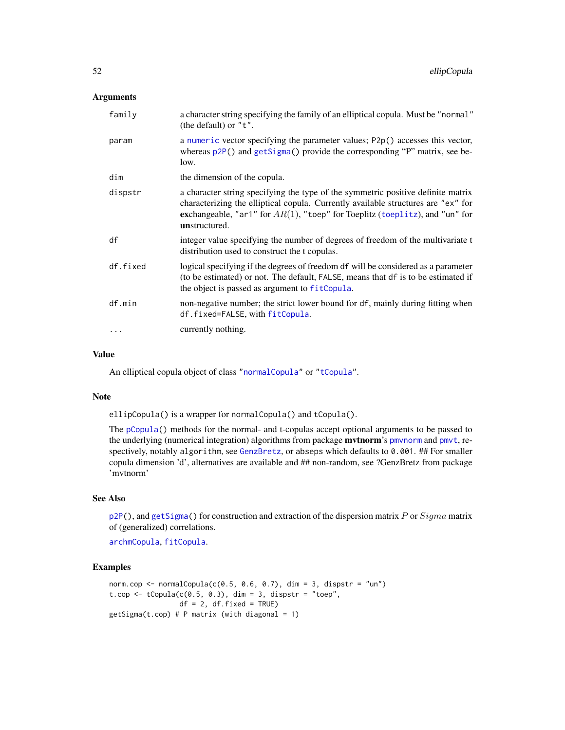### Arguments

| | |
|---|---|
| `family` | a character string specifying the family of an elliptical copula. Must be `"normal"` (the default) or `"t"`. |
| `param` | a `numeric` vector specifying the parameter values; `P2p()` accesses this vector, whereas `p2P()` and `getSigma()` provide the corresponding "P" matrix, see below. |
| `dim` | the dimension of the copula. |
| `dispstr` | a character string specifying the type of the symmetric positive definite matrix characterizing the elliptical copula. Currently available structures are `"ex"` for **ex**changeable, `"ar1"` for $AR(1)$, `"toep"` for Toeplitz (`toeplitz`), and `"un"` for **un**structured. |
| `df` | integer value specifying the number of degrees of freedom of the multivariate t distribution used to construct the t copulas. |
| `df.fixed` | logical specifying if the degrees of freedom `df` will be considered as a parameter (to be estimated) or not. The default, `FALSE`, means that `df` is to be estimated if the object is passed as argument to `fitCopula`. |
| `df.min` | non-negative number; the strict lower bound for `df`, mainly during fitting when `df.fixed=FALSE`, with `fitCopula`. |
| `...` | currently nothing. |

### Value

An elliptical copula object of class `"normalCopula"` or `"tCopula"`.

### Note

`ellipCopula()` is a wrapper for `normalCopula()` and `tCopula()`.

The `pCopula()` methods for the normal- and t-copulas accept optional arguments to be passed to the underlying (numerical integration) algorithms from package **mvtnorm**'s `pmvnorm` and `pmvt`, respectively, notably `algorithm`, see `GenzBretz`, or `abseps` which defaults to `0.001`. ## For smaller copula dimension 'd', alternatives are available and ## non-random, see ?GenzBretz from package 'mvtnorm'

### See Also

`p2P()`, and `getSigma()` for construction and extraction of the dispersion matrix $P$ or $Sigma$ matrix of (generalized) correlations.

`archmCopula`, `fitCopula`.

### Examples

```
norm.cop <- normalCopula(c(0.5, 0.6, 0.7), dim = 3, dispstr = "un")
t.cop <- tCopula(c(0.5, 0.3), dim = 3, dispstr = "toep",
                 df = 2, df.fixed = TRUE)
getSigma(t.cop) # P matrix (with diagonal = 1)
```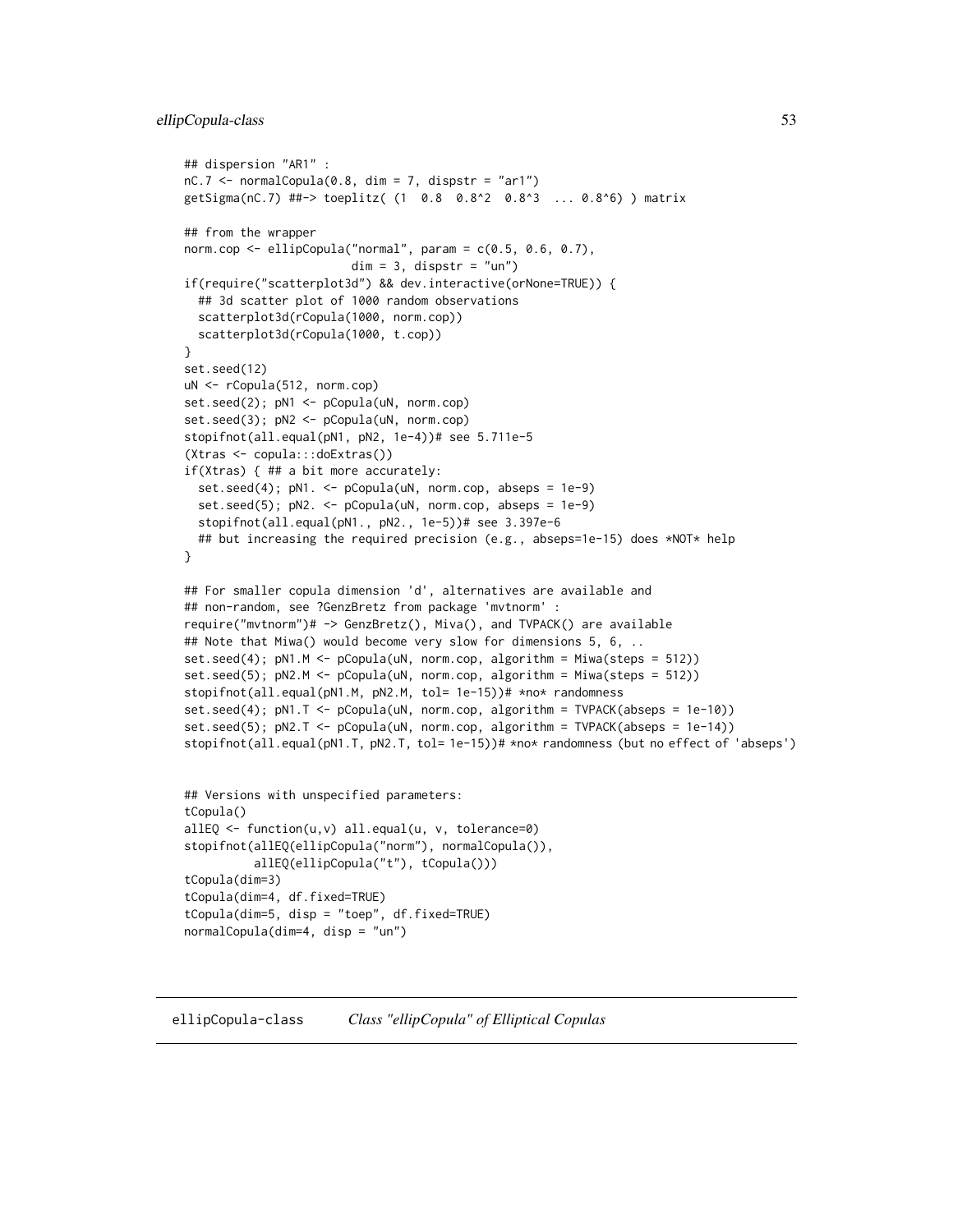```
## dispersion "AR1" :
nC.7 <- normalCopula(0.8, dim = 7, dispstr = "ar1")
getSigma(nC.7) ##-> toeplitz( (1  0.8  0.8^2  0.8^3  ... 0.8^6) ) matrix

## from the wrapper
norm.cop <- ellipCopula("normal", param = c(0.5, 0.6, 0.7),
                        dim = 3, dispstr = "un")
if(require("scatterplot3d") && dev.interactive(orNone=TRUE)) {
  ## 3d scatter plot of 1000 random observations
  scatterplot3d(rCopula(1000, norm.cop))
  scatterplot3d(rCopula(1000, t.cop))
}
set.seed(12)
uN <- rCopula(512, norm.cop)
set.seed(2); pN1 <- pCopula(uN, norm.cop)
set.seed(3); pN2 <- pCopula(uN, norm.cop)
stopifnot(all.equal(pN1, pN2, 1e-4))# see 5.711e-5
(Xtras <- copula:::doExtras())
if(Xtras) { ## a bit more accurately:
  set.seed(4); pN1. <- pCopula(uN, norm.cop, abseps = 1e-9)
  set.seed(5); pN2. <- pCopula(uN, norm.cop, abseps = 1e-9)
  stopifnot(all.equal(pN1., pN2., 1e-5))# see 3.397e-6
  ## but increasing the required precision (e.g., abseps=1e-15) does *NOT* help
}

## For smaller copula dimension 'd', alternatives are available and
## non-random, see ?GenzBretz from package 'mvtnorm' :
require("mvtnorm")# -> GenzBretz(), Miva(), and TVPACK() are available
## Note that Miwa() would become very slow for dimensions 5, 6, ..
set.seed(4); pN1.M <- pCopula(uN, norm.cop, algorithm = Miwa(steps = 512))
set.seed(5); pN2.M <- pCopula(uN, norm.cop, algorithm = Miwa(steps = 512))
stopifnot(all.equal(pN1.M, pN2.M, tol= 1e-15))# *no* randomness
set.seed(4); pN1.T <- pCopula(uN, norm.cop, algorithm = TVPACK(abseps = 1e-10))
set.seed(5); pN2.T <- pCopula(uN, norm.cop, algorithm = TVPACK(abseps = 1e-14))
stopifnot(all.equal(pN1.T, pN2.T, tol= 1e-15))# *no* randomness (but no effect of 'abseps')


## Versions with unspecified parameters:
tCopula()
allEQ <- function(u,v) all.equal(u, v, tolerance=0)
stopifnot(allEQ(ellipCopula("norm"), normalCopula()),
          allEQ(ellipCopula("t"), tCopula()))
tCopula(dim=3)
tCopula(dim=4, df.fixed=TRUE)
tCopula(dim=5, disp = "toep", df.fixed=TRUE)
normalCopula(dim=4, disp = "un")
```

---

ellipCopula-class &nbsp;&nbsp;&nbsp; *Class "ellipCopula" of Elliptical Copulas*

---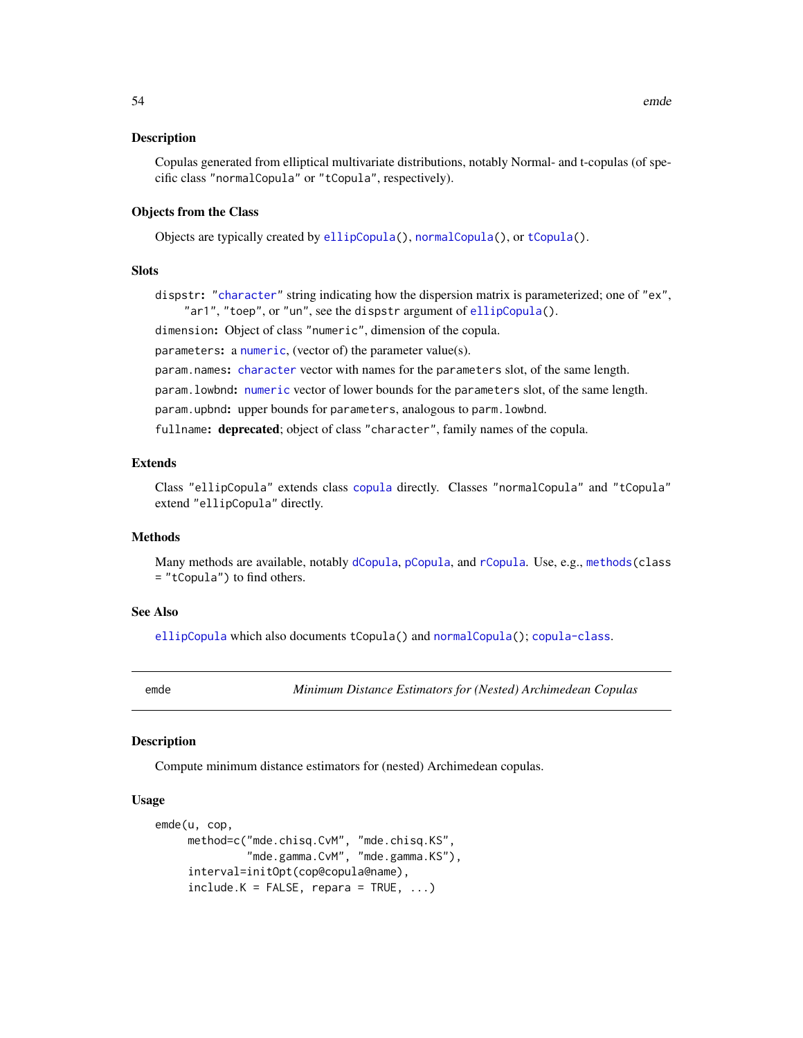## Description

Copulas generated from elliptical multivariate distributions, notably Normal- and t-copulas (of specific class "normalCopula" or "tCopula", respectively).

## Objects from the Class

Objects are typically created by ellipCopula(), normalCopula(), or tCopula().

## Slots

dispstr: "character" string indicating how the dispersion matrix is parameterized; one of "ex", "ar1", "toep", or "un", see the dispstr argument of ellipCopula().

dimension: Object of class "numeric", dimension of the copula.

parameters: a numeric, (vector of) the parameter value(s).

param.names: character vector with names for the parameters slot, of the same length.

param.lowbnd: numeric vector of lower bounds for the parameters slot, of the same length.

param.upbnd: upper bounds for parameters, analogous to parm.lowbnd.

fullname: **deprecated**; object of class "character", family names of the copula.

## Extends

Class "ellipCopula" extends class copula directly. Classes "normalCopula" and "tCopula" extend "ellipCopula" directly.

## Methods

Many methods are available, notably dCopula, pCopula, and rCopula. Use, e.g., methods(class = "tCopula") to find others.

## See Also

ellipCopula which also documents tCopula() and normalCopula(); copula-class.

---

emde *Minimum Distance Estimators for (Nested) Archimedean Copulas*

---

## Description

Compute minimum distance estimators for (nested) Archimedean copulas.

## Usage

```
emde(u, cop,
     method=c("mde.chisq.CvM", "mde.chisq.KS",
              "mde.gamma.CvM", "mde.gamma.KS"),
     interval=initOpt(cop@copula@name),
     include.K = FALSE, repara = TRUE, ...)
```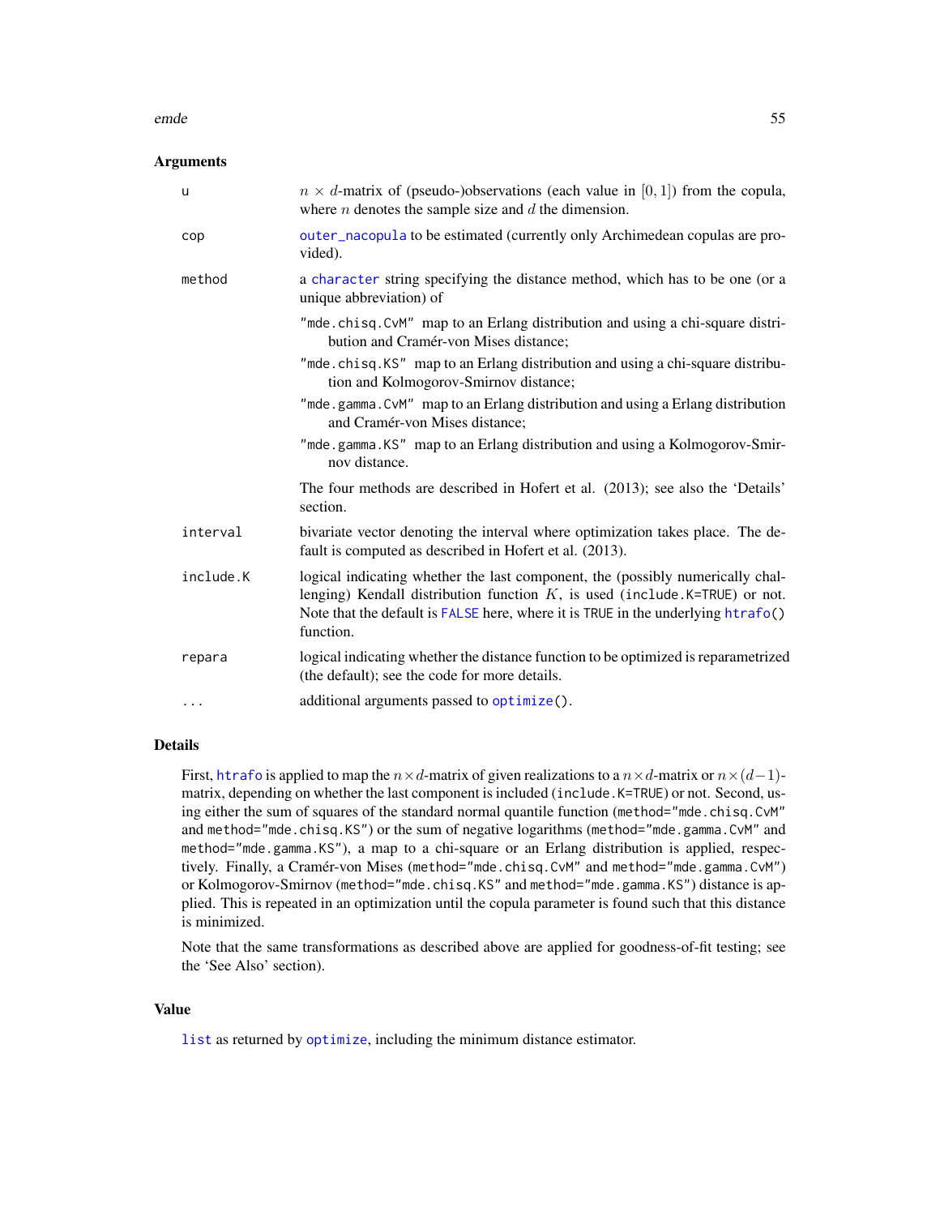## Arguments

| | |
|---|---|
| `u` | $n \times d$-matrix of (pseudo-)observations (each value in $[0, 1]$) from the copula, where $n$ denotes the sample size and $d$ the dimension. |
| `cop` | `outer_nacopula` to be estimated (currently only Archimedean copulas are provided). |
| `method` | a `character` string specifying the distance method, which has to be one (or a unique abbreviation) of<br>`"mde.chisq.CvM"` map to an Erlang distribution and using a chi-square distribution and Cramér-von Mises distance;<br>`"mde.chisq.KS"` map to an Erlang distribution and using a chi-square distribution and Kolmogorov-Smirnov distance;<br>`"mde.gamma.CvM"` map to an Erlang distribution and using a Erlang distribution and Cramér-von Mises distance;<br>`"mde.gamma.KS"` map to an Erlang distribution and using a Kolmogorov-Smirnov distance.<br>The four methods are described in Hofert et al. (2013); see also the 'Details' section. |
| `interval` | bivariate vector denoting the interval where optimization takes place. The default is computed as described in Hofert et al. (2013). |
| `include.K` | logical indicating whether the last component, the (possibly numerically challenging) Kendall distribution function $K$, is used (`include.K=TRUE`) or not. Note that the default is `FALSE` here, where it is `TRUE` in the underlying `htrafo()` function. |
| `repara` | logical indicating whether the distance function to be optimized is reparametrized (the default); see the code for more details. |
| `...` | additional arguments passed to `optimize()`. |

## Details

First, `htrafo` is applied to map the $n \times d$-matrix of given realizations to a $n \times d$-matrix or $n \times (d-1)$-matrix, depending on whether the last component is included (`include.K=TRUE`) or not. Second, using either the sum of squares of the standard normal quantile function (`method="mde.chisq.CvM"` and `method="mde.chisq.KS"`) or the sum of negative logarithms (`method="mde.gamma.CvM"` and `method="mde.gamma.KS"`), a map to a chi-square or an Erlang distribution is applied, respectively. Finally, a Cramér-von Mises (`method="mde.chisq.CvM"` and `method="mde.gamma.CvM"`) or Kolmogorov-Smirnov (`method="mde.chisq.KS"` and `method="mde.gamma.KS"`) distance is applied. This is repeated in an optimization until the copula parameter is found such that this distance is minimized.

Note that the same transformations as described above are applied for goodness-of-fit testing; see the 'See Also' section).

## Value

`list` as returned by `optimize`, including the minimum distance estimator.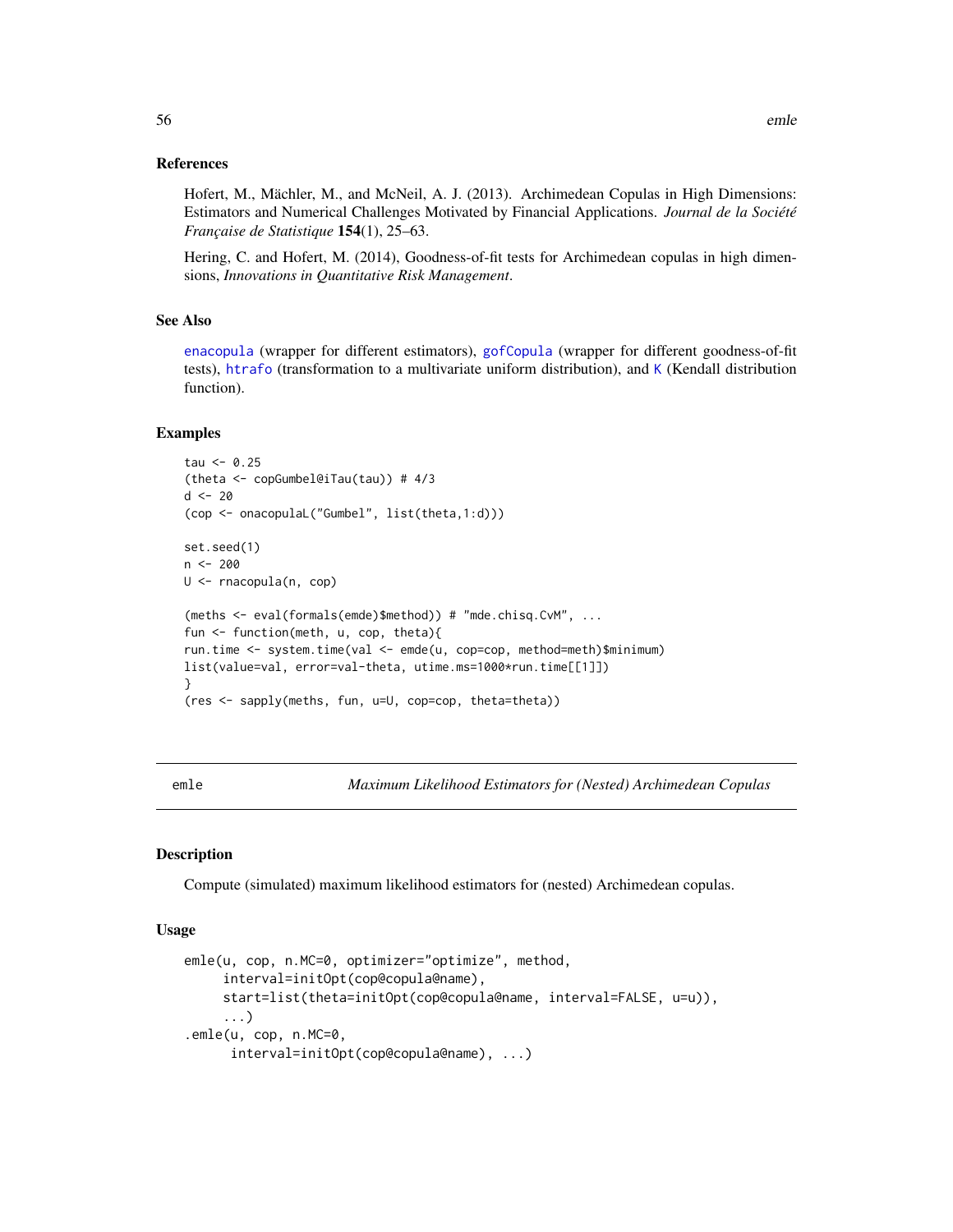### References

Hofert, M., Mächler, M., and McNeil, A. J. (2013). Archimedean Copulas in High Dimensions: Estimators and Numerical Challenges Motivated by Financial Applications. *Journal de la Société Française de Statistique* **154**(1), 25–63.

Hering, C. and Hofert, M. (2014), Goodness-of-fit tests for Archimedean copulas in high dimensions, *Innovations in Quantitative Risk Management*.

### See Also

enacopula (wrapper for different estimators), gofCopula (wrapper for different goodness-of-fit tests), htrafo (transformation to a multivariate uniform distribution), and K (Kendall distribution function).

### Examples

```
tau <- 0.25
(theta <- copGumbel@iTau(tau)) # 4/3
d <- 20
(cop <- onacopulaL("Gumbel", list(theta,1:d)))

set.seed(1)
n <- 200
U <- rnacopula(n, cop)

(meths <- eval(formals(emde)$method)) # "mde.chisq.CvM", ...
fun <- function(meth, u, cop, theta){
run.time <- system.time(val <- emde(u, cop=cop, method=meth)$minimum)
list(value=val, error=val-theta, utime.ms=1000*run.time[[1]])
}
(res <- sapply(meths, fun, u=U, cop=cop, theta=theta))
```

---

## emle — *Maximum Likelihood Estimators for (Nested) Archimedean Copulas*

### Description

Compute (simulated) maximum likelihood estimators for (nested) Archimedean copulas.

### Usage

```
emle(u, cop, n.MC=0, optimizer="optimize", method,
     interval=initOpt(cop@copula@name),
     start=list(theta=initOpt(cop@copula@name, interval=FALSE, u=u)),
     ...)
.emle(u, cop, n.MC=0,
      interval=initOpt(cop@copula@name), ...)
```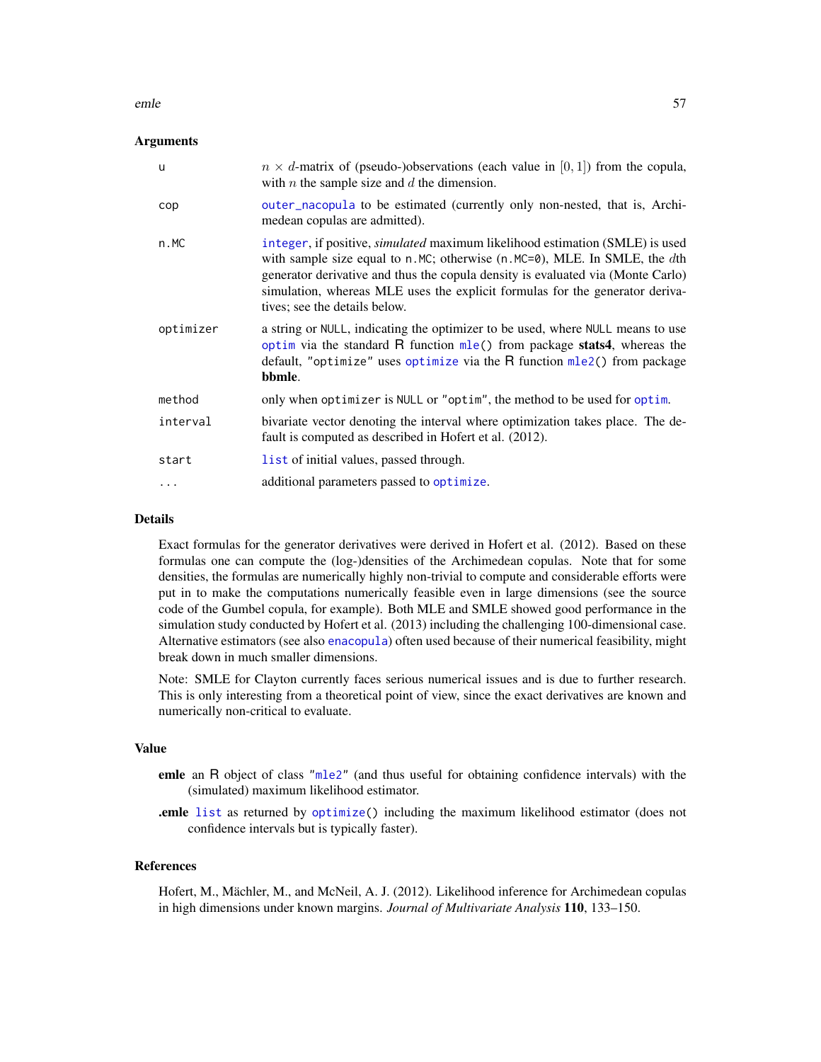## Arguments

| | |
|---|---|
| `u` | $n \times d$-matrix of (pseudo-)observations (each value in $[0, 1]$) from the copula, with $n$ the sample size and $d$ the dimension. |
| `cop` | `outer_nacopula` to be estimated (currently only non-nested, that is, Archimedean copulas are admitted). |
| `n.MC` | `integer`, if positive, *simulated* maximum likelihood estimation (SMLE) is used with sample size equal to `n.MC`; otherwise (`n.MC=0`), MLE. In SMLE, the $d$th generator derivative and thus the copula density is evaluated via (Monte Carlo) simulation, whereas MLE uses the explicit formulas for the generator derivatives; see the details below. |
| `optimizer` | a string or `NULL`, indicating the optimizer to be used, where `NULL` means to use `optim` via the standard R function `mle()` from package **stats4**, whereas the default, `"optimize"` uses `optimize` via the R function `mle2()` from package **bbmle**. |
| `method` | only when `optimizer` is `NULL` or `"optim"`, the method to be used for `optim`. |
| `interval` | bivariate vector denoting the interval where optimization takes place. The default is computed as described in Hofert et al. (2012). |
| `start` | `list` of initial values, passed through. |
| `...` | additional parameters passed to `optimize`. |

## Details

Exact formulas for the generator derivatives were derived in Hofert et al. (2012). Based on these formulas one can compute the (log-)densities of the Archimedean copulas. Note that for some densities, the formulas are numerically highly non-trivial to compute and considerable efforts were put in to make the computations numerically feasible even in large dimensions (see the source code of the Gumbel copula, for example). Both MLE and SMLE showed good performance in the simulation study conducted by Hofert et al. (2013) including the challenging 100-dimensional case. Alternative estimators (see also `enacopula`) often used because of their numerical feasibility, might break down in much smaller dimensions.

Note: SMLE for Clayton currently faces serious numerical issues and is due to further research. This is only interesting from a theoretical point of view, since the exact derivatives are known and numerically non-critical to evaluate.

## Value

**emle** an R object of class `"mle2"` (and thus useful for obtaining confidence intervals) with the (simulated) maximum likelihood estimator.

**.emle** `list` as returned by `optimize()` including the maximum likelihood estimator (does not confidence intervals but is typically faster).

## References

Hofert, M., Mächler, M., and McNeil, A. J. (2012). Likelihood inference for Archimedean copulas in high dimensions under known margins. *Journal of Multivariate Analysis* **110**, 133–150.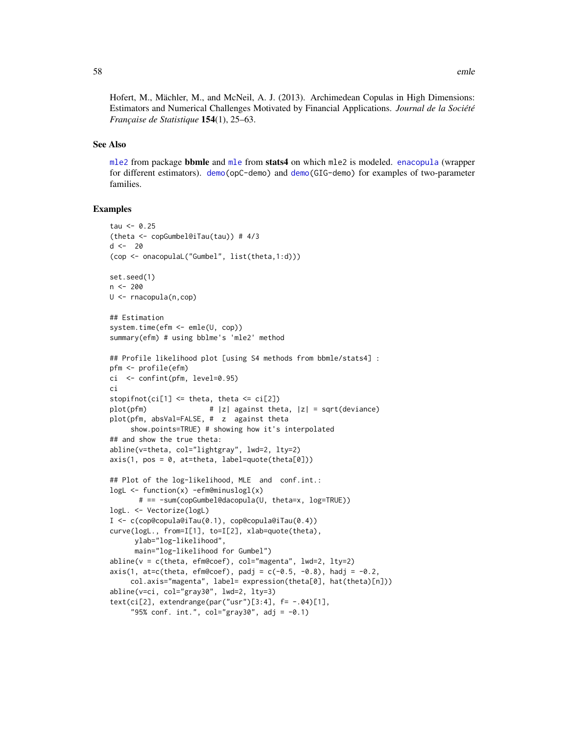Hofert, M., Mächler, M., and McNeil, A. J. (2013). Archimedean Copulas in High Dimensions: Estimators and Numerical Challenges Motivated by Financial Applications. *Journal de la Société Française de Statistique* **154**(1), 25–63.

## See Also

mle2 from package **bbmle** and mle from **stats4** on which mle2 is modeled. enacopula (wrapper for different estimators). demo(opC-demo) and demo(GIG-demo) for examples of two-parameter families.

## Examples

```
tau <- 0.25
(theta <- copGumbel@iTau(tau)) # 4/3
d <-  20
(cop <- onacopulaL("Gumbel", list(theta,1:d)))

set.seed(1)
n <- 200
U <- rnacopula(n,cop)

## Estimation
system.time(efm <- emle(U, cop))
summary(efm) # using bblme's 'mle2' method

## Profile likelihood plot [using S4 methods from bbmle/stats4] :
pfm <- profile(efm)
ci  <- confint(pfm, level=0.95)
ci
stopifnot(ci[1] <= theta, theta <= ci[2])
plot(pfm)               # |z| against theta, |z| = sqrt(deviance)
plot(pfm, absVal=FALSE, #  z  against theta
     show.points=TRUE) # showing how it's interpolated
## and show the true theta:
abline(v=theta, col="lightgray", lwd=2, lty=2)
axis(1, pos = 0, at=theta, label=quote(theta[0]))

## Plot of the log-likelihood, MLE  and  conf.int.:
logL <- function(x) -efm@minuslogl(x)
       # == -sum(copGumbel@dacopula(U, theta=x, log=TRUE))
logL. <- Vectorize(logL)
I <- c(cop@copula@iTau(0.1), cop@copula@iTau(0.4))
curve(logL., from=I[1], to=I[2], xlab=quote(theta),
      ylab="log-likelihood",
      main="log-likelihood for Gumbel")
abline(v = c(theta, efm@coef), col="magenta", lwd=2, lty=2)
axis(1, at=c(theta, efm@coef), padj = c(-0.5, -0.8), hadj = -0.2,
     col.axis="magenta", label= expression(theta[0], hat(theta)[n]))
abline(v=ci, col="gray30", lwd=2, lty=3)
text(ci[2], extendrange(par("usr")[3:4], f= -.04)[1],
     "95% conf. int.", col="gray30", adj = -0.1)
```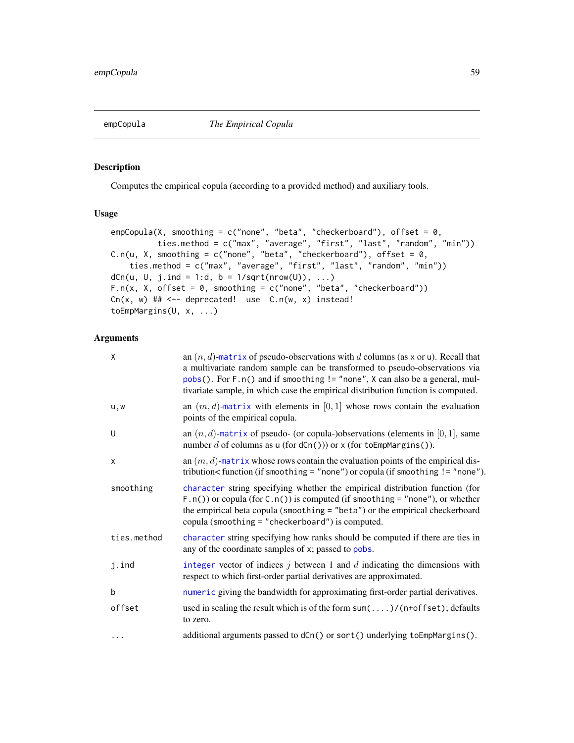## empCopula *The Empirical Copula*

### Description

Computes the empirical copula (according to a provided method) and auxiliary tools.

### Usage

```
empCopula(X, smoothing = c("none", "beta", "checkerboard"), offset = 0,
          ties.method = c("max", "average", "first", "last", "random", "min"))
C.n(u, X, smoothing = c("none", "beta", "checkerboard"), offset = 0,
    ties.method = c("max", "average", "first", "last", "random", "min"))
dCn(u, U, j.ind = 1:d, b = 1/sqrt(nrow(U)), ...)
F.n(x, X, offset = 0, smoothing = c("none", "beta", "checkerboard"))
Cn(x, w) ## <-- deprecated!  use  C.n(w, x) instead!
toEmpMargins(U, x, ...)
```

### Arguments

| | |
|---|---|
| X | an $(n, d)$-matrix of pseudo-observations with $d$ columns (as x or u). Recall that a multivariate random sample can be transformed to pseudo-observations via pobs(). For F.n() and if smoothing != "none", X can also be a general, multivariate sample, in which case the empirical distribution function is computed. |
| u,w | an $(m, d)$-matrix with elements in $[0, 1]$ whose rows contain the evaluation points of the empirical copula. |
| U | an $(n, d)$-matrix of pseudo- (or copula-)observations (elements in $[0, 1]$, same number $d$ of columns as u (for dCn())) or x (for toEmpMargins()). |
| x | an $(m, d)$-matrix whose rows contain the evaluation points of the empirical distribution< function (if smoothing = "none") or copula (if smoothing != "none"). |
| smoothing | character string specifying whether the empirical distribution function (for F.n()) or copula (for C.n()) is computed (if smoothing = "none"), or whether the empirical beta copula (smoothing = "beta") or the empirical checkerboard copula (smoothing = "checkerboard") is computed. |
| ties.method | character string specifying how ranks should be computed if there are ties in any of the coordinate samples of x; passed to pobs. |
| j.ind | integer vector of indices $j$ between 1 and $d$ indicating the dimensions with respect to which first-order partial derivatives are approximated. |
| b | numeric giving the bandwidth for approximating first-order partial derivatives. |
| offset | used in scaling the result which is of the form sum(....)/(n+offset); defaults to zero. |
| ... | additional arguments passed to dCn() or sort() underlying toEmpMargins(). |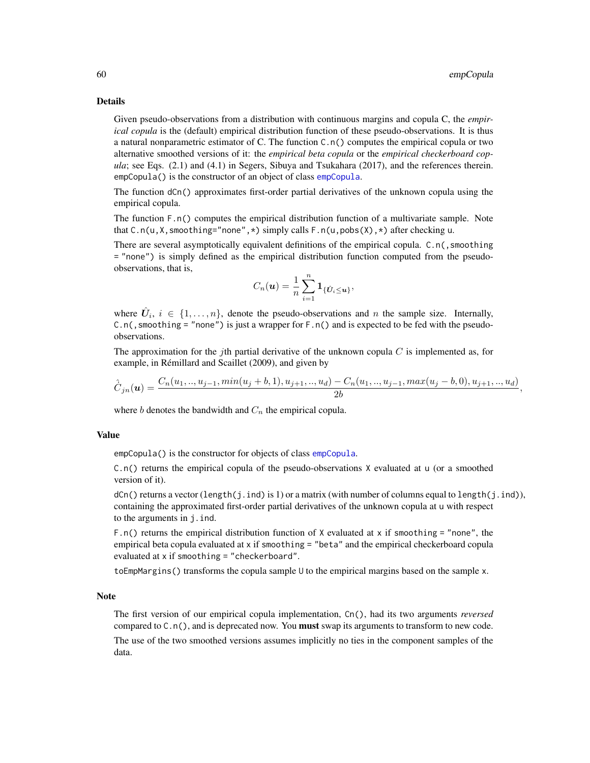## Details

Given pseudo-observations from a distribution with continuous margins and copula C, the *empirical copula* is the (default) empirical distribution function of these pseudo-observations. It is thus a natural nonparametric estimator of C. The function `C.n()` computes the empirical copula or two alternative smoothed versions of it: the *empirical beta copula* or the *empirical checkerboard copula*; see Eqs. (2.1) and (4.1) in Segers, Sibuya and Tsukahara (2017), and the references therein. `empCopula()` is the constructor of an object of class `empCopula`.

The function `dCn()` approximates first-order partial derivatives of the unknown copula using the empirical copula.

The function `F.n()` computes the empirical distribution function of a multivariate sample. Note that `C.n(u,X,smoothing="none",*)` simply calls `F.n(u,pobs(X),*)` after checking `u`.

There are several asymptotically equivalent definitions of the empirical copula. `C.n(,smoothing = "none")` is simply defined as the empirical distribution function computed from the pseudo-observations, that is,

$$C_n(\boldsymbol{u}) = \frac{1}{n}\sum_{i=1}^{n} \mathbf{1}_{\{\hat{\boldsymbol{U}}_i \le \boldsymbol{u}\}},$$

where $\hat{\boldsymbol{U}}_i$, $i \in \{1, \dots, n\}$, denote the pseudo-observations and $n$ the sample size. Internally, `C.n(,smoothing = "none")` is just a wrapper for `F.n()` and is expected to be fed with the pseudo-observations.

The approximation for the $j$th partial derivative of the unknown copula $C$ is implemented as, for example, in Rémillard and Scaillet (2009), and given by

$$\hat{\dot{C}}_{jn}(\boldsymbol{u}) = \frac{C_n(u_1,..,u_{j-1},min(u_j+b,1),u_{j+1},..,u_d) - C_n(u_1,..,u_{j-1},max(u_j-b,0),u_{j+1},..,u_d)}{2b},$$

where $b$ denotes the bandwidth and $C_n$ the empirical copula.

## Value

`empCopula()` is the constructor for objects of class `empCopula`.

`C.n()` returns the empirical copula of the pseudo-observations `X` evaluated at `u` (or a smoothed version of it).

`dCn()` returns a vector (`length(j.ind)` is 1) or a matrix (with number of columns equal to `length(j.ind)`), containing the approximated first-order partial derivatives of the unknown copula at `u` with respect to the arguments in `j.ind`.

`F.n()` returns the empirical distribution function of `X` evaluated at `x` if `smoothing = "none"`, the empirical beta copula evaluated at `x` if `smoothing = "beta"` and the empirical checkerboard copula evaluated at `x` if `smoothing = "checkerboard"`.

`toEmpMargins()` transforms the copula sample `U` to the empirical margins based on the sample `x`.

## Note

The first version of our empirical copula implementation, `Cn()`, had its two arguments *reversed* compared to `C.n()`, and is deprecated now. You **must** swap its arguments to transform to new code.

The use of the two smoothed versions assumes implicitly no ties in the component samples of the data.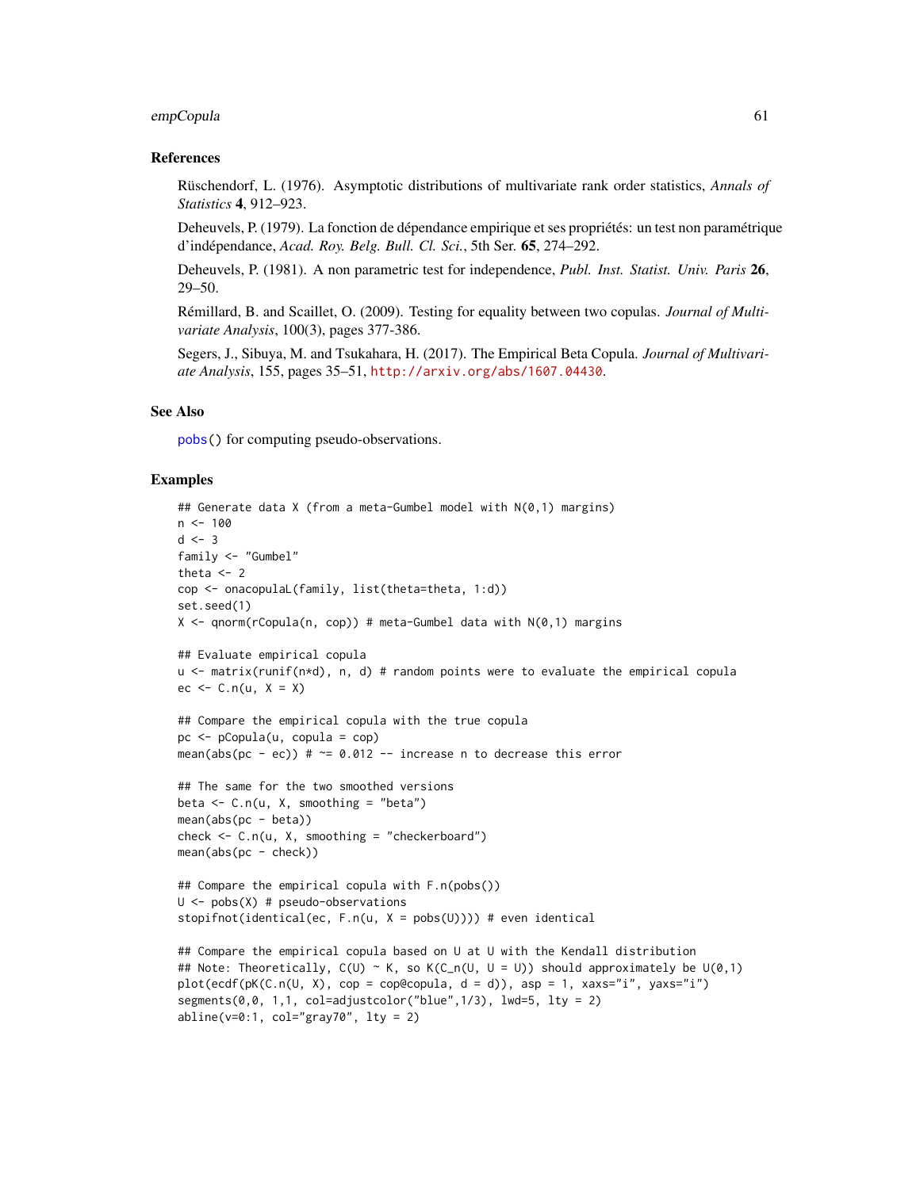## References

Rüschendorf, L. (1976). Asymptotic distributions of multivariate rank order statistics, *Annals of Statistics* **4**, 912–923.

Deheuvels, P. (1979). La fonction de dépendance empirique et ses propriétés: un test non paramétrique d'indépendance, *Acad. Roy. Belg. Bull. Cl. Sci.*, 5th Ser. **65**, 274–292.

Deheuvels, P. (1981). A non parametric test for independence, *Publ. Inst. Statist. Univ. Paris* **26**, 29–50.

Rémillard, B. and Scaillet, O. (2009). Testing for equality between two copulas. *Journal of Multivariate Analysis*, 100(3), pages 377-386.

Segers, J., Sibuya, M. and Tsukahara, H. (2017). The Empirical Beta Copula. *Journal of Multivariate Analysis*, 155, pages 35–51, http://arxiv.org/abs/1607.04430.

## See Also

pobs() for computing pseudo-observations.

## Examples

```
## Generate data X (from a meta-Gumbel model with N(0,1) margins)
n <- 100
d <- 3
family <- "Gumbel"
theta <- 2
cop <- onacopulaL(family, list(theta=theta, 1:d))
set.seed(1)
X <- qnorm(rCopula(n, cop)) # meta-Gumbel data with N(0,1) margins

## Evaluate empirical copula
u <- matrix(runif(n*d), n, d) # random points were to evaluate the empirical copula
ec <- C.n(u, X = X)

## Compare the empirical copula with the true copula
pc <- pCopula(u, copula = cop)
mean(abs(pc - ec)) # ~= 0.012 -- increase n to decrease this error

## The same for the two smoothed versions
beta <- C.n(u, X, smoothing = "beta")
mean(abs(pc - beta))
check <- C.n(u, X, smoothing = "checkerboard")
mean(abs(pc - check))

## Compare the empirical copula with F.n(pobs())
U <- pobs(X) # pseudo-observations
stopifnot(identical(ec, F.n(u, X = pobs(U)))) # even identical

## Compare the empirical copula based on U at U with the Kendall distribution
## Note: Theoretically, C(U) ~ K, so K(C_n(U, U = U)) should approximately be U(0,1)
plot(ecdf(pK(C.n(U, X), cop = cop@copula, d = d)), asp = 1, xaxs="i", yaxs="i")
segments(0,0, 1,1, col=adjustcolor("blue",1/3), lwd=5, lty = 2)
abline(v=0:1, col="gray70", lty = 2)
```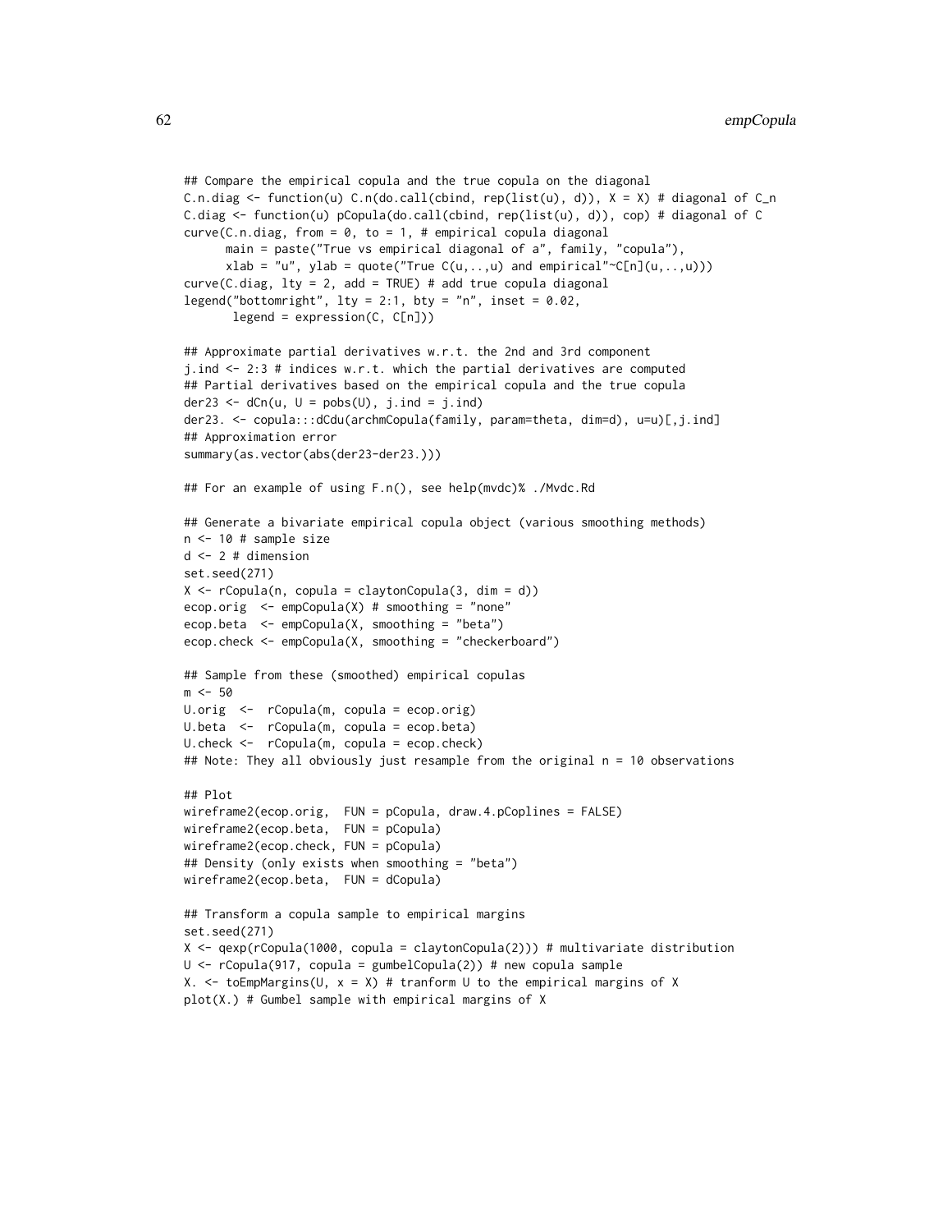```
## Compare the empirical copula and the true copula on the diagonal
C.n.diag <- function(u) C.n(do.call(cbind, rep(list(u), d)), X = X) # diagonal of C_n
C.diag <- function(u) pCopula(do.call(cbind, rep(list(u), d)), cop) # diagonal of C
curve(C.n.diag, from = 0, to = 1, # empirical copula diagonal
      main = paste("True vs empirical diagonal of a", family, "copula"),
      xlab = "u", ylab = quote("True C(u,..,u) and empirical"~C[n](u,..,u)))
curve(C.diag, lty = 2, add = TRUE) # add true copula diagonal
legend("bottomright", lty = 2:1, bty = "n", inset = 0.02,
       legend = expression(C, C[n]))

## Approximate partial derivatives w.r.t. the 2nd and 3rd component
j.ind <- 2:3 # indices w.r.t. which the partial derivatives are computed
## Partial derivatives based on the empirical copula and the true copula
der23 <- dCn(u, U = pobs(U), j.ind = j.ind)
der23. <- copula:::dCdu(archmCopula(family, param=theta, dim=d), u=u)[,j.ind]
## Approximation error
summary(as.vector(abs(der23-der23.)))

## For an example of using F.n(), see help(mvdc)% ./Mvdc.Rd

## Generate a bivariate empirical copula object (various smoothing methods)
n <- 10 # sample size
d <- 2 # dimension
set.seed(271)
X <- rCopula(n, copula = claytonCopula(3, dim = d))
ecop.orig  <- empCopula(X) # smoothing = "none"
ecop.beta  <- empCopula(X, smoothing = "beta")
ecop.check <- empCopula(X, smoothing = "checkerboard")

## Sample from these (smoothed) empirical copulas
m <- 50
U.orig  <-  rCopula(m, copula = ecop.orig)
U.beta  <-  rCopula(m, copula = ecop.beta)
U.check <-  rCopula(m, copula = ecop.check)
## Note: They all obviously just resample from the original n = 10 observations

## Plot
wireframe2(ecop.orig,  FUN = pCopula, draw.4.pCoplines = FALSE)
wireframe2(ecop.beta,  FUN = pCopula)
wireframe2(ecop.check, FUN = pCopula)
## Density (only exists when smoothing = "beta")
wireframe2(ecop.beta,  FUN = dCopula)

## Transform a copula sample to empirical margins
set.seed(271)
X <- qexp(rCopula(1000, copula = claytonCopula(2))) # multivariate distribution
U <- rCopula(917, copula = gumbelCopula(2)) # new copula sample
X. <- toEmpMargins(U, x = X) # tranform U to the empirical margins of X
plot(X.) # Gumbel sample with empirical margins of X
```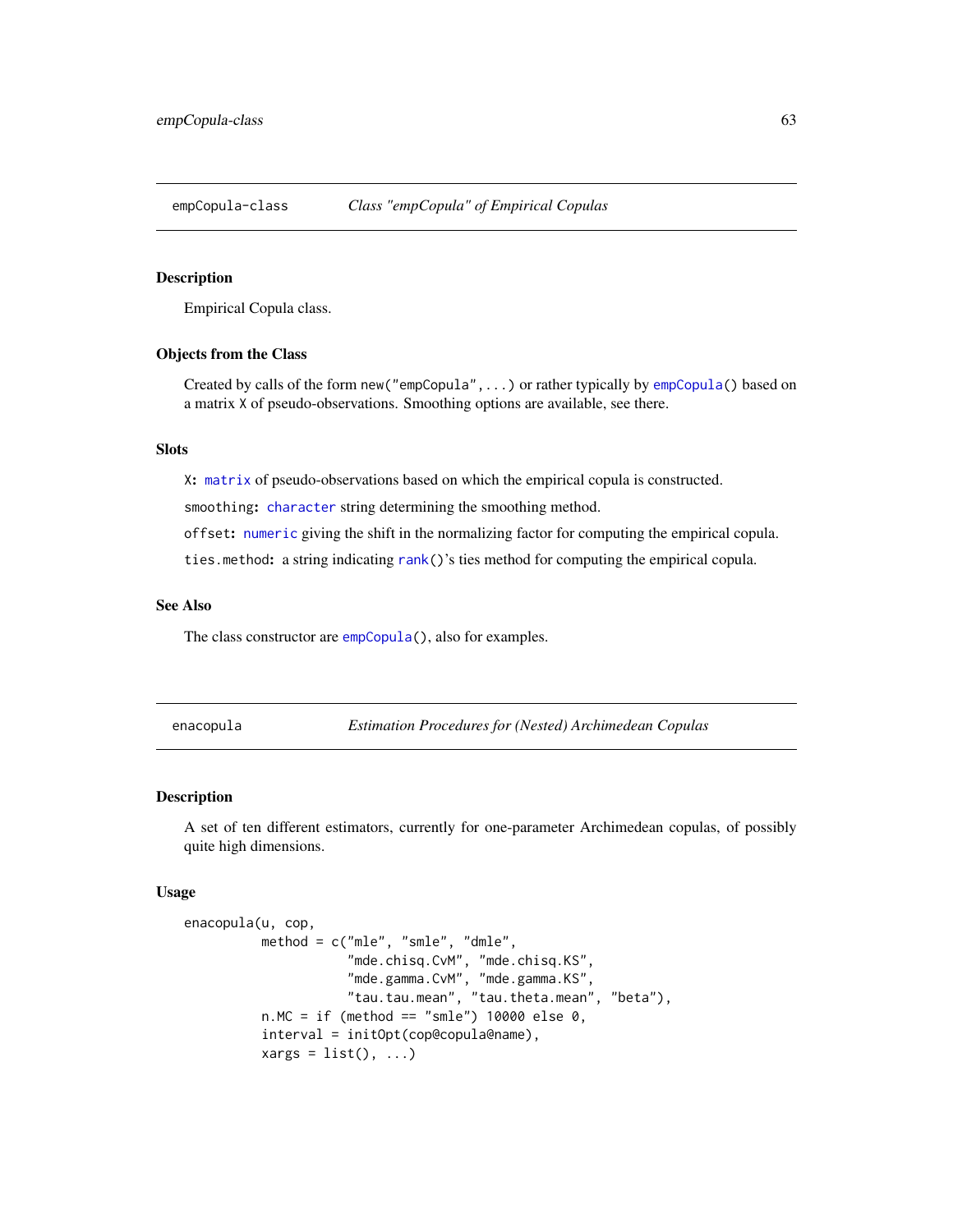## empCopula-class &nbsp;&nbsp;&nbsp; *Class "empCopula" of Empirical Copulas*

### Description

Empirical Copula class.

### Objects from the Class

Created by calls of the form `new("empCopula",...)` or rather typically by `empCopula()` based on a matrix `X` of pseudo-observations. Smoothing options are available, see there.

### Slots

`X`: `matrix` of pseudo-observations based on which the empirical copula is constructed.

`smoothing`: `character` string determining the smoothing method.

`offset`: `numeric` giving the shift in the normalizing factor for computing the empirical copula.

`ties.method`: a string indicating `rank()`'s ties method for computing the empirical copula.

### See Also

The class constructor are `empCopula()`, also for examples.

## enacopula &nbsp;&nbsp;&nbsp; *Estimation Procedures for (Nested) Archimedean Copulas*

### Description

A set of ten different estimators, currently for one-parameter Archimedean copulas, of possibly quite high dimensions.

### Usage

```
enacopula(u, cop,
          method = c("mle", "smle", "dmle",
                     "mde.chisq.CvM", "mde.chisq.KS",
                     "mde.gamma.CvM", "mde.gamma.KS",
                     "tau.tau.mean", "tau.theta.mean", "beta"),
          n.MC = if (method == "smle") 10000 else 0,
          interval = initOpt(cop@copula@name),
          xargs = list(), ...)
```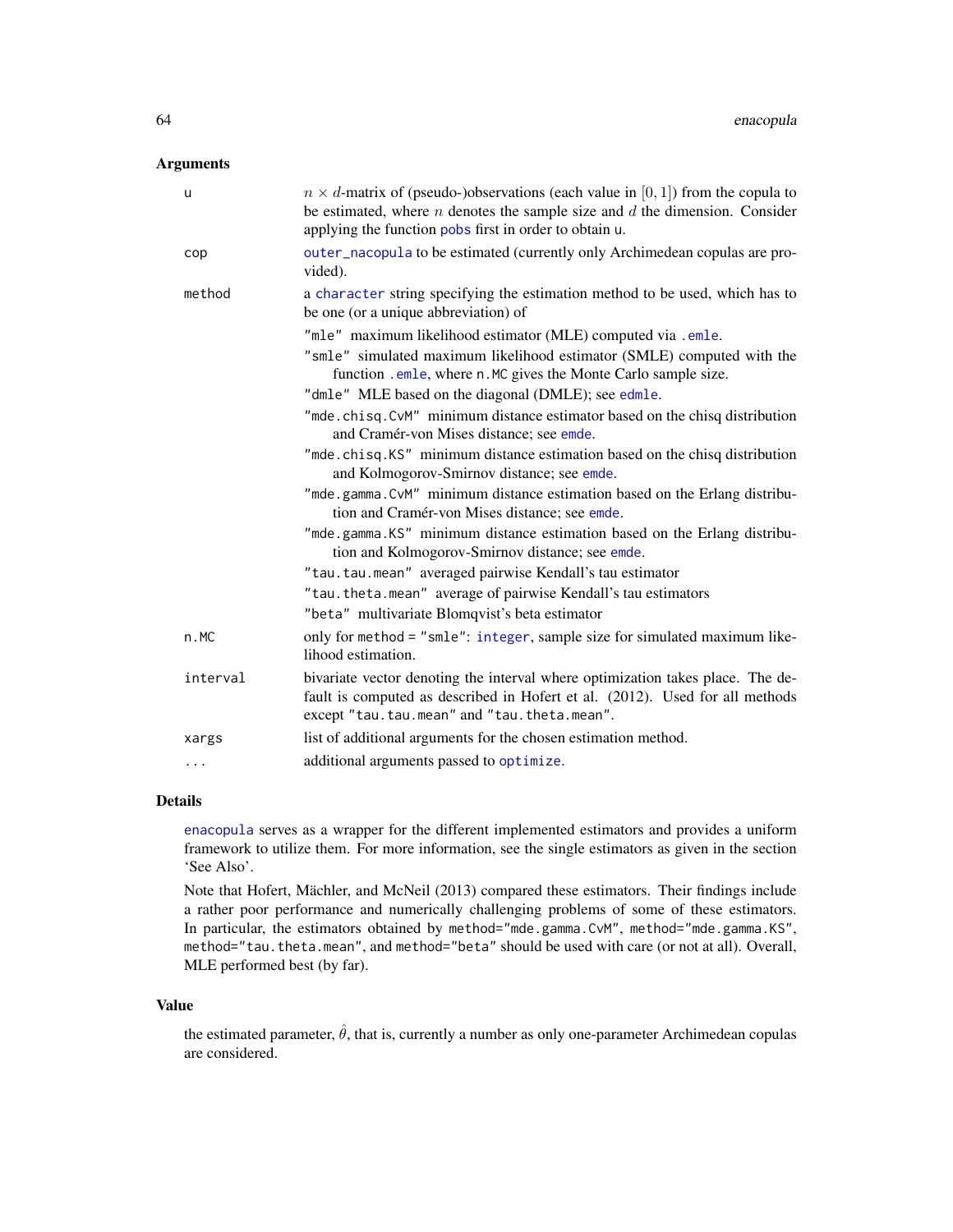## Arguments

- **u**: $n \times d$-matrix of (pseudo-)observations (each value in $[0, 1]$) from the copula to be estimated, where $n$ denotes the sample size and $d$ the dimension. Consider applying the function `pobs` first in order to obtain `u`.
- **cop**: `outer_nacopula` to be estimated (currently only Archimedean copulas are provided).
- **method**: a `character` string specifying the estimation method to be used, which has to be one (or a unique abbreviation) of
  - `"mle"` maximum likelihood estimator (MLE) computed via `.emle`.
  - `"smle"` simulated maximum likelihood estimator (SMLE) computed with the function `.emle`, where `n.MC` gives the Monte Carlo sample size.
  - `"dmle"` MLE based on the diagonal (DMLE); see `edmle`.
  - `"mde.chisq.CvM"` minimum distance estimator based on the chisq distribution and Cramér-von Mises distance; see `emde`.
  - `"mde.chisq.KS"` minimum distance estimation based on the chisq distribution and Kolmogorov-Smirnov distance; see `emde`.
  - `"mde.gamma.CvM"` minimum distance estimation based on the Erlang distribution and Cramér-von Mises distance; see `emde`.
  - `"mde.gamma.KS"` minimum distance estimation based on the Erlang distribution and Kolmogorov-Smirnov distance; see `emde`.
  - `"tau.tau.mean"` averaged pairwise Kendall's tau estimator
  - `"tau.theta.mean"` average of pairwise Kendall's tau estimators
  - `"beta"` multivariate Blomqvist's beta estimator
- **n.MC**: only for `method = "smle"`: `integer`, sample size for simulated maximum likelihood estimation.
- **interval**: bivariate vector denoting the interval where optimization takes place. The default is computed as described in Hofert et al. (2012). Used for all methods except `"tau.tau.mean"` and `"tau.theta.mean"`.
- **xargs**: list of additional arguments for the chosen estimation method.
- **...**: additional arguments passed to `optimize`.

## Details

`enacopula` serves as a wrapper for the different implemented estimators and provides a uniform framework to utilize them. For more information, see the single estimators as given in the section 'See Also'.

Note that Hofert, Mächler, and McNeil (2013) compared these estimators. Their findings include a rather poor performance and numerically challenging problems of some of these estimators. In particular, the estimators obtained by `method="mde.gamma.CvM"`, `method="mde.gamma.KS"`, `method="tau.theta.mean"`, and `method="beta"` should be used with care (or not at all). Overall, MLE performed best (by far).

## Value

the estimated parameter, $\hat{\theta}$, that is, currently a number as only one-parameter Archimedean copulas are considered.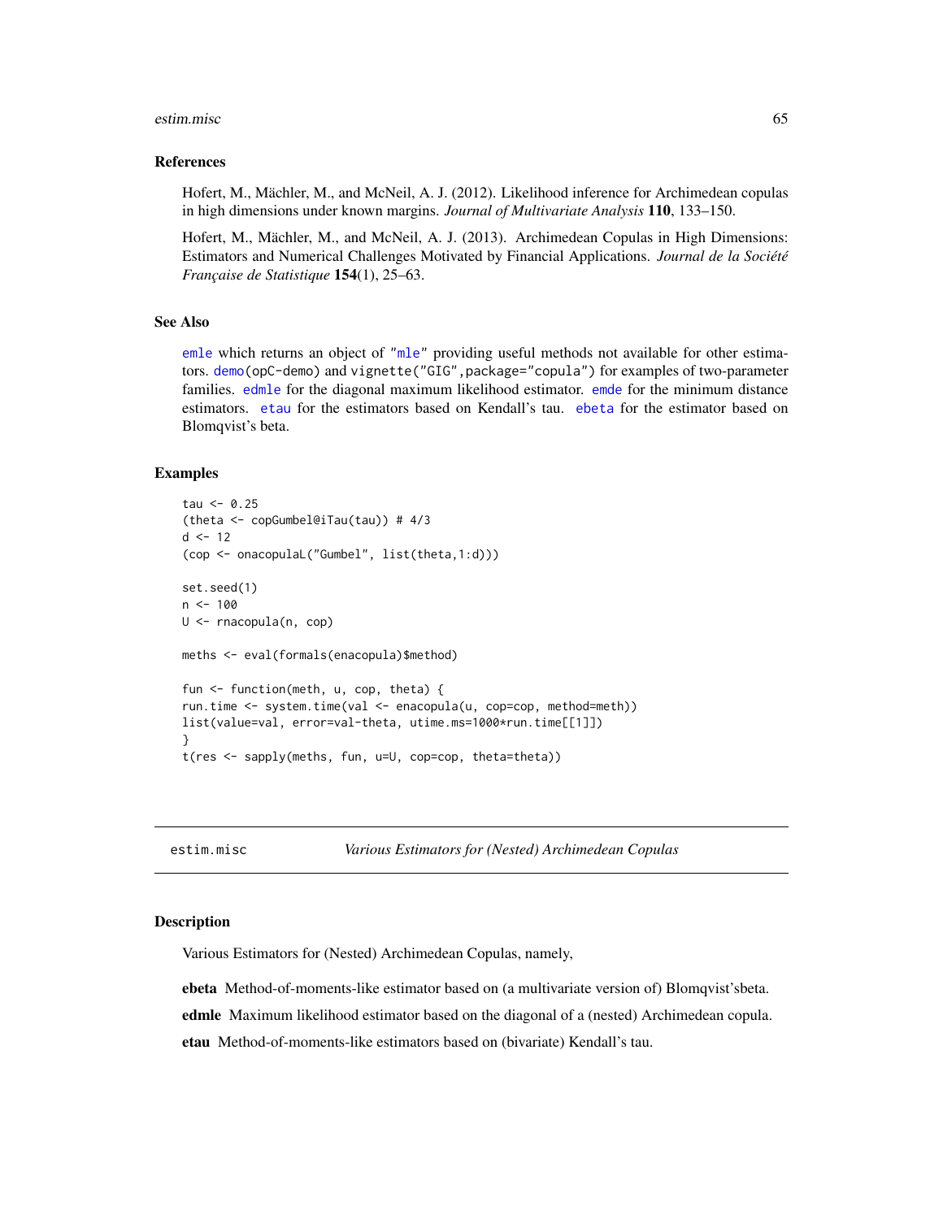## References

Hofert, M., Mächler, M., and McNeil, A. J. (2012). Likelihood inference for Archimedean copulas in high dimensions under known margins. *Journal of Multivariate Analysis* **110**, 133–150.

Hofert, M., Mächler, M., and McNeil, A. J. (2013). Archimedean Copulas in High Dimensions: Estimators and Numerical Challenges Motivated by Financial Applications. *Journal de la Société Française de Statistique* **154**(1), 25–63.

## See Also

`emle` which returns an object of `"mle"` providing useful methods not available for other estimators. `demo(opC-demo)` and `vignette("GIG",package="copula")` for examples of two-parameter families. `edmle` for the diagonal maximum likelihood estimator. `emde` for the minimum distance estimators. `etau` for the estimators based on Kendall's tau. `ebeta` for the estimator based on Blomqvist's beta.

## Examples

```
tau <- 0.25
(theta <- copGumbel@iTau(tau)) # 4/3
d <- 12
(cop <- onacopulaL("Gumbel", list(theta,1:d)))

set.seed(1)
n <- 100
U <- rnacopula(n, cop)

meths <- eval(formals(enacopula)$method)

fun <- function(meth, u, cop, theta) {
run.time <- system.time(val <- enacopula(u, cop=cop, method=meth))
list(value=val, error=val-theta, utime.ms=1000*run.time[[1]])
}
t(res <- sapply(meths, fun, u=U, cop=cop, theta=theta))
```

---

`estim.misc` *Various Estimators for (Nested) Archimedean Copulas*

---

## Description

Various Estimators for (Nested) Archimedean Copulas, namely,

**ebeta** Method-of-moments-like estimator based on (a multivariate version of) Blomqvist'sbeta.

**edmle** Maximum likelihood estimator based on the diagonal of a (nested) Archimedean copula.

**etau** Method-of-moments-like estimators based on (bivariate) Kendall's tau.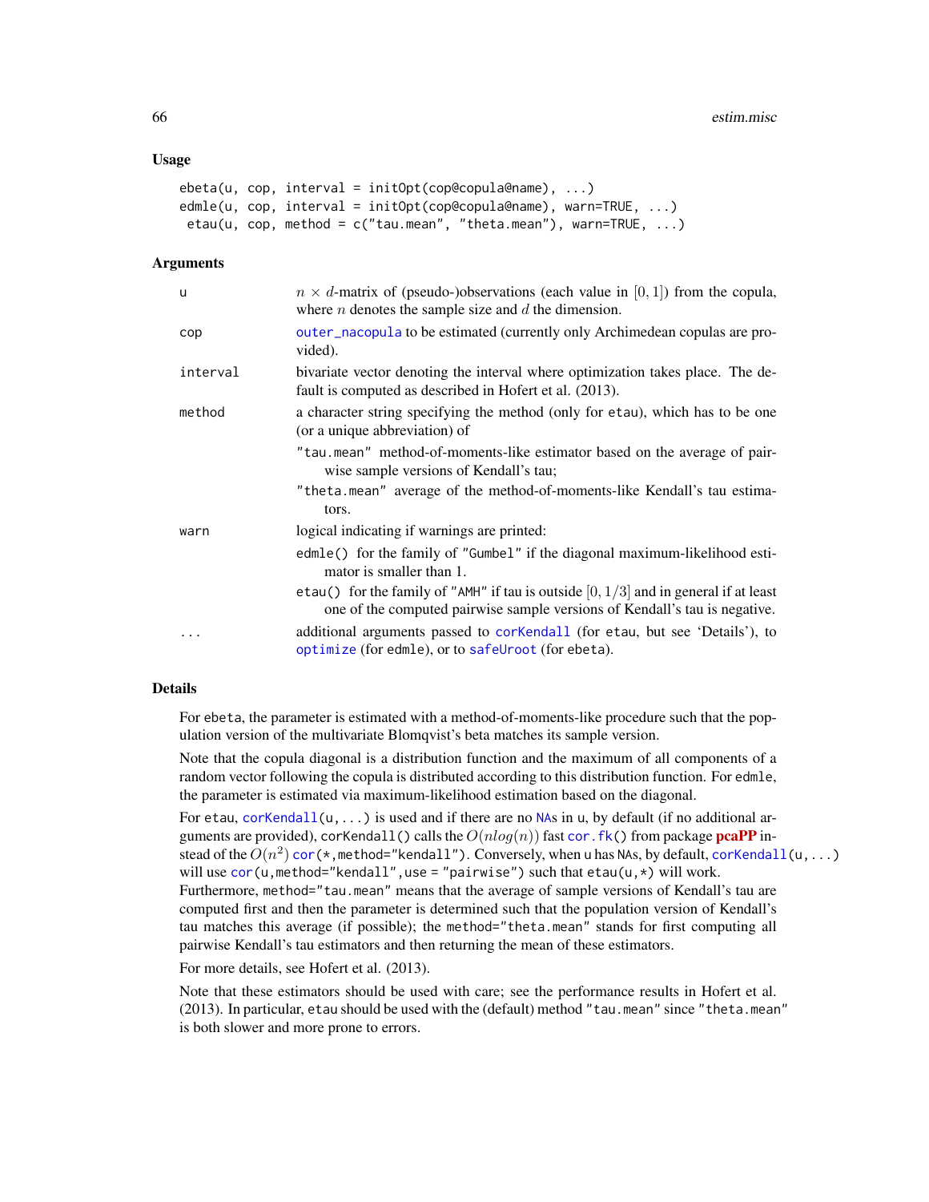### Usage

```
ebeta(u, cop, interval = initOpt(cop@copula@name), ...)
edmle(u, cop, interval = initOpt(cop@copula@name), warn=TRUE, ...)
 etau(u, cop, method = c("tau.mean", "theta.mean"), warn=TRUE, ...)
```

### Arguments

| | |
|---|---|
| `u` | $n \times d$-matrix of (pseudo-)observations (each value in $[0, 1]$) from the copula, where $n$ denotes the sample size and $d$ the dimension. |
| `cop` | `outer_nacopula` to be estimated (currently only Archimedean copulas are provided). |
| `interval` | bivariate vector denoting the interval where optimization takes place. The default is computed as described in Hofert et al. (2013). |
| `method` | a character string specifying the method (only for `etau`), which has to be one (or a unique abbreviation) of<br>`"tau.mean"` method-of-moments-like estimator based on the average of pairwise sample versions of Kendall's tau;<br>`"theta.mean"` average of the method-of-moments-like Kendall's tau estimators. |
| `warn` | logical indicating if warnings are printed:<br>`edmle()` for the family of `"Gumbel"` if the diagonal maximum-likelihood estimator is smaller than 1.<br>`etau()` for the family of `"AMH"` if tau is outside $[0, 1/3]$ and in general if at least one of the computed pairwise sample versions of Kendall's tau is negative. |
| `...` | additional arguments passed to `corKendall` (for `etau`, but see 'Details'), to `optimize` (for `edmle`), or to `safeUroot` (for `ebeta`). |

### Details

For `ebeta`, the parameter is estimated with a method-of-moments-like procedure such that the population version of the multivariate Blomqvist's beta matches its sample version.

Note that the copula diagonal is a distribution function and the maximum of all components of a random vector following the copula is distributed according to this distribution function. For `edmle`, the parameter is estimated via maximum-likelihood estimation based on the diagonal.

For `etau`, `corKendall(u,...)` is used and if there are no `NA`s in `u`, by default (if no additional arguments are provided), `corKendall()` calls the $O(nlog(n))$ fast `cor.fk()` from package **pcaPP** instead of the $O(n^2)$ `cor(*,method="kendall")`. Conversely, when `u` has `NA`s, by default, `corKendall(u,...)` will use `cor(u,method="kendall",use = "pairwise")` such that `etau(u,*)` will work. Furthermore, `method="tau.mean"` means that the average of sample versions of Kendall's tau are computed first and then the parameter is determined such that the population version of Kendall's tau matches this average (if possible); the `method="theta.mean"` stands for first computing all pairwise Kendall's tau estimators and then returning the mean of these estimators.

For more details, see Hofert et al. (2013).

Note that these estimators should be used with care; see the performance results in Hofert et al. (2013). In particular, `etau` should be used with the (default) method `"tau.mean"` since `"theta.mean"` is both slower and more prone to errors.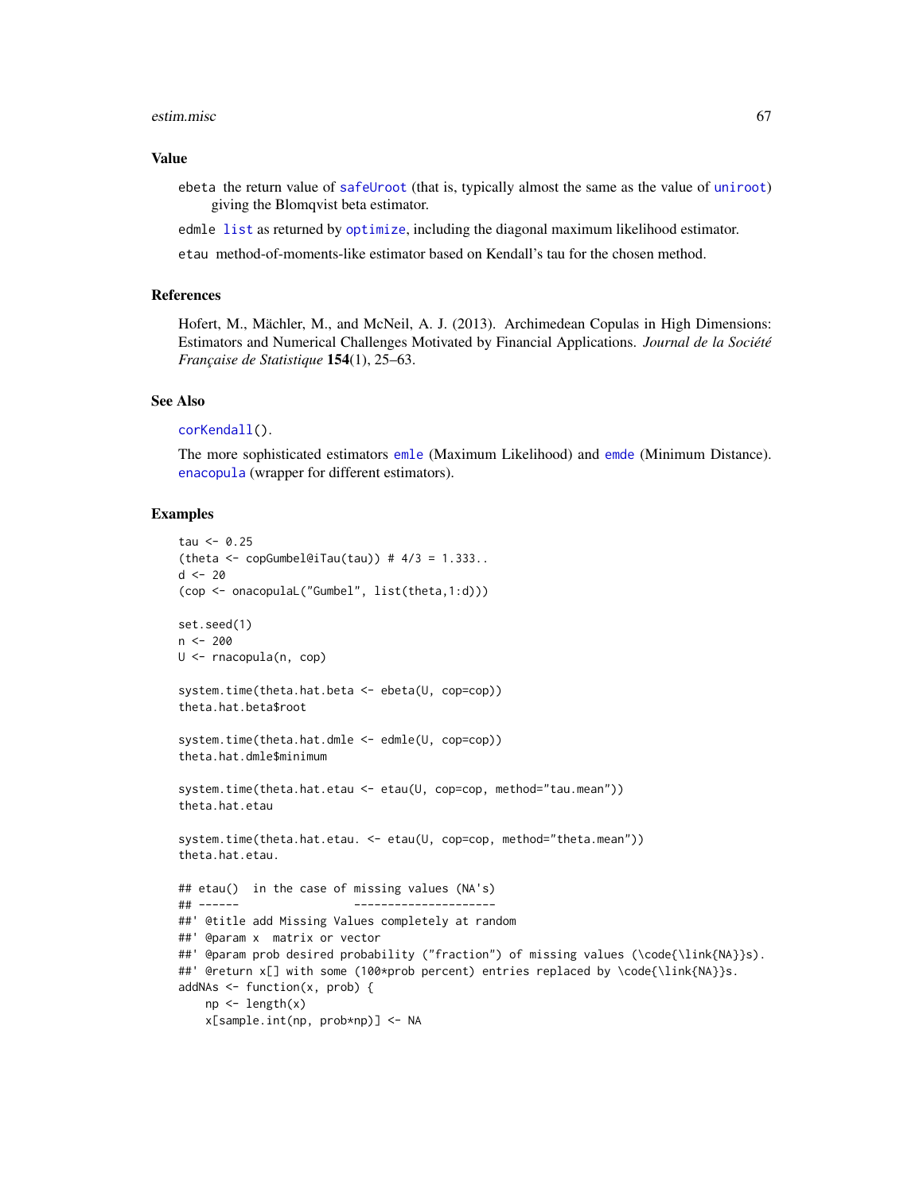## Value

`ebeta` the return value of `safeUroot` (that is, typically almost the same as the value of `uniroot`) giving the Blomqvist beta estimator.

`edmle` `list` as returned by `optimize`, including the diagonal maximum likelihood estimator.

`etau` method-of-moments-like estimator based on Kendall's tau for the chosen method.

## References

Hofert, M., Mächler, M., and McNeil, A. J. (2013). Archimedean Copulas in High Dimensions: Estimators and Numerical Challenges Motivated by Financial Applications. *Journal de la Société Française de Statistique* **154**(1), 25–63.

## See Also

`corKendall()`.

The more sophisticated estimators `emle` (Maximum Likelihood) and `emde` (Minimum Distance). `enacopula` (wrapper for different estimators).

## Examples

```
tau <- 0.25
(theta <- copGumbel@iTau(tau)) # 4/3 = 1.333..
d <- 20
(cop <- onacopulaL("Gumbel", list(theta,1:d)))

set.seed(1)
n <- 200
U <- rnacopula(n, cop)

system.time(theta.hat.beta <- ebeta(U, cop=cop))
theta.hat.beta$root

system.time(theta.hat.dmle <- edmle(U, cop=cop))
theta.hat.dmle$minimum

system.time(theta.hat.etau <- etau(U, cop=cop, method="tau.mean"))
theta.hat.etau

system.time(theta.hat.etau. <- etau(U, cop=cop, method="theta.mean"))
theta.hat.etau.

## etau()  in the case of missing values (NA's)
## ------                 ---------------------
##' @title add Missing Values completely at random
##' @param x  matrix or vector
##' @param prob desired probability ("fraction") of missing values (\code{\link{NA}}s).
##' @return x[] with some (100*prob percent) entries replaced by \code{\link{NA}}s.
addNAs <- function(x, prob) {
    np <- length(x)
    x[sample.int(np, prob*np)] <- NA
```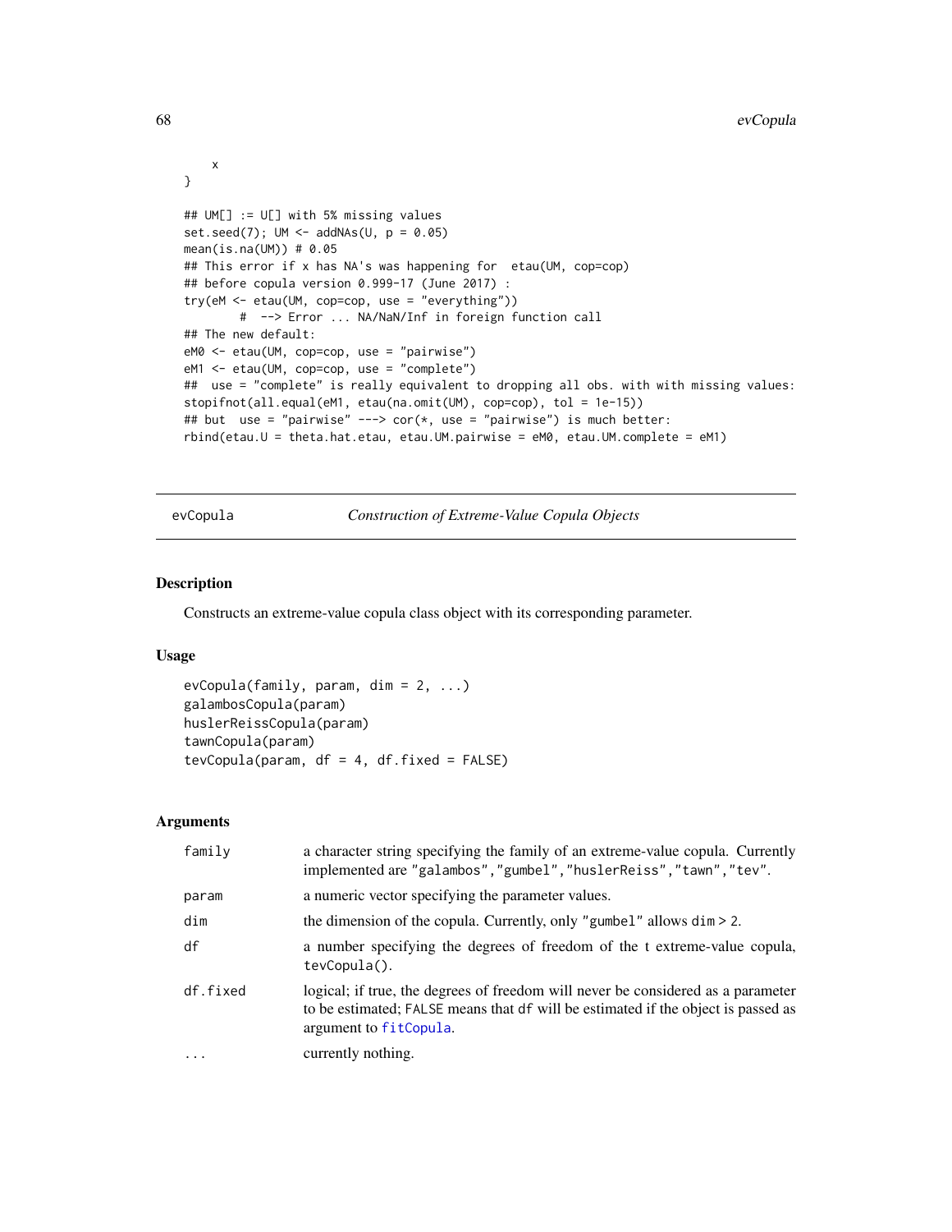```
    x
}

## UM[] := U[] with 5% missing values
set.seed(7); UM <- addNAs(U, p = 0.05)
mean(is.na(UM)) # 0.05
## This error if x has NA's was happening for  etau(UM, cop=cop)
## before copula version 0.999-17 (June 2017) :
try(eM <- etau(UM, cop=cop, use = "everything"))
        #  --> Error ... NA/NaN/Inf in foreign function call
## The new default:
eM0 <- etau(UM, cop=cop, use = "pairwise")
eM1 <- etau(UM, cop=cop, use = "complete")
##  use = "complete" is really equivalent to dropping all obs. with with missing values:
stopifnot(all.equal(eM1, etau(na.omit(UM), cop=cop), tol = 1e-15))
## but  use = "pairwise" ---> cor(*, use = "pairwise") is much better:
rbind(etau.U = theta.hat.etau, etau.UM.pairwise = eM0, etau.UM.complete = eM1)
```

# evCopula — *Construction of Extreme-Value Copula Objects*

## Description

Constructs an extreme-value copula class object with its corresponding parameter.

## Usage

```
evCopula(family, param, dim = 2, ...)
galambosCopula(param)
huslerReissCopula(param)
tawnCopula(param)
tevCopula(param, df = 4, df.fixed = FALSE)
```

## Arguments

| | |
|---|---|
| `family` | a character string specifying the family of an extreme-value copula. Currently implemented are `"galambos"`, `"gumbel"`, `"huslerReiss"`, `"tawn"`, `"tev"`. |
| `param` | a numeric vector specifying the parameter values. |
| `dim` | the dimension of the copula. Currently, only `"gumbel"` allows `dim` > 2. |
| `df` | a number specifying the degrees of freedom of the t extreme-value copula, `tevCopula()`. |
| `df.fixed` | logical; if true, the degrees of freedom will never be considered as a parameter to be estimated; `FALSE` means that `df` will be estimated if the object is passed as argument to `fitCopula`. |
| `...` | currently nothing. |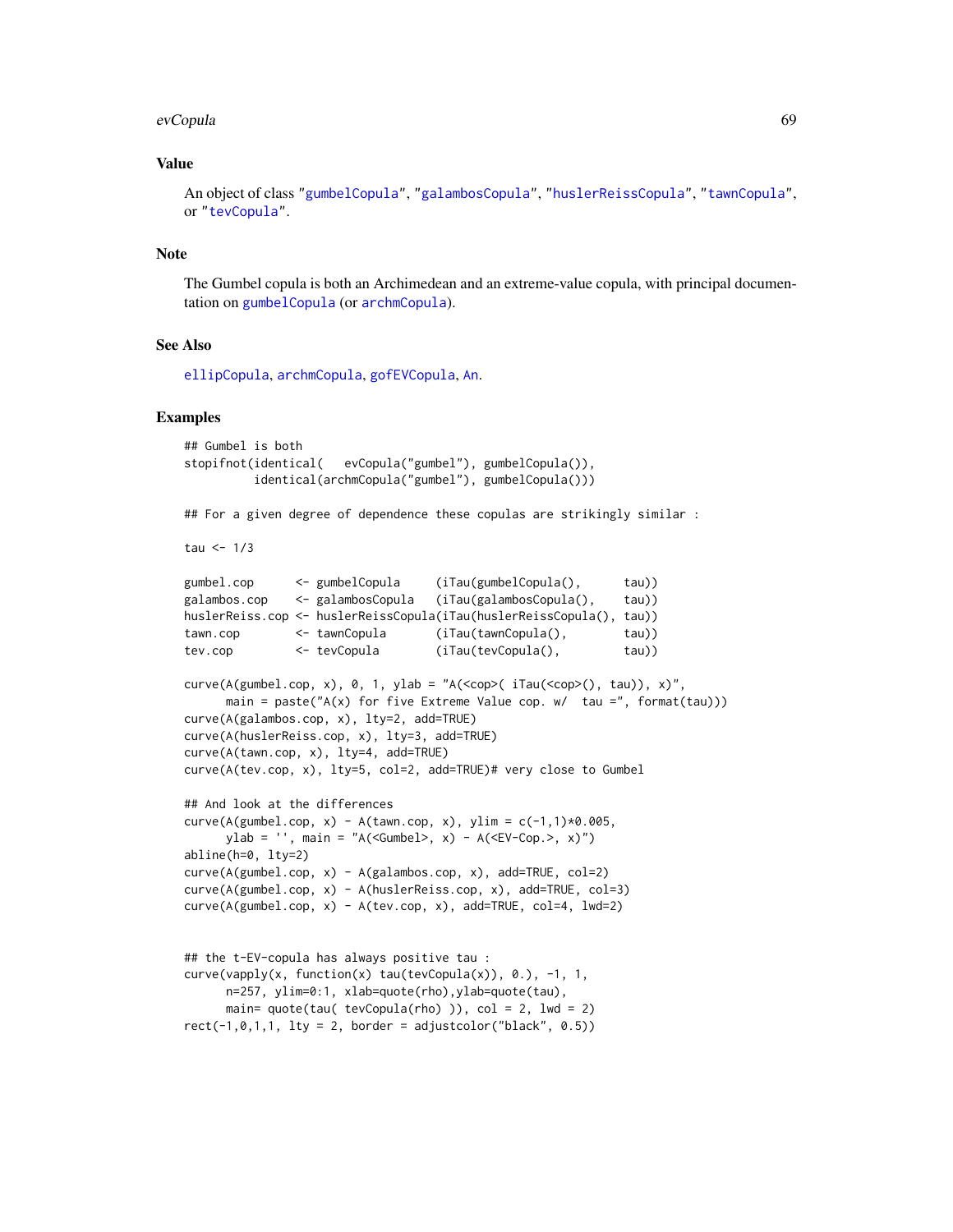## Value

An object of class "gumbelCopula", "galambosCopula", "huslerReissCopula", "tawnCopula", or "tevCopula".

## Note

The Gumbel copula is both an Archimedean and an extreme-value copula, with principal documentation on gumbelCopula (or archmCopula).

## See Also

ellipCopula, archmCopula, gofEVCopula, An.

## Examples

```
## Gumbel is both
stopifnot(identical(   evCopula("gumbel"), gumbelCopula()),
          identical(archmCopula("gumbel"), gumbelCopula()))

## For a given degree of dependence these copulas are strikingly similar :

tau <- 1/3

gumbel.cop      <- gumbelCopula     (iTau(gumbelCopula(),      tau))
galambos.cop    <- galambosCopula   (iTau(galambosCopula(),    tau))
huslerReiss.cop <- huslerReissCopula(iTau(huslerReissCopula(), tau))
tawn.cop        <- tawnCopula       (iTau(tawnCopula(),        tau))
tev.cop         <- tevCopula        (iTau(tevCopula(),         tau))

curve(A(gumbel.cop, x), 0, 1, ylab = "A(<cop>( iTau(<cop>(), tau)), x)",
      main = paste("A(x) for five Extreme Value cop. w/  tau =", format(tau)))
curve(A(galambos.cop, x), lty=2, add=TRUE)
curve(A(huslerReiss.cop, x), lty=3, add=TRUE)
curve(A(tawn.cop, x), lty=4, add=TRUE)
curve(A(tev.cop, x), lty=5, col=2, add=TRUE)# very close to Gumbel

## And look at the differences
curve(A(gumbel.cop, x) - A(tawn.cop, x), ylim = c(-1,1)*0.005,
      ylab = '', main = "A(<Gumbel>, x) - A(<EV-Cop.>, x)")
abline(h=0, lty=2)
curve(A(gumbel.cop, x) - A(galambos.cop, x), add=TRUE, col=2)
curve(A(gumbel.cop, x) - A(huslerReiss.cop, x), add=TRUE, col=3)
curve(A(gumbel.cop, x) - A(tev.cop, x), add=TRUE, col=4, lwd=2)


## the t-EV-copula has always positive tau :
curve(vapply(x, function(x) tau(tevCopula(x)), 0.), -1, 1,
      n=257, ylim=0:1, xlab=quote(rho),ylab=quote(tau),
      main= quote(tau( tevCopula(rho) )), col = 2, lwd = 2)
rect(-1,0,1,1, lty = 2, border = adjustcolor("black", 0.5))
```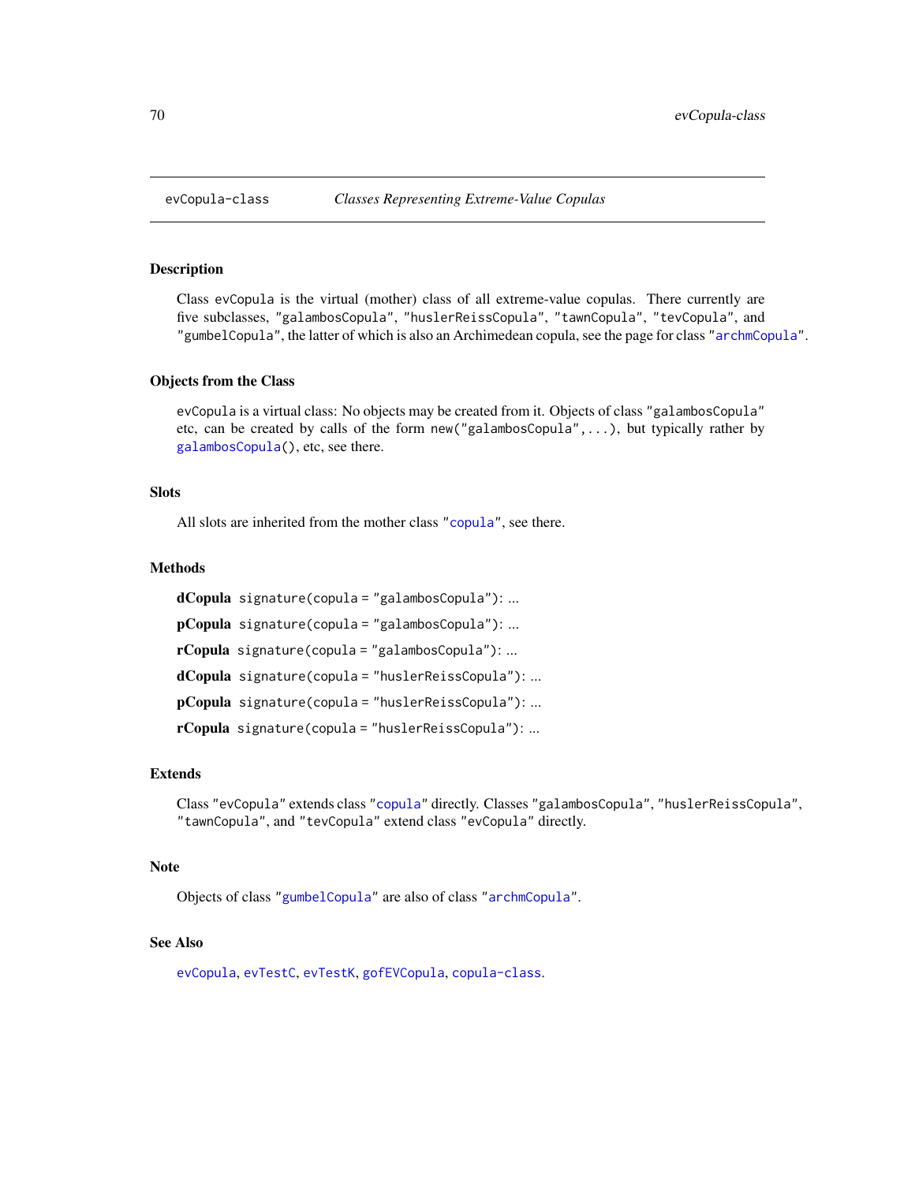# evCopula-class — *Classes Representing Extreme-Value Copulas*

## Description

Class `evCopula` is the virtual (mother) class of all extreme-value copulas. There currently are five subclasses, `"galambosCopula"`, `"huslerReissCopula"`, `"tawnCopula"`, `"tevCopula"`, and `"gumbelCopula"`, the latter of which is also an Archimedean copula, see the page for class `"archmCopula"`.

## Objects from the Class

`evCopula` is a virtual class: No objects may be created from it. Objects of class `"galambosCopula"` etc, can be created by calls of the form `new("galambosCopula",...)`, but typically rather by `galambosCopula()`, etc, see there.

## Slots

All slots are inherited from the mother class `"copula"`, see there.

## Methods

**dCopula** `signature(copula = "galambosCopula")`: ...

**pCopula** `signature(copula = "galambosCopula")`: ...

**rCopula** `signature(copula = "galambosCopula")`: ...

**dCopula** `signature(copula = "huslerReissCopula")`: ...

**pCopula** `signature(copula = "huslerReissCopula")`: ...

**rCopula** `signature(copula = "huslerReissCopula")`: ...

## Extends

Class `"evCopula"` extends class `"copula"` directly. Classes `"galambosCopula"`, `"huslerReissCopula"`, `"tawnCopula"`, and `"tevCopula"` extend class `"evCopula"` directly.

## Note

Objects of class `"gumbelCopula"` are also of class `"archmCopula"`.

## See Also

`evCopula`, `evTestC`, `evTestK`, `gofEVCopula`, `copula-class`.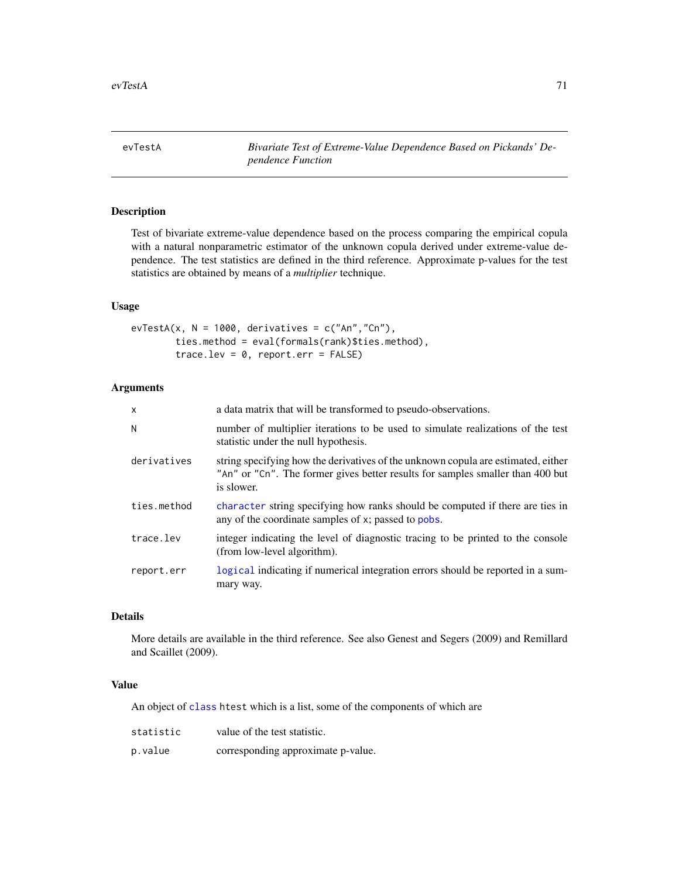evTestA — *Bivariate Test of Extreme-Value Dependence Based on Pickands' Dependence Function*

## Description

Test of bivariate extreme-value dependence based on the process comparing the empirical copula with a natural nonparametric estimator of the unknown copula derived under extreme-value dependence. The test statistics are defined in the third reference. Approximate p-values for the test statistics are obtained by means of a *multiplier* technique.

## Usage

```
evTestA(x, N = 1000, derivatives = c("An","Cn"),
        ties.method = eval(formals(rank)$ties.method),
        trace.lev = 0, report.err = FALSE)
```

## Arguments

| | |
|---|---|
| `x` | a data matrix that will be transformed to pseudo-observations. |
| `N` | number of multiplier iterations to be used to simulate realizations of the test statistic under the null hypothesis. |
| `derivatives` | string specifying how the derivatives of the unknown copula are estimated, either `"An"` or `"Cn"`. The former gives better results for samples smaller than 400 but is slower. |
| `ties.method` | `character` string specifying how ranks should be computed if there are ties in any of the coordinate samples of `x`; passed to `pobs`. |
| `trace.lev` | integer indicating the level of diagnostic tracing to be printed to the console (from low-level algorithm). |
| `report.err` | `logical` indicating if numerical integration errors should be reported in a summary way. |

## Details

More details are available in the third reference. See also Genest and Segers (2009) and Remillard and Scaillet (2009).

## Value

An object of `class` `htest` which is a list, some of the components of which are

| | |
|---|---|
| `statistic` | value of the test statistic. |
| `p.value` | corresponding approximate p-value. |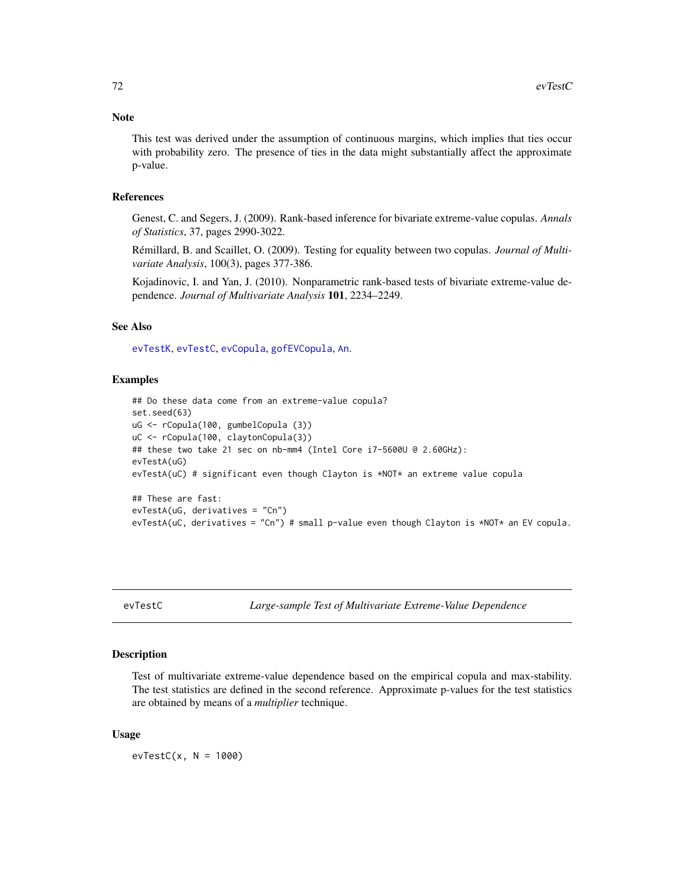## Note

This test was derived under the assumption of continuous margins, which implies that ties occur with probability zero. The presence of ties in the data might substantially affect the approximate p-value.

## References

Genest, C. and Segers, J. (2009). Rank-based inference for bivariate extreme-value copulas. *Annals of Statistics*, 37, pages 2990-3022.

Rémillard, B. and Scaillet, O. (2009). Testing for equality between two copulas. *Journal of Multivariate Analysis*, 100(3), pages 377-386.

Kojadinovic, I. and Yan, J. (2010). Nonparametric rank-based tests of bivariate extreme-value dependence. *Journal of Multivariate Analysis* **101**, 2234–2249.

## See Also

evTestK, evTestC, evCopula, gofEVCopula, An.

## Examples

```
## Do these data come from an extreme-value copula?
set.seed(63)
uG <- rCopula(100, gumbelCopula (3))
uC <- rCopula(100, claytonCopula(3))
## these two take 21 sec on nb-mm4 (Intel Core i7-5600U @ 2.60GHz):
evTestA(uG)
evTestA(uC) # significant even though Clayton is *NOT* an extreme value copula

## These are fast:
evTestA(uG, derivatives = "Cn")
evTestA(uC, derivatives = "Cn") # small p-value even though Clayton is *NOT* an EV copula.
```

---

# evTestC — *Large-sample Test of Multivariate Extreme-Value Dependence*

## Description

Test of multivariate extreme-value dependence based on the empirical copula and max-stability. The test statistics are defined in the second reference. Approximate p-values for the test statistics are obtained by means of a *multiplier* technique.

## Usage

```
evTestC(x, N = 1000)
```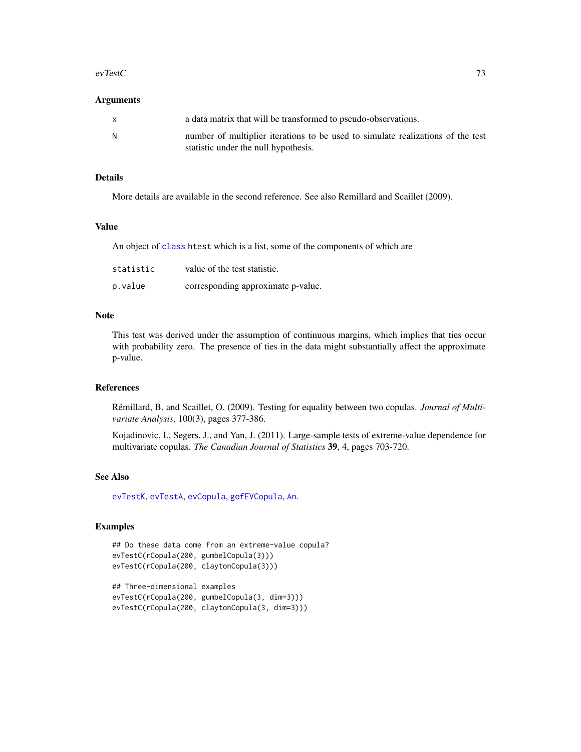### Arguments

| | |
|---|---|
| x | a data matrix that will be transformed to pseudo-observations. |
| N | number of multiplier iterations to be used to simulate realizations of the test statistic under the null hypothesis. |

### Details

More details are available in the second reference. See also Remillard and Scaillet (2009).

### Value

An object of class htest which is a list, some of the components of which are

| | |
|---|---|
| statistic | value of the test statistic. |
| p.value | corresponding approximate p-value. |

### Note

This test was derived under the assumption of continuous margins, which implies that ties occur with probability zero. The presence of ties in the data might substantially affect the approximate p-value.

### References

Rémillard, B. and Scaillet, O. (2009). Testing for equality between two copulas. *Journal of Multivariate Analysis*, 100(3), pages 377-386.

Kojadinovic, I., Segers, J., and Yan, J. (2011). Large-sample tests of extreme-value dependence for multivariate copulas. *The Canadian Journal of Statistics* **39**, 4, pages 703-720.

### See Also

evTestK, evTestA, evCopula, gofEVCopula, An.

### Examples

```
## Do these data come from an extreme-value copula?
evTestC(rCopula(200, gumbelCopula(3)))
evTestC(rCopula(200, claytonCopula(3)))

## Three-dimensional examples
evTestC(rCopula(200, gumbelCopula(3, dim=3)))
evTestC(rCopula(200, claytonCopula(3, dim=3)))
```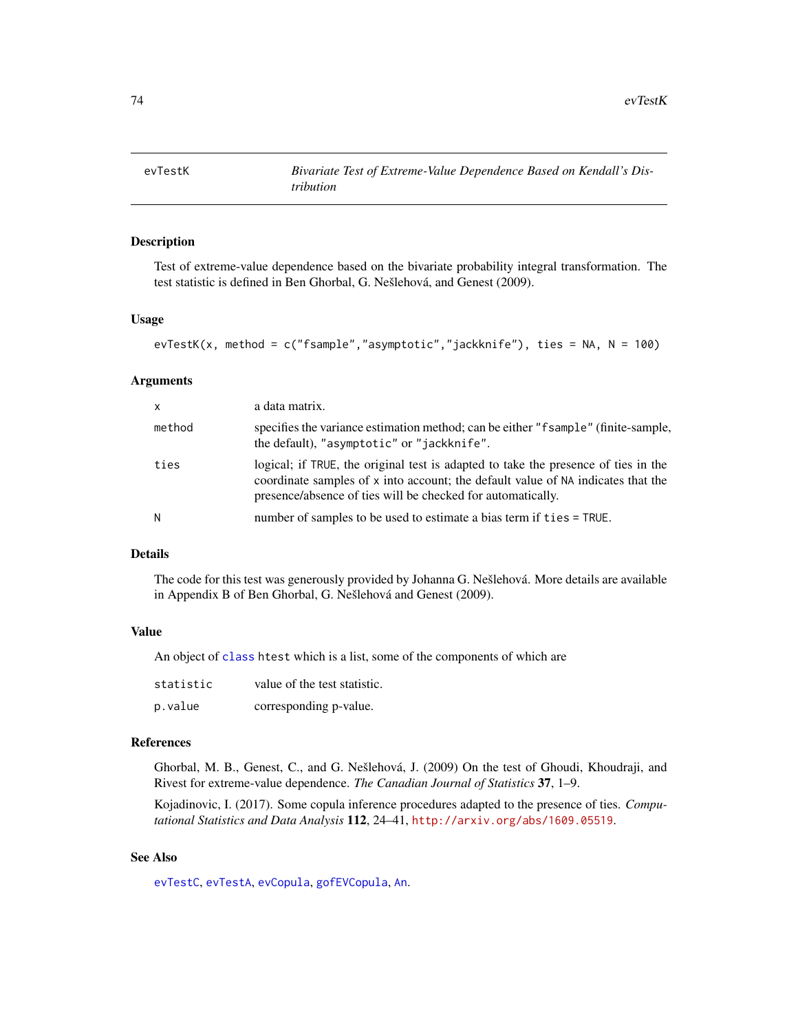# evTestK — Bivariate Test of Extreme-Value Dependence Based on Kendall's Distribution

## Description

Test of extreme-value dependence based on the bivariate probability integral transformation. The test statistic is defined in Ben Ghorbal, G. Nešlehová, and Genest (2009).

## Usage

```
evTestK(x, method = c("fsample","asymptotic","jackknife"), ties = NA, N = 100)
```

## Arguments

| | |
|---|---|
| `x` | a data matrix. |
| `method` | specifies the variance estimation method; can be either `"fsample"` (finite-sample, the default), `"asymptotic"` or `"jackknife"`. |
| `ties` | logical; if `TRUE`, the original test is adapted to take the presence of ties in the coordinate samples of `x` into account; the default value of `NA` indicates that the presence/absence of ties will be checked for automatically. |
| `N` | number of samples to be used to estimate a bias term if `ties = TRUE`. |

## Details

The code for this test was generously provided by Johanna G. Nešlehová. More details are available in Appendix B of Ben Ghorbal, G. Nešlehová and Genest (2009).

## Value

An object of `class` `htest` which is a list, some of the components of which are

| | |
|---|---|
| `statistic` | value of the test statistic. |
| `p.value` | corresponding p-value. |

## References

Ghorbal, M. B., Genest, C., and G. Nešlehová, J. (2009) On the test of Ghoudi, Khoudraji, and Rivest for extreme-value dependence. *The Canadian Journal of Statistics* **37**, 1–9.

Kojadinovic, I. (2017). Some copula inference procedures adapted to the presence of ties. *Computational Statistics and Data Analysis* **112**, 24–41, http://arxiv.org/abs/1609.05519.

## See Also

`evTestC`, `evTestA`, `evCopula`, `gofEVCopula`, `An`.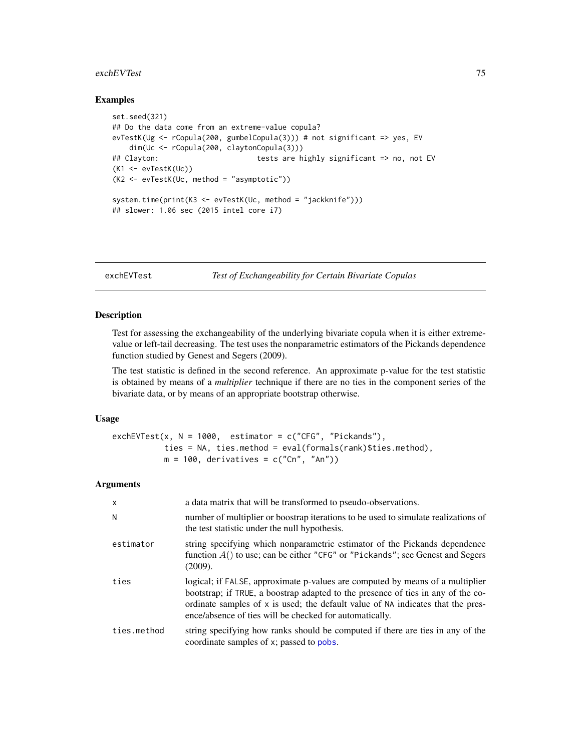## Examples

```
set.seed(321)
## Do the data come from an extreme-value copula?
evTestK(Ug <- rCopula(200, gumbelCopula(3))) # not significant => yes, EV
    dim(Uc <- rCopula(200, claytonCopula(3)))
## Clayton:                       tests are highly significant => no, not EV
(K1 <- evTestK(Uc))
(K2 <- evTestK(Uc, method = "asymptotic"))

system.time(print(K3 <- evTestK(Uc, method = "jackknife")))
## slower: 1.06 sec (2015 intel core i7)
```

---

# exchEVTest — *Test of Exchangeability for Certain Bivariate Copulas*

## Description

Test for assessing the exchangeability of the underlying bivariate copula when it is either extreme-value or left-tail decreasing. The test uses the nonparametric estimators of the Pickands dependence function studied by Genest and Segers (2009).

The test statistic is defined in the second reference. An approximate p-value for the test statistic is obtained by means of a *multiplier* technique if there are no ties in the component series of the bivariate data, or by means of an appropriate bootstrap otherwise.

## Usage

```
exchEVTest(x, N = 1000,  estimator = c("CFG", "Pickands"),
           ties = NA, ties.method = eval(formals(rank)$ties.method),
           m = 100, derivatives = c("Cn", "An"))
```

## Arguments

| | |
|---|---|
| `x` | a data matrix that will be transformed to pseudo-observations. |
| `N` | number of multiplier or boostrap iterations to be used to simulate realizations of the test statistic under the null hypothesis. |
| `estimator` | string specifying which nonparametric estimator of the Pickands dependence function $A()$ to use; can be either `"CFG"` or `"Pickands"`; see Genest and Segers (2009). |
| `ties` | logical; if `FALSE`, approximate p-values are computed by means of a multiplier bootstrap; if `TRUE`, a boostrap adapted to the presence of ties in any of the coordinate samples of `x` is used; the default value of `NA` indicates that the presence/absence of ties will be checked for automatically. |
| `ties.method` | string specifying how ranks should be computed if there are ties in any of the coordinate samples of `x`; passed to `pobs`. |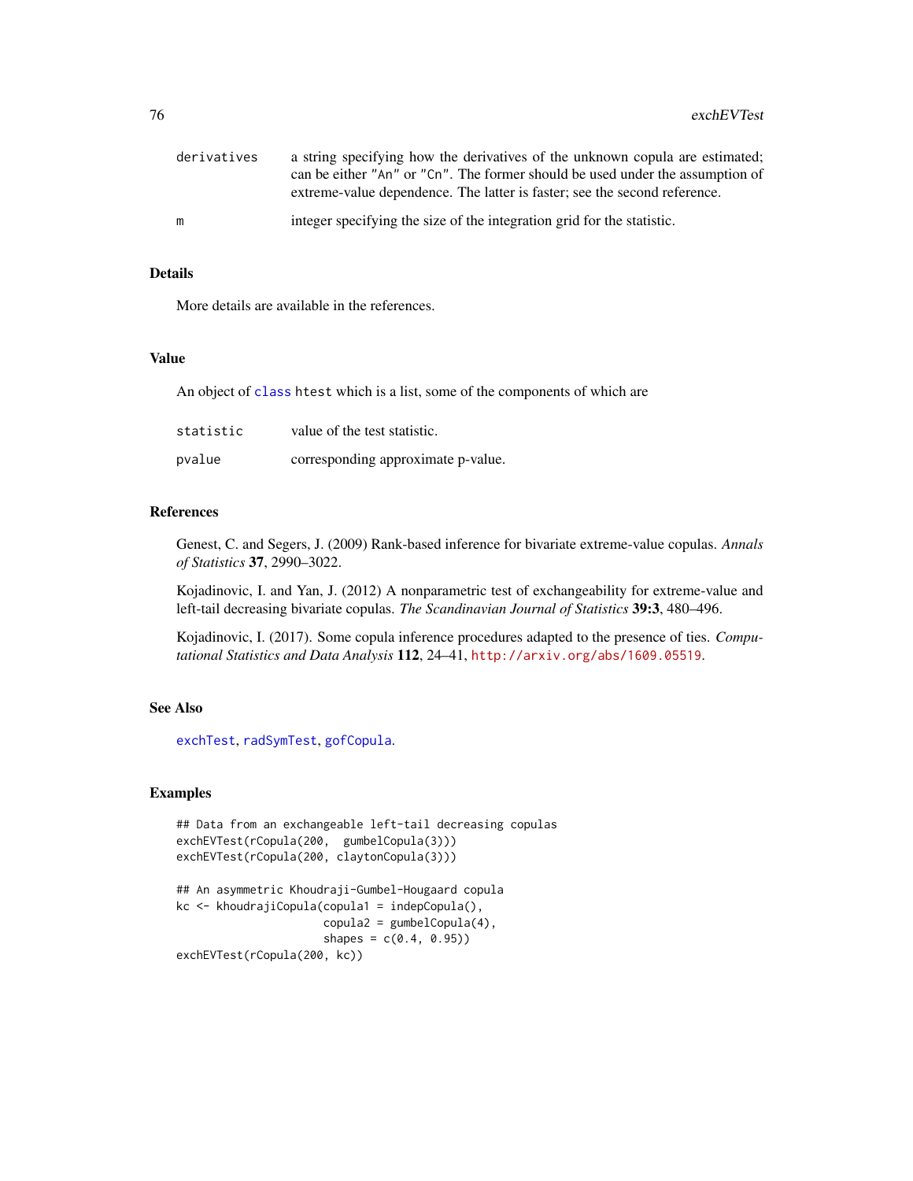| | |
|---|---|
| derivatives | a string specifying how the derivatives of the unknown copula are estimated; can be either "An" or "Cn". The former should be used under the assumption of extreme-value dependence. The latter is faster; see the second reference. |
| m | integer specifying the size of the integration grid for the statistic. |

## Details

More details are available in the references.

## Value

An object of class htest which is a list, some of the components of which are

| | |
|---|---|
| statistic | value of the test statistic. |
| pvalue | corresponding approximate p-value. |

## References

Genest, C. and Segers, J. (2009) Rank-based inference for bivariate extreme-value copulas. *Annals of Statistics* **37**, 2990–3022.

Kojadinovic, I. and Yan, J. (2012) A nonparametric test of exchangeability for extreme-value and left-tail decreasing bivariate copulas. *The Scandinavian Journal of Statistics* **39:3**, 480–496.

Kojadinovic, I. (2017). Some copula inference procedures adapted to the presence of ties. *Computational Statistics and Data Analysis* **112**, 24–41, http://arxiv.org/abs/1609.05519.

## See Also

exchTest, radSymTest, gofCopula.

## Examples

```
## Data from an exchangeable left-tail decreasing copulas
exchEVTest(rCopula(200,  gumbelCopula(3)))
exchEVTest(rCopula(200, claytonCopula(3)))

## An asymmetric Khoudraji-Gumbel-Hougaard copula
kc <- khoudrajiCopula(copula1 = indepCopula(),
                      copula2 = gumbelCopula(4),
                      shapes = c(0.4, 0.95))
exchEVTest(rCopula(200, kc))
```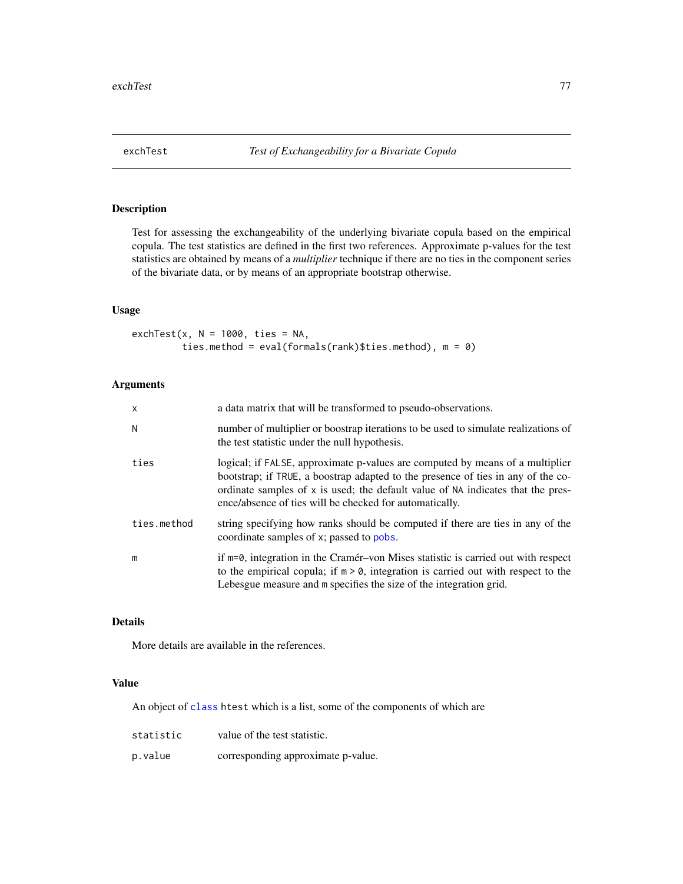## exchTest *Test of Exchangeability for a Bivariate Copula*

### Description

Test for assessing the exchangeability of the underlying bivariate copula based on the empirical copula. The test statistics are defined in the first two references. Approximate p-values for the test statistics are obtained by means of a *multiplier* technique if there are no ties in the component series of the bivariate data, or by means of an appropriate bootstrap otherwise.

### Usage

```
exchTest(x, N = 1000, ties = NA,
         ties.method = eval(formals(rank)$ties.method), m = 0)
```

### Arguments

| | |
|---|---|
| `x` | a data matrix that will be transformed to pseudo-observations. |
| `N` | number of multiplier or boostrap iterations to be used to simulate realizations of the test statistic under the null hypothesis. |
| `ties` | logical; if `FALSE`, approximate p-values are computed by means of a multiplier bootstrap; if `TRUE`, a boostrap adapted to the presence of ties in any of the coordinate samples of `x` is used; the default value of `NA` indicates that the presence/absence of ties will be checked for automatically. |
| `ties.method` | string specifying how ranks should be computed if there are ties in any of the coordinate samples of `x`; passed to `pobs`. |
| `m` | if `m=0`, integration in the Cramér–von Mises statistic is carried out with respect to the empirical copula; if `m > 0`, integration is carried out with respect to the Lebesgue measure and `m` specifies the size of the integration grid. |

### Details

More details are available in the references.

### Value

An object of `class` `htest` which is a list, some of the components of which are

| | |
|---|---|
| `statistic` | value of the test statistic. |
| `p.value` | corresponding approximate p-value. |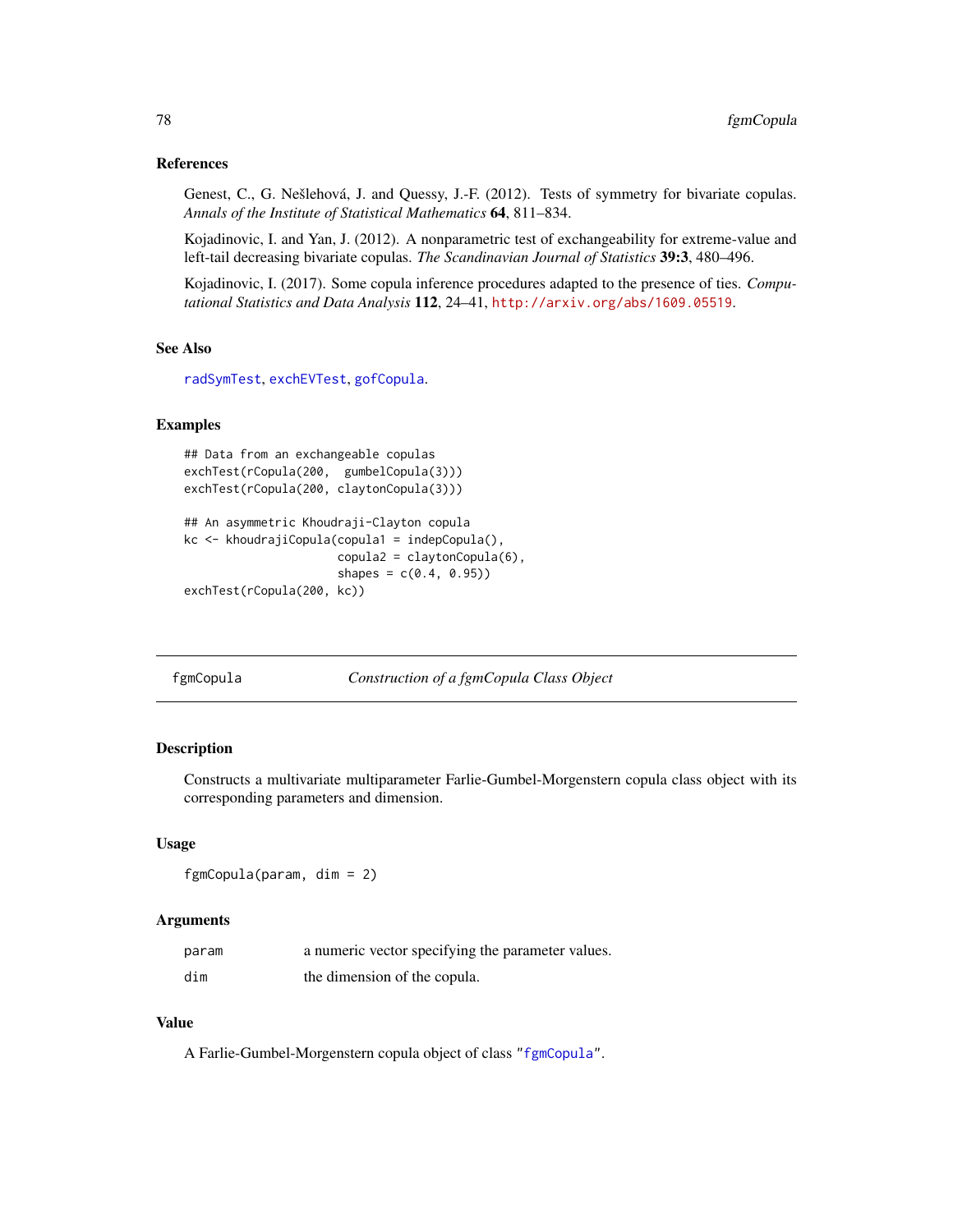### References

Genest, C., G. Nešlehová, J. and Quessy, J.-F. (2012). Tests of symmetry for bivariate copulas. *Annals of the Institute of Statistical Mathematics* **64**, 811–834.

Kojadinovic, I. and Yan, J. (2012). A nonparametric test of exchangeability for extreme-value and left-tail decreasing bivariate copulas. *The Scandinavian Journal of Statistics* **39:3**, 480–496.

Kojadinovic, I. (2017). Some copula inference procedures adapted to the presence of ties. *Computational Statistics and Data Analysis* **112**, 24–41, http://arxiv.org/abs/1609.05519.

### See Also

radSymTest, exchEVTest, gofCopula.

### Examples

```
## Data from an exchangeable copulas
exchTest(rCopula(200,  gumbelCopula(3)))
exchTest(rCopula(200, claytonCopula(3)))

## An asymmetric Khoudraji-Clayton copula
kc <- khoudrajiCopula(copula1 = indepCopula(),
                      copula2 = claytonCopula(6),
                      shapes = c(0.4, 0.95))
exchTest(rCopula(200, kc))
```

---

## fgmCopula — *Construction of a fgmCopula Class Object*

### Description

Constructs a multivariate multiparameter Farlie-Gumbel-Morgenstern copula class object with its corresponding parameters and dimension.

### Usage

```
fgmCopula(param, dim = 2)
```

### Arguments

| | |
|---|---|
| param | a numeric vector specifying the parameter values. |
| dim | the dimension of the copula. |

### Value

A Farlie-Gumbel-Morgenstern copula object of class "fgmCopula".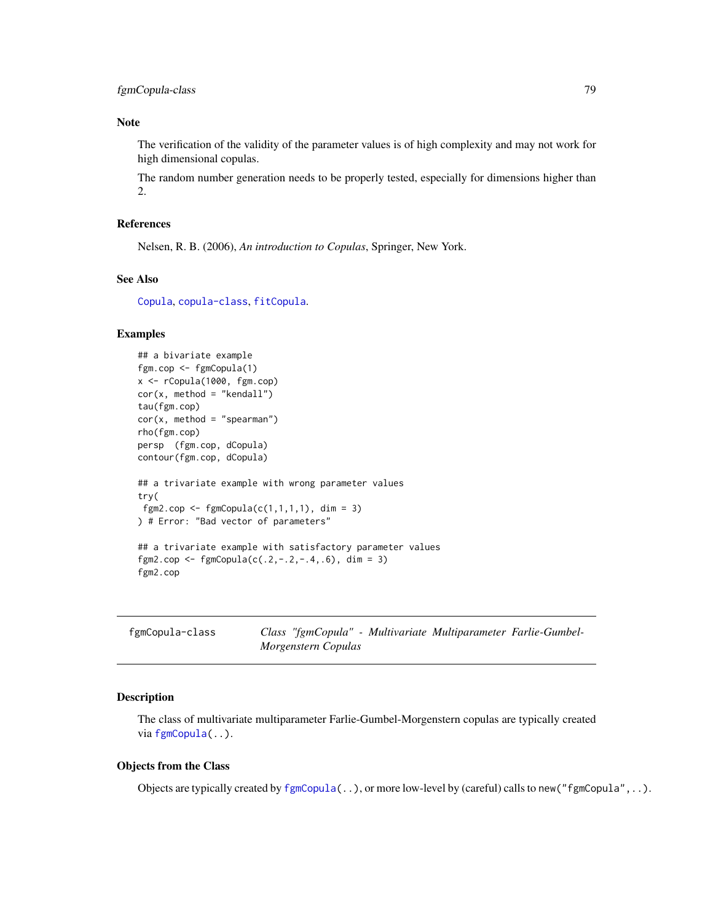## Note

The verification of the validity of the parameter values is of high complexity and may not work for high dimensional copulas.

The random number generation needs to be properly tested, especially for dimensions higher than 2.

## References

Nelsen, R. B. (2006), *An introduction to Copulas*, Springer, New York.

## See Also

Copula, copula-class, fitCopula.

## Examples

```
## a bivariate example
fgm.cop <- fgmCopula(1)
x <- rCopula(1000, fgm.cop)
cor(x, method = "kendall")
tau(fgm.cop)
cor(x, method = "spearman")
rho(fgm.cop)
persp  (fgm.cop, dCopula)
contour(fgm.cop, dCopula)

## a trivariate example with wrong parameter values
try(
 fgm2.cop <- fgmCopula(c(1,1,1,1), dim = 3)
) # Error: "Bad vector of parameters"

## a trivariate example with satisfactory parameter values
fgm2.cop <- fgmCopula(c(.2,-.2,-.4,.6), dim = 3)
fgm2.cop
```

---

# fgmCopula-class — *Class "fgmCopula" - Multivariate Multiparameter Farlie-Gumbel-Morgenstern Copulas*

## Description

The class of multivariate multiparameter Farlie-Gumbel-Morgenstern copulas are typically created via `fgmCopula(..)`.

## Objects from the Class

Objects are typically created by `fgmCopula(..)`, or more low-level by (careful) calls to `new("fgmCopula",..)`.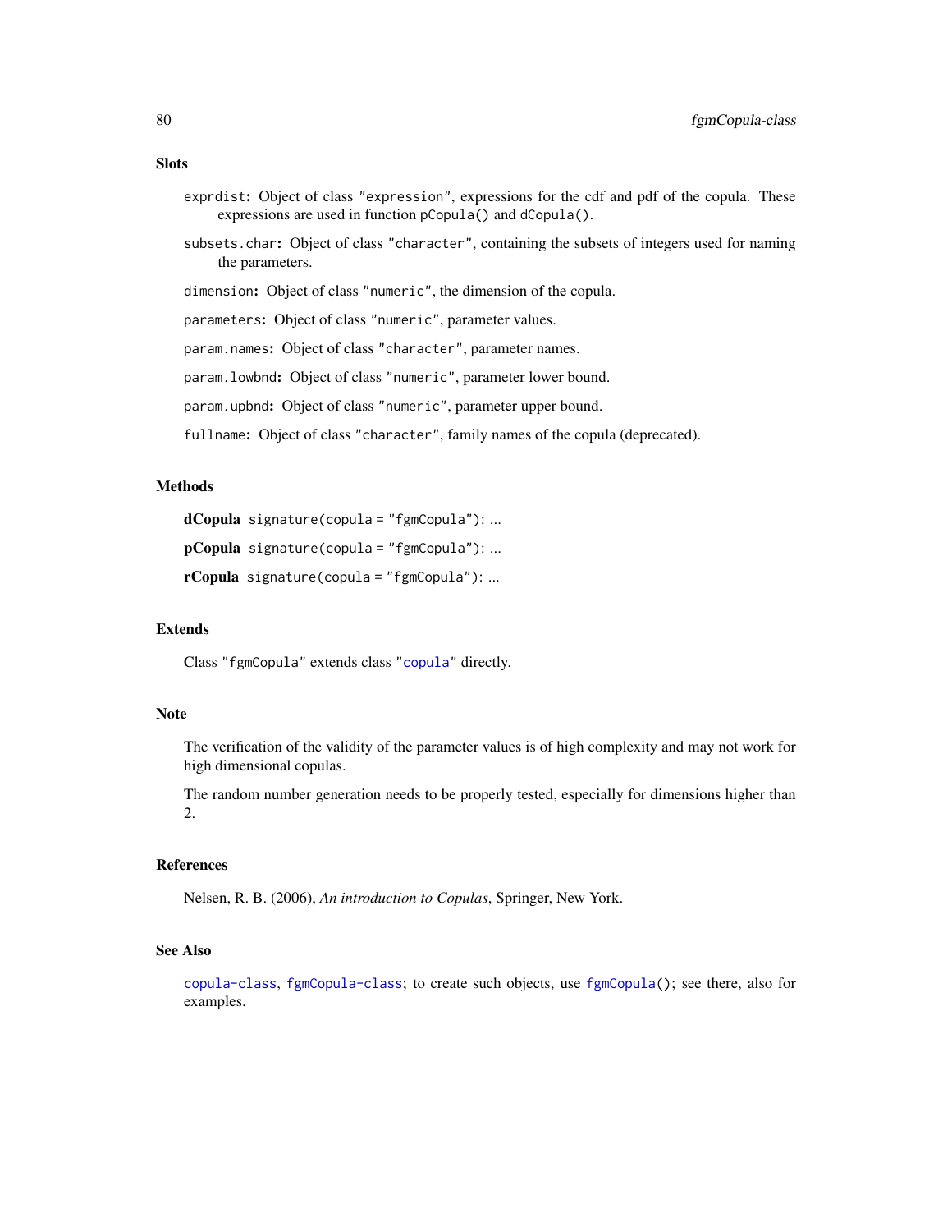## Slots

`exprdist`: Object of class `"expression"`, expressions for the cdf and pdf of the copula. These expressions are used in function `pCopula()` and `dCopula()`.

`subsets.char`: Object of class `"character"`, containing the subsets of integers used for naming the parameters.

`dimension`: Object of class `"numeric"`, the dimension of the copula.

`parameters`: Object of class `"numeric"`, parameter values.

`param.names`: Object of class `"character"`, parameter names.

`param.lowbnd`: Object of class `"numeric"`, parameter lower bound.

`param.upbnd`: Object of class `"numeric"`, parameter upper bound.

`fullname`: Object of class `"character"`, family names of the copula (deprecated).

## Methods

**dCopula** `signature(copula = "fgmCopula")`: ...

**pCopula** `signature(copula = "fgmCopula")`: ...

**rCopula** `signature(copula = "fgmCopula")`: ...

## Extends

Class `"fgmCopula"` extends class `"copula"` directly.

## Note

The verification of the validity of the parameter values is of high complexity and may not work for high dimensional copulas.

The random number generation needs to be properly tested, especially for dimensions higher than 2.

## References

Nelsen, R. B. (2006), *An introduction to Copulas*, Springer, New York.

## See Also

`copula-class`, `fgmCopula-class`; to create such objects, use `fgmCopula()`; see there, also for examples.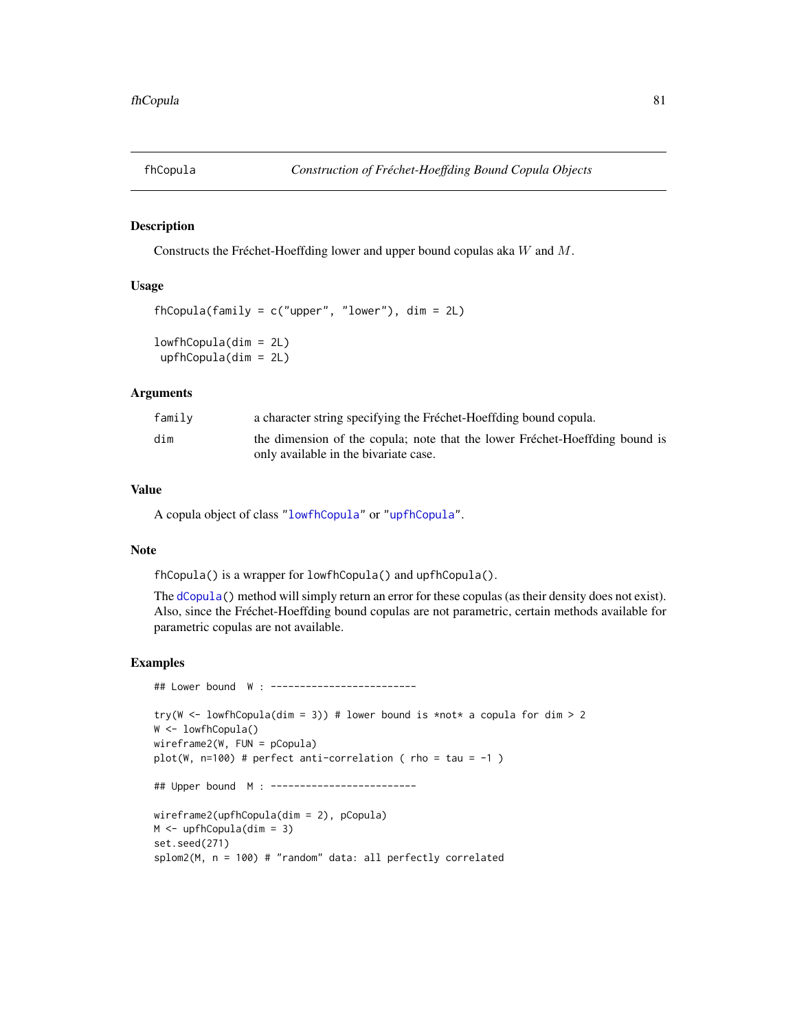# fhCopula — *Construction of Fréchet-Hoeffding Bound Copula Objects*

## Description

Constructs the Fréchet-Hoeffding lower and upper bound copulas aka $W$ and $M$.

## Usage

```
fhCopula(family = c("upper", "lower"), dim = 2L)

lowfhCopula(dim = 2L)
 upfhCopula(dim = 2L)
```

## Arguments

| | |
|---|---|
| `family` | a character string specifying the Fréchet-Hoeffding bound copula. |
| `dim` | the dimension of the copula; note that the lower Fréchet-Hoeffding bound is only available in the bivariate case. |

## Value

A copula object of class "`lowfhCopula`" or "`upfhCopula`".

## Note

`fhCopula()` is a wrapper for `lowfhCopula()` and `upfhCopula()`.

The `dCopula()` method will simply return an error for these copulas (as their density does not exist). Also, since the Fréchet-Hoeffding bound copulas are not parametric, certain methods available for parametric copulas are not available.

## Examples

```
## Lower bound  W : -------------------------

try(W <- lowfhCopula(dim = 3)) # lower bound is *not* a copula for dim > 2
W <- lowfhCopula()
wireframe2(W, FUN = pCopula)
plot(W, n=100) # perfect anti-correlation ( rho = tau = -1 )

## Upper bound  M : -------------------------

wireframe2(upfhCopula(dim = 2), pCopula)
M <- upfhCopula(dim = 3)
set.seed(271)
splom2(M, n = 100) # "random" data: all perfectly correlated
```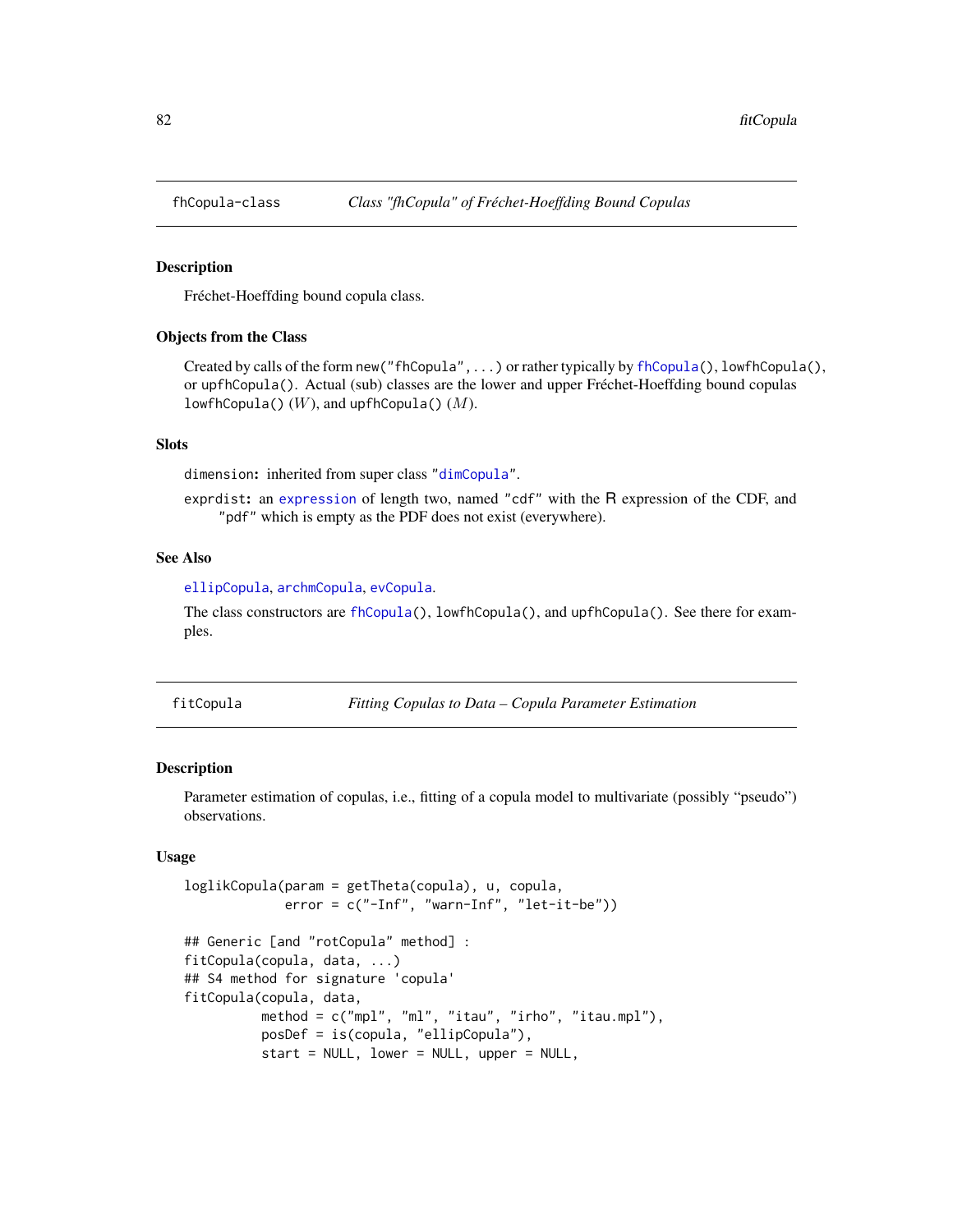## fhCopula-class *Class "fhCopula" of Fréchet-Hoeffding Bound Copulas*

### Description

Fréchet-Hoeffding bound copula class.

### Objects from the Class

Created by calls of the form `new("fhCopula",...)` or rather typically by `fhCopula()`, `lowfhCopula()`, or `upfhCopula()`. Actual (sub) classes are the lower and upper Fréchet-Hoeffding bound copulas `lowfhCopula()` ($W$), and `upfhCopula()` ($M$).

### Slots

`dimension`: inherited from super class "`dimCopula`".

`exprdist`: an `expression` of length two, named "`cdf`" with the R expression of the CDF, and "`pdf`" which is empty as the PDF does not exist (everywhere).

### See Also

`ellipCopula`, `archmCopula`, `evCopula`.

The class constructors are `fhCopula()`, `lowfhCopula()`, and `upfhCopula()`. See there for examples.

## fitCopula *Fitting Copulas to Data – Copula Parameter Estimation*

### Description

Parameter estimation of copulas, i.e., fitting of a copula model to multivariate (possibly "pseudo") observations.

### Usage

```
loglikCopula(param = getTheta(copula), u, copula,
             error = c("-Inf", "warn-Inf", "let-it-be"))

## Generic [and "rotCopula" method] :
fitCopula(copula, data, ...)
## S4 method for signature 'copula'
fitCopula(copula, data,
          method = c("mpl", "ml", "itau", "irho", "itau.mpl"),
          posDef = is(copula, "ellipCopula"),
          start = NULL, lower = NULL, upper = NULL,
```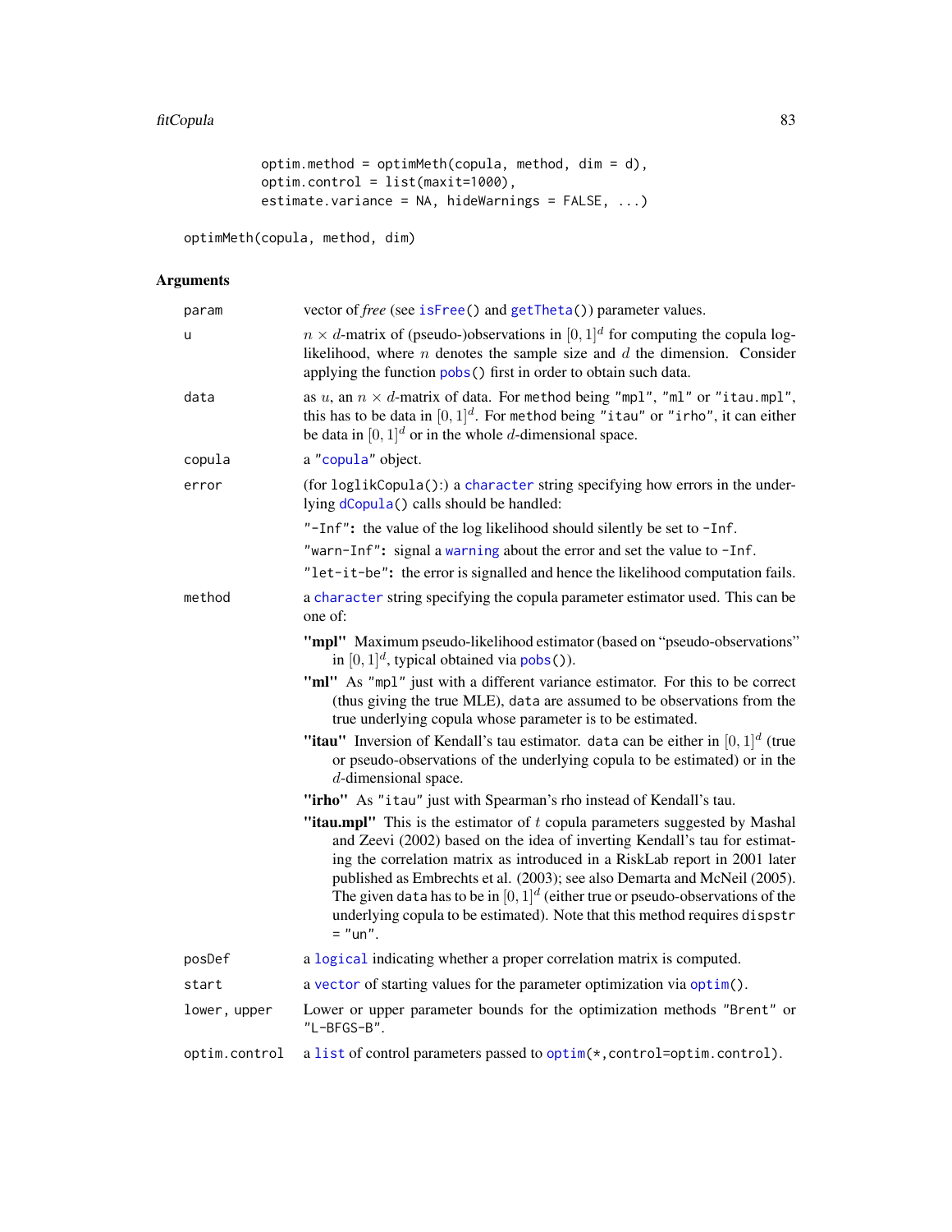```
          optim.method = optimMeth(copula, method, dim = d),
          optim.control = list(maxit=1000),
          estimate.variance = NA, hideWarnings = FALSE, ...)

optimMeth(copula, method, dim)
```

## Arguments

**param** vector of *free* (see `isFree()` and `getTheta()`) parameter values.

**u** $n \times d$-matrix of (pseudo-)observations in $[0, 1]^d$ for computing the copula log-likelihood, where $n$ denotes the sample size and $d$ the dimension. Consider applying the function `pobs()` first in order to obtain such data.

**data** as $u$, an $n \times d$-matrix of data. For `method` being `"mpl"`, `"ml"` or `"itau.mpl"`, this has to be data in $[0, 1]^d$. For `method` being `"itau"` or `"irho"`, it can either be data in $[0, 1]^d$ or in the whole $d$-dimensional space.

**copula** a `"copula"` object.

**error** (for `loglikCopula()`:) a `character` string specifying how errors in the underlying `dCopula()` calls should be handled:

- `"-Inf"`**:** the value of the log likelihood should silently be set to `-Inf`.
- `"warn-Inf"`**:** signal a `warning` about the error and set the value to `-Inf`.
- `"let-it-be"`**:** the error is signalled and hence the likelihood computation fails.

**method** a `character` string specifying the copula parameter estimator used. This can be one of:

- **"mpl"** Maximum pseudo-likelihood estimator (based on "pseudo-observations" in $[0, 1]^d$, typical obtained via `pobs()`).
- **"ml"** As `"mpl"` just with a different variance estimator. For this to be correct (thus giving the true MLE), `data` are assumed to be observations from the true underlying copula whose parameter is to be estimated.
- **"itau"** Inversion of Kendall's tau estimator. `data` can be either in $[0, 1]^d$ (true or pseudo-observations of the underlying copula to be estimated) or in the $d$-dimensional space.
- **"irho"** As `"itau"` just with Spearman's rho instead of Kendall's tau.
- **"itau.mpl"** This is the estimator of $t$ copula parameters suggested by Mashal and Zeevi (2002) based on the idea of inverting Kendall's tau for estimating the correlation matrix as introduced in a RiskLab report in 2001 later published as Embrechts et al. (2003); see also Demarta and McNeil (2005). The given `data` has to be in $[0, 1]^d$ (either true or pseudo-observations of the underlying copula to be estimated). Note that this method requires `dispstr = "un"`.

**posDef** a `logical` indicating whether a proper correlation matrix is computed.

**start** a `vector` of starting values for the parameter optimization via `optim()`.

**lower, upper** Lower or upper parameter bounds for the optimization methods `"Brent"` or `"L-BFGS-B"`.

**optim.control** a `list` of control parameters passed to `optim(*,control=optim.control)`.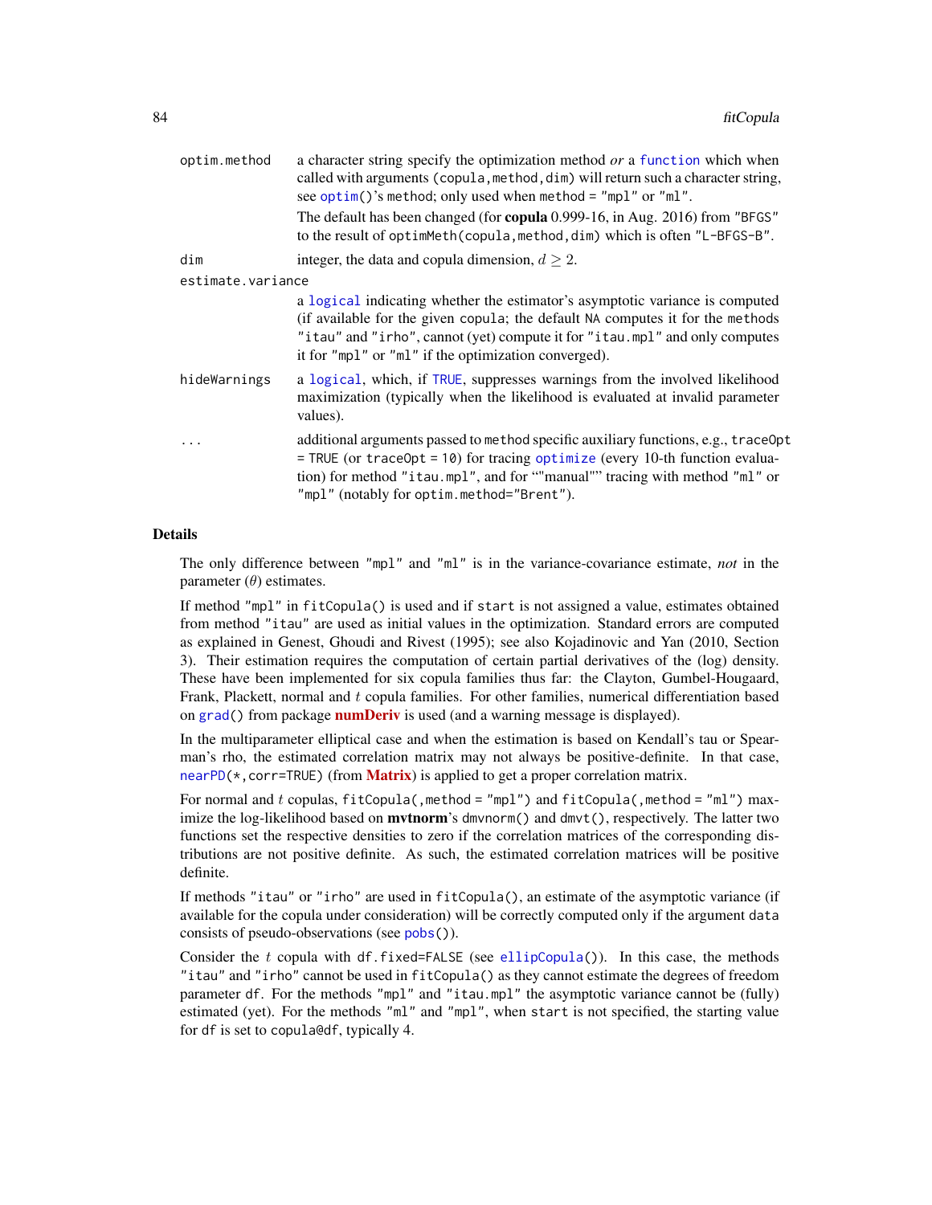optim.method
: a character string specify the optimization method *or* a function which when called with arguments (copula,method,dim) will return such a character string, see optim()'s method; only used when method = "mpl" or "ml".

  The default has been changed (for **copula** 0.999-16, in Aug. 2016) from "BFGS" to the result of optimMeth(copula,method,dim) which is often "L-BFGS-B".

dim
: integer, the data and copula dimension, $d \geq 2$.

estimate.variance
: a logical indicating whether the estimator's asymptotic variance is computed (if available for the given copula; the default NA computes it for the methods "itau" and "irho", cannot (yet) compute it for "itau.mpl" and only computes it for "mpl" or "ml" if the optimization converged).

hideWarnings
: a logical, which, if TRUE, suppresses warnings from the involved likelihood maximization (typically when the likelihood is evaluated at invalid parameter values).

...
: additional arguments passed to method specific auxiliary functions, e.g., traceOpt = TRUE (or traceOpt = 10) for tracing optimize (every 10-th function evaluation) for method "itau.mpl", and for ""manual"" tracing with method "ml" or "mpl" (notably for optim.method="Brent").

## Details

The only difference between "mpl" and "ml" is in the variance-covariance estimate, *not* in the parameter ($\theta$) estimates.

If method "mpl" in fitCopula() is used and if start is not assigned a value, estimates obtained from method "itau" are used as initial values in the optimization. Standard errors are computed as explained in Genest, Ghoudi and Rivest (1995); see also Kojadinovic and Yan (2010, Section 3). Their estimation requires the computation of certain partial derivatives of the (log) density. These have been implemented for six copula families thus far: the Clayton, Gumbel-Hougaard, Frank, Plackett, normal and $t$ copula families. For other families, numerical differentiation based on grad() from package **numDeriv** is used (and a warning message is displayed).

In the multiparameter elliptical case and when the estimation is based on Kendall's tau or Spearman's rho, the estimated correlation matrix may not always be positive-definite. In that case, nearPD(*,corr=TRUE) (from **Matrix**) is applied to get a proper correlation matrix.

For normal and $t$ copulas, fitCopula(,method = "mpl") and fitCopula(,method = "ml") maximize the log-likelihood based on **mvtnorm**'s dmvnorm() and dmvt(), respectively. The latter two functions set the respective densities to zero if the correlation matrices of the corresponding distributions are not positive definite. As such, the estimated correlation matrices will be positive definite.

If methods "itau" or "irho" are used in fitCopula(), an estimate of the asymptotic variance (if available for the copula under consideration) will be correctly computed only if the argument data consists of pseudo-observations (see pobs()).

Consider the $t$ copula with df.fixed=FALSE (see ellipCopula()). In this case, the methods "itau" and "irho" cannot be used in fitCopula() as they cannot estimate the degrees of freedom parameter df. For the methods "mpl" and "itau.mpl" the asymptotic variance cannot be (fully) estimated (yet). For the methods "ml" and "mpl", when start is not specified, the starting value for df is set to copula@df, typically 4.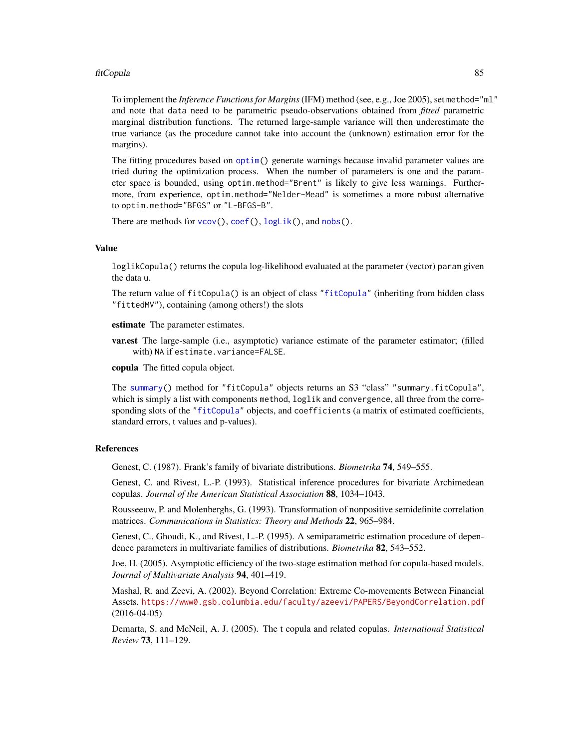To implement the *Inference Functions for Margins* (IFM) method (see, e.g., Joe 2005), set `method="ml"` and note that `data` need to be parametric pseudo-observations obtained from *fitted* parametric marginal distribution functions. The returned large-sample variance will then underestimate the true variance (as the procedure cannot take into account the (unknown) estimation error for the margins).

The fitting procedures based on `optim()` generate warnings because invalid parameter values are tried during the optimization process. When the number of parameters is one and the parameter space is bounded, using `optim.method="Brent"` is likely to give less warnings. Furthermore, from experience, `optim.method="Nelder-Mead"` is sometimes a more robust alternative to `optim.method="BFGS"` or `"L-BFGS-B"`.

There are methods for `vcov()`, `coef()`, `logLik()`, and `nobs()`.

## Value

`loglikCopula()` returns the copula log-likelihood evaluated at the parameter (vector) `param` given the data `u`.

The return value of `fitCopula()` is an object of class `"fitCopula"` (inheriting from hidden class `"fittedMV"`), containing (among others!) the slots

**estimate** The parameter estimates.

**var.est** The large-sample (i.e., asymptotic) variance estimate of the parameter estimator; (filled with) `NA` if `estimate.variance=FALSE`.

**copula** The fitted copula object.

The `summary()` method for `"fitCopula"` objects returns an S3 “class” `"summary.fitCopula"`, which is simply a list with components `method`, `loglik` and `convergence`, all three from the corresponding slots of the `"fitCopula"` objects, and `coefficients` (a matrix of estimated coefficients, standard errors, t values and p-values).

## References

Genest, C. (1987). Frank’s family of bivariate distributions. *Biometrika* **74**, 549–555.

Genest, C. and Rivest, L.-P. (1993). Statistical inference procedures for bivariate Archimedean copulas. *Journal of the American Statistical Association* **88**, 1034–1043.

Rousseeuw, P. and Molenberghs, G. (1993). Transformation of nonpositive semidefinite correlation matrices. *Communications in Statistics: Theory and Methods* **22**, 965–984.

Genest, C., Ghoudi, K., and Rivest, L.-P. (1995). A semiparametric estimation procedure of dependence parameters in multivariate families of distributions. *Biometrika* **82**, 543–552.

Joe, H. (2005). Asymptotic efficiency of the two-stage estimation method for copula-based models. *Journal of Multivariate Analysis* **94**, 401–419.

Mashal, R. and Zeevi, A. (2002). Beyond Correlation: Extreme Co-movements Between Financial Assets. https://www0.gsb.columbia.edu/faculty/azeevi/PAPERS/BeyondCorrelation.pdf (2016-04-05)

Demarta, S. and McNeil, A. J. (2005). The t copula and related copulas. *International Statistical Review* **73**, 111–129.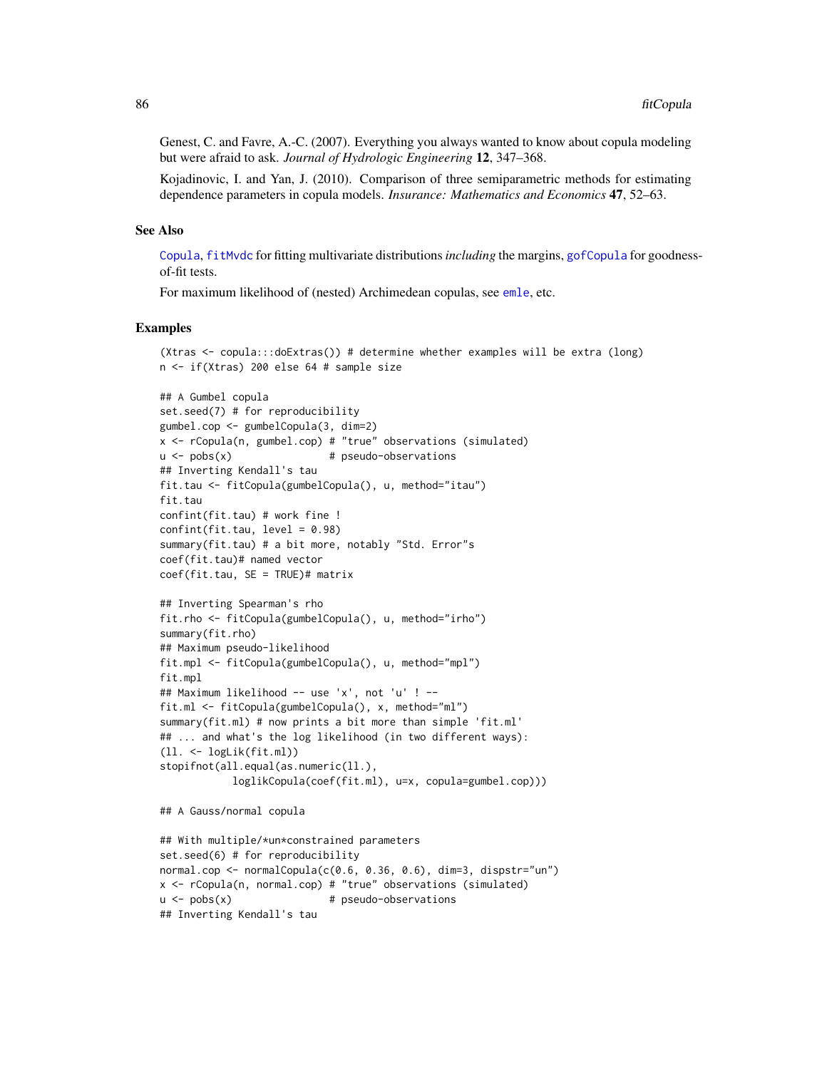Genest, C. and Favre, A.-C. (2007). Everything you always wanted to know about copula modeling but were afraid to ask. *Journal of Hydrologic Engineering* **12**, 347–368.

Kojadinovic, I. and Yan, J. (2010). Comparison of three semiparametric methods for estimating dependence parameters in copula models. *Insurance: Mathematics and Economics* **47**, 52–63.

### See Also

Copula, fitMvdc for fitting multivariate distributions *including* the margins, gofCopula for goodness-of-fit tests.

For maximum likelihood of (nested) Archimedean copulas, see emle, etc.

### Examples

```
(Xtras <- copula:::doExtras()) # determine whether examples will be extra (long)
n <- if(Xtras) 200 else 64 # sample size

## A Gumbel copula
set.seed(7) # for reproducibility
gumbel.cop <- gumbelCopula(3, dim=2)
x <- rCopula(n, gumbel.cop) # "true" observations (simulated)
u <- pobs(x)                # pseudo-observations
## Inverting Kendall's tau
fit.tau <- fitCopula(gumbelCopula(), u, method="itau")
fit.tau
confint(fit.tau) # work fine !
confint(fit.tau, level = 0.98)
summary(fit.tau) # a bit more, notably "Std. Error"s
coef(fit.tau)# named vector
coef(fit.tau, SE = TRUE)# matrix

## Inverting Spearman's rho
fit.rho <- fitCopula(gumbelCopula(), u, method="irho")
summary(fit.rho)
## Maximum pseudo-likelihood
fit.mpl <- fitCopula(gumbelCopula(), u, method="mpl")
fit.mpl
## Maximum likelihood -- use 'x', not 'u' ! --
fit.ml <- fitCopula(gumbelCopula(), x, method="ml")
summary(fit.ml) # now prints a bit more than simple 'fit.ml'
## ... and what's the log likelihood (in two different ways):
(ll. <- logLik(fit.ml))
stopifnot(all.equal(as.numeric(ll.),
            loglikCopula(coef(fit.ml), u=x, copula=gumbel.cop)))

## A Gauss/normal copula

## With multiple/*un*constrained parameters
set.seed(6) # for reproducibility
normal.cop <- normalCopula(c(0.6, 0.36, 0.6), dim=3, dispstr="un")
x <- rCopula(n, normal.cop) # "true" observations (simulated)
u <- pobs(x)                # pseudo-observations
## Inverting Kendall's tau
```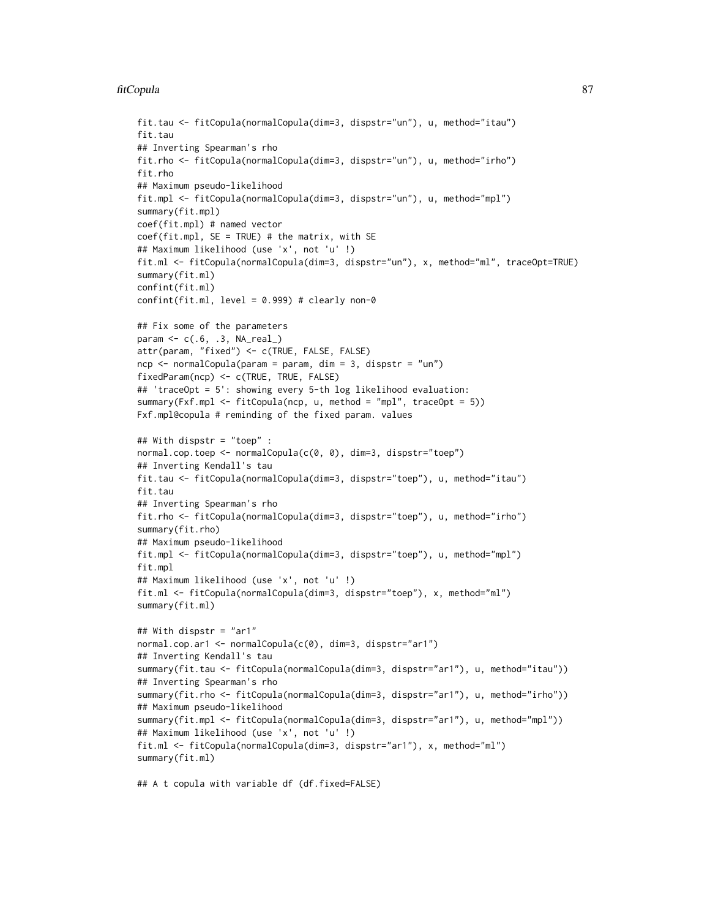```
fit.tau <- fitCopula(normalCopula(dim=3, dispstr="un"), u, method="itau")
fit.tau
## Inverting Spearman's rho
fit.rho <- fitCopula(normalCopula(dim=3, dispstr="un"), u, method="irho")
fit.rho
## Maximum pseudo-likelihood
fit.mpl <- fitCopula(normalCopula(dim=3, dispstr="un"), u, method="mpl")
summary(fit.mpl)
coef(fit.mpl) # named vector
coef(fit.mpl, SE = TRUE) # the matrix, with SE
## Maximum likelihood (use 'x', not 'u' !)
fit.ml <- fitCopula(normalCopula(dim=3, dispstr="un"), x, method="ml", traceOpt=TRUE)
summary(fit.ml)
confint(fit.ml)
confint(fit.ml, level = 0.999) # clearly non-0

## Fix some of the parameters
param <- c(.6, .3, NA_real_)
attr(param, "fixed") <- c(TRUE, FALSE, FALSE)
ncp <- normalCopula(param = param, dim = 3, dispstr = "un")
fixedParam(ncp) <- c(TRUE, TRUE, FALSE)
## 'traceOpt = 5': showing every 5-th log likelihood evaluation:
summary(Fxf.mpl <- fitCopula(ncp, u, method = "mpl", traceOpt = 5))
Fxf.mpl@copula # reminding of the fixed param. values

## With dispstr = "toep" :
normal.cop.toep <- normalCopula(c(0, 0), dim=3, dispstr="toep")
## Inverting Kendall's tau
fit.tau <- fitCopula(normalCopula(dim=3, dispstr="toep"), u, method="itau")
fit.tau
## Inverting Spearman's rho
fit.rho <- fitCopula(normalCopula(dim=3, dispstr="toep"), u, method="irho")
summary(fit.rho)
## Maximum pseudo-likelihood
fit.mpl <- fitCopula(normalCopula(dim=3, dispstr="toep"), u, method="mpl")
fit.mpl
## Maximum likelihood (use 'x', not 'u' !)
fit.ml <- fitCopula(normalCopula(dim=3, dispstr="toep"), x, method="ml")
summary(fit.ml)

## With dispstr = "ar1"
normal.cop.ar1 <- normalCopula(c(0), dim=3, dispstr="ar1")
## Inverting Kendall's tau
summary(fit.tau <- fitCopula(normalCopula(dim=3, dispstr="ar1"), u, method="itau"))
## Inverting Spearman's rho
summary(fit.rho <- fitCopula(normalCopula(dim=3, dispstr="ar1"), u, method="irho"))
## Maximum pseudo-likelihood
summary(fit.mpl <- fitCopula(normalCopula(dim=3, dispstr="ar1"), u, method="mpl"))
## Maximum likelihood (use 'x', not 'u' !)
fit.ml <- fitCopula(normalCopula(dim=3, dispstr="ar1"), x, method="ml")
summary(fit.ml)

## A t copula with variable df (df.fixed=FALSE)
```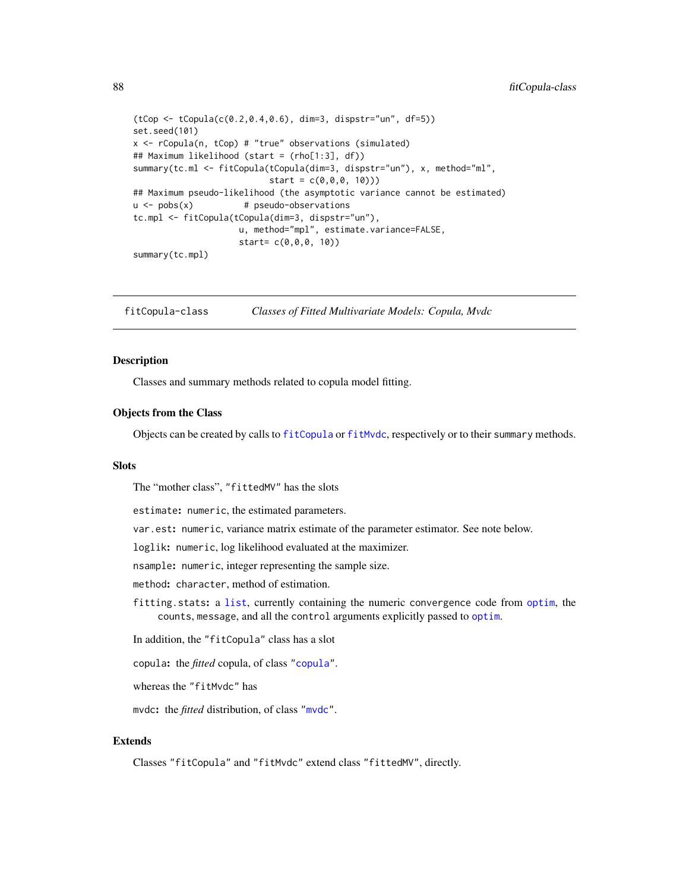```
(tCop <- tCopula(c(0.2,0.4,0.6), dim=3, dispstr="un", df=5))
set.seed(101)
x <- rCopula(n, tCop) # "true" observations (simulated)
## Maximum likelihood (start = (rho[1:3], df))
summary(tc.ml <- fitCopula(tCopula(dim=3, dispstr="un"), x, method="ml",
                           start = c(0,0,0, 10)))
## Maximum pseudo-likelihood (the asymptotic variance cannot be estimated)
u <- pobs(x)          # pseudo-observations
tc.mpl <- fitCopula(tCopula(dim=3, dispstr="un"),
                    u, method="mpl", estimate.variance=FALSE,
                    start= c(0,0,0, 10))
summary(tc.mpl)
```

---

`fitCopula-class` *Classes of Fitted Multivariate Models: Copula, Mvdc*

---

### Description

Classes and summary methods related to copula model fitting.

### Objects from the Class

Objects can be created by calls to `fitCopula` or `fitMvdc`, respectively or to their `summary` methods.

### Slots

The "mother class", `"fittedMV"` has the slots

`estimate`**:** `numeric`, the estimated parameters.

`var.est`**:** `numeric`, variance matrix estimate of the parameter estimator. See note below.

`loglik`**:** `numeric`, log likelihood evaluated at the maximizer.

`nsample`**:** `numeric`, integer representing the sample size.

`method`**:** `character`, method of estimation.

`fitting.stats`**:** a `list`, currently containing the numeric `convergence` code from `optim`, the `counts`, `message`, and all the `control` arguments explicitly passed to `optim`.

In addition, the `"fitCopula"` class has a slot

`copula`**:** the *fitted* copula, of class `"copula"`.

whereas the `"fitMvdc"` has

`mvdc`**:** the *fitted* distribution, of class `"mvdc"`.

### Extends

Classes `"fitCopula"` and `"fitMvdc"` extend class `"fittedMV"`, directly.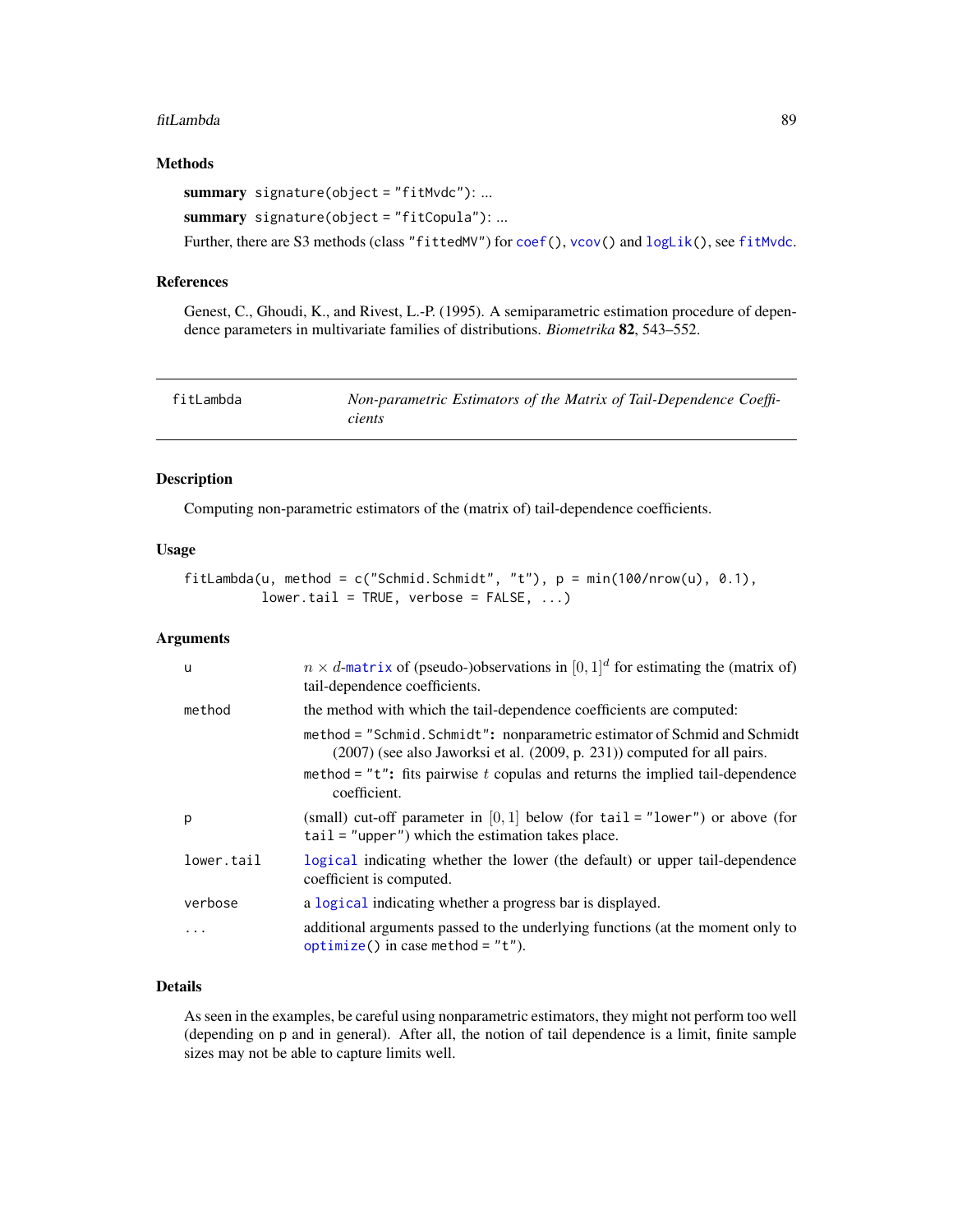### Methods

**summary** `signature(object = "fitMvdc")`: ...

**summary** `signature(object = "fitCopula")`: ...

Further, there are S3 methods (class `"fittedMV"`) for `coef()`, `vcov()` and `logLik()`, see `fitMvdc`.

### References

Genest, C., Ghoudi, K., and Rivest, L.-P. (1995). A semiparametric estimation procedure of dependence parameters in multivariate families of distributions. *Biometrika* **82**, 543–552.

---

## fitLambda — *Non-parametric Estimators of the Matrix of Tail-Dependence Coefficients*

---

### Description

Computing non-parametric estimators of the (matrix of) tail-dependence coefficients.

### Usage

```
fitLambda(u, method = c("Schmid.Schmidt", "t"), p = min(100/nrow(u), 0.1),
          lower.tail = TRUE, verbose = FALSE, ...)
```

### Arguments

| | |
|---|---|
| `u` | $n \times d$-`matrix` of (pseudo-)observations in $[0,1]^d$ for estimating the (matrix of) tail-dependence coefficients. |
| `method` | the method with which the tail-dependence coefficients are computed: <br> `method = "Schmid.Schmidt"`: nonparametric estimator of Schmid and Schmidt (2007) (see also Jaworksi et al. (2009, p. 231)) computed for all pairs. <br> `method = "t"`: fits pairwise $t$ copulas and returns the implied tail-dependence coefficient. |
| `p` | (small) cut-off parameter in $[0,1]$ below (for `tail = "lower"`) or above (for `tail = "upper"`) which the estimation takes place. |
| `lower.tail` | `logical` indicating whether the lower (the default) or upper tail-dependence coefficient is computed. |
| `verbose` | a `logical` indicating whether a progress bar is displayed. |
| `...` | additional arguments passed to the underlying functions (at the moment only to `optimize()` in case `method = "t"`). |

### Details

As seen in the examples, be careful using nonparametric estimators, they might not perform too well (depending on `p` and in general). After all, the notion of tail dependence is a limit, finite sample sizes may not be able to capture limits well.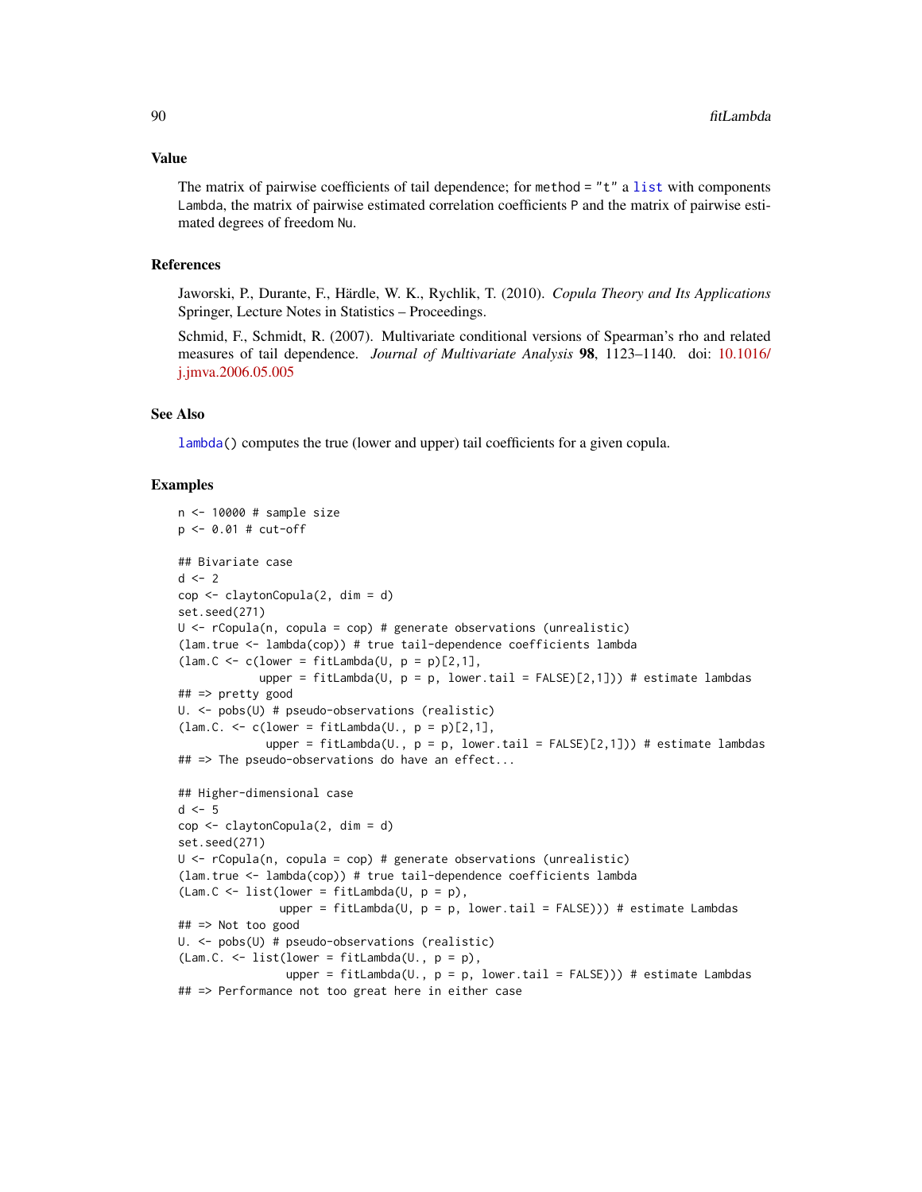## Value

The matrix of pairwise coefficients of tail dependence; for `method = "t"` a `list` with components `Lambda`, the matrix of pairwise estimated correlation coefficients `P` and the matrix of pairwise estimated degrees of freedom `Nu`.

## References

Jaworski, P., Durante, F., Härdle, W. K., Rychlik, T. (2010). *Copula Theory and Its Applications* Springer, Lecture Notes in Statistics – Proceedings.

Schmid, F., Schmidt, R. (2007). Multivariate conditional versions of Spearman's rho and related measures of tail dependence. *Journal of Multivariate Analysis* **98**, 1123–1140. doi: 10.1016/j.jmva.2006.05.005

## See Also

`lambda()` computes the true (lower and upper) tail coefficients for a given copula.

## Examples

```
n <- 10000 # sample size
p <- 0.01 # cut-off

## Bivariate case
d <- 2
cop <- claytonCopula(2, dim = d)
set.seed(271)
U <- rCopula(n, copula = cop) # generate observations (unrealistic)
(lam.true <- lambda(cop)) # true tail-dependence coefficients lambda
(lam.C <- c(lower = fitLambda(U, p = p)[2,1],
            upper = fitLambda(U, p = p, lower.tail = FALSE)[2,1])) # estimate lambdas
## => pretty good
U. <- pobs(U) # pseudo-observations (realistic)
(lam.C. <- c(lower = fitLambda(U., p = p)[2,1],
             upper = fitLambda(U., p = p, lower.tail = FALSE)[2,1])) # estimate lambdas
## => The pseudo-observations do have an effect...

## Higher-dimensional case
d <- 5
cop <- claytonCopula(2, dim = d)
set.seed(271)
U <- rCopula(n, copula = cop) # generate observations (unrealistic)
(lam.true <- lambda(cop)) # true tail-dependence coefficients lambda
(Lam.C <- list(lower = fitLambda(U, p = p),
               upper = fitLambda(U, p = p, lower.tail = FALSE))) # estimate Lambdas
## => Not too good
U. <- pobs(U) # pseudo-observations (realistic)
(Lam.C. <- list(lower = fitLambda(U., p = p),
                upper = fitLambda(U., p = p, lower.tail = FALSE))) # estimate Lambdas
## => Performance not too great here in either case
```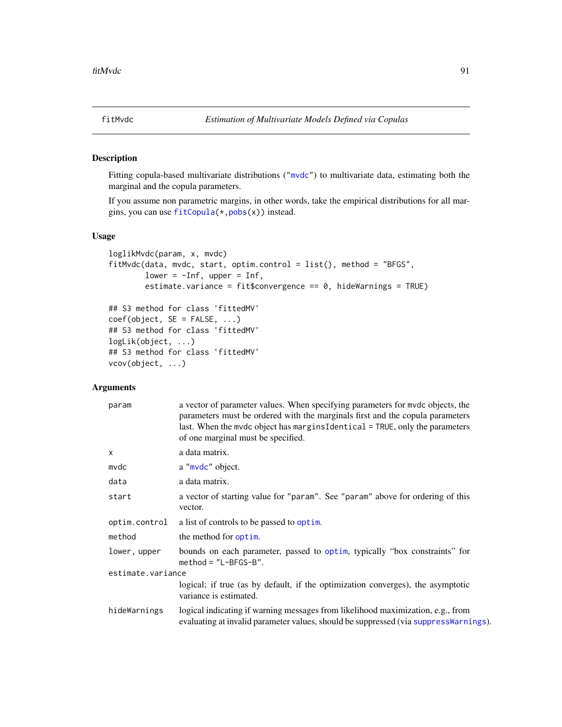fitMvdc *Estimation of Multivariate Models Defined via Copulas*

## Description

Fitting copula-based multivariate distributions ("mvdc") to multivariate data, estimating both the marginal and the copula parameters.

If you assume non parametric margins, in other words, take the empirical distributions for all margins, you can use fitCopula(*,pobs(x)) instead.

## Usage

```
loglikMvdc(param, x, mvdc)
fitMvdc(data, mvdc, start, optim.control = list(), method = "BFGS",
        lower = -Inf, upper = Inf,
        estimate.variance = fit$convergence == 0, hideWarnings = TRUE)

## S3 method for class 'fittedMV'
coef(object, SE = FALSE, ...)
## S3 method for class 'fittedMV'
logLik(object, ...)
## S3 method for class 'fittedMV'
vcov(object, ...)
```

## Arguments

| | |
|---|---|
| param | a vector of parameter values. When specifying parameters for mvdc objects, the parameters must be ordered with the marginals first and the copula parameters last. When the mvdc object has marginsIdentical = TRUE, only the parameters of one marginal must be specified. |
| x | a data matrix. |
| mvdc | a "mvdc" object. |
| data | a data matrix. |
| start | a vector of starting value for "param". See "param" above for ordering of this vector. |
| optim.control | a list of controls to be passed to optim. |
| method | the method for optim. |
| lower, upper | bounds on each parameter, passed to optim, typically “box constraints” for method = "L-BFGS-B". |
| estimate.variance | logical; if true (as by default, if the optimization converges), the asymptotic variance is estimated. |
| hideWarnings | logical indicating if warning messages from likelihood maximization, e.g., from evaluating at invalid parameter values, should be suppressed (via suppressWarnings). |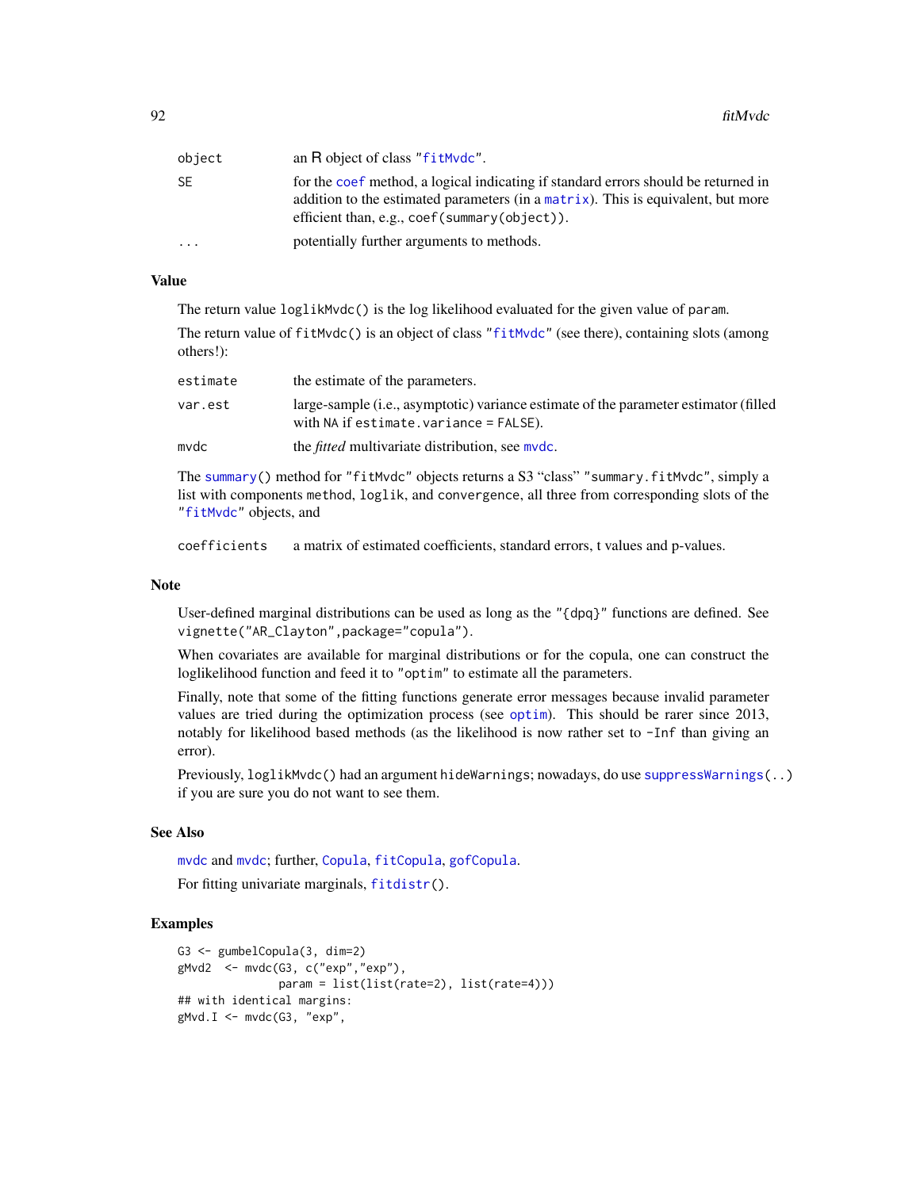| | |
|---|---|
| `object` | an R object of class "fitMvdc". |
| `SE` | for the coef method, a logical indicating if standard errors should be returned in addition to the estimated parameters (in a matrix). This is equivalent, but more efficient than, e.g., `coef(summary(object))`. |
| `...` | potentially further arguments to methods. |

## Value

The return value `loglikMvdc()` is the log likelihood evaluated for the given value of `param`.

The return value of `fitMvdc()` is an object of class "fitMvdc" (see there), containing slots (among others!):

| | |
|---|---|
| `estimate` | the estimate of the parameters. |
| `var.est` | large-sample (i.e., asymptotic) variance estimate of the parameter estimator (filled with NA if `estimate.variance = FALSE`). |
| `mvdc` | the *fitted* multivariate distribution, see mvdc. |

The `summary()` method for "fitMvdc" objects returns a S3 "class" "summary.fitMvdc", simply a list with components `method`, `loglik`, and `convergence`, all three from corresponding slots of the "fitMvdc" objects, and

| | |
|---|---|
| `coefficients` | a matrix of estimated coefficients, standard errors, t values and p-values. |

## Note

User-defined marginal distributions can be used as long as the "{dpq}" functions are defined. See `vignette("AR_Clayton",package="copula")`.

When covariates are available for marginal distributions or for the copula, one can construct the loglikelihood function and feed it to "optim" to estimate all the parameters.

Finally, note that some of the fitting functions generate error messages because invalid parameter values are tried during the optimization process (see optim). This should be rarer since 2013, notably for likelihood based methods (as the likelihood is now rather set to -Inf than giving an error).

Previously, `loglikMvdc()` had an argument `hideWarnings`; nowadays, do use `suppressWarnings(..)` if you are sure you do not want to see them.

## See Also

mvdc and mvdc; further, Copula, fitCopula, gofCopula.

For fitting univariate marginals, `fitdistr()`.

## Examples

```
G3 <- gumbelCopula(3, dim=2)
gMvd2  <- mvdc(G3, c("exp","exp"),
               param = list(list(rate=2), list(rate=4)))
## with identical margins:
gMvd.I <- mvdc(G3, "exp",
```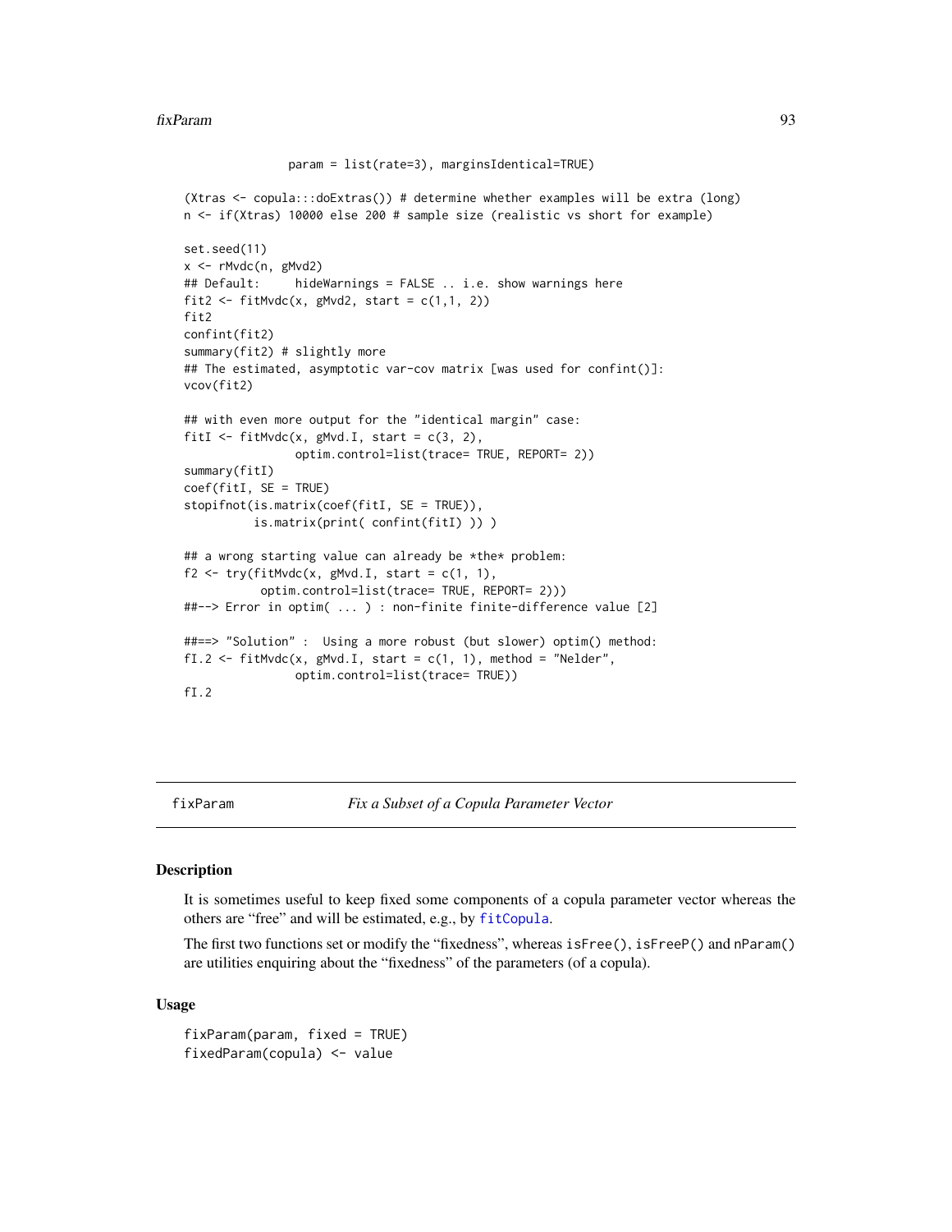```
               param = list(rate=3), marginsIdentical=TRUE)

(Xtras <- copula:::doExtras()) # determine whether examples will be extra (long)
n <- if(Xtras) 10000 else 200 # sample size (realistic vs short for example)

set.seed(11)
x <- rMvdc(n, gMvd2)
## Default:     hideWarnings = FALSE .. i.e. show warnings here
fit2 <- fitMvdc(x, gMvd2, start = c(1,1, 2))
fit2
confint(fit2)
summary(fit2) # slightly more
## The estimated, asymptotic var-cov matrix [was used for confint()]:
vcov(fit2)

## with even more output for the "identical margin" case:
fitI <- fitMvdc(x, gMvd.I, start = c(3, 2),
                optim.control=list(trace= TRUE, REPORT= 2))
summary(fitI)
coef(fitI, SE = TRUE)
stopifnot(is.matrix(coef(fitI, SE = TRUE)),
          is.matrix(print( confint(fitI) )) )

## a wrong starting value can already be *the* problem:
f2 <- try(fitMvdc(x, gMvd.I, start = c(1, 1),
          optim.control=list(trace= TRUE, REPORT= 2)))
##--> Error in optim( ... ) : non-finite finite-difference value [2]

##==> "Solution" :  Using a more robust (but slower) optim() method:
fI.2 <- fitMvdc(x, gMvd.I, start = c(1, 1), method = "Nelder",
                optim.control=list(trace= TRUE))
fI.2
```

---

## fixParam — *Fix a Subset of a Copula Parameter Vector*

### Description

It is sometimes useful to keep fixed some components of a copula parameter vector whereas the others are "free" and will be estimated, e.g., by `fitCopula`.

The first two functions set or modify the "fixedness", whereas `isFree()`, `isFreeP()` and `nParam()` are utilities enquiring about the "fixedness" of the parameters (of a copula).

### Usage

```
fixParam(param, fixed = TRUE)
fixedParam(copula) <- value
```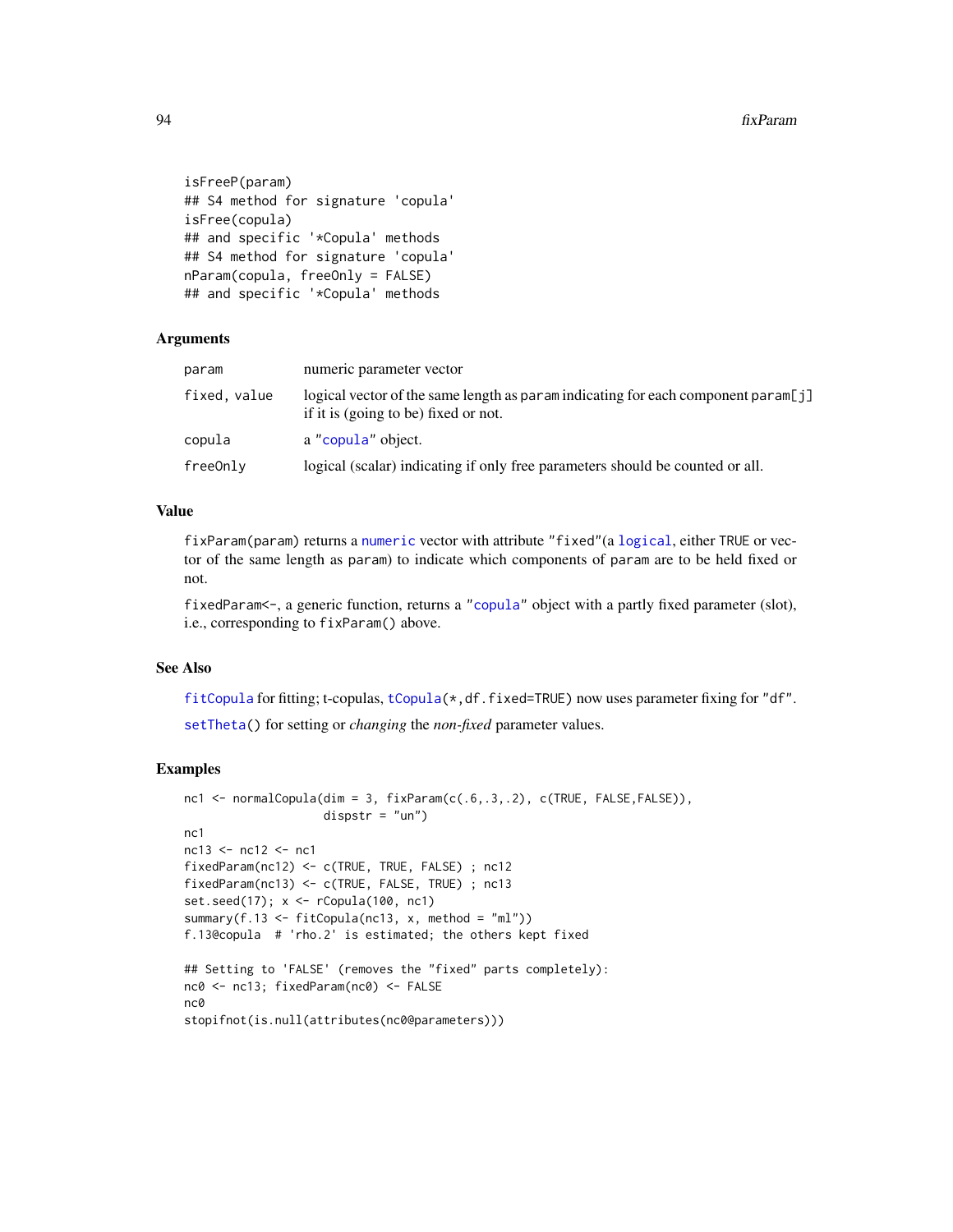```
isFreeP(param)
## S4 method for signature 'copula'
isFree(copula)
## and specific '*Copula' methods
## S4 method for signature 'copula'
nParam(copula, freeOnly = FALSE)
## and specific '*Copula' methods
```

## Arguments

| | |
|---|---|
| param | numeric parameter vector |
| fixed, value | logical vector of the same length as param indicating for each component param[j] if it is (going to be) fixed or not. |
| copula | a "copula" object. |
| freeOnly | logical (scalar) indicating if only free parameters should be counted or all. |

## Value

fixParam(param) returns a numeric vector with attribute "fixed"(a logical, either TRUE or vector of the same length as param) to indicate which components of param are to be held fixed or not.

fixedParam<-, a generic function, returns a "copula" object with a partly fixed parameter (slot), i.e., corresponding to fixParam() above.

## See Also

fitCopula for fitting; t-copulas, tCopula(*,df.fixed=TRUE) now uses parameter fixing for "df".

setTheta() for setting or *changing* the *non-fixed* parameter values.

## Examples

```
nc1 <- normalCopula(dim = 3, fixParam(c(.6,.3,.2), c(TRUE, FALSE,FALSE)),
                    dispstr = "un")
nc1
nc13 <- nc12 <- nc1
fixedParam(nc12) <- c(TRUE, TRUE, FALSE) ; nc12
fixedParam(nc13) <- c(TRUE, FALSE, TRUE) ; nc13
set.seed(17); x <- rCopula(100, nc1)
summary(f.13 <- fitCopula(nc13, x, method = "ml"))
f.13@copula  # 'rho.2' is estimated; the others kept fixed

## Setting to 'FALSE' (removes the "fixed" parts completely):
nc0 <- nc13; fixedParam(nc0) <- FALSE
nc0
stopifnot(is.null(attributes(nc0@parameters)))
```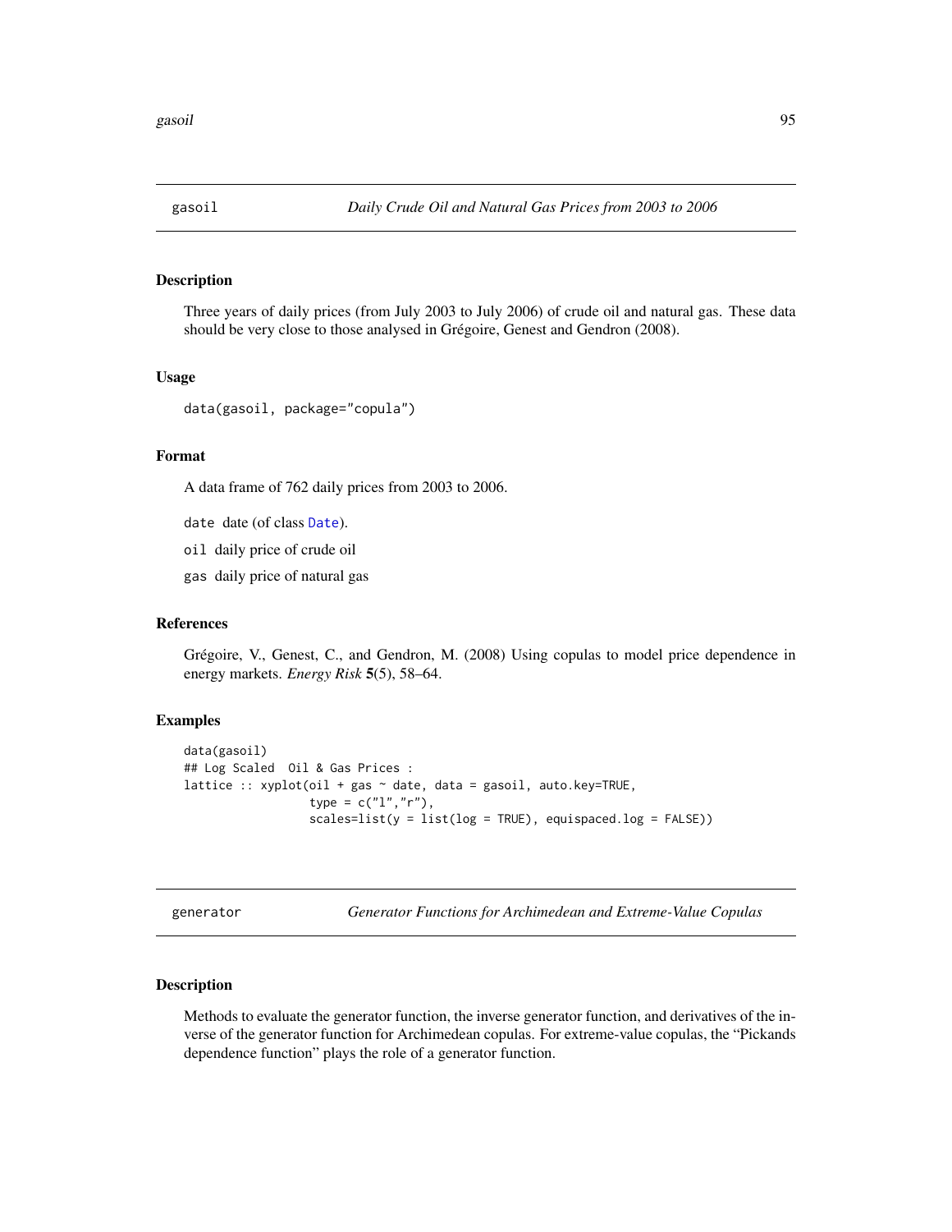## gasoil *Daily Crude Oil and Natural Gas Prices from 2003 to 2006*

### Description

Three years of daily prices (from July 2003 to July 2006) of crude oil and natural gas. These data should be very close to those analysed in Grégoire, Genest and Gendron (2008).

### Usage

```
data(gasoil, package="copula")
```

### Format

A data frame of 762 daily prices from 2003 to 2006.

`date` date (of class `Date`).

`oil` daily price of crude oil

`gas` daily price of natural gas

### References

Grégoire, V., Genest, C., and Gendron, M. (2008) Using copulas to model price dependence in energy markets. *Energy Risk* **5**(5), 58–64.

### Examples

```
data(gasoil)
## Log Scaled  Oil & Gas Prices :
lattice :: xyplot(oil + gas ~ date, data = gasoil, auto.key=TRUE,
                  type = c("l","r"),
                  scales=list(y = list(log = TRUE), equispaced.log = FALSE))
```

## generator *Generator Functions for Archimedean and Extreme-Value Copulas*

### Description

Methods to evaluate the generator function, the inverse generator function, and derivatives of the inverse of the generator function for Archimedean copulas. For extreme-value copulas, the "Pickands dependence function" plays the role of a generator function.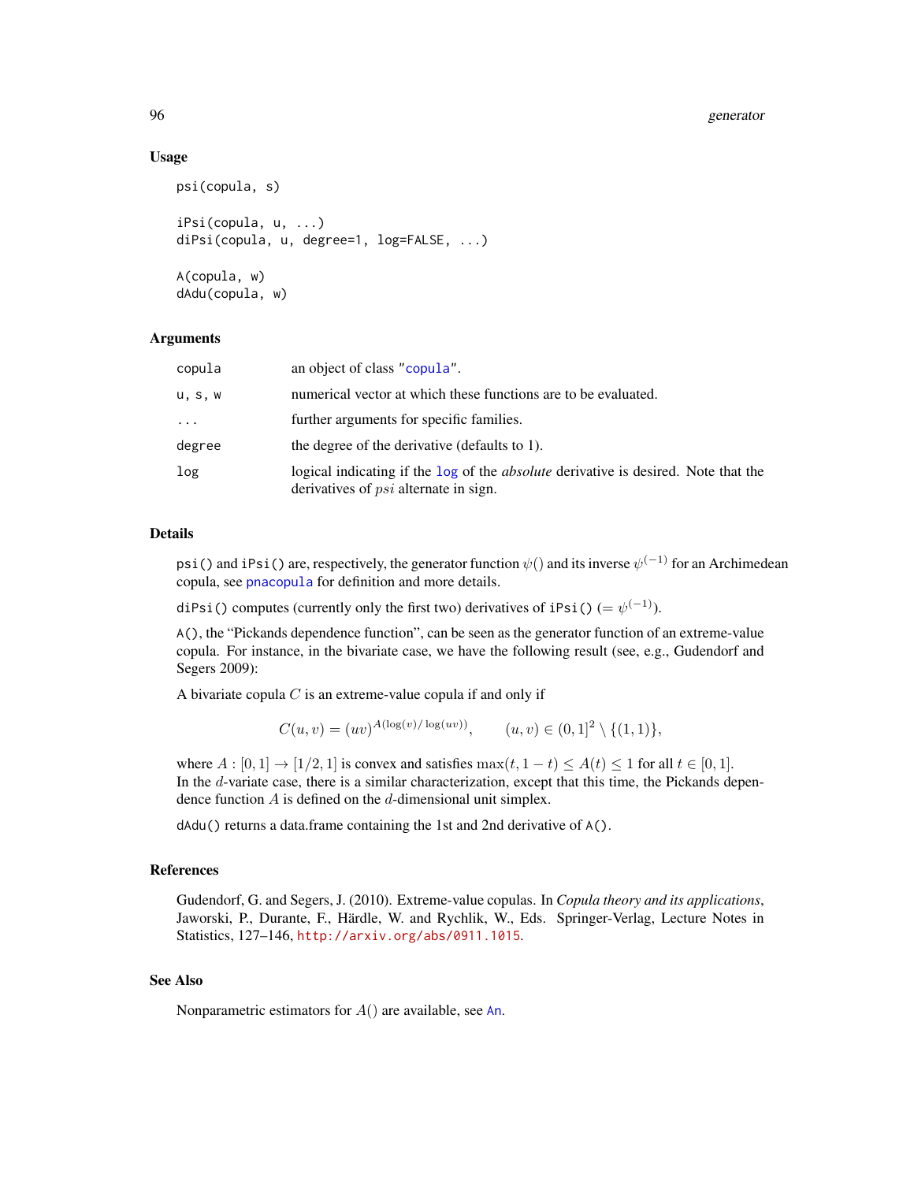## Usage

```
psi(copula, s)

iPsi(copula, u, ...)
diPsi(copula, u, degree=1, log=FALSE, ...)

A(copula, w)
dAdu(copula, w)
```

## Arguments

| | |
|---|---|
| copula | an object of class "copula". |
| u, s, w | numerical vector at which these functions are to be evaluated. |
| ... | further arguments for specific families. |
| degree | the degree of the derivative (defaults to 1). |
| log | logical indicating if the log of the *absolute* derivative is desired. Note that the derivatives of $psi$ alternate in sign. |

## Details

psi() and iPsi() are, respectively, the generator function $\psi()$ and its inverse $\psi^{(-1)}$ for an Archimedean copula, see pnacopula for definition and more details.

diPsi() computes (currently only the first two) derivatives of iPsi() ($= \psi^{(-1)}$).

A(), the "Pickands dependence function", can be seen as the generator function of an extreme-value copula. For instance, in the bivariate case, we have the following result (see, e.g., Gudendorf and Segers 2009):

A bivariate copula $C$ is an extreme-value copula if and only if

$$C(u, v) = (uv)^{A(\log(v)/\log(uv))}, \qquad (u, v) \in (0, 1]^2 \setminus \{(1, 1)\},$$

where $A : [0, 1] \to [1/2, 1]$ is convex and satisfies $\max(t, 1-t) \le A(t) \le 1$ for all $t \in [0, 1]$.
In the $d$-variate case, there is a similar characterization, except that this time, the Pickands dependence function $A$ is defined on the $d$-dimensional unit simplex.

dAdu() returns a data.frame containing the 1st and 2nd derivative of A().

## References

Gudendorf, G. and Segers, J. (2010). Extreme-value copulas. In *Copula theory and its applications*, Jaworski, P., Durante, F., Härdle, W. and Rychlik, W., Eds. Springer-Verlag, Lecture Notes in Statistics, 127–146, http://arxiv.org/abs/0911.1015.

## See Also

Nonparametric estimators for $A()$ are available, see An.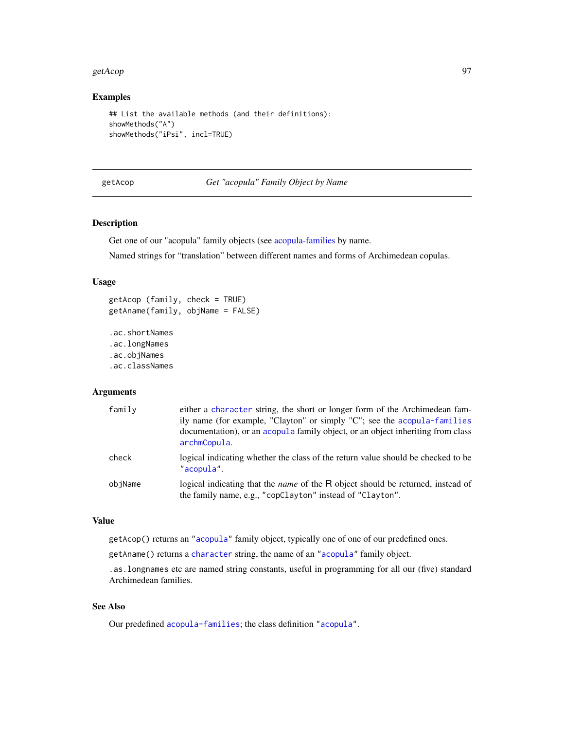### Examples

```
## List the available methods (and their definitions):
showMethods("A")
showMethods("iPsi", incl=TRUE)
```

---

## getAcop — *Get "acopula" Family Object by Name*

---

### Description

Get one of our "acopula" family objects (see acopula-families by name.

Named strings for "translation" between different names and forms of Archimedean copulas.

### Usage

```
getAcop (family, check = TRUE)
getAname(family, objName = FALSE)

.ac.shortNames
.ac.longNames
.ac.objNames
.ac.classNames
```

### Arguments

| | |
|---|---|
| `family` | either a `character` string, the short or longer form of the Archimedean family name (for example, "Clayton" or simply "C"; see the `acopula-families` documentation), or an `acopula` family object, or an object inheriting from class `archmCopula`. |
| `check` | logical indicating whether the class of the return value should be checked to be `"acopula"`. |
| `objName` | logical indicating that the *name* of the R object should be returned, instead of the family name, e.g., `"copClayton"` instead of `"Clayton"`. |

### Value

`getAcop()` returns an `"acopula"` family object, typically one of one of our predefined ones.

`getAname()` returns a `character` string, the name of an `"acopula"` family object.

`.as.longnames` etc are named string constants, useful in programming for all our (five) standard Archimedean families.

### See Also

Our predefined `acopula-families`; the class definition `"acopula"`.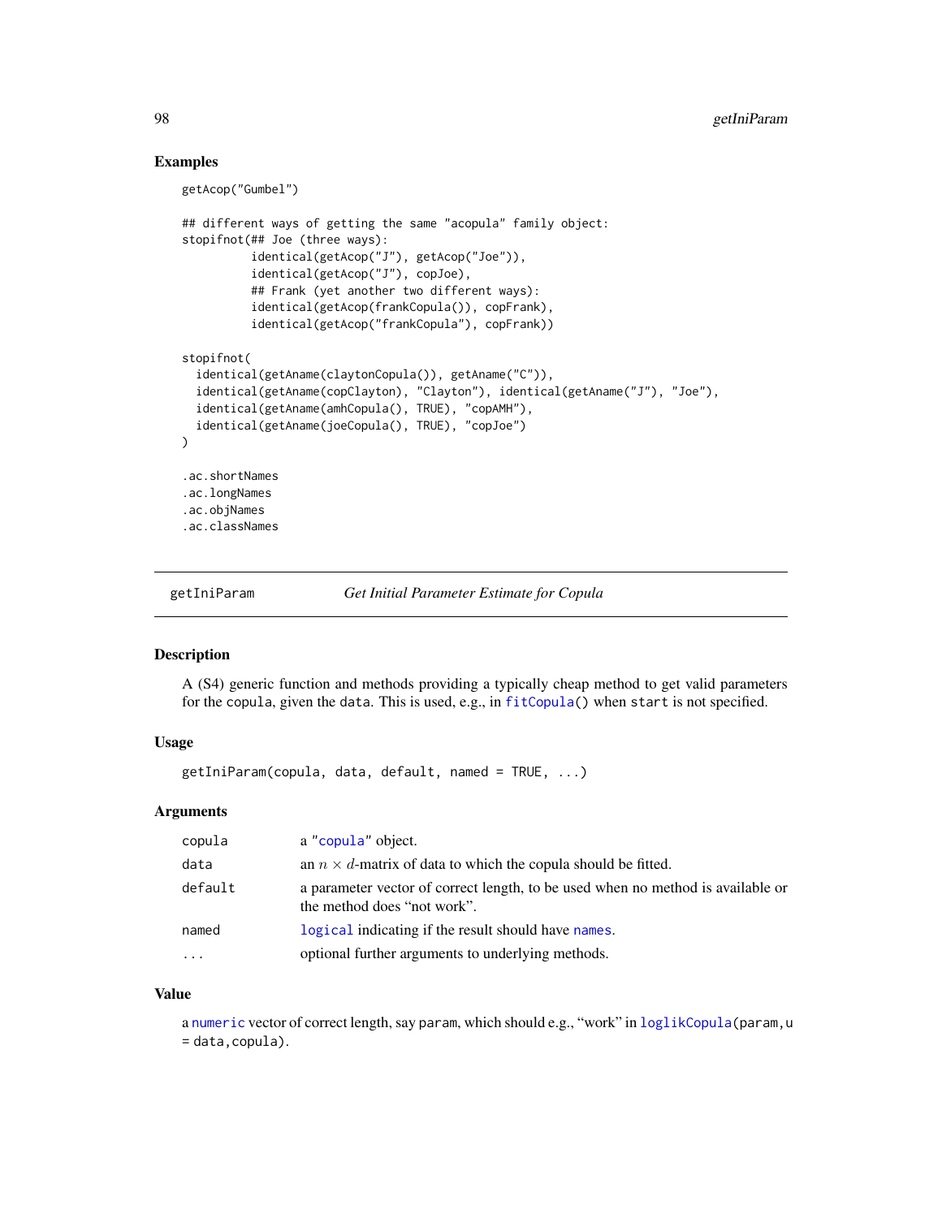## Examples

```
getAcop("Gumbel")

## different ways of getting the same "acopula" family object:
stopifnot(## Joe (three ways):
          identical(getAcop("J"), getAcop("Joe")),
          identical(getAcop("J"), copJoe),
          ## Frank (yet another two different ways):
          identical(getAcop(frankCopula()), copFrank),
          identical(getAcop("frankCopula"), copFrank))

stopifnot(
  identical(getAname(claytonCopula()), getAname("C")),
  identical(getAname(copClayton), "Clayton"), identical(getAname("J"), "Joe"),
  identical(getAname(amhCopula(), TRUE), "copAMH"),
  identical(getAname(joeCopula(), TRUE), "copJoe")
)

.ac.shortNames
.ac.longNames
.ac.objNames
.ac.classNames
```

---

# getIniParam — *Get Initial Parameter Estimate for Copula*

## Description

A (S4) generic function and methods providing a typically cheap method to get valid parameters for the copula, given the data. This is used, e.g., in fitCopula() when start is not specified.

## Usage

```
getIniParam(copula, data, default, named = TRUE, ...)
```

## Arguments

| | |
|---|---|
| copula | a "copula" object. |
| data | an $n \times d$-matrix of data to which the copula should be fitted. |
| default | a parameter vector of correct length, to be used when no method is available or the method does "not work". |
| named | logical indicating if the result should have names. |
| ... | optional further arguments to underlying methods. |

## Value

a numeric vector of correct length, say param, which should e.g., "work" in loglikCopula(param,u = data,copula).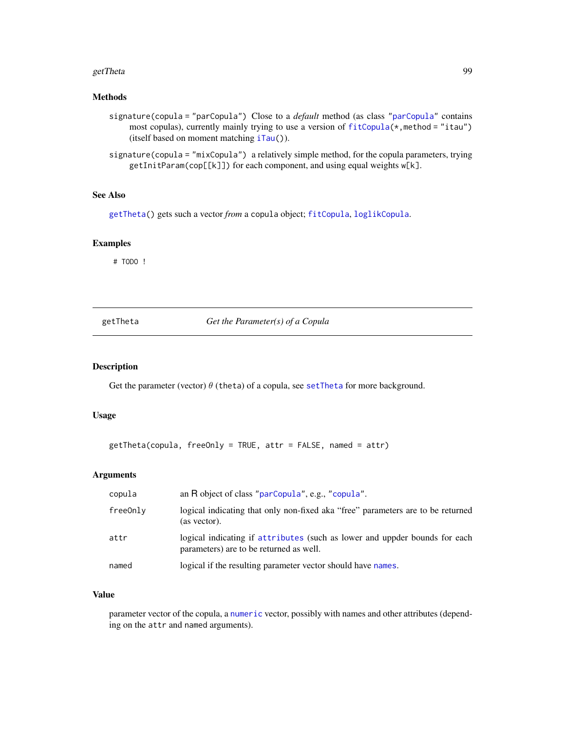### Methods

`signature(copula = "parCopula")` Close to a *default* method (as class "parCopula" contains most copulas), currently mainly trying to use a version of `fitCopula(*,method = "itau")` (itself based on moment matching `iTau()`).

`signature(copula = "mixCopula")` a relatively simple method, for the copula parameters, trying `getInitParam(cop[[k]])` for each component, and using equal weights `w[k]`.

### See Also

`getTheta()` gets such a vector *from* a `copula` object; `fitCopula`, `loglikCopula`.

### Examples

```
# TODO !
```

---

## getTheta *Get the Parameter(s) of a Copula*

### Description

Get the parameter (vector) $\theta$ (`theta`) of a copula, see `setTheta` for more background.

### Usage

```
getTheta(copula, freeOnly = TRUE, attr = FALSE, named = attr)
```

### Arguments

| | |
|---|---|
| `copula` | an R object of class "parCopula", e.g., "copula". |
| `freeOnly` | logical indicating that only non-fixed aka "free" parameters are to be returned (as vector). |
| `attr` | logical indicating if `attributes` (such as lower and uppder bounds for each parameters) are to be returned as well. |
| `named` | logical if the resulting parameter vector should have `names`. |

### Value

parameter vector of the copula, a `numeric` vector, possibly with names and other attributes (depending on the `attr` and `named` arguments).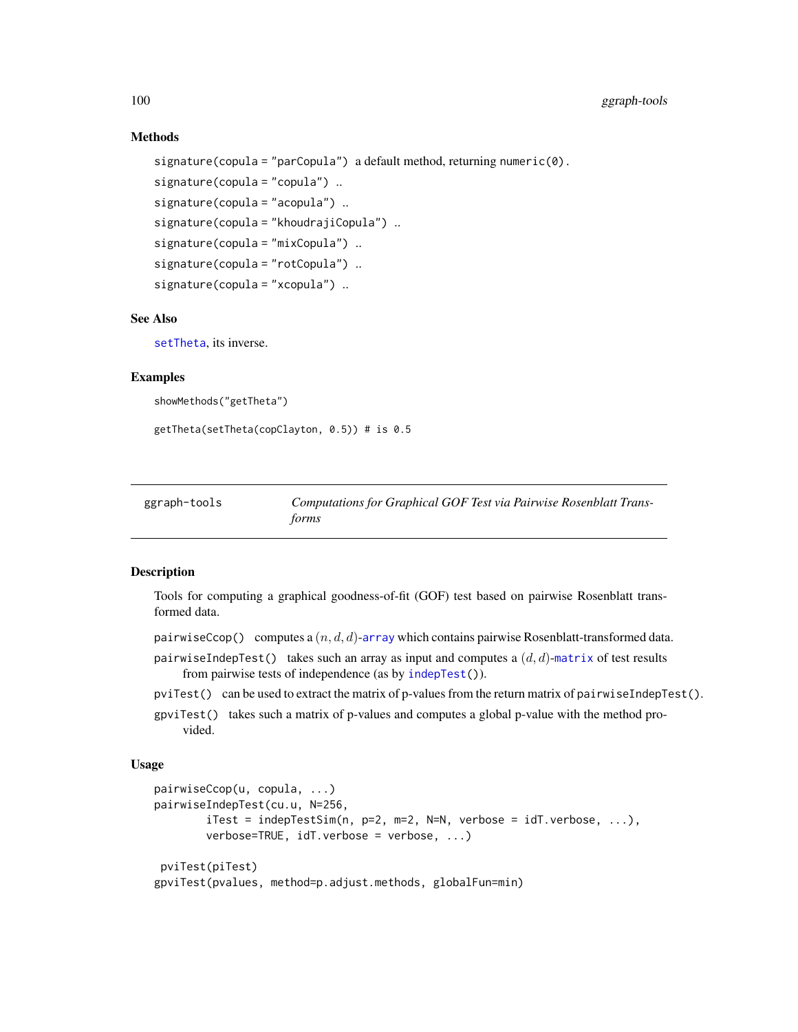### Methods

signature(copula = "parCopula") a default method, returning numeric(0).

signature(copula = "copula") ..

signature(copula = "acopula") ..

signature(copula = "khoudrajiCopula") ..

signature(copula = "mixCopula") ..

signature(copula = "rotCopula") ..

signature(copula = "xcopula") ..

### See Also

setTheta, its inverse.

### Examples

```
showMethods("getTheta")

getTheta(setTheta(copClayton, 0.5)) # is 0.5
```

---

## ggraph-tools — *Computations for Graphical GOF Test via Pairwise Rosenblatt Transforms*

---

### Description

Tools for computing a graphical goodness-of-fit (GOF) test based on pairwise Rosenblatt transformed data.

pairwiseCcop() computes a $(n, d, d)$-array which contains pairwise Rosenblatt-transformed data.

pairwiseIndepTest() takes such an array as input and computes a $(d, d)$-matrix of test results from pairwise tests of independence (as by indepTest()).

pviTest() can be used to extract the matrix of p-values from the return matrix of pairwiseIndepTest().

gpviTest() takes such a matrix of p-values and computes a global p-value with the method provided.

### Usage

```
pairwiseCcop(u, copula, ...)
pairwiseIndepTest(cu.u, N=256,
        iTest = indepTestSim(n, p=2, m=2, N=N, verbose = idT.verbose, ...),
        verbose=TRUE, idT.verbose = verbose, ...)

 pviTest(piTest)
gpviTest(pvalues, method=p.adjust.methods, globalFun=min)
```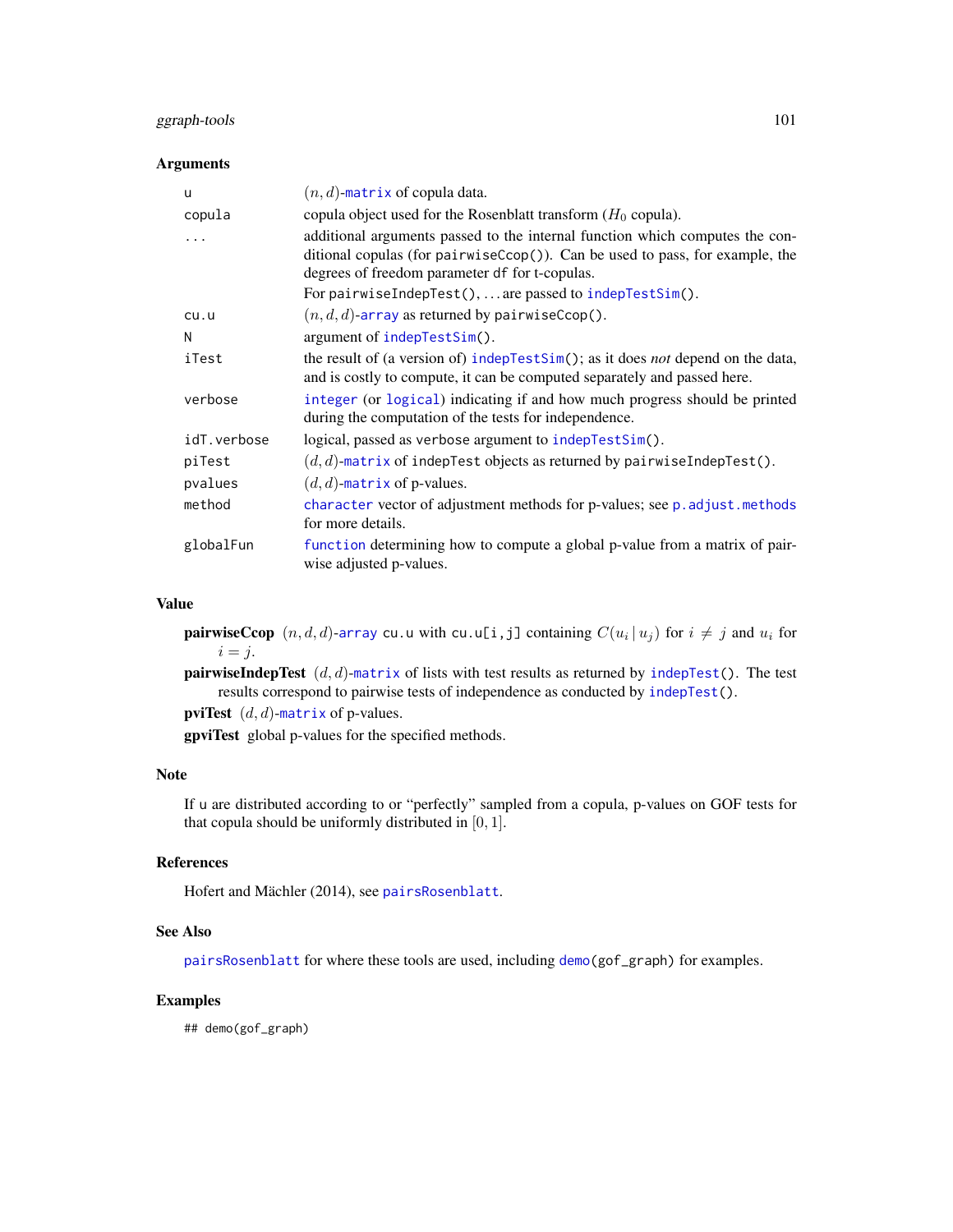### Arguments

| | |
|---|---|
| u | $(n, d)$-matrix of copula data. |
| copula | copula object used for the Rosenblatt transform ($H_0$ copula). |
| ... | additional arguments passed to the internal function which computes the conditional copulas (for `pairwiseCcop()`). Can be used to pass, for example, the degrees of freedom parameter `df` for t-copulas. For `pairwiseIndepTest()`, ... are passed to `indepTestSim()`. |
| cu.u | $(n, d, d)$-array as returned by `pairwiseCcop()`. |
| N | argument of `indepTestSim()`. |
| iTest | the result of (a version of) `indepTestSim()`; as it does *not* depend on the data, and is costly to compute, it can be computed separately and passed here. |
| verbose | integer (or logical) indicating if and how much progress should be printed during the computation of the tests for independence. |
| idT.verbose | logical, passed as `verbose` argument to `indepTestSim()`. |
| piTest | $(d, d)$-matrix of `indepTest` objects as returned by `pairwiseIndepTest()`. |
| pvalues | $(d, d)$-matrix of p-values. |
| method | character vector of adjustment methods for p-values; see `p.adjust.methods` for more details. |
| globalFun | function determining how to compute a global p-value from a matrix of pairwise adjusted p-values. |

### Value

**pairwiseCcop** $(n, d, d)$-array `cu.u` with `cu.u[i,j]` containing $C(u_i \mid u_j)$ for $i \neq j$ and $u_i$ for $i = j$.

**pairwiseIndepTest** $(d, d)$-matrix of lists with test results as returned by `indepTest()`. The test results correspond to pairwise tests of independence as conducted by `indepTest()`.

**pviTest** $(d, d)$-matrix of p-values.

**gpviTest** global p-values for the specified methods.

### Note

If `u` are distributed according to or "perfectly" sampled from a copula, p-values on GOF tests for that copula should be uniformly distributed in $[0, 1]$.

### References

Hofert and Mächler (2014), see `pairsRosenblatt`.

### See Also

`pairsRosenblatt` for where these tools are used, including `demo(gof_graph)` for examples.

### Examples

```
## demo(gof_graph)
```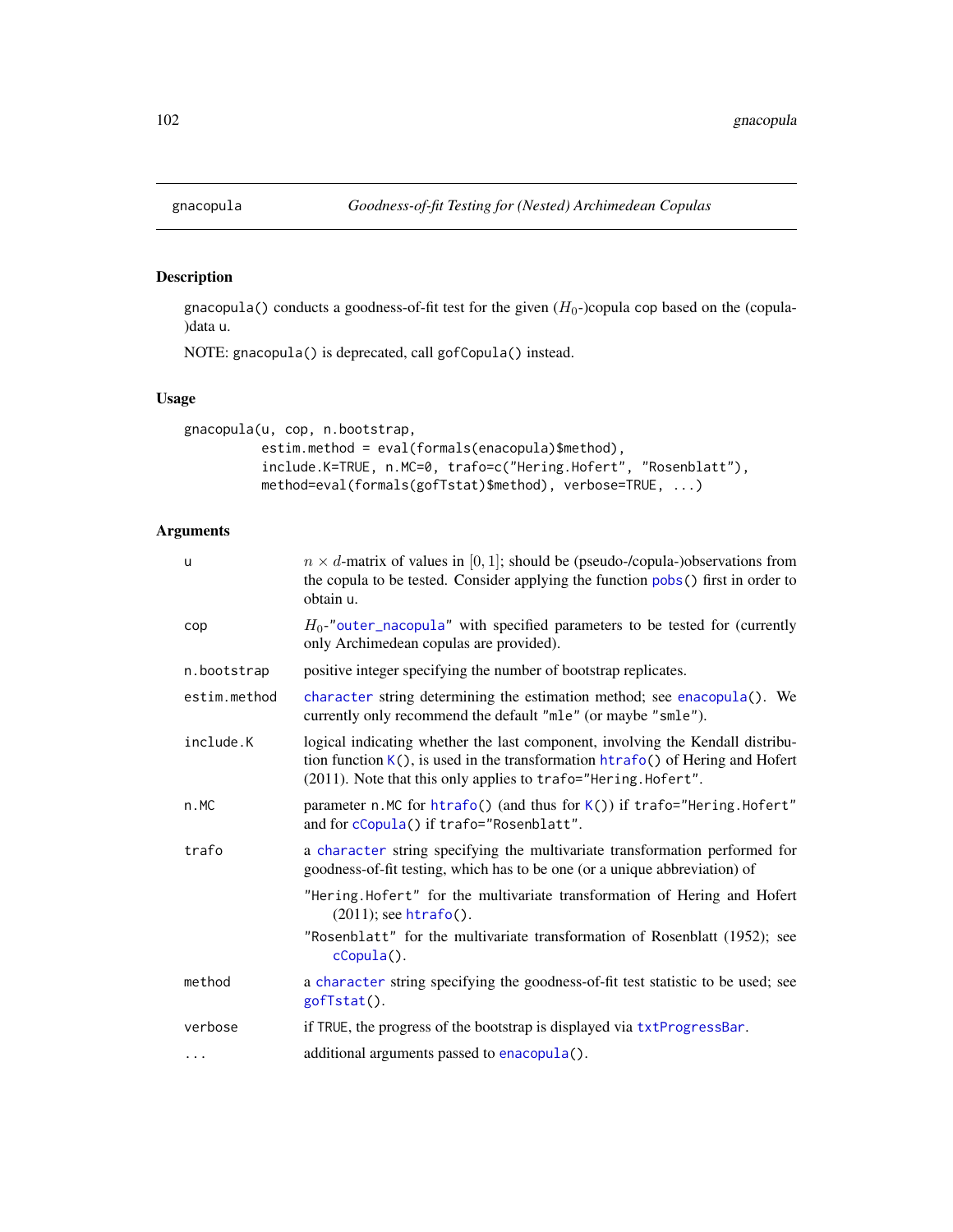gnacopula — *Goodness-of-fit Testing for (Nested) Archimedean Copulas*

## Description

gnacopula() conducts a goodness-of-fit test for the given ($H_0$-)copula cop based on the (copula-)data u.

NOTE: gnacopula() is deprecated, call gofCopula() instead.

## Usage

```
gnacopula(u, cop, n.bootstrap,
          estim.method = eval(formals(enacopula)$method),
          include.K=TRUE, n.MC=0, trafo=c("Hering.Hofert", "Rosenblatt"),
          method=eval(formals(gofTstat)$method), verbose=TRUE, ...)
```

## Arguments

| | |
|---|---|
| u | $n \times d$-matrix of values in $[0, 1]$; should be (pseudo-/copula-)observations from the copula to be tested. Consider applying the function pobs() first in order to obtain u. |
| cop | $H_0$-"outer_nacopula" with specified parameters to be tested for (currently only Archimedean copulas are provided). |
| n.bootstrap | positive integer specifying the number of bootstrap replicates. |
| estim.method | character string determining the estimation method; see enacopula(). We currently only recommend the default "mle" (or maybe "smle"). |
| include.K | logical indicating whether the last component, involving the Kendall distribution function K(), is used in the transformation htrafo() of Hering and Hofert (2011). Note that this only applies to trafo="Hering.Hofert". |
| n.MC | parameter n.MC for htrafo() (and thus for K()) if trafo="Hering.Hofert" and for cCopula() if trafo="Rosenblatt". |
| trafo | a character string specifying the multivariate transformation performed for goodness-of-fit testing, which has to be one (or a unique abbreviation) of<br>"Hering.Hofert" for the multivariate transformation of Hering and Hofert (2011); see htrafo().<br>"Rosenblatt" for the multivariate transformation of Rosenblatt (1952); see cCopula(). |
| method | a character string specifying the goodness-of-fit test statistic to be used; see gofTstat(). |
| verbose | if TRUE, the progress of the bootstrap is displayed via txtProgressBar. |
| ... | additional arguments passed to enacopula(). |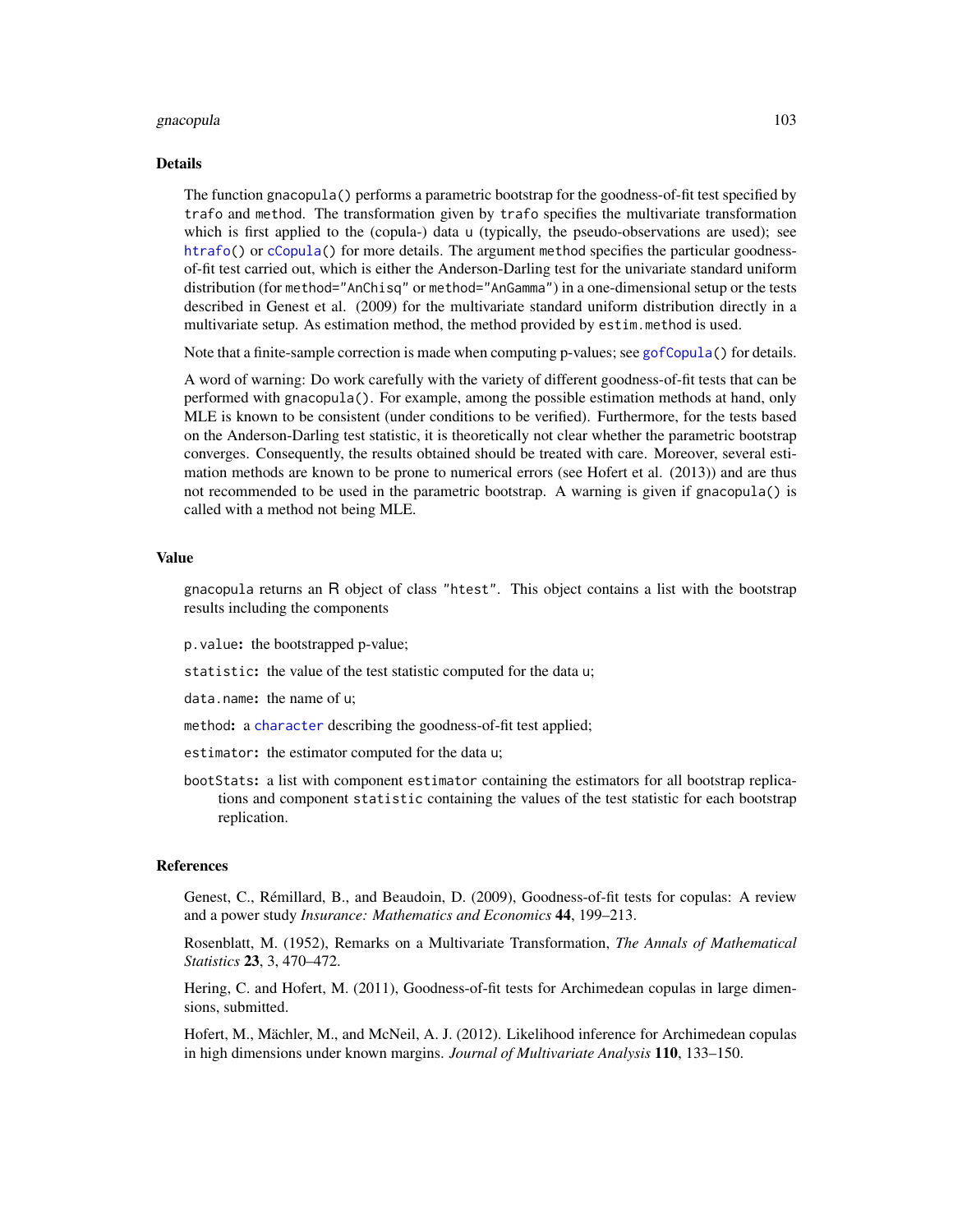## Details

The function `gnacopula()` performs a parametric bootstrap for the goodness-of-fit test specified by `trafo` and `method`. The transformation given by `trafo` specifies the multivariate transformation which is first applied to the (copula-) data `u` (typically, the pseudo-observations are used); see `htrafo()` or `cCopula()` for more details. The argument `method` specifies the particular goodness-of-fit test carried out, which is either the Anderson-Darling test for the univariate standard uniform distribution (for `method="AnChisq"` or `method="AnGamma"`) in a one-dimensional setup or the tests described in Genest et al. (2009) for the multivariate standard uniform distribution directly in a multivariate setup. As estimation method, the method provided by `estim.method` is used.

Note that a finite-sample correction is made when computing p-values; see `gofCopula()` for details.

A word of warning: Do work carefully with the variety of different goodness-of-fit tests that can be performed with `gnacopula()`. For example, among the possible estimation methods at hand, only MLE is known to be consistent (under conditions to be verified). Furthermore, for the tests based on the Anderson-Darling test statistic, it is theoretically not clear whether the parametric bootstrap converges. Consequently, the results obtained should be treated with care. Moreover, several estimation methods are known to be prone to numerical errors (see Hofert et al. (2013)) and are thus not recommended to be used in the parametric bootstrap. A warning is given if `gnacopula()` is called with a method not being MLE.

## Value

`gnacopula` returns an R object of class `"htest"`. This object contains a list with the bootstrap results including the components

- `p.value`: the bootstrapped p-value;
- `statistic`: the value of the test statistic computed for the data `u`;
- `data.name`: the name of `u`;
- `method`: a `character` describing the goodness-of-fit test applied;
- `estimator`: the estimator computed for the data `u`;
- `bootStats`: a list with component `estimator` containing the estimators for all bootstrap replications and component `statistic` containing the values of the test statistic for each bootstrap replication.

## References

Genest, C., Rémillard, B., and Beaudoin, D. (2009), Goodness-of-fit tests for copulas: A review and a power study *Insurance: Mathematics and Economics* **44**, 199–213.

Rosenblatt, M. (1952), Remarks on a Multivariate Transformation, *The Annals of Mathematical Statistics* **23**, 3, 470–472.

Hering, C. and Hofert, M. (2011), Goodness-of-fit tests for Archimedean copulas in large dimensions, submitted.

Hofert, M., Mächler, M., and McNeil, A. J. (2012). Likelihood inference for Archimedean copulas in high dimensions under known margins. *Journal of Multivariate Analysis* **110**, 133–150.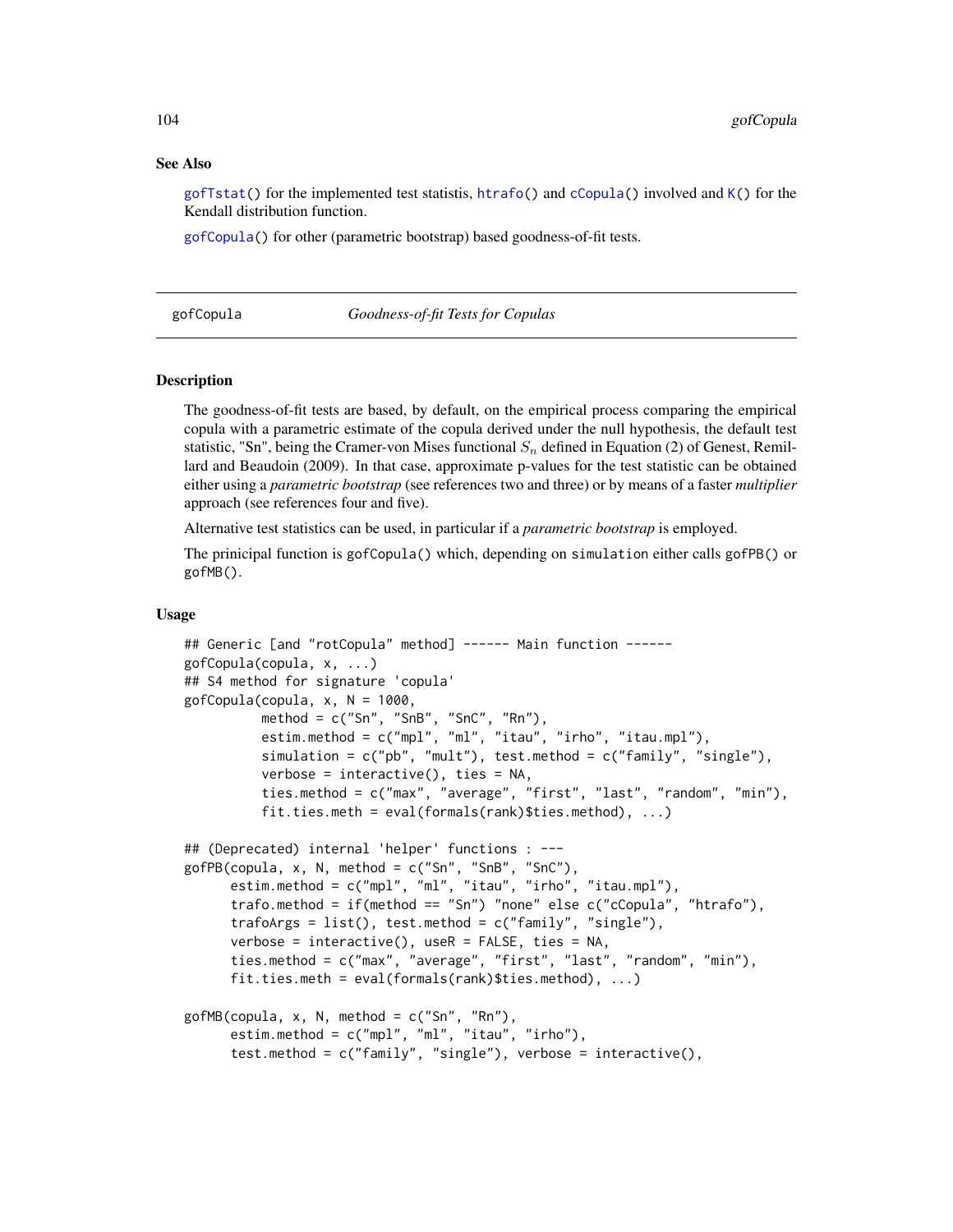### See Also

gofTstat() for the implemented test statistis, htrafo() and cCopula() involved and K() for the Kendall distribution function.

gofCopula() for other (parametric bootstrap) based goodness-of-fit tests.

---

## gofCopula — *Goodness-of-fit Tests for Copulas*

---

### Description

The goodness-of-fit tests are based, by default, on the empirical process comparing the empirical copula with a parametric estimate of the copula derived under the null hypothesis, the default test statistic, "Sn", being the Cramer-von Mises functional $S_n$ defined in Equation (2) of Genest, Remillard and Beaudoin (2009). In that case, approximate p-values for the test statistic can be obtained either using a *parametric bootstrap* (see references two and three) or by means of a faster *multiplier* approach (see references four and five).

Alternative test statistics can be used, in particular if a *parametric bootstrap* is employed.

The prinicipal function is gofCopula() which, depending on simulation either calls gofPB() or gofMB().

### Usage

```
## Generic [and "rotCopula" method] ------ Main function ------
gofCopula(copula, x, ...)
## S4 method for signature 'copula'
gofCopula(copula, x, N = 1000,
          method = c("Sn", "SnB", "SnC", "Rn"),
          estim.method = c("mpl", "ml", "itau", "irho", "itau.mpl"),
          simulation = c("pb", "mult"), test.method = c("family", "single"),
          verbose = interactive(), ties = NA,
          ties.method = c("max", "average", "first", "last", "random", "min"),
          fit.ties.meth = eval(formals(rank)$ties.method), ...)

## (Deprecated) internal 'helper' functions : ---
gofPB(copula, x, N, method = c("Sn", "SnB", "SnC"),
      estim.method = c("mpl", "ml", "itau", "irho", "itau.mpl"),
      trafo.method = if(method == "Sn") "none" else c("cCopula", "htrafo"),
      trafoArgs = list(), test.method = c("family", "single"),
      verbose = interactive(), useR = FALSE, ties = NA,
      ties.method = c("max", "average", "first", "last", "random", "min"),
      fit.ties.meth = eval(formals(rank)$ties.method), ...)

gofMB(copula, x, N, method = c("Sn", "Rn"),
      estim.method = c("mpl", "ml", "itau", "irho"),
      test.method = c("family", "single"), verbose = interactive(),
```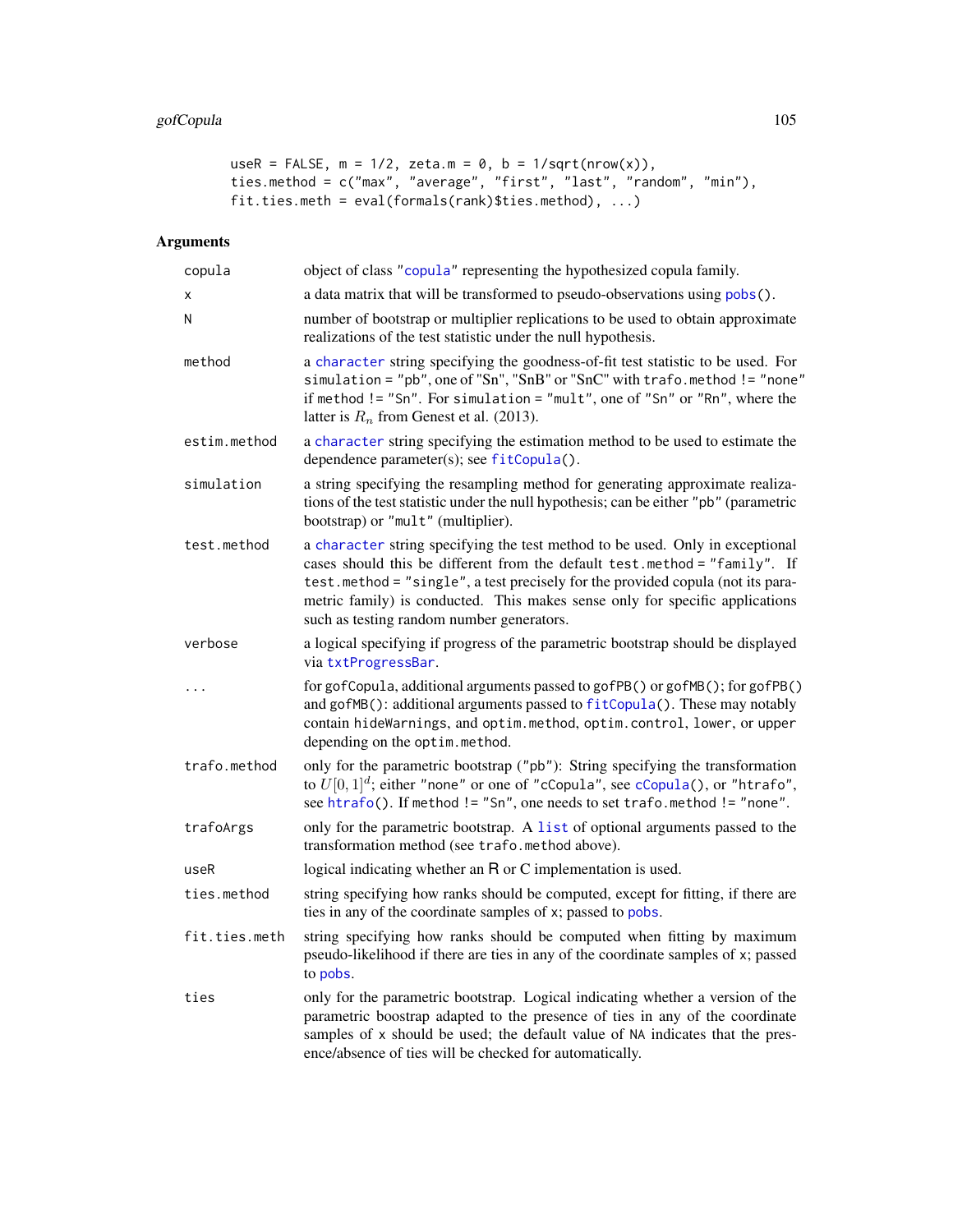```
useR = FALSE, m = 1/2, zeta.m = 0, b = 1/sqrt(nrow(x)),
ties.method = c("max", "average", "first", "last", "random", "min"),
fit.ties.meth = eval(formals(rank)$ties.method), ...)
```

## Arguments

| | |
|---|---|
| copula | object of class "copula" representing the hypothesized copula family. |
| x | a data matrix that will be transformed to pseudo-observations using pobs(). |
| N | number of bootstrap or multiplier replications to be used to obtain approximate realizations of the test statistic under the null hypothesis. |
| method | a character string specifying the goodness-of-fit test statistic to be used. For simulation = "pb", one of "Sn", "SnB" or "SnC" with trafo.method != "none" if method != "Sn". For simulation = "mult", one of "Sn" or "Rn", where the latter is $R_n$ from Genest et al. (2013). |
| estim.method | a character string specifying the estimation method to be used to estimate the dependence parameter(s); see fitCopula(). |
| simulation | a string specifying the resampling method for generating approximate realizations of the test statistic under the null hypothesis; can be either "pb" (parametric bootstrap) or "mult" (multiplier). |
| test.method | a character string specifying the test method to be used. Only in exceptional cases should this be different from the default test.method = "family". If test.method = "single", a test precisely for the provided copula (not its parametric family) is conducted. This makes sense only for specific applications such as testing random number generators. |
| verbose | a logical specifying if progress of the parametric bootstrap should be displayed via txtProgressBar. |
| ... | for gofCopula, additional arguments passed to gofPB() or gofMB(); for gofPB() and gofMB(): additional arguments passed to fitCopula(). These may notably contain hideWarnings, and optim.method, optim.control, lower, or upper depending on the optim.method. |
| trafo.method | only for the parametric bootstrap ("pb"): String specifying the transformation to $U[0,1]^d$; either "none" or one of "cCopula", see cCopula(), or "htrafo", see htrafo(). If method != "Sn", one needs to set trafo.method != "none". |
| trafoArgs | only for the parametric bootstrap. A list of optional arguments passed to the transformation method (see trafo.method above). |
| useR | logical indicating whether an R or C implementation is used. |
| ties.method | string specifying how ranks should be computed, except for fitting, if there are ties in any of the coordinate samples of x; passed to pobs. |
| fit.ties.meth | string specifying how ranks should be computed when fitting by maximum pseudo-likelihood if there are ties in any of the coordinate samples of x; passed to pobs. |
| ties | only for the parametric bootstrap. Logical indicating whether a version of the parametric boostrap adapted to the presence of ties in any of the coordinate samples of x should be used; the default value of NA indicates that the presence/absence of ties will be checked for automatically. |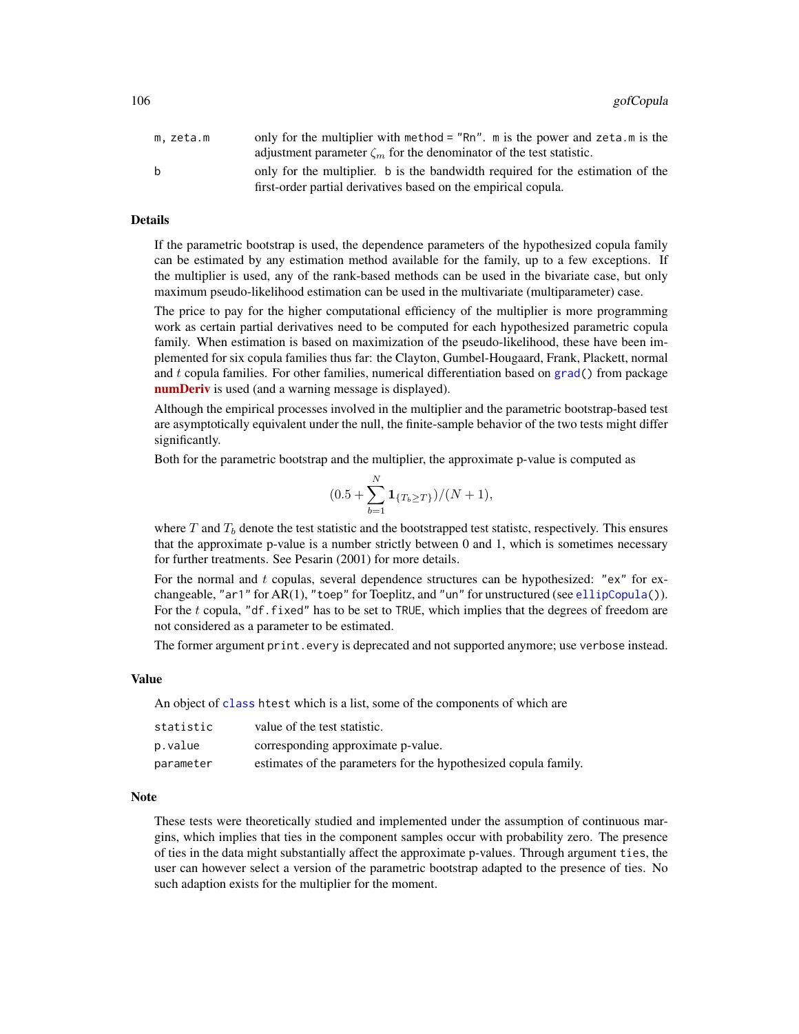| | |
|---|---|
| `m, zeta.m` | only for the multiplier with `method = "Rn"`. `m` is the power and `zeta.m` is the adjustment parameter $\zeta_m$ for the denominator of the test statistic. |
| `b` | only for the multiplier. `b` is the bandwidth required for the estimation of the first-order partial derivatives based on the empirical copula. |

## Details

If the parametric bootstrap is used, the dependence parameters of the hypothesized copula family can be estimated by any estimation method available for the family, up to a few exceptions. If the multiplier is used, any of the rank-based methods can be used in the bivariate case, but only maximum pseudo-likelihood estimation can be used in the multivariate (multiparameter) case.

The price to pay for the higher computational efficiency of the multiplier is more programming work as certain partial derivatives need to be computed for each hypothesized parametric copula family. When estimation is based on maximization of the pseudo-likelihood, these have been implemented for six copula families thus far: the Clayton, Gumbel-Hougaard, Frank, Plackett, normal and $t$ copula families. For other families, numerical differentiation based on `grad()` from package **numDeriv** is used (and a warning message is displayed).

Although the empirical processes involved in the multiplier and the parametric bootstrap-based test are asymptotically equivalent under the null, the finite-sample behavior of the two tests might differ significantly.

Both for the parametric bootstrap and the multiplier, the approximate p-value is computed as

$$(0.5 + \sum_{b=1}^{N} \mathbf{1}_{\{T_b \geq T\}})/(N + 1),$$

where $T$ and $T_b$ denote the test statistic and the bootstrapped test statistc, respectively. This ensures that the approximate p-value is a number strictly between 0 and 1, which is sometimes necessary for further treatments. See Pesarin (2001) for more details.

For the normal and $t$ copulas, several dependence structures can be hypothesized: `"ex"` for exchangeable, `"ar1"` for AR(1), `"toep"` for Toeplitz, and `"un"` for unstructured (see `ellipCopula()`). For the $t$ copula, `"df.fixed"` has to be set to `TRUE`, which implies that the degrees of freedom are not considered as a parameter to be estimated.

The former argument `print.every` is deprecated and not supported anymore; use `verbose` instead.

## Value

An object of `class` `htest` which is a list, some of the components of which are

| | |
|---|---|
| `statistic` | value of the test statistic. |
| `p.value` | corresponding approximate p-value. |
| `parameter` | estimates of the parameters for the hypothesized copula family. |

## Note

These tests were theoretically studied and implemented under the assumption of continuous margins, which implies that ties in the component samples occur with probability zero. The presence of ties in the data might substantially affect the approximate p-values. Through argument `ties`, the user can however select a version of the parametric bootstrap adapted to the presence of ties. No such adaption exists for the multiplier for the moment.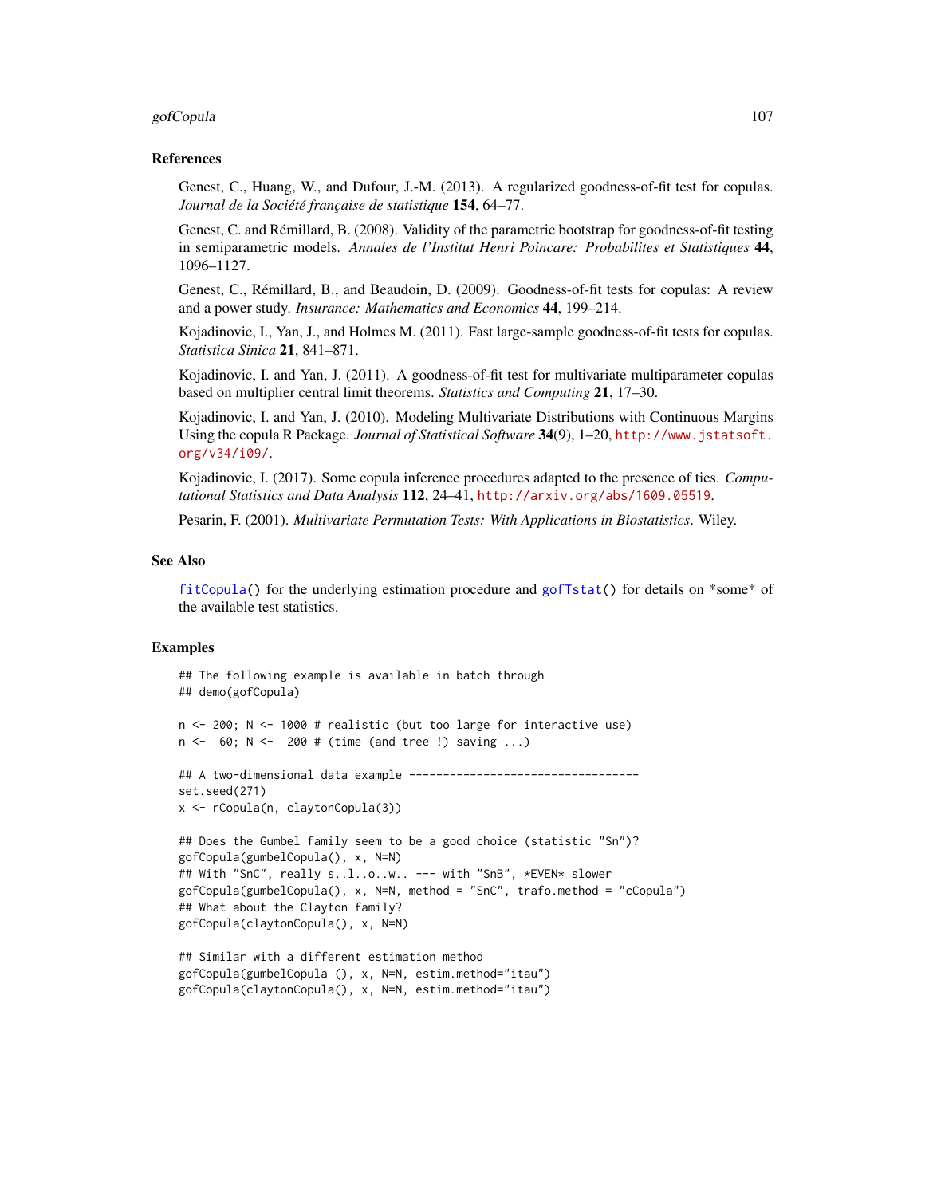### References

Genest, C., Huang, W., and Dufour, J.-M. (2013). A regularized goodness-of-fit test for copulas. *Journal de la Société française de statistique* **154**, 64–77.

Genest, C. and Rémillard, B. (2008). Validity of the parametric bootstrap for goodness-of-fit testing in semiparametric models. *Annales de l'Institut Henri Poincare: Probabilites et Statistiques* **44**, 1096–1127.

Genest, C., Rémillard, B., and Beaudoin, D. (2009). Goodness-of-fit tests for copulas: A review and a power study. *Insurance: Mathematics and Economics* **44**, 199–214.

Kojadinovic, I., Yan, J., and Holmes M. (2011). Fast large-sample goodness-of-fit tests for copulas. *Statistica Sinica* **21**, 841–871.

Kojadinovic, I. and Yan, J. (2011). A goodness-of-fit test for multivariate multiparameter copulas based on multiplier central limit theorems. *Statistics and Computing* **21**, 17–30.

Kojadinovic, I. and Yan, J. (2010). Modeling Multivariate Distributions with Continuous Margins Using the copula R Package. *Journal of Statistical Software* **34**(9), 1–20, http://www.jstatsoft.org/v34/i09/.

Kojadinovic, I. (2017). Some copula inference procedures adapted to the presence of ties. *Computational Statistics and Data Analysis* **112**, 24–41, http://arxiv.org/abs/1609.05519.

Pesarin, F. (2001). *Multivariate Permutation Tests: With Applications in Biostatistics*. Wiley.

### See Also

fitCopula() for the underlying estimation procedure and gofTstat() for details on *some* of the available test statistics.

### Examples

```
## The following example is available in batch through
## demo(gofCopula)

n <- 200; N <- 1000 # realistic (but too large for interactive use)
n <-  60; N <-  200 # (time (and tree !) saving ...)

## A two-dimensional data example ----------------------------------
set.seed(271)
x <- rCopula(n, claytonCopula(3))

## Does the Gumbel family seem to be a good choice (statistic "Sn")?
gofCopula(gumbelCopula(), x, N=N)
## With "SnC", really s..l..o..w.. --- with "SnB", *EVEN* slower
gofCopula(gumbelCopula(), x, N=N, method = "SnC", trafo.method = "cCopula")
## What about the Clayton family?
gofCopula(claytonCopula(), x, N=N)

## Similar with a different estimation method
gofCopula(gumbelCopula (), x, N=N, estim.method="itau")
gofCopula(claytonCopula(), x, N=N, estim.method="itau")
```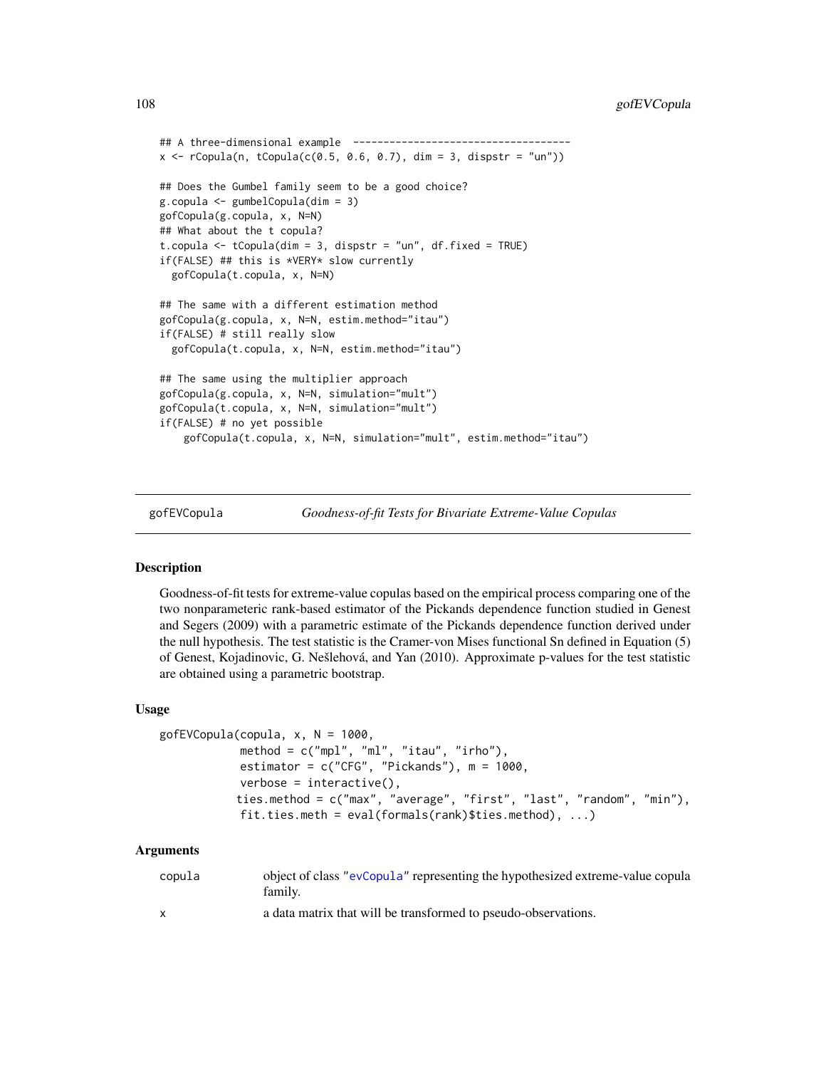```
## A three-dimensional example  ------------------------------------
x <- rCopula(n, tCopula(c(0.5, 0.6, 0.7), dim = 3, dispstr = "un"))

## Does the Gumbel family seem to be a good choice?
g.copula <- gumbelCopula(dim = 3)
gofCopula(g.copula, x, N=N)
## What about the t copula?
t.copula <- tCopula(dim = 3, dispstr = "un", df.fixed = TRUE)
if(FALSE) ## this is *VERY* slow currently
  gofCopula(t.copula, x, N=N)

## The same with a different estimation method
gofCopula(g.copula, x, N=N, estim.method="itau")
if(FALSE) # still really slow
  gofCopula(t.copula, x, N=N, estim.method="itau")

## The same using the multiplier approach
gofCopula(g.copula, x, N=N, simulation="mult")
gofCopula(t.copula, x, N=N, simulation="mult")
if(FALSE) # no yet possible
    gofCopula(t.copula, x, N=N, simulation="mult", estim.method="itau")
```

---

gofEVCopula — *Goodness-of-fit Tests for Bivariate Extreme-Value Copulas*

---

## Description

Goodness-of-fit tests for extreme-value copulas based on the empirical process comparing one of the two nonparameteric rank-based estimator of the Pickands dependence function studied in Genest and Segers (2009) with a parametric estimate of the Pickands dependence function derived under the null hypothesis. The test statistic is the Cramer-von Mises functional Sn defined in Equation (5) of Genest, Kojadinovic, G. Nešlehová, and Yan (2010). Approximate p-values for the test statistic are obtained using a parametric bootstrap.

## Usage

```
gofEVCopula(copula, x, N = 1000,
            method = c("mpl", "ml", "itau", "irho"),
            estimator = c("CFG", "Pickands"), m = 1000,
            verbose = interactive(),
           ties.method = c("max", "average", "first", "last", "random", "min"),
            fit.ties.meth = eval(formals(rank)$ties.method), ...)
```

## Arguments

| | |
|---|---|
| copula | object of class "evCopula" representing the hypothesized extreme-value copula family. |
| x | a data matrix that will be transformed to pseudo-observations. |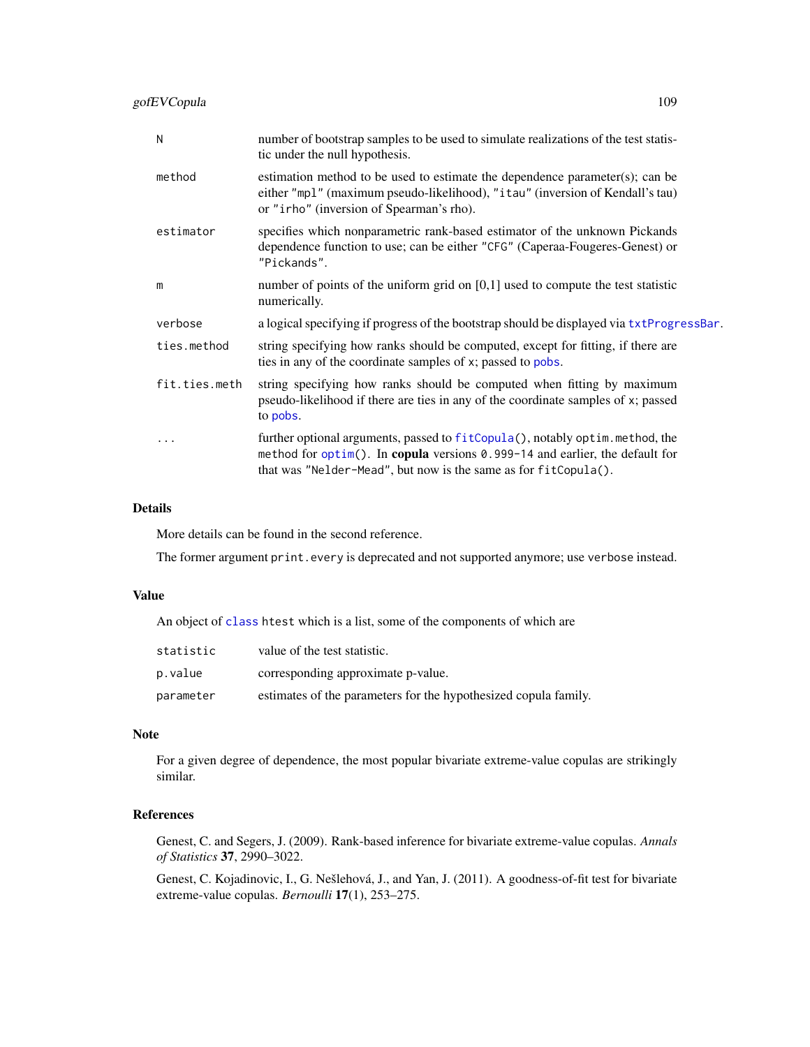| | |
|---|---|
| `N` | number of bootstrap samples to be used to simulate realizations of the test statistic under the null hypothesis. |
| `method` | estimation method to be used to estimate the dependence parameter(s); can be either `"mpl"` (maximum pseudo-likelihood), `"itau"` (inversion of Kendall's tau) or `"irho"` (inversion of Spearman's rho). |
| `estimator` | specifies which nonparametric rank-based estimator of the unknown Pickands dependence function to use; can be either `"CFG"` (Caperaa-Fougeres-Genest) or `"Pickands"`. |
| `m` | number of points of the uniform grid on [0,1] used to compute the test statistic numerically. |
| `verbose` | a logical specifying if progress of the bootstrap should be displayed via `txtProgressBar`. |
| `ties.method` | string specifying how ranks should be computed, except for fitting, if there are ties in any of the coordinate samples of `x`; passed to `pobs`. |
| `fit.ties.meth` | string specifying how ranks should be computed when fitting by maximum pseudo-likelihood if there are ties in any of the coordinate samples of `x`; passed to `pobs`. |
| `...` | further optional arguments, passed to `fitCopula()`, notably `optim.method`, the method for `optim()`. In **copula** versions `0.999-14` and earlier, the default for that was `"Nelder-Mead"`, but now is the same as for `fitCopula()`. |

## Details

More details can be found in the second reference.

The former argument `print.every` is deprecated and not supported anymore; use `verbose` instead.

## Value

An object of `class` `htest` which is a list, some of the components of which are

| | |
|---|---|
| `statistic` | value of the test statistic. |
| `p.value` | corresponding approximate p-value. |
| `parameter` | estimates of the parameters for the hypothesized copula family. |

## Note

For a given degree of dependence, the most popular bivariate extreme-value copulas are strikingly similar.

## References

Genest, C. and Segers, J. (2009). Rank-based inference for bivariate extreme-value copulas. *Annals of Statistics* **37**, 2990–3022.

Genest, C. Kojadinovic, I., G. Nešlehová, J., and Yan, J. (2011). A goodness-of-fit test for bivariate extreme-value copulas. *Bernoulli* **17**(1), 253–275.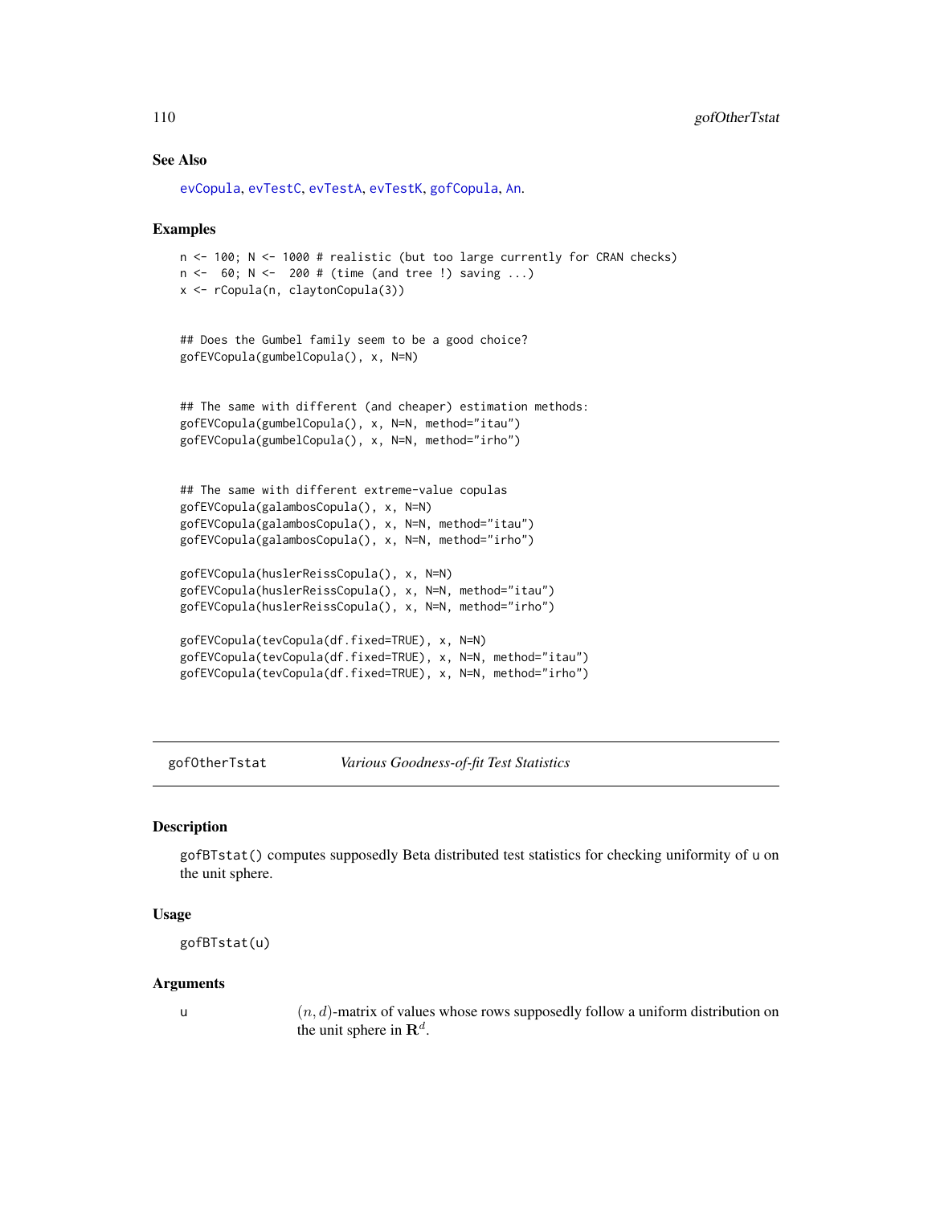## See Also

evCopula, evTestC, evTestA, evTestK, gofCopula, An.

## Examples

```
n <- 100; N <- 1000 # realistic (but too large currently for CRAN checks)
n <-  60; N <-  200 # (time (and tree !) saving ...)
x <- rCopula(n, claytonCopula(3))


## Does the Gumbel family seem to be a good choice?
gofEVCopula(gumbelCopula(), x, N=N)


## The same with different (and cheaper) estimation methods:
gofEVCopula(gumbelCopula(), x, N=N, method="itau")
gofEVCopula(gumbelCopula(), x, N=N, method="irho")


## The same with different extreme-value copulas
gofEVCopula(galambosCopula(), x, N=N)
gofEVCopula(galambosCopula(), x, N=N, method="itau")
gofEVCopula(galambosCopula(), x, N=N, method="irho")

gofEVCopula(huslerReissCopula(), x, N=N)
gofEVCopula(huslerReissCopula(), x, N=N, method="itau")
gofEVCopula(huslerReissCopula(), x, N=N, method="irho")

gofEVCopula(tevCopula(df.fixed=TRUE), x, N=N)
gofEVCopula(tevCopula(df.fixed=TRUE), x, N=N, method="itau")
gofEVCopula(tevCopula(df.fixed=TRUE), x, N=N, method="irho")
```

---

# gofOtherTstat *Various Goodness-of-fit Test Statistics*

---

## Description

gofBTstat() computes supposedly Beta distributed test statistics for checking uniformity of u on the unit sphere.

## Usage

```
gofBTstat(u)
```

## Arguments

u $(n, d)$-matrix of values whose rows supposedly follow a uniform distribution on the unit sphere in $\mathbf{R}^d$.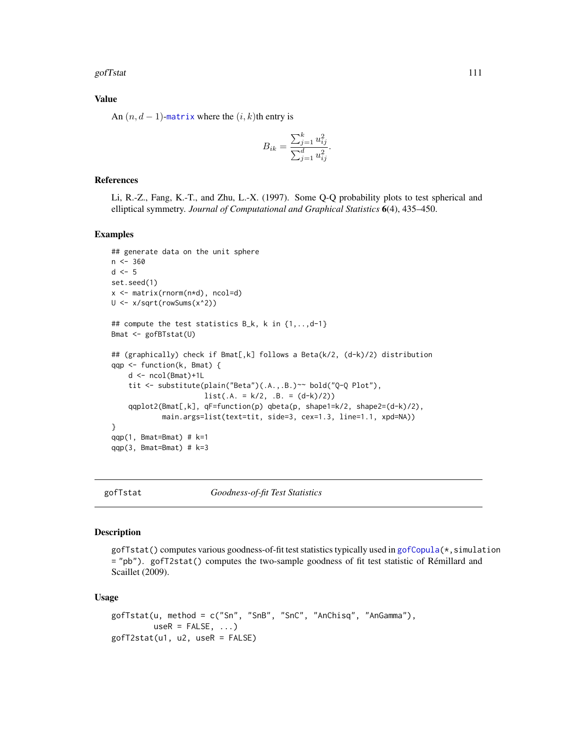## Value

An $(n, d-1)$-matrix where the $(i, k)$th entry is

$$B_{ik} = \frac{\sum_{j=1}^{k} u_{ij}^2}{\sum_{j=1}^{d} u_{ij}^2}.$$

## References

Li, R.-Z., Fang, K.-T., and Zhu, L.-X. (1997). Some Q-Q probability plots to test spherical and elliptical symmetry. *Journal of Computational and Graphical Statistics* **6**(4), 435–450.

## Examples

```
## generate data on the unit sphere
n <- 360
d <- 5
set.seed(1)
x <- matrix(rnorm(n*d), ncol=d)
U <- x/sqrt(rowSums(x^2))

## compute the test statistics B_k, k in {1,..,d-1}
Bmat <- gofBTstat(U)

## (graphically) check if Bmat[,k] follows a Beta(k/2, (d-k)/2) distribution
qqp <- function(k, Bmat) {
    d <- ncol(Bmat)+1L
    tit <- substitute(plain("Beta")(.A.,.B.)~~ bold("Q-Q Plot"),
                      list(.A. = k/2, .B. = (d-k)/2))
    qqplot2(Bmat[,k], qF=function(p) qbeta(p, shape1=k/2, shape2=(d-k)/2),
            main.args=list(text=tit, side=3, cex=1.3, line=1.1, xpd=NA))
}
qqp(1, Bmat=Bmat) # k=1
qqp(3, Bmat=Bmat) # k=3
```

---

# gofTstat — *Goodness-of-fit Test Statistics*

## Description

`gofTstat()` computes various goodness-of-fit test statistics typically used in `gofCopula(*,simulation = "pb")`. `gofT2stat()` computes the two-sample goodness of fit test statistic of Rémillard and Scaillet (2009).

## Usage

```
gofTstat(u, method = c("Sn", "SnB", "SnC", "AnChisq", "AnGamma"),
         useR = FALSE, ...)
gofT2stat(u1, u2, useR = FALSE)
```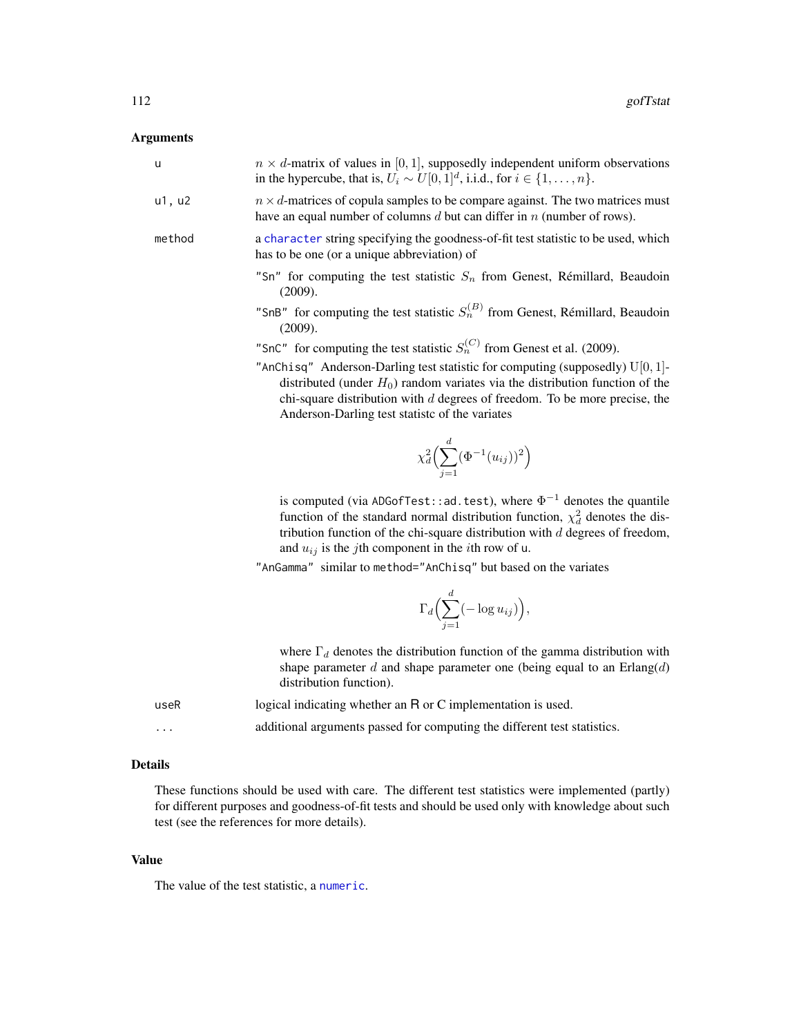## Arguments

- **u**: $n \times d$-matrix of values in $[0, 1]$, supposedly independent uniform observations in the hypercube, that is, $U_i \sim U[0, 1]^d$, i.i.d., for $i \in \{1, \ldots, n\}$.
- **u1, u2**: $n \times d$-matrices of copula samples to be compare against. The two matrices must have an equal number of columns $d$ but can differ in $n$ (number of rows).
- **method**: a character string specifying the goodness-of-fit test statistic to be used, which has to be one (or a unique abbreviation) of
  - `"Sn"` for computing the test statistic $S_n$ from Genest, Rémillard, Beaudoin (2009).
  - `"SnB"` for computing the test statistic $S_n^{(B)}$ from Genest, Rémillard, Beaudoin (2009).
  - `"SnC"` for computing the test statistic $S_n^{(C)}$ from Genest et al. (2009).
  - `"AnChisq"` Anderson-Darling test statistic for computing (supposedly) U$[0, 1]$-distributed (under $H_0$) random variates via the distribution function of the chi-square distribution with $d$ degrees of freedom. To be more precise, the Anderson-Darling test statistc of the variates

    $$\chi_d^2\Big(\sum_{j=1}^{d}(\Phi^{-1}(u_{ij}))^2\Big)$$

    is computed (via `ADGofTest::ad.test`), where $\Phi^{-1}$ denotes the quantile function of the standard normal distribution function, $\chi_d^2$ denotes the distribution function of the chi-square distribution with $d$ degrees of freedom, and $u_{ij}$ is the $j$th component in the $i$th row of `u`.
  - `"AnGamma"` similar to `method="AnChisq"` but based on the variates

    $$\Gamma_d\Big(\sum_{j=1}^{d}(-\log u_{ij})\Big),$$

    where $\Gamma_d$ denotes the distribution function of the gamma distribution with shape parameter $d$ and shape parameter one (being equal to an Erlang($d$) distribution function).
- **useR**: logical indicating whether an R or C implementation is used.
- **...**: additional arguments passed for computing the different test statistics.

## Details

These functions should be used with care. The different test statistics were implemented (partly) for different purposes and goodness-of-fit tests and should be used only with knowledge about such test (see the references for more details).

## Value

The value of the test statistic, a numeric.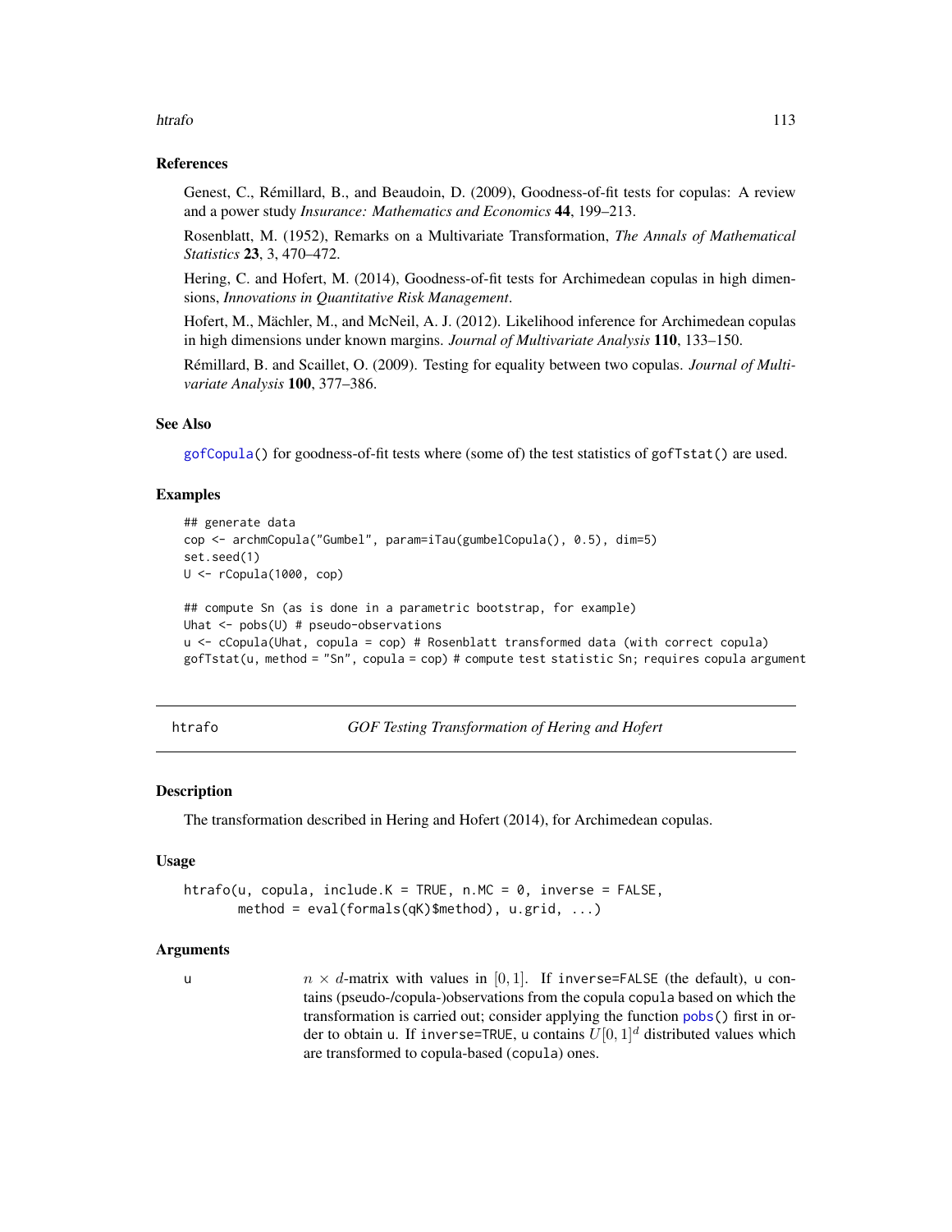## References

Genest, C., Rémillard, B., and Beaudoin, D. (2009), Goodness-of-fit tests for copulas: A review and a power study *Insurance: Mathematics and Economics* **44**, 199–213.

Rosenblatt, M. (1952), Remarks on a Multivariate Transformation, *The Annals of Mathematical Statistics* **23**, 3, 470–472.

Hering, C. and Hofert, M. (2014), Goodness-of-fit tests for Archimedean copulas in high dimensions, *Innovations in Quantitative Risk Management*.

Hofert, M., Mächler, M., and McNeil, A. J. (2012). Likelihood inference for Archimedean copulas in high dimensions under known margins. *Journal of Multivariate Analysis* **110**, 133–150.

Rémillard, B. and Scaillet, O. (2009). Testing for equality between two copulas. *Journal of Multivariate Analysis* **100**, 377–386.

## See Also

gofCopula() for goodness-of-fit tests where (some of) the test statistics of gofTstat() are used.

## Examples

```
## generate data
cop <- archmCopula("Gumbel", param=iTau(gumbelCopula(), 0.5), dim=5)
set.seed(1)
U <- rCopula(1000, cop)

## compute Sn (as is done in a parametric bootstrap, for example)
Uhat <- pobs(U) # pseudo-observations
u <- cCopula(Uhat, copula = cop) # Rosenblatt transformed data (with correct copula)
gofTstat(u, method = "Sn", copula = cop) # compute test statistic Sn; requires copula argument
```

---

# htrafo — *GOF Testing Transformation of Hering and Hofert*

## Description

The transformation described in Hering and Hofert (2014), for Archimedean copulas.

## Usage

```
htrafo(u, copula, include.K = TRUE, n.MC = 0, inverse = FALSE,
       method = eval(formals(qK)$method), u.grid, ...)
```

## Arguments

u — $n \times d$-matrix with values in $[0, 1]$. If inverse=FALSE (the default), u contains (pseudo-/copula-)observations from the copula copula based on which the transformation is carried out; consider applying the function pobs() first in order to obtain u. If inverse=TRUE, u contains $U[0, 1]^d$ distributed values which are transformed to copula-based (copula) ones.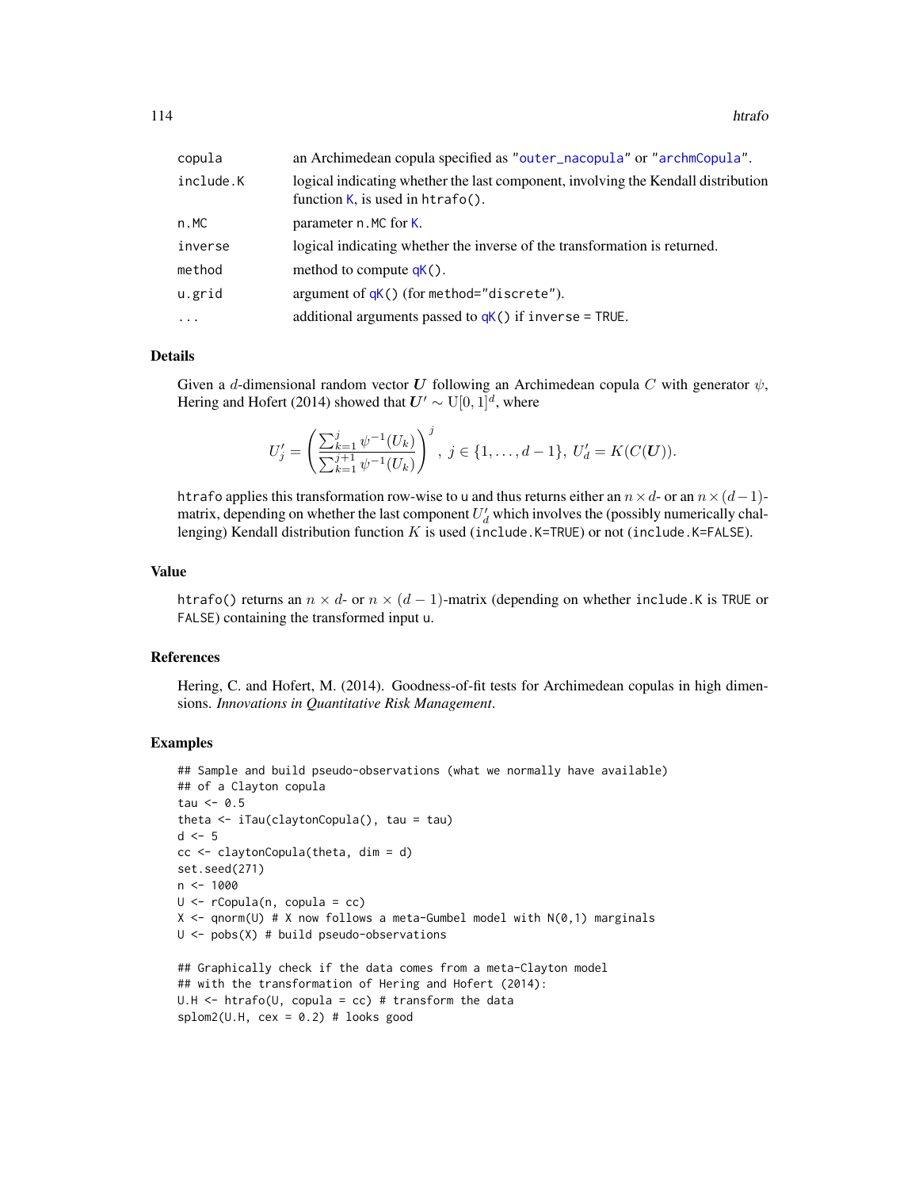| | |
|---|---|
| copula | an Archimedean copula specified as "outer_nacopula" or "archmCopula". |
| include.K | logical indicating whether the last component, involving the Kendall distribution function K, is used in htrafo(). |
| n.MC | parameter n.MC for K. |
| inverse | logical indicating whether the inverse of the transformation is returned. |
| method | method to compute qK(). |
| u.grid | argument of qK() (for method="discrete"). |
| ... | additional arguments passed to qK() if inverse = TRUE. |

### Details

Given a $d$-dimensional random vector $\boldsymbol{U}$ following an Archimedean copula $C$ with generator $\psi$, Hering and Hofert (2014) showed that $\boldsymbol{U}' \sim \mathrm{U}[0,1]^d$, where

$$U'_j = \left( \frac{\sum_{k=1}^{j} \psi^{-1}(U_k)}{\sum_{k=1}^{j+1} \psi^{-1}(U_k)} \right)^j, \; j \in \{1, \dots, d-1\}, \; U'_d = K(C(\boldsymbol{U})).$$

htrafo applies this transformation row-wise to u and thus returns either an $n \times d$- or an $n \times (d-1)$-matrix, depending on whether the last component $U'_d$ which involves the (possibly numerically challenging) Kendall distribution function $K$ is used (include.K=TRUE) or not (include.K=FALSE).

### Value

htrafo() returns an $n \times d$- or $n \times (d-1)$-matrix (depending on whether include.K is TRUE or FALSE) containing the transformed input u.

### References

Hering, C. and Hofert, M. (2014). Goodness-of-fit tests for Archimedean copulas in high dimensions. *Innovations in Quantitative Risk Management*.

### Examples

```
## Sample and build pseudo-observations (what we normally have available)
## of a Clayton copula
tau <- 0.5
theta <- iTau(claytonCopula(), tau = tau)
d <- 5
cc <- claytonCopula(theta, dim = d)
set.seed(271)
n <- 1000
U <- rCopula(n, copula = cc)
X <- qnorm(U) # X now follows a meta-Gumbel model with N(0,1) marginals
U <- pobs(X) # build pseudo-observations

## Graphically check if the data comes from a meta-Clayton model
## with the transformation of Hering and Hofert (2014):
U.H <- htrafo(U, copula = cc) # transform the data
splom2(U.H, cex = 0.2) # looks good
```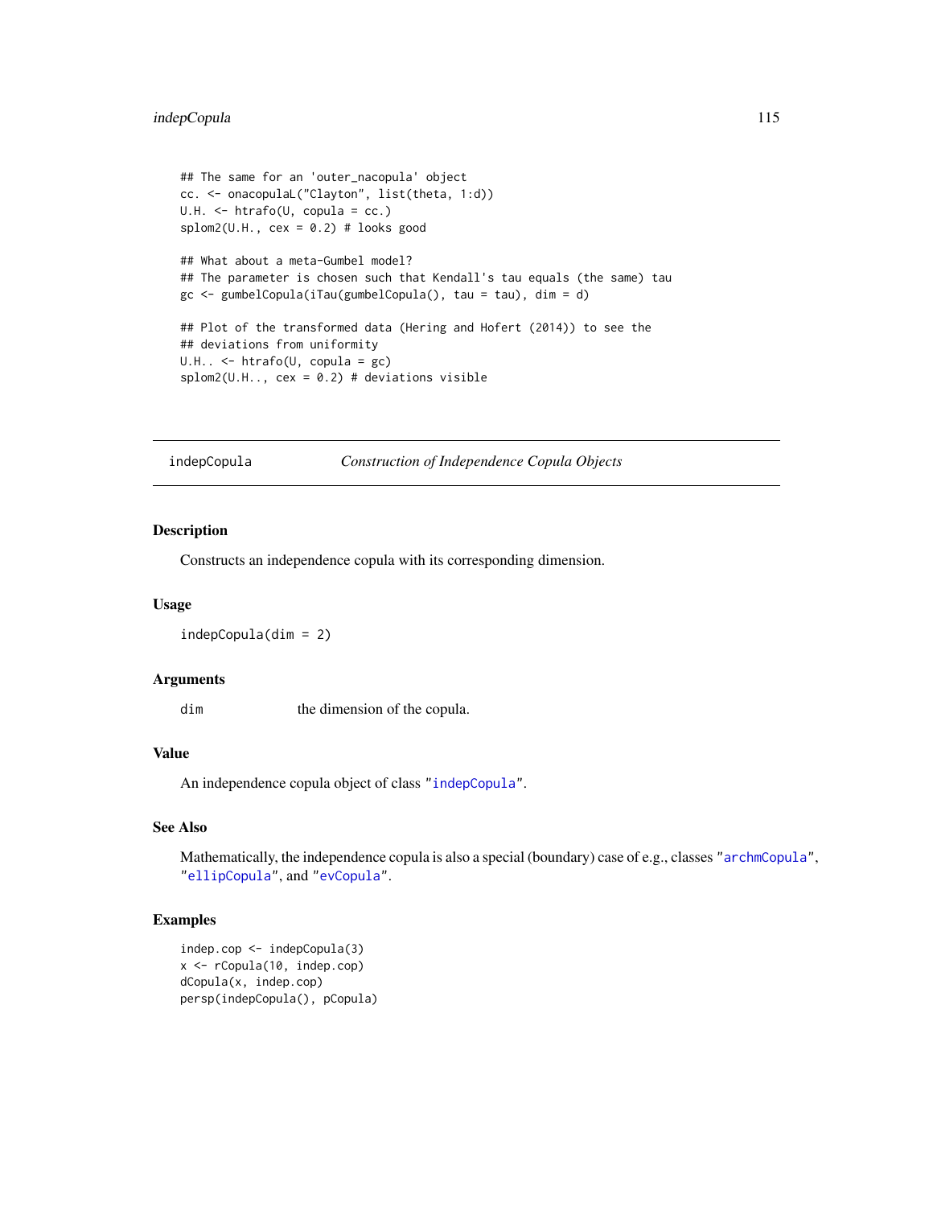```
## The same for an 'outer_nacopula' object
cc. <- onacopulaL("Clayton", list(theta, 1:d))
U.H. <- htrafo(U, copula = cc.)
splom2(U.H., cex = 0.2) # looks good

## What about a meta-Gumbel model?
## The parameter is chosen such that Kendall's tau equals (the same) tau
gc <- gumbelCopula(iTau(gumbelCopula(), tau = tau), dim = d)

## Plot of the transformed data (Hering and Hofert (2014)) to see the
## deviations from uniformity
U.H.. <- htrafo(U, copula = gc)
splom2(U.H.., cex = 0.2) # deviations visible
```

## indepCopula — *Construction of Independence Copula Objects*

### Description

Constructs an independence copula with its corresponding dimension.

### Usage

```
indepCopula(dim = 2)
```

### Arguments

| | |
|---|---|
| `dim` | the dimension of the copula. |

### Value

An independence copula object of class "`indepCopula`".

### See Also

Mathematically, the independence copula is also a special (boundary) case of e.g., classes "`archmCopula`", "`ellipCopula`", and "`evCopula`".

### Examples

```
indep.cop <- indepCopula(3)
x <- rCopula(10, indep.cop)
dCopula(x, indep.cop)
persp(indepCopula(), pCopula)
```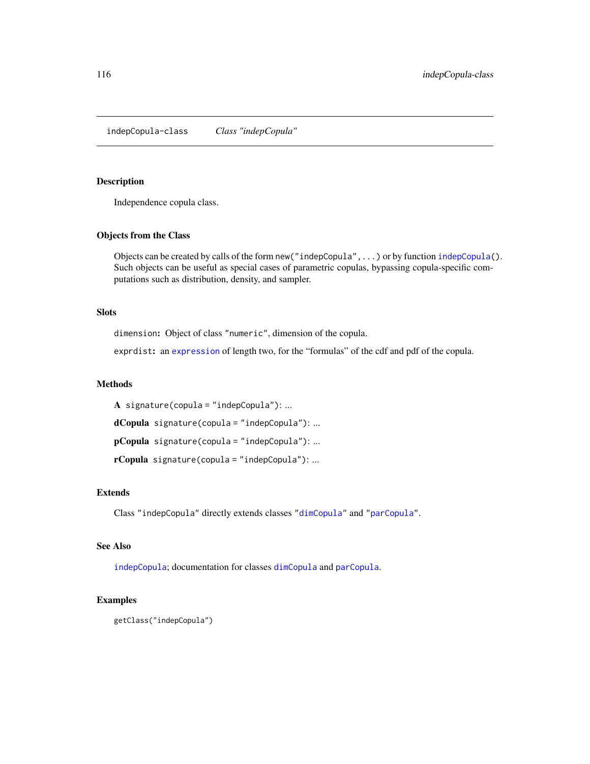indepCopula-class    *Class "indepCopula"*

## Description

Independence copula class.

## Objects from the Class

Objects can be created by calls of the form `new("indepCopula",...)` or by function `indepCopula()`. Such objects can be useful as special cases of parametric copulas, bypassing copula-specific computations such as distribution, density, and sampler.

## Slots

`dimension`: Object of class `"numeric"`, dimension of the copula.

`exprdist`: an `expression` of length two, for the "formulas" of the cdf and pdf of the copula.

## Methods

**A** `signature(copula = "indepCopula")`: ...

**dCopula** `signature(copula = "indepCopula")`: ...

**pCopula** `signature(copula = "indepCopula")`: ...

**rCopula** `signature(copula = "indepCopula")`: ...

## Extends

Class `"indepCopula"` directly extends classes `"dimCopula"` and `"parCopula"`.

## See Also

`indepCopula`; documentation for classes `dimCopula` and `parCopula`.

## Examples

```
getClass("indepCopula")
```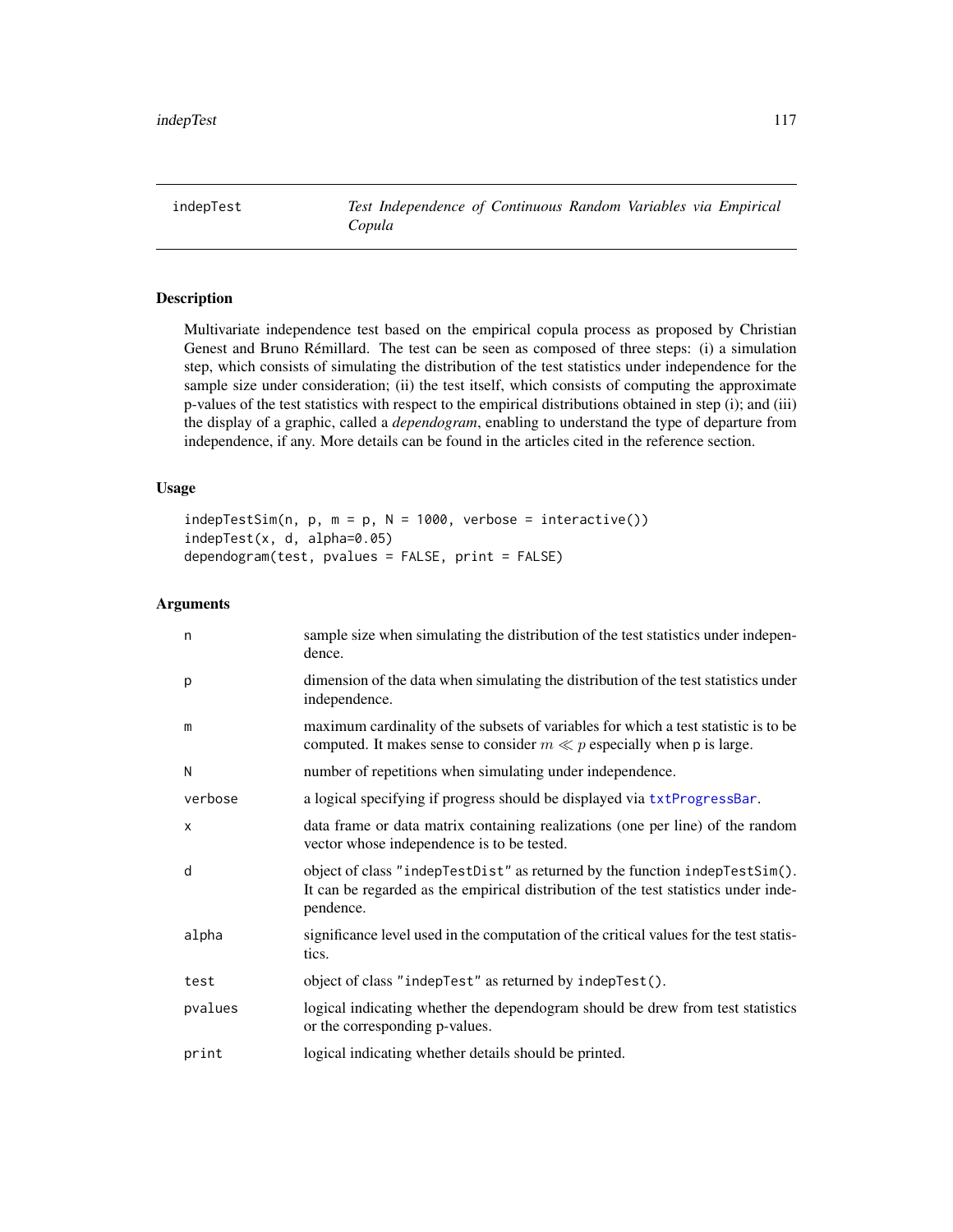indepTest *Test Independence of Continuous Random Variables via Empirical Copula*

## Description

Multivariate independence test based on the empirical copula process as proposed by Christian Genest and Bruno Rémillard. The test can be seen as composed of three steps: (i) a simulation step, which consists of simulating the distribution of the test statistics under independence for the sample size under consideration; (ii) the test itself, which consists of computing the approximate p-values of the test statistics with respect to the empirical distributions obtained in step (i); and (iii) the display of a graphic, called a *dependogram*, enabling to understand the type of departure from independence, if any. More details can be found in the articles cited in the reference section.

## Usage

```
indepTestSim(n, p, m = p, N = 1000, verbose = interactive())
indepTest(x, d, alpha=0.05)
dependogram(test, pvalues = FALSE, print = FALSE)
```

## Arguments

| | |
|---|---|
| `n` | sample size when simulating the distribution of the test statistics under independence. |
| `p` | dimension of the data when simulating the distribution of the test statistics under independence. |
| `m` | maximum cardinality of the subsets of variables for which a test statistic is to be computed. It makes sense to consider $m \ll p$ especially when p is large. |
| `N` | number of repetitions when simulating under independence. |
| `verbose` | a logical specifying if progress should be displayed via `txtProgressBar`. |
| `x` | data frame or data matrix containing realizations (one per line) of the random vector whose independence is to be tested. |
| `d` | object of class `"indepTestDist"` as returned by the function `indepTestSim()`. It can be regarded as the empirical distribution of the test statistics under independence. |
| `alpha` | significance level used in the computation of the critical values for the test statistics. |
| `test` | object of class `"indepTest"` as returned by `indepTest()`. |
| `pvalues` | logical indicating whether the dependogram should be drew from test statistics or the corresponding p-values. |
| `print` | logical indicating whether details should be printed. |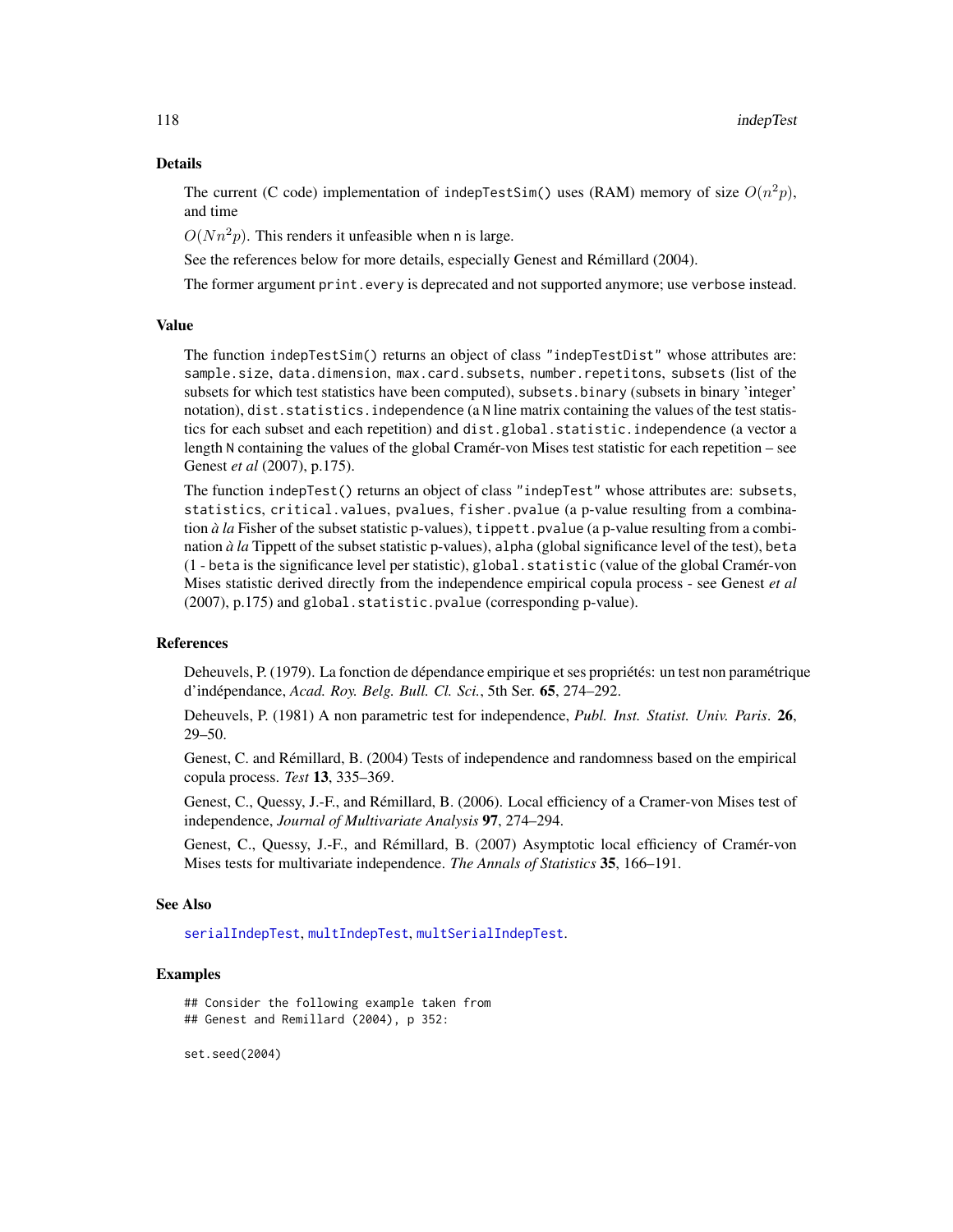## Details

The current (C code) implementation of `indepTestSim()` uses (RAM) memory of size $O(n^2 p)$, and time

$O(Nn^2 p)$. This renders it unfeasible when `n` is large.

See the references below for more details, especially Genest and Rémillard (2004).

The former argument `print.every` is deprecated and not supported anymore; use `verbose` instead.

## Value

The function `indepTestSim()` returns an object of class `"indepTestDist"` whose attributes are: `sample.size`, `data.dimension`, `max.card.subsets`, `number.repetitons`, `subsets` (list of the subsets for which test statistics have been computed), `subsets.binary` (subsets in binary 'integer' notation), `dist.statistics.independence` (a `N` line matrix containing the values of the test statistics for each subset and each repetition) and `dist.global.statistic.independence` (a vector a length `N` containing the values of the global Cramér-von Mises test statistic for each repetition – see Genest *et al* (2007), p.175).

The function `indepTest()` returns an object of class `"indepTest"` whose attributes are: `subsets`, `statistics`, `critical.values`, `pvalues`, `fisher.pvalue` (a p-value resulting from a combination *à la* Fisher of the subset statistic p-values), `tippett.pvalue` (a p-value resulting from a combination *à la* Tippett of the subset statistic p-values), `alpha` (global significance level of the test), `beta` (1 - `beta` is the significance level per statistic), `global.statistic` (value of the global Cramér-von Mises statistic derived directly from the independence empirical copula process - see Genest *et al* (2007), p.175) and `global.statistic.pvalue` (corresponding p-value).

## References

Deheuvels, P. (1979). La fonction de dépendance empirique et ses propriétés: un test non paramétrique d'indépendance, *Acad. Roy. Belg. Bull. Cl. Sci.*, 5th Ser. **65**, 274–292.

Deheuvels, P. (1981) A non parametric test for independence, *Publ. Inst. Statist. Univ. Paris*. **26**, 29–50.

Genest, C. and Rémillard, B. (2004) Tests of independence and randomness based on the empirical copula process. *Test* **13**, 335–369.

Genest, C., Quessy, J.-F., and Rémillard, B. (2006). Local efficiency of a Cramer-von Mises test of independence, *Journal of Multivariate Analysis* **97**, 274–294.

Genest, C., Quessy, J.-F., and Rémillard, B. (2007) Asymptotic local efficiency of Cramér-von Mises tests for multivariate independence. *The Annals of Statistics* **35**, 166–191.

## See Also

`serialIndepTest`, `multIndepTest`, `multSerialIndepTest`.

## Examples

```
## Consider the following example taken from
## Genest and Remillard (2004), p 352:

set.seed(2004)
```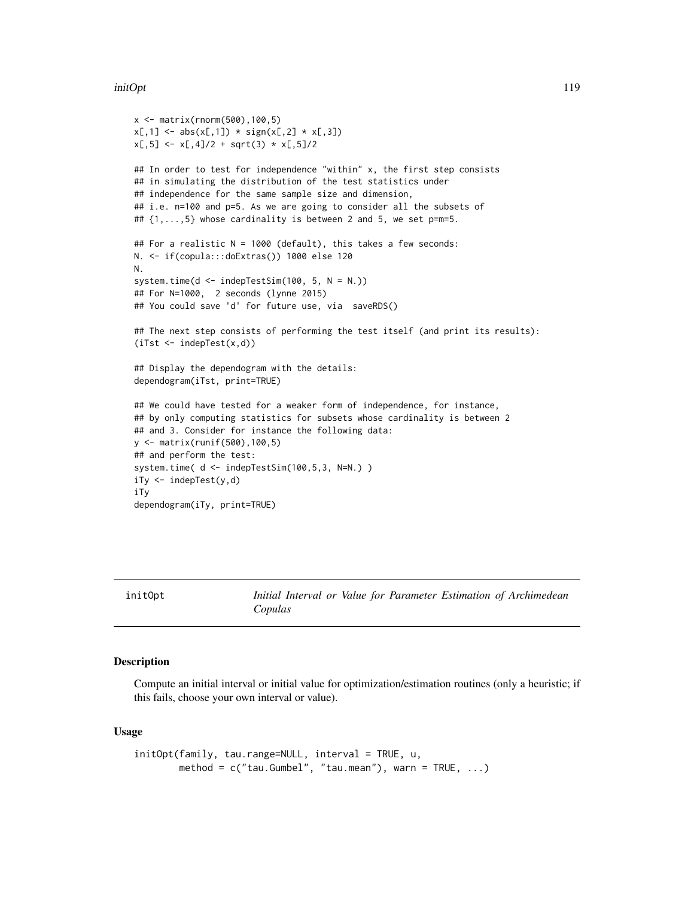```
x <- matrix(rnorm(500),100,5)
x[,1] <- abs(x[,1]) * sign(x[,2] * x[,3])
x[,5] <- x[,4]/2 + sqrt(3) * x[,5]/2

## In order to test for independence "within" x, the first step consists
## in simulating the distribution of the test statistics under
## independence for the same sample size and dimension,
## i.e. n=100 and p=5. As we are going to consider all the subsets of
## {1,...,5} whose cardinality is between 2 and 5, we set p=m=5.

## For a realistic N = 1000 (default), this takes a few seconds:
N. <- if(copula:::doExtras()) 1000 else 120
N.
system.time(d <- indepTestSim(100, 5, N = N.))
## For N=1000,  2 seconds (lynne 2015)
## You could save 'd' for future use, via  saveRDS()

## The next step consists of performing the test itself (and print its results):
(iTst <- indepTest(x,d))

## Display the dependogram with the details:
dependogram(iTst, print=TRUE)

## We could have tested for a weaker form of independence, for instance,
## by only computing statistics for subsets whose cardinality is between 2
## and 3. Consider for instance the following data:
y <- matrix(runif(500),100,5)
## and perform the test:
system.time( d <- indepTestSim(100,5,3, N=N.) )
iTy <- indepTest(y,d)
iTy
dependogram(iTy, print=TRUE)
```

---

## initOpt — *Initial Interval or Value for Parameter Estimation of Archimedean Copulas*

### Description

Compute an initial interval or initial value for optimization/estimation routines (only a heuristic; if this fails, choose your own interval or value).

### Usage

```
initOpt(family, tau.range=NULL, interval = TRUE, u,
        method = c("tau.Gumbel", "tau.mean"), warn = TRUE, ...)
```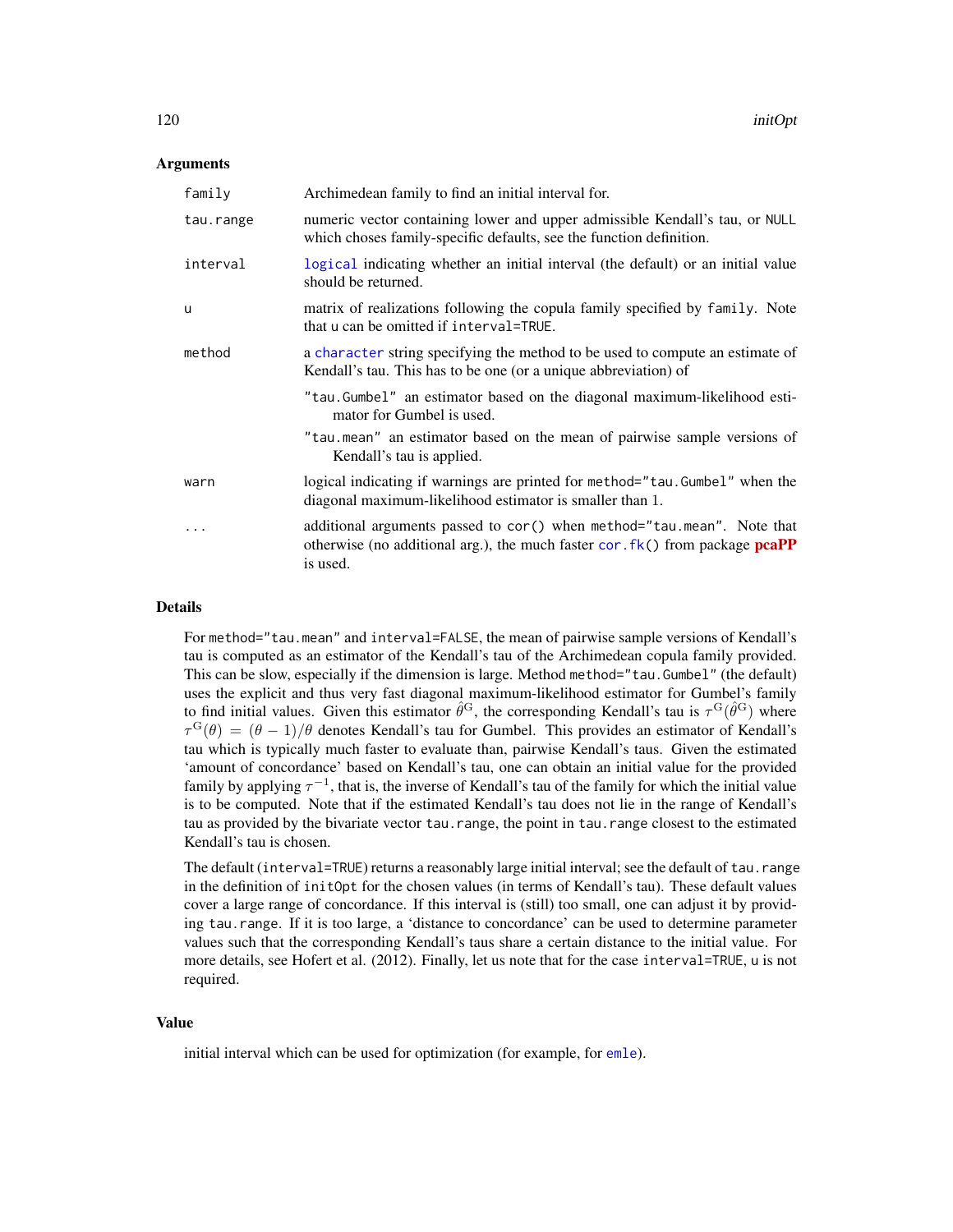### Arguments

| | |
|---|---|
| `family` | Archimedean family to find an initial interval for. |
| `tau.range` | numeric vector containing lower and upper admissible Kendall's tau, or `NULL` which choses family-specific defaults, see the function definition. |
| `interval` | `logical` indicating whether an initial interval (the default) or an initial value should be returned. |
| `u` | matrix of realizations following the copula family specified by `family`. Note that `u` can be omitted if `interval=TRUE`. |
| `method` | a `character` string specifying the method to be used to compute an estimate of Kendall's tau. This has to be one (or a unique abbreviation) of<br>`"tau.Gumbel"` an estimator based on the diagonal maximum-likelihood estimator for Gumbel is used.<br>`"tau.mean"` an estimator based on the mean of pairwise sample versions of Kendall's tau is applied. |
| `warn` | logical indicating if warnings are printed for `method="tau.Gumbel"` when the diagonal maximum-likelihood estimator is smaller than 1. |
| `...` | additional arguments passed to `cor()` when `method="tau.mean"`. Note that otherwise (no additional arg.), the much faster `cor.fk()` from package **pcaPP** is used. |

### Details

For `method="tau.mean"` and `interval=FALSE`, the mean of pairwise sample versions of Kendall's tau is computed as an estimator of the Kendall's tau of the Archimedean copula family provided. This can be slow, especially if the dimension is large. Method `method="tau.Gumbel"` (the default) uses the explicit and thus very fast diagonal maximum-likelihood estimator for Gumbel's family to find initial values. Given this estimator $\hat{\theta}^{\mathrm{G}}$, the corresponding Kendall's tau is $\tau^{\mathrm{G}}(\hat{\theta}^{\mathrm{G}})$ where $\tau^{\mathrm{G}}(\theta) = (\theta - 1)/\theta$ denotes Kendall's tau for Gumbel. This provides an estimator of Kendall's tau which is typically much faster to evaluate than, pairwise Kendall's taus. Given the estimated 'amount of concordance' based on Kendall's tau, one can obtain an initial value for the provided family by applying $\tau^{-1}$, that is, the inverse of Kendall's tau of the family for which the initial value is to be computed. Note that if the estimated Kendall's tau does not lie in the range of Kendall's tau as provided by the bivariate vector `tau.range`, the point in `tau.range` closest to the estimated Kendall's tau is chosen.

The default (`interval=TRUE`) returns a reasonably large initial interval; see the default of `tau.range` in the definition of `initOpt` for the chosen values (in terms of Kendall's tau). These default values cover a large range of concordance. If this interval is (still) too small, one can adjust it by providing `tau.range`. If it is too large, a 'distance to concordance' can be used to determine parameter values such that the corresponding Kendall's taus share a certain distance to the initial value. For more details, see Hofert et al. (2012). Finally, let us note that for the case `interval=TRUE`, `u` is not required.

### Value

initial interval which can be used for optimization (for example, for `emle`).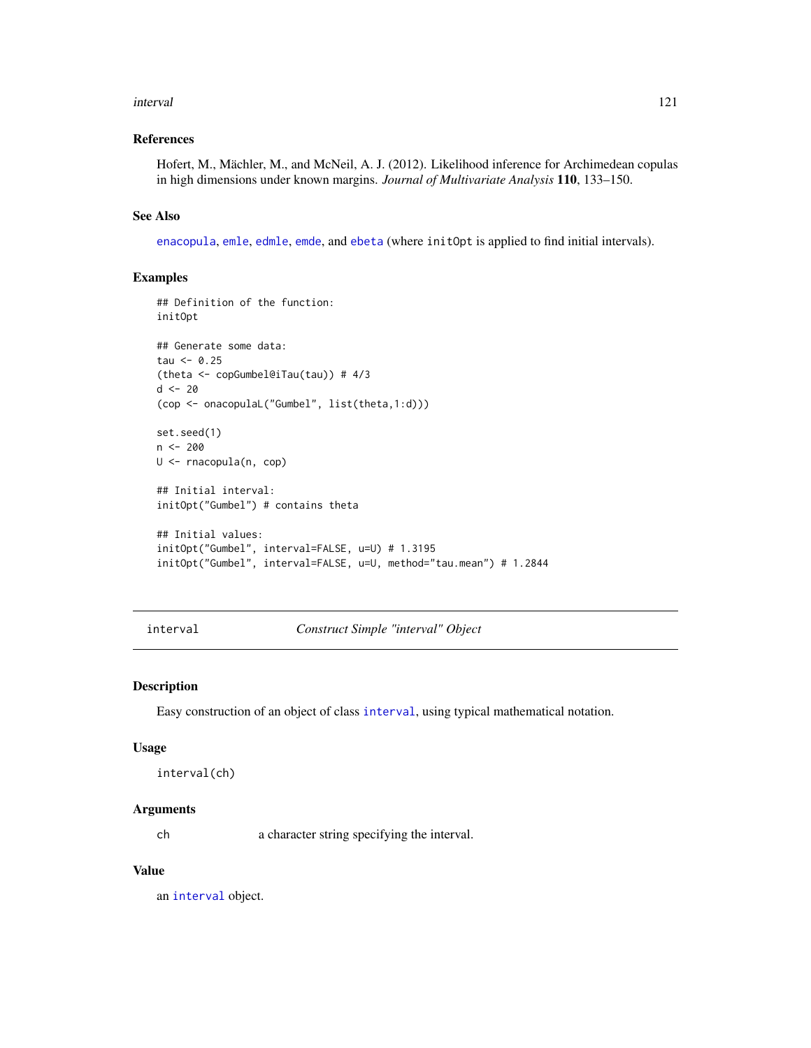### References

Hofert, M., Mächler, M., and McNeil, A. J. (2012). Likelihood inference for Archimedean copulas in high dimensions under known margins. *Journal of Multivariate Analysis* **110**, 133–150.

### See Also

enacopula, emle, edmle, emde, and ebeta (where initOpt is applied to find initial intervals).

### Examples

```
## Definition of the function:
initOpt

## Generate some data:
tau <- 0.25
(theta <- copGumbel@iTau(tau)) # 4/3
d <- 20
(cop <- onacopulaL("Gumbel", list(theta,1:d)))

set.seed(1)
n <- 200
U <- rnacopula(n, cop)

## Initial interval:
initOpt("Gumbel") # contains theta

## Initial values:
initOpt("Gumbel", interval=FALSE, u=U) # 1.3195
initOpt("Gumbel", interval=FALSE, u=U, method="tau.mean") # 1.2844
```

---

## interval — *Construct Simple "interval" Object*

### Description

Easy construction of an object of class interval, using typical mathematical notation.

### Usage

```
interval(ch)
```

### Arguments

| | |
|---|---|
| ch | a character string specifying the interval. |

### Value

an interval object.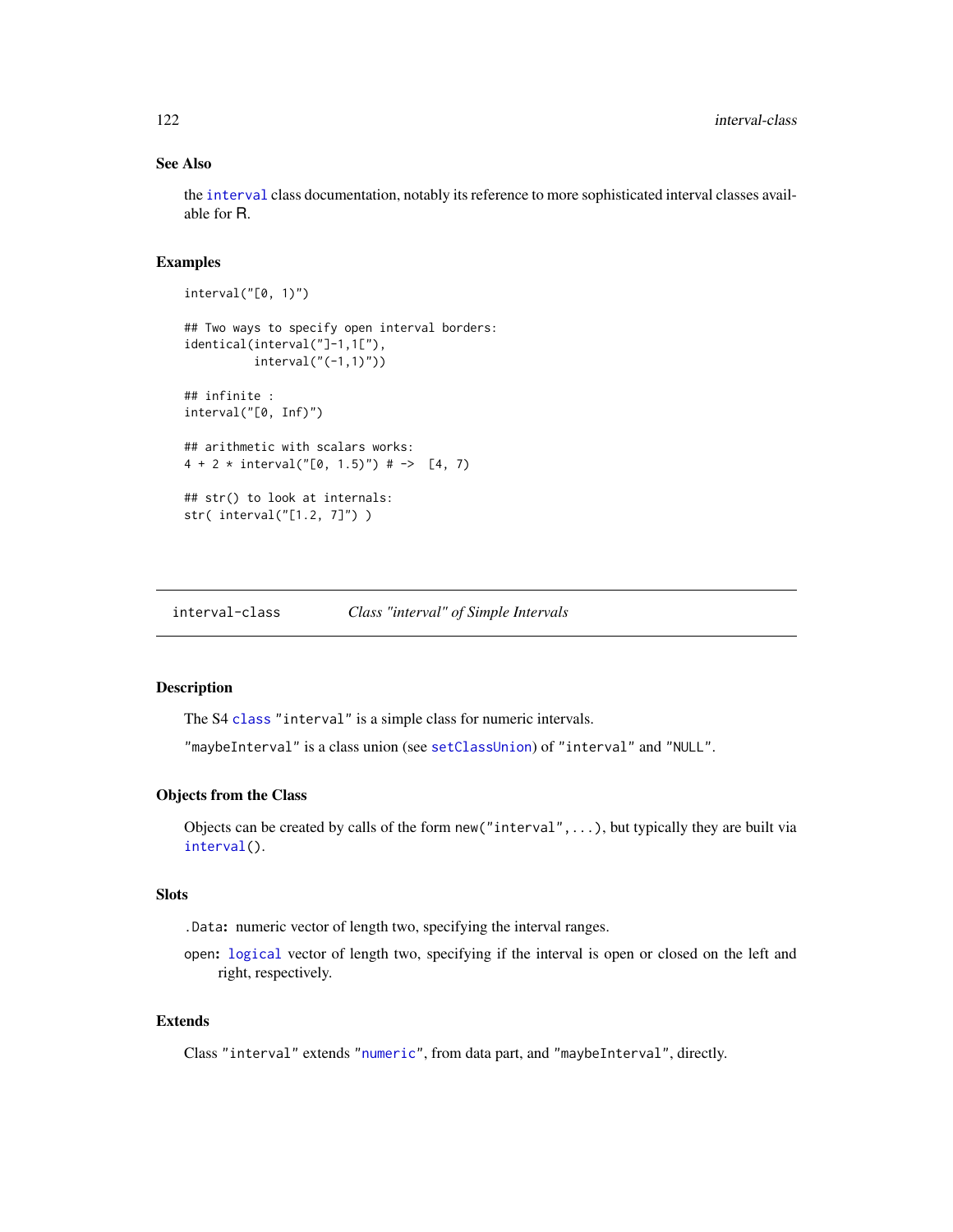### See Also

the `interval` class documentation, notably its reference to more sophisticated interval classes available for R.

### Examples

```
interval("[0, 1)")

## Two ways to specify open interval borders:
identical(interval("]-1,1["),
          interval("(-1,1)"))

## infinite :
interval("[0, Inf)")

## arithmetic with scalars works:
4 + 2 * interval("[0, 1.5)") # ->  [4, 7)

## str() to look at internals:
str( interval("[1.2, 7]") )
```

---

`interval-class` *Class "interval" of Simple Intervals*

---

### Description

The S4 `class` `"interval"` is a simple class for numeric intervals.

`"maybeInterval"` is a class union (see `setClassUnion`) of `"interval"` and `"NULL"`.

### Objects from the Class

Objects can be created by calls of the form `new("interval",...)`, but typically they are built via `interval()`.

### Slots

`.Data`**:** numeric vector of length two, specifying the interval ranges.

`open`**:** `logical` vector of length two, specifying if the interval is open or closed on the left and right, respectively.

### Extends

Class `"interval"` extends `"numeric"`, from data part, and `"maybeInterval"`, directly.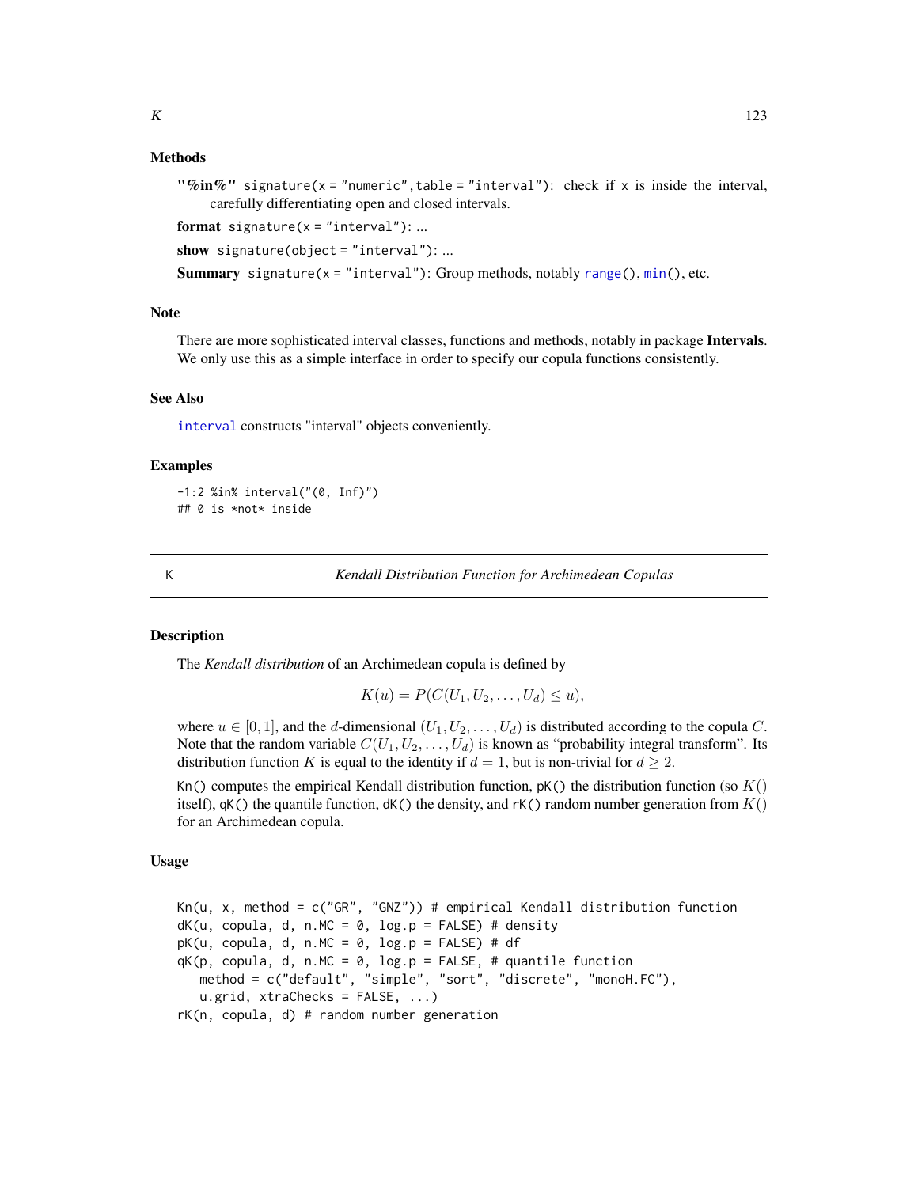### Methods

**"%in%"** `signature(x = "numeric",table = "interval")`: check if x is inside the interval, carefully differentiating open and closed intervals.

**format** `signature(x = "interval")`: ...

**show** `signature(object = "interval")`: ...

**Summary** `signature(x = "interval")`: Group methods, notably `range()`, `min()`, etc.

### Note

There are more sophisticated interval classes, functions and methods, notably in package **Intervals**. We only use this as a simple interface in order to specify our copula functions consistently.

### See Also

`interval` constructs "interval" objects conveniently.

### Examples

```
-1:2 %in% interval("(0, Inf)")
## 0 is *not* inside
```

---

## K — *Kendall Distribution Function for Archimedean Copulas*

### Description

The *Kendall distribution* of an Archimedean copula is defined by

$$K(u) = P(C(U_1, U_2, \ldots, U_d) \le u),$$

where $u \in [0, 1]$, and the $d$-dimensional $(U_1, U_2, \ldots, U_d)$ is distributed according to the copula $C$. Note that the random variable $C(U_1, U_2, \ldots, U_d)$ is known as "probability integral transform". Its distribution function $K$ is equal to the identity if $d = 1$, but is non-trivial for $d \ge 2$.

`Kn()` computes the empirical Kendall distribution function, `pK()` the distribution function (so $K()$ itself), `qK()` the quantile function, `dK()` the density, and `rK()` random number generation from $K()$ for an Archimedean copula.

### Usage

```
Kn(u, x, method = c("GR", "GNZ")) # empirical Kendall distribution function
dK(u, copula, d, n.MC = 0, log.p = FALSE) # density
pK(u, copula, d, n.MC = 0, log.p = FALSE) # df
qK(p, copula, d, n.MC = 0, log.p = FALSE, # quantile function
   method = c("default", "simple", "sort", "discrete", "monoH.FC"),
   u.grid, xtraChecks = FALSE, ...)
rK(n, copula, d) # random number generation
```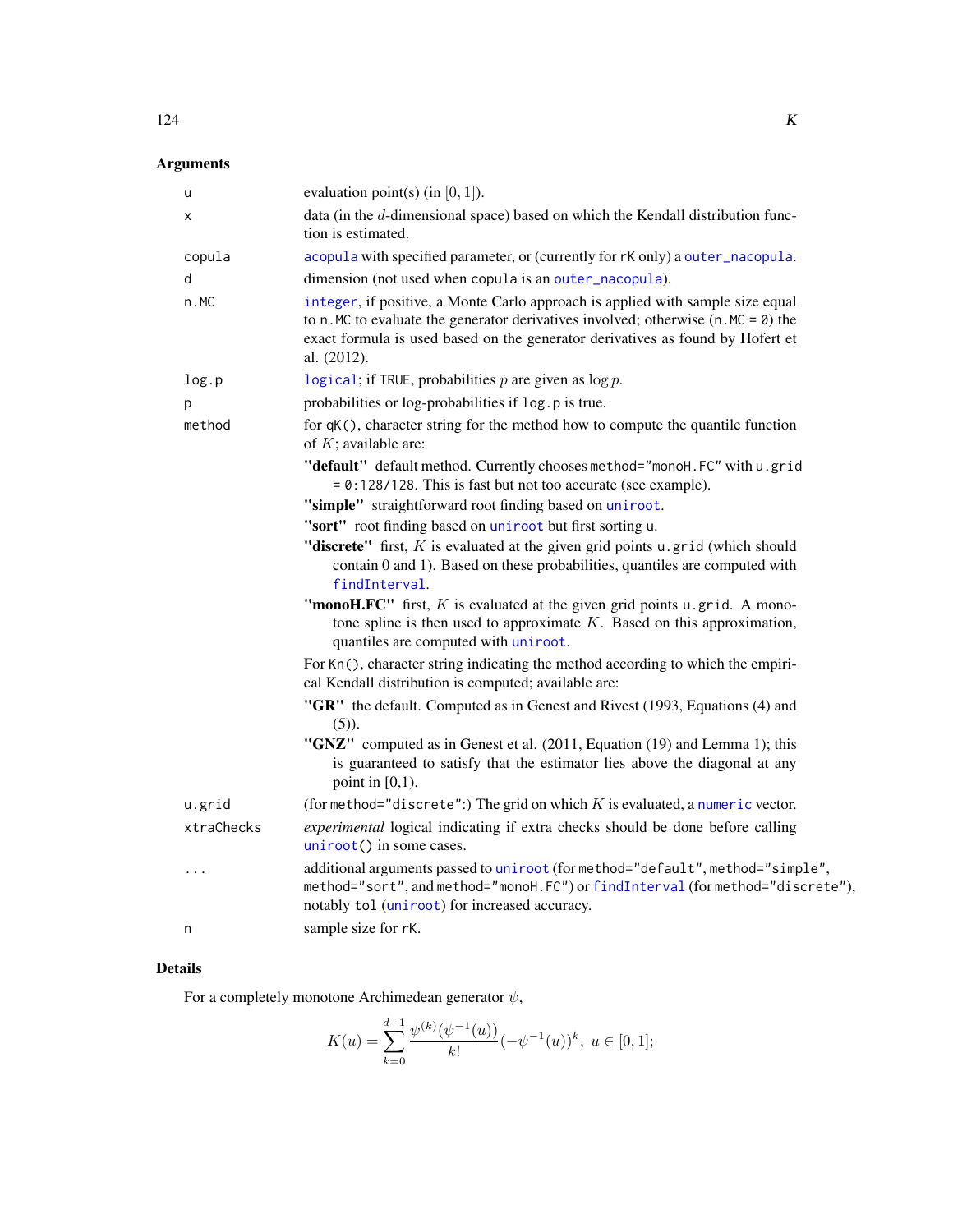## Arguments

| | |
|---|---|
| u | evaluation point(s) (in $[0, 1]$). |
| x | data (in the $d$-dimensional space) based on which the Kendall distribution function is estimated. |
| copula | acopula with specified parameter, or (currently for rK only) a outer_nacopula. |
| d | dimension (not used when copula is an outer_nacopula). |
| n.MC | integer, if positive, a Monte Carlo approach is applied with sample size equal to n.MC to evaluate the generator derivatives involved; otherwise (n.MC = 0) the exact formula is used based on the generator derivatives as found by Hofert et al. (2012). |
| log.p | logical; if TRUE, probabilities $p$ are given as $\log p$. |
| p | probabilities or log-probabilities if log.p is true. |
| method | for qK(), character string for the method how to compute the quantile function of $K$; available are:<br>**"default"** default method. Currently chooses method="monoH.FC" with u.grid = 0:128/128. This is fast but not too accurate (see example).<br>**"simple"** straightforward root finding based on uniroot.<br>**"sort"** root finding based on uniroot but first sorting u.<br>**"discrete"** first, $K$ is evaluated at the given grid points u.grid (which should contain 0 and 1). Based on these probabilities, quantiles are computed with findInterval.<br>**"monoH.FC"** first, $K$ is evaluated at the given grid points u.grid. A monotone spline is then used to approximate $K$. Based on this approximation, quantiles are computed with uniroot.<br>For Kn(), character string indicating the method according to which the empirical Kendall distribution is computed; available are:<br>**"GR"** the default. Computed as in Genest and Rivest (1993, Equations (4) and (5)).<br>**"GNZ"** computed as in Genest et al. (2011, Equation (19) and Lemma 1); this is guaranteed to satisfy that the estimator lies above the diagonal at any point in [0,1). |
| u.grid | (for method="discrete":) The grid on which $K$ is evaluated, a numeric vector. |
| xtraChecks | *experimental* logical indicating if extra checks should be done before calling uniroot() in some cases. |
| ... | additional arguments passed to uniroot (for method="default", method="simple", method="sort", and method="monoH.FC") or findInterval (for method="discrete"), notably tol (uniroot) for increased accuracy. |
| n | sample size for rK. |

## Details

For a completely monotone Archimedean generator $\psi$,

$$K(u) = \sum_{k=0}^{d-1} \frac{\psi^{(k)}(\psi^{-1}(u))}{k!}(-\psi^{-1}(u))^k, \ u \in [0, 1];$$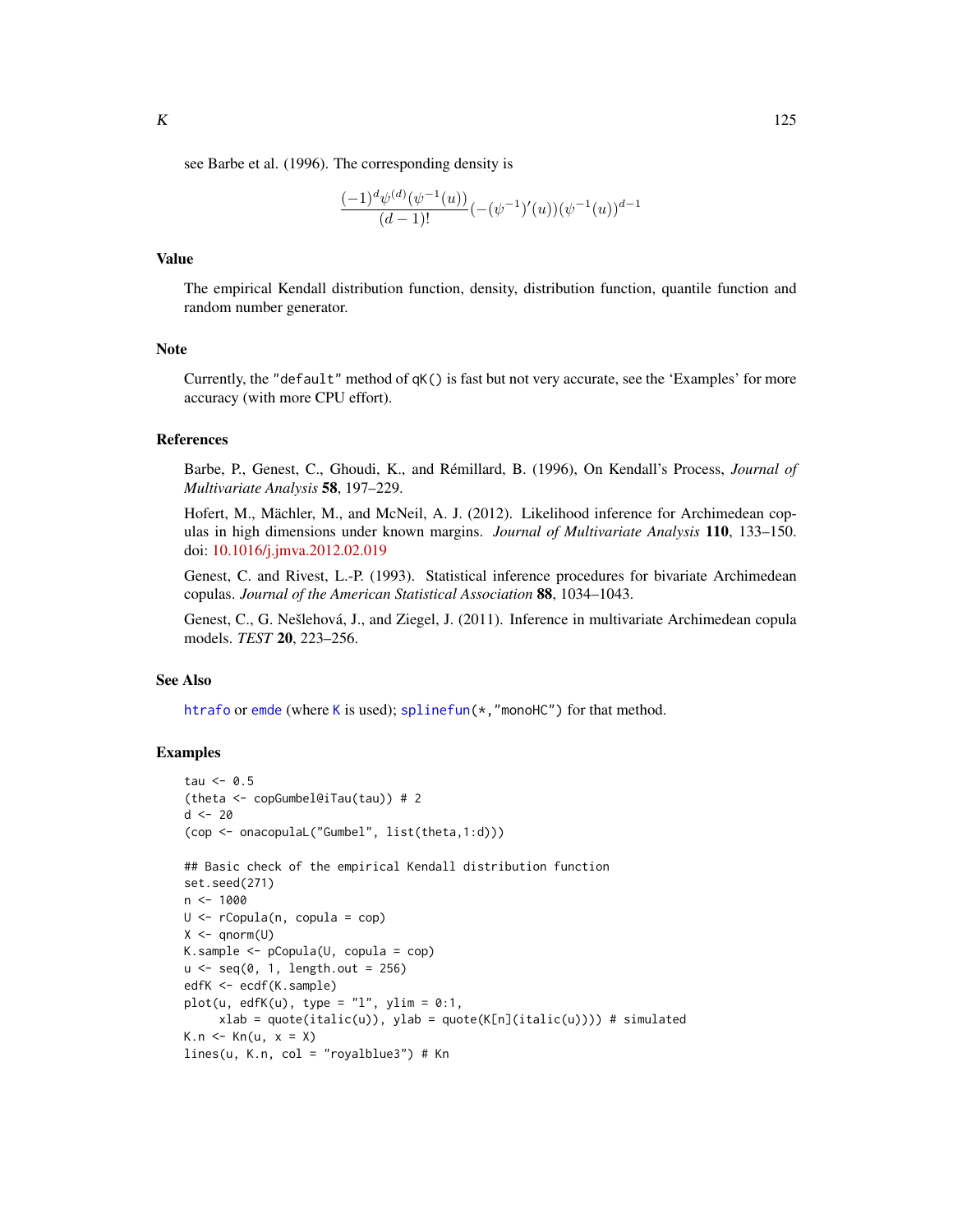see Barbe et al. (1996). The corresponding density is

$$\frac{(-1)^d \psi^{(d)}(\psi^{-1}(u))}{(d-1)!}(-(\psi^{-1})'(u))(\psi^{-1}(u))^{d-1}$$

## Value

The empirical Kendall distribution function, density, distribution function, quantile function and random number generator.

## Note

Currently, the "default" method of qK() is fast but not very accurate, see the 'Examples' for more accuracy (with more CPU effort).

## References

Barbe, P., Genest, C., Ghoudi, K., and Rémillard, B. (1996), On Kendall's Process, *Journal of Multivariate Analysis* **58**, 197–229.

Hofert, M., Mächler, M., and McNeil, A. J. (2012). Likelihood inference for Archimedean copulas in high dimensions under known margins. *Journal of Multivariate Analysis* **110**, 133–150. doi: 10.1016/j.jmva.2012.02.019

Genest, C. and Rivest, L.-P. (1993). Statistical inference procedures for bivariate Archimedean copulas. *Journal of the American Statistical Association* **88**, 1034–1043.

Genest, C., G. Nešlehová, J., and Ziegel, J. (2011). Inference in multivariate Archimedean copula models. *TEST* **20**, 223–256.

## See Also

htrafo or emde (where K is used); splinefun(*,"monoHC") for that method.

## Examples

```
tau <- 0.5
(theta <- copGumbel@iTau(tau)) # 2
d <- 20
(cop <- onacopulaL("Gumbel", list(theta,1:d)))

## Basic check of the empirical Kendall distribution function
set.seed(271)
n <- 1000
U <- rCopula(n, copula = cop)
X <- qnorm(U)
K.sample <- pCopula(U, copula = cop)
u <- seq(0, 1, length.out = 256)
edfK <- ecdf(K.sample)
plot(u, edfK(u), type = "l", ylim = 0:1,
     xlab = quote(italic(u)), ylab = quote(K[n](italic(u)))) # simulated
K.n <- Kn(u, x = X)
lines(u, K.n, col = "royalblue3") # Kn
```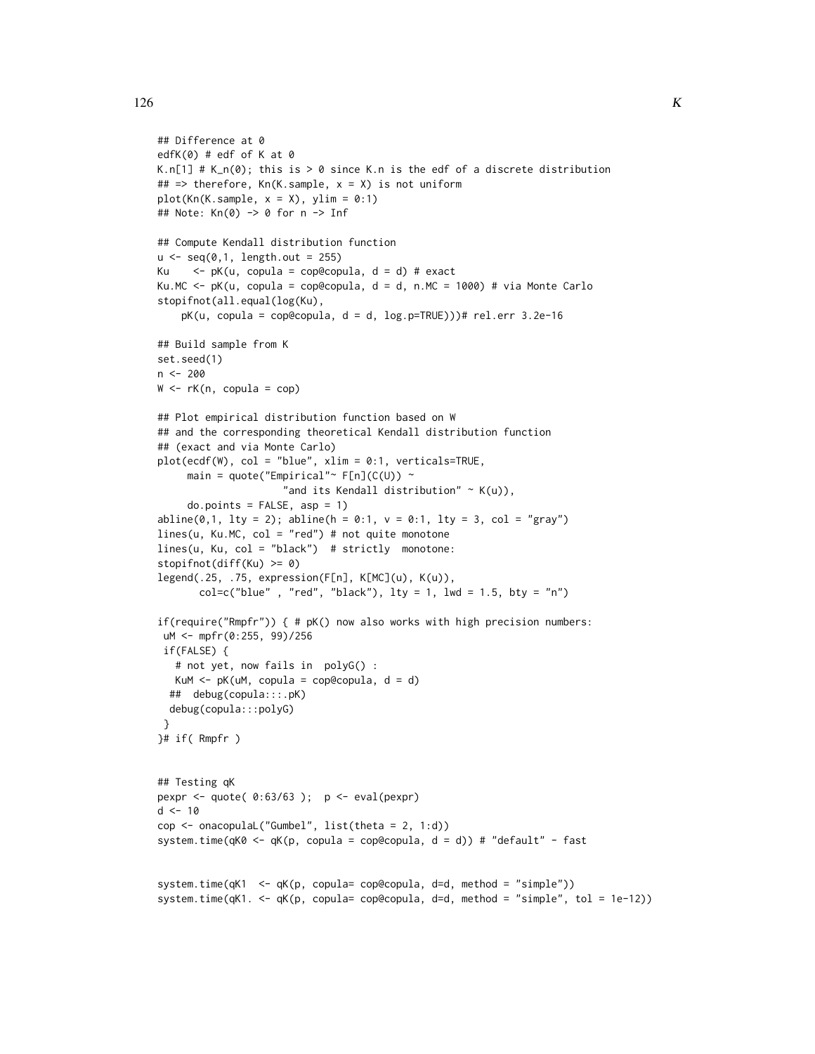```
## Difference at 0
edfK(0) # edf of K at 0
K.n[1] # K_n(0); this is > 0 since K.n is the edf of a discrete distribution
## => therefore, Kn(K.sample, x = X) is not uniform
plot(Kn(K.sample, x = X), ylim = 0:1)
## Note: Kn(0) -> 0 for n -> Inf

## Compute Kendall distribution function
u <- seq(0,1, length.out = 255)
Ku    <- pK(u, copula = cop@copula, d = d) # exact
Ku.MC <- pK(u, copula = cop@copula, d = d, n.MC = 1000) # via Monte Carlo
stopifnot(all.equal(log(Ku),
    pK(u, copula = cop@copula, d = d, log.p=TRUE)))# rel.err 3.2e-16

## Build sample from K
set.seed(1)
n <- 200
W <- rK(n, copula = cop)

## Plot empirical distribution function based on W
## and the corresponding theoretical Kendall distribution function
## (exact and via Monte Carlo)
plot(ecdf(W), col = "blue", xlim = 0:1, verticals=TRUE,
     main = quote("Empirical"~ F[n](C(U)) ~
                  "and its Kendall distribution" ~ K(u)),
     do.points = FALSE, asp = 1)
abline(0,1, lty = 2); abline(h = 0:1, v = 0:1, lty = 3, col = "gray")
lines(u, Ku.MC, col = "red") # not quite monotone
lines(u, Ku, col = "black")  # strictly  monotone:
stopifnot(diff(Ku) >= 0)
legend(.25, .75, expression(F[n], K[MC](u), K(u)),
       col=c("blue" , "red", "black"), lty = 1, lwd = 1.5, bty = "n")

if(require("Rmpfr")) { # pK() now also works with high precision numbers:
 uM <- mpfr(0:255, 99)/256
 if(FALSE) {
   # not yet, now fails in  polyG() :
   KuM <- pK(uM, copula = cop@copula, d = d)
  ##  debug(copula:::.pK)
  debug(copula:::polyG)
 }
}# if( Rmpfr )


## Testing qK
pexpr <- quote( 0:63/63 );  p <- eval(pexpr)
d <- 10
cop <- onacopulaL("Gumbel", list(theta = 2, 1:d))
system.time(qK0 <- qK(p, copula = cop@copula, d = d)) # "default" - fast


system.time(qK1  <- qK(p, copula= cop@copula, d=d, method = "simple"))
system.time(qK1. <- qK(p, copula= cop@copula, d=d, method = "simple", tol = 1e-12))
```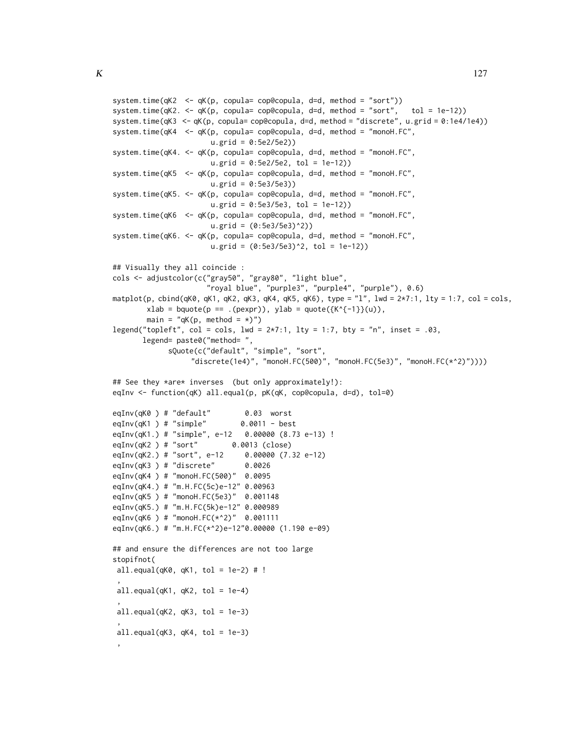```r
system.time(qK2  <- qK(p, copula= cop@copula, d=d, method = "sort"))
system.time(qK2. <- qK(p, copula= cop@copula, d=d, method = "sort",   tol = 1e-12))
system.time(qK3  <- qK(p, copula= cop@copula, d=d, method = "discrete", u.grid = 0:1e4/1e4))
system.time(qK4  <- qK(p, copula= cop@copula, d=d, method = "monoH.FC",
                       u.grid = 0:5e2/5e2))
system.time(qK4. <- qK(p, copula= cop@copula, d=d, method = "monoH.FC",
                       u.grid = 0:5e2/5e2, tol = 1e-12))
system.time(qK5  <- qK(p, copula= cop@copula, d=d, method = "monoH.FC",
                       u.grid = 0:5e3/5e3))
system.time(qK5. <- qK(p, copula= cop@copula, d=d, method = "monoH.FC",
                       u.grid = 0:5e3/5e3, tol = 1e-12))
system.time(qK6  <- qK(p, copula= cop@copula, d=d, method = "monoH.FC",
                       u.grid = (0:5e3/5e3)^2))
system.time(qK6. <- qK(p, copula= cop@copula, d=d, method = "monoH.FC",
                       u.grid = (0:5e3/5e3)^2, tol = 1e-12))

## Visually they all coincide :
cols <- adjustcolor(c("gray50", "gray80", "light blue",
                      "royal blue", "purple3", "purple4", "purple"), 0.6)
matplot(p, cbind(qK0, qK1, qK2, qK3, qK4, qK5, qK6), type = "l", lwd = 2*7:1, lty = 1:7, col = cols,
        xlab = bquote(p == .(pexpr)), ylab = quote({K^{-1}}(u)),
        main = "qK(p, method = *)")
legend("topleft", col = cols, lwd = 2*7:1, lty = 1:7, bty = "n", inset = .03,
       legend= paste0("method= ",
             sQuote(c("default", "simple", "sort",
                  "discrete(1e4)", "monoH.FC(500)", "monoH.FC(5e3)", "monoH.FC(*^2)"))))

## See they *are* inverses  (but only approximately!):
eqInv <- function(qK) all.equal(p, pK(qK, cop@copula, d=d), tol=0)

eqInv(qK0 ) # "default"        0.03  worst
eqInv(qK1 ) # "simple"        0.0011 - best
eqInv(qK1.) # "simple", e-12   0.00000 (8.73 e-13) !
eqInv(qK2 ) # "sort"        0.0013 (close)
eqInv(qK2.) # "sort", e-12     0.00000 (7.32 e-12)
eqInv(qK3 ) # "discrete"       0.0026
eqInv(qK4 ) # "monoH.FC(500)"  0.0095
eqInv(qK4.) # "m.H.FC(5c)e-12" 0.00963
eqInv(qK5 ) # "monoH.FC(5e3)"  0.001148
eqInv(qK5.) # "m.H.FC(5k)e-12" 0.000989
eqInv(qK6 ) # "monoH.FC(*^2)"  0.001111
eqInv(qK6.) # "m.H.FC(*^2)e-12"0.00000 (1.190 e-09)

## and ensure the differences are not too large
stopifnot(
 all.equal(qK0, qK1, tol = 1e-2) # !
 ,
 all.equal(qK1, qK2, tol = 1e-4)
 ,
 all.equal(qK2, qK3, tol = 1e-3)
 ,
 all.equal(qK3, qK4, tol = 1e-3)
 ,
```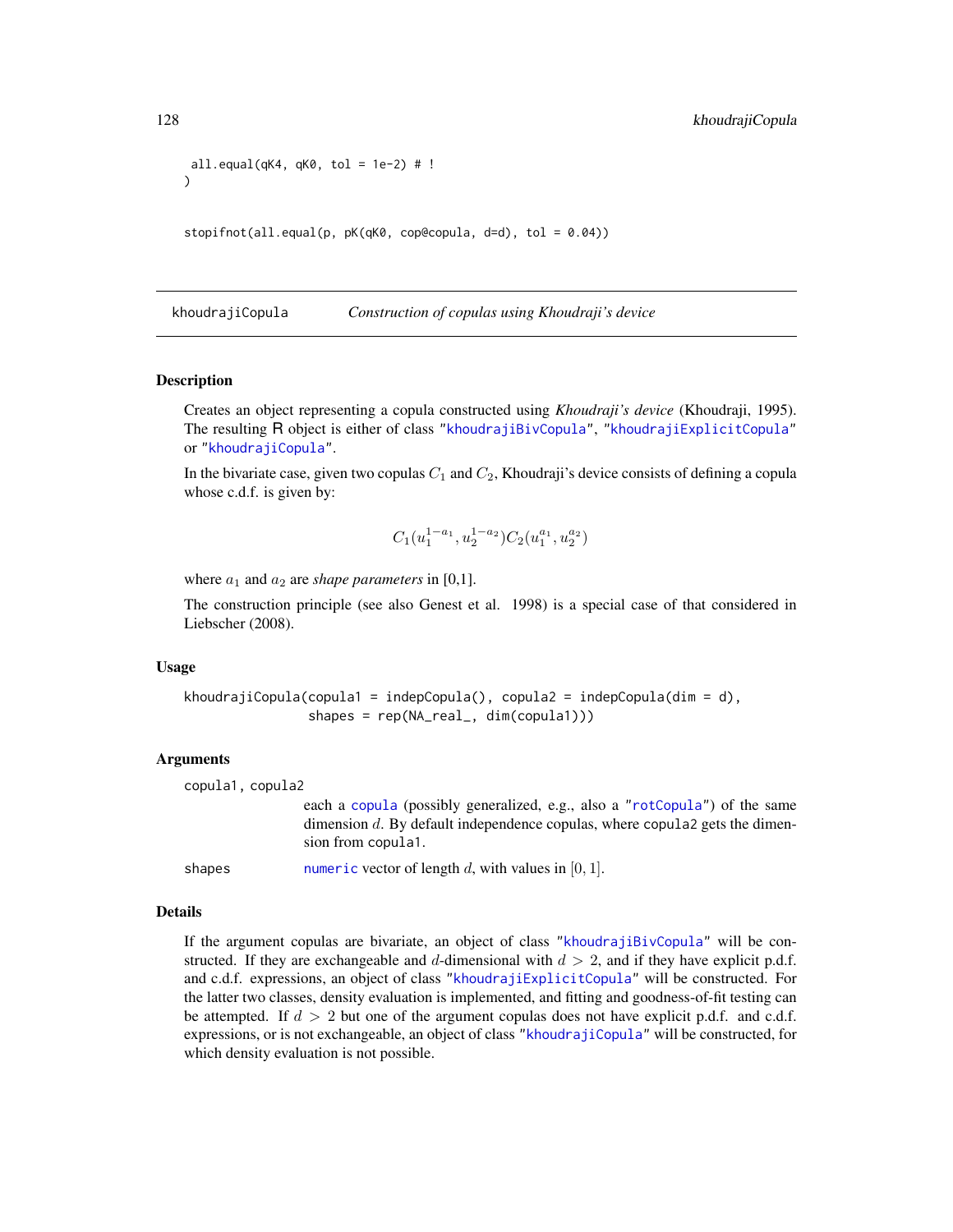```
  all.equal(qK4, qK0, tol = 1e-2) # !
)

stopifnot(all.equal(p, pK(qK0, cop@copula, d=d), tol = 0.04))
```

## khoudrajiCopula — *Construction of copulas using Khoudraji's device*

### Description

Creates an object representing a copula constructed using *Khoudraji's device* (Khoudraji, 1995). The resulting R object is either of class "khoudrajiBivCopula", "khoudrajiExplicitCopula" or "khoudrajiCopula".

In the bivariate case, given two copulas $C_1$ and $C_2$, Khoudraji's device consists of defining a copula whose c.d.f. is given by:

$$C_1(u_1^{1-a_1}, u_2^{1-a_2}) C_2(u_1^{a_1}, u_2^{a_2})$$

where $a_1$ and $a_2$ are *shape parameters* in [0,1].

The construction principle (see also Genest et al. 1998) is a special case of that considered in Liebscher (2008).

### Usage

```
khoudrajiCopula(copula1 = indepCopula(), copula2 = indepCopula(dim = d),
                shapes = rep(NA_real_, dim(copula1)))
```

### Arguments

| | |
|---|---|
| copula1, copula2 | each a copula (possibly generalized, e.g., also a "rotCopula") of the same dimension $d$. By default independence copulas, where copula2 gets the dimension from copula1. |
| shapes | numeric vector of length $d$, with values in $[0, 1]$. |

### Details

If the argument copulas are bivariate, an object of class "khoudrajiBivCopula" will be constructed. If they are exchangeable and $d$-dimensional with $d > 2$, and if they have explicit p.d.f. and c.d.f. expressions, an object of class "khoudrajiExplicitCopula" will be constructed. For the latter two classes, density evaluation is implemented, and fitting and goodness-of-fit testing can be attempted. If $d > 2$ but one of the argument copulas does not have explicit p.d.f. and c.d.f. expressions, or is not exchangeable, an object of class "khoudrajiCopula" will be constructed, for which density evaluation is not possible.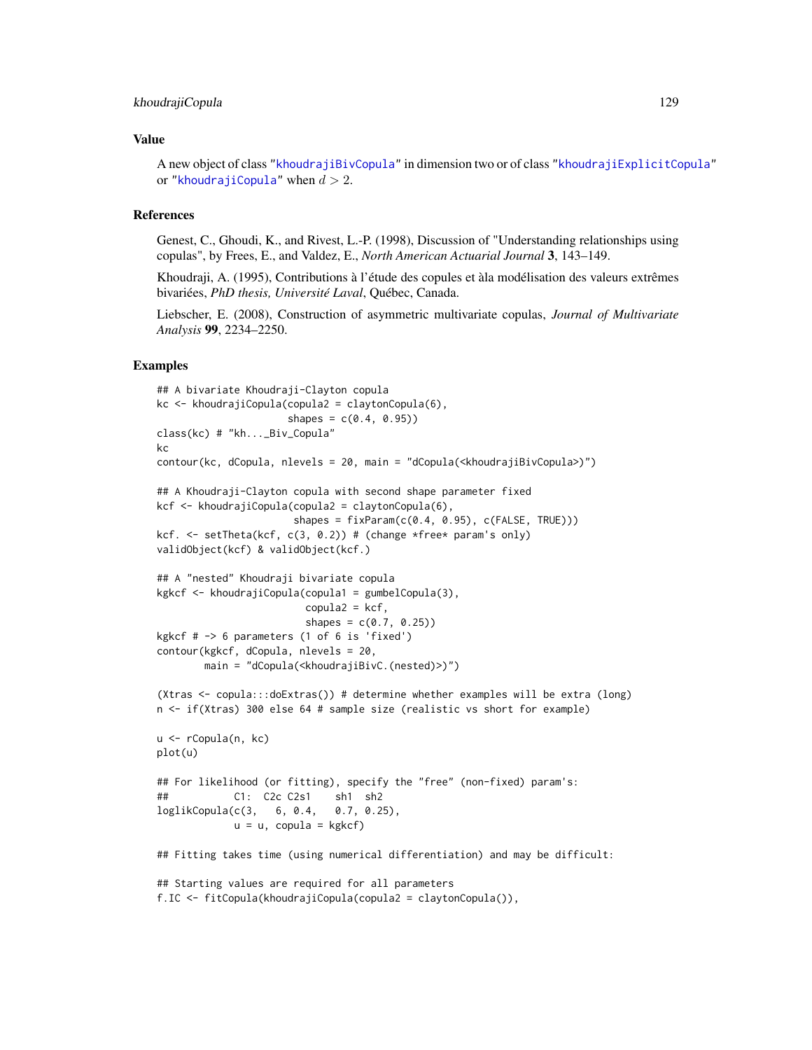## Value

A new object of class "khoudrajiBivCopula" in dimension two or of class "khoudrajiExplicitCopula" or "khoudrajiCopula" when $d > 2$.

## References

Genest, C., Ghoudi, K., and Rivest, L.-P. (1998), Discussion of "Understanding relationships using copulas", by Frees, E., and Valdez, E., *North American Actuarial Journal* **3**, 143–149.

Khoudraji, A. (1995), Contributions à l'étude des copules et àla modélisation des valeurs extrêmes bivariées, *PhD thesis, Université Laval*, Québec, Canada.

Liebscher, E. (2008), Construction of asymmetric multivariate copulas, *Journal of Multivariate Analysis* **99**, 2234–2250.

## Examples

```
## A bivariate Khoudraji-Clayton copula
kc <- khoudrajiCopula(copula2 = claytonCopula(6),
                      shapes = c(0.4, 0.95))
class(kc) # "kh..._Biv_Copula"
kc
contour(kc, dCopula, nlevels = 20, main = "dCopula(<khoudrajiBivCopula>)")

## A Khoudraji-Clayton copula with second shape parameter fixed
kcf <- khoudrajiCopula(copula2 = claytonCopula(6),
                       shapes = fixParam(c(0.4, 0.95), c(FALSE, TRUE)))
kcf. <- setTheta(kcf, c(3, 0.2)) # (change *free* param's only)
validObject(kcf) & validObject(kcf.)

## A "nested" Khoudraji bivariate copula
kgkcf <- khoudrajiCopula(copula1 = gumbelCopula(3),
                         copula2 = kcf,
                         shapes = c(0.7, 0.25))
kgkcf # -> 6 parameters (1 of 6 is 'fixed')
contour(kgkcf, dCopula, nlevels = 20,
        main = "dCopula(<khoudrajiBivC.(nested)>)")

(Xtras <- copula:::doExtras()) # determine whether examples will be extra (long)
n <- if(Xtras) 300 else 64 # sample size (realistic vs short for example)

u <- rCopula(n, kc)
plot(u)

## For likelihood (or fitting), specify the "free" (non-fixed) param's:
##           C1:  C2c C2s1    sh1  sh2
loglikCopula(c(3,   6, 0.4,   0.7, 0.25),
             u = u, copula = kgkcf)

## Fitting takes time (using numerical differentiation) and may be difficult:

## Starting values are required for all parameters
f.IC <- fitCopula(khoudrajiCopula(copula2 = claytonCopula()),
```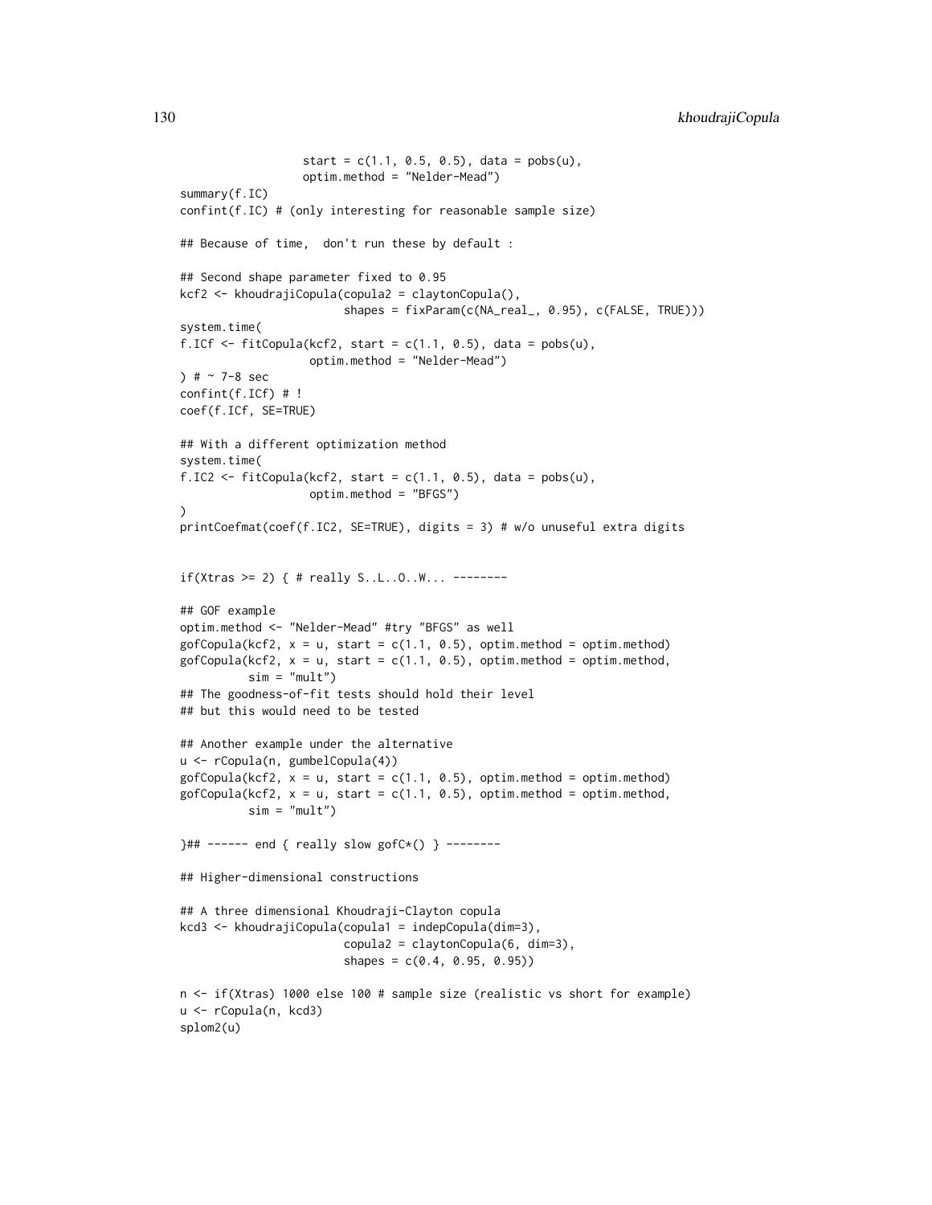```
                  start = c(1.1, 0.5, 0.5), data = pobs(u),
                  optim.method = "Nelder-Mead")
summary(f.IC)
confint(f.IC) # (only interesting for reasonable sample size)

## Because of time,  don't run these by default :

## Second shape parameter fixed to 0.95
kcf2 <- khoudrajiCopula(copula2 = claytonCopula(),
                        shapes = fixParam(c(NA_real_, 0.95), c(FALSE, TRUE)))
system.time(
f.ICf <- fitCopula(kcf2, start = c(1.1, 0.5), data = pobs(u),
                   optim.method = "Nelder-Mead")
) # ~ 7-8 sec
confint(f.ICf) # !
coef(f.ICf, SE=TRUE)

## With a different optimization method
system.time(
f.IC2 <- fitCopula(kcf2, start = c(1.1, 0.5), data = pobs(u),
                   optim.method = "BFGS")
)
printCoefmat(coef(f.IC2, SE=TRUE), digits = 3) # w/o unuseful extra digits


if(Xtras >= 2) { # really S..L..O..W... --------

## GOF example
optim.method <- "Nelder-Mead" #try "BFGS" as well
gofCopula(kcf2, x = u, start = c(1.1, 0.5), optim.method = optim.method)
gofCopula(kcf2, x = u, start = c(1.1, 0.5), optim.method = optim.method,
          sim = "mult")
## The goodness-of-fit tests should hold their level
## but this would need to be tested

## Another example under the alternative
u <- rCopula(n, gumbelCopula(4))
gofCopula(kcf2, x = u, start = c(1.1, 0.5), optim.method = optim.method)
gofCopula(kcf2, x = u, start = c(1.1, 0.5), optim.method = optim.method,
          sim = "mult")

}## ------ end { really slow gofC*() } --------

## Higher-dimensional constructions

## A three dimensional Khoudraji-Clayton copula
kcd3 <- khoudrajiCopula(copula1 = indepCopula(dim=3),
                        copula2 = claytonCopula(6, dim=3),
                        shapes = c(0.4, 0.95, 0.95))

n <- if(Xtras) 1000 else 100 # sample size (realistic vs short for example)
u <- rCopula(n, kcd3)
splom2(u)
```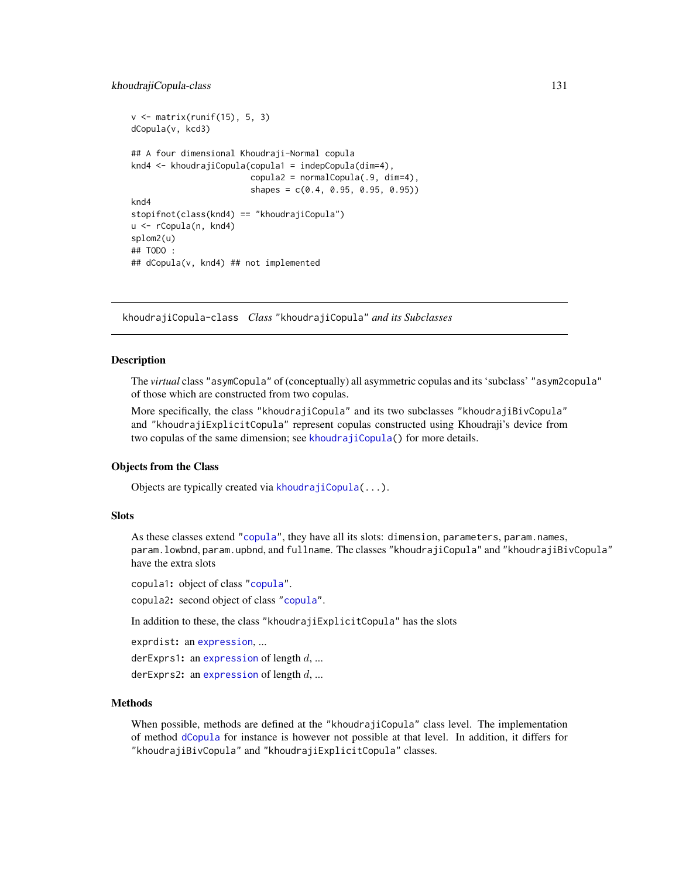```
v <- matrix(runif(15), 5, 3)
dCopula(v, kcd3)

## A four dimensional Khoudraji-Normal copula
knd4 <- khoudrajiCopula(copula1 = indepCopula(dim=4),
                        copula2 = normalCopula(.9, dim=4),
                        shapes = c(0.4, 0.95, 0.95, 0.95))
knd4
stopifnot(class(knd4) == "khoudrajiCopula")
u <- rCopula(n, knd4)
splom2(u)
## TODO :
## dCopula(v, knd4) ## not implemented
```

---

## khoudrajiCopula-class    *Class* "khoudrajiCopula" *and its Subclasses*

---

### Description

The *virtual* class "asymCopula" of (conceptually) all asymmetric copulas and its 'subclass' "asym2copula" of those which are constructed from two copulas.

More specifically, the class "khoudrajiCopula" and its two subclasses "khoudrajiBivCopula" and "khoudrajiExplicitCopula" represent copulas constructed using Khoudraji's device from two copulas of the same dimension; see khoudrajiCopula() for more details.

### Objects from the Class

Objects are typically created via khoudrajiCopula(...).

### Slots

As these classes extend "copula", they have all its slots: dimension, parameters, param.names, param.lowbnd, param.upbnd, and fullname. The classes "khoudrajiCopula" and "khoudrajiBivCopula" have the extra slots

**copula1:** object of class "copula".

**copula2:** second object of class "copula".

In addition to these, the class "khoudrajiExplicitCopula" has the slots

**exprdist:** an expression, ...

**derExprs1:** an expression of length $d$, ...

**derExprs2:** an expression of length $d$, ...

### Methods

When possible, methods are defined at the "khoudrajiCopula" class level. The implementation of method dCopula for instance is however not possible at that level. In addition, it differs for "khoudrajiBivCopula" and "khoudrajiExplicitCopula" classes.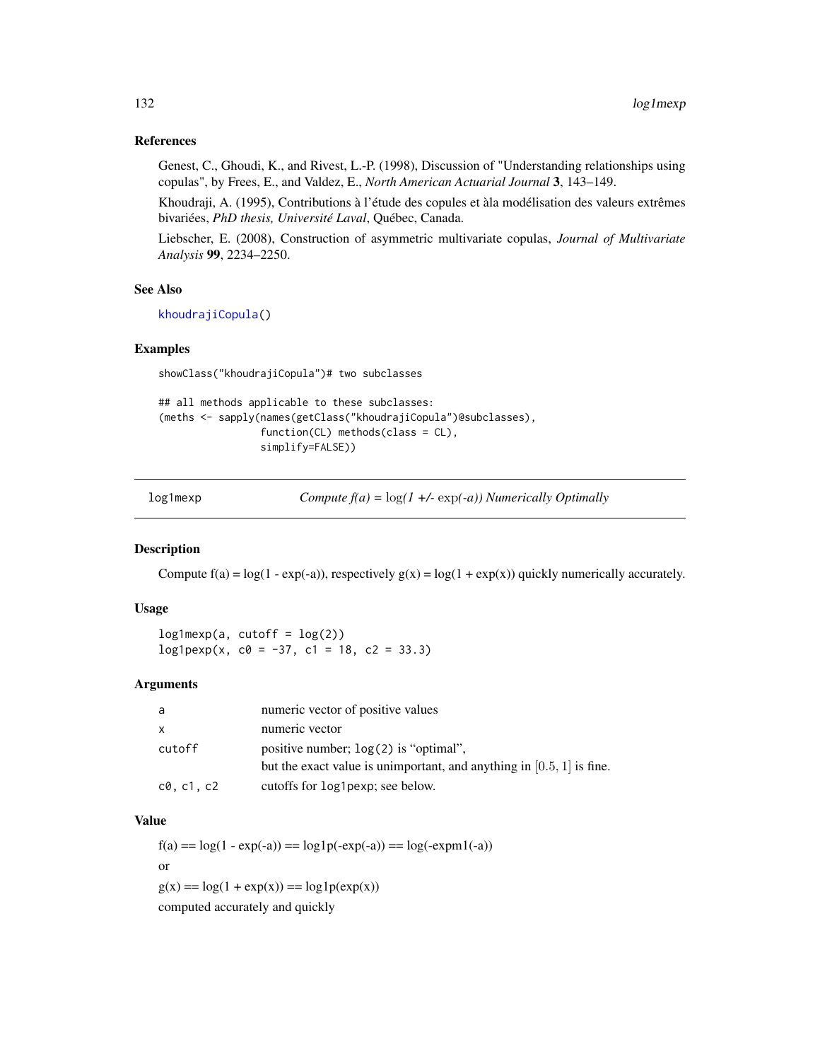### References

Genest, C., Ghoudi, K., and Rivest, L.-P. (1998), Discussion of "Understanding relationships using copulas", by Frees, E., and Valdez, E., *North American Actuarial Journal* **3**, 143–149.

Khoudraji, A. (1995), Contributions à l'étude des copules et àla modélisation des valeurs extrêmes bivariées, *PhD thesis, Université Laval*, Québec, Canada.

Liebscher, E. (2008), Construction of asymmetric multivariate copulas, *Journal of Multivariate Analysis* **99**, 2234–2250.

### See Also

`khoudrajiCopula()`

### Examples

```
showClass("khoudrajiCopula")# two subclasses

## all methods applicable to these subclasses:
(meths <- sapply(names(getClass("khoudrajiCopula")@subclasses),
                 function(CL) methods(class = CL),
                 simplify=FALSE))
```

---

## log1mexp — *Compute f(a) = log(1 +/- exp(-a)) Numerically Optimally*

---

### Description

Compute f(a) = log(1 - exp(-a)), respectively g(x) = log(1 + exp(x)) quickly numerically accurately.

### Usage

```
log1mexp(a, cutoff = log(2))
log1pexp(x, c0 = -37, c1 = 18, c2 = 33.3)
```

### Arguments

| | |
|---|---|
| a | numeric vector of positive values |
| x | numeric vector |
| cutoff | positive number; `log(2)` is "optimal",<br>but the exact value is unimportant, and anything in $[0.5, 1]$ is fine. |
| c0, c1, c2 | cutoffs for `log1pexp`; see below. |

### Value

f(a) == log(1 - exp(-a)) == log1p(-exp(-a)) == log(-expm1(-a))

or

g(x) == log(1 + exp(x)) == log1p(exp(x))

computed accurately and quickly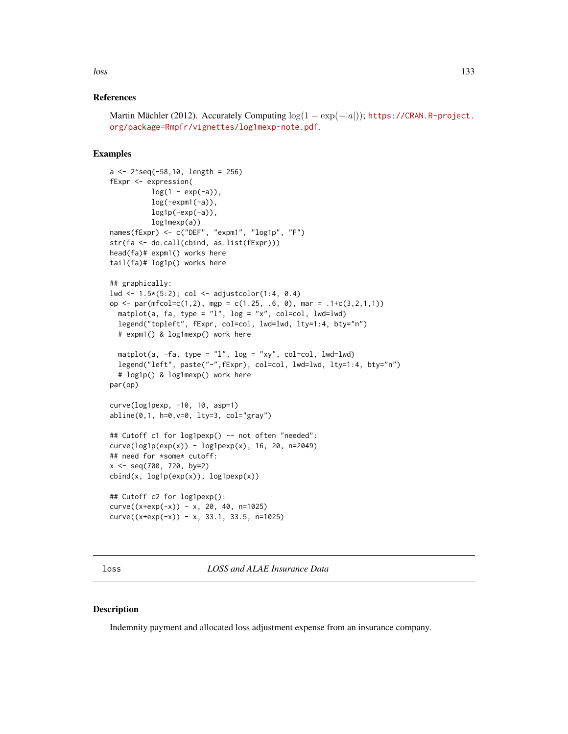### References

Martin Mächler (2012). Accurately Computing $\log(1 - \exp(-|a|))$; https://CRAN.R-project.org/package=Rmpfr/vignettes/log1mexp-note.pdf.

### Examples

```
a <- 2^seq(-58,10, length = 256)
fExpr <- expression(
          log(1 - exp(-a)),
          log(-expm1(-a)),
          log1p(-exp(-a)),
          log1mexp(a))
names(fExpr) <- c("DEF", "expm1", "log1p", "F")
str(fa <- do.call(cbind, as.list(fExpr)))
head(fa)# expm1() works here
tail(fa)# log1p() works here

## graphically:
lwd <- 1.5*(5:2); col <- adjustcolor(1:4, 0.4)
op <- par(mfcol=c(1,2), mgp = c(1.25, .6, 0), mar = .1+c(3,2,1,1))
  matplot(a, fa, type = "l", log = "x", col=col, lwd=lwd)
  legend("topleft", fExpr, col=col, lwd=lwd, lty=1:4, bty="n")
  # expm1() & log1mexp() work here

  matplot(a, -fa, type = "l", log = "xy", col=col, lwd=lwd)
  legend("left", paste("-",fExpr), col=col, lwd=lwd, lty=1:4, bty="n")
  # log1p() & log1mexp() work here
par(op)

curve(log1pexp, -10, 10, asp=1)
abline(0,1, h=0,v=0, lty=3, col="gray")

## Cutoff c1 for log1pexp() -- not often "needed":
curve(log1p(exp(x)) - log1pexp(x), 16, 20, n=2049)
## need for *some* cutoff:
x <- seq(700, 720, by=2)
cbind(x, log1p(exp(x)), log1pexp(x))

## Cutoff c2 for log1pexp():
curve((x+exp(-x)) - x, 20, 40, n=1025)
curve((x+exp(-x)) - x, 33.1, 33.5, n=1025)
```

---

## loss — *LOSS and ALAE Insurance Data*

---

### Description

Indemnity payment and allocated loss adjustment expense from an insurance company.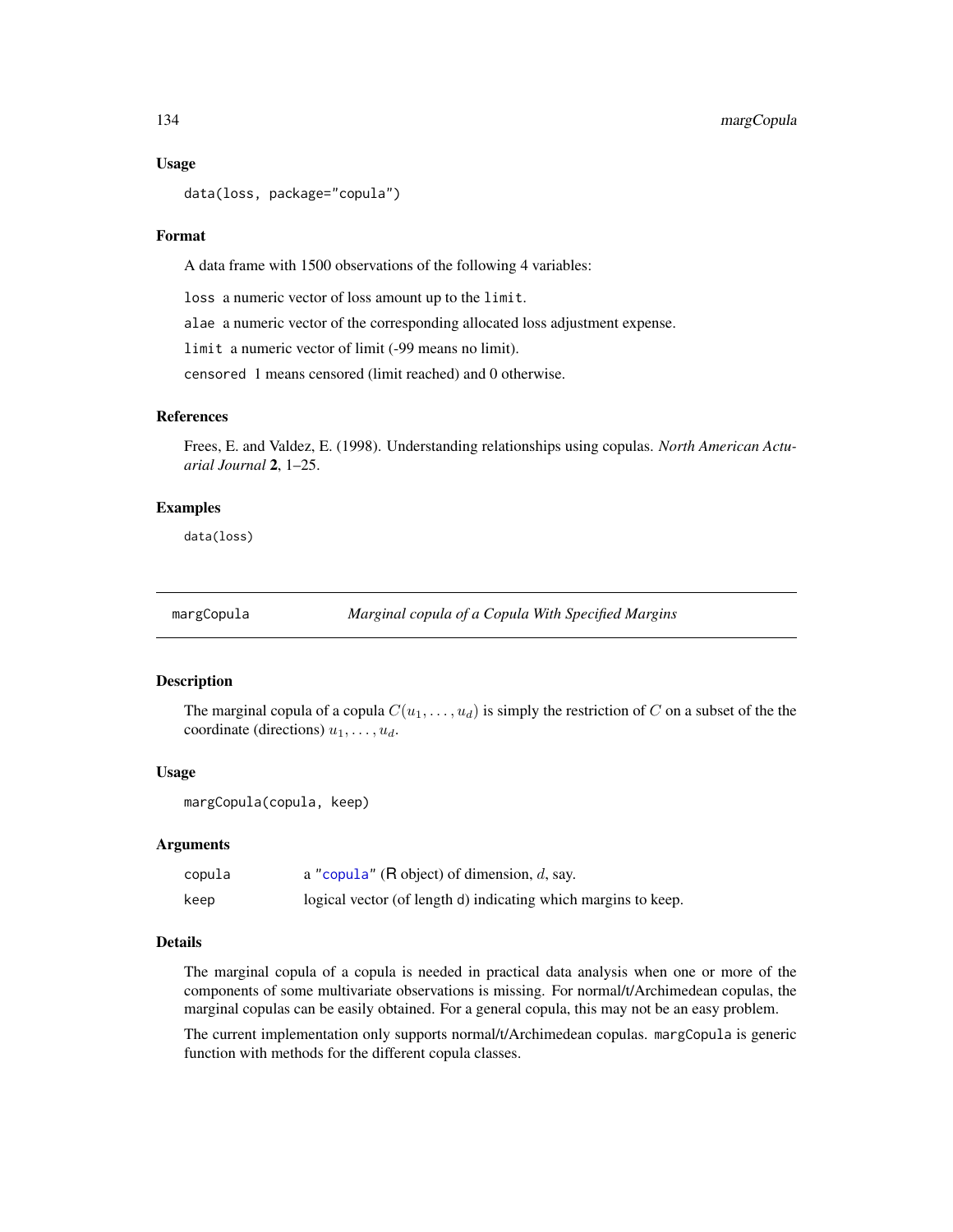### Usage

```
data(loss, package="copula")
```

### Format

A data frame with 1500 observations of the following 4 variables:

`loss` a numeric vector of loss amount up to the `limit`.

`alae` a numeric vector of the corresponding allocated loss adjustment expense.

`limit` a numeric vector of limit (-99 means no limit).

`censored` 1 means censored (limit reached) and 0 otherwise.

### References

Frees, E. and Valdez, E. (1998). Understanding relationships using copulas. *North American Actuarial Journal* **2**, 1–25.

### Examples

```
data(loss)
```

---

## margCopula — *Marginal copula of a Copula With Specified Margins*

---

### Description

The marginal copula of a copula $C(u_1, \ldots, u_d)$ is simply the restriction of $C$ on a subset of the the coordinate (directions) $u_1, \ldots, u_d$.

### Usage

```
margCopula(copula, keep)
```

### Arguments

| | |
|---|---|
| `copula` | a "`copula`" (R object) of dimension, $d$, say. |
| `keep` | logical vector (of length d) indicating which margins to keep. |

### Details

The marginal copula of a copula is needed in practical data analysis when one or more of the components of some multivariate observations is missing. For normal/t/Archimedean copulas, the marginal copulas can be easily obtained. For a general copula, this may not be an easy problem.

The current implementation only supports normal/t/Archimedean copulas. `margCopula` is generic function with methods for the different copula classes.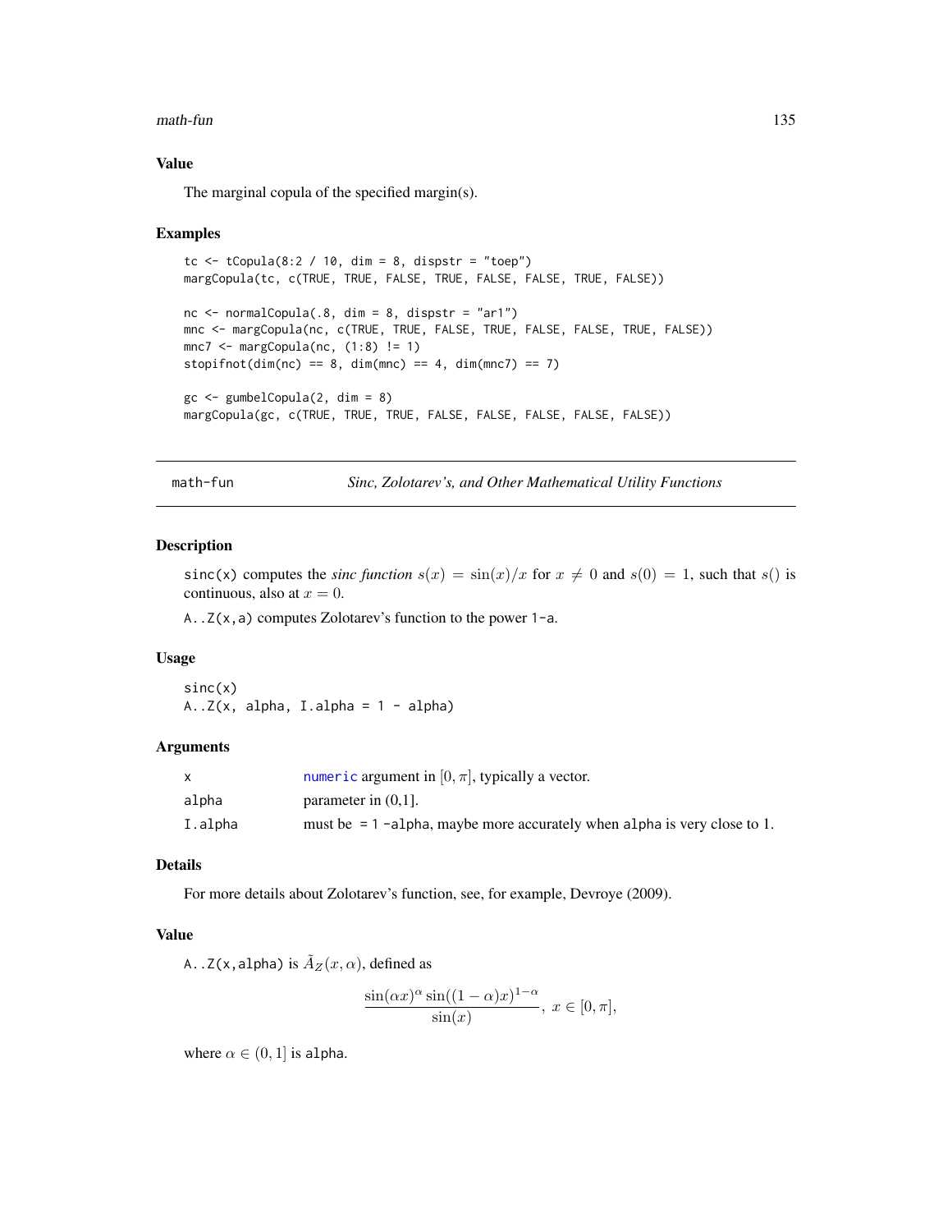## Value

The marginal copula of the specified margin(s).

## Examples

```
tc <- tCopula(8:2 / 10, dim = 8, dispstr = "toep")
margCopula(tc, c(TRUE, TRUE, FALSE, TRUE, FALSE, FALSE, TRUE, FALSE))

nc <- normalCopula(.8, dim = 8, dispstr = "ar1")
mnc <- margCopula(nc, c(TRUE, TRUE, FALSE, TRUE, FALSE, FALSE, TRUE, FALSE))
mnc7 <- margCopula(nc, (1:8) != 1)
stopifnot(dim(nc) == 8, dim(mnc) == 4, dim(mnc7) == 7)

gc <- gumbelCopula(2, dim = 8)
margCopula(gc, c(TRUE, TRUE, TRUE, FALSE, FALSE, FALSE, FALSE, FALSE))
```

---

# math-fun — *Sinc, Zolotarev's, and Other Mathematical Utility Functions*

## Description

`sinc(x)` computes the *sinc function* $s(x) = \sin(x)/x$ for $x \neq 0$ and $s(0) = 1$, such that $s()$ is continuous, also at $x = 0$.

`A..Z(x,a)` computes Zolotarev's function to the power `1-a`.

## Usage

```
sinc(x)
A..Z(x, alpha, I.alpha = 1 - alpha)
```

## Arguments

| | |
|---|---|
| `x` | `numeric` argument in $[0, \pi]$, typically a vector. |
| `alpha` | parameter in (0,1]. |
| `I.alpha` | must be `= 1 -alpha`, maybe more accurately when `alpha` is very close to 1. |

## Details

For more details about Zolotarev's function, see, for example, Devroye (2009).

## Value

`A..Z(x,alpha)` is $\tilde{A}_Z(x, \alpha)$, defined as

$$\frac{\sin(\alpha x)^{\alpha} \sin((1-\alpha)x)^{1-\alpha}}{\sin(x)},\ x \in [0, \pi],$$

where $\alpha \in (0, 1]$ is `alpha`.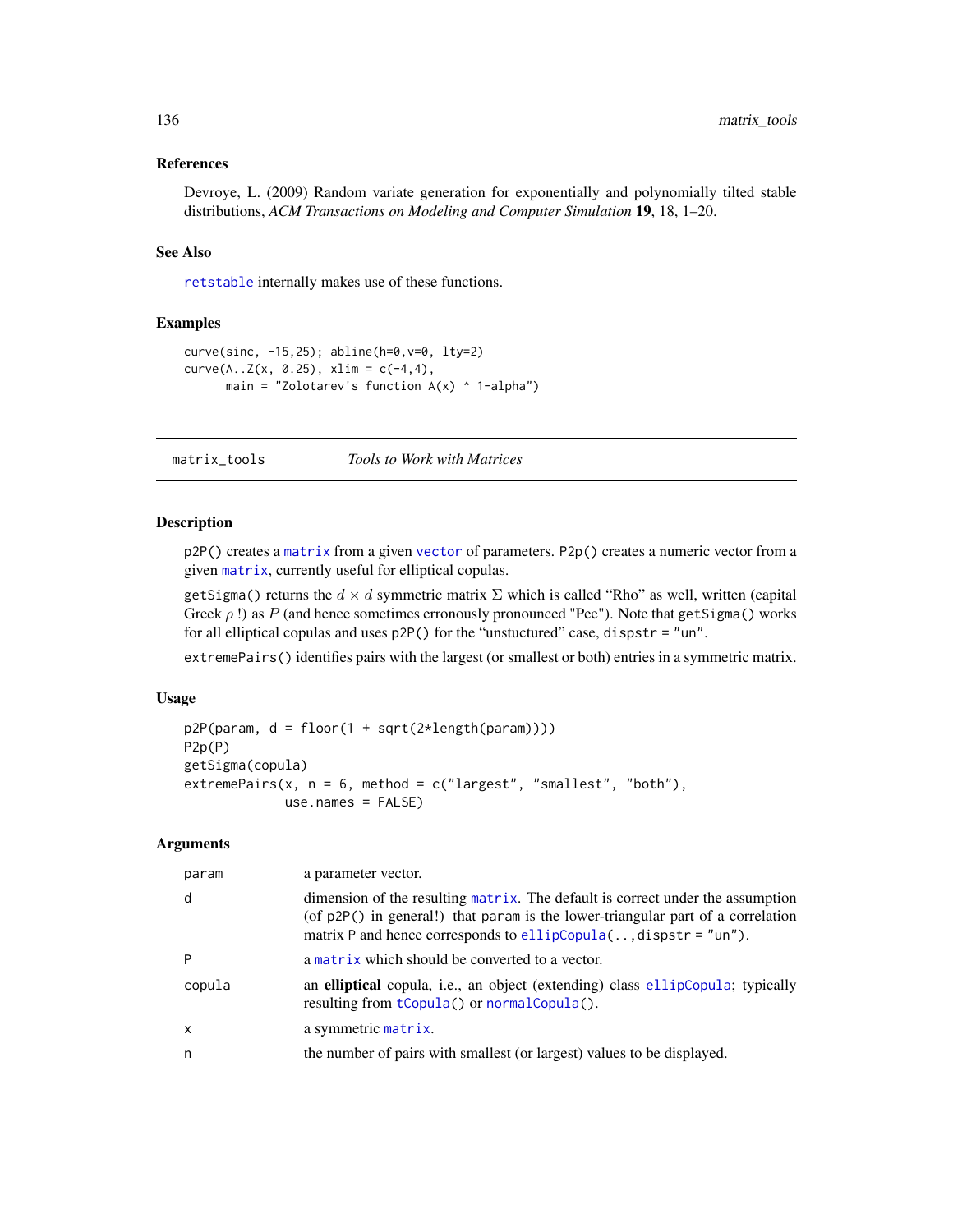## References

Devroye, L. (2009) Random variate generation for exponentially and polynomially tilted stable distributions, *ACM Transactions on Modeling and Computer Simulation* **19**, 18, 1–20.

## See Also

retstable internally makes use of these functions.

## Examples

```
curve(sinc, -15,25); abline(h=0,v=0, lty=2)
curve(A..Z(x, 0.25), xlim = c(-4,4),
      main = "Zolotarev's function A(x) ^ 1-alpha")
```

---

# matrix_tools — *Tools to Work with Matrices*

---

## Description

p2P() creates a matrix from a given vector of parameters. P2p() creates a numeric vector from a given matrix, currently useful for elliptical copulas.

getSigma() returns the $d \times d$ symmetric matrix $\Sigma$ which is called "Rho" as well, written (capital Greek $\rho$ !) as $P$ (and hence sometimes erronously pronounced "Pee"). Note that getSigma() works for all elliptical copulas and uses p2P() for the "unstuctured" case, dispstr = "un".

extremePairs() identifies pairs with the largest (or smallest or both) entries in a symmetric matrix.

## Usage

```
p2P(param, d = floor(1 + sqrt(2*length(param))))
P2p(P)
getSigma(copula)
extremePairs(x, n = 6, method = c("largest", "smallest", "both"),
             use.names = FALSE)
```

## Arguments

| | |
|---|---|
| param | a parameter vector. |
| d | dimension of the resulting matrix. The default is correct under the assumption (of p2P() in general!) that param is the lower-triangular part of a correlation matrix P and hence corresponds to ellipCopula(..,dispstr = "un"). |
| P | a matrix which should be converted to a vector. |
| copula | an **elliptical** copula, i.e., an object (extending) class ellipCopula; typically resulting from tCopula() or normalCopula(). |
| x | a symmetric matrix. |
| n | the number of pairs with smallest (or largest) values to be displayed. |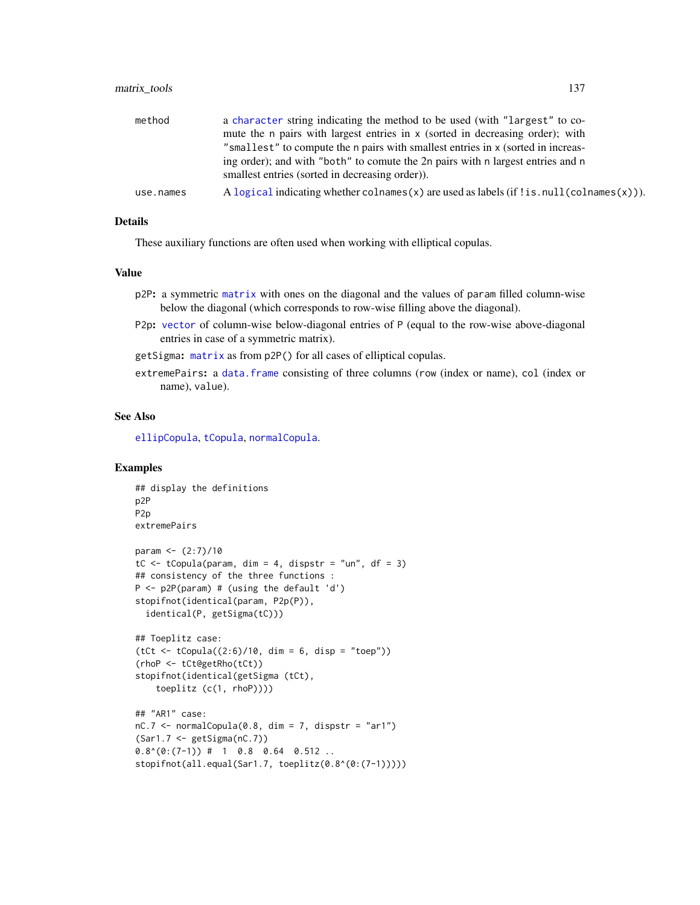| | |
|---|---|
| method | a character string indicating the method to be used (with "largest" to comute the n pairs with largest entries in x (sorted in decreasing order); with "smallest" to compute the n pairs with smallest entries in x (sorted in increasing order); and with "both" to comute the 2n pairs with n largest entries and n smallest entries (sorted in decreasing order)). |
| use.names | A logical indicating whether colnames(x) are used as labels (if !is.null(colnames(x))). |

## Details

These auxiliary functions are often used when working with elliptical copulas.

## Value

**p2P:** a symmetric matrix with ones on the diagonal and the values of param filled column-wise below the diagonal (which corresponds to row-wise filling above the diagonal).

**P2p:** vector of column-wise below-diagonal entries of P (equal to the row-wise above-diagonal entries in case of a symmetric matrix).

**getSigma:** matrix as from p2P() for all cases of elliptical copulas.

**extremePairs:** a data.frame consisting of three columns (row (index or name), col (index or name), value).

## See Also

ellipCopula, tCopula, normalCopula.

## Examples

```
## display the definitions
p2P
P2p
extremePairs

param <- (2:7)/10
tC <- tCopula(param, dim = 4, dispstr = "un", df = 3)
## consistency of the three functions :
P <- p2P(param) # (using the default 'd')
stopifnot(identical(param, P2p(P)),
  identical(P, getSigma(tC)))

## Toeplitz case:
(tCt <- tCopula((2:6)/10, dim = 6, disp = "toep"))
(rhoP <- tCt@getRho(tCt))
stopifnot(identical(getSigma (tCt),
    toeplitz (c(1, rhoP))))

## "AR1" case:
nC.7 <- normalCopula(0.8, dim = 7, dispstr = "ar1")
(Sar1.7 <- getSigma(nC.7))
0.8^(0:(7-1)) #  1  0.8  0.64  0.512 ..
stopifnot(all.equal(Sar1.7, toeplitz(0.8^(0:(7-1)))))
```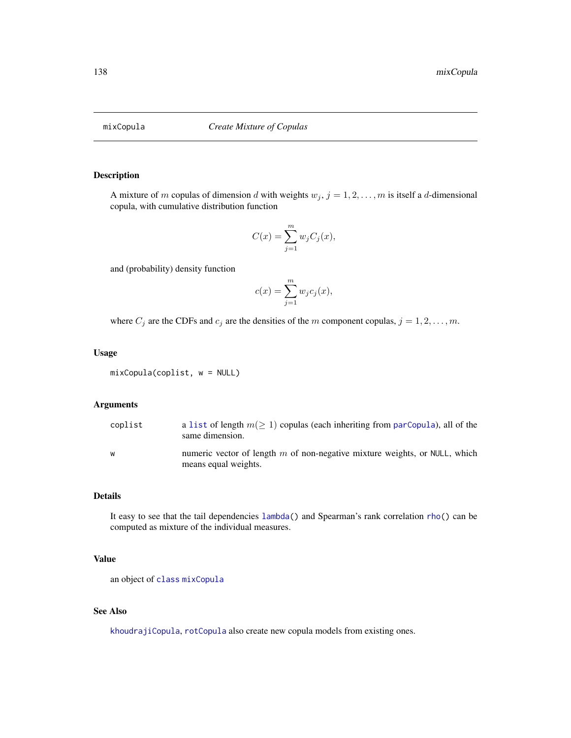mixCopula *Create Mixture of Copulas*

## Description

A mixture of $m$ copulas of dimension $d$ with weights $w_j$, $j = 1, 2, \ldots, m$ is itself a $d$-dimensional copula, with cumulative distribution function

$$C(x) = \sum_{j=1}^{m} w_j C_j(x),$$

and (probability) density function

$$c(x) = \sum_{j=1}^{m} w_j c_j(x),$$

where $C_j$ are the CDFs and $c_j$ are the densities of the $m$ component copulas, $j = 1, 2, \ldots, m$.

## Usage

```
mixCopula(coplist, w = NULL)
```

## Arguments

| | |
|---|---|
| coplist | a list of length $m (\geq 1)$ copulas (each inheriting from parCopula), all of the same dimension. |
| w | numeric vector of length $m$ of non-negative mixture weights, or NULL, which means equal weights. |

## Details

It easy to see that the tail dependencies lambda() and Spearman's rank correlation rho() can be computed as mixture of the individual measures.

## Value

an object of class mixCopula

## See Also

khoudrajiCopula, rotCopula also create new copula models from existing ones.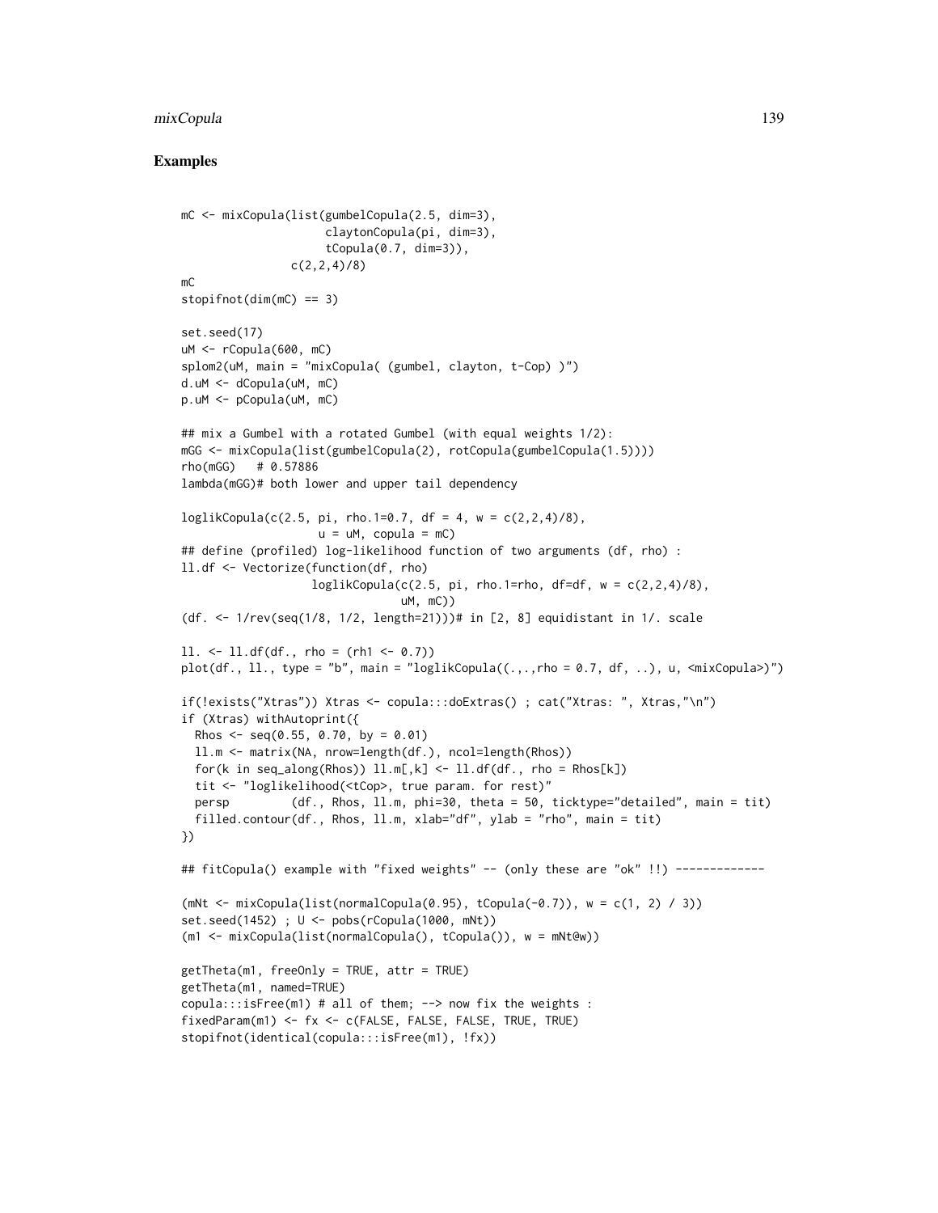### Examples

```
mC <- mixCopula(list(gumbelCopula(2.5, dim=3),
                     claytonCopula(pi, dim=3),
                     tCopula(0.7, dim=3)),
                c(2,2,4)/8)
mC
stopifnot(dim(mC) == 3)

set.seed(17)
uM <- rCopula(600, mC)
splom2(uM, main = "mixCopula( (gumbel, clayton, t-Cop) )")
d.uM <- dCopula(uM, mC)
p.uM <- pCopula(uM, mC)

## mix a Gumbel with a rotated Gumbel (with equal weights 1/2):
mGG <- mixCopula(list(gumbelCopula(2), rotCopula(gumbelCopula(1.5))))
rho(mGG)   # 0.57886
lambda(mGG)# both lower and upper tail dependency

loglikCopula(c(2.5, pi, rho.1=0.7, df = 4, w = c(2,2,4)/8),
                   u = uM, copula = mC)
## define (profiled) log-likelihood function of two arguments (df, rho) :
ll.df <- Vectorize(function(df, rho)
                  loglikCopula(c(2.5, pi, rho.1=rho, df=df, w = c(2,2,4)/8),
                               uM, mC))
(df. <- 1/rev(seq(1/8, 1/2, length=21)))# in [2, 8] equidistant in 1/. scale

ll. <- ll.df(df., rho = (rh1 <- 0.7))
plot(df., ll., type = "b", main = "loglikCopula((.,.,rho = 0.7, df, ..), u, <mixCopula>)")

if(!exists("Xtras")) Xtras <- copula:::doExtras() ; cat("Xtras: ", Xtras,"\n")
if (Xtras) withAutoprint({
  Rhos <- seq(0.55, 0.70, by = 0.01)
  ll.m <- matrix(NA, nrow=length(df.), ncol=length(Rhos))
  for(k in seq_along(Rhos)) ll.m[,k] <- ll.df(df., rho = Rhos[k])
  tit <- "loglikelihood(<tCop>, true param. for rest)"
  persp        (df., Rhos, ll.m, phi=30, theta = 50, ticktype="detailed", main = tit)
  filled.contour(df., Rhos, ll.m, xlab="df", ylab = "rho", main = tit)
})

## fitCopula() example with "fixed weights" -- (only these are "ok" !!) -------------

(mNt <- mixCopula(list(normalCopula(0.95), tCopula(-0.7)), w = c(1, 2) / 3))
set.seed(1452) ; U <- pobs(rCopula(1000, mNt))
(m1 <- mixCopula(list(normalCopula(), tCopula()), w = mNt@w))

getTheta(m1, freeOnly = TRUE, attr = TRUE)
getTheta(m1, named=TRUE)
copula:::isFree(m1) # all of them; --> now fix the weights :
fixedParam(m1) <- fx <- c(FALSE, FALSE, FALSE, TRUE, TRUE)
stopifnot(identical(copula:::isFree(m1), !fx))
```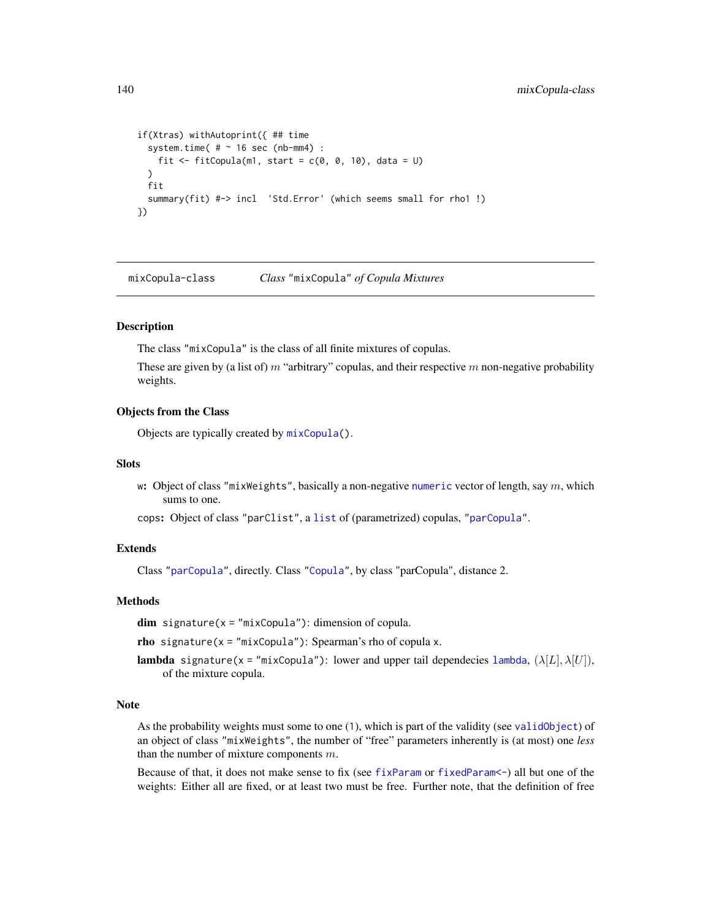```
if(Xtras) withAutoprint({ ## time
  system.time( # ~ 16 sec (nb-mm4) :
    fit <- fitCopula(m1, start = c(0, 0, 10), data = U)
  )
  fit
  summary(fit) #-> incl  'Std.Error' (which seems small for rho1 !)
})
```

---

mixCopula-class    *Class* "mixCopula" *of Copula Mixtures*

---

## Description

The class "mixCopula" is the class of all finite mixtures of copulas.

These are given by (a list of) $m$ "arbitrary" copulas, and their respective $m$ non-negative probability weights.

## Objects from the Class

Objects are typically created by mixCopula().

## Slots

**w:** Object of class "mixWeights", basically a non-negative numeric vector of length, say $m$, which sums to one.

**cops:** Object of class "parClist", a list of (parametrized) copulas, "parCopula".

## Extends

Class "parCopula", directly. Class "Copula", by class "parCopula", distance 2.

## Methods

**dim** signature(x = "mixCopula"): dimension of copula.

**rho** signature(x = "mixCopula"): Spearman's rho of copula x.

**lambda** signature(x = "mixCopula"): lower and upper tail dependecies lambda, $(\lambda[L], \lambda[U])$, of the mixture copula.

## Note

As the probability weights must some to one (1), which is part of the validity (see validObject) of an object of class "mixWeights", the number of "free" parameters inherently is (at most) one *less* than the number of mixture components $m$.

Because of that, it does not make sense to fix (see fixParam or fixedParam<-) all but one of the weights: Either all are fixed, or at least two must be free. Further note, that the definition of free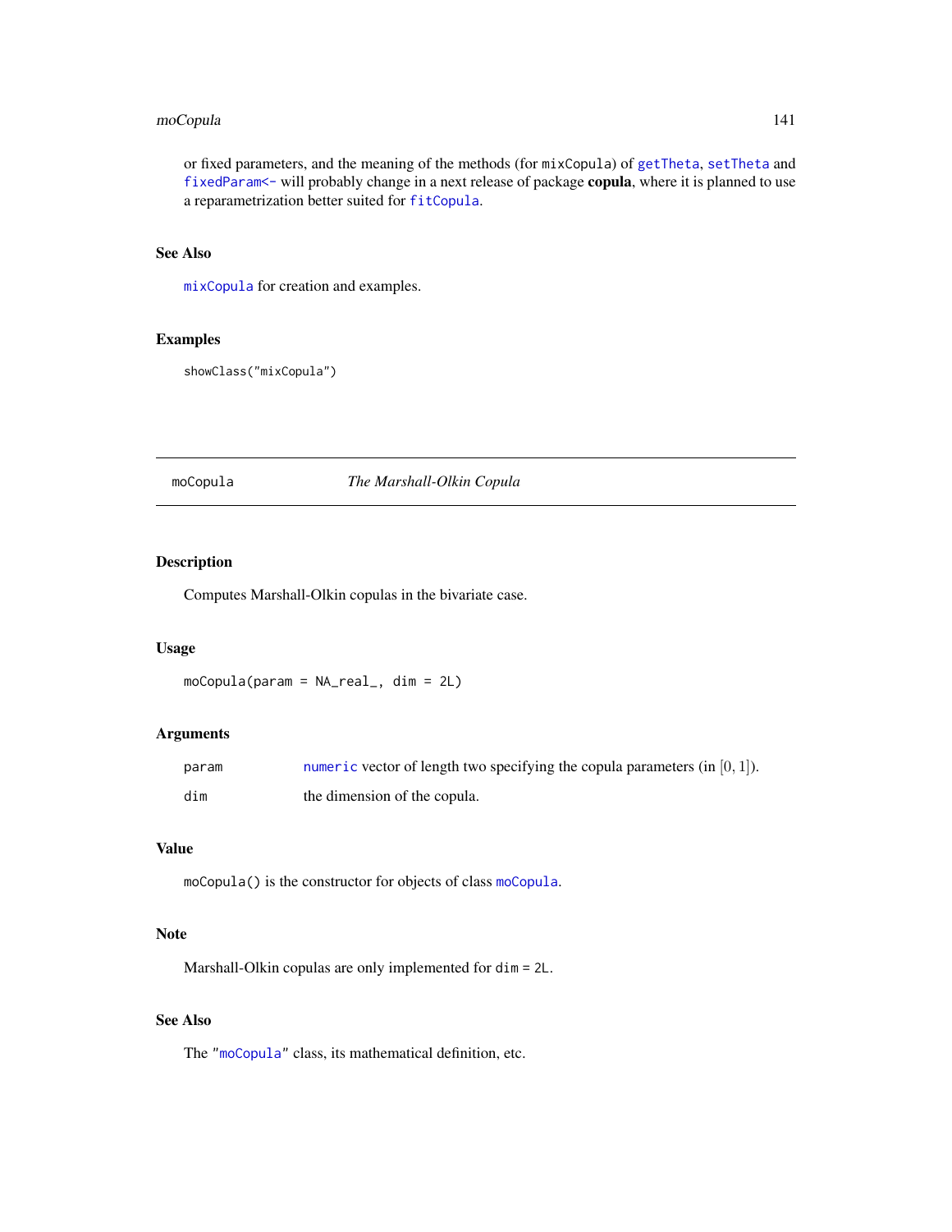or fixed parameters, and the meaning of the methods (for mixCopula) of getTheta, setTheta and fixedParam<- will probably change in a next release of package **copula**, where it is planned to use a reparametrization better suited for fitCopula.

### See Also

mixCopula for creation and examples.

### Examples

```
showClass("mixCopula")
```

---

## moCopula — *The Marshall-Olkin Copula*

### Description

Computes Marshall-Olkin copulas in the bivariate case.

### Usage

```
moCopula(param = NA_real_, dim = 2L)
```

### Arguments

| | |
|---|---|
| param | numeric vector of length two specifying the copula parameters (in $[0, 1]$). |
| dim | the dimension of the copula. |

### Value

moCopula() is the constructor for objects of class moCopula.

### Note

Marshall-Olkin copulas are only implemented for dim = 2L.

### See Also

The "moCopula" class, its mathematical definition, etc.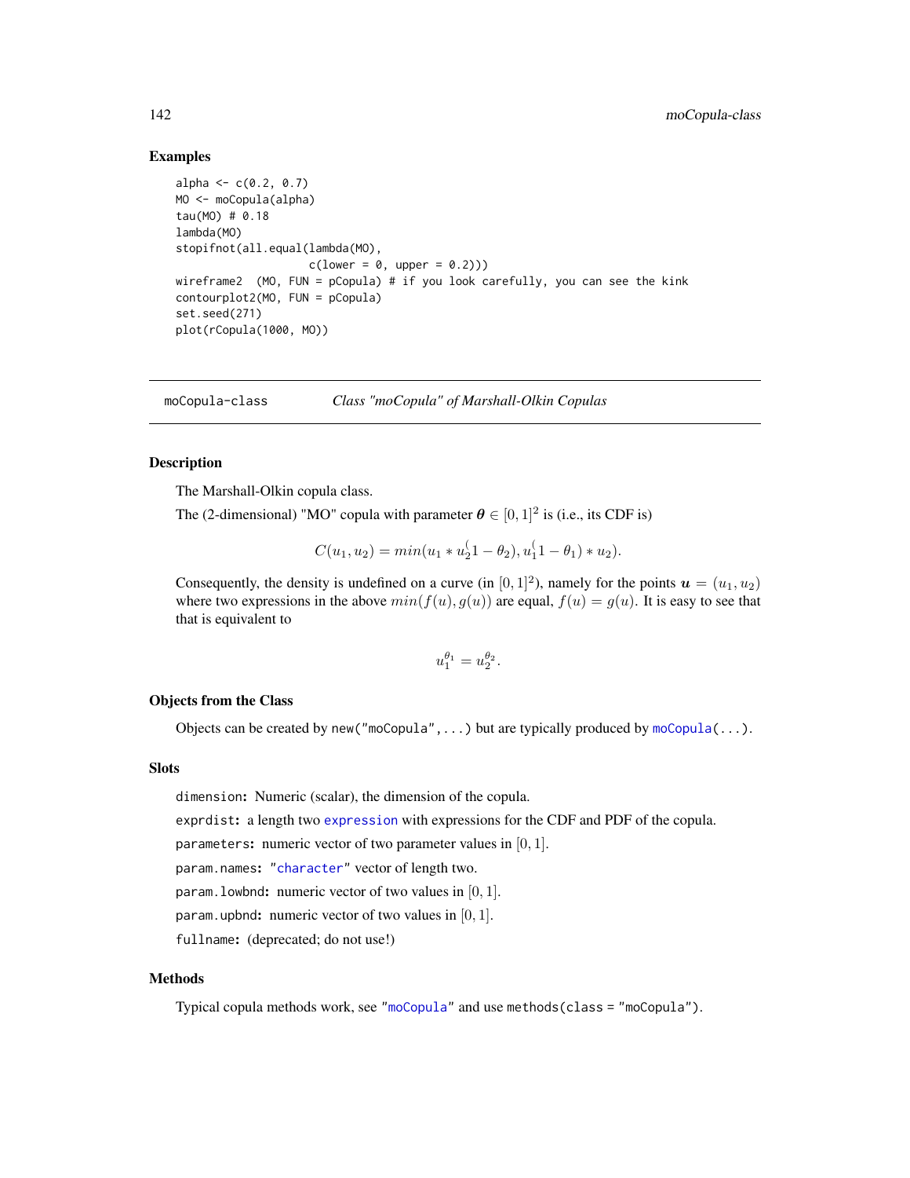## Examples

```
alpha <- c(0.2, 0.7)
MO <- moCopula(alpha)
tau(MO) # 0.18
lambda(MO)
stopifnot(all.equal(lambda(MO),
                    c(lower = 0, upper = 0.2)))
wireframe2  (MO, FUN = pCopula) # if you look carefully, you can see the kink
contourplot2(MO, FUN = pCopula)
set.seed(271)
plot(rCopula(1000, MO))
```

---

# moCopula-class — *Class "moCopula" of Marshall-Olkin Copulas*

## Description

The Marshall-Olkin copula class.

The (2-dimensional) "MO" copula with parameter $\boldsymbol{\theta} \in [0,1]^2$ is (i.e., its CDF is)

$$C(u_1, u_2) = min(u_1 * u_2^(1 - \theta_2), u_1^(1 - \theta_1) * u_2).$$

Consequently, the density is undefined on a curve (in $[0,1]^2$), namely for the points $\boldsymbol{u} = (u_1, u_2)$ where two expressions in the above $min(f(u), g(u))$ are equal, $f(u) = g(u)$. It is easy to see that that is equivalent to

$$u_1^{\theta_1} = u_2^{\theta_2}.$$

## Objects from the Class

Objects can be created by `new("moCopula",...)` but are typically produced by `moCopula(...)`.

## Slots

`dimension`: Numeric (scalar), the dimension of the copula.

`exprdist`: a length two `expression` with expressions for the CDF and PDF of the copula.

`parameters`: numeric vector of two parameter values in $[0,1]$.

`param.names`: "`character`" vector of length two.

`param.lowbnd`: numeric vector of two values in $[0,1]$.

`param.upbnd`: numeric vector of two values in $[0,1]$.

`fullname`: (deprecated; do not use!)

## Methods

Typical copula methods work, see "`moCopula`" and use `methods(class = "moCopula")`.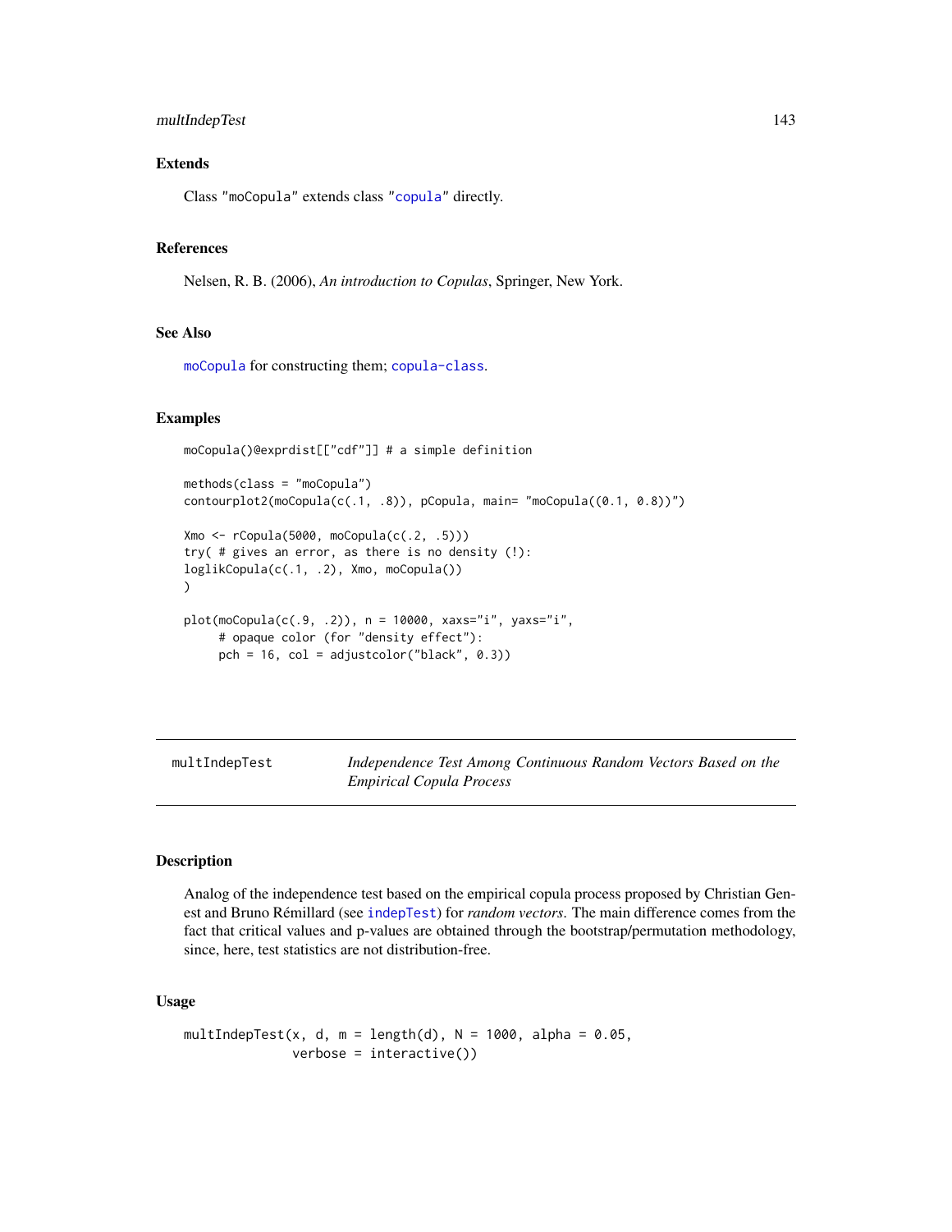## Extends

Class "moCopula" extends class "copula" directly.

## References

Nelsen, R. B. (2006), *An introduction to Copulas*, Springer, New York.

## See Also

moCopula for constructing them; copula-class.

## Examples

```
moCopula()@exprdist[["cdf"]] # a simple definition

methods(class = "moCopula")
contourplot2(moCopula(c(.1, .8)), pCopula, main= "moCopula((0.1, 0.8))")

Xmo <- rCopula(5000, moCopula(c(.2, .5)))
try( # gives an error, as there is no density (!):
loglikCopula(c(.1, .2), Xmo, moCopula())
)

plot(moCopula(c(.9, .2)), n = 10000, xaxs="i", yaxs="i",
     # opaque color (for "density effect"):
     pch = 16, col = adjustcolor("black", 0.3))
```

---

# multIndepTest — *Independence Test Among Continuous Random Vectors Based on the Empirical Copula Process*

## Description

Analog of the independence test based on the empirical copula process proposed by Christian Genest and Bruno Rémillard (see indepTest) for *random vectors*. The main difference comes from the fact that critical values and p-values are obtained through the bootstrap/permutation methodology, since, here, test statistics are not distribution-free.

## Usage

```
multIndepTest(x, d, m = length(d), N = 1000, alpha = 0.05,
              verbose = interactive())
```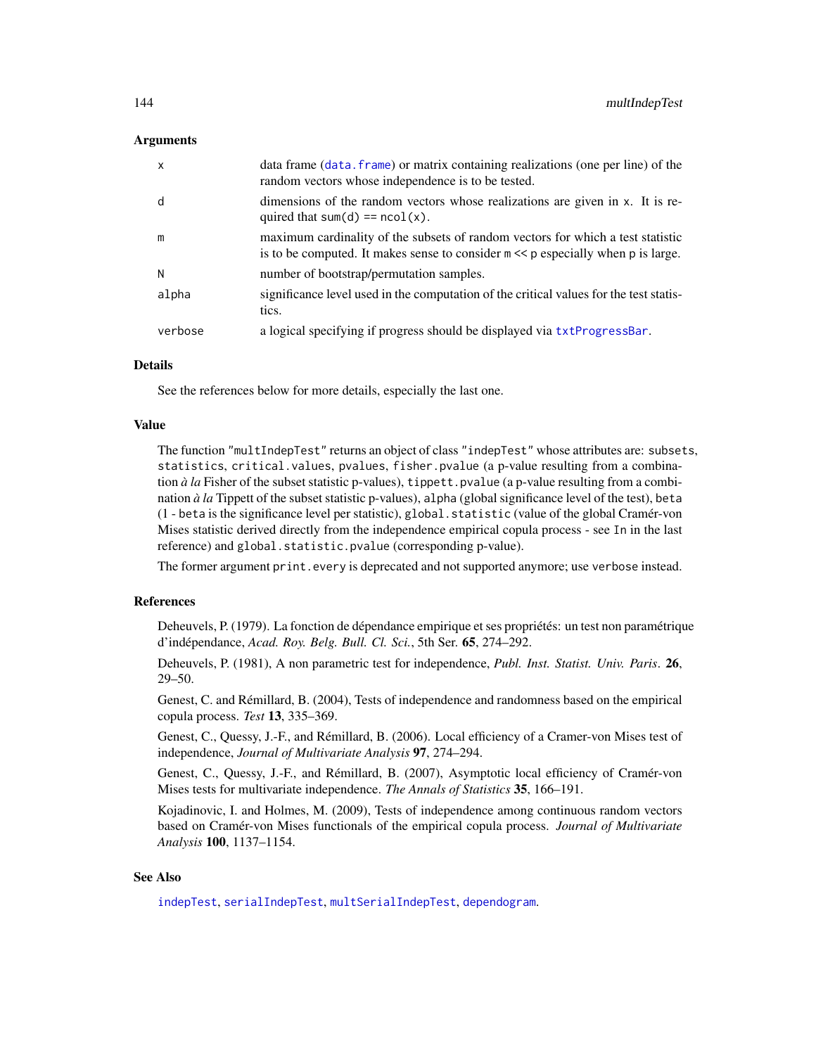### Arguments

| | |
|---|---|
| x | data frame (`data.frame`) or matrix containing realizations (one per line) of the random vectors whose independence is to be tested. |
| d | dimensions of the random vectors whose realizations are given in x. It is required that `sum(d) == ncol(x)`. |
| m | maximum cardinality of the subsets of random vectors for which a test statistic is to be computed. It makes sense to consider `m << p` especially when p is large. |
| N | number of bootstrap/permutation samples. |
| alpha | significance level used in the computation of the critical values for the test statistics. |
| verbose | a logical specifying if progress should be displayed via `txtProgressBar`. |

### Details

See the references below for more details, especially the last one.

### Value

The function `"multIndepTest"` returns an object of class `"indepTest"` whose attributes are: `subsets`, `statistics`, `critical.values`, `pvalues`, `fisher.pvalue` (a p-value resulting from a combination *à la* Fisher of the subset statistic p-values), `tippett.pvalue` (a p-value resulting from a combination *à la* Tippett of the subset statistic p-values), `alpha` (global significance level of the test), `beta` (1 - `beta` is the significance level per statistic), `global.statistic` (value of the global Cramér-von Mises statistic derived directly from the independence empirical copula process - see `In` in the last reference) and `global.statistic.pvalue` (corresponding p-value).

The former argument `print.every` is deprecated and not supported anymore; use `verbose` instead.

### References

Deheuvels, P. (1979). La fonction de dépendance empirique et ses propriétés: un test non paramétrique d'indépendance, *Acad. Roy. Belg. Bull. Cl. Sci.*, 5th Ser. **65**, 274–292.

Deheuvels, P. (1981), A non parametric test for independence, *Publ. Inst. Statist. Univ. Paris*. **26**, 29–50.

Genest, C. and Rémillard, B. (2004), Tests of independence and randomness based on the empirical copula process. *Test* **13**, 335–369.

Genest, C., Quessy, J.-F., and Rémillard, B. (2006). Local efficiency of a Cramer-von Mises test of independence, *Journal of Multivariate Analysis* **97**, 274–294.

Genest, C., Quessy, J.-F., and Rémillard, B. (2007), Asymptotic local efficiency of Cramér-von Mises tests for multivariate independence. *The Annals of Statistics* **35**, 166–191.

Kojadinovic, I. and Holmes, M. (2009), Tests of independence among continuous random vectors based on Cramér-von Mises functionals of the empirical copula process. *Journal of Multivariate Analysis* **100**, 1137–1154.

### See Also

`indepTest`, `serialIndepTest`, `multSerialIndepTest`, `dependogram`.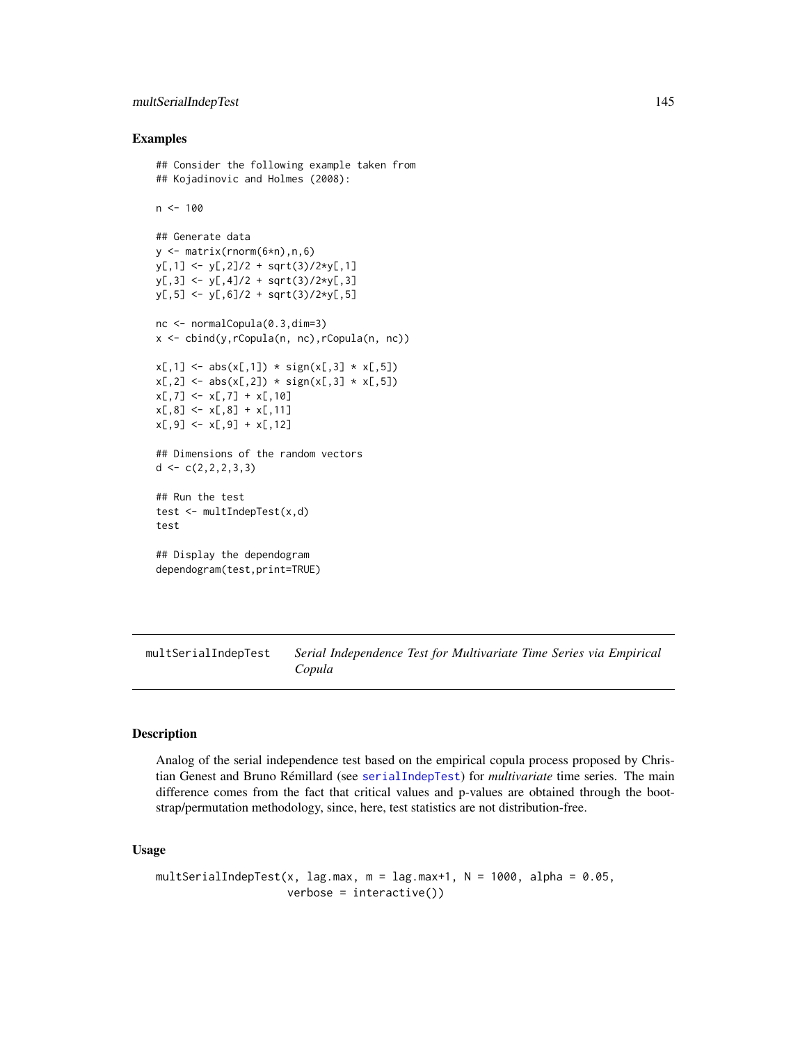## Examples

```
## Consider the following example taken from
## Kojadinovic and Holmes (2008):

n <- 100

## Generate data
y <- matrix(rnorm(6*n),n,6)
y[,1] <- y[,2]/2 + sqrt(3)/2*y[,1]
y[,3] <- y[,4]/2 + sqrt(3)/2*y[,3]
y[,5] <- y[,6]/2 + sqrt(3)/2*y[,5]

nc <- normalCopula(0.3,dim=3)
x <- cbind(y,rCopula(n, nc),rCopula(n, nc))

x[,1] <- abs(x[,1]) * sign(x[,3] * x[,5])
x[,2] <- abs(x[,2]) * sign(x[,3] * x[,5])
x[,7] <- x[,7] + x[,10]
x[,8] <- x[,8] + x[,11]
x[,9] <- x[,9] + x[,12]

## Dimensions of the random vectors
d <- c(2,2,2,3,3)

## Run the test
test <- multIndepTest(x,d)
test

## Display the dependogram
dependogram(test,print=TRUE)
```

---

`multSerialIndepTest` *Serial Independence Test for Multivariate Time Series via Empirical Copula*

---

## Description

Analog of the serial independence test based on the empirical copula process proposed by Christian Genest and Bruno Rémillard (see `serialIndepTest`) for *multivariate* time series. The main difference comes from the fact that critical values and p-values are obtained through the bootstrap/permutation methodology, since, here, test statistics are not distribution-free.

## Usage

```
multSerialIndepTest(x, lag.max, m = lag.max+1, N = 1000, alpha = 0.05,
                    verbose = interactive())
```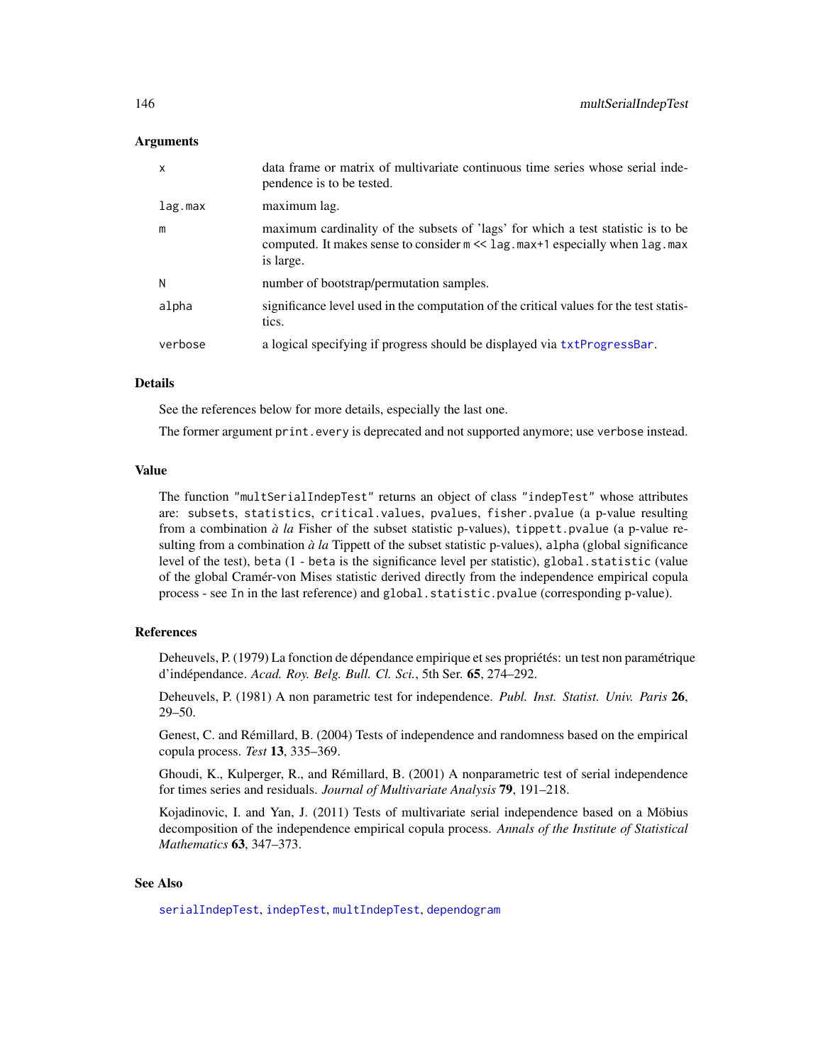### Arguments

| | |
|---|---|
| `x` | data frame or matrix of multivariate continuous time series whose serial independence is to be tested. |
| `lag.max` | maximum lag. |
| `m` | maximum cardinality of the subsets of 'lags' for which a test statistic is to be computed. It makes sense to consider `m << lag.max+1` especially when `lag.max` is large. |
| `N` | number of bootstrap/permutation samples. |
| `alpha` | significance level used in the computation of the critical values for the test statistics. |
| `verbose` | a logical specifying if progress should be displayed via `txtProgressBar`. |

### Details

See the references below for more details, especially the last one.

The former argument `print.every` is deprecated and not supported anymore; use `verbose` instead.

### Value

The function `"multSerialIndepTest"` returns an object of class `"indepTest"` whose attributes are: `subsets`, `statistics`, `critical.values`, `pvalues`, `fisher.pvalue` (a p-value resulting from a combination *à la* Fisher of the subset statistic p-values), `tippett.pvalue` (a p-value resulting from a combination *à la* Tippett of the subset statistic p-values), `alpha` (global significance level of the test), `beta` (1 - `beta` is the significance level per statistic), `global.statistic` (value of the global Cramér-von Mises statistic derived directly from the independence empirical copula process - see `In` in the last reference) and `global.statistic.pvalue` (corresponding p-value).

### References

Deheuvels, P. (1979) La fonction de dépendance empirique et ses propriétés: un test non paramétrique d'indépendance. *Acad. Roy. Belg. Bull. Cl. Sci.*, 5th Ser. **65**, 274–292.

Deheuvels, P. (1981) A non parametric test for independence. *Publ. Inst. Statist. Univ. Paris* **26**, 29–50.

Genest, C. and Rémillard, B. (2004) Tests of independence and randomness based on the empirical copula process. *Test* **13**, 335–369.

Ghoudi, K., Kulperger, R., and Rémillard, B. (2001) A nonparametric test of serial independence for times series and residuals. *Journal of Multivariate Analysis* **79**, 191–218.

Kojadinovic, I. and Yan, J. (2011) Tests of multivariate serial independence based on a Möbius decomposition of the independence empirical copula process. *Annals of the Institute of Statistical Mathematics* **63**, 347–373.

### See Also

`serialIndepTest`, `indepTest`, `multIndepTest`, `dependogram`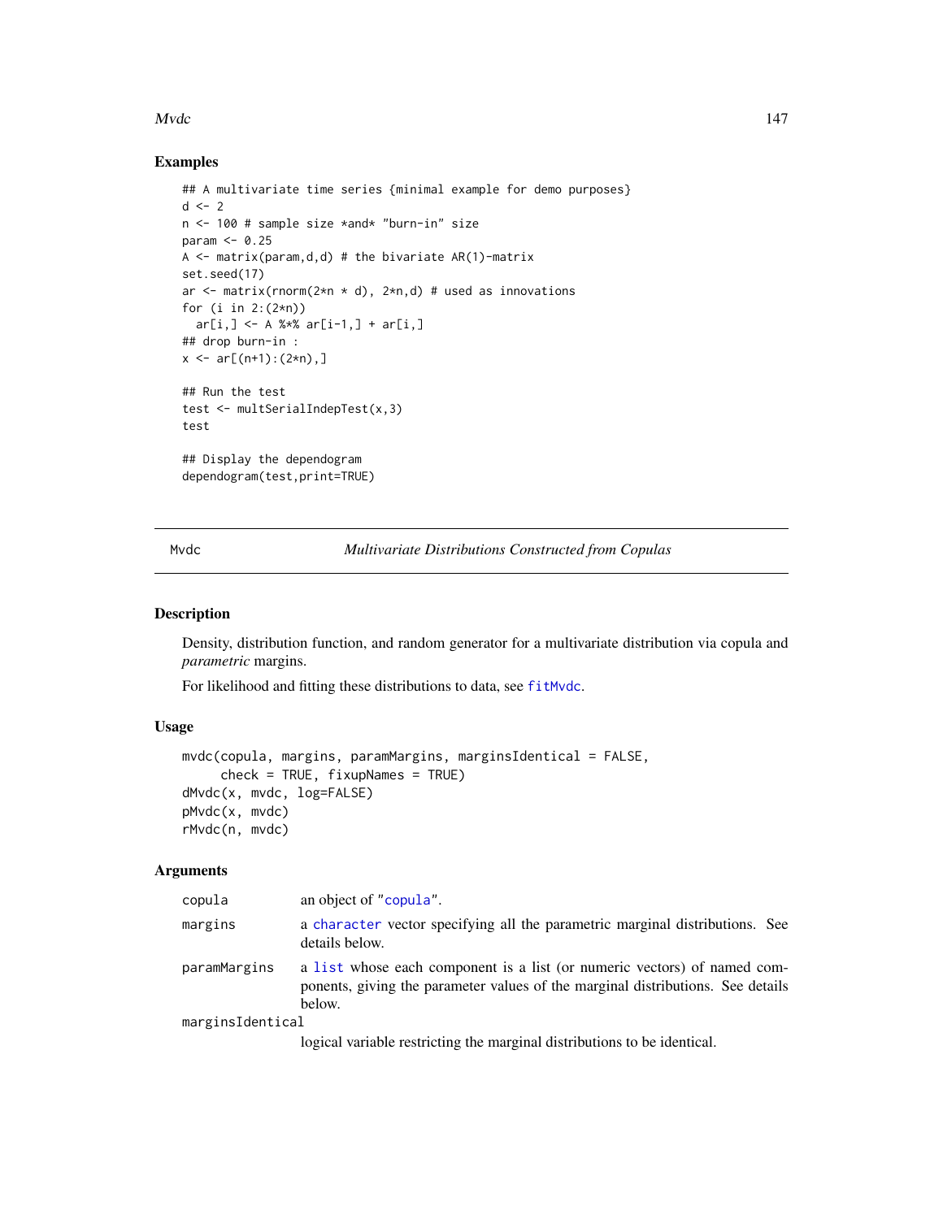## Examples

```
## A multivariate time series {minimal example for demo purposes}
d <- 2
n <- 100 # sample size *and* "burn-in" size
param <- 0.25
A <- matrix(param,d,d) # the bivariate AR(1)-matrix
set.seed(17)
ar <- matrix(rnorm(2*n * d), 2*n,d) # used as innovations
for (i in 2:(2*n))
  ar[i,] <- A %*% ar[i-1,] + ar[i,]
## drop burn-in :
x <- ar[(n+1):(2*n),]

## Run the test
test <- multSerialIndepTest(x,3)
test

## Display the dependogram
dependogram(test,print=TRUE)
```

---

Mvdc *Multivariate Distributions Constructed from Copulas*

---

## Description

Density, distribution function, and random generator for a multivariate distribution via copula and *parametric* margins.

For likelihood and fitting these distributions to data, see fitMvdc.

## Usage

```
mvdc(copula, margins, paramMargins, marginsIdentical = FALSE,
     check = TRUE, fixupNames = TRUE)
dMvdc(x, mvdc, log=FALSE)
pMvdc(x, mvdc)
rMvdc(n, mvdc)
```

## Arguments

| | |
|---|---|
| copula | an object of "copula". |
| margins | a character vector specifying all the parametric marginal distributions. See details below. |
| paramMargins | a list whose each component is a list (or numeric vectors) of named components, giving the parameter values of the marginal distributions. See details below. |
| marginsIdentical | logical variable restricting the marginal distributions to be identical. |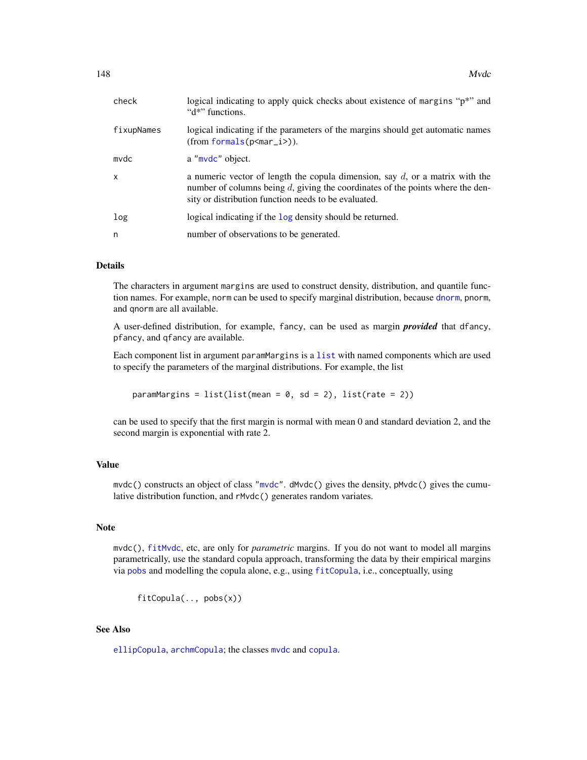| | |
|---|---|
| check | logical indicating to apply quick checks about existence of margins "p*" and "d*" functions. |
| fixupNames | logical indicating if the parameters of the margins should get automatic names (from formals(p<mar_i>)). |
| mvdc | a "mvdc" object. |
| x | a numeric vector of length the copula dimension, say $d$, or a matrix with the number of columns being $d$, giving the coordinates of the points where the density or distribution function needs to be evaluated. |
| log | logical indicating if the log density should be returned. |
| n | number of observations to be generated. |

## Details

The characters in argument margins are used to construct density, distribution, and quantile function names. For example, norm can be used to specify marginal distribution, because dnorm, pnorm, and qnorm are all available.

A user-defined distribution, for example, fancy, can be used as margin ***provided*** that dfancy, pfancy, and qfancy are available.

Each component list in argument paramMargins is a list with named components which are used to specify the parameters of the marginal distributions. For example, the list

```
paramMargins = list(list(mean = 0, sd = 2), list(rate = 2))
```

can be used to specify that the first margin is normal with mean 0 and standard deviation 2, and the second margin is exponential with rate 2.

## Value

mvdc() constructs an object of class "mvdc". dMvdc() gives the density, pMvdc() gives the cumulative distribution function, and rMvdc() generates random variates.

## Note

mvdc(), fitMvdc, etc, are only for *parametric* margins. If you do not want to model all margins parametrically, use the standard copula approach, transforming the data by their empirical margins via pobs and modelling the copula alone, e.g., using fitCopula, i.e., conceptually, using

```
fitCopula(.., pobs(x))
```

## See Also

ellipCopula, archmCopula; the classes mvdc and copula.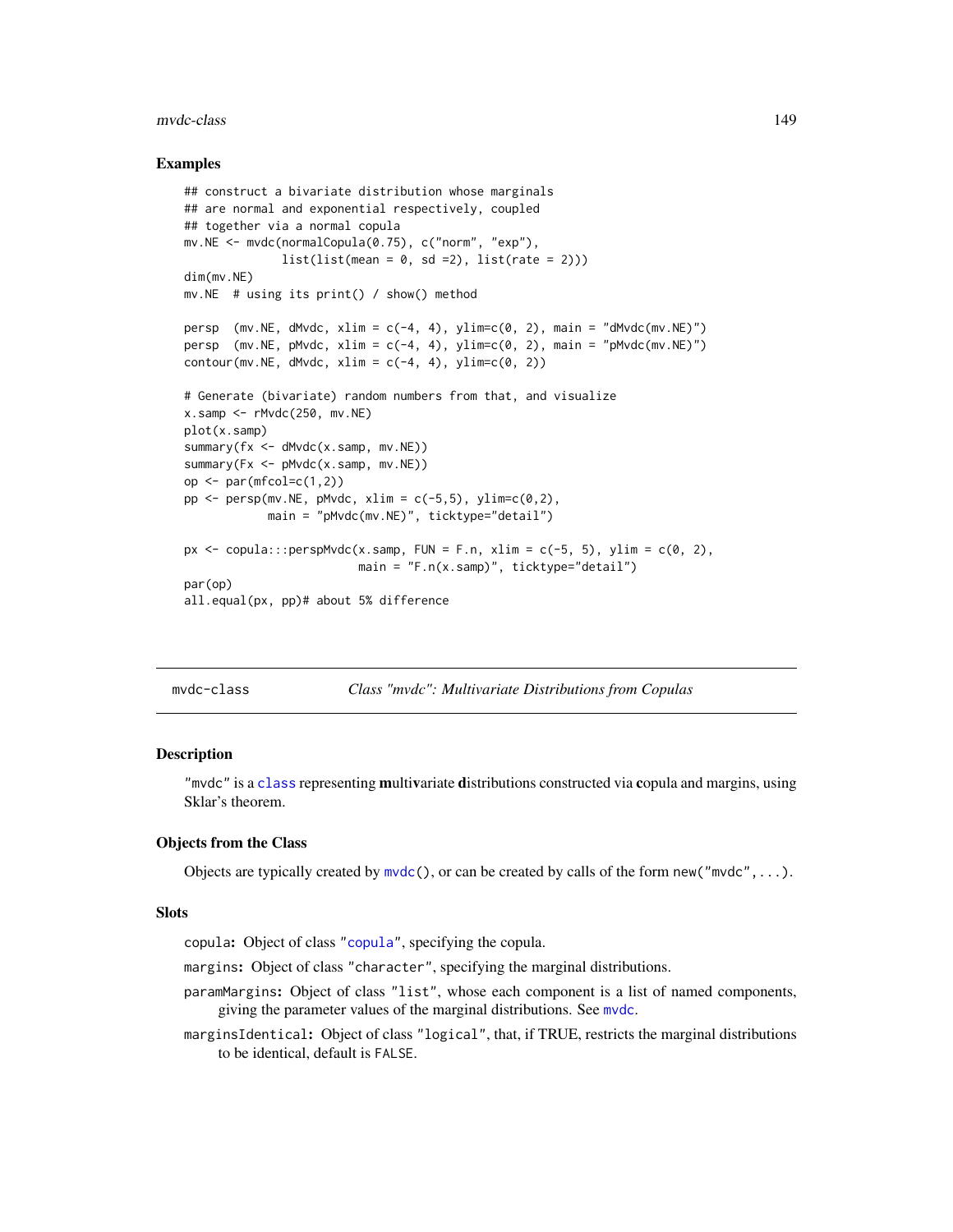### Examples

```
## construct a bivariate distribution whose marginals
## are normal and exponential respectively, coupled
## together via a normal copula
mv.NE <- mvdc(normalCopula(0.75), c("norm", "exp"),
              list(list(mean = 0, sd =2), list(rate = 2)))
dim(mv.NE)
mv.NE  # using its print() / show() method

persp  (mv.NE, dMvdc, xlim = c(-4, 4), ylim=c(0, 2), main = "dMvdc(mv.NE)")
persp  (mv.NE, pMvdc, xlim = c(-4, 4), ylim=c(0, 2), main = "pMvdc(mv.NE)")
contour(mv.NE, dMvdc, xlim = c(-4, 4), ylim=c(0, 2))

# Generate (bivariate) random numbers from that, and visualize
x.samp <- rMvdc(250, mv.NE)
plot(x.samp)
summary(fx <- dMvdc(x.samp, mv.NE))
summary(Fx <- pMvdc(x.samp, mv.NE))
op <- par(mfcol=c(1,2))
pp <- persp(mv.NE, pMvdc, xlim = c(-5,5), ylim=c(0,2),
            main = "pMvdc(mv.NE)", ticktype="detail")

px <- copula:::perspMvdc(x.samp, FUN = F.n, xlim = c(-5, 5), ylim = c(0, 2),
                         main = "F.n(x.samp)", ticktype="detail")
par(op)
all.equal(px, pp)# about 5% difference
```

---

## mvdc-class    *Class "mvdc": Multivariate Distributions from Copulas*

---

### Description

"mvdc" is a class representing **m**ulti**v**ariate **d**istributions constructed via **c**opula and margins, using Sklar's theorem.

### Objects from the Class

Objects are typically created by mvdc(), or can be created by calls of the form new("mvdc",...).

### Slots

- copula**:** Object of class "copula", specifying the copula.
- margins**:** Object of class "character", specifying the marginal distributions.
- paramMargins**:** Object of class "list", whose each component is a list of named components, giving the parameter values of the marginal distributions. See mvdc.
- marginsIdentical**:** Object of class "logical", that, if TRUE, restricts the marginal distributions to be identical, default is FALSE.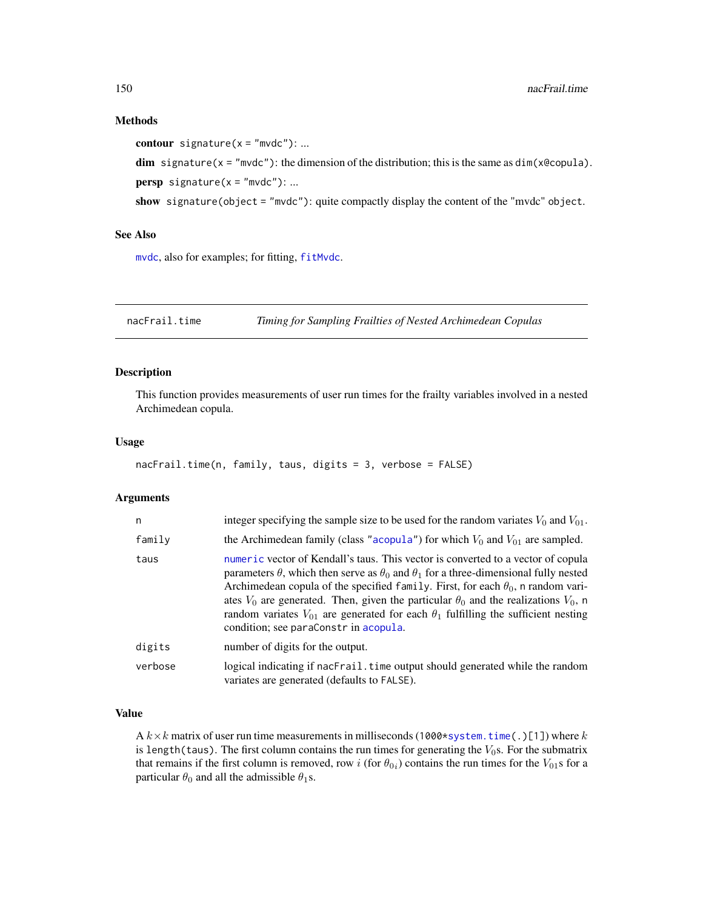### Methods

**contour** `signature(x = "mvdc")`: ...

**dim** `signature(x = "mvdc")`: the dimension of the distribution; this is the same as `dim(x@copula)`.

**persp** `signature(x = "mvdc")`: ...

**show** `signature(object = "mvdc")`: quite compactly display the content of the "mvdc" object.

### See Also

`mvdc`, also for examples; for fitting, `fitMvdc`.

---

## nacFrail.time — *Timing for Sampling Frailties of Nested Archimedean Copulas*

### Description

This function provides measurements of user run times for the frailty variables involved in a nested Archimedean copula.

### Usage

```
nacFrail.time(n, family, taus, digits = 3, verbose = FALSE)
```

### Arguments

| | |
|---|---|
| `n` | integer specifying the sample size to be used for the random variates $V_0$ and $V_{01}$. |
| `family` | the Archimedean family (class "`acopula`") for which $V_0$ and $V_{01}$ are sampled. |
| `taus` | `numeric` vector of Kendall's taus. This vector is converted to a vector of copula parameters $\theta$, which then serve as $\theta_0$ and $\theta_1$ for a three-dimensional fully nested Archimedean copula of the specified `family`. First, for each $\theta_0$, `n` random variates $V_0$ are generated. Then, given the particular $\theta_0$ and the realizations $V_0$, `n` random variates $V_{01}$ are generated for each $\theta_1$ fulfilling the sufficient nesting condition; see `paraConstr` in `acopula`. |
| `digits` | number of digits for the output. |
| `verbose` | logical indicating if `nacFrail.time` output should generated while the random variates are generated (defaults to `FALSE`). |

### Value

A $k \times k$ matrix of user run time measurements in milliseconds (`1000*system.time(.)[1]`) where $k$ is `length(taus)`. The first column contains the run times for generating the $V_0$s. For the submatrix that remains if the first column is removed, row $i$ (for $\theta_{0i}$) contains the run times for the $V_{01}$s for a particular $\theta_0$ and all the admissible $\theta_1$s.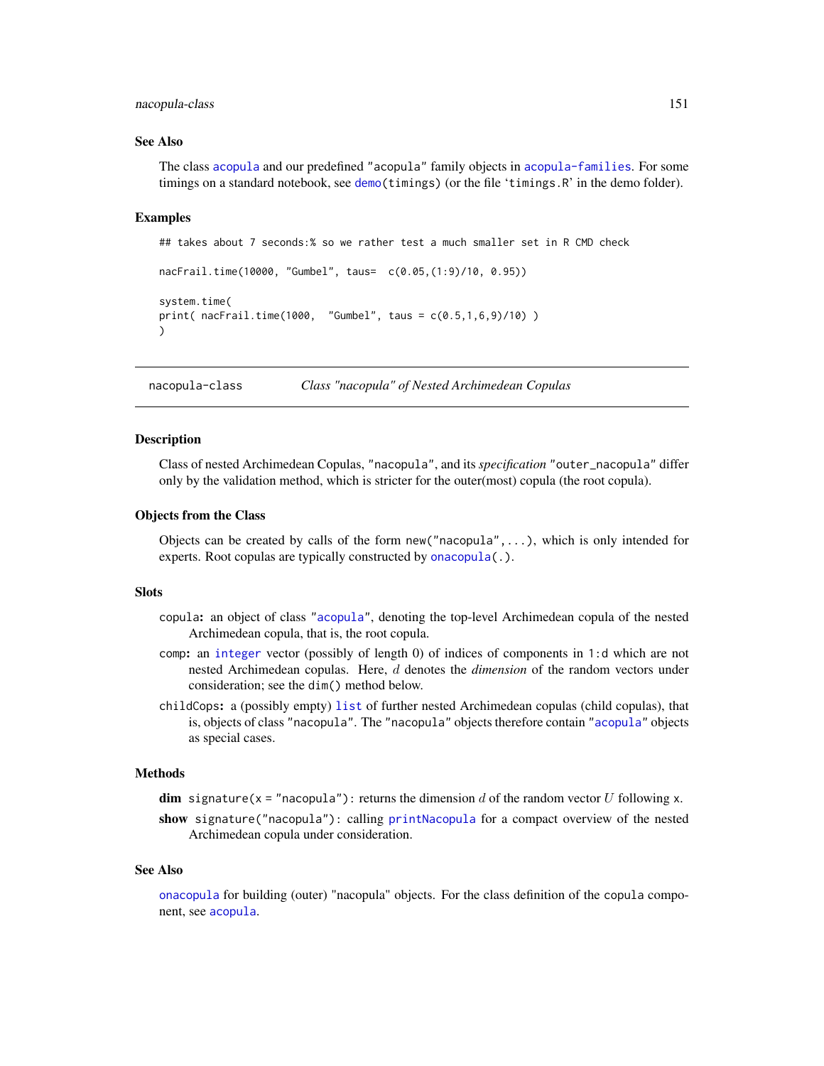## See Also

The class `acopula` and our predefined "acopula" family objects in `acopula-families`. For some timings on a standard notebook, see `demo(timings)` (or the file 'timings.R' in the demo folder).

## Examples

```
## takes about 7 seconds:% so we rather test a much smaller set in R CMD check

nacFrail.time(10000, "Gumbel", taus=  c(0.05,(1:9)/10, 0.95))

system.time(
print( nacFrail.time(1000,  "Gumbel", taus = c(0.5,1,6,9)/10) )
)
```

---

# nacopula-class    *Class "nacopula" of Nested Archimedean Copulas*

## Description

Class of nested Archimedean Copulas, "nacopula", and its *specification* "outer_nacopula" differ only by the validation method, which is stricter for the outer(most) copula (the root copula).

## Objects from the Class

Objects can be created by calls of the form `new("nacopula",...)`, which is only intended for experts. Root copulas are typically constructed by `onacopula(.)`.

## Slots

`copula`**:** an object of class "`acopula`", denoting the top-level Archimedean copula of the nested Archimedean copula, that is, the root copula.

`comp`**:** an `integer` vector (possibly of length 0) of indices of components in `1:d` which are not nested Archimedean copulas. Here, $d$ denotes the *dimension* of the random vectors under consideration; see the `dim()` method below.

`childCops`**:** a (possibly empty) `list` of further nested Archimedean copulas (child copulas), that is, objects of class "nacopula". The "nacopula" objects therefore contain "`acopula`" objects as special cases.

## Methods

**dim** `signature(x = "nacopula")`: returns the dimension $d$ of the random vector $U$ following x.

**show** `signature("nacopula")`: calling `printNacopula` for a compact overview of the nested Archimedean copula under consideration.

## See Also

`onacopula` for building (outer) "nacopula" objects. For the class definition of the `copula` component, see `acopula`.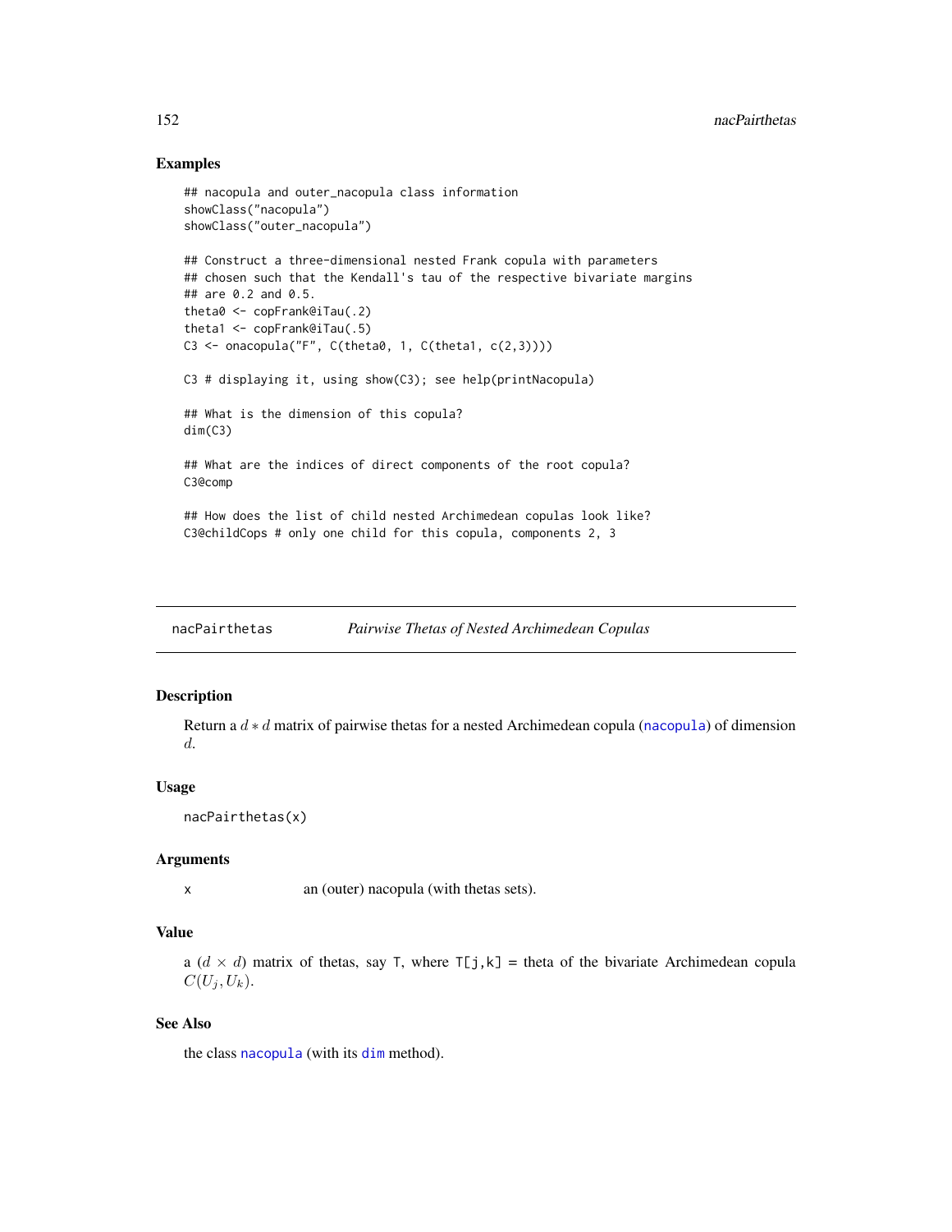## Examples

```
## nacopula and outer_nacopula class information
showClass("nacopula")
showClass("outer_nacopula")

## Construct a three-dimensional nested Frank copula with parameters
## chosen such that the Kendall's tau of the respective bivariate margins
## are 0.2 and 0.5.
theta0 <- copFrank@iTau(.2)
theta1 <- copFrank@iTau(.5)
C3 <- onacopula("F", C(theta0, 1, C(theta1, c(2,3))))

C3 # displaying it, using show(C3); see help(printNacopula)

## What is the dimension of this copula?
dim(C3)

## What are the indices of direct components of the root copula?
C3@comp

## How does the list of child nested Archimedean copulas look like?
C3@childCops # only one child for this copula, components 2, 3
```

---

# nacPairthetas — *Pairwise Thetas of Nested Archimedean Copulas*

## Description

Return a $d * d$ matrix of pairwise thetas for a nested Archimedean copula (nacopula) of dimension $d$.

## Usage

```
nacPairthetas(x)
```

## Arguments

x — an (outer) nacopula (with thetas sets).

## Value

a $(d \times d)$ matrix of thetas, say T, where T[j,k] = theta of the bivariate Archimedean copula $C(U_j, U_k)$.

## See Also

the class nacopula (with its dim method).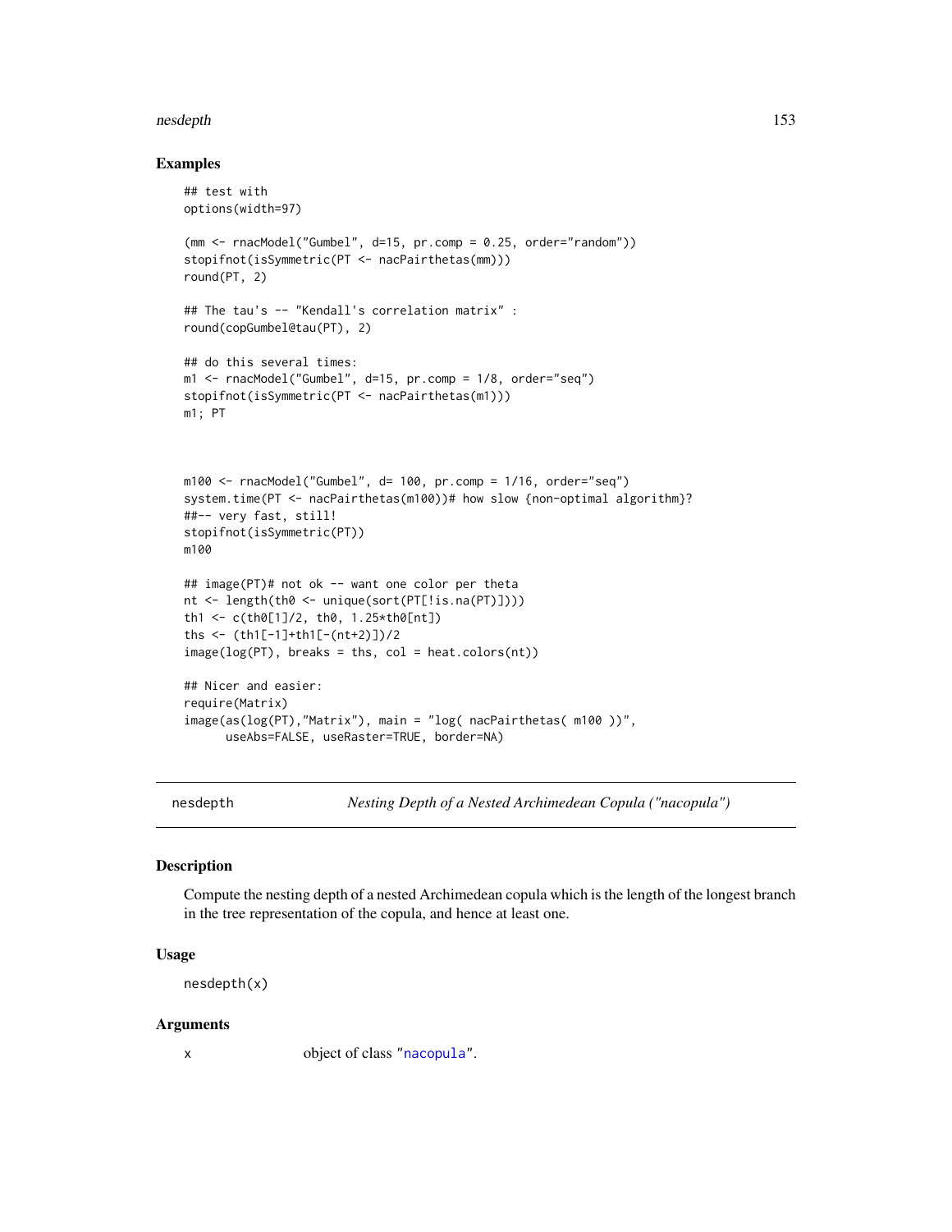### Examples

```
## test with
options(width=97)

(mm <- rnacModel("Gumbel", d=15, pr.comp = 0.25, order="random"))
stopifnot(isSymmetric(PT <- nacPairthetas(mm)))
round(PT, 2)

## The tau's -- "Kendall's correlation matrix" :
round(copGumbel@tau(PT), 2)

## do this several times:
m1 <- rnacModel("Gumbel", d=15, pr.comp = 1/8, order="seq")
stopifnot(isSymmetric(PT <- nacPairthetas(m1)))
m1; PT



m100 <- rnacModel("Gumbel", d= 100, pr.comp = 1/16, order="seq")
system.time(PT <- nacPairthetas(m100))# how slow {non-optimal algorithm}?
##-- very fast, still!
stopifnot(isSymmetric(PT))
m100

## image(PT)# not ok -- want one color per theta
nt <- length(th0 <- unique(sort(PT[!is.na(PT)])))
th1 <- c(th0[1]/2, th0, 1.25*th0[nt])
ths <- (th1[-1]+th1[-(nt+2)])/2
image(log(PT), breaks = ths, col = heat.colors(nt))

## Nicer and easier:
require(Matrix)
image(as(log(PT),"Matrix"), main = "log( nacPairthetas( m100 ))",
      useAbs=FALSE, useRaster=TRUE, border=NA)
```

---

## nesdepth — *Nesting Depth of a Nested Archimedean Copula ("nacopula")*

### Description

Compute the nesting depth of a nested Archimedean copula which is the length of the longest branch in the tree representation of the copula, and hence at least one.

### Usage

```
nesdepth(x)
```

### Arguments

| | |
|---|---|
| x | object of class "nacopula". |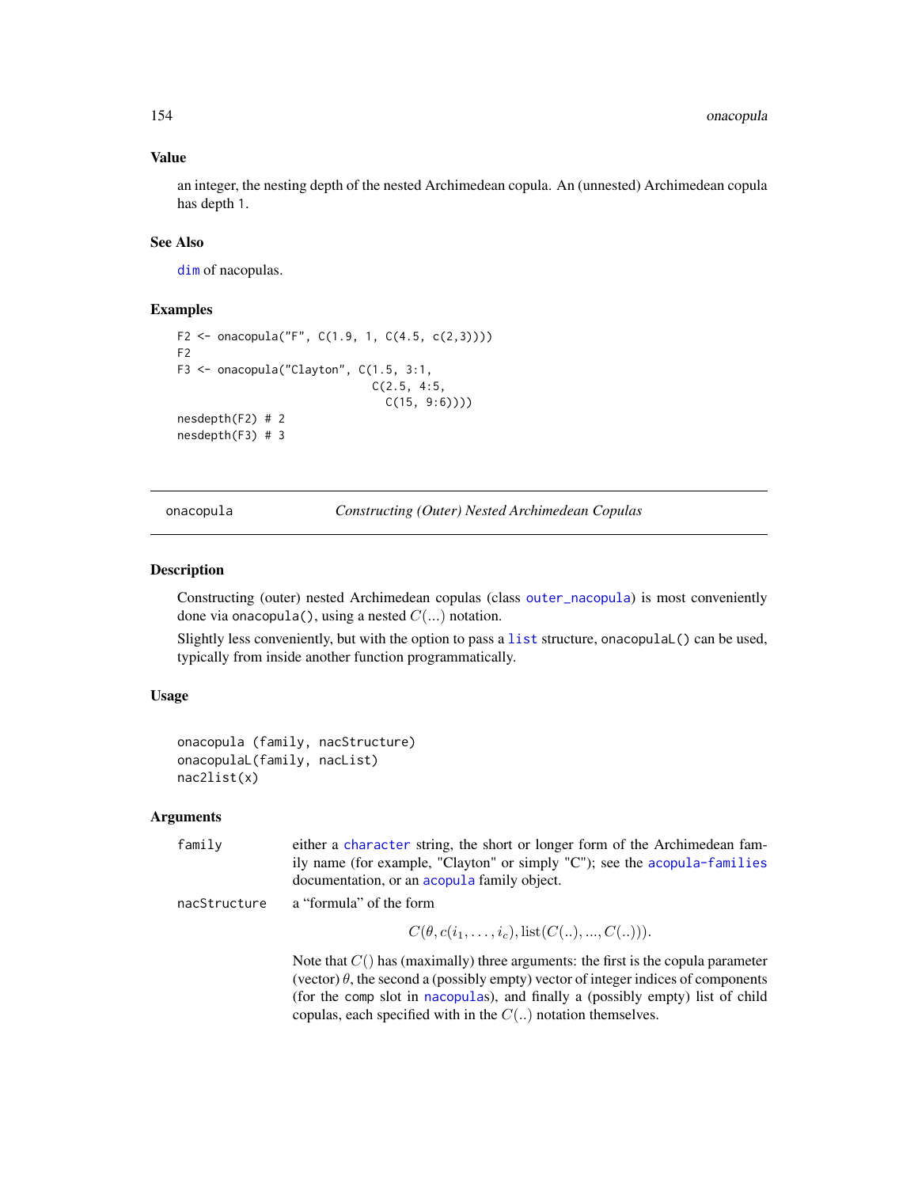## Value

an integer, the nesting depth of the nested Archimedean copula. An (unnested) Archimedean copula has depth 1.

## See Also

dim of nacopulas.

## Examples

```
F2 <- onacopula("F", C(1.9, 1, C(4.5, c(2,3))))
F2
F3 <- onacopula("Clayton", C(1.5, 3:1,
                            C(2.5, 4:5,
                              C(15, 9:6))))
nesdepth(F2) # 2
nesdepth(F3) # 3
```

---

# onacopula *Constructing (Outer) Nested Archimedean Copulas*

## Description

Constructing (outer) nested Archimedean copulas (class outer_nacopula) is most conveniently done via onacopula(), using a nested $C(...)$ notation.

Slightly less conveniently, but with the option to pass a list structure, onacopulaL() can be used, typically from inside another function programmatically.

## Usage

```
onacopula (family, nacStructure)
onacopulaL(family, nacList)
nac2list(x)
```

## Arguments

**family** either a character string, the short or longer form of the Archimedean family name (for example, "Clayton" or simply "C"); see the acopula-families documentation, or an acopula family object.

**nacStructure** a "formula" of the form

$$C(\theta, c(i_1, \ldots, i_c), \text{list}(C(..), ..., C(..))).$$

Note that $C()$ has (maximally) three arguments: the first is the copula parameter (vector) $\theta$, the second a (possibly empty) vector of integer indices of components (for the comp slot in nacopulas), and finally a (possibly empty) list of child copulas, each specified with in the $C(..)$ notation themselves.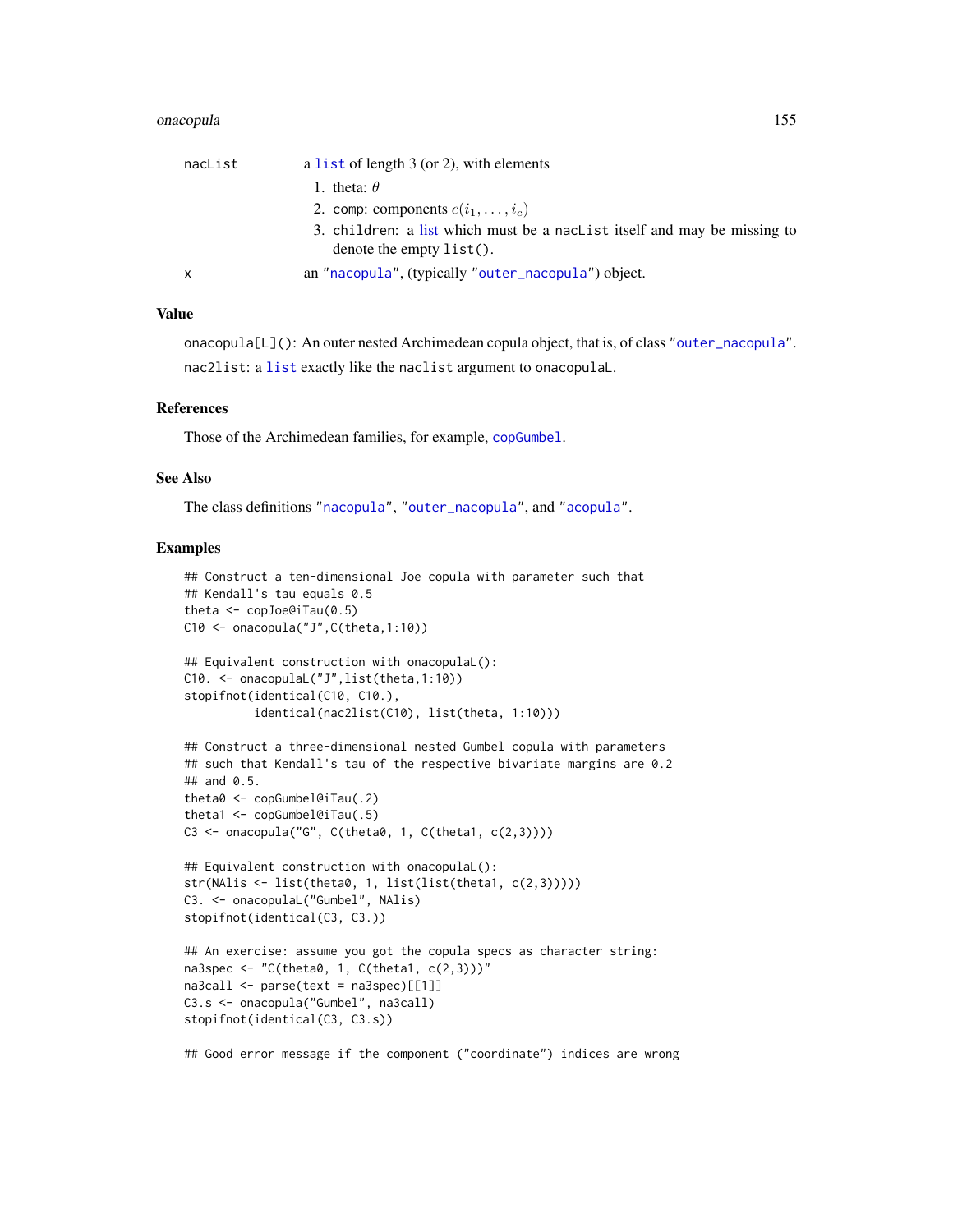| | |
|---|---|
| nacList | a list of length 3 (or 2), with elements<br>1. theta: $\theta$<br>2. comp: components $c(i_1, \ldots, i_c)$<br>3. children: a list which must be a nacList itself and may be missing to denote the empty list(). |
| x | an "nacopula", (typically "outer_nacopula") object. |

## Value

onacopula[L](): An outer nested Archimedean copula object, that is, of class "outer_nacopula".

nac2list: a list exactly like the naclist argument to onacopulaL.

## References

Those of the Archimedean families, for example, copGumbel.

## See Also

The class definitions "nacopula", "outer_nacopula", and "acopula".

## Examples

```
## Construct a ten-dimensional Joe copula with parameter such that
## Kendall's tau equals 0.5
theta <- copJoe@iTau(0.5)
C10 <- onacopula("J",C(theta,1:10))

## Equivalent construction with onacopulaL():
C10. <- onacopulaL("J",list(theta,1:10))
stopifnot(identical(C10, C10.),
          identical(nac2list(C10), list(theta, 1:10)))

## Construct a three-dimensional nested Gumbel copula with parameters
## such that Kendall's tau of the respective bivariate margins are 0.2
## and 0.5.
theta0 <- copGumbel@iTau(.2)
theta1 <- copGumbel@iTau(.5)
C3 <- onacopula("G", C(theta0, 1, C(theta1, c(2,3))))

## Equivalent construction with onacopulaL():
str(NAlis <- list(theta0, 1, list(list(theta1, c(2,3)))))
C3. <- onacopulaL("Gumbel", NAlis)
stopifnot(identical(C3, C3.))

## An exercise: assume you got the copula specs as character string:
na3spec <- "C(theta0, 1, C(theta1, c(2,3)))"
na3call <- parse(text = na3spec)[[1]]
C3.s <- onacopula("Gumbel", na3call)
stopifnot(identical(C3, C3.s))

## Good error message if the component ("coordinate") indices are wrong
```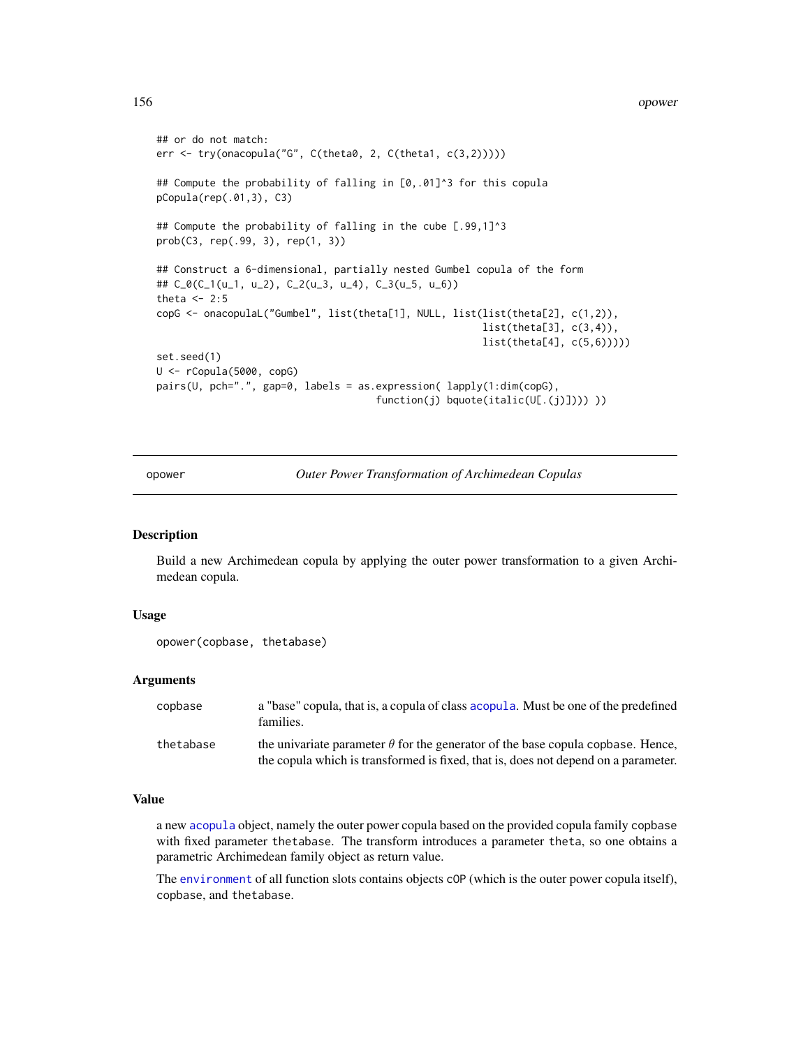```
## or do not match:
err <- try(onacopula("G", C(theta0, 2, C(theta1, c(3,2)))))

## Compute the probability of falling in [0,.01]^3 for this copula
pCopula(rep(.01,3), C3)

## Compute the probability of falling in the cube [.99,1]^3
prob(C3, rep(.99, 3), rep(1, 3))

## Construct a 6-dimensional, partially nested Gumbel copula of the form
## C_0(C_1(u_1, u_2), C_2(u_3, u_4), C_3(u_5, u_6))
theta <- 2:5
copG <- onacopulaL("Gumbel", list(theta[1], NULL, list(list(theta[2], c(1,2)),
                                                        list(theta[3], c(3,4)),
                                                        list(theta[4], c(5,6)))))
set.seed(1)
U <- rCopula(5000, copG)
pairs(U, pch=".", gap=0, labels = as.expression( lapply(1:dim(copG),
                                      function(j) bquote(italic(U[.(j)]))) ))
```

---

# opower — *Outer Power Transformation of Archimedean Copulas*

## Description

Build a new Archimedean copula by applying the outer power transformation to a given Archimedean copula.

## Usage

```
opower(copbase, thetabase)
```

## Arguments

| | |
|---|---|
| `copbase` | a "base" copula, that is, a copula of class `acopula`. Must be one of the predefined families. |
| `thetabase` | the univariate parameter $\theta$ for the generator of the base copula `copbase`. Hence, the copula which is transformed is fixed, that is, does not depend on a parameter. |

## Value

a new `acopula` object, namely the outer power copula based on the provided copula family `copbase` with fixed parameter `thetabase`. The transform introduces a parameter `theta`, so one obtains a parametric Archimedean family object as return value.

The `environment` of all function slots contains objects `cOP` (which is the outer power copula itself), `copbase`, and `thetabase`.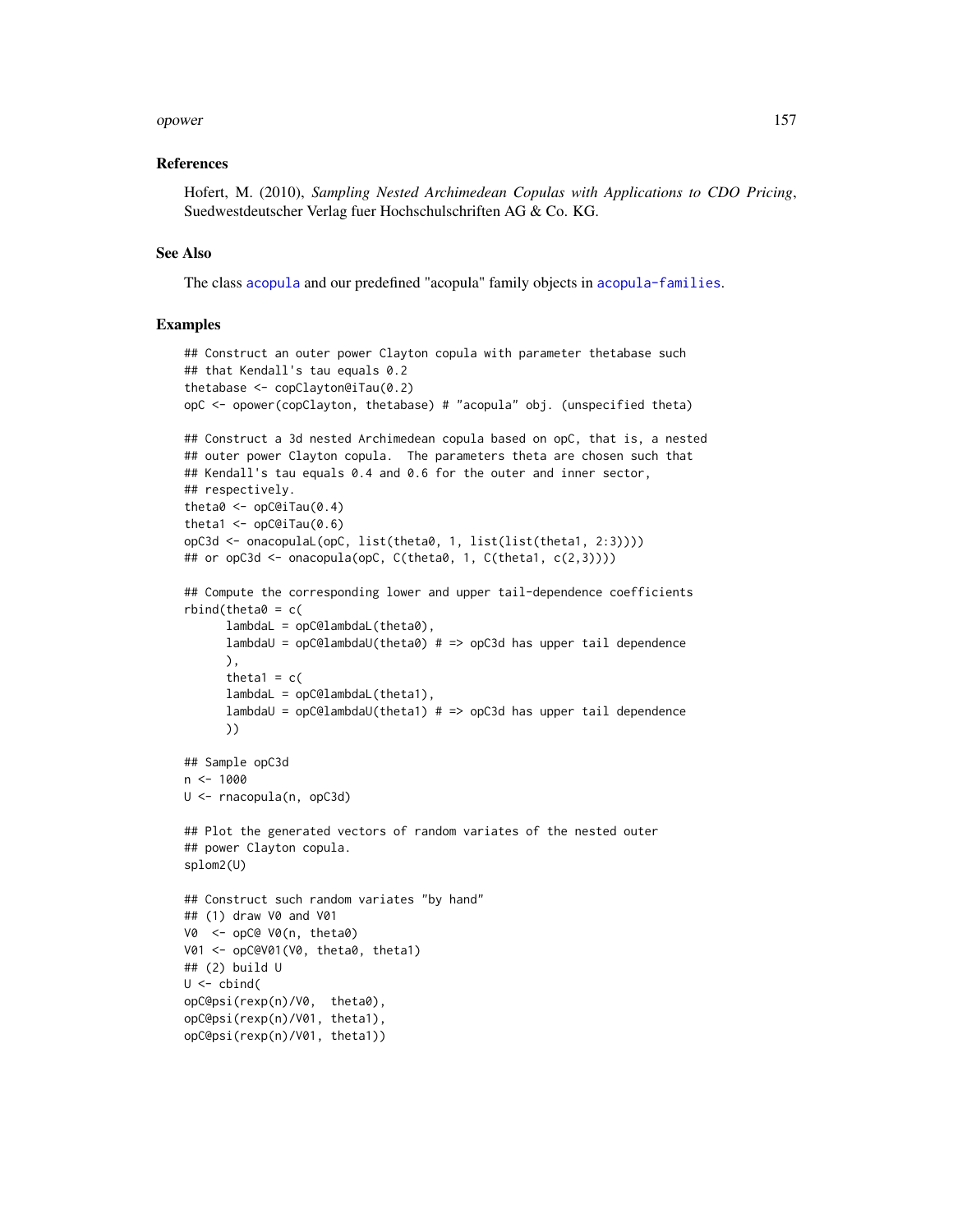## References

Hofert, M. (2010), *Sampling Nested Archimedean Copulas with Applications to CDO Pricing*, Suedwestdeutscher Verlag fuer Hochschulschriften AG & Co. KG.

## See Also

The class acopula and our predefined "acopula" family objects in acopula-families.

## Examples

```
## Construct an outer power Clayton copula with parameter thetabase such
## that Kendall's tau equals 0.2
thetabase <- copClayton@iTau(0.2)
opC <- opower(copClayton, thetabase) # "acopula" obj. (unspecified theta)

## Construct a 3d nested Archimedean copula based on opC, that is, a nested
## outer power Clayton copula.  The parameters theta are chosen such that
## Kendall's tau equals 0.4 and 0.6 for the outer and inner sector,
## respectively.
theta0 <- opC@iTau(0.4)
theta1 <- opC@iTau(0.6)
opC3d <- onacopulaL(opC, list(theta0, 1, list(list(theta1, 2:3))))
## or opC3d <- onacopula(opC, C(theta0, 1, C(theta1, c(2,3))))

## Compute the corresponding lower and upper tail-dependence coefficients
rbind(theta0 = c(
      lambdaL = opC@lambdaL(theta0),
      lambdaU = opC@lambdaU(theta0) # => opC3d has upper tail dependence
      ),
      theta1 = c(
      lambdaL = opC@lambdaL(theta1),
      lambdaU = opC@lambdaU(theta1) # => opC3d has upper tail dependence
      ))

## Sample opC3d
n <- 1000
U <- rnacopula(n, opC3d)

## Plot the generated vectors of random variates of the nested outer
## power Clayton copula.
splom2(U)

## Construct such random variates "by hand"
## (1) draw V0 and V01
V0  <- opC@ V0(n, theta0)
V01 <- opC@V01(V0, theta0, theta1)
## (2) build U
U <- cbind(
opC@psi(rexp(n)/V0,  theta0),
opC@psi(rexp(n)/V01, theta1),
opC@psi(rexp(n)/V01, theta1))
```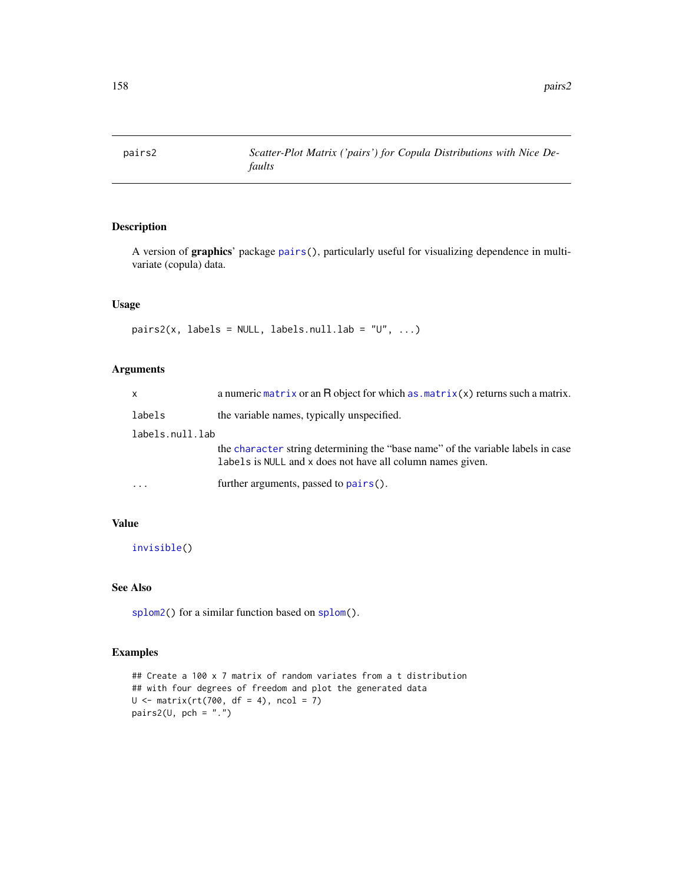# pairs2 — Scatter-Plot Matrix ('pairs') for Copula Distributions with Nice Defaults

## Description

A version of **graphics**' package `pairs()`, particularly useful for visualizing dependence in multivariate (copula) data.

## Usage

```
pairs2(x, labels = NULL, labels.null.lab = "U", ...)
```

## Arguments

| Argument | Description |
| --- | --- |
| `x` | a numeric `matrix` or an R object for which `as.matrix(x)` returns such a matrix. |
| `labels` | the variable names, typically unspecified. |
| `labels.null.lab` | the `character` string determining the "base name" of the variable labels in case `labels` is `NULL` and `x` does not have all column names given. |
| `...` | further arguments, passed to `pairs()`. |

## Value

`invisible()`

## See Also

`splom2()` for a similar function based on `splom()`.

## Examples

```
## Create a 100 x 7 matrix of random variates from a t distribution
## with four degrees of freedom and plot the generated data
U <- matrix(rt(700, df = 4), ncol = 7)
pairs2(U, pch = ".")
```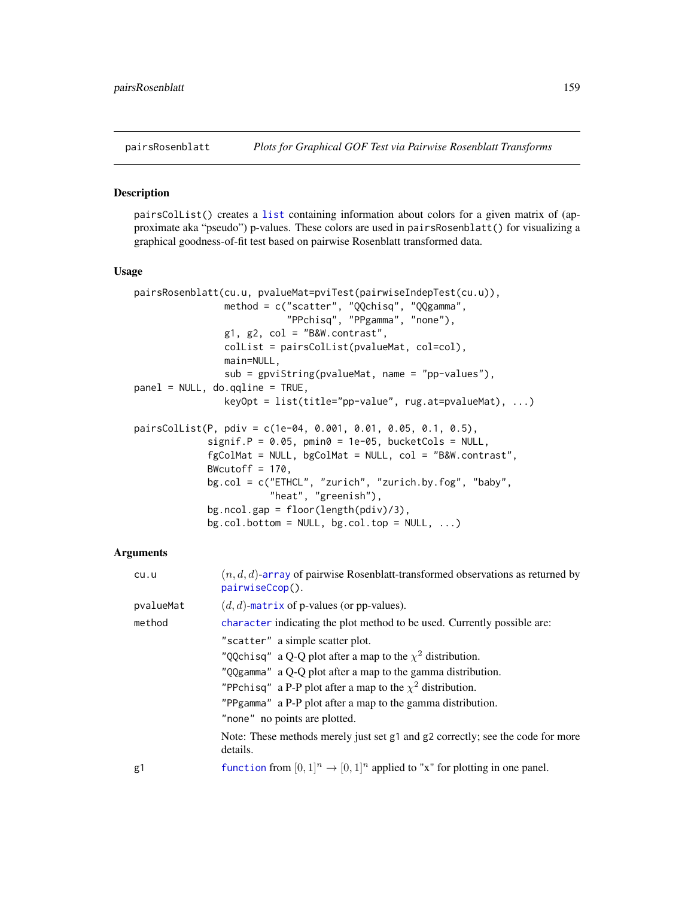## pairsRosenblatt — *Plots for Graphical GOF Test via Pairwise Rosenblatt Transforms*

### Description

`pairsColList()` creates a `list` containing information about colors for a given matrix of (approximate aka "pseudo") p-values. These colors are used in `pairsRosenblatt()` for visualizing a graphical goodness-of-fit test based on pairwise Rosenblatt transformed data.

### Usage

```
pairsRosenblatt(cu.u, pvalueMat=pviTest(pairwiseIndepTest(cu.u)),
                method = c("scatter", "QQchisq", "QQgamma",
                           "PPchisq", "PPgamma", "none"),
                g1, g2, col = "B&W.contrast",
                colList = pairsColList(pvalueMat, col=col),
                main=NULL,
                sub = gpviString(pvalueMat, name = "pp-values"),
panel = NULL, do.qqline = TRUE,
                keyOpt = list(title="pp-value", rug.at=pvalueMat), ...)

pairsColList(P, pdiv = c(1e-04, 0.001, 0.01, 0.05, 0.1, 0.5),
             signif.P = 0.05, pmin0 = 1e-05, bucketCols = NULL,
             fgColMat = NULL, bgColMat = NULL, col = "B&W.contrast",
             BWcutoff = 170,
             bg.col = c("ETHCL", "zurich", "zurich.by.fog", "baby",
                        "heat", "greenish"),
             bg.ncol.gap = floor(length(pdiv)/3),
             bg.col.bottom = NULL, bg.col.top = NULL, ...)
```

### Arguments

| | |
|---|---|
| `cu.u` | $(n, d, d)$-`array` of pairwise Rosenblatt-transformed observations as returned by `pairwiseCcop()`. |
| `pvalueMat` | $(d, d)$-`matrix` of p-values (or pp-values). |
| `method` | `character` indicating the plot method to be used. Currently possible are:<br>`"scatter"` a simple scatter plot.<br>`"QQchisq"` a Q-Q plot after a map to the $\chi^2$ distribution.<br>`"QQgamma"` a Q-Q plot after a map to the gamma distribution.<br>`"PPchisq"` a P-P plot after a map to the $\chi^2$ distribution.<br>`"PPgamma"` a P-P plot after a map to the gamma distribution.<br>`"none"` no points are plotted.<br>Note: These methods merely just set `g1` and `g2` correctly; see the code for more details. |
| `g1` | `function` from $[0, 1]^n \to [0, 1]^n$ applied to "x" for plotting in one panel. |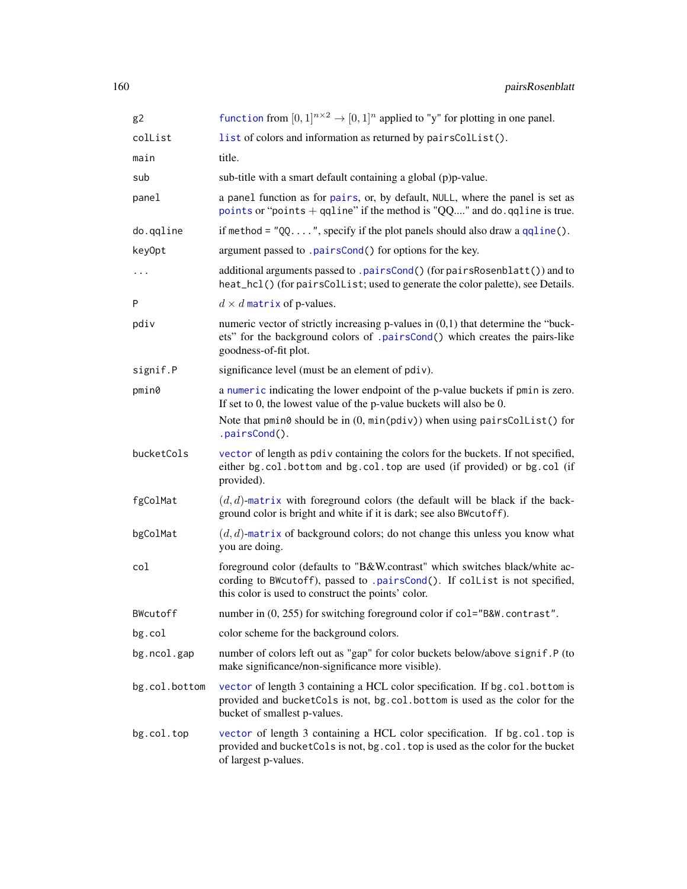| | |
|---|---|
| g2 | function from $[0, 1]^{n \times 2} \to [0, 1]^n$ applied to "y" for plotting in one panel. |
| colList | list of colors and information as returned by pairsColList(). |
| main | title. |
| sub | sub-title with a smart default containing a global (p)p-value. |
| panel | a panel function as for pairs, or, by default, NULL, where the panel is set as points or "points + qqline" if the method is "QQ...." and do.qqline is true. |
| do.qqline | if method = "QQ....", specify if the plot panels should also draw a qqline(). |
| keyOpt | argument passed to .pairsCond() for options for the key. |
| ... | additional arguments passed to .pairsCond() (for pairsRosenblatt()) and to heat_hcl() (for pairsColList; used to generate the color palette), see Details. |
| P | $d \times d$ matrix of p-values. |
| pdiv | numeric vector of strictly increasing p-values in (0,1) that determine the "buckets" for the background colors of .pairsCond() which creates the pairs-like goodness-of-fit plot. |
| signif.P | significance level (must be an element of pdiv). |
| pmin0 | a numeric indicating the lower endpoint of the p-value buckets if pmin is zero. If set to 0, the lowest value of the p-value buckets will also be 0.<br>Note that pmin0 should be in (0, min(pdiv)) when using pairsColList() for .pairsCond(). |
| bucketCols | vector of length as pdiv containing the colors for the buckets. If not specified, either bg.col.bottom and bg.col.top are used (if provided) or bg.col (if provided). |
| fgColMat | $(d, d)$-matrix with foreground colors (the default will be black if the background color is bright and white if it is dark; see also BWcutoff). |
| bgColMat | $(d, d)$-matrix of background colors; do not change this unless you know what you are doing. |
| col | foreground color (defaults to "B&W.contrast" which switches black/white according to BWcutoff), passed to .pairsCond(). If colList is not specified, this color is used to construct the points' color. |
| BWcutoff | number in (0, 255) for switching foreground color if col="B&W.contrast". |
| bg.col | color scheme for the background colors. |
| bg.ncol.gap | number of colors left out as "gap" for color buckets below/above signif.P (to make significance/non-significance more visible). |
| bg.col.bottom | vector of length 3 containing a HCL color specification. If bg.col.bottom is provided and bucketCols is not, bg.col.bottom is used as the color for the bucket of smallest p-values. |
| bg.col.top | vector of length 3 containing a HCL color specification. If bg.col.top is provided and bucketCols is not, bg.col.top is used as the color for the bucket of largest p-values. |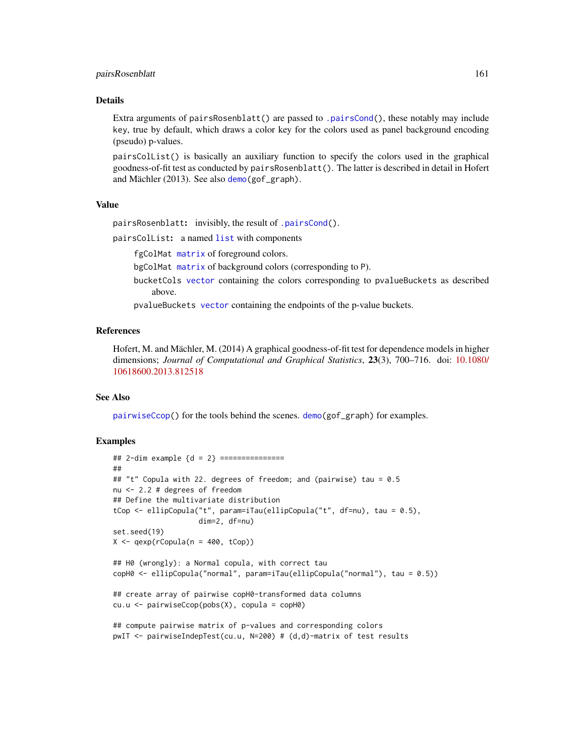### Details

Extra arguments of pairsRosenblatt() are passed to .pairsCond(), these notably may include key, true by default, which draws a color key for the colors used as panel background encoding (pseudo) p-values.

pairsColList() is basically an auxiliary function to specify the colors used in the graphical goodness-of-fit test as conducted by pairsRosenblatt(). The latter is described in detail in Hofert and Mächler (2013). See also demo(gof_graph).

### Value

**pairsRosenblatt:** invisibly, the result of .pairsCond().

**pairsColList:** a named list with components

- fgColMat matrix of foreground colors.
- bgColMat matrix of background colors (corresponding to P).
- bucketCols vector containing the colors corresponding to pvalueBuckets as described above.
- pvalueBuckets vector containing the endpoints of the p-value buckets.

### References

Hofert, M. and Mächler, M. (2014) A graphical goodness-of-fit test for dependence models in higher dimensions; *Journal of Computational and Graphical Statistics*, **23**(3), 700–716. doi: 10.1080/10618600.2013.812518

### See Also

pairwiseCcop() for the tools behind the scenes. demo(gof_graph) for examples.

### Examples

```
## 2-dim example {d = 2} ===============
##
## "t" Copula with 22. degrees of freedom; and (pairwise) tau = 0.5
nu <- 2.2 # degrees of freedom
## Define the multivariate distribution
tCop <- ellipCopula("t", param=iTau(ellipCopula("t", df=nu), tau = 0.5),
                    dim=2, df=nu)
set.seed(19)
X <- qexp(rCopula(n = 400, tCop))

## H0 (wrongly): a Normal copula, with correct tau
copH0 <- ellipCopula("normal", param=iTau(ellipCopula("normal"), tau = 0.5))

## create array of pairwise copH0-transformed data columns
cu.u <- pairwiseCcop(pobs(X), copula = copH0)

## compute pairwise matrix of p-values and corresponding colors
pwIT <- pairwiseIndepTest(cu.u, N=200) # (d,d)-matrix of test results
```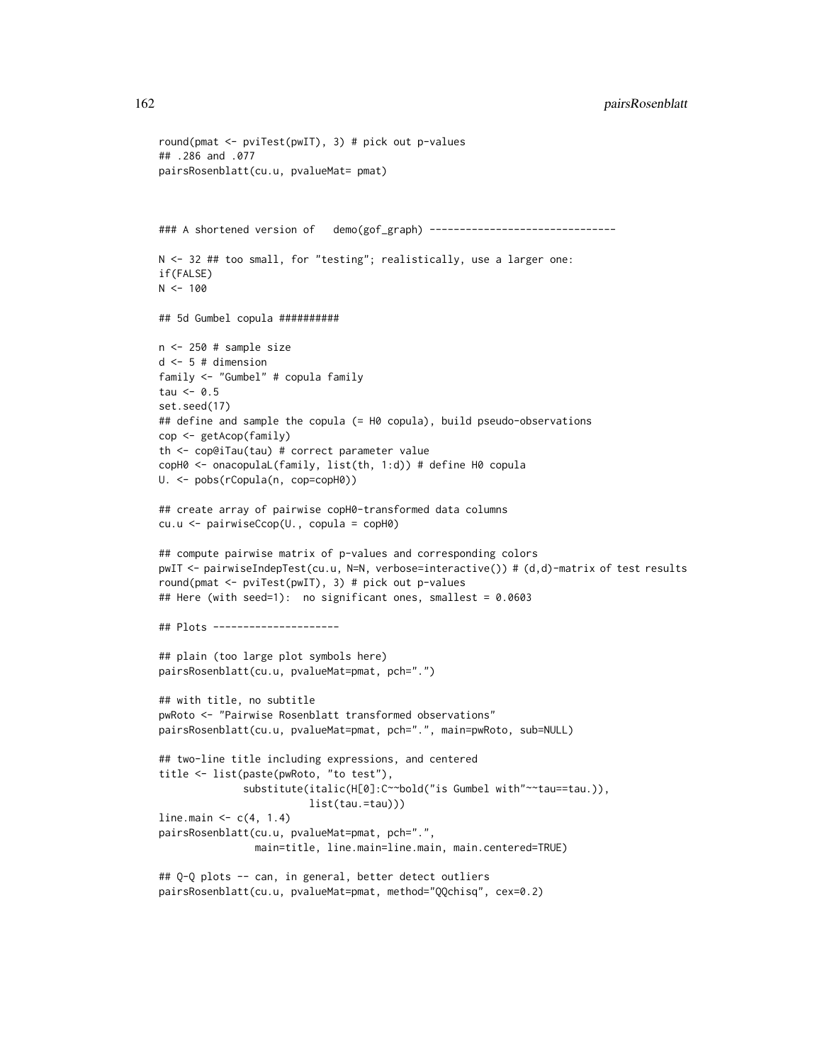```
round(pmat <- pviTest(pwIT), 3) # pick out p-values
## .286 and .077
pairsRosenblatt(cu.u, pvalueMat= pmat)



### A shortened version of   demo(gof_graph) -------------------------------

N <- 32 ## too small, for "testing"; realistically, use a larger one:
if(FALSE)
N <- 100

## 5d Gumbel copula ##########

n <- 250 # sample size
d <- 5 # dimension
family <- "Gumbel" # copula family
tau <- 0.5
set.seed(17)
## define and sample the copula (= H0 copula), build pseudo-observations
cop <- getAcop(family)
th <- cop@iTau(tau) # correct parameter value
copH0 <- onacopulaL(family, list(th, 1:d)) # define H0 copula
U. <- pobs(rCopula(n, cop=copH0))

## create array of pairwise copH0-transformed data columns
cu.u <- pairwiseCcop(U., copula = copH0)

## compute pairwise matrix of p-values and corresponding colors
pwIT <- pairwiseIndepTest(cu.u, N=N, verbose=interactive()) # (d,d)-matrix of test results
round(pmat <- pviTest(pwIT), 3) # pick out p-values
## Here (with seed=1):  no significant ones, smallest = 0.0603

## Plots ---------------------

## plain (too large plot symbols here)
pairsRosenblatt(cu.u, pvalueMat=pmat, pch=".")

## with title, no subtitle
pwRoto <- "Pairwise Rosenblatt transformed observations"
pairsRosenblatt(cu.u, pvalueMat=pmat, pch=".", main=pwRoto, sub=NULL)

## two-line title including expressions, and centered
title <- list(paste(pwRoto, "to test"),
              substitute(italic(H[0]:C~~bold("is Gumbel with"~~tau==tau.)),
                         list(tau.=tau)))
line.main <- c(4, 1.4)
pairsRosenblatt(cu.u, pvalueMat=pmat, pch=".",
                main=title, line.main=line.main, main.centered=TRUE)

## Q-Q plots -- can, in general, better detect outliers
pairsRosenblatt(cu.u, pvalueMat=pmat, method="QQchisq", cex=0.2)
```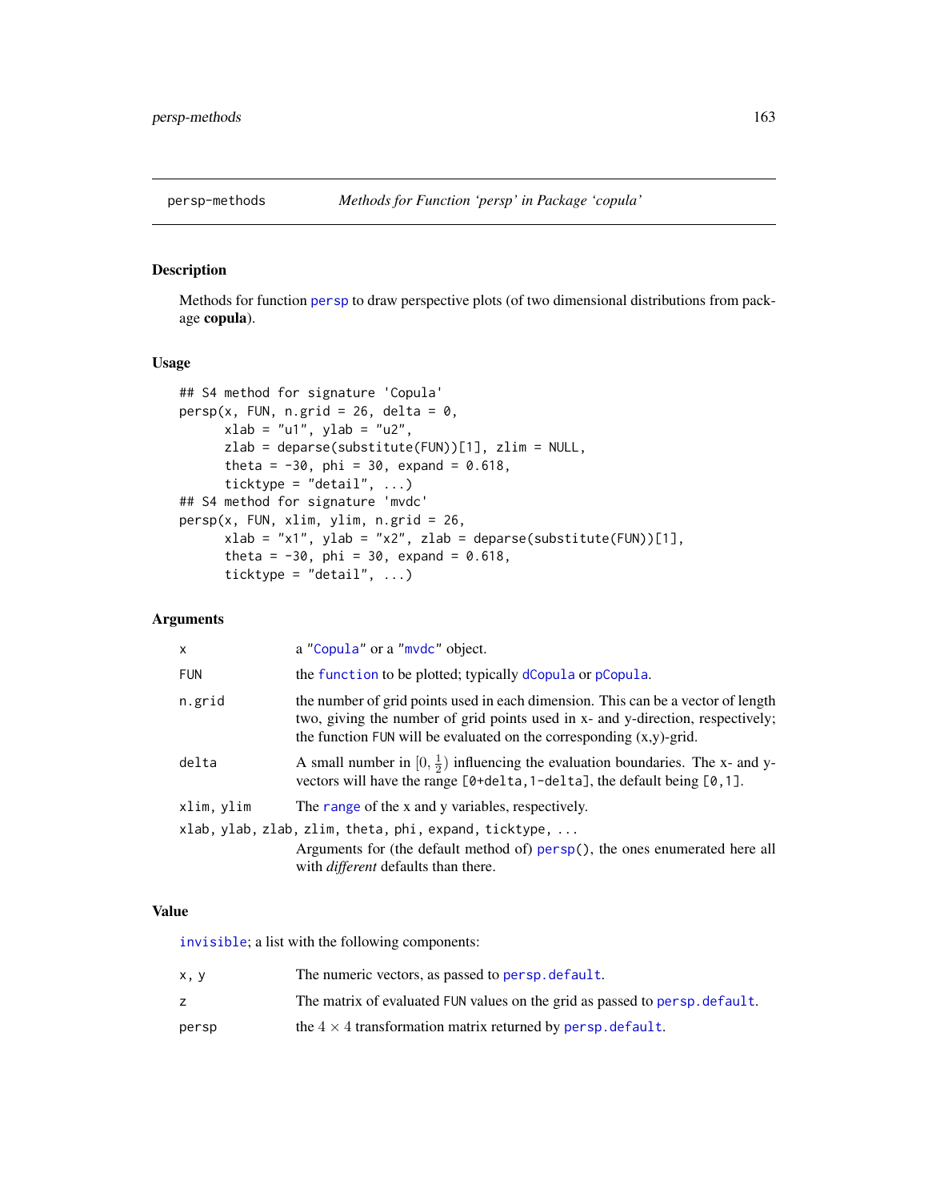persp-methods *Methods for Function 'persp' in Package 'copula'*

## Description

Methods for function persp to draw perspective plots (of two dimensional distributions from package **copula**).

## Usage

```
## S4 method for signature 'Copula'
persp(x, FUN, n.grid = 26, delta = 0,
      xlab = "u1", ylab = "u2",
      zlab = deparse(substitute(FUN))[1], zlim = NULL,
      theta = -30, phi = 30, expand = 0.618,
      ticktype = "detail", ...)
## S4 method for signature 'mvdc'
persp(x, FUN, xlim, ylim, n.grid = 26,
      xlab = "x1", ylab = "x2", zlab = deparse(substitute(FUN))[1],
      theta = -30, phi = 30, expand = 0.618,
      ticktype = "detail", ...)
```

## Arguments

| | |
|---|---|
| `x` | a "Copula" or a "mvdc" object. |
| `FUN` | the function to be plotted; typically dCopula or pCopula. |
| `n.grid` | the number of grid points used in each dimension. This can be a vector of length two, giving the number of grid points used in x- and y-direction, respectively; the function FUN will be evaluated on the corresponding (x,y)-grid. |
| `delta` | A small number in $[0, \frac{1}{2})$ influencing the evaluation boundaries. The x- and y-vectors will have the range `[0+delta,1-delta]`, the default being `[0,1]`. |
| `xlim, ylim` | The range of the x and y variables, respectively. |
| `xlab, ylab, zlab, zlim, theta, phi, expand, ticktype, ...` | Arguments for (the default method of) persp(), the ones enumerated here all with *different* defaults than there. |

## Value

invisible; a list with the following components:

| | |
|---|---|
| `x, y` | The numeric vectors, as passed to persp.default. |
| `z` | The matrix of evaluated FUN values on the grid as passed to persp.default. |
| `persp` | the $4 \times 4$ transformation matrix returned by persp.default. |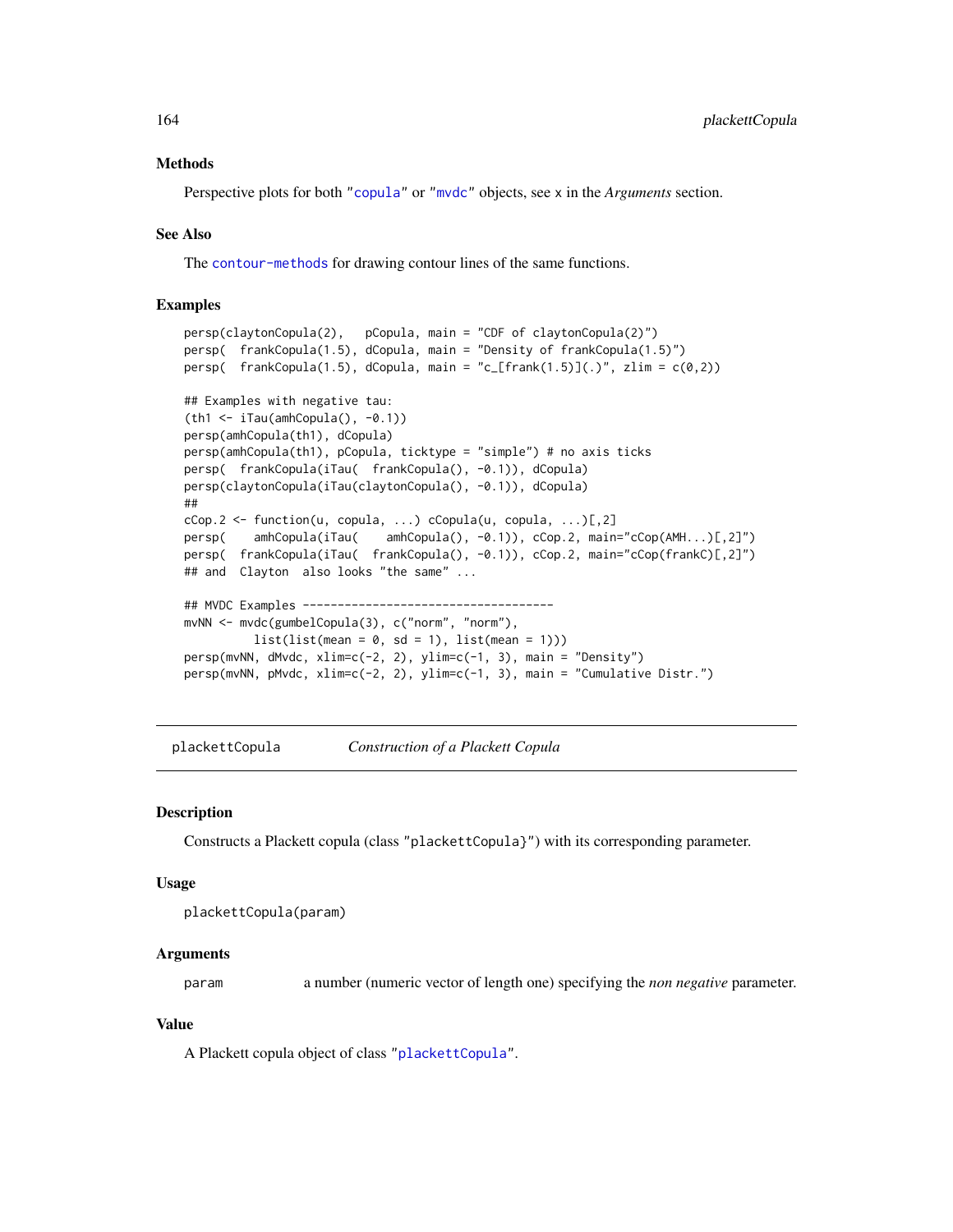### Methods

Perspective plots for both "copula" or "mvdc" objects, see x in the *Arguments* section.

### See Also

The contour-methods for drawing contour lines of the same functions.

### Examples

```
persp(claytonCopula(2),   pCopula, main = "CDF of claytonCopula(2)")
persp(  frankCopula(1.5), dCopula, main = "Density of frankCopula(1.5)")
persp(  frankCopula(1.5), dCopula, main = "c_[frank(1.5)](.)", zlim = c(0,2))

## Examples with negative tau:
(th1 <- iTau(amhCopula(), -0.1))
persp(amhCopula(th1), dCopula)
persp(amhCopula(th1), pCopula, ticktype = "simple") # no axis ticks
persp(  frankCopula(iTau(  frankCopula(), -0.1)), dCopula)
persp(claytonCopula(iTau(claytonCopula(), -0.1)), dCopula)
##
cCop.2 <- function(u, copula, ...) cCopula(u, copula, ...)[,2]
persp(    amhCopula(iTau(    amhCopula(), -0.1)), cCop.2, main="cCop(AMH...)[,2]")
persp(  frankCopula(iTau(  frankCopula(), -0.1)), cCop.2, main="cCop(frankC)[,2]")
## and  Clayton  also looks "the same" ...

## MVDC Examples ------------------------------------
mvNN <- mvdc(gumbelCopula(3), c("norm", "norm"),
          list(list(mean = 0, sd = 1), list(mean = 1)))
persp(mvNN, dMvdc, xlim=c(-2, 2), ylim=c(-1, 3), main = "Density")
persp(mvNN, pMvdc, xlim=c(-2, 2), ylim=c(-1, 3), main = "Cumulative Distr.")
```

---

## plackettCopula &nbsp;&nbsp;&nbsp; *Construction of a Plackett Copula*

### Description

Constructs a Plackett copula (class "plackettCopula}") with its corresponding parameter.

### Usage

```
plackettCopula(param)
```

### Arguments

| | |
|---|---|
| param | a number (numeric vector of length one) specifying the *non negative* parameter. |

### Value

A Plackett copula object of class "plackettCopula".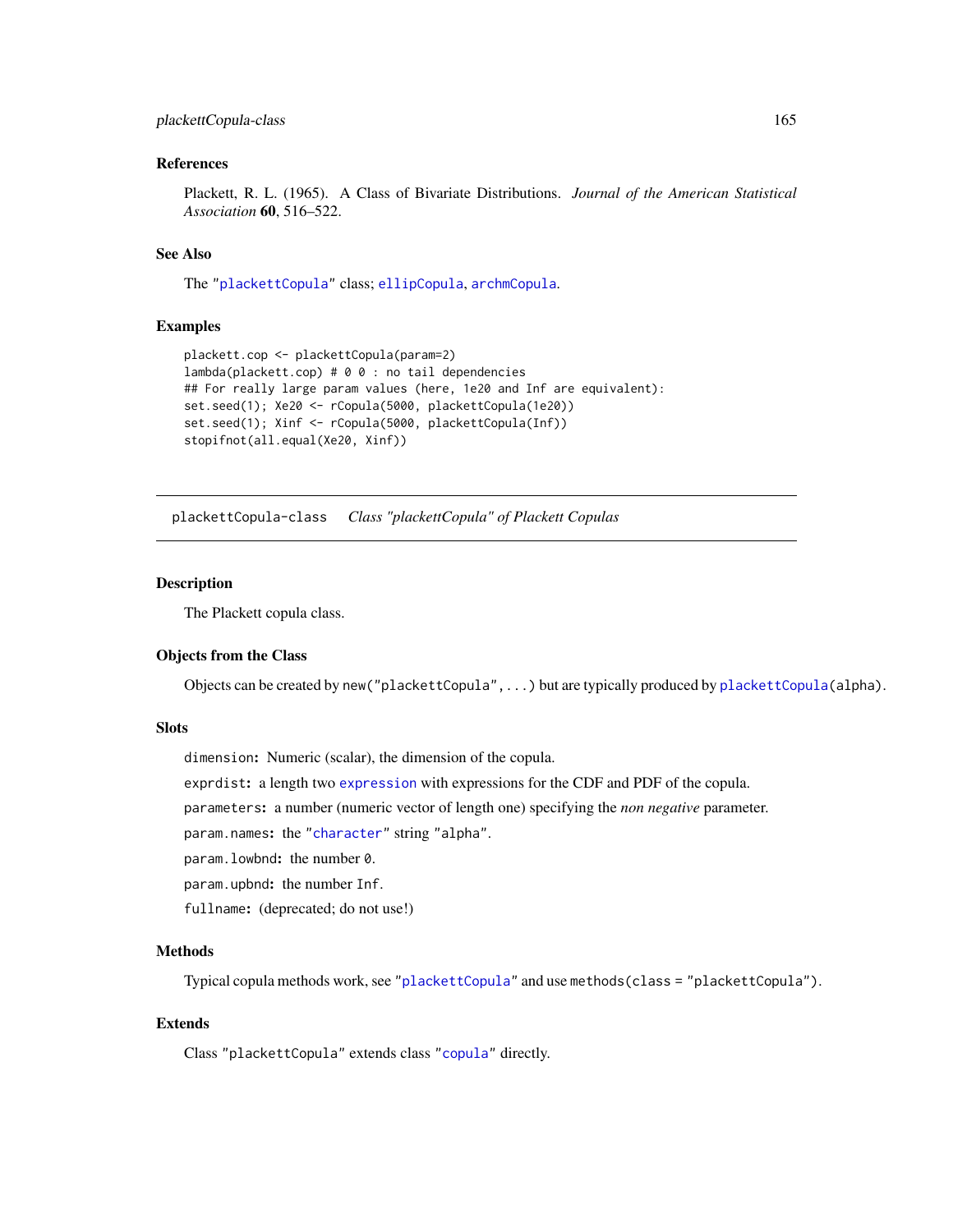### References

Plackett, R. L. (1965). A Class of Bivariate Distributions. *Journal of the American Statistical Association* **60**, 516–522.

### See Also

The "plackettCopula" class; ellipCopula, archmCopula.

### Examples

```
plackett.cop <- plackettCopula(param=2)
lambda(plackett.cop) # 0 0 : no tail dependencies
## For really large param values (here, 1e20 and Inf are equivalent):
set.seed(1); Xe20 <- rCopula(5000, plackettCopula(1e20))
set.seed(1); Xinf <- rCopula(5000, plackettCopula(Inf))
stopifnot(all.equal(Xe20, Xinf))
```

---

## plackettCopula-class — *Class "plackettCopula" of Plackett Copulas*

---

### Description

The Plackett copula class.

### Objects from the Class

Objects can be created by `new("plackettCopula", ...)` but are typically produced by `plackettCopula(alpha)`.

### Slots

`dimension`: Numeric (scalar), the dimension of the copula.

`exprdist`: a length two `expression` with expressions for the CDF and PDF of the copula.

`parameters`: a number (numeric vector of length one) specifying the *non negative* parameter.

`param.names`: the "character" string "alpha".

`param.lowbnd`: the number `0`.

`param.upbnd`: the number `Inf`.

`fullname`: (deprecated; do not use!)

### Methods

Typical copula methods work, see "plackettCopula" and use `methods(class = "plackettCopula")`.

### Extends

Class "plackettCopula" extends class "copula" directly.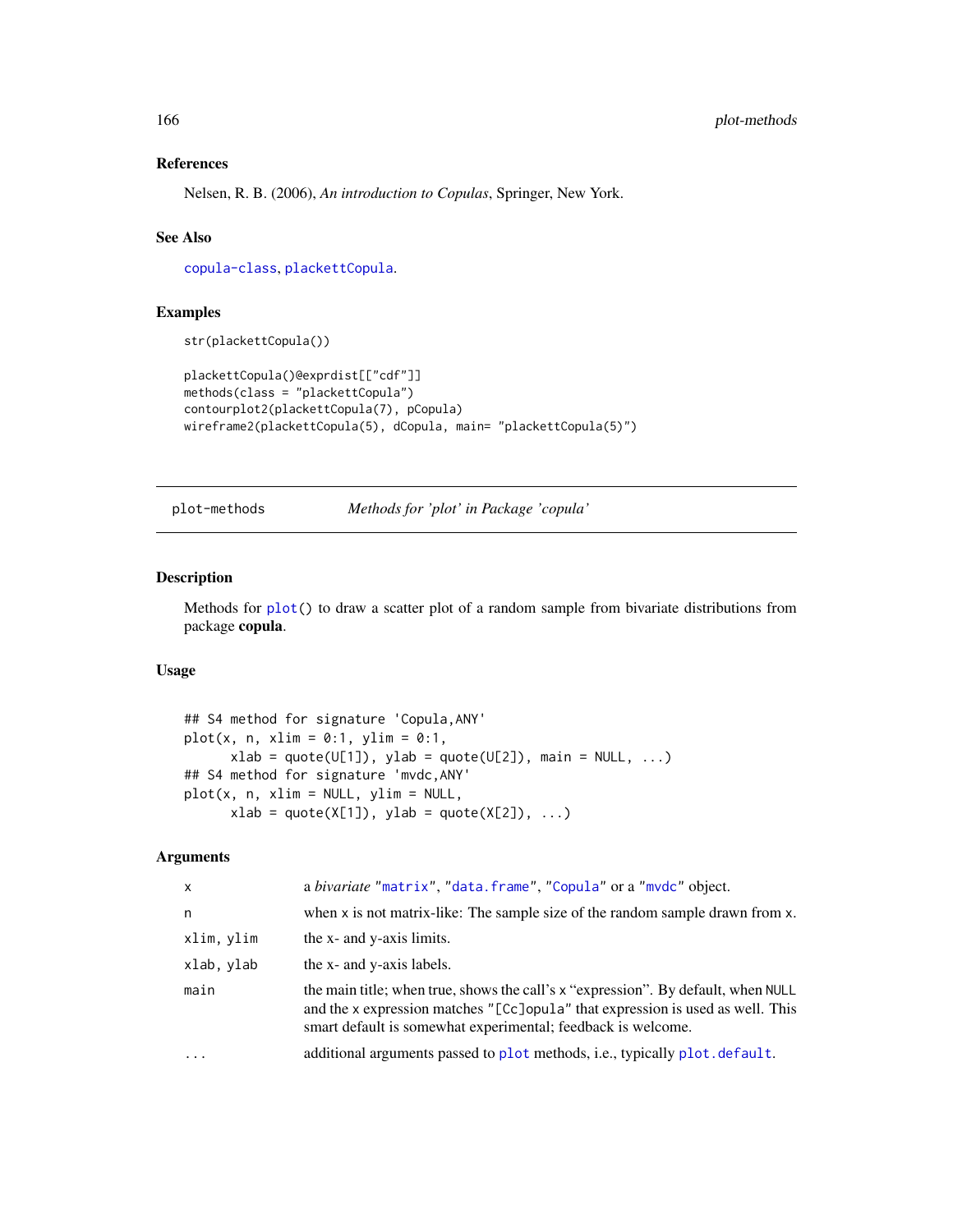### References

Nelsen, R. B. (2006), *An introduction to Copulas*, Springer, New York.

### See Also

copula-class, plackettCopula.

### Examples

```
str(plackettCopula())

plackettCopula()@exprdist[["cdf"]]
methods(class = "plackettCopula")
contourplot2(plackettCopula(7), pCopula)
wireframe2(plackettCopula(5), dCopula, main= "plackettCopula(5)")
```

---

plot-methods *Methods for 'plot' in Package 'copula'*

---

### Description

Methods for plot() to draw a scatter plot of a random sample from bivariate distributions from package **copula**.

### Usage

```
## S4 method for signature 'Copula,ANY'
plot(x, n, xlim = 0:1, ylim = 0:1,
      xlab = quote(U[1]), ylab = quote(U[2]), main = NULL, ...)
## S4 method for signature 'mvdc,ANY'
plot(x, n, xlim = NULL, ylim = NULL,
      xlab = quote(X[1]), ylab = quote(X[2]), ...)
```

### Arguments

| | |
|---|---|
| x | a *bivariate* "matrix", "data.frame", "Copula" or a "mvdc" object. |
| n | when x is not matrix-like: The sample size of the random sample drawn from x. |
| xlim, ylim | the x- and y-axis limits. |
| xlab, ylab | the x- and y-axis labels. |
| main | the main title; when true, shows the call's x "expression". By default, when NULL and the x expression matches "[Cc]opula" that expression is used as well. This smart default is somewhat experimental; feedback is welcome. |
| ... | additional arguments passed to plot methods, i.e., typically plot.default. |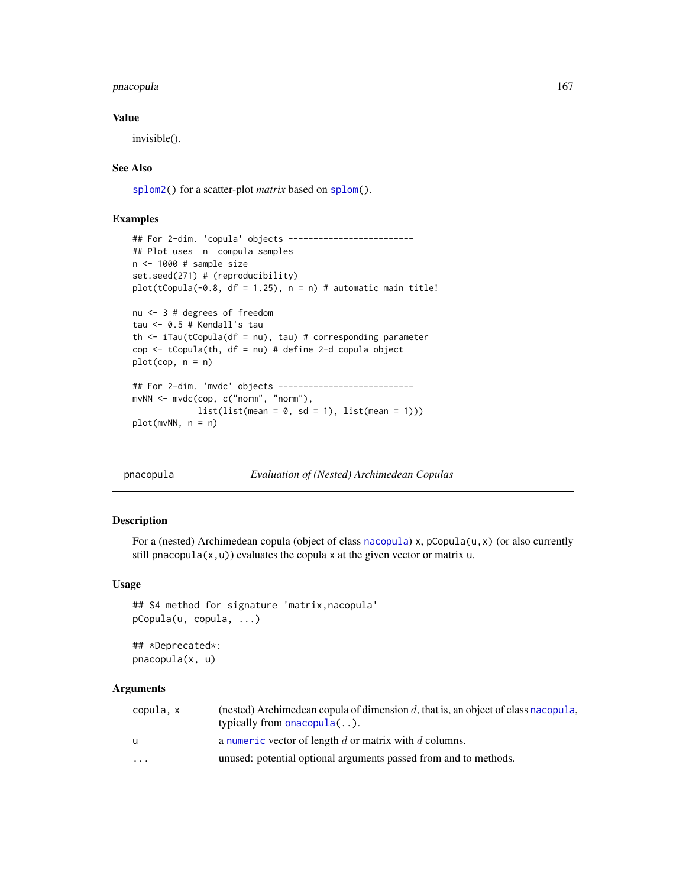### Value

invisible().

### See Also

splom2() for a scatter-plot *matrix* based on splom().

### Examples

```
## For 2-dim. 'copula' objects -------------------------
## Plot uses  n  compula samples
n <- 1000 # sample size
set.seed(271) # (reproducibility)
plot(tCopula(-0.8, df = 1.25), n = n) # automatic main title!

nu <- 3 # degrees of freedom
tau <- 0.5 # Kendall's tau
th <- iTau(tCopula(df = nu), tau) # corresponding parameter
cop <- tCopula(th, df = nu) # define 2-d copula object
plot(cop, n = n)

## For 2-dim. 'mvdc' objects ---------------------------
mvNN <- mvdc(cop, c("norm", "norm"),
             list(list(mean = 0, sd = 1), list(mean = 1)))
plot(mvNN, n = n)
```

---

## pnacopula — *Evaluation of (Nested) Archimedean Copulas*

### Description

For a (nested) Archimedean copula (object of class nacopula) x, pCopula(u,x) (or also currently still pnacopula(x,u)) evaluates the copula x at the given vector or matrix u.

### Usage

```
## S4 method for signature 'matrix,nacopula'
pCopula(u, copula, ...)

## *Deprecated*:
pnacopula(x, u)
```

### Arguments

| | |
|---|---|
| copula, x | (nested) Archimedean copula of dimension $d$, that is, an object of class nacopula, typically from onacopula(..). |
| u | a numeric vector of length $d$ or matrix with $d$ columns. |
| ... | unused: potential optional arguments passed from and to methods. |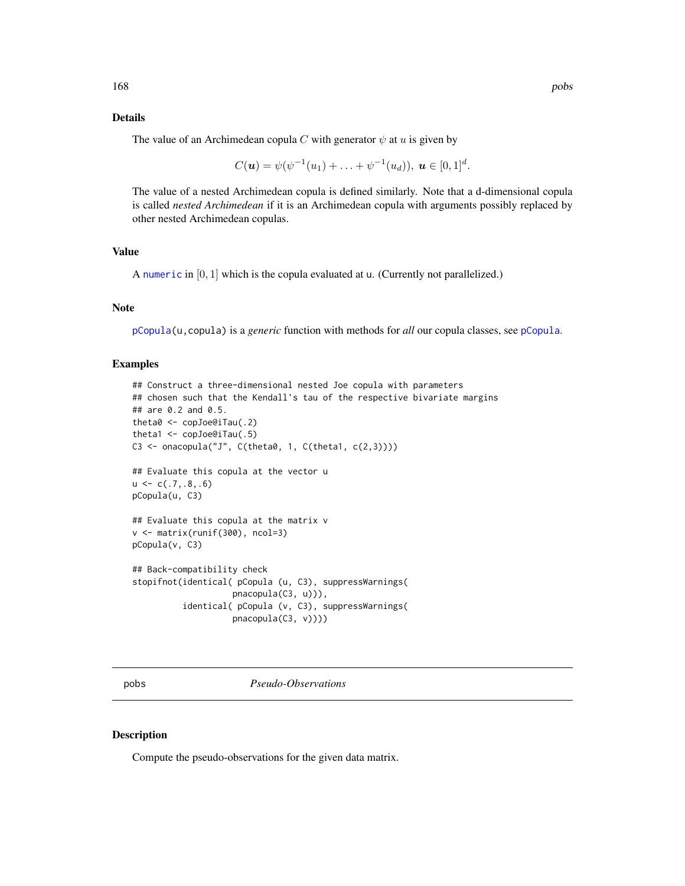### Details

The value of an Archimedean copula $C$ with generator $\psi$ at $u$ is given by

$$C(\boldsymbol{u}) = \psi(\psi^{-1}(u_1) + \ldots + \psi^{-1}(u_d)),\ \boldsymbol{u} \in [0,1]^d.$$

The value of a nested Archimedean copula is defined similarly. Note that a d-dimensional copula is called *nested Archimedean* if it is an Archimedean copula with arguments possibly replaced by other nested Archimedean copulas.

### Value

A `numeric` in $[0,1]$ which is the copula evaluated at `u`. (Currently not parallelized.)

### Note

`pCopula(u,copula)` is a *generic* function with methods for *all* our copula classes, see `pCopula`.

### Examples

```
## Construct a three-dimensional nested Joe copula with parameters
## chosen such that the Kendall's tau of the respective bivariate margins
## are 0.2 and 0.5.
theta0 <- copJoe@iTau(.2)
theta1 <- copJoe@iTau(.5)
C3 <- onacopula("J", C(theta0, 1, C(theta1, c(2,3))))

## Evaluate this copula at the vector u
u <- c(.7,.8,.6)
pCopula(u, C3)

## Evaluate this copula at the matrix v
v <- matrix(runif(300), ncol=3)
pCopula(v, C3)

## Back-compatibility check
stopifnot(identical( pCopula (u, C3), suppressWarnings(
                    pnacopula(C3, u))),
          identical( pCopula (v, C3), suppressWarnings(
                    pnacopula(C3, v))))
```

---

## pobs — *Pseudo-Observations*

### Description

Compute the pseudo-observations for the given data matrix.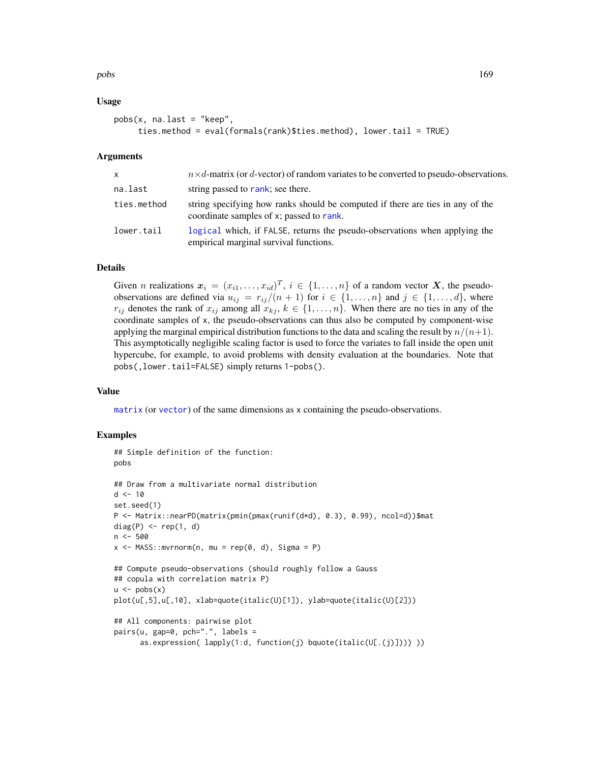### Usage

```
pobs(x, na.last = "keep",
     ties.method = eval(formals(rank)$ties.method), lower.tail = TRUE)
```

### Arguments

| | |
|---|---|
| x | $n \times d$-matrix (or $d$-vector) of random variates to be converted to pseudo-observations. |
| na.last | string passed to rank; see there. |
| ties.method | string specifying how ranks should be computed if there are ties in any of the coordinate samples of x; passed to rank. |
| lower.tail | logical which, if FALSE, returns the pseudo-observations when applying the empirical marginal survival functions. |

### Details

Given $n$ realizations $\boldsymbol{x}_i = (x_{i1}, \dots, x_{id})^T$, $i \in \{1, \dots, n\}$ of a random vector $\boldsymbol{X}$, the pseudo-observations are defined via $u_{ij} = r_{ij}/(n+1)$ for $i \in \{1, \dots, n\}$ and $j \in \{1, \dots, d\}$, where $r_{ij}$ denotes the rank of $x_{ij}$ among all $x_{kj}$, $k \in \{1, \dots, n\}$. When there are no ties in any of the coordinate samples of x, the pseudo-observations can thus also be computed by component-wise applying the marginal empirical distribution functions to the data and scaling the result by $n/(n+1)$. This asymptotically negligible scaling factor is used to force the variates to fall inside the open unit hypercube, for example, to avoid problems with density evaluation at the boundaries. Note that pobs(,lower.tail=FALSE) simply returns 1-pobs().

### Value

matrix (or vector) of the same dimensions as x containing the pseudo-observations.

### Examples

```
## Simple definition of the function:
pobs

## Draw from a multivariate normal distribution
d <- 10
set.seed(1)
P <- Matrix::nearPD(matrix(pmin(pmax(runif(d*d), 0.3), 0.99), ncol=d))$mat
diag(P) <- rep(1, d)
n <- 500
x <- MASS::mvrnorm(n, mu = rep(0, d), Sigma = P)

## Compute pseudo-observations (should roughly follow a Gauss
## copula with correlation matrix P)
u <- pobs(x)
plot(u[,5],u[,10], xlab=quote(italic(U)[1]), ylab=quote(italic(U)[2]))

## All components: pairwise plot
pairs(u, gap=0, pch=".", labels =
      as.expression( lapply(1:d, function(j) bquote(italic(U[.(j)]))) ))
```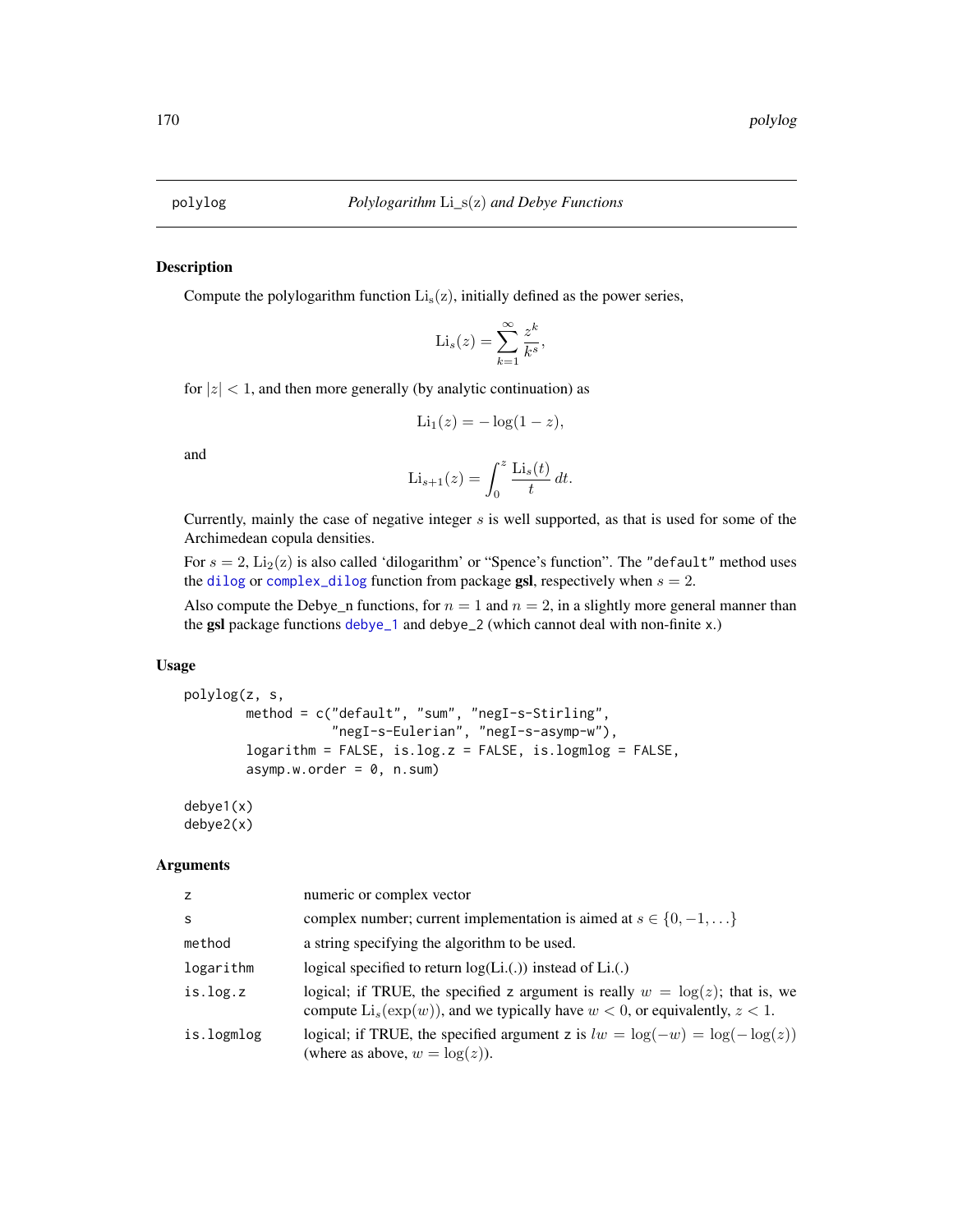# polylog — *Polylogarithm* $\mathrm{Li\_s(z)}$ *and Debye Functions*

## Description

Compute the polylogarithm function $\mathrm{Li_s(z)}$, initially defined as the power series,

$$\mathrm{Li}_s(z) = \sum_{k=1}^{\infty} \frac{z^k}{k^s},$$

for $|z| < 1$, and then more generally (by analytic continuation) as

$$\mathrm{Li}_1(z) = -\log(1-z),$$

and

$$\mathrm{Li}_{s+1}(z) = \int_0^z \frac{\mathrm{Li}_s(t)}{t}\, dt.$$

Currently, mainly the case of negative integer $s$ is well supported, as that is used for some of the Archimedean copula densities.

For $s = 2$, $\mathrm{Li_2(z)}$ is also called 'dilogarithm' or "Spence's function". The "default" method uses the dilog or complex_dilog function from package **gsl**, respectively when $s = 2$.

Also compute the Debye_n functions, for $n = 1$ and $n = 2$, in a slightly more general manner than the **gsl** package functions debye_1 and debye_2 (which cannot deal with non-finite x.)

## Usage

```
polylog(z, s,
        method = c("default", "sum", "negI-s-Stirling",
                   "negI-s-Eulerian", "negI-s-asymp-w"),
        logarithm = FALSE, is.log.z = FALSE, is.logmlog = FALSE,
        asymp.w.order = 0, n.sum)

debye1(x)
debye2(x)
```

## Arguments

| | |
|---|---|
| z | numeric or complex vector |
| s | complex number; current implementation is aimed at $s \in \{0, -1, \ldots\}$ |
| method | a string specifying the algorithm to be used. |
| logarithm | logical specified to return log(Li.(.)) instead of Li.(.) |
| is.log.z | logical; if TRUE, the specified z argument is really $w = \log(z)$; that is, we compute $\mathrm{Li}_s(\exp(w))$, and we typically have $w < 0$, or equivalently, $z < 1$. |
| is.logmlog | logical; if TRUE, the specified argument z is $lw = \log(-w) = \log(-\log(z))$ (where as above, $w = \log(z)$). |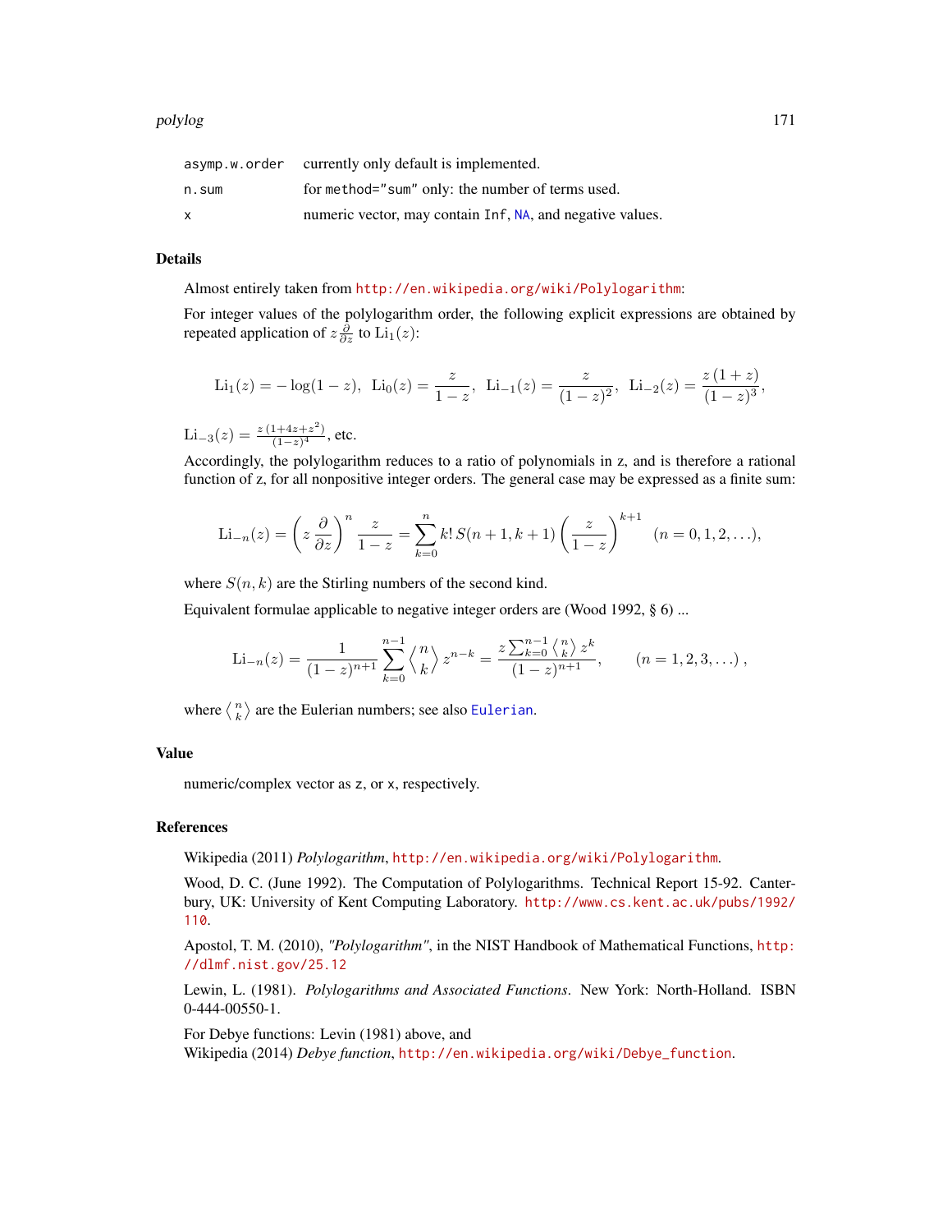| | |
|---|---|
| asymp.w.order | currently only default is implemented. |
| n.sum | for method="sum" only: the number of terms used. |
| x | numeric vector, may contain Inf, NA, and negative values. |

## Details

Almost entirely taken from http://en.wikipedia.org/wiki/Polylogarithm:

For integer values of the polylogarithm order, the following explicit expressions are obtained by repeated application of $z\frac{\partial}{\partial z}$ to $\mathrm{Li}_1(z)$:

$$\mathrm{Li}_1(z) = -\log(1-z), \;\; \mathrm{Li}_0(z) = \frac{z}{1-z}, \;\; \mathrm{Li}_{-1}(z) = \frac{z}{(1-z)^2}, \;\; \mathrm{Li}_{-2}(z) = \frac{z\,(1+z)}{(1-z)^3},$$

$\mathrm{Li}_{-3}(z) = \frac{z\,(1+4z+z^2)}{(1-z)^4}$, etc.

Accordingly, the polylogarithm reduces to a ratio of polynomials in z, and is therefore a rational function of z, for all nonpositive integer orders. The general case may be expressed as a finite sum:

$$\mathrm{Li}_{-n}(z) = \left(z\frac{\partial}{\partial z}\right)^n \frac{z}{1-z} = \sum_{k=0}^{n} k!\, S(n+1, k+1) \left(\frac{z}{1-z}\right)^{k+1} \quad (n = 0, 1, 2, \ldots),$$

where $S(n, k)$ are the Stirling numbers of the second kind.

Equivalent formulae applicable to negative integer orders are (Wood 1992, § 6) ...

$$\mathrm{Li}_{-n}(z) = \frac{1}{(1-z)^{n+1}} \sum_{k=0}^{n-1} \left\langle {n \atop k} \right\rangle z^{n-k} = \frac{z \sum_{k=0}^{n-1} \left\langle {n \atop k} \right\rangle z^k}{(1-z)^{n+1}}, \qquad (n = 1, 2, 3, \ldots),$$

where $\left\langle {n \atop k} \right\rangle$ are the Eulerian numbers; see also Eulerian.

## Value

numeric/complex vector as z, or x, respectively.

## References

Wikipedia (2011) *Polylogarithm*, http://en.wikipedia.org/wiki/Polylogarithm.

Wood, D. C. (June 1992). The Computation of Polylogarithms. Technical Report 15-92. Canterbury, UK: University of Kent Computing Laboratory. http://www.cs.kent.ac.uk/pubs/1992/110.

Apostol, T. M. (2010), *"Polylogarithm"*, in the NIST Handbook of Mathematical Functions, http://dlmf.nist.gov/25.12

Lewin, L. (1981). *Polylogarithms and Associated Functions*. New York: North-Holland. ISBN 0-444-00550-1.

For Debye functions: Levin (1981) above, and
Wikipedia (2014) *Debye function*, http://en.wikipedia.org/wiki/Debye_function.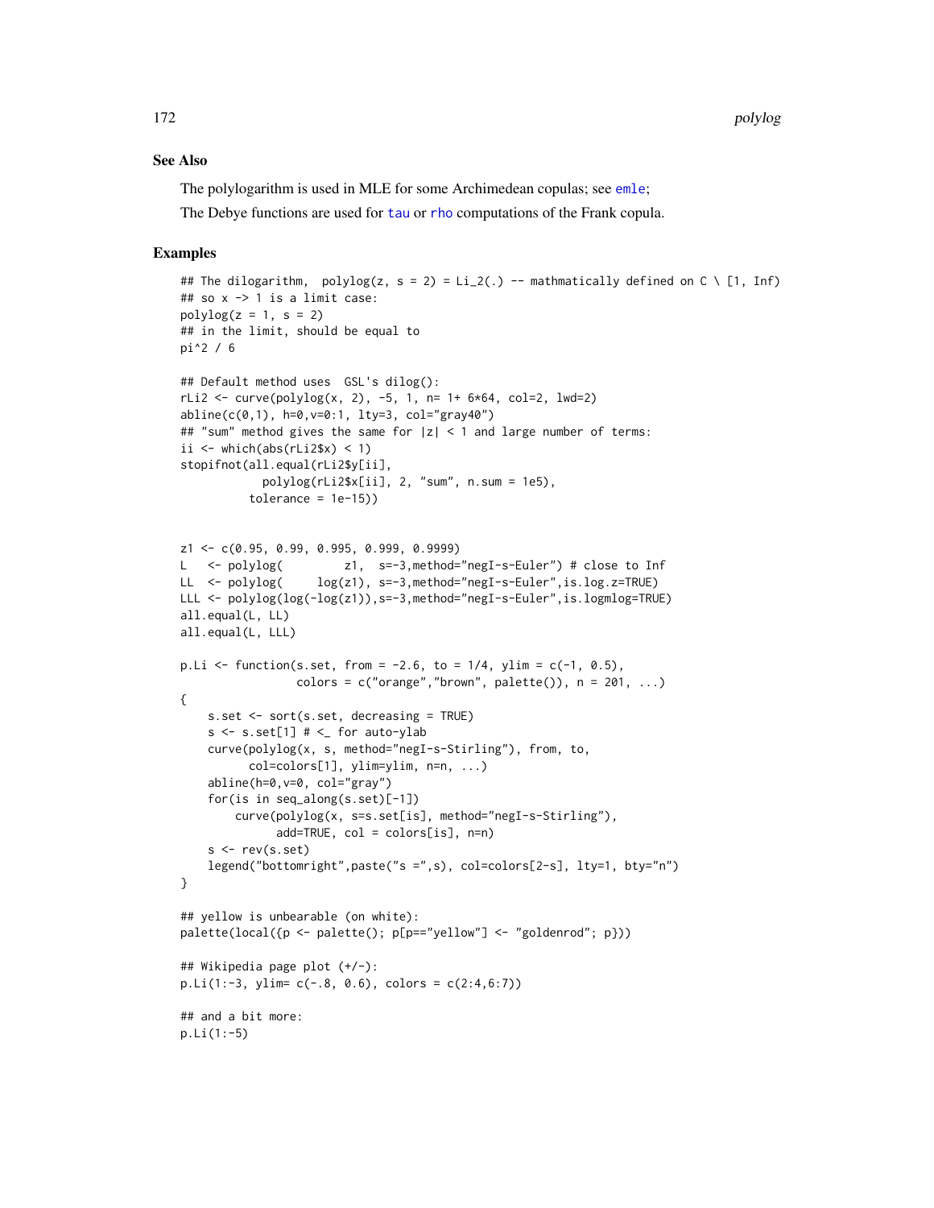### See Also

The polylogarithm is used in MLE for some Archimedean copulas; see `emle`;

The Debye functions are used for `tau` or `rho` computations of the Frank copula.

### Examples

```
## The dilogarithm,  polylog(z, s = 2) = Li_2(.) -- mathmatically defined on C \ [1, Inf)
## so x -> 1 is a limit case:
polylog(z = 1, s = 2)
## in the limit, should be equal to
pi^2 / 6

## Default method uses  GSL's dilog():
rLi2 <- curve(polylog(x, 2), -5, 1, n= 1+ 6*64, col=2, lwd=2)
abline(c(0,1), h=0,v=0:1, lty=3, col="gray40")
## "sum" method gives the same for |z| < 1 and large number of terms:
ii <- which(abs(rLi2$x) < 1)
stopifnot(all.equal(rLi2$y[ii],
            polylog(rLi2$x[ii], 2, "sum", n.sum = 1e5),
          tolerance = 1e-15))


z1 <- c(0.95, 0.99, 0.995, 0.999, 0.9999)
L   <- polylog(         z1,  s=-3,method="negI-s-Euler") # close to Inf
LL  <- polylog(     log(z1), s=-3,method="negI-s-Euler",is.log.z=TRUE)
LLL <- polylog(log(-log(z1)),s=-3,method="negI-s-Euler",is.logmlog=TRUE)
all.equal(L, LL)
all.equal(L, LLL)

p.Li <- function(s.set, from = -2.6, to = 1/4, ylim = c(-1, 0.5),
                 colors = c("orange","brown", palette()), n = 201, ...)
{
    s.set <- sort(s.set, decreasing = TRUE)
    s <- s.set[1] # <_ for auto-ylab
    curve(polylog(x, s, method="negI-s-Stirling"), from, to,
          col=colors[1], ylim=ylim, n=n, ...)
    abline(h=0,v=0, col="gray")
    for(is in seq_along(s.set)[-1])
        curve(polylog(x, s=s.set[is], method="negI-s-Stirling"),
              add=TRUE, col = colors[is], n=n)
    s <- rev(s.set)
    legend("bottomright",paste("s =",s), col=colors[2-s], lty=1, bty="n")
}

## yellow is unbearable (on white):
palette(local({p <- palette(); p[p=="yellow"] <- "goldenrod"; p}))

## Wikipedia page plot (+/-):
p.Li(1:-3, ylim= c(-.8, 0.6), colors = c(2:4,6:7))

## and a bit more:
p.Li(1:-5)
```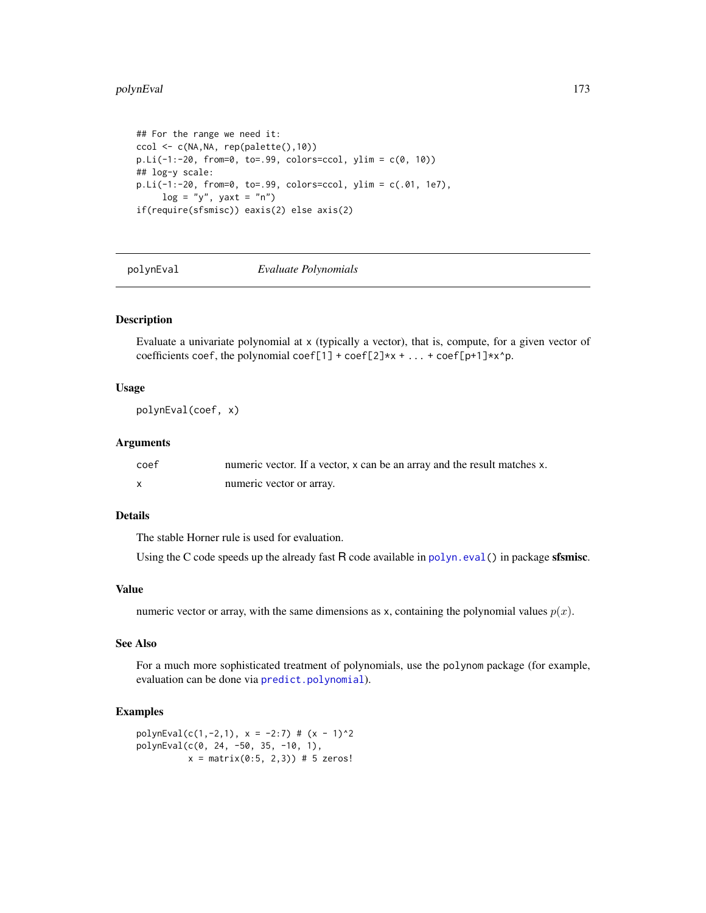```
## For the range we need it:
ccol <- c(NA,NA, rep(palette(),10))
p.Li(-1:-20, from=0, to=.99, colors=ccol, ylim = c(0, 10))
## log-y scale:
p.Li(-1:-20, from=0, to=.99, colors=ccol, ylim = c(.01, 1e7),
     log = "y", yaxt = "n")
if(require(sfsmisc)) eaxis(2) else axis(2)
```

---

## polynEval — *Evaluate Polynomials*

### Description

Evaluate a univariate polynomial at x (typically a vector), that is, compute, for a given vector of coefficients coef, the polynomial coef[1] + coef[2]*x + ... + coef[p+1]*x^p.

### Usage

```
polynEval(coef, x)
```

### Arguments

| | |
|---|---|
| coef | numeric vector. If a vector, x can be an array and the result matches x. |
| x | numeric vector or array. |

### Details

The stable Horner rule is used for evaluation.

Using the C code speeds up the already fast R code available in polyn.eval() in package **sfsmisc**.

### Value

numeric vector or array, with the same dimensions as x, containing the polynomial values $p(x)$.

### See Also

For a much more sophisticated treatment of polynomials, use the polynom package (for example, evaluation can be done via predict.polynomial).

### Examples

```
polynEval(c(1,-2,1), x = -2:7) # (x - 1)^2
polynEval(c(0, 24, -50, 35, -10, 1),
          x = matrix(0:5, 2,3)) # 5 zeros!
```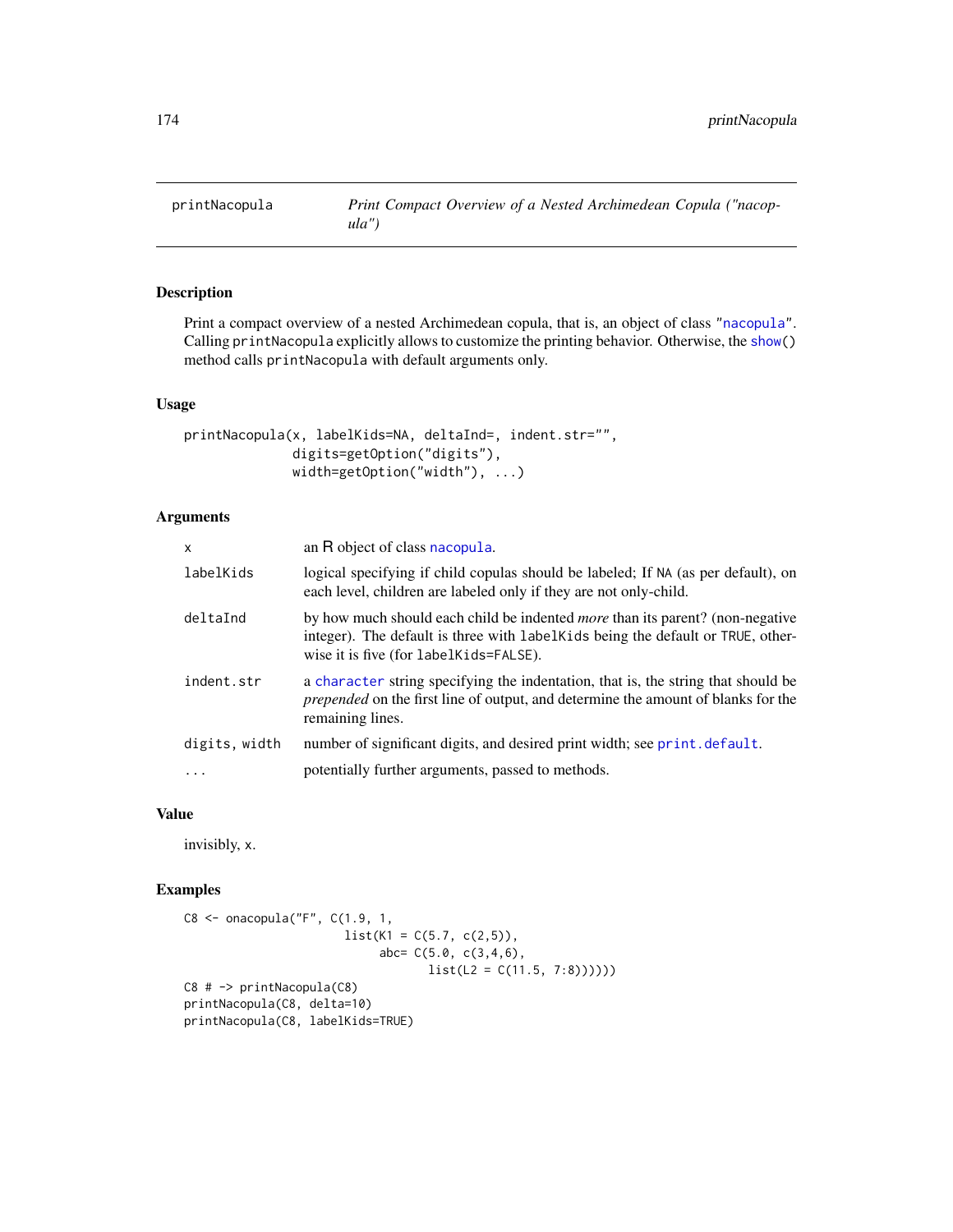# printNacopula

*Print Compact Overview of a Nested Archimedean Copula ("nacopula")*

## Description

Print a compact overview of a nested Archimedean copula, that is, an object of class "nacopula". Calling printNacopula explicitly allows to customize the printing behavior. Otherwise, the show() method calls printNacopula with default arguments only.

## Usage

```
printNacopula(x, labelKids=NA, deltaInd=, indent.str="",
              digits=getOption("digits"),
              width=getOption("width"), ...)
```

## Arguments

| | |
|---|---|
| x | an R object of class nacopula. |
| labelKids | logical specifying if child copulas should be labeled; If NA (as per default), on each level, children are labeled only if they are not only-child. |
| deltaInd | by how much should each child be indented *more* than its parent? (non-negative integer). The default is three with labelKids being the default or TRUE, otherwise it is five (for labelKids=FALSE). |
| indent.str | a character string specifying the indentation, that is, the string that should be *prepended* on the first line of output, and determine the amount of blanks for the remaining lines. |
| digits, width | number of significant digits, and desired print width; see print.default. |
| ... | potentially further arguments, passed to methods. |

## Value

invisibly, x.

## Examples

```
C8 <- onacopula("F", C(1.9, 1,
                       list(K1 = C(5.7, c(2,5)),
                            abc= C(5.0, c(3,4,6),
                                   list(L2 = C(11.5, 7:8))))))
C8 # -> printNacopula(C8)
printNacopula(C8, delta=10)
printNacopula(C8, labelKids=TRUE)
```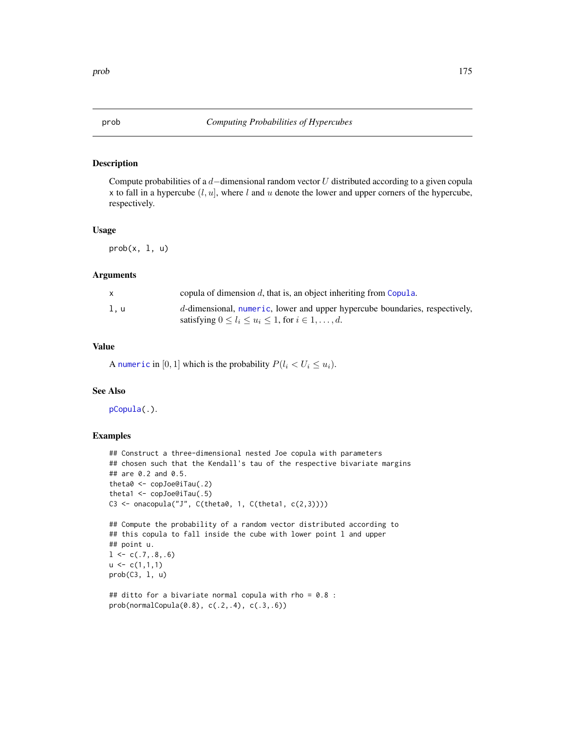# prob — *Computing Probabilities of Hypercubes*

## Description

Compute probabilities of a $d-$dimensional random vector $U$ distributed according to a given copula x to fall in a hypercube $(l, u]$, where $l$ and $u$ denote the lower and upper corners of the hypercube, respectively.

## Usage

```
prob(x, l, u)
```

## Arguments

| | |
|---|---|
| x | copula of dimension $d$, that is, an object inheriting from Copula. |
| l, u | $d$-dimensional, numeric, lower and upper hypercube boundaries, respectively, satisfying $0 \le l_i \le u_i \le 1$, for $i \in 1, \ldots, d$. |

## Value

A numeric in $[0, 1]$ which is the probability $P(l_i < U_i \le u_i)$.

## See Also

pCopula(.).

## Examples

```
## Construct a three-dimensional nested Joe copula with parameters
## chosen such that the Kendall's tau of the respective bivariate margins
## are 0.2 and 0.5.
theta0 <- copJoe@iTau(.2)
theta1 <- copJoe@iTau(.5)
C3 <- onacopula("J", C(theta0, 1, C(theta1, c(2,3))))

## Compute the probability of a random vector distributed according to
## this copula to fall inside the cube with lower point l and upper
## point u.
l <- c(.7,.8,.6)
u <- c(1,1,1)
prob(C3, l, u)

## ditto for a bivariate normal copula with rho = 0.8 :
prob(normalCopula(0.8), c(.2,.4), c(.3,.6))
```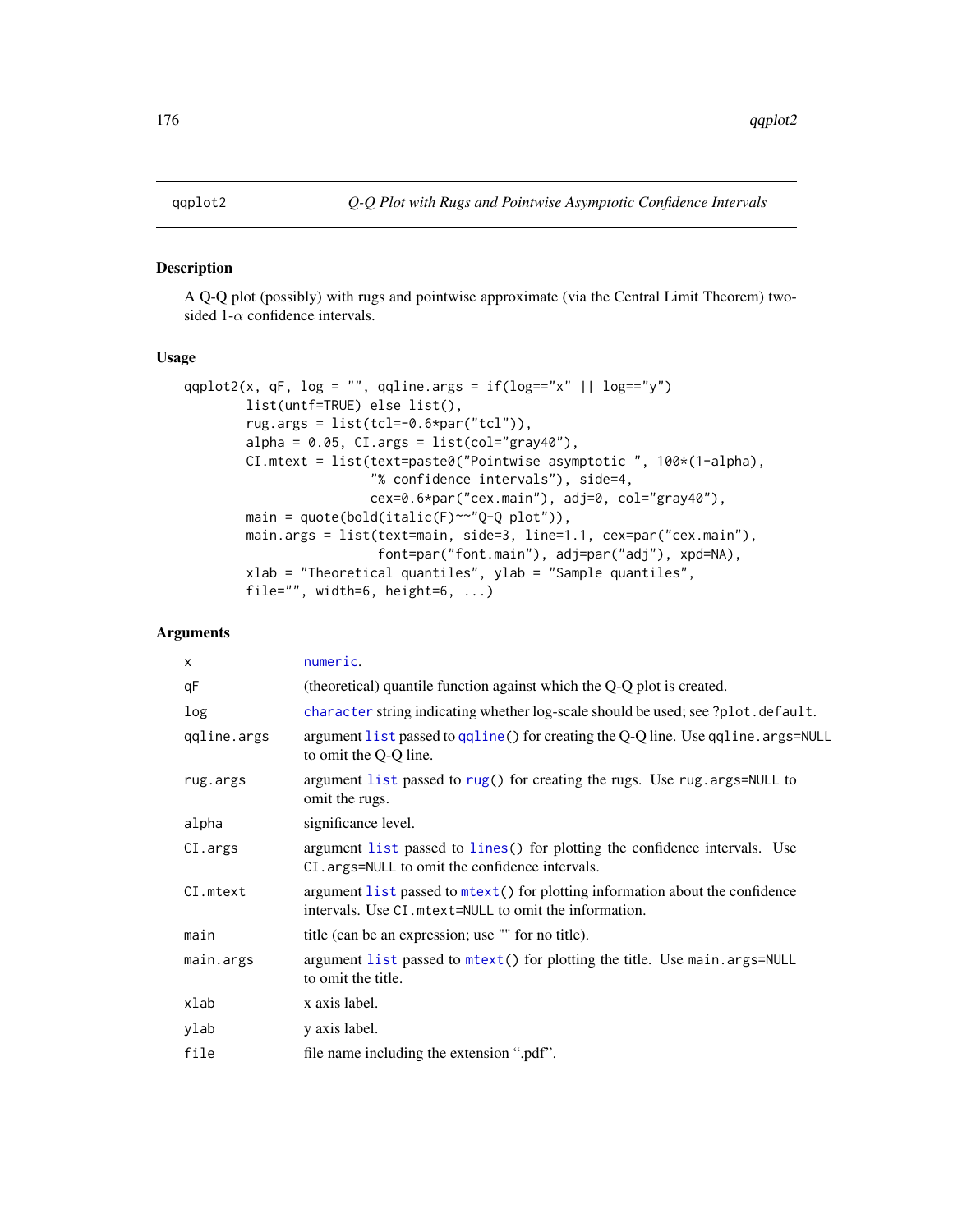qqplot2 — *Q-Q Plot with Rugs and Pointwise Asymptotic Confidence Intervals*

## Description

A Q-Q plot (possibly) with rugs and pointwise approximate (via the Central Limit Theorem) two-sided 1-$\alpha$ confidence intervals.

## Usage

```
qqplot2(x, qF, log = "", qqline.args = if(log=="x" || log=="y")
        list(untf=TRUE) else list(),
        rug.args = list(tcl=-0.6*par("tcl")),
        alpha = 0.05, CI.args = list(col="gray40"),
        CI.mtext = list(text=paste0("Pointwise asymptotic ", 100*(1-alpha),
                        "% confidence intervals"), side=4,
                        cex=0.6*par("cex.main"), adj=0, col="gray40"),
        main = quote(bold(italic(F)~~"Q-Q plot")),
        main.args = list(text=main, side=3, line=1.1, cex=par("cex.main"),
                         font=par("font.main"), adj=par("adj"), xpd=NA),
        xlab = "Theoretical quantiles", ylab = "Sample quantiles",
        file="", width=6, height=6, ...)
```

## Arguments

| | |
|---|---|
| `x` | `numeric`. |
| `qF` | (theoretical) quantile function against which the Q-Q plot is created. |
| `log` | `character` string indicating whether log-scale should be used; see `?plot.default`. |
| `qqline.args` | argument `list` passed to `qqline()` for creating the Q-Q line. Use `qqline.args=NULL` to omit the Q-Q line. |
| `rug.args` | argument `list` passed to `rug()` for creating the rugs. Use `rug.args=NULL` to omit the rugs. |
| `alpha` | significance level. |
| `CI.args` | argument `list` passed to `lines()` for plotting the confidence intervals. Use `CI.args=NULL` to omit the confidence intervals. |
| `CI.mtext` | argument `list` passed to `mtext()` for plotting information about the confidence intervals. Use `CI.mtext=NULL` to omit the information. |
| `main` | title (can be an expression; use "" for no title). |
| `main.args` | argument `list` passed to `mtext()` for plotting the title. Use `main.args=NULL` to omit the title. |
| `xlab` | x axis label. |
| `ylab` | y axis label. |
| `file` | file name including the extension ".pdf". |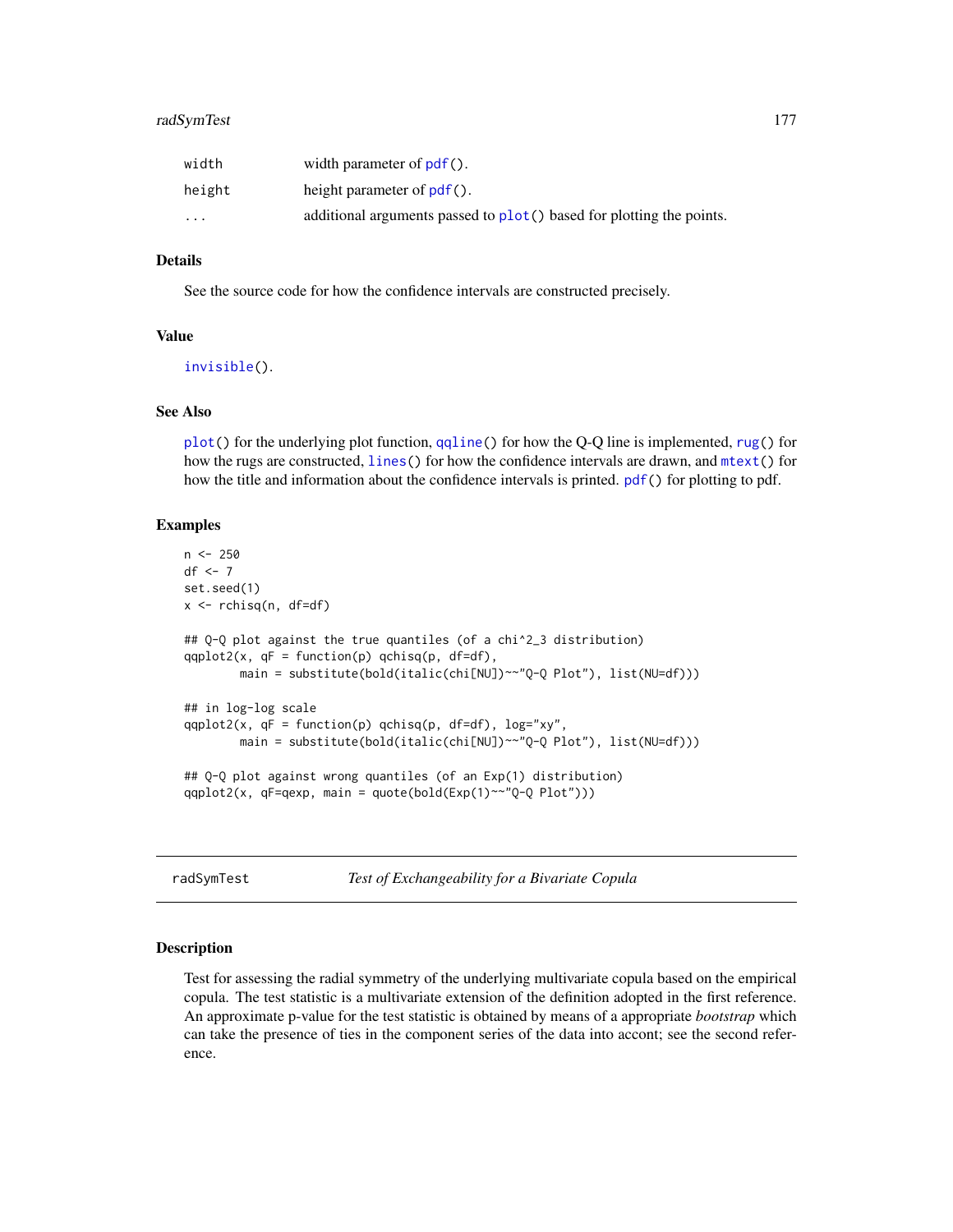| | |
|---|---|
| width | width parameter of pdf(). |
| height | height parameter of pdf(). |
| ... | additional arguments passed to plot() based for plotting the points. |

### Details

See the source code for how the confidence intervals are constructed precisely.

### Value

invisible().

### See Also

plot() for the underlying plot function, qqline() for how the Q-Q line is implemented, rug() for how the rugs are constructed, lines() for how the confidence intervals are drawn, and mtext() for how the title and information about the confidence intervals is printed. pdf() for plotting to pdf.

### Examples

```
n <- 250
df <- 7
set.seed(1)
x <- rchisq(n, df=df)

## Q-Q plot against the true quantiles (of a chi^2_3 distribution)
qqplot2(x, qF = function(p) qchisq(p, df=df),
        main = substitute(bold(italic(chi[NU])~~"Q-Q Plot"), list(NU=df)))

## in log-log scale
qqplot2(x, qF = function(p) qchisq(p, df=df), log="xy",
        main = substitute(bold(italic(chi[NU])~~"Q-Q Plot"), list(NU=df)))

## Q-Q plot against wrong quantiles (of an Exp(1) distribution)
qqplot2(x, qF=qexp, main = quote(bold(Exp(1)~~"Q-Q Plot")))
```

---

## radSymTest — *Test of Exchangeability for a Bivariate Copula*

### Description

Test for assessing the radial symmetry of the underlying multivariate copula based on the empirical copula. The test statistic is a multivariate extension of the definition adopted in the first reference. An approximate p-value for the test statistic is obtained by means of a appropriate *bootstrap* which can take the presence of ties in the component series of the data into accont; see the second reference.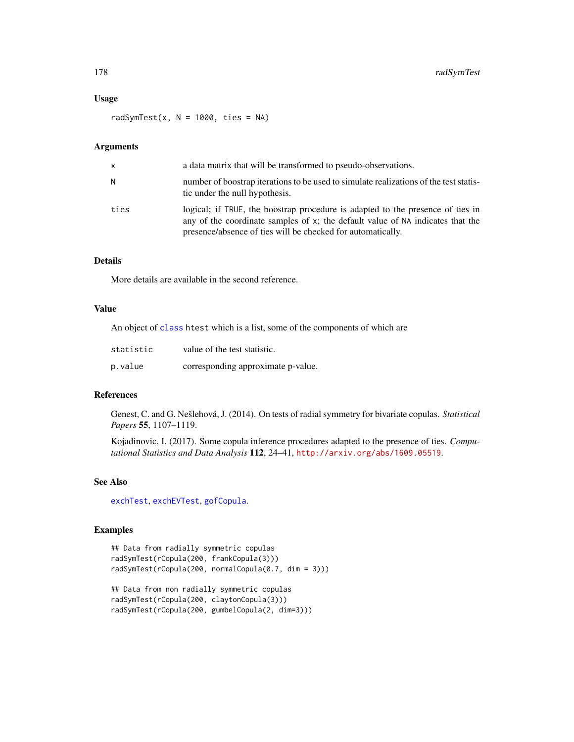## Usage

```
radSymTest(x, N = 1000, ties = NA)
```

## Arguments

| | |
|---|---|
| `x` | a data matrix that will be transformed to pseudo-observations. |
| `N` | number of boostrap iterations to be used to simulate realizations of the test statistic under the null hypothesis. |
| `ties` | logical; if `TRUE`, the boostrap procedure is adapted to the presence of ties in any of the coordinate samples of `x`; the default value of `NA` indicates that the presence/absence of ties will be checked for automatically. |

## Details

More details are available in the second reference.

## Value

An object of class `htest` which is a list, some of the components of which are

| | |
|---|---|
| `statistic` | value of the test statistic. |
| `p.value` | corresponding approximate p-value. |

## References

Genest, C. and G. Nešlehová, J. (2014). On tests of radial symmetry for bivariate copulas. *Statistical Papers* **55**, 1107–1119.

Kojadinovic, I. (2017). Some copula inference procedures adapted to the presence of ties. *Computational Statistics and Data Analysis* **112**, 24–41, http://arxiv.org/abs/1609.05519.

## See Also

`exchTest`, `exchEVTest`, `gofCopula`.

## Examples

```
## Data from radially symmetric copulas
radSymTest(rCopula(200, frankCopula(3)))
radSymTest(rCopula(200, normalCopula(0.7, dim = 3)))

## Data from non radially symmetric copulas
radSymTest(rCopula(200, claytonCopula(3)))
radSymTest(rCopula(200, gumbelCopula(2, dim=3)))
```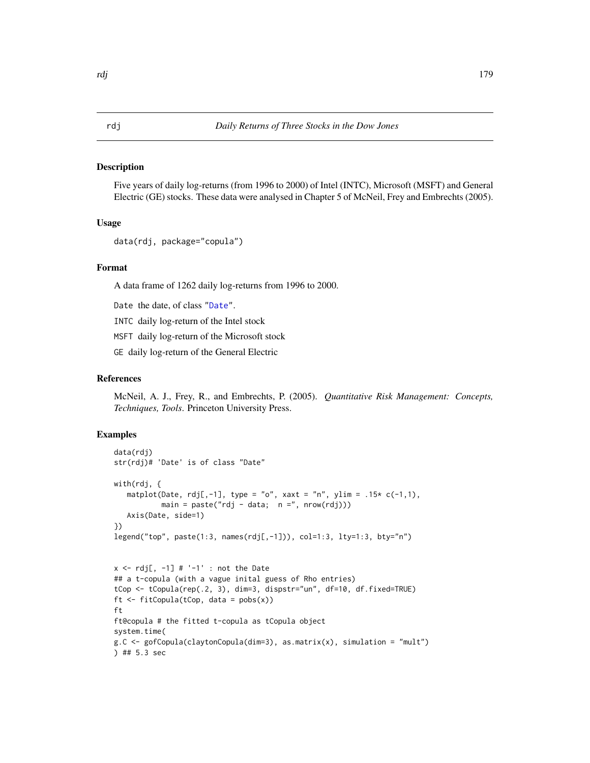rdj — *Daily Returns of Three Stocks in the Dow Jones*

## Description

Five years of daily log-returns (from 1996 to 2000) of Intel (INTC), Microsoft (MSFT) and General Electric (GE) stocks. These data were analysed in Chapter 5 of McNeil, Frey and Embrechts (2005).

## Usage

```
data(rdj, package="copula")
```

## Format

A data frame of 1262 daily log-returns from 1996 to 2000.

`Date` the date, of class "`Date`".

`INTC` daily log-return of the Intel stock

`MSFT` daily log-return of the Microsoft stock

`GE` daily log-return of the General Electric

## References

McNeil, A. J., Frey, R., and Embrechts, P. (2005). *Quantitative Risk Management: Concepts, Techniques, Tools*. Princeton University Press.

## Examples

```
data(rdj)
str(rdj)# 'Date' is of class "Date"

with(rdj, {
   matplot(Date, rdj[,-1], type = "o", xaxt = "n", ylim = .15* c(-1,1),
           main = paste("rdj - data;  n =", nrow(rdj)))
   Axis(Date, side=1)
})
legend("top", paste(1:3, names(rdj[,-1])), col=1:3, lty=1:3, bty="n")


x <- rdj[, -1] # '-1' : not the Date
## a t-copula (with a vague inital guess of Rho entries)
tCop <- tCopula(rep(.2, 3), dim=3, dispstr="un", df=10, df.fixed=TRUE)
ft <- fitCopula(tCop, data = pobs(x))
ft
ft@copula # the fitted t-copula as tCopula object
system.time(
g.C <- gofCopula(claytonCopula(dim=3), as.matrix(x), simulation = "mult")
) ## 5.3 sec
```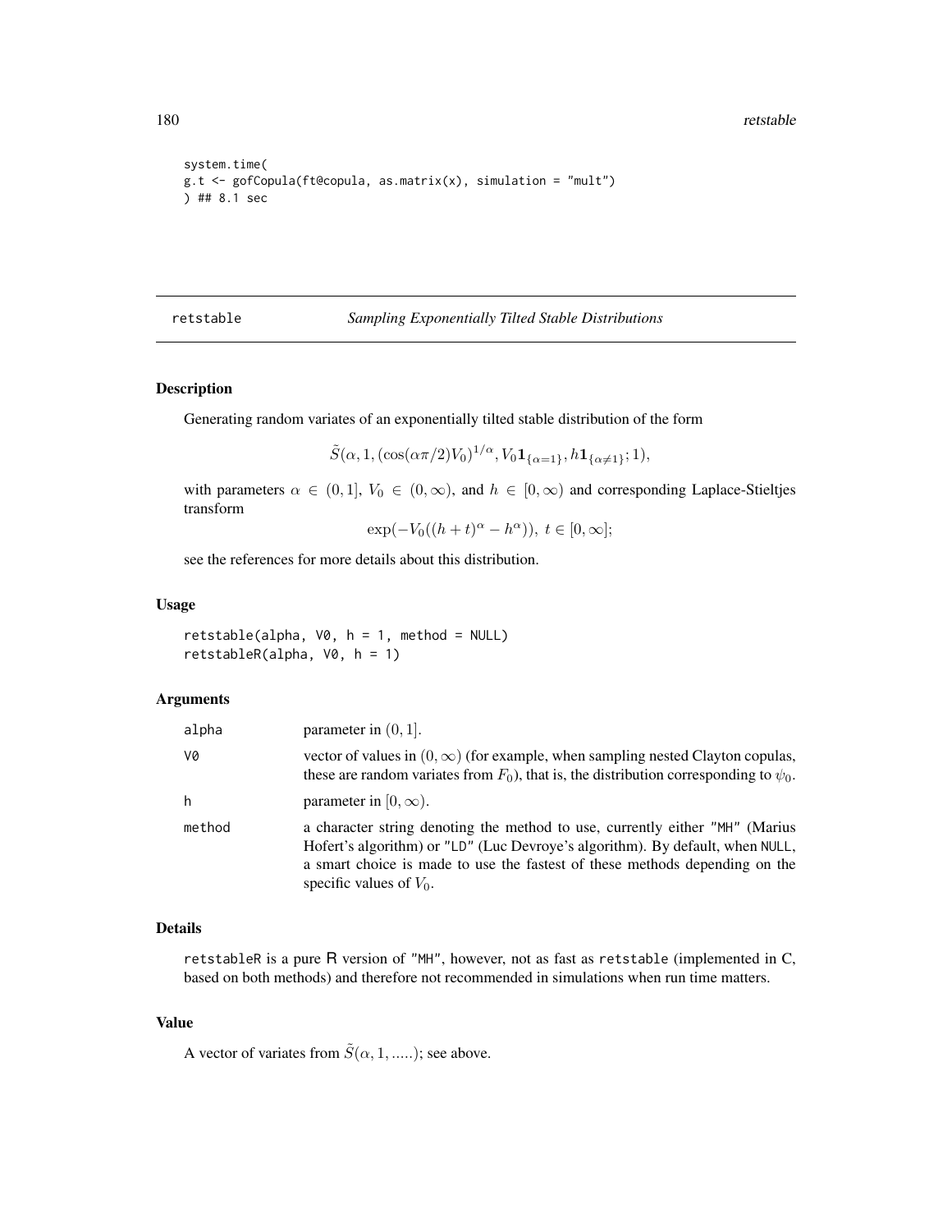```
system.time(
g.t <- gofCopula(ft@copula, as.matrix(x), simulation = "mult")
) ## 8.1 sec
```

## retstable *Sampling Exponentially Tilted Stable Distributions*

### Description

Generating random variates of an exponentially tilted stable distribution of the form

$$\tilde{S}(\alpha, 1, (\cos(\alpha\pi/2)V_0)^{1/\alpha}, V_0\mathbf{1}_{\{\alpha=1\}}, h\mathbf{1}_{\{\alpha\neq1\}}; 1),$$

with parameters $\alpha \in (0, 1]$, $V_0 \in (0, \infty)$, and $h \in [0, \infty)$ and corresponding Laplace-Stieltjes transform

$$\exp(-V_0((h + t)^\alpha - h^\alpha)),\ t \in [0, \infty];$$

see the references for more details about this distribution.

### Usage

```
retstable(alpha, V0, h = 1, method = NULL)
retstableR(alpha, V0, h = 1)
```

### Arguments

| | |
|---|---|
| alpha | parameter in $(0, 1]$. |
| V0 | vector of values in $(0, \infty)$ (for example, when sampling nested Clayton copulas, these are random variates from $F_0$), that is, the distribution corresponding to $\psi_0$. |
| h | parameter in $[0, \infty)$. |
| method | a character string denoting the method to use, currently either "MH" (Marius Hofert's algorithm) or "LD" (Luc Devroye's algorithm). By default, when NULL, a smart choice is made to use the fastest of these methods depending on the specific values of $V_0$. |

### Details

retstableR is a pure R version of "MH", however, not as fast as retstable (implemented in C, based on both methods) and therefore not recommended in simulations when run time matters.

### Value

A vector of variates from $\tilde{S}(\alpha, 1, .....)$; see above.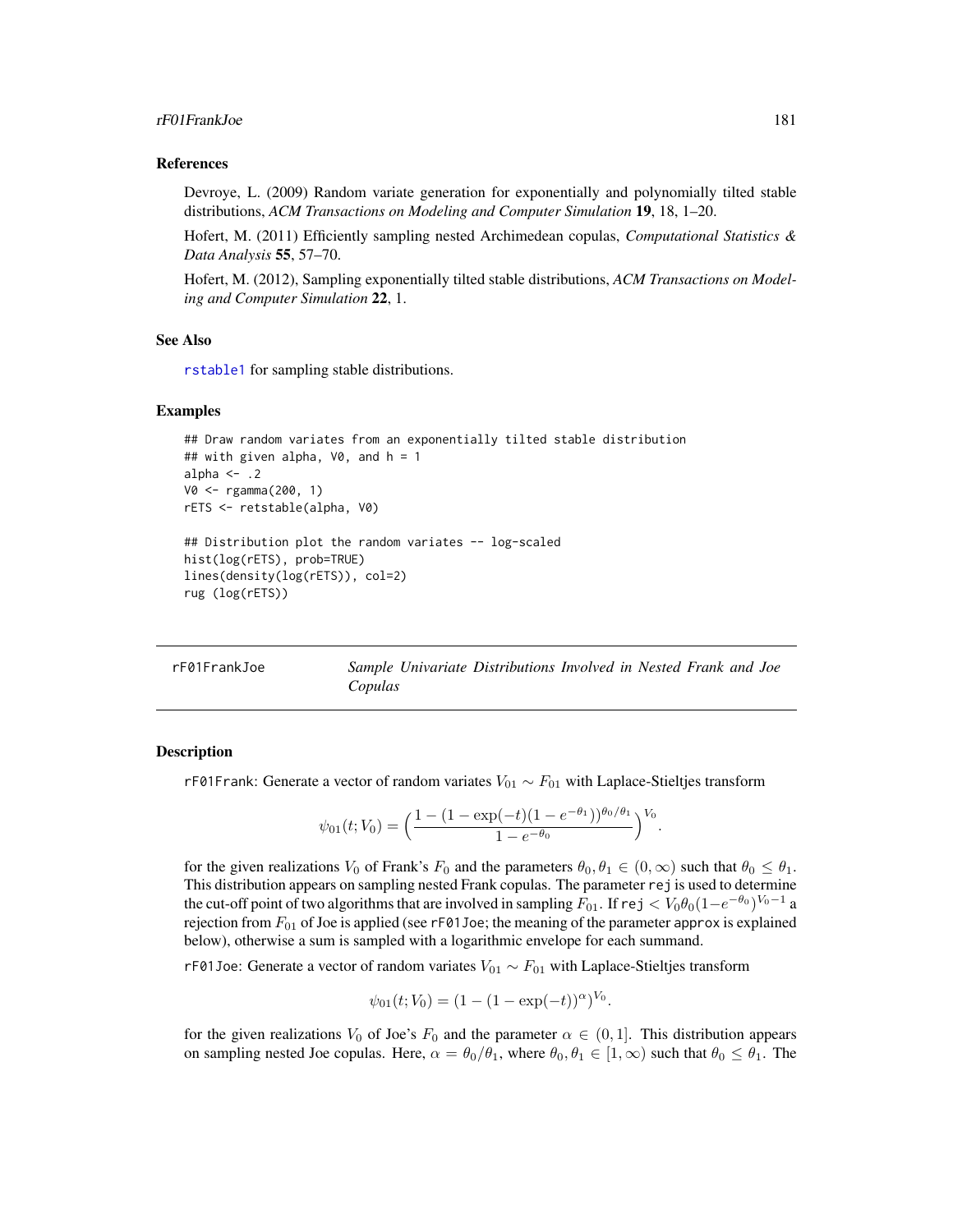### References

Devroye, L. (2009) Random variate generation for exponentially and polynomially tilted stable distributions, *ACM Transactions on Modeling and Computer Simulation* **19**, 18, 1–20.

Hofert, M. (2011) Efficiently sampling nested Archimedean copulas, *Computational Statistics & Data Analysis* **55**, 57–70.

Hofert, M. (2012), Sampling exponentially tilted stable distributions, *ACM Transactions on Modeling and Computer Simulation* **22**, 1.

### See Also

rstable1 for sampling stable distributions.

### Examples

```
## Draw random variates from an exponentially tilted stable distribution
## with given alpha, V0, and h = 1
alpha <- .2
V0 <- rgamma(200, 1)
rETS <- retstable(alpha, V0)

## Distribution plot the random variates -- log-scaled
hist(log(rETS), prob=TRUE)
lines(density(log(rETS)), col=2)
rug (log(rETS))
```

---

## rF01FrankJoe — *Sample Univariate Distributions Involved in Nested Frank and Joe Copulas*

### Description

rF01Frank: Generate a vector of random variates $V_{01} \sim F_{01}$ with Laplace-Stieltjes transform

$$\psi_{01}(t; V_0) = \Big(\frac{1 - (1 - \exp(-t)(1 - e^{-\theta_1}))^{\theta_0/\theta_1}}{1 - e^{-\theta_0}}\Big)^{V_0}.$$

for the given realizations $V_0$ of Frank's $F_0$ and the parameters $\theta_0, \theta_1 \in (0, \infty)$ such that $\theta_0 \le \theta_1$. This distribution appears on sampling nested Frank copulas. The parameter rej is used to determine the cut-off point of two algorithms that are involved in sampling $F_{01}$. If rej $< V_0\theta_0(1-e^{-\theta_0})^{V_0-1}$ a rejection from $F_{01}$ of Joe is applied (see rF01Joe; the meaning of the parameter approx is explained below), otherwise a sum is sampled with a logarithmic envelope for each summand.

rF01Joe: Generate a vector of random variates $V_{01} \sim F_{01}$ with Laplace-Stieltjes transform

$$\psi_{01}(t; V_0) = (1 - (1 - \exp(-t))^{\alpha})^{V_0}.$$

for the given realizations $V_0$ of Joe's $F_0$ and the parameter $\alpha \in (0, 1]$. This distribution appears on sampling nested Joe copulas. Here, $\alpha = \theta_0/\theta_1$, where $\theta_0, \theta_1 \in [1, \infty)$ such that $\theta_0 \le \theta_1$. The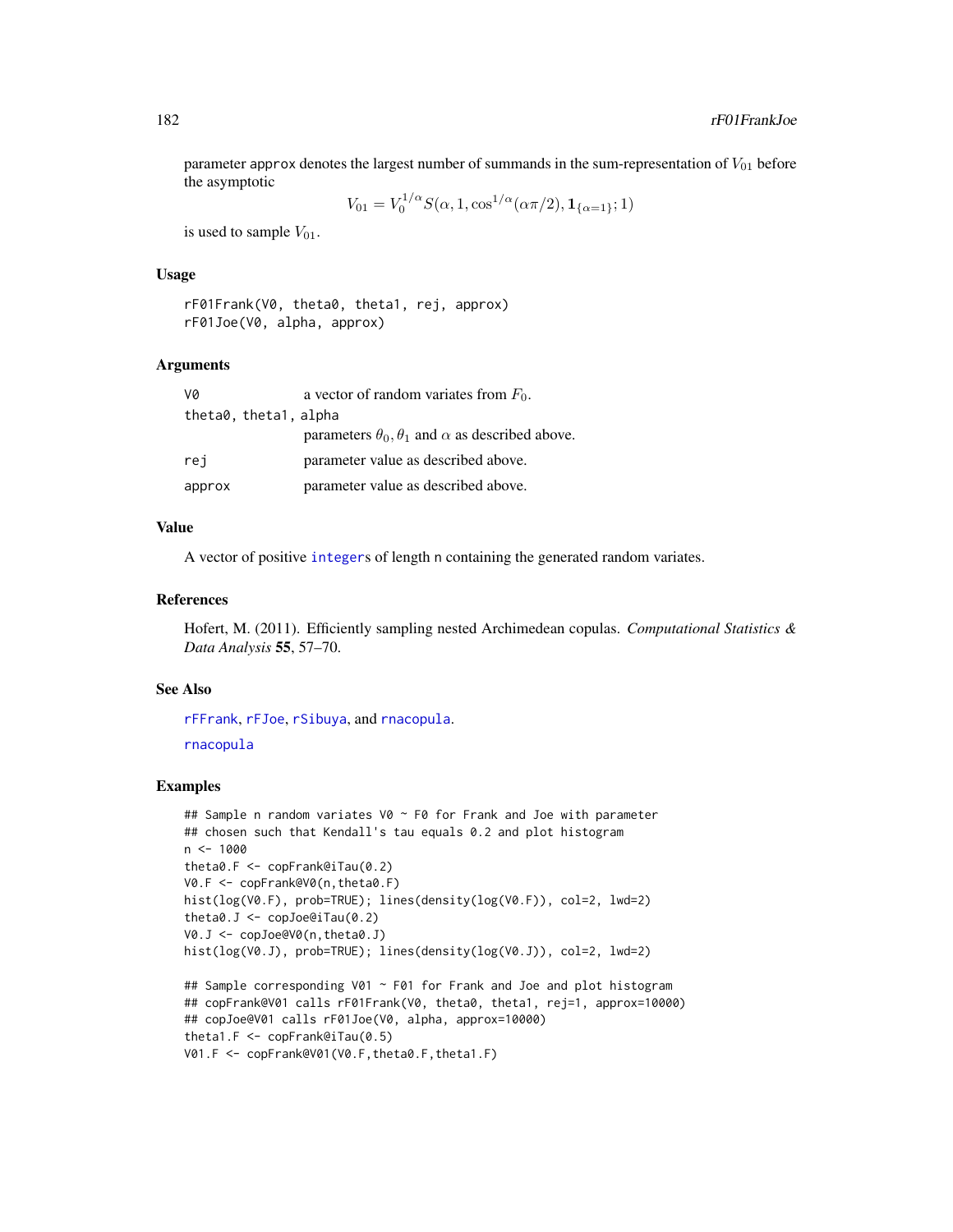parameter approx denotes the largest number of summands in the sum-representation of $V_{01}$ before the asymptotic

$$V_{01} = V_0^{1/\alpha} S(\alpha, 1, \cos^{1/\alpha}(\alpha\pi/2), \mathbf{1}_{\{\alpha=1\}}; 1)$$

is used to sample $V_{01}$.

## Usage

```
rF01Frank(V0, theta0, theta1, rej, approx)
rF01Joe(V0, alpha, approx)
```

## Arguments

| | |
|---|---|
| V0 | a vector of random variates from $F_0$. |
| theta0, theta1, alpha | parameters $\theta_0, \theta_1$ and $\alpha$ as described above. |
| rej | parameter value as described above. |
| approx | parameter value as described above. |

## Value

A vector of positive integers of length n containing the generated random variates.

## References

Hofert, M. (2011). Efficiently sampling nested Archimedean copulas. *Computational Statistics & Data Analysis* **55**, 57–70.

## See Also

rFFrank, rFJoe, rSibuya, and rnacopula.

rnacopula

## Examples

```
## Sample n random variates V0 ~ F0 for Frank and Joe with parameter
## chosen such that Kendall's tau equals 0.2 and plot histogram
n <- 1000
theta0.F <- copFrank@iTau(0.2)
V0.F <- copFrank@V0(n,theta0.F)
hist(log(V0.F), prob=TRUE); lines(density(log(V0.F)), col=2, lwd=2)
theta0.J <- copJoe@iTau(0.2)
V0.J <- copJoe@V0(n,theta0.J)
hist(log(V0.J), prob=TRUE); lines(density(log(V0.J)), col=2, lwd=2)

## Sample corresponding V01 ~ F01 for Frank and Joe and plot histogram
## copFrank@V01 calls rF01Frank(V0, theta0, theta1, rej=1, approx=10000)
## copJoe@V01 calls rF01Joe(V0, alpha, approx=10000)
theta1.F <- copFrank@iTau(0.5)
V01.F <- copFrank@V01(V0.F,theta0.F,theta1.F)
```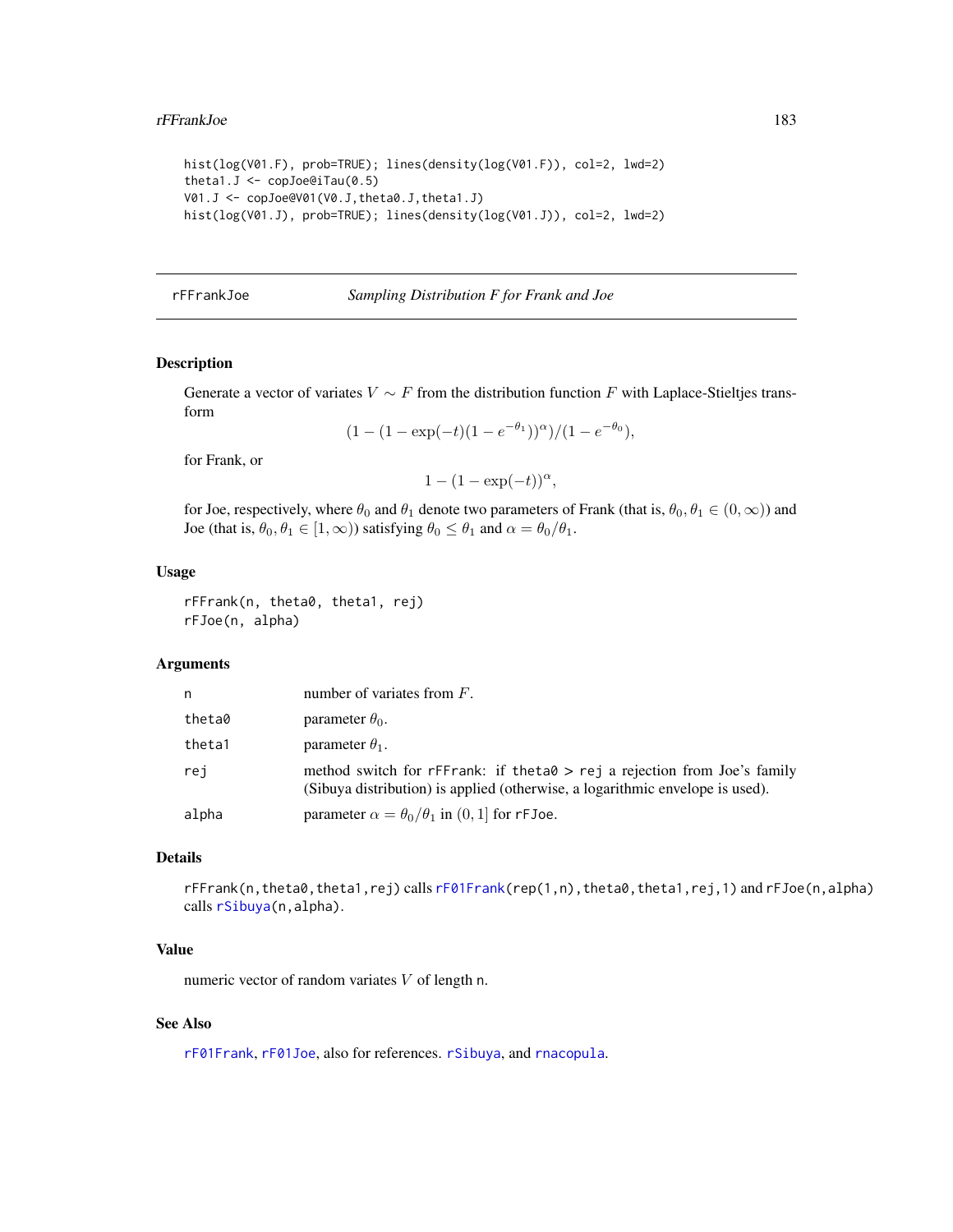```
hist(log(V01.F), prob=TRUE); lines(density(log(V01.F)), col=2, lwd=2)
theta1.J <- copJoe@iTau(0.5)
V01.J <- copJoe@V01(V0.J,theta0.J,theta1.J)
hist(log(V01.J), prob=TRUE); lines(density(log(V01.J)), col=2, lwd=2)
```

---

rFFrankJoe — *Sampling Distribution F for Frank and Joe*

---

## Description

Generate a vector of variates $V \sim F$ from the distribution function $F$ with Laplace-Stieltjes transform

$$(1-(1-\exp(-t)(1-e^{-\theta_1}))^{\alpha})/(1-e^{-\theta_0}),$$

for Frank, or

$$1-(1-\exp(-t))^{\alpha},$$

for Joe, respectively, where $\theta_0$ and $\theta_1$ denote two parameters of Frank (that is, $\theta_0, \theta_1 \in (0,\infty)$) and Joe (that is, $\theta_0, \theta_1 \in [1,\infty)$) satisfying $\theta_0 \le \theta_1$ and $\alpha = \theta_0/\theta_1$.

## Usage

```
rFFrank(n, theta0, theta1, rej)
rFJoe(n, alpha)
```

## Arguments

| | |
|---|---|
| n | number of variates from $F$. |
| theta0 | parameter $\theta_0$. |
| theta1 | parameter $\theta_1$. |
| rej | method switch for rFFrank: if theta0 > rej a rejection from Joe's family (Sibuya distribution) is applied (otherwise, a logarithmic envelope is used). |
| alpha | parameter $\alpha = \theta_0/\theta_1$ in $(0, 1]$ for rFJoe. |

## Details

rFFrank(n,theta0,theta1,rej) calls rF01Frank(rep(1,n),theta0,theta1,rej,1) and rFJoe(n,alpha) calls rSibuya(n,alpha).

## Value

numeric vector of random variates $V$ of length n.

## See Also

rF01Frank, rF01Joe, also for references. rSibuya, and rnacopula.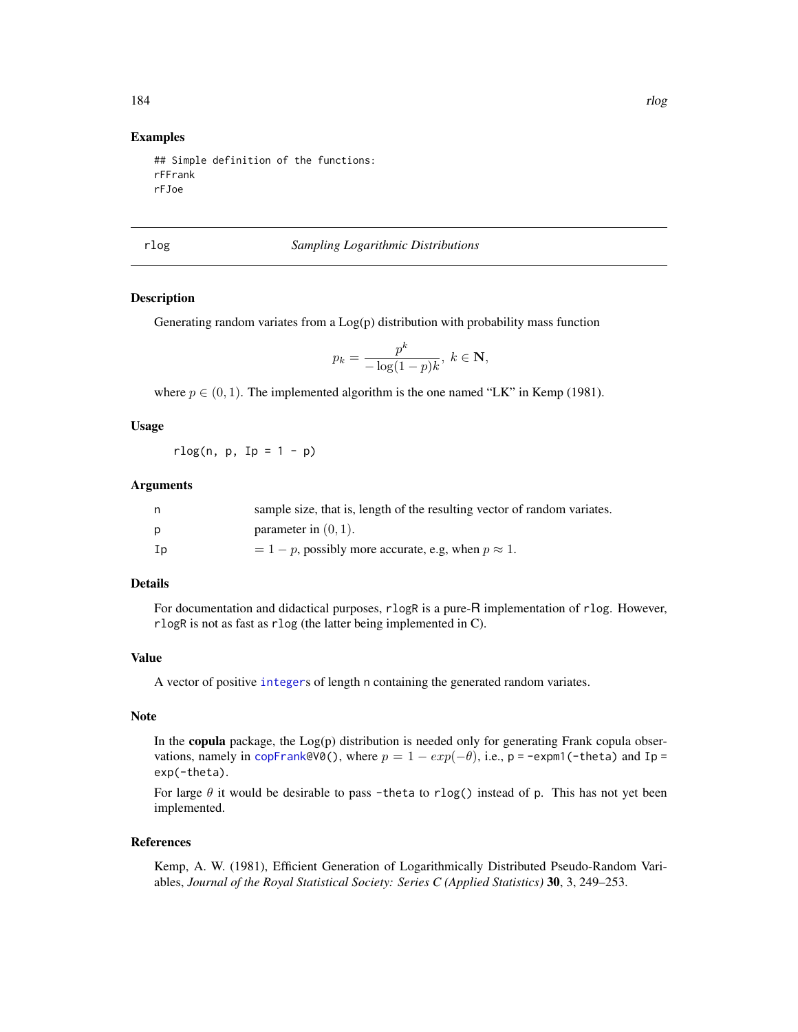### Examples

```
## Simple definition of the functions:
rFFrank
rFJoe
```

---

## rlog — *Sampling Logarithmic Distributions*

### Description

Generating random variates from a Log(p) distribution with probability mass function

$$p_k = \frac{p^k}{-\log(1-p)k},\ k \in \mathbf{N},$$

where $p \in (0, 1)$. The implemented algorithm is the one named "LK" in Kemp (1981).

### Usage

```
rlog(n, p, Ip = 1 - p)
```

### Arguments

| | |
|---|---|
| n | sample size, that is, length of the resulting vector of random variates. |
| p | parameter in $(0, 1)$. |
| Ip | $= 1 - p$, possibly more accurate, e.g, when $p \approx 1$. |

### Details

For documentation and didactical purposes, `rlogR` is a pure-R implementation of `rlog`. However, `rlogR` is not as fast as `rlog` (the latter being implemented in C).

### Value

A vector of positive `integer`s of length `n` containing the generated random variates.

### Note

In the **copula** package, the Log(p) distribution is needed only for generating Frank copula observations, namely in `copFrank@V0()`, where $p = 1 - exp(-\theta)$, i.e., `p = -expm1(-theta)` and `Ip = exp(-theta)`.

For large $\theta$ it would be desirable to pass `-theta` to `rlog()` instead of `p`. This has not yet been implemented.

### References

Kemp, A. W. (1981), Efficient Generation of Logarithmically Distributed Pseudo-Random Variables, *Journal of the Royal Statistical Society: Series C (Applied Statistics)* **30**, 3, 249–253.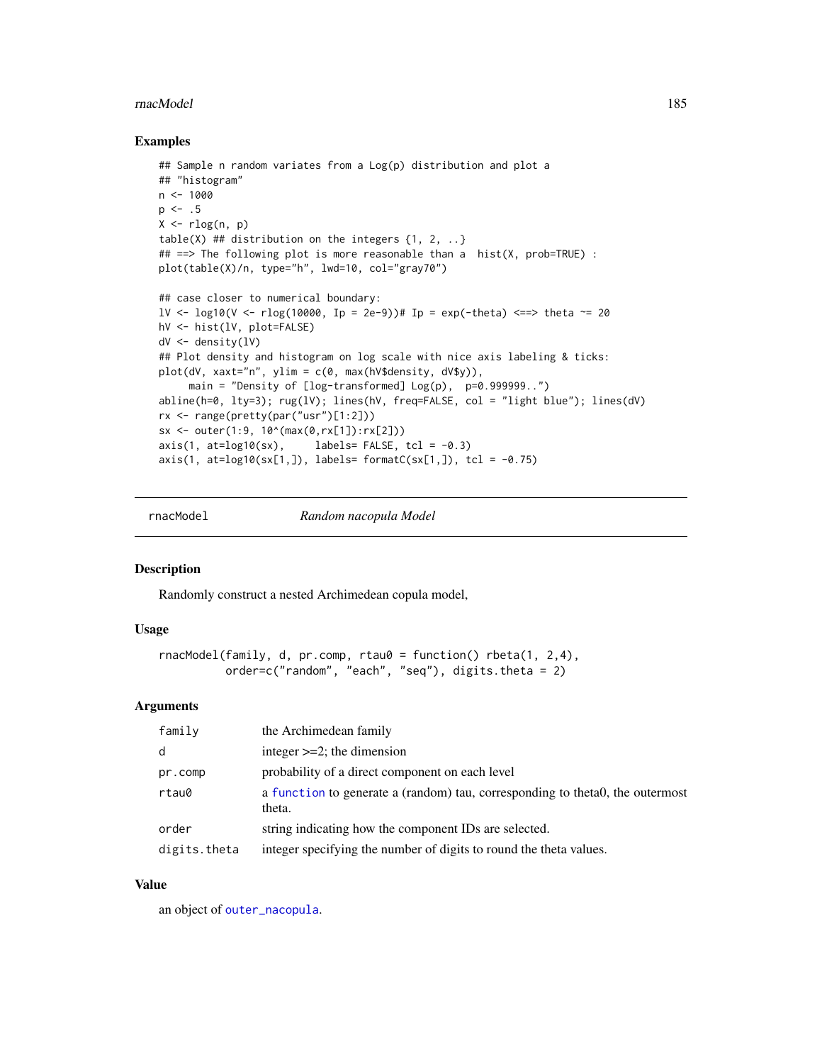## Examples

```
## Sample n random variates from a Log(p) distribution and plot a
## "histogram"
n <- 1000
p <- .5
X <- rlog(n, p)
table(X) ## distribution on the integers {1, 2, ..}
## ==> The following plot is more reasonable than a  hist(X, prob=TRUE) :
plot(table(X)/n, type="h", lwd=10, col="gray70")

## case closer to numerical boundary:
lV <- log10(V <- rlog(10000, Ip = 2e-9))# Ip = exp(-theta) <==> theta ~= 20
hV <- hist(lV, plot=FALSE)
dV <- density(lV)
## Plot density and histogram on log scale with nice axis labeling & ticks:
plot(dV, xaxt="n", ylim = c(0, max(hV$density, dV$y)),
     main = "Density of [log-transformed] Log(p),  p=0.999999..")
abline(h=0, lty=3); rug(lV); lines(hV, freq=FALSE, col = "light blue"); lines(dV)
rx <- range(pretty(par("usr")[1:2]))
sx <- outer(1:9, 10^(max(0,rx[1]):rx[2]))
axis(1, at=log10(sx),     labels= FALSE, tcl = -0.3)
axis(1, at=log10(sx[1,]), labels= formatC(sx[1,]), tcl = -0.75)
```

---

`rnacModel` *Random nacopula Model*

---

## Description

Randomly construct a nested Archimedean copula model,

## Usage

```
rnacModel(family, d, pr.comp, rtau0 = function() rbeta(1, 2,4),
          order=c("random", "each", "seq"), digits.theta = 2)
```

## Arguments

| | |
|---|---|
| `family` | the Archimedean family |
| `d` | integer >=2; the dimension |
| `pr.comp` | probability of a direct component on each level |
| `rtau0` | a `function` to generate a (random) tau, corresponding to theta0, the outermost theta. |
| `order` | string indicating how the component IDs are selected. |
| `digits.theta` | integer specifying the number of digits to round the theta values. |

## Value

an object of `outer_nacopula`.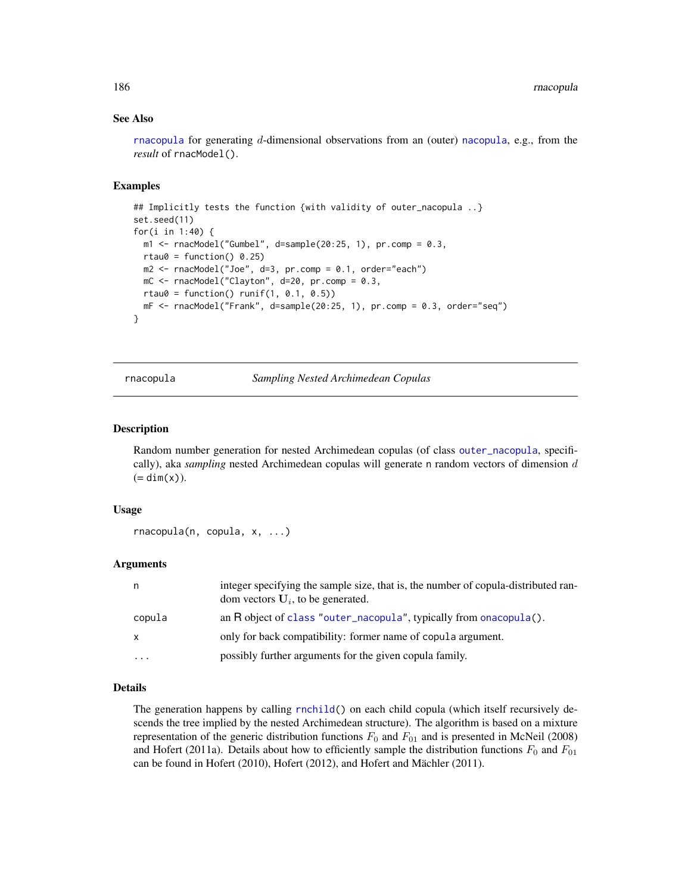### See Also

`rnacopula` for generating $d$-dimensional observations from an (outer) `nacopula`, e.g., from the *result* of `rnacModel()`.

### Examples

```
## Implicitly tests the function {with validity of outer_nacopula ..}
set.seed(11)
for(i in 1:40) {
  m1 <- rnacModel("Gumbel", d=sample(20:25, 1), pr.comp = 0.3,
  rtau0 = function() 0.25)
  m2 <- rnacModel("Joe", d=3, pr.comp = 0.1, order="each")
  mC <- rnacModel("Clayton", d=20, pr.comp = 0.3,
  rtau0 = function() runif(1, 0.1, 0.5))
  mF <- rnacModel("Frank", d=sample(20:25, 1), pr.comp = 0.3, order="seq")
}
```

---

## rnacopula — *Sampling Nested Archimedean Copulas*

### Description

Random number generation for nested Archimedean copulas (of class `outer_nacopula`, specifically), aka *sampling* nested Archimedean copulas will generate n random vectors of dimension $d$ (= `dim(x)`).

### Usage

```
rnacopula(n, copula, x, ...)
```

### Arguments

| | |
|---|---|
| n | integer specifying the sample size, that is, the number of copula-distributed random vectors $\mathbf{U}_i$, to be generated. |
| copula | an R object of `class "outer_nacopula"`, typically from `onacopula()`. |
| x | only for back compatibility: former name of `copula` argument. |
| ... | possibly further arguments for the given copula family. |

### Details

The generation happens by calling `rnchild()` on each child copula (which itself recursively descends the tree implied by the nested Archimedean structure). The algorithm is based on a mixture representation of the generic distribution functions $F_0$ and $F_{01}$ and is presented in McNeil (2008) and Hofert (2011a). Details about how to efficiently sample the distribution functions $F_0$ and $F_{01}$ can be found in Hofert (2010), Hofert (2012), and Hofert and Mächler (2011).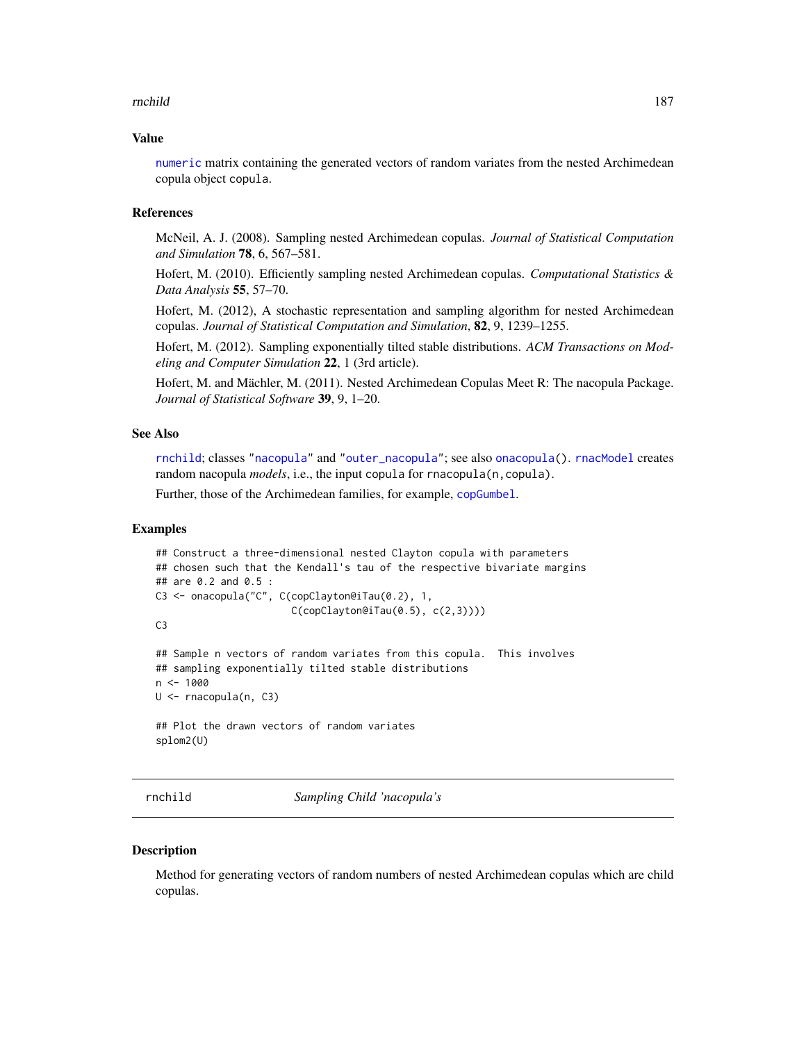## Value

numeric matrix containing the generated vectors of random variates from the nested Archimedean copula object copula.

## References

McNeil, A. J. (2008). Sampling nested Archimedean copulas. *Journal of Statistical Computation and Simulation* **78**, 6, 567–581.

Hofert, M. (2010). Efficiently sampling nested Archimedean copulas. *Computational Statistics & Data Analysis* **55**, 57–70.

Hofert, M. (2012), A stochastic representation and sampling algorithm for nested Archimedean copulas. *Journal of Statistical Computation and Simulation*, **82**, 9, 1239–1255.

Hofert, M. (2012). Sampling exponentially tilted stable distributions. *ACM Transactions on Modeling and Computer Simulation* **22**, 1 (3rd article).

Hofert, M. and Mächler, M. (2011). Nested Archimedean Copulas Meet R: The nacopula Package. *Journal of Statistical Software* **39**, 9, 1–20.

## See Also

rnchild; classes "nacopula" and "outer_nacopula"; see also onacopula(). rnacModel creates random nacopula *models*, i.e., the input copula for rnacopula(n,copula).

Further, those of the Archimedean families, for example, copGumbel.

## Examples

```
## Construct a three-dimensional nested Clayton copula with parameters
## chosen such that the Kendall's tau of the respective bivariate margins
## are 0.2 and 0.5 :
C3 <- onacopula("C", C(copClayton@iTau(0.2), 1,
                      C(copClayton@iTau(0.5), c(2,3))))
C3

## Sample n vectors of random variates from this copula.  This involves
## sampling exponentially tilted stable distributions
n <- 1000
U <- rnacopula(n, C3)

## Plot the drawn vectors of random variates
splom2(U)
```

---

# rnchild — *Sampling Child 'nacopula's*

## Description

Method for generating vectors of random numbers of nested Archimedean copulas which are child copulas.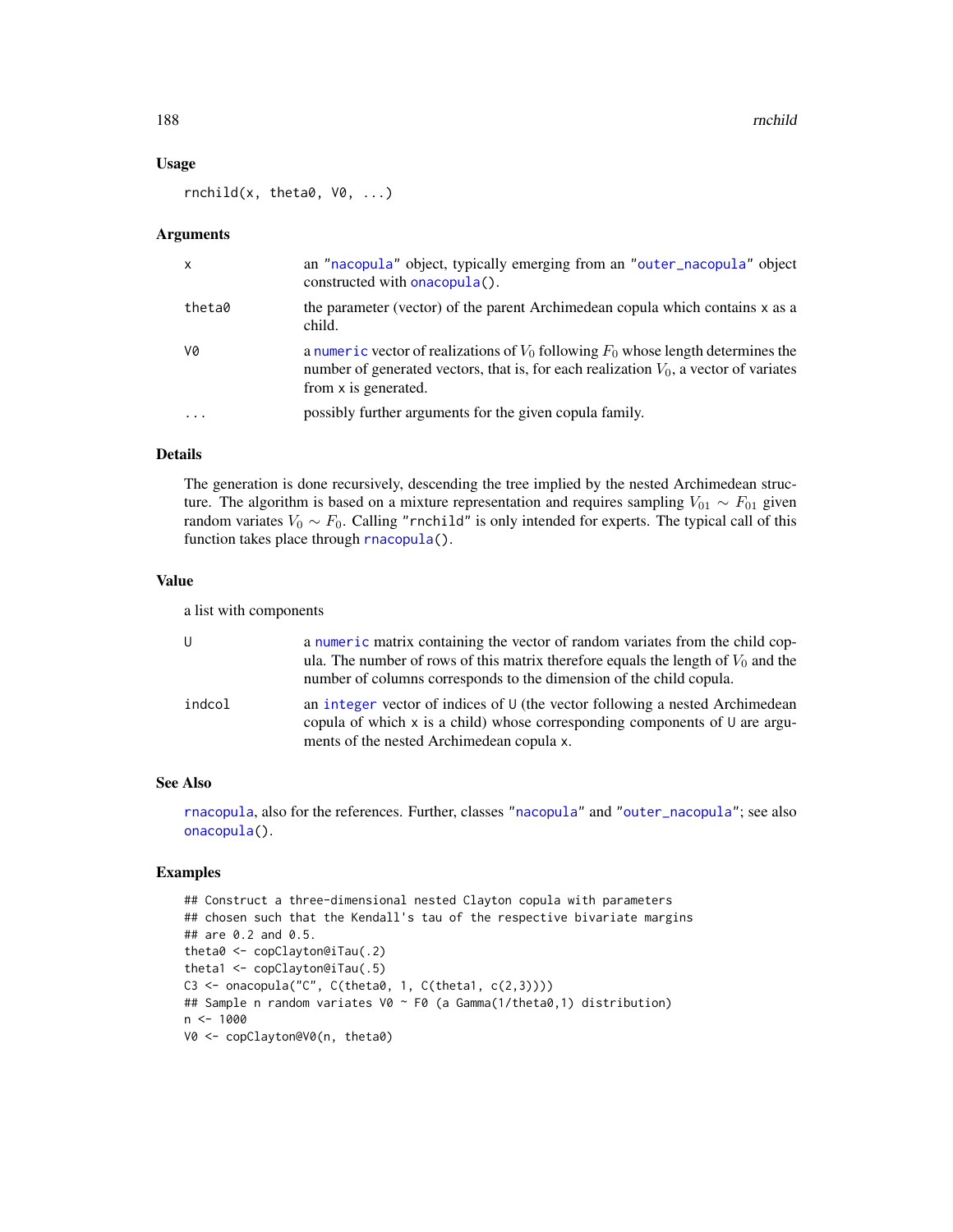## Usage

```
rnchild(x, theta0, V0, ...)
```

## Arguments

| | |
|---|---|
| x | an "nacopula" object, typically emerging from an "outer_nacopula" object constructed with onacopula(). |
| theta0 | the parameter (vector) of the parent Archimedean copula which contains x as a child. |
| V0 | a numeric vector of realizations of $V_0$ following $F_0$ whose length determines the number of generated vectors, that is, for each realization $V_0$, a vector of variates from x is generated. |
| ... | possibly further arguments for the given copula family. |

## Details

The generation is done recursively, descending the tree implied by the nested Archimedean structure. The algorithm is based on a mixture representation and requires sampling $V_{01} \sim F_{01}$ given random variates $V_0 \sim F_0$. Calling "rnchild" is only intended for experts. The typical call of this function takes place through rnacopula().

## Value

a list with components

| | |
|---|---|
| U | a numeric matrix containing the vector of random variates from the child copula. The number of rows of this matrix therefore equals the length of $V_0$ and the number of columns corresponds to the dimension of the child copula. |
| indcol | an integer vector of indices of U (the vector following a nested Archimedean copula of which x is a child) whose corresponding components of U are arguments of the nested Archimedean copula x. |

## See Also

rnacopula, also for the references. Further, classes "nacopula" and "outer_nacopula"; see also onacopula().

## Examples

```
## Construct a three-dimensional nested Clayton copula with parameters
## chosen such that the Kendall's tau of the respective bivariate margins
## are 0.2 and 0.5.
theta0 <- copClayton@iTau(.2)
theta1 <- copClayton@iTau(.5)
C3 <- onacopula("C", C(theta0, 1, C(theta1, c(2,3))))
## Sample n random variates V0 ~ F0 (a Gamma(1/theta0,1) distribution)
n <- 1000
V0 <- copClayton@V0(n, theta0)
```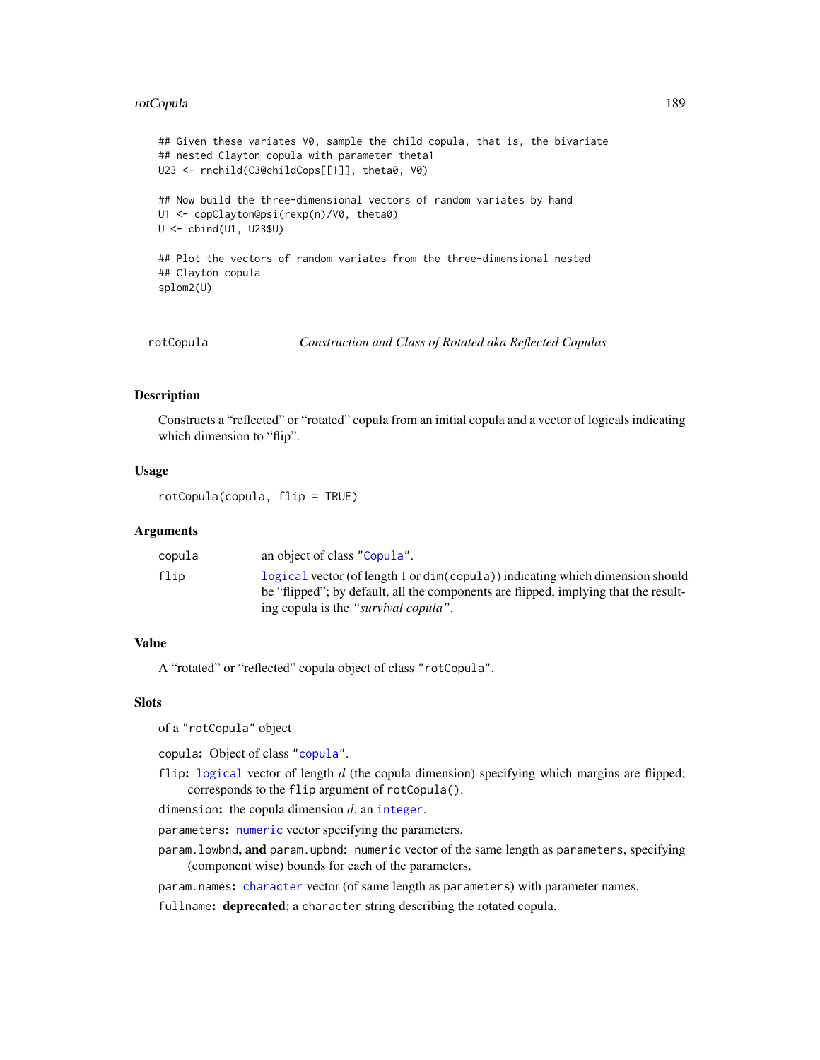```
## Given these variates V0, sample the child copula, that is, the bivariate
## nested Clayton copula with parameter theta1
U23 <- rnchild(C3@childCops[[1]], theta0, V0)

## Now build the three-dimensional vectors of random variates by hand
U1 <- copClayton@psi(rexp(n)/V0, theta0)
U <- cbind(U1, U23$U)

## Plot the vectors of random variates from the three-dimensional nested
## Clayton copula
splom2(U)
```

---

rotCopula *Construction and Class of Rotated aka Reflected Copulas*

---

## Description

Constructs a "reflected" or "rotated" copula from an initial copula and a vector of logicals indicating which dimension to "flip".

## Usage

```
rotCopula(copula, flip = TRUE)
```

## Arguments

| | |
|---|---|
| `copula` | an object of class `"Copula"`. |
| `flip` | `logical` vector (of length 1 or `dim(copula)`) indicating which dimension should be "flipped"; by default, all the components are flipped, implying that the resulting copula is the *"survival copula"*. |

## Value

A "rotated" or "reflected" copula object of class `"rotCopula"`.

## Slots

of a `"rotCopula"` object

`copula`**:** Object of class `"copula"`.

`flip`**:** `logical` vector of length $d$ (the copula dimension) specifying which margins are flipped; corresponds to the `flip` argument of `rotCopula()`.

`dimension`**:** the copula dimension $d$, an `integer`.

`parameters`**:** `numeric` vector specifying the parameters.

`param.lowbnd`**, and** `param.upbnd`**:** `numeric` vector of the same length as `parameters`, specifying (component wise) bounds for each of the parameters.

`param.names`**:** `character` vector (of same length as `parameters`) with parameter names.

`fullname`**: deprecated**; a `character` string describing the rotated copula.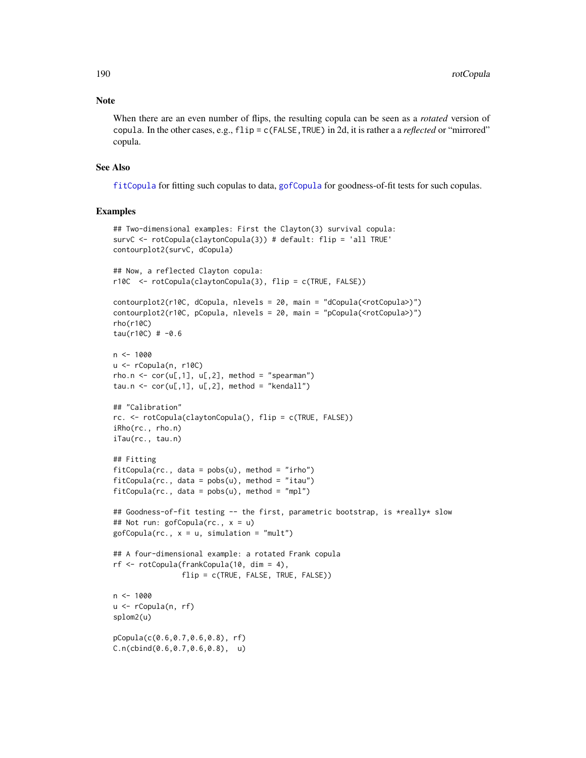## Note

When there are an even number of flips, the resulting copula can be seen as a *rotated* version of `copula`. In the other cases, e.g., `flip = c(FALSE,TRUE)` in 2d, it is rather a a *reflected* or "mirrored" copula.

## See Also

`fitCopula` for fitting such copulas to data, `gofCopula` for goodness-of-fit tests for such copulas.

## Examples

```
## Two-dimensional examples: First the Clayton(3) survival copula:
survC <- rotCopula(claytonCopula(3)) # default: flip = 'all TRUE'
contourplot2(survC, dCopula)

## Now, a reflected Clayton copula:
r10C  <- rotCopula(claytonCopula(3), flip = c(TRUE, FALSE))

contourplot2(r10C, dCopula, nlevels = 20, main = "dCopula(<rotCopula>)")
contourplot2(r10C, pCopula, nlevels = 20, main = "pCopula(<rotCopula>)")
rho(r10C)
tau(r10C) # -0.6

n <- 1000
u <- rCopula(n, r10C)
rho.n <- cor(u[,1], u[,2], method = "spearman")
tau.n <- cor(u[,1], u[,2], method = "kendall")

## "Calibration"
rc. <- rotCopula(claytonCopula(), flip = c(TRUE, FALSE))
iRho(rc., rho.n)
iTau(rc., tau.n)

## Fitting
fitCopula(rc., data = pobs(u), method = "irho")
fitCopula(rc., data = pobs(u), method = "itau")
fitCopula(rc., data = pobs(u), method = "mpl")

## Goodness-of-fit testing -- the first, parametric bootstrap, is *really* slow
## Not run: gofCopula(rc., x = u)
gofCopula(rc., x = u, simulation = "mult")

## A four-dimensional example: a rotated Frank copula
rf <- rotCopula(frankCopula(10, dim = 4),
                flip = c(TRUE, FALSE, TRUE, FALSE))

n <- 1000
u <- rCopula(n, rf)
splom2(u)

pCopula(c(0.6,0.7,0.6,0.8), rf)
C.n(cbind(0.6,0.7,0.6,0.8),  u)
```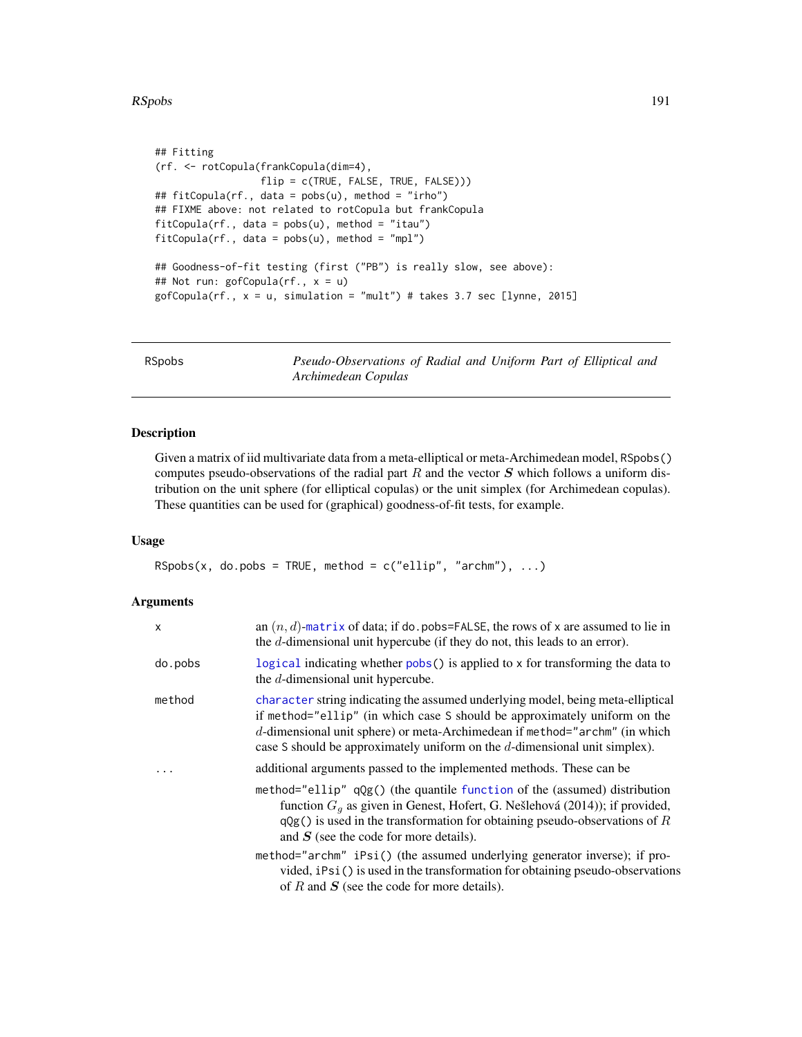```
## Fitting
(rf. <- rotCopula(frankCopula(dim=4),
                  flip = c(TRUE, FALSE, TRUE, FALSE)))
## fitCopula(rf., data = pobs(u), method = "irho")
## FIXME above: not related to rotCopula but frankCopula
fitCopula(rf., data = pobs(u), method = "itau")
fitCopula(rf., data = pobs(u), method = "mpl")

## Goodness-of-fit testing (first ("PB") is really slow, see above):
## Not run: gofCopula(rf., x = u)
gofCopula(rf., x = u, simulation = "mult") # takes 3.7 sec [lynne, 2015]
```

---

RSpobs — *Pseudo-Observations of Radial and Uniform Part of Elliptical and Archimedean Copulas*

---

## Description

Given a matrix of iid multivariate data from a meta-elliptical or meta-Archimedean model, `RSpobs()` computes pseudo-observations of the radial part $R$ and the vector $\boldsymbol{S}$ which follows a uniform distribution on the unit sphere (for elliptical copulas) or the unit simplex (for Archimedean copulas). These quantities can be used for (graphical) goodness-of-fit tests, for example.

## Usage

```
RSpobs(x, do.pobs = TRUE, method = c("ellip", "archm"), ...)
```

## Arguments

| | |
|---|---|
| `x` | an $(n, d)$-`matrix` of data; if `do.pobs=FALSE`, the rows of `x` are assumed to lie in the $d$-dimensional unit hypercube (if they do not, this leads to an error). |
| `do.pobs` | `logical` indicating whether `pobs()` is applied to `x` for transforming the data to the $d$-dimensional unit hypercube. |
| `method` | `character` string indicating the assumed underlying model, being meta-elliptical if `method="ellip"` (in which case `S` should be approximately uniform on the $d$-dimensional unit sphere) or meta-Archimedean if `method="archm"` (in which case `S` should be approximately uniform on the $d$-dimensional unit simplex). |
| `...` | additional arguments passed to the implemented methods. These can be<br>`method="ellip"` `qQg()` (the quantile `function` of the (assumed) distribution function $G_g$ as given in Genest, Hofert, G. Nešlehová (2014)); if provided, `qQg()` is used in the transformation for obtaining pseudo-observations of $R$ and $\boldsymbol{S}$ (see the code for more details).<br>`method="archm"` `iPsi()` (the assumed underlying generator inverse); if provided, `iPsi()` is used in the transformation for obtaining pseudo-observations of $R$ and $\boldsymbol{S}$ (see the code for more details). |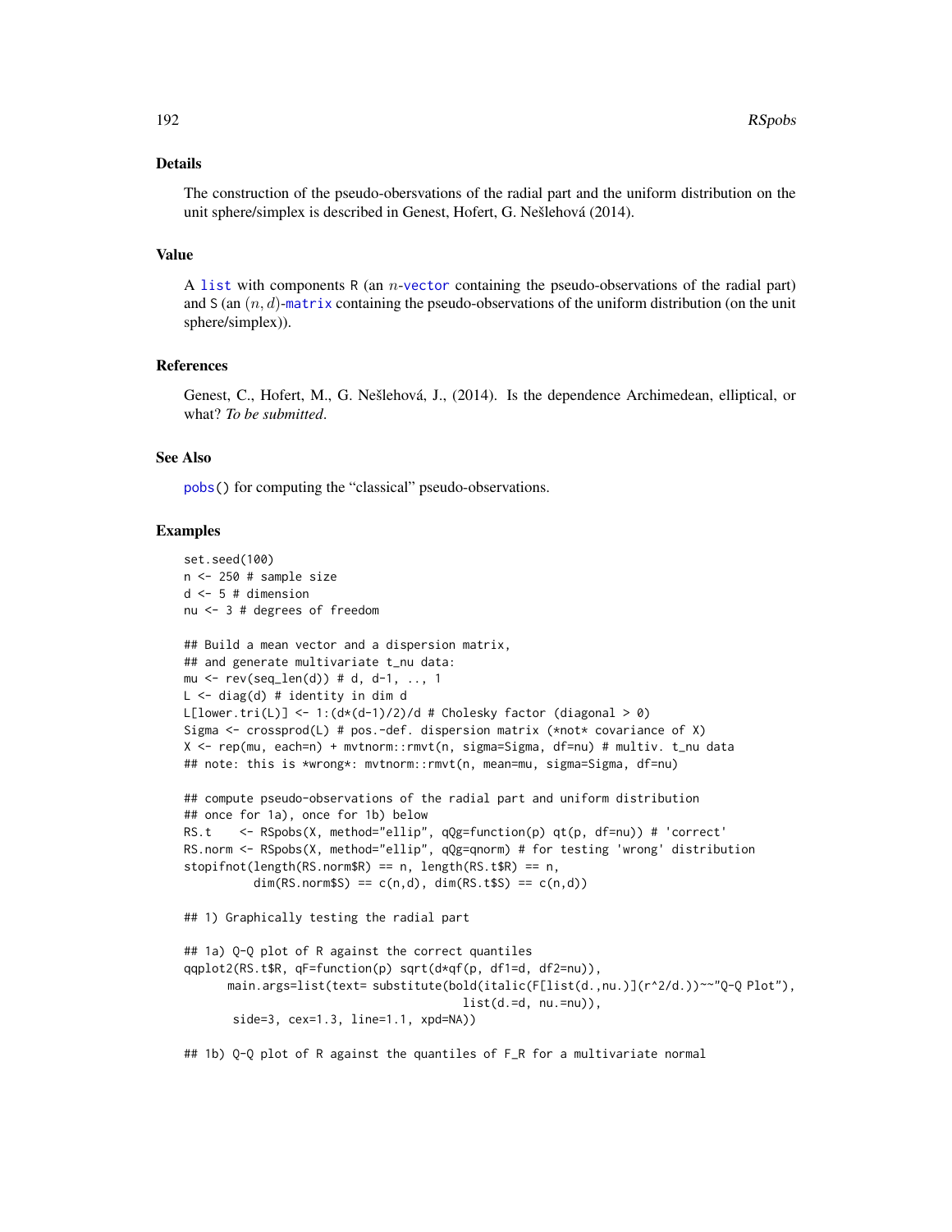## Details

The construction of the pseudo-obersvations of the radial part and the uniform distribution on the unit sphere/simplex is described in Genest, Hofert, G. Nešlehová (2014).

## Value

A list with components R (an $n$-vector containing the pseudo-observations of the radial part) and S (an $(n, d)$-matrix containing the pseudo-observations of the uniform distribution (on the unit sphere/simplex)).

## References

Genest, C., Hofert, M., G. Nešlehová, J., (2014). Is the dependence Archimedean, elliptical, or what? *To be submitted*.

## See Also

pobs() for computing the "classical" pseudo-observations.

## Examples

```
set.seed(100)
n <- 250 # sample size
d <- 5 # dimension
nu <- 3 # degrees of freedom

## Build a mean vector and a dispersion matrix,
## and generate multivariate t_nu data:
mu <- rev(seq_len(d)) # d, d-1, .., 1
L <- diag(d) # identity in dim d
L[lower.tri(L)] <- 1:(d*(d-1)/2)/d # Cholesky factor (diagonal > 0)
Sigma <- crossprod(L) # pos.-def. dispersion matrix (*not* covariance of X)
X <- rep(mu, each=n) + mvtnorm::rmvt(n, sigma=Sigma, df=nu) # multiv. t_nu data
## note: this is *wrong*: mvtnorm::rmvt(n, mean=mu, sigma=Sigma, df=nu)

## compute pseudo-observations of the radial part and uniform distribution
## once for 1a), once for 1b) below
RS.t    <- RSpobs(X, method="ellip", qQg=function(p) qt(p, df=nu)) # 'correct'
RS.norm <- RSpobs(X, method="ellip", qQg=qnorm) # for testing 'wrong' distribution
stopifnot(length(RS.norm$R) == n, length(RS.t$R) == n,
          dim(RS.norm$S) == c(n,d), dim(RS.t$S) == c(n,d))

## 1) Graphically testing the radial part

## 1a) Q-Q plot of R against the correct quantiles
qqplot2(RS.t$R, qF=function(p) sqrt(d*qf(p, df1=d, df2=nu)),
      main.args=list(text= substitute(bold(italic(F[list(d.,nu.)](r^2/d.))~~"Q-Q Plot"),
                                      list(d.=d, nu.=nu)),
       side=3, cex=1.3, line=1.1, xpd=NA))

## 1b) Q-Q plot of R against the quantiles of F_R for a multivariate normal
```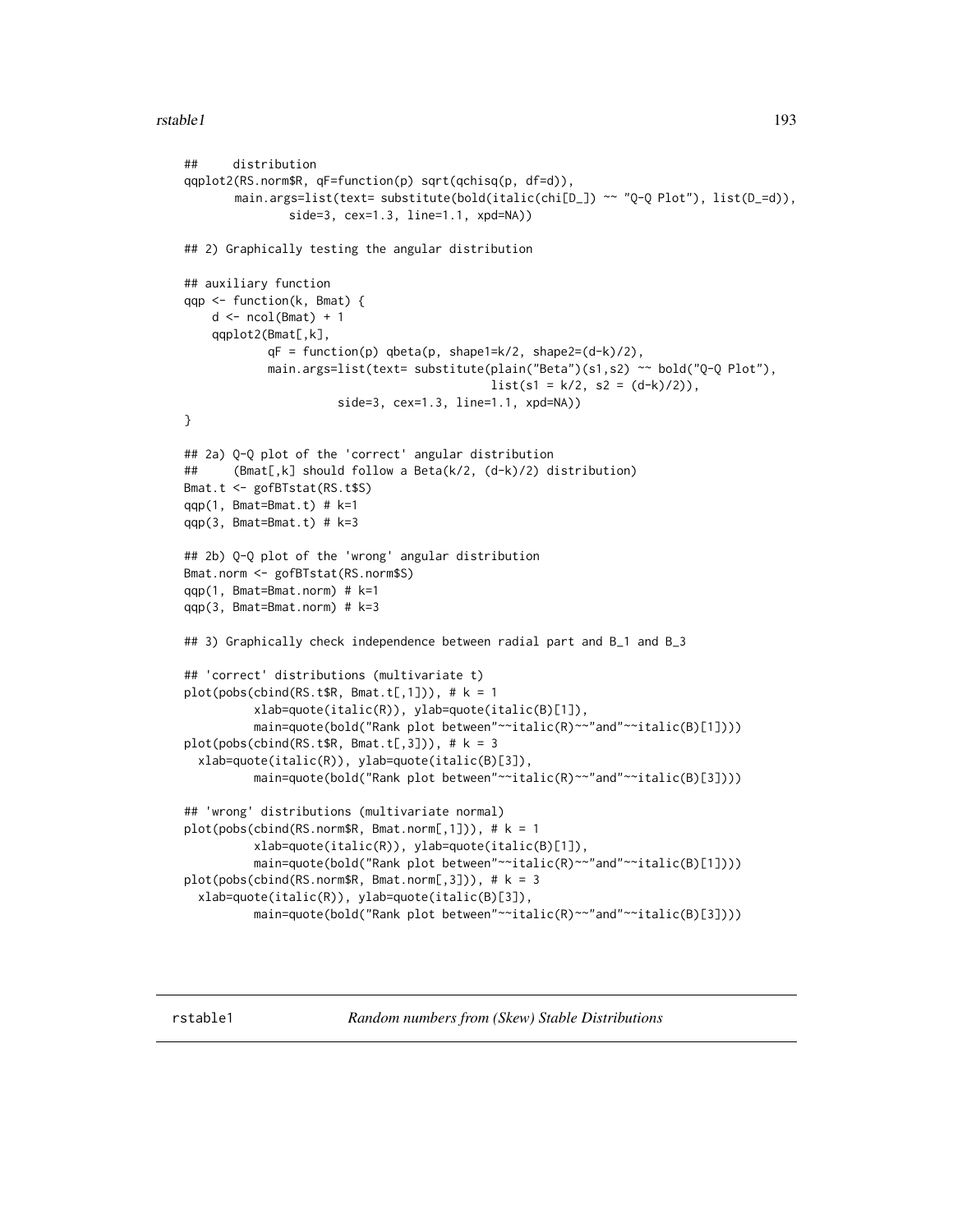```
##     distribution
qqplot2(RS.norm$R, qF=function(p) sqrt(qchisq(p, df=d)),
       main.args=list(text= substitute(bold(italic(chi[D_]) ~~ "Q-Q Plot"), list(D_=d)),
               side=3, cex=1.3, line=1.1, xpd=NA))

## 2) Graphically testing the angular distribution

## auxiliary function
qqp <- function(k, Bmat) {
    d <- ncol(Bmat) + 1
    qqplot2(Bmat[,k],
            qF = function(p) qbeta(p, shape1=k/2, shape2=(d-k)/2),
            main.args=list(text= substitute(plain("Beta")(s1,s2) ~~ bold("Q-Q Plot"),
                                            list(s1 = k/2, s2 = (d-k)/2)),
                      side=3, cex=1.3, line=1.1, xpd=NA))
}

## 2a) Q-Q plot of the 'correct' angular distribution
##     (Bmat[,k] should follow a Beta(k/2, (d-k)/2) distribution)
Bmat.t <- gofBTstat(RS.t$S)
qqp(1, Bmat=Bmat.t) # k=1
qqp(3, Bmat=Bmat.t) # k=3

## 2b) Q-Q plot of the 'wrong' angular distribution
Bmat.norm <- gofBTstat(RS.norm$S)
qqp(1, Bmat=Bmat.norm) # k=1
qqp(3, Bmat=Bmat.norm) # k=3

## 3) Graphically check independence between radial part and B_1 and B_3

## 'correct' distributions (multivariate t)
plot(pobs(cbind(RS.t$R, Bmat.t[,1])), # k = 1
          xlab=quote(italic(R)), ylab=quote(italic(B)[1]),
          main=quote(bold("Rank plot between"~~italic(R)~~"and"~~italic(B)[1])))
plot(pobs(cbind(RS.t$R, Bmat.t[,3])), # k = 3
  xlab=quote(italic(R)), ylab=quote(italic(B)[3]),
          main=quote(bold("Rank plot between"~~italic(R)~~"and"~~italic(B)[3])))

## 'wrong' distributions (multivariate normal)
plot(pobs(cbind(RS.norm$R, Bmat.norm[,1])), # k = 1
          xlab=quote(italic(R)), ylab=quote(italic(B)[1]),
          main=quote(bold("Rank plot between"~~italic(R)~~"and"~~italic(B)[1])))
plot(pobs(cbind(RS.norm$R, Bmat.norm[,3])), # k = 3
  xlab=quote(italic(R)), ylab=quote(italic(B)[3]),
          main=quote(bold("Rank plot between"~~italic(R)~~"and"~~italic(B)[3])))
```

---

## rstable1 *Random numbers from (Skew) Stable Distributions*

---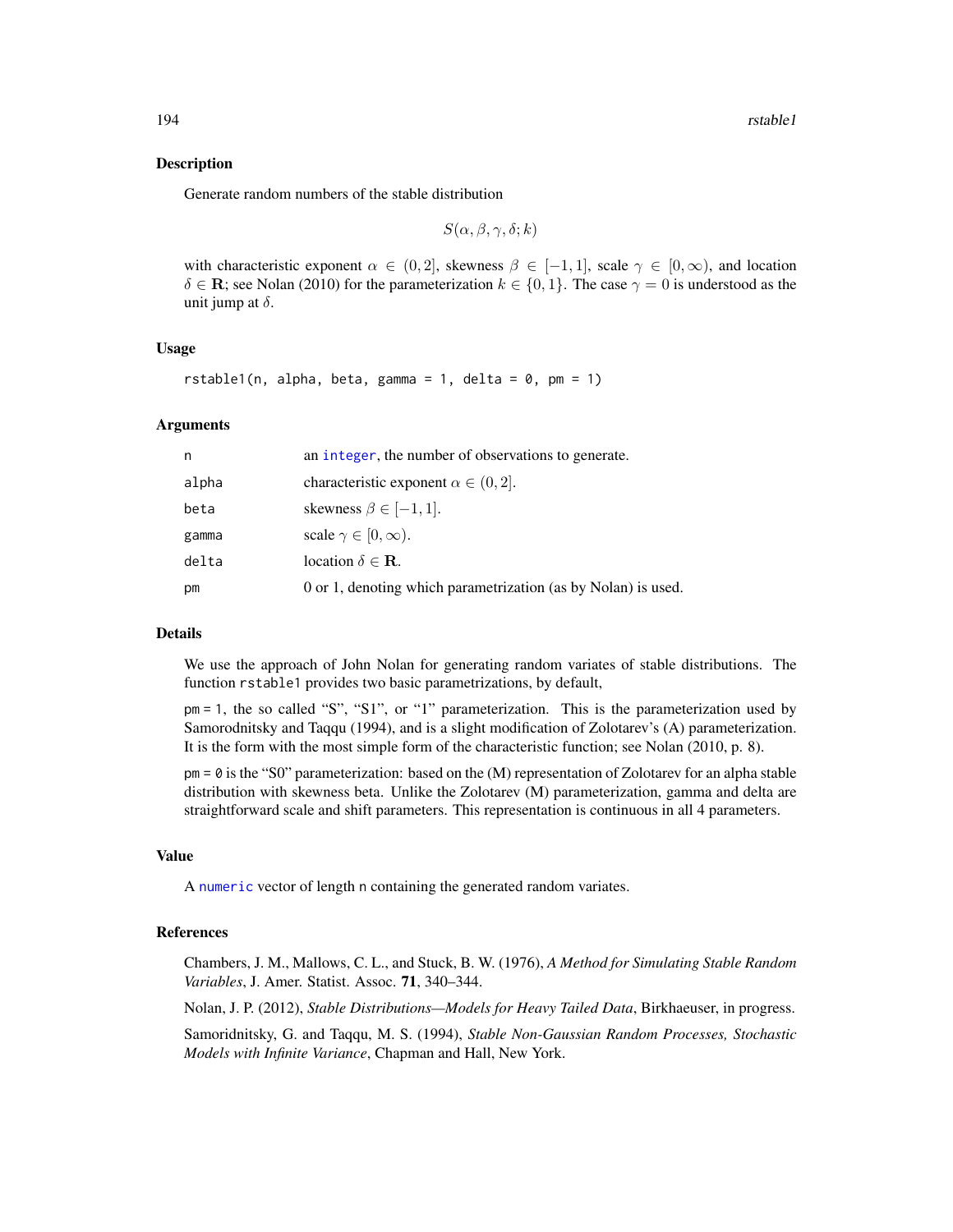## Description

Generate random numbers of the stable distribution

$$S(\alpha, \beta, \gamma, \delta; k)$$

with characteristic exponent $\alpha \in (0, 2]$, skewness $\beta \in [-1, 1]$, scale $\gamma \in [0, \infty)$, and location $\delta \in \mathbf{R}$; see Nolan (2010) for the parameterization $k \in \{0, 1\}$. The case $\gamma = 0$ is understood as the unit jump at $\delta$.

## Usage

```
rstable1(n, alpha, beta, gamma = 1, delta = 0, pm = 1)
```

## Arguments

| | |
|---|---|
| n | an integer, the number of observations to generate. |
| alpha | characteristic exponent $\alpha \in (0, 2]$. |
| beta | skewness $\beta \in [-1, 1]$. |
| gamma | scale $\gamma \in [0, \infty)$. |
| delta | location $\delta \in \mathbf{R}$. |
| pm | 0 or 1, denoting which parametrization (as by Nolan) is used. |

## Details

We use the approach of John Nolan for generating random variates of stable distributions. The function `rstable1` provides two basic parametrizations, by default,

`pm = 1`, the so called "S", "S1", or "1" parameterization. This is the parameterization used by Samorodnitsky and Taqqu (1994), and is a slight modification of Zolotarev's (A) parameterization. It is the form with the most simple form of the characteristic function; see Nolan (2010, p. 8).

`pm = 0` is the "S0" parameterization: based on the (M) representation of Zolotarev for an alpha stable distribution with skewness beta. Unlike the Zolotarev (M) parameterization, gamma and delta are straightforward scale and shift parameters. This representation is continuous in all 4 parameters.

## Value

A numeric vector of length `n` containing the generated random variates.

## References

Chambers, J. M., Mallows, C. L., and Stuck, B. W. (1976), *A Method for Simulating Stable Random Variables*, J. Amer. Statist. Assoc. **71**, 340–344.

Nolan, J. P. (2012), *Stable Distributions—Models for Heavy Tailed Data*, Birkhaeuser, in progress.

Samoridnitsky, G. and Taqqu, M. S. (1994), *Stable Non-Gaussian Random Processes, Stochastic Models with Infinite Variance*, Chapman and Hall, New York.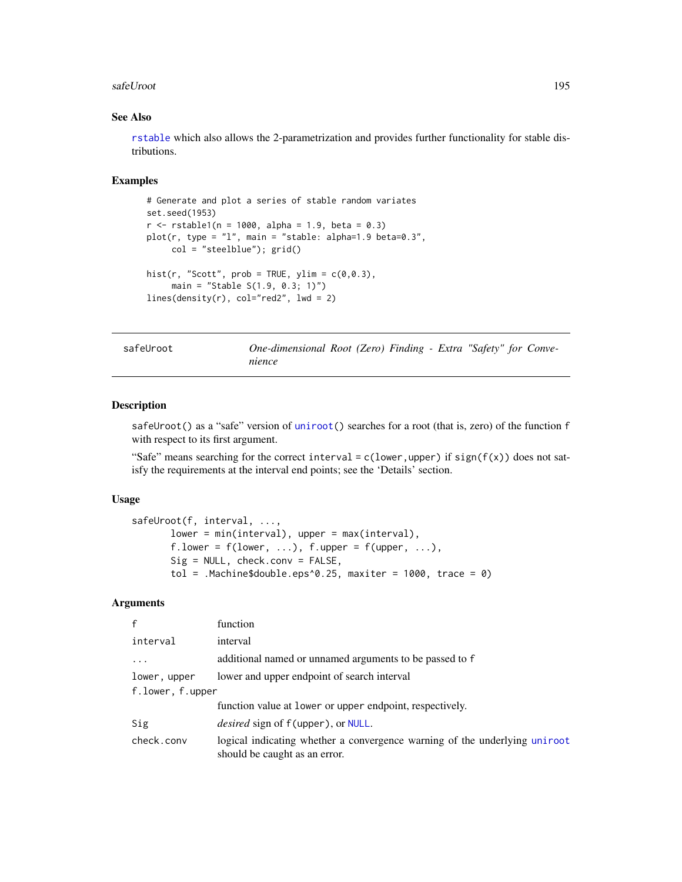## See Also

`rstable` which also allows the 2-parametrization and provides further functionality for stable distributions.

## Examples

```
# Generate and plot a series of stable random variates
set.seed(1953)
r <- rstable1(n = 1000, alpha = 1.9, beta = 0.3)
plot(r, type = "l", main = "stable: alpha=1.9 beta=0.3",
     col = "steelblue"); grid()

hist(r, "Scott", prob = TRUE, ylim = c(0,0.3),
     main = "Stable S(1.9, 0.3; 1)")
lines(density(r), col="red2", lwd = 2)
```

---

# safeUroot — *One-dimensional Root (Zero) Finding - Extra "Safety" for Convenience*

---

## Description

`safeUroot()` as a "safe" version of `uniroot()` searches for a root (that is, zero) of the function `f` with respect to its first argument.

"Safe" means searching for the correct `interval = c(lower,upper)` if `sign(f(x))` does not satisfy the requirements at the interval end points; see the 'Details' section.

## Usage

```
safeUroot(f, interval, ...,
      lower = min(interval), upper = max(interval),
      f.lower = f(lower, ...), f.upper = f(upper, ...),
      Sig = NULL, check.conv = FALSE,
      tol = .Machine$double.eps^0.25, maxiter = 1000, trace = 0)
```

## Arguments

| | |
|---|---|
| `f` | function |
| `interval` | interval |
| `...` | additional named or unnamed arguments to be passed to `f` |
| `lower, upper` | lower and upper endpoint of search interval |
| `f.lower, f.upper` | function value at `lower` or `upper` endpoint, respectively. |
| `Sig` | *desired* sign of `f(upper)`, or `NULL`. |
| `check.conv` | logical indicating whether a convergence warning of the underlying `uniroot` should be caught as an error. |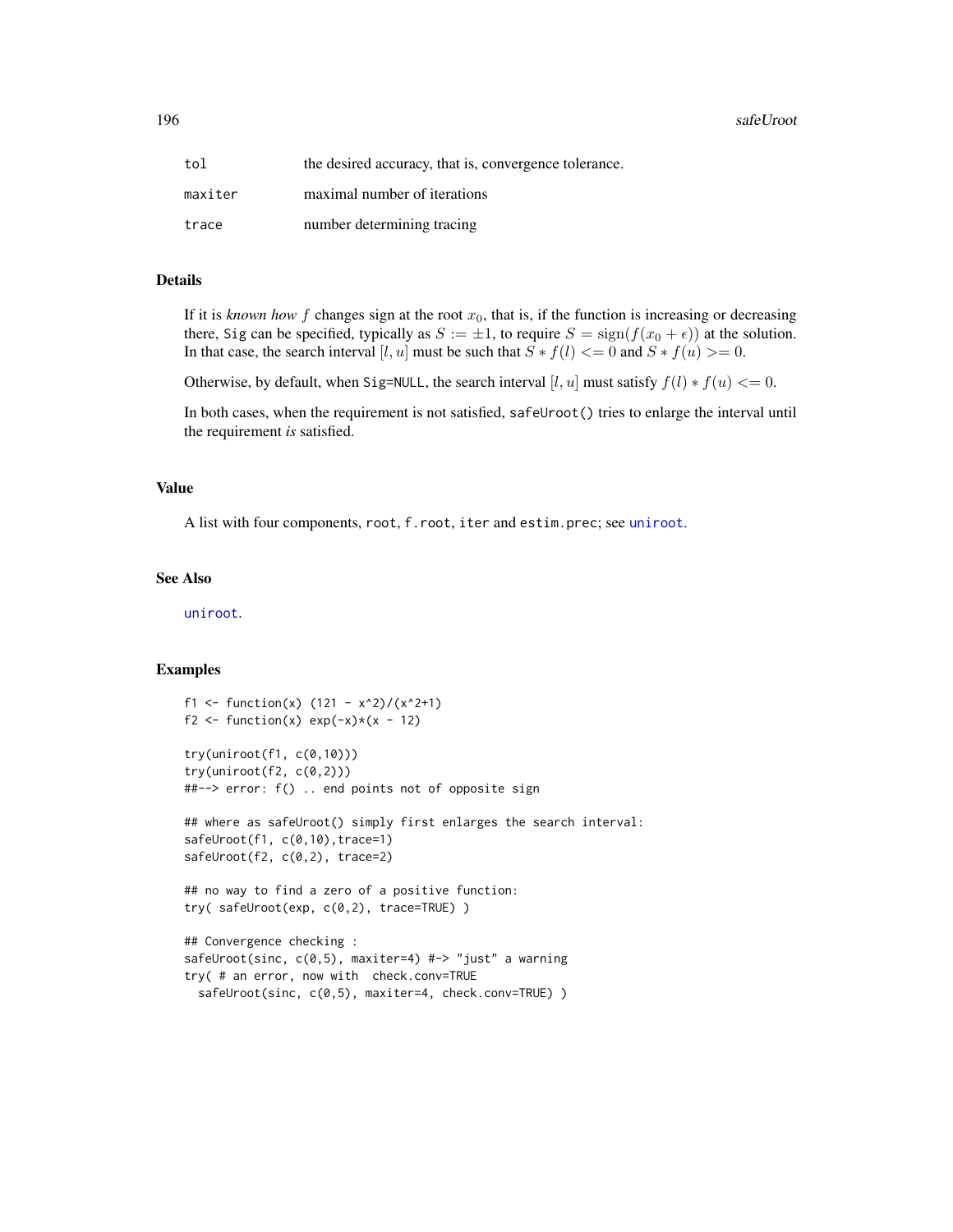| | |
|---|---|
| `tol` | the desired accuracy, that is, convergence tolerance. |
| `maxiter` | maximal number of iterations |
| `trace` | number determining tracing |

## Details

If it is *known how* $f$ changes sign at the root $x_0$, that is, if the function is increasing or decreasing there, `Sig` can be specified, typically as $S := \pm 1$, to require $S = \mathrm{sign}(f(x_0 + \epsilon))$ at the solution. In that case, the search interval $[l, u]$ must be such that $S * f(l) <= 0$ and $S * f(u) >= 0$.

Otherwise, by default, when `Sig=NULL`, the search interval $[l, u]$ must satisfy $f(l) * f(u) <= 0$.

In both cases, when the requirement is not satisfied, `safeUroot()` tries to enlarge the interval until the requirement *is* satisfied.

## Value

A list with four components, `root`, `f.root`, `iter` and `estim.prec`; see `uniroot`.

## See Also

`uniroot`.

## Examples

```
f1 <- function(x) (121 - x^2)/(x^2+1)
f2 <- function(x) exp(-x)*(x - 12)

try(uniroot(f1, c(0,10)))
try(uniroot(f2, c(0,2)))
##--> error: f() .. end points not of opposite sign

## where as safeUroot() simply first enlarges the search interval:
safeUroot(f1, c(0,10),trace=1)
safeUroot(f2, c(0,2), trace=2)

## no way to find a zero of a positive function:
try( safeUroot(exp, c(0,2), trace=TRUE) )

## Convergence checking :
safeUroot(sinc, c(0,5), maxiter=4) #-> "just" a warning
try( # an error, now with  check.conv=TRUE
  safeUroot(sinc, c(0,5), maxiter=4, check.conv=TRUE) )
```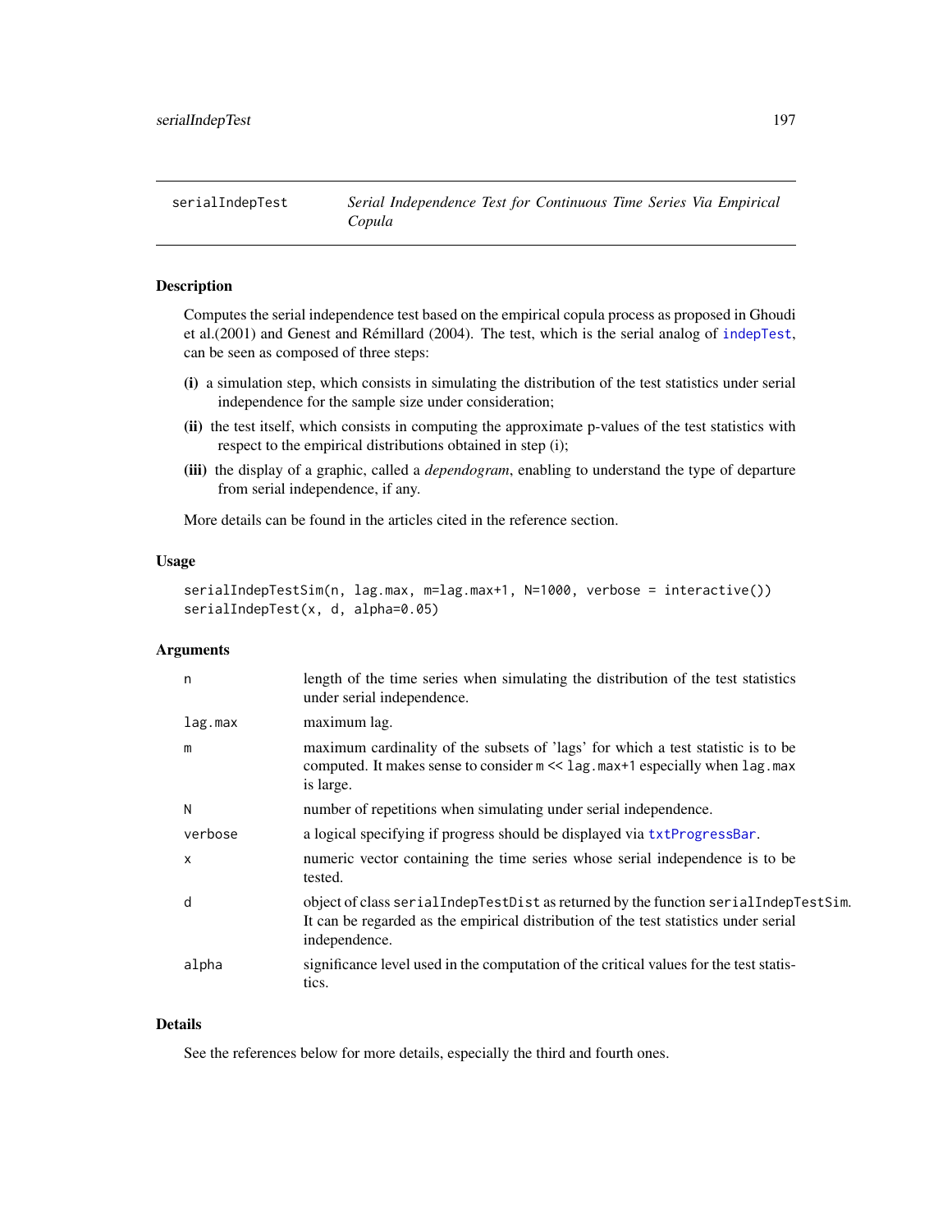serialIndepTest *Serial Independence Test for Continuous Time Series Via Empirical Copula*

## Description

Computes the serial independence test based on the empirical copula process as proposed in Ghoudi et al.(2001) and Genest and Rémillard (2004). The test, which is the serial analog of indepTest, can be seen as composed of three steps:

**(i)** a simulation step, which consists in simulating the distribution of the test statistics under serial independence for the sample size under consideration;

**(ii)** the test itself, which consists in computing the approximate p-values of the test statistics with respect to the empirical distributions obtained in step (i);

**(iii)** the display of a graphic, called a *dependogram*, enabling to understand the type of departure from serial independence, if any.

More details can be found in the articles cited in the reference section.

## Usage

```
serialIndepTestSim(n, lag.max, m=lag.max+1, N=1000, verbose = interactive())
serialIndepTest(x, d, alpha=0.05)
```

## Arguments

| | |
|---|---|
| n | length of the time series when simulating the distribution of the test statistics under serial independence. |
| lag.max | maximum lag. |
| m | maximum cardinality of the subsets of 'lags' for which a test statistic is to be computed. It makes sense to consider m << lag.max+1 especially when lag.max is large. |
| N | number of repetitions when simulating under serial independence. |
| verbose | a logical specifying if progress should be displayed via txtProgressBar. |
| x | numeric vector containing the time series whose serial independence is to be tested. |
| d | object of class serialIndepTestDist as returned by the function serialIndepTestSim. It can be regarded as the empirical distribution of the test statistics under serial independence. |
| alpha | significance level used in the computation of the critical values for the test statistics. |

## Details

See the references below for more details, especially the third and fourth ones.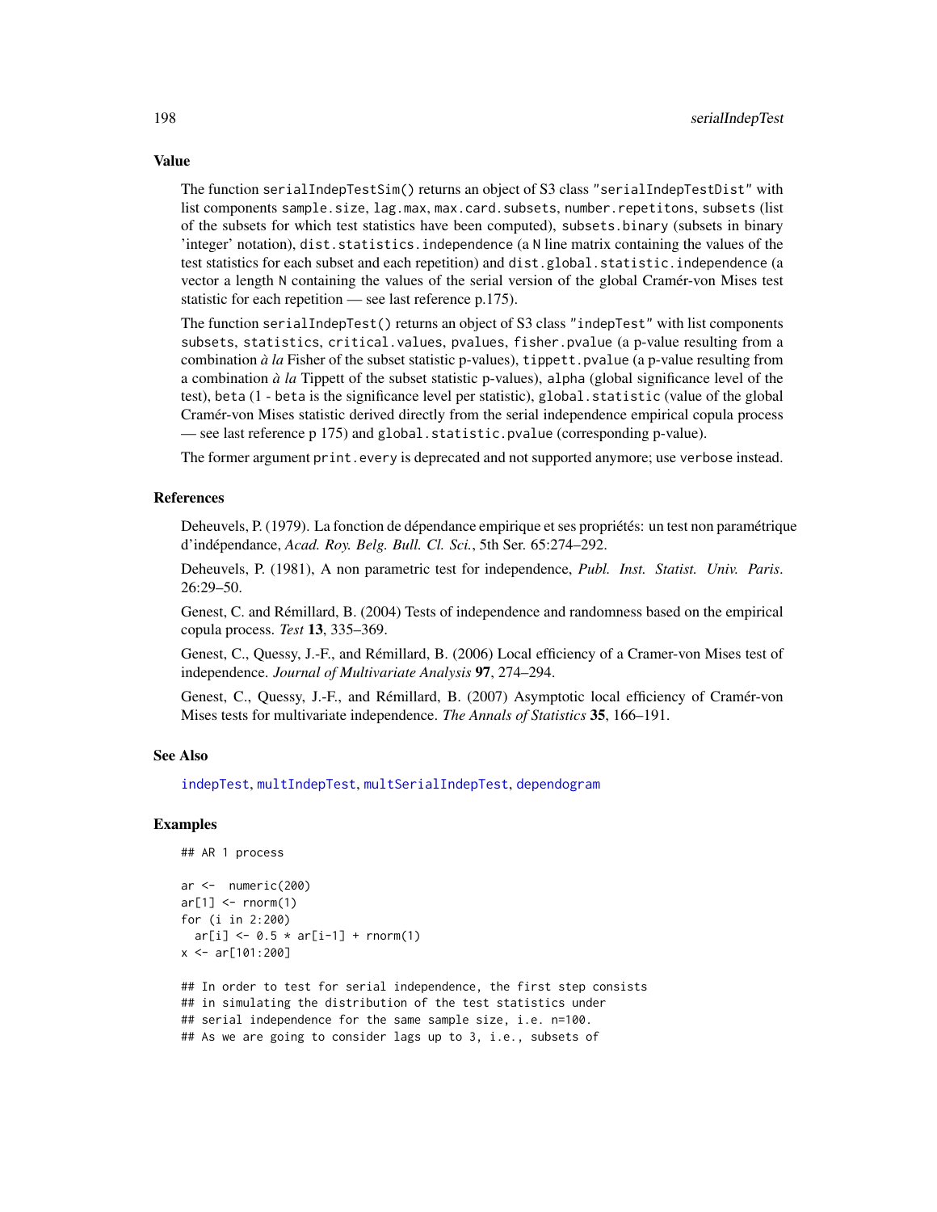## Value

The function `serialIndepTestSim()` returns an object of S3 class `"serialIndepTestDist"` with list components `sample.size`, `lag.max`, `max.card.subsets`, `number.repetitons`, `subsets` (list of the subsets for which test statistics have been computed), `subsets.binary` (subsets in binary 'integer' notation), `dist.statistics.independence` (a `N` line matrix containing the values of the test statistics for each subset and each repetition) and `dist.global.statistic.independence` (a vector a length `N` containing the values of the serial version of the global Cramér-von Mises test statistic for each repetition — see last reference p.175).

The function `serialIndepTest()` returns an object of S3 class `"indepTest"` with list components `subsets`, `statistics`, `critical.values`, `pvalues`, `fisher.pvalue` (a p-value resulting from a combination *à la* Fisher of the subset statistic p-values), `tippett.pvalue` (a p-value resulting from a combination *à la* Tippett of the subset statistic p-values), `alpha` (global significance level of the test), `beta` (1 - `beta` is the significance level per statistic), `global.statistic` (value of the global Cramér-von Mises statistic derived directly from the serial independence empirical copula process — see last reference p 175) and `global.statistic.pvalue` (corresponding p-value).

The former argument `print.every` is deprecated and not supported anymore; use `verbose` instead.

## References

Deheuvels, P. (1979). La fonction de dépendance empirique et ses propriétés: un test non paramétrique d'indépendance, *Acad. Roy. Belg. Bull. Cl. Sci.*, 5th Ser. 65:274–292.

Deheuvels, P. (1981), A non parametric test for independence, *Publ. Inst. Statist. Univ. Paris*. 26:29–50.

Genest, C. and Rémillard, B. (2004) Tests of independence and randomness based on the empirical copula process. *Test* **13**, 335–369.

Genest, C., Quessy, J.-F., and Rémillard, B. (2006) Local efficiency of a Cramer-von Mises test of independence. *Journal of Multivariate Analysis* **97**, 274–294.

Genest, C., Quessy, J.-F., and Rémillard, B. (2007) Asymptotic local efficiency of Cramér-von Mises tests for multivariate independence. *The Annals of Statistics* **35**, 166–191.

## See Also

`indepTest`, `multIndepTest`, `multSerialIndepTest`, `dependogram`

## Examples

```
## AR 1 process

ar <-  numeric(200)
ar[1] <- rnorm(1)
for (i in 2:200)
  ar[i] <- 0.5 * ar[i-1] + rnorm(1)
x <- ar[101:200]

## In order to test for serial independence, the first step consists
## in simulating the distribution of the test statistics under
## serial independence for the same sample size, i.e. n=100.
## As we are going to consider lags up to 3, i.e., subsets of
```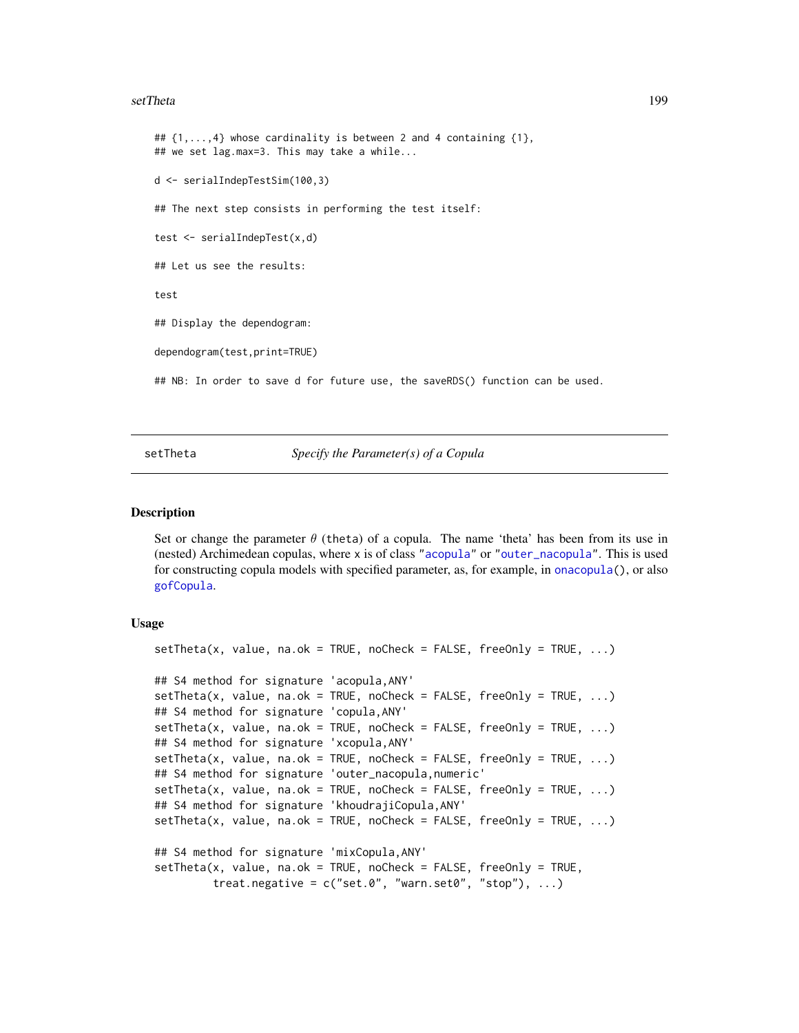```
## {1,...,4} whose cardinality is between 2 and 4 containing {1},
## we set lag.max=3. This may take a while...

d <- serialIndepTestSim(100,3)

## The next step consists in performing the test itself:

test <- serialIndepTest(x,d)

## Let us see the results:

test

## Display the dependogram:

dependogram(test,print=TRUE)

## NB: In order to save d for future use, the saveRDS() function can be used.
```

---

setTheta *Specify the Parameter(s) of a Copula*

---

## Description

Set or change the parameter $\theta$ (theta) of a copula. The name 'theta' has been from its use in (nested) Archimedean copulas, where x is of class "acopula" or "outer_nacopula". This is used for constructing copula models with specified parameter, as, for example, in onacopula(), or also gofCopula.

## Usage

```
setTheta(x, value, na.ok = TRUE, noCheck = FALSE, freeOnly = TRUE, ...)

## S4 method for signature 'acopula,ANY'
setTheta(x, value, na.ok = TRUE, noCheck = FALSE, freeOnly = TRUE, ...)
## S4 method for signature 'copula,ANY'
setTheta(x, value, na.ok = TRUE, noCheck = FALSE, freeOnly = TRUE, ...)
## S4 method for signature 'xcopula,ANY'
setTheta(x, value, na.ok = TRUE, noCheck = FALSE, freeOnly = TRUE, ...)
## S4 method for signature 'outer_nacopula,numeric'
setTheta(x, value, na.ok = TRUE, noCheck = FALSE, freeOnly = TRUE, ...)
## S4 method for signature 'khoudrajiCopula,ANY'
setTheta(x, value, na.ok = TRUE, noCheck = FALSE, freeOnly = TRUE, ...)

## S4 method for signature 'mixCopula,ANY'
setTheta(x, value, na.ok = TRUE, noCheck = FALSE, freeOnly = TRUE,
         treat.negative = c("set.0", "warn.set0", "stop"), ...)
```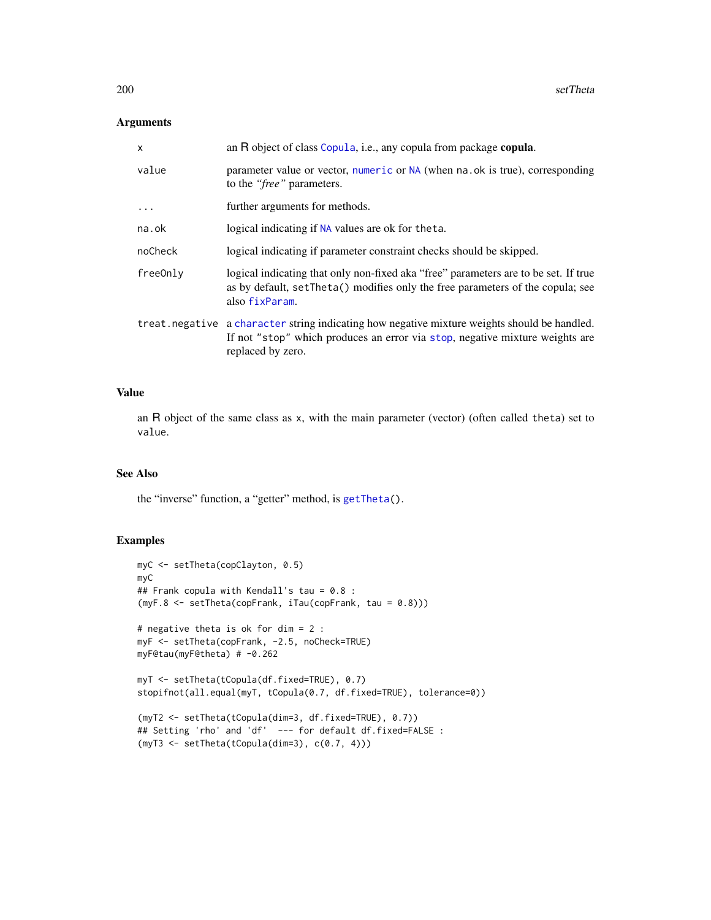## Arguments

| | |
|---|---|
| `x` | an R object of class `Copula`, i.e., any copula from package **copula**. |
| `value` | parameter value or vector, `numeric` or `NA` (when `na.ok` is true), corresponding to the *"free"* parameters. |
| `...` | further arguments for methods. |
| `na.ok` | logical indicating if `NA` values are ok for `theta`. |
| `noCheck` | logical indicating if parameter constraint checks should be skipped. |
| `freeOnly` | logical indicating that only non-fixed aka "free" parameters are to be set. If true as by default, `setTheta()` modifies only the free parameters of the copula; see also `fixParam`. |
| `treat.negative` | a `character` string indicating how negative mixture weights should be handled. If not `"stop"` which produces an error via `stop`, negative mixture weights are replaced by zero. |

## Value

an R object of the same class as `x`, with the main parameter (vector) (often called `theta`) set to `value`.

## See Also

the "inverse" function, a "getter" method, is `getTheta()`.

## Examples

```
myC <- setTheta(copClayton, 0.5)
myC
## Frank copula with Kendall's tau = 0.8 :
(myF.8 <- setTheta(copFrank, iTau(copFrank, tau = 0.8)))

# negative theta is ok for dim = 2 :
myF <- setTheta(copFrank, -2.5, noCheck=TRUE)
myF@tau(myF@theta) # -0.262

myT <- setTheta(tCopula(df.fixed=TRUE), 0.7)
stopifnot(all.equal(myT, tCopula(0.7, df.fixed=TRUE), tolerance=0))

(myT2 <- setTheta(tCopula(dim=3, df.fixed=TRUE), 0.7))
## Setting 'rho' and 'df'  --- for default df.fixed=FALSE :
(myT3 <- setTheta(tCopula(dim=3), c(0.7, 4)))
```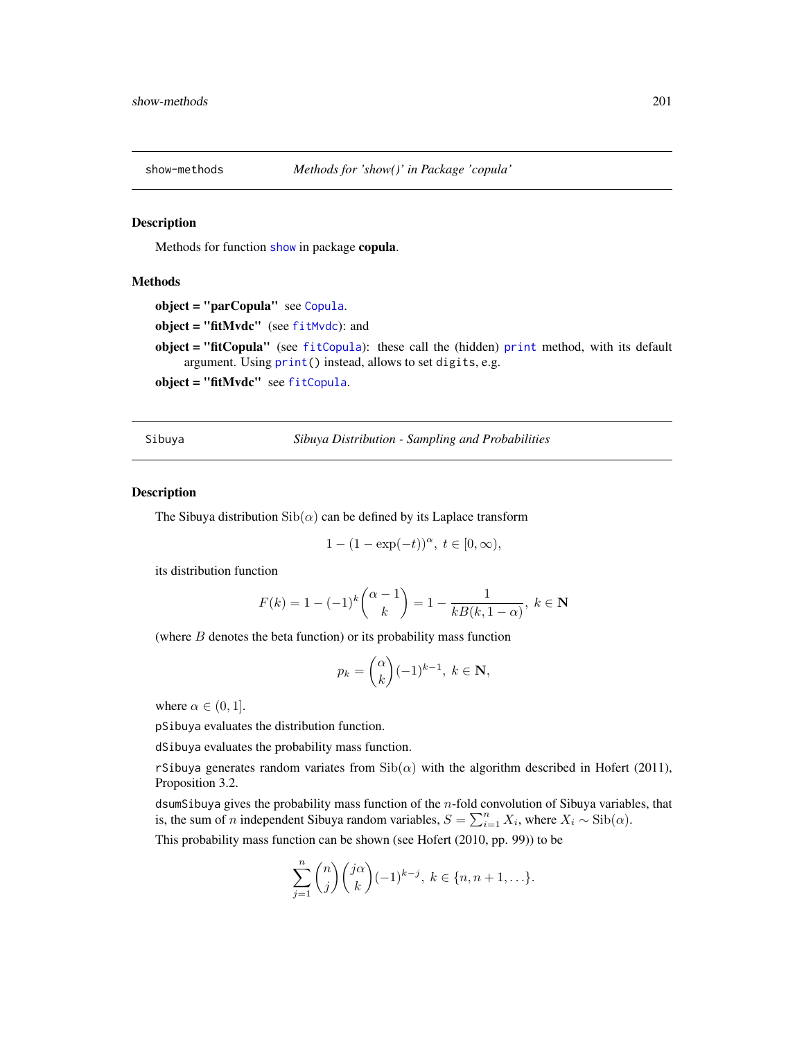## show-methods *Methods for 'show()' in Package 'copula'*

### Description

Methods for function `show` in package **copula**.

### Methods

**object = "parCopula"** see `Copula`.

**object = "fitMvdc"** (see `fitMvdc`): and

**object = "fitCopula"** (see `fitCopula`): these call the (hidden) `print` method, with its default argument. Using `print()` instead, allows to set `digits`, e.g.

**object = "fitMvdc"** see `fitCopula`.

## Sibuya *Sibuya Distribution - Sampling and Probabilities*

### Description

The Sibuya distribution $\mathrm{Sib}(\alpha)$ can be defined by its Laplace transform

$$1 - (1 - \exp(-t))^\alpha,\ t \in [0, \infty),$$

its distribution function

$$F(k) = 1 - (-1)^k \binom{\alpha - 1}{k} = 1 - \frac{1}{kB(k, 1 - \alpha)},\ k \in \mathbf{N}$$

(where $B$ denotes the beta function) or its probability mass function

$$p_k = \binom{\alpha}{k} (-1)^{k-1},\ k \in \mathbf{N},$$

where $\alpha \in (0, 1]$.

`pSibuya` evaluates the distribution function.

`dSibuya` evaluates the probability mass function.

`rSibuya` generates random variates from $\mathrm{Sib}(\alpha)$ with the algorithm described in Hofert (2011), Proposition 3.2.

`dsumSibuya` gives the probability mass function of the $n$-fold convolution of Sibuya variables, that is, the sum of $n$ independent Sibuya random variables, $S = \sum_{i=1}^{n} X_i$, where $X_i \sim \mathrm{Sib}(\alpha)$.

This probability mass function can be shown (see Hofert (2010, pp. 99)) to be

$$\sum_{j=1}^{n} \binom{n}{j} \binom{j\alpha}{k} (-1)^{k-j},\ k \in \{n, n+1, \ldots\}.$$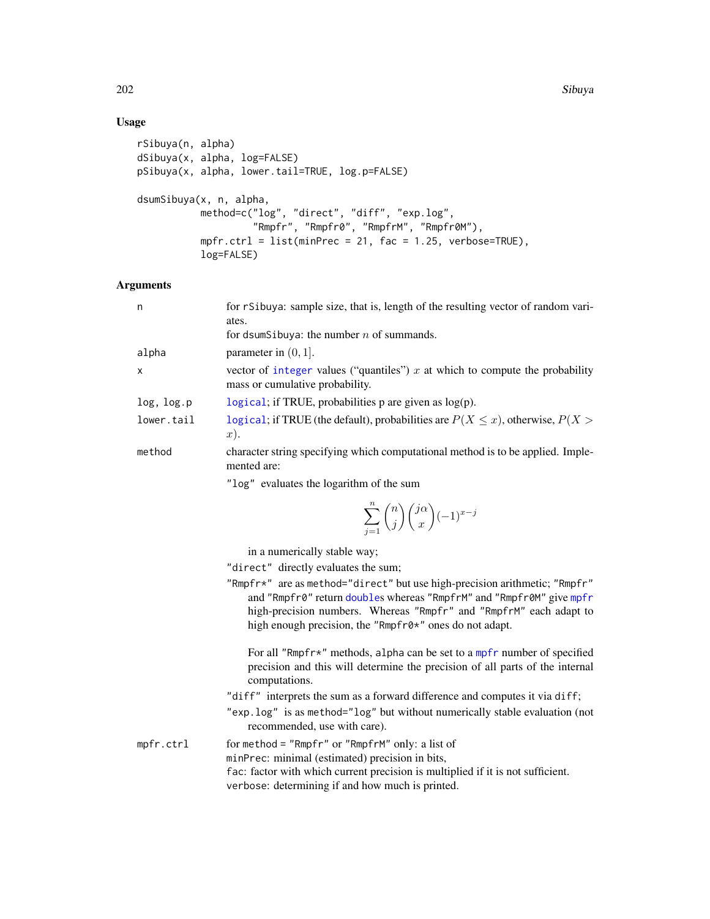## Usage

```
rSibuya(n, alpha)
dSibuya(x, alpha, log=FALSE)
pSibuya(x, alpha, lower.tail=TRUE, log.p=FALSE)

dsumSibuya(x, n, alpha,
           method=c("log", "direct", "diff", "exp.log",
                    "Rmpfr", "Rmpfr0", "RmpfrM", "Rmpfr0M"),
           mpfr.ctrl = list(minPrec = 21, fac = 1.25, verbose=TRUE),
           log=FALSE)
```

## Arguments

n
: for rSibuya: sample size, that is, length of the resulting vector of random variates.
  for dsumSibuya: the number $n$ of summands.

alpha
: parameter in $(0, 1]$.

x
: vector of integer values ("quantiles") $x$ at which to compute the probability mass or cumulative probability.

log, log.p
: logical; if TRUE, probabilities p are given as log(p).

lower.tail
: logical; if TRUE (the default), probabilities are $P(X \le x)$, otherwise, $P(X > x)$.

method
: character string specifying which computational method is to be applied. Implemented are:

  "log" evaluates the logarithm of the sum

  $$\sum_{j=1}^{n} \binom{n}{j} \binom{j\alpha}{x} (-1)^{x-j}$$

  in a numerically stable way;

  "direct" directly evaluates the sum;

  "Rmpfr*" are as method="direct" but use high-precision arithmetic; "Rmpfr" and "Rmpfr0" return doubles whereas "RmpfrM" and "Rmpfr0M" give mpfr high-precision numbers. Whereas "Rmpfr" and "RmpfrM" each adapt to high enough precision, the "Rmpfr0*" ones do not adapt.

  For all "Rmpfr*" methods, alpha can be set to a mpfr number of specified precision and this will determine the precision of all parts of the internal computations.

  "diff" interprets the sum as a forward difference and computes it via diff;

  "exp.log" is as method="log" but without numerically stable evaluation (not recommended, use with care).

mpfr.ctrl
: for method = "Rmpfr" or "RmpfrM" only: a list of
  minPrec: minimal (estimated) precision in bits,
  fac: factor with which current precision is multiplied if it is not sufficient.
  verbose: determining if and how much is printed.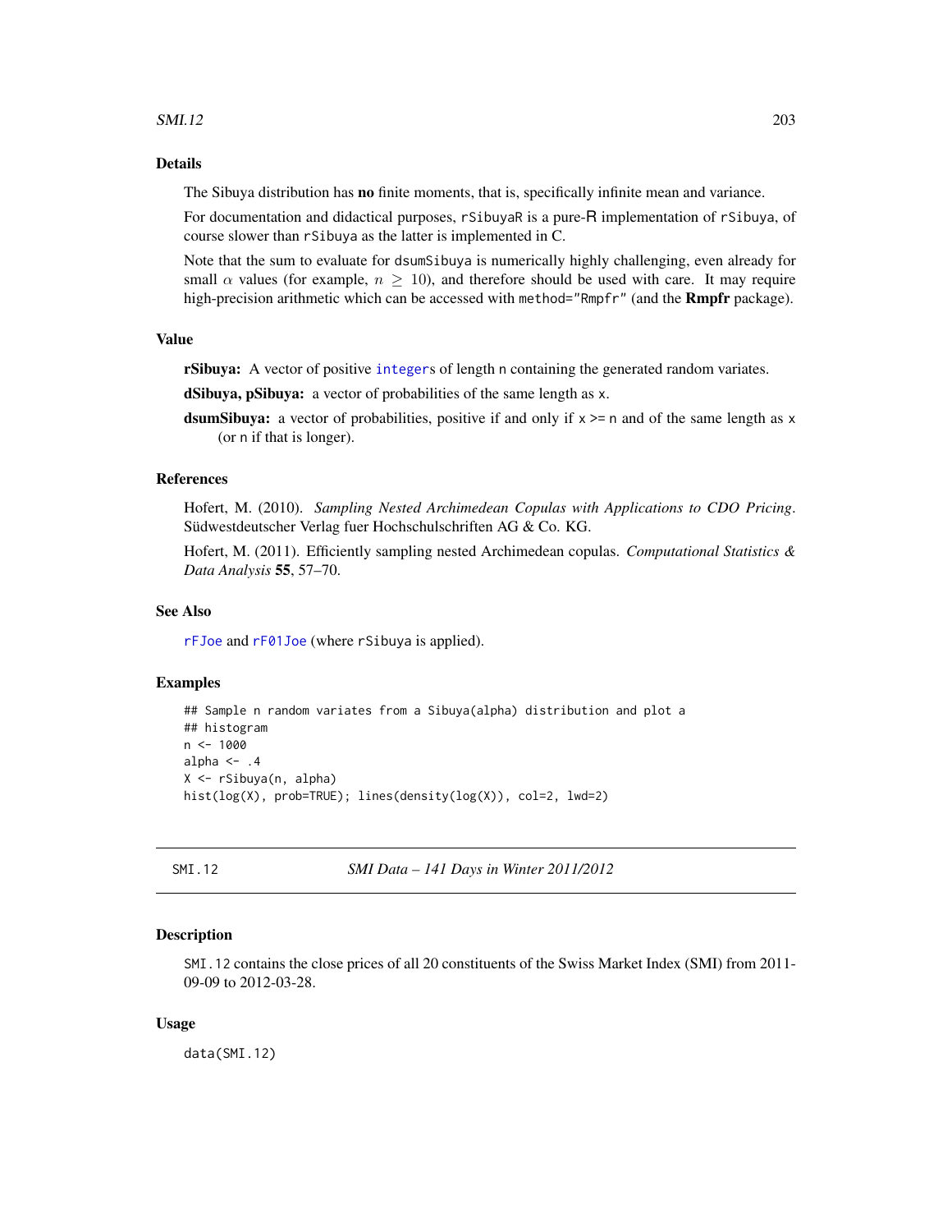### Details

The Sibuya distribution has **no** finite moments, that is, specifically infinite mean and variance.

For documentation and didactical purposes, `rSibuyaR` is a pure-R implementation of `rSibuya`, of course slower than `rSibuya` as the latter is implemented in C.

Note that the sum to evaluate for `dsumSibuya` is numerically highly challenging, even already for small $\alpha$ values (for example, $n \geq 10$), and therefore should be used with care. It may require high-precision arithmetic which can be accessed with `method="Rmpfr"` (and the **Rmpfr** package).

### Value

**rSibuya:** A vector of positive `integer`s of length `n` containing the generated random variates.

**dSibuya, pSibuya:** a vector of probabilities of the same length as `x`.

**dsumSibuya:** a vector of probabilities, positive if and only if `x >= n` and of the same length as `x` (or `n` if that is longer).

### References

Hofert, M. (2010). *Sampling Nested Archimedean Copulas with Applications to CDO Pricing*. Südwestdeutscher Verlag fuer Hochschulschriften AG & Co. KG.

Hofert, M. (2011). Efficiently sampling nested Archimedean copulas. *Computational Statistics & Data Analysis* **55**, 57–70.

### See Also

`rFJoe` and `rF01Joe` (where `rSibuya` is applied).

### Examples

```
## Sample n random variates from a Sibuya(alpha) distribution and plot a
## histogram
n <- 1000
alpha <- .4
X <- rSibuya(n, alpha)
hist(log(X), prob=TRUE); lines(density(log(X)), col=2, lwd=2)
```

---

## SMI.12 — *SMI Data – 141 Days in Winter 2011/2012*

### Description

`SMI.12` contains the close prices of all 20 constituents of the Swiss Market Index (SMI) from 2011-09-09 to 2012-03-28.

### Usage

```
data(SMI.12)
```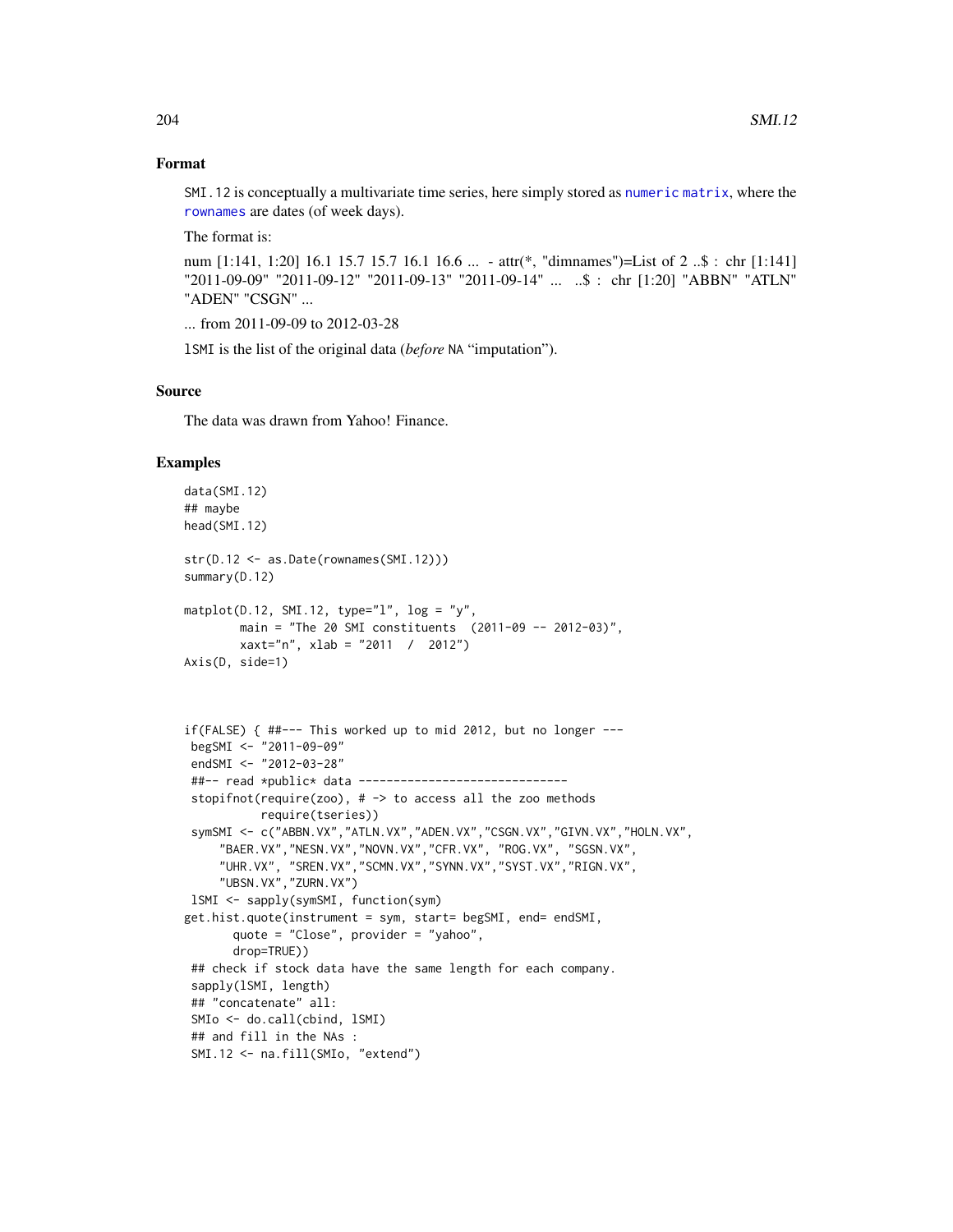### Format

`SMI.12` is conceptually a multivariate time series, here simply stored as `numeric matrix`, where the `rownames` are dates (of week days).

The format is:

num [1:141, 1:20] 16.1 15.7 15.7 16.1 16.6 ... - attr(*, "dimnames")=List of 2 ..$ : chr [1:141] "2011-09-09" "2011-09-12" "2011-09-13" "2011-09-14" ... ..$ : chr [1:20] "ABBN" "ATLN" "ADEN" "CSGN" ...

... from 2011-09-09 to 2012-03-28

`lSMI` is the list of the original data (*before* `NA` "imputation").

### Source

The data was drawn from Yahoo! Finance.

### Examples

```
data(SMI.12)
## maybe
head(SMI.12)

str(D.12 <- as.Date(rownames(SMI.12)))
summary(D.12)

matplot(D.12, SMI.12, type="l", log = "y",
        main = "The 20 SMI constituents  (2011-09 -- 2012-03)",
        xaxt="n", xlab = "2011  /  2012")
Axis(D, side=1)



if(FALSE) { ##--- This worked up to mid 2012, but no longer ---
 begSMI <- "2011-09-09"
 endSMI <- "2012-03-28"
 ##-- read *public* data ------------------------------
 stopifnot(require(zoo), # -> to access all the zoo methods
           require(tseries))
 symSMI <- c("ABBN.VX","ATLN.VX","ADEN.VX","CSGN.VX","GIVN.VX","HOLN.VX",
     "BAER.VX","NESN.VX","NOVN.VX","CFR.VX", "ROG.VX", "SGSN.VX",
     "UHR.VX", "SREN.VX","SCMN.VX","SYNN.VX","SYST.VX","RIGN.VX",
     "UBSN.VX","ZURN.VX")
 lSMI <- sapply(symSMI, function(sym)
get.hist.quote(instrument = sym, start= begSMI, end= endSMI,
       quote = "Close", provider = "yahoo",
       drop=TRUE))
 ## check if stock data have the same length for each company.
 sapply(lSMI, length)
 ## "concatenate" all:
 SMIo <- do.call(cbind, lSMI)
 ## and fill in the NAs :
 SMI.12 <- na.fill(SMIo, "extend")
```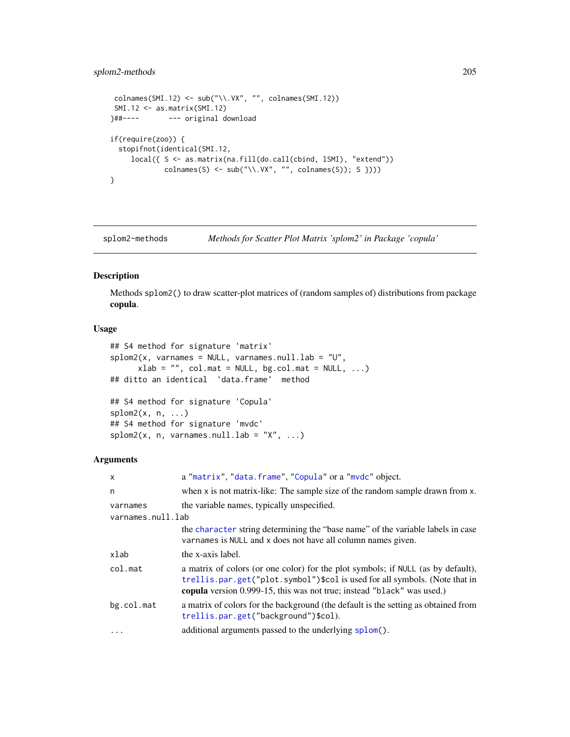```
colnames(SMI.12) <- sub("\\.VX", "", colnames(SMI.12))
 SMI.12 <- as.matrix(SMI.12)
}##----        --- original download

if(require(zoo)) {
  stopifnot(identical(SMI.12,
     local({ S <- as.matrix(na.fill(do.call(cbind, lSMI), "extend"))
             colnames(S) <- sub("\\.VX", "", colnames(S)); S })))
}
```

---

splom2-methods *Methods for Scatter Plot Matrix 'splom2' in Package 'copula'*

---

## Description

Methods `splom2()` to draw scatter-plot matrices of (random samples of) distributions from package **copula**.

## Usage

```
## S4 method for signature 'matrix'
splom2(x, varnames = NULL, varnames.null.lab = "U",
       xlab = "", col.mat = NULL, bg.col.mat = NULL, ...)
## ditto an identical  'data.frame'  method

## S4 method for signature 'Copula'
splom2(x, n, ...)
## S4 method for signature 'mvdc'
splom2(x, n, varnames.null.lab = "X", ...)
```

## Arguments

| | |
|---|---|
| `x` | a "`matrix`", "`data.frame`", "`Copula`" or a "`mvdc`" object. |
| `n` | when `x` is not matrix-like: The sample size of the random sample drawn from `x`. |
| `varnames` | the variable names, typically unspecified. |
| `varnames.null.lab` | the `character` string determining the "base name" of the variable labels in case `varnames` is `NULL` and `x` does not have all column names given. |
| `xlab` | the x-axis label. |
| `col.mat` | a matrix of colors (or one color) for the plot symbols; if `NULL` (as by default), `trellis.par.get("plot.symbol")$col` is used for all symbols. (Note that in **copula** version 0.999-15, this was not true; instead `"black"` was used.) |
| `bg.col.mat` | a matrix of colors for the background (the default is the setting as obtained from `trellis.par.get("background")$col`). |
| `...` | additional arguments passed to the underlying `splom()`. |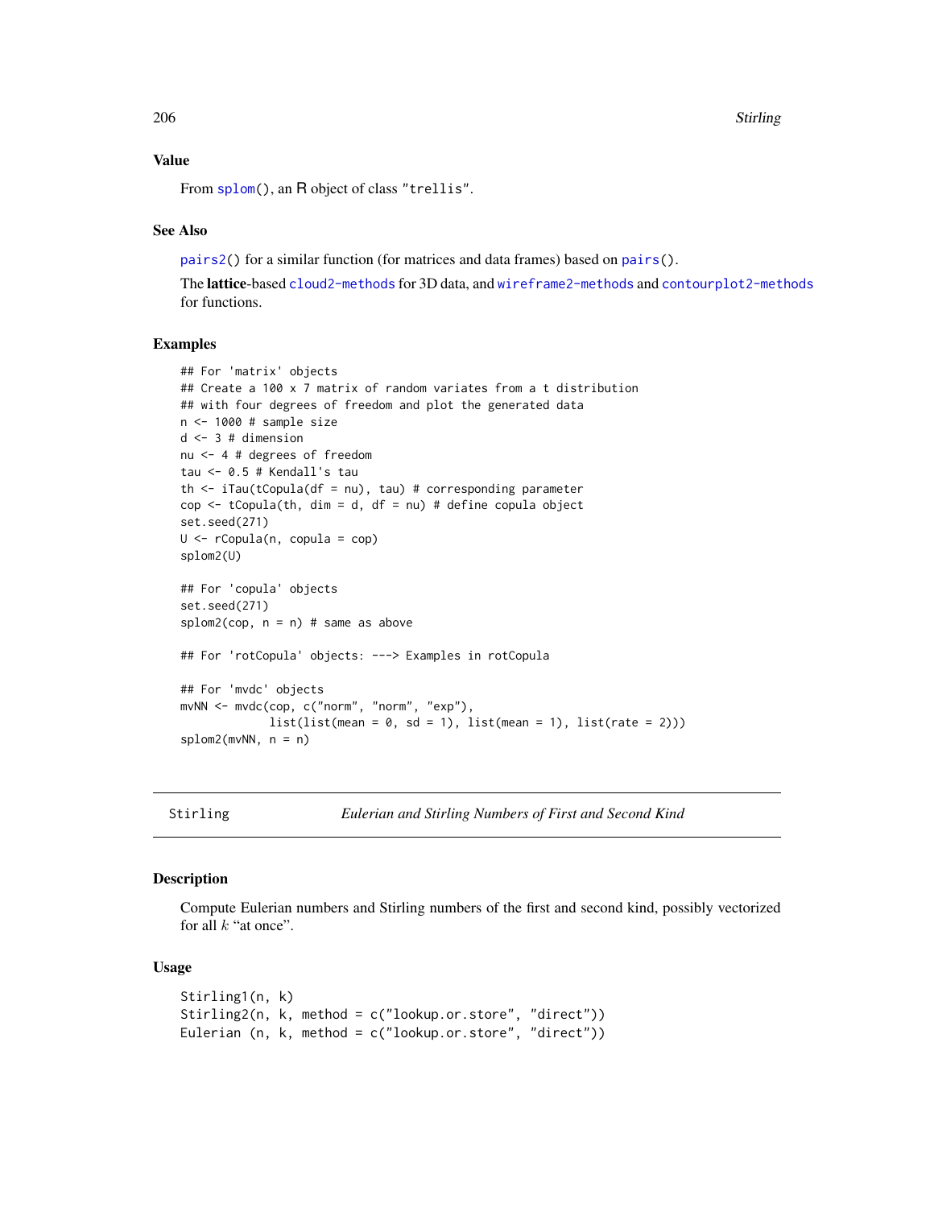### Value

From `splom()`, an R object of class "trellis".

### See Also

`pairs2()` for a similar function (for matrices and data frames) based on `pairs()`.

The **lattice**-based `cloud2-methods` for 3D data, and `wireframe2-methods` and `contourplot2-methods` for functions.

### Examples

```
## For 'matrix' objects
## Create a 100 x 7 matrix of random variates from a t distribution
## with four degrees of freedom and plot the generated data
n <- 1000 # sample size
d <- 3 # dimension
nu <- 4 # degrees of freedom
tau <- 0.5 # Kendall's tau
th <- iTau(tCopula(df = nu), tau) # corresponding parameter
cop <- tCopula(th, dim = d, df = nu) # define copula object
set.seed(271)
U <- rCopula(n, copula = cop)
splom2(U)

## For 'copula' objects
set.seed(271)
splom2(cop, n = n) # same as above

## For 'rotCopula' objects: ---> Examples in rotCopula

## For 'mvdc' objects
mvNN <- mvdc(cop, c("norm", "norm", "exp"),
             list(list(mean = 0, sd = 1), list(mean = 1), list(rate = 2)))
splom2(mvNN, n = n)
```

---

## Stirling — *Eulerian and Stirling Numbers of First and Second Kind*

---

### Description

Compute Eulerian numbers and Stirling numbers of the first and second kind, possibly vectorized for all $k$ "at once".

### Usage

```
Stirling1(n, k)
Stirling2(n, k, method = c("lookup.or.store", "direct"))
Eulerian (n, k, method = c("lookup.or.store", "direct"))
```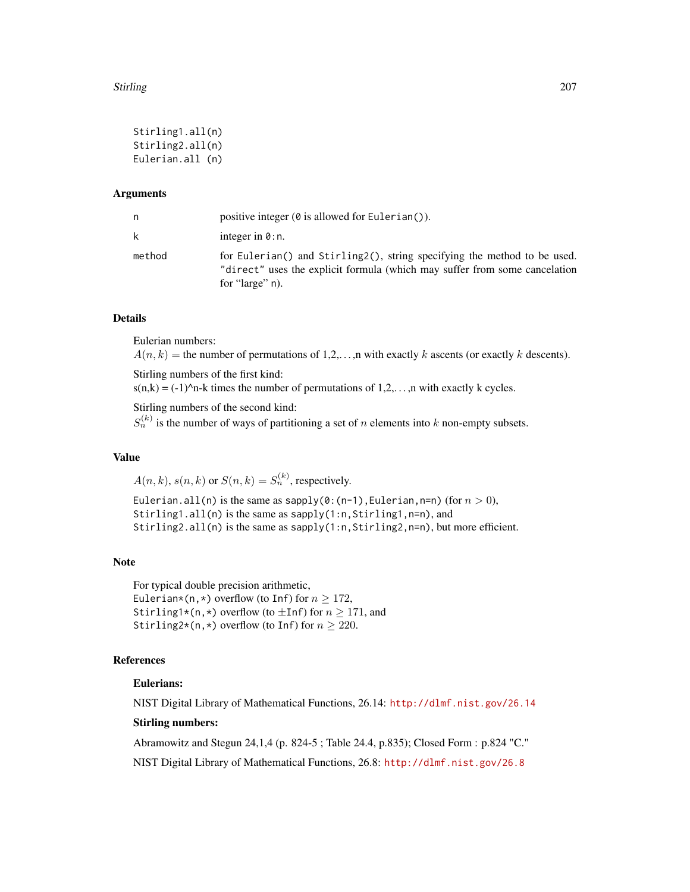```
Stirling1.all(n)
Stirling2.all(n)
Eulerian.all (n)
```

### Arguments

| | |
|---|---|
| n | positive integer (`0` is allowed for `Eulerian()`). |
| k | integer in `0:n`. |
| method | for `Eulerian()` and `Stirling2()`, string specifying the method to be used. `"direct"` uses the explicit formula (which may suffer from some cancelation for "large" n). |

### Details

Eulerian numbers:
$A(n,k) =$ the number of permutations of 1,2,…,n with exactly $k$ ascents (or exactly $k$ descents).

Stirling numbers of the first kind:
s(n,k) = (-1)^n-k times the number of permutations of 1,2,…,n with exactly k cycles.

Stirling numbers of the second kind:
$S_n^{(k)}$ is the number of ways of partitioning a set of $n$ elements into $k$ non-empty subsets.

### Value

$A(n,k)$, $s(n,k)$ or $S(n,k) = S_n^{(k)}$, respectively.

`Eulerian.all(n)` is the same as `sapply(0:(n-1),Eulerian,n=n)` (for $n > 0$),
`Stirling1.all(n)` is the same as `sapply(1:n,Stirling1,n=n)`, and
`Stirling2.all(n)` is the same as `sapply(1:n,Stirling2,n=n)`, but more efficient.

### Note

For typical double precision arithmetic,
`Eulerian*(n,*)` overflow (to `Inf`) for $n \geq 172$,
`Stirling1*(n,*)` overflow (to $\pm$`Inf`) for $n \geq 171$, and
`Stirling2*(n,*)` overflow (to `Inf`) for $n \geq 220$.

### References

**Eulerians:**

NIST Digital Library of Mathematical Functions, 26.14: http://dlmf.nist.gov/26.14

**Stirling numbers:**

Abramowitz and Stegun 24,1,4 (p. 824-5 ; Table 24.4, p.835); Closed Form : p.824 "C."

NIST Digital Library of Mathematical Functions, 26.8: http://dlmf.nist.gov/26.8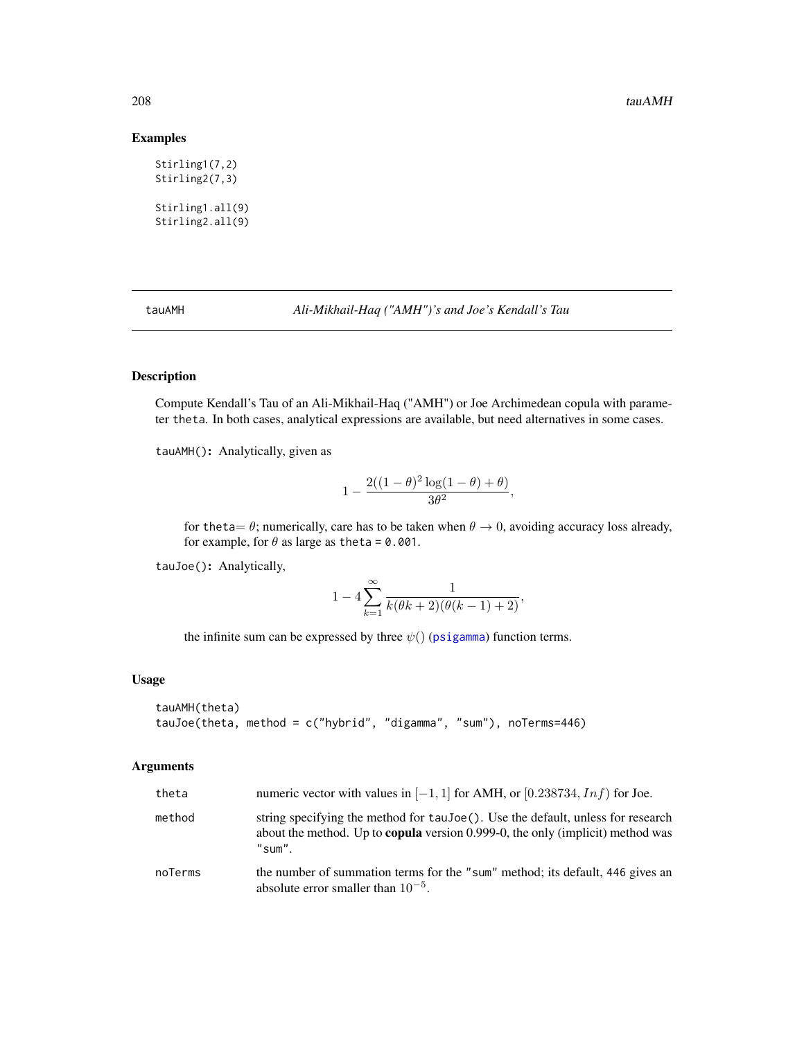## Examples

```
Stirling1(7,2)
Stirling2(7,3)

Stirling1.all(9)
Stirling2.all(9)
```

---

tauAMH *Ali-Mikhail-Haq ("AMH")'s and Joe's Kendall's Tau*

---

### Description

Compute Kendall's Tau of an Ali-Mikhail-Haq ("AMH") or Joe Archimedean copula with parameter `theta`. In both cases, analytical expressions are available, but need alternatives in some cases.

**`tauAMH()`:** Analytically, given as

$$1 - \frac{2((1-\theta)^2 \log(1-\theta) + \theta)}{3\theta^2},$$

for `theta`$= \theta$; numerically, care has to be taken when $\theta \to 0$, avoiding accuracy loss already, for example, for $\theta$ as large as `theta = 0.001`.

**`tauJoe()`:** Analytically,

$$1 - 4\sum_{k=1}^{\infty} \frac{1}{k(\theta k + 2)(\theta(k-1) + 2)},$$

the infinite sum can be expressed by three $\psi()$ (psigamma) function terms.

### Usage

```
tauAMH(theta)
tauJoe(theta, method = c("hybrid", "digamma", "sum"), noTerms=446)
```

### Arguments

| | |
|---|---|
| `theta` | numeric vector with values in $[-1, 1]$ for AMH, or $[0.238734, Inf)$ for Joe. |
| `method` | string specifying the method for `tauJoe()`. Use the default, unless for research about the method. Up to **copula** version 0.999-0, the only (implicit) method was `"sum"`. |
| `noTerms` | the number of summation terms for the `"sum"` method; its default, 446 gives an absolute error smaller than $10^{-5}$. |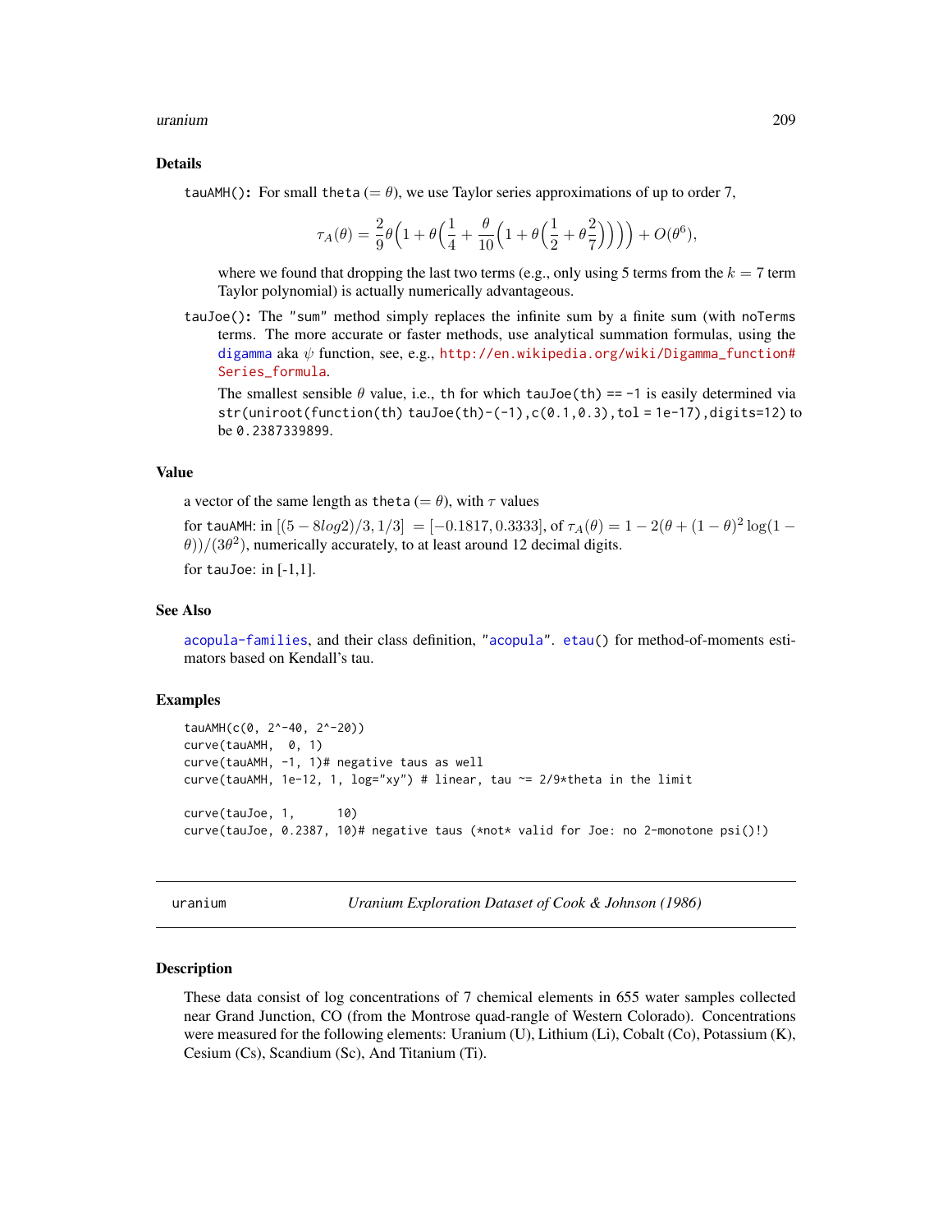## Details

`tauAMH()`: For small `theta` ($= \theta$), we use Taylor series approximations of up to order 7,

$$\tau_A(\theta) = \frac{2}{9}\theta\Big(1 + \theta\Big(\frac{1}{4} + \frac{\theta}{10}\Big(1 + \theta\Big(\frac{1}{2} + \theta\frac{2}{7}\Big)\Big)\Big)\Big) + O(\theta^6),$$

where we found that dropping the last two terms (e.g., only using 5 terms from the $k = 7$ term Taylor polynomial) is actually numerically advantageous.

`tauJoe()`: The `"sum"` method simply replaces the infinite sum by a finite sum (with `noTerms` terms. The more accurate or faster methods, use analytical summation formulas, using the `digamma` aka $\psi$ function, see, e.g., http://en.wikipedia.org/wiki/Digamma_function#Series_formula.

The smallest sensible $\theta$ value, i.e., `th` for which `tauJoe(th) == -1` is easily determined via `str(uniroot(function(th) tauJoe(th)-(-1),c(0.1,0.3),tol = 1e-17),digits=12)` to be `0.2387339899`.

## Value

a vector of the same length as `theta` ($= \theta$), with $\tau$ values

for `tauAMH`: in $[(5 - 8log2)/3, 1/3] = [-0.1817, 0.3333]$, of $\tau_A(\theta) = 1 - 2(\theta + (1-\theta)^2 \log(1-\theta))/(3\theta^2)$, numerically accurately, to at least around 12 decimal digits.

for `tauJoe`: in [-1,1].

## See Also

`acopula-families`, and their class definition, `"acopula"`. `etau()` for method-of-moments estimators based on Kendall's tau.

## Examples

```
tauAMH(c(0, 2^-40, 2^-20))
curve(tauAMH,  0, 1)
curve(tauAMH, -1, 1)# negative taus as well
curve(tauAMH, 1e-12, 1, log="xy") # linear, tau ~= 2/9*theta in the limit

curve(tauJoe, 1,      10)
curve(tauJoe, 0.2387, 10)# negative taus (*not* valid for Joe: no 2-monotone psi()!)
```

---

# uranium — *Uranium Exploration Dataset of Cook & Johnson (1986)*

## Description

These data consist of log concentrations of 7 chemical elements in 655 water samples collected near Grand Junction, CO (from the Montrose quad-rangle of Western Colorado). Concentrations were measured for the following elements: Uranium (U), Lithium (Li), Cobalt (Co), Potassium (K), Cesium (Cs), Scandium (Sc), And Titanium (Ti).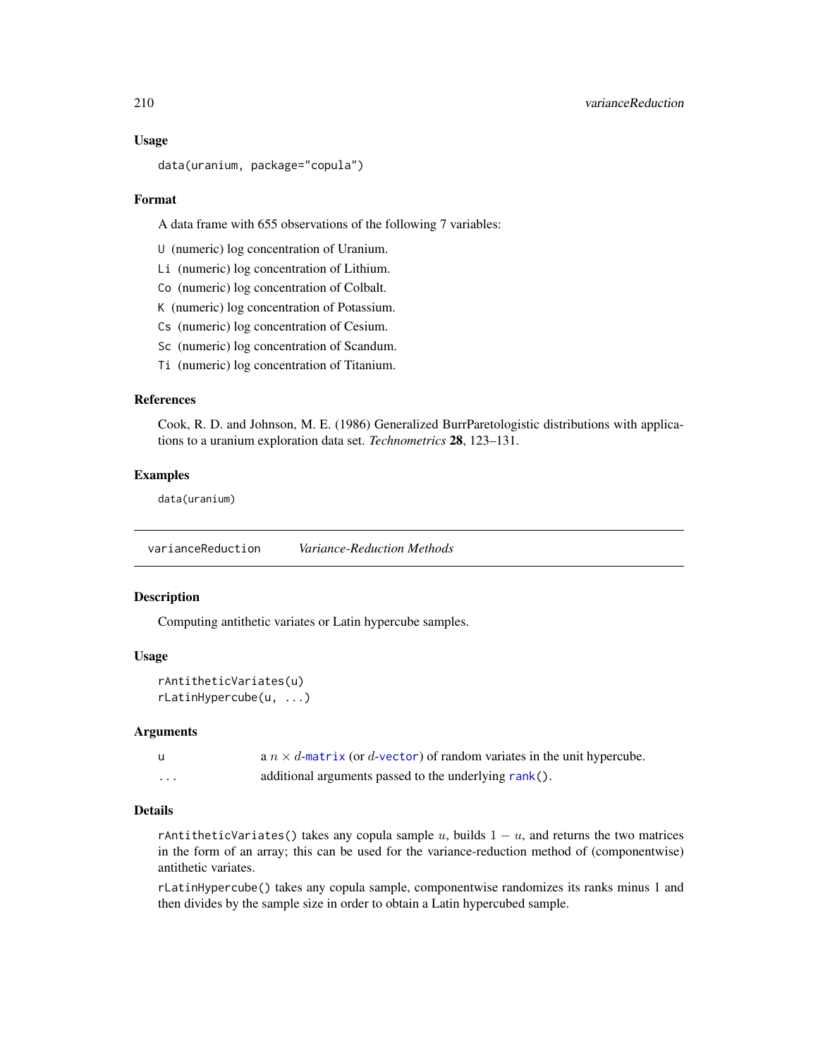### Usage

```
data(uranium, package="copula")
```

### Format

A data frame with 655 observations of the following 7 variables:

- `U` (numeric) log concentration of Uranium.
- `Li` (numeric) log concentration of Lithium.
- `Co` (numeric) log concentration of Colbalt.
- `K` (numeric) log concentration of Potassium.
- `Cs` (numeric) log concentration of Cesium.
- `Sc` (numeric) log concentration of Scandum.
- `Ti` (numeric) log concentration of Titanium.

### References

Cook, R. D. and Johnson, M. E. (1986) Generalized BurrParetologistic distributions with applications to a uranium exploration data set. *Technometrics* **28**, 123–131.

### Examples

```
data(uranium)
```

---

## varianceReduction    *Variance-Reduction Methods*

---

### Description

Computing antithetic variates or Latin hypercube samples.

### Usage

```
rAntitheticVariates(u)
rLatinHypercube(u, ...)
```

### Arguments

| | |
|---|---|
| `u` | a $n \times d$-`matrix` (or $d$-`vector`) of random variates in the unit hypercube. |
| `...` | additional arguments passed to the underlying `rank()`. |

### Details

`rAntitheticVariates()` takes any copula sample $u$, builds $1 - u$, and returns the two matrices in the form of an array; this can be used for the variance-reduction method of (componentwise) antithetic variates.

`rLatinHypercube()` takes any copula sample, componentwise randomizes its ranks minus 1 and then divides by the sample size in order to obtain a Latin hypercubed sample.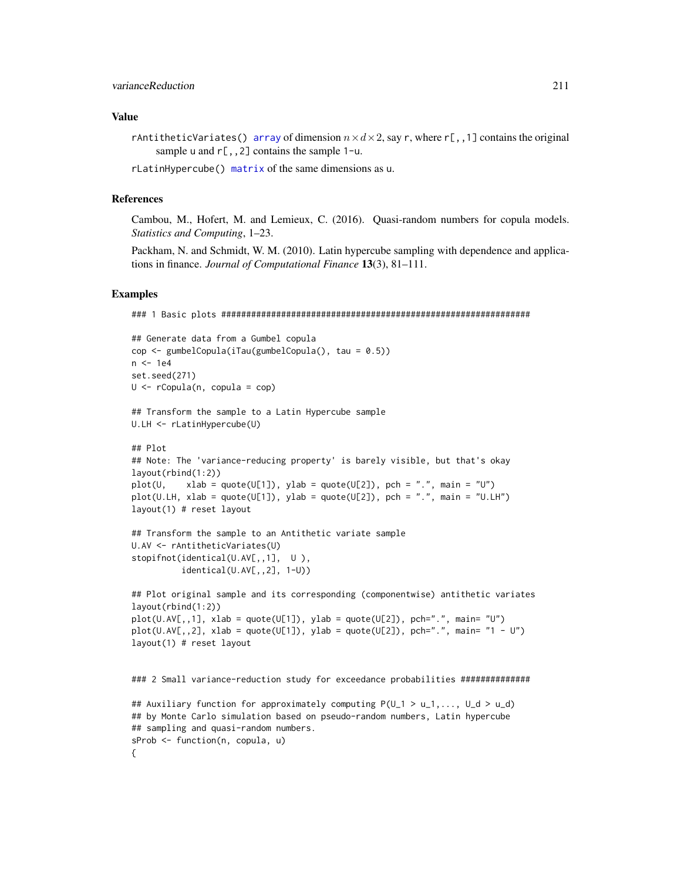## Value

`rAntitheticVariates()` array of dimension $n \times d \times 2$, say r, where `r[,,1]` contains the original sample u and `r[,,2]` contains the sample 1-u.

`rLatinHypercube()` matrix of the same dimensions as u.

## References

Cambou, M., Hofert, M. and Lemieux, C. (2016). Quasi-random numbers for copula models. *Statistics and Computing*, 1–23.

Packham, N. and Schmidt, W. M. (2010). Latin hypercube sampling with dependence and applications in finance. *Journal of Computational Finance* **13**(3), 81–111.

## Examples

```
### 1 Basic plots ###############################################################

## Generate data from a Gumbel copula
cop <- gumbelCopula(iTau(gumbelCopula(), tau = 0.5))
n <- 1e4
set.seed(271)
U <- rCopula(n, copula = cop)

## Transform the sample to a Latin Hypercube sample
U.LH <- rLatinHypercube(U)

## Plot
## Note: The 'variance-reducing property' is barely visible, but that's okay
layout(rbind(1:2))
plot(U,    xlab = quote(U[1]), ylab = quote(U[2]), pch = ".", main = "U")
plot(U.LH, xlab = quote(U[1]), ylab = quote(U[2]), pch = ".", main = "U.LH")
layout(1) # reset layout

## Transform the sample to an Antithetic variate sample
U.AV <- rAntitheticVariates(U)
stopifnot(identical(U.AV[,,1],  U ),
          identical(U.AV[,,2], 1-U))

## Plot original sample and its corresponding (componentwise) antithetic variates
layout(rbind(1:2))
plot(U.AV[,,1], xlab = quote(U[1]), ylab = quote(U[2]), pch=".", main= "U")
plot(U.AV[,,2], xlab = quote(U[1]), ylab = quote(U[2]), pch=".", main= "1 - U")
layout(1) # reset layout


### 2 Small variance-reduction study for exceedance probabilities ##############

## Auxiliary function for approximately computing P(U_1 > u_1,..., U_d > u_d)
## by Monte Carlo simulation based on pseudo-random numbers, Latin hypercube
## sampling and quasi-random numbers.
sProb <- function(n, copula, u)
{
```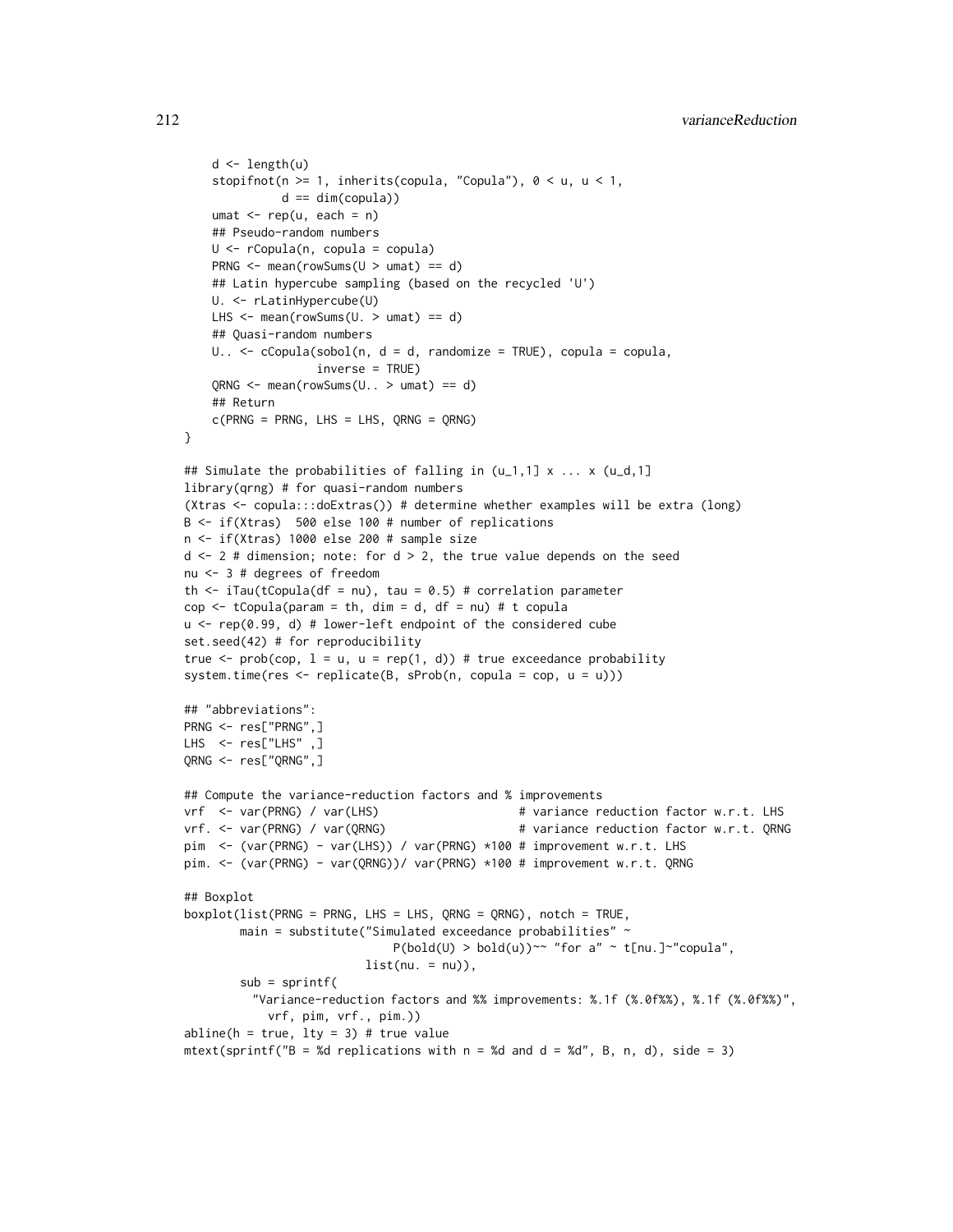```
    d <- length(u)
    stopifnot(n >= 1, inherits(copula, "Copula"), 0 < u, u < 1,
              d == dim(copula))
    umat <- rep(u, each = n)
    ## Pseudo-random numbers
    U <- rCopula(n, copula = copula)
    PRNG <- mean(rowSums(U > umat) == d)
    ## Latin hypercube sampling (based on the recycled 'U')
    U. <- rLatinHypercube(U)
    LHS <- mean(rowSums(U. > umat) == d)
    ## Quasi-random numbers
    U.. <- cCopula(sobol(n, d = d, randomize = TRUE), copula = copula,
                   inverse = TRUE)
    QRNG <- mean(rowSums(U.. > umat) == d)
    ## Return
    c(PRNG = PRNG, LHS = LHS, QRNG = QRNG)
}

## Simulate the probabilities of falling in (u_1,1] x ... x (u_d,1]
library(qrng) # for quasi-random numbers
(Xtras <- copula:::doExtras()) # determine whether examples will be extra (long)
B <- if(Xtras)  500 else 100 # number of replications
n <- if(Xtras) 1000 else 200 # sample size
d <- 2 # dimension; note: for d > 2, the true value depends on the seed
nu <- 3 # degrees of freedom
th <- iTau(tCopula(df = nu), tau = 0.5) # correlation parameter
cop <- tCopula(param = th, dim = d, df = nu) # t copula
u <- rep(0.99, d) # lower-left endpoint of the considered cube
set.seed(42) # for reproducibility
true <- prob(cop, l = u, u = rep(1, d)) # true exceedance probability
system.time(res <- replicate(B, sProb(n, copula = cop, u = u)))

## "abbreviations":
PRNG <- res["PRNG",]
LHS  <- res["LHS" ,]
QRNG <- res["QRNG",]

## Compute the variance-reduction factors and % improvements
vrf  <- var(PRNG) / var(LHS)                    # variance reduction factor w.r.t. LHS
vrf. <- var(PRNG) / var(QRNG)                   # variance reduction factor w.r.t. QRNG
pim  <- (var(PRNG) - var(LHS)) / var(PRNG) *100 # improvement w.r.t. LHS
pim. <- (var(PRNG) - var(QRNG))/ var(PRNG) *100 # improvement w.r.t. QRNG

## Boxplot
boxplot(list(PRNG = PRNG, LHS = LHS, QRNG = QRNG), notch = TRUE,
        main = substitute("Simulated exceedance probabilities" ~
                              P(bold(U) > bold(u))~~ "for a" ~ t[nu.]~"copula",
                          list(nu. = nu)),
        sub = sprintf(
          "Variance-reduction factors and %% improvements: %.1f (%.0f%%), %.1f (%.0f%%)",
            vrf, pim, vrf., pim.))
abline(h = true, lty = 3) # true value
mtext(sprintf("B = %d replications with n = %d and d = %d", B, n, d), side = 3)
```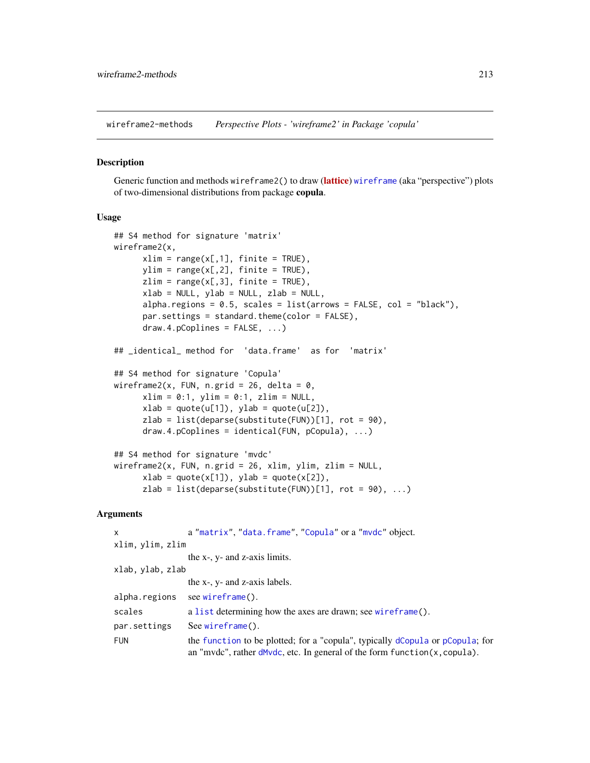wireframe2-methods    *Perspective Plots - 'wireframe2' in Package 'copula'*

## Description

Generic function and methods `wireframe2()` to draw (**lattice**) `wireframe` (aka "perspective") plots of two-dimensional distributions from package **copula**.

## Usage

```
## S4 method for signature 'matrix'
wireframe2(x,
      xlim = range(x[,1], finite = TRUE),
      ylim = range(x[,2], finite = TRUE),
      zlim = range(x[,3], finite = TRUE),
      xlab = NULL, ylab = NULL, zlab = NULL,
      alpha.regions = 0.5, scales = list(arrows = FALSE, col = "black"),
      par.settings = standard.theme(color = FALSE),
      draw.4.pCoplines = FALSE, ...)

## _identical_ method for  'data.frame'  as for  'matrix'

## S4 method for signature 'Copula'
wireframe2(x, FUN, n.grid = 26, delta = 0,
      xlim = 0:1, ylim = 0:1, zlim = NULL,
      xlab = quote(u[1]), ylab = quote(u[2]),
      zlab = list(deparse(substitute(FUN))[1], rot = 90),
      draw.4.pCoplines = identical(FUN, pCopula), ...)

## S4 method for signature 'mvdc'
wireframe2(x, FUN, n.grid = 26, xlim, ylim, zlim = NULL,
      xlab = quote(x[1]), ylab = quote(x[2]),
      zlab = list(deparse(substitute(FUN))[1], rot = 90), ...)
```

## Arguments

| | |
|---|---|
| `x` | a "`matrix`", "`data.frame`", "`Copula`" or a "`mvdc`" object. |
| `xlim, ylim, zlim` | the x-, y- and z-axis limits. |
| `xlab, ylab, zlab` | the x-, y- and z-axis labels. |
| `alpha.regions` | see `wireframe()`. |
| `scales` | a `list` determining how the axes are drawn; see `wireframe()`. |
| `par.settings` | See `wireframe()`. |
| `FUN` | the `function` to be plotted; for a "copula", typically `dCopula` or `pCopula`; for an "mvdc", rather `dMvdc`, etc. In general of the form `function(x,copula)`. |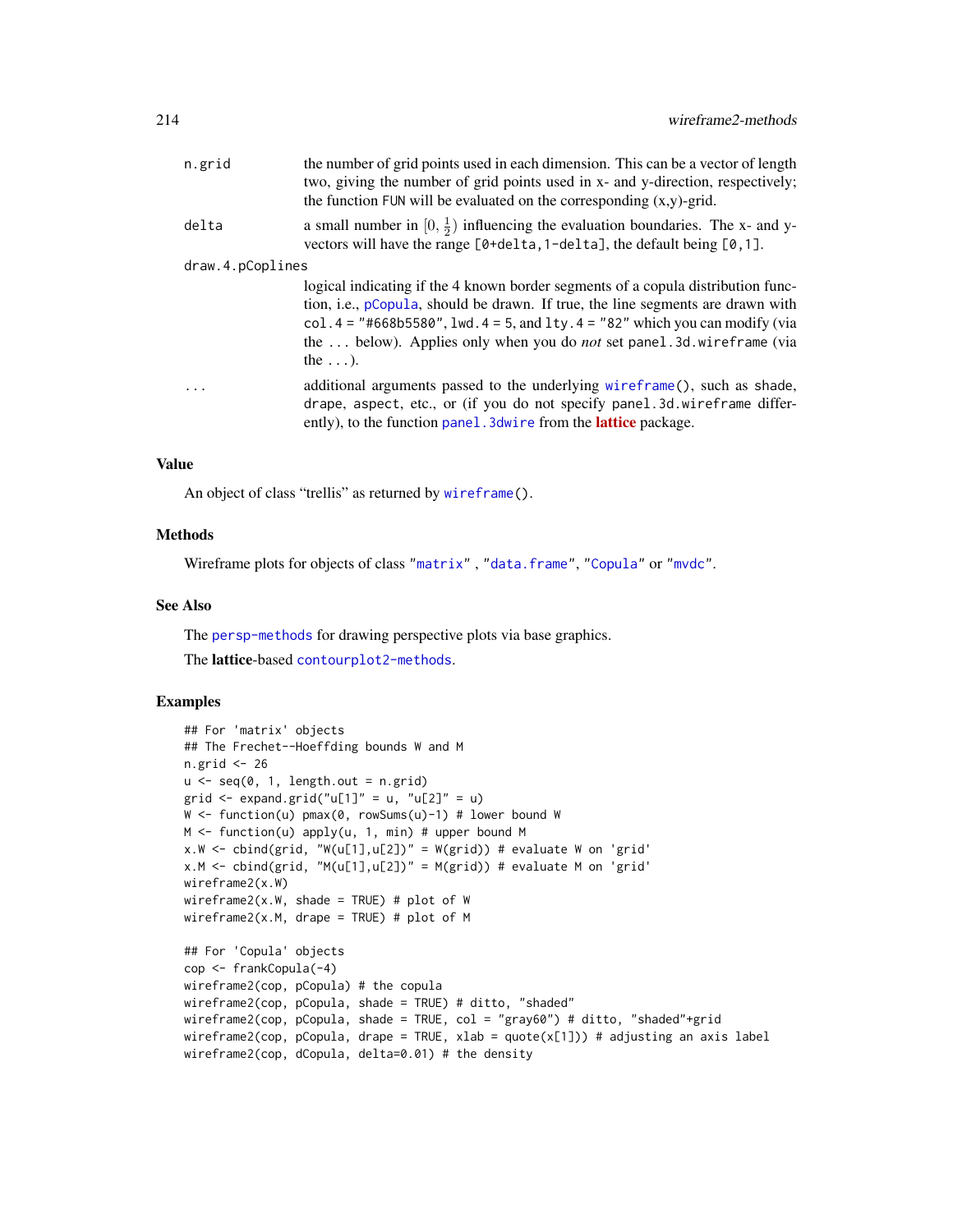| | |
|---|---|
| `n.grid` | the number of grid points used in each dimension. This can be a vector of length two, giving the number of grid points used in x- and y-direction, respectively; the function `FUN` will be evaluated on the corresponding (x,y)-grid. |
| `delta` | a small number in $[0, \frac{1}{2})$ influencing the evaluation boundaries. The x- and y-vectors will have the range `[0+delta,1-delta]`, the default being `[0,1]`. |
| `draw.4.pCoplines` | logical indicating if the 4 known border segments of a copula distribution function, i.e., `pCopula`, should be drawn. If true, the line segments are drawn with `col.4 = "#668b5580"`, `lwd.4 = 5`, and `lty.4 = "82"` which you can modify (via the `...` below). Applies only when you do *not* set `panel.3d.wireframe` (via the `...`). |
| `...` | additional arguments passed to the underlying `wireframe()`, such as `shade`, `drape`, `aspect`, etc., or (if you do not specify `panel.3d.wireframe` differently), to the function `panel.3dwire` from the **lattice** package. |

## Value

An object of class "trellis" as returned by `wireframe()`.

## Methods

Wireframe plots for objects of class `"matrix"` , `"data.frame"`, `"Copula"` or `"mvdc"`.

## See Also

The `persp-methods` for drawing perspective plots via base graphics.

The **lattice**-based `contourplot2-methods`.

## Examples

```
## For 'matrix' objects
## The Frechet--Hoeffding bounds W and M
n.grid <- 26
u <- seq(0, 1, length.out = n.grid)
grid <- expand.grid("u[1]" = u, "u[2]" = u)
W <- function(u) pmax(0, rowSums(u)-1) # lower bound W
M <- function(u) apply(u, 1, min) # upper bound M
x.W <- cbind(grid, "W(u[1],u[2])" = W(grid)) # evaluate W on 'grid'
x.M <- cbind(grid, "M(u[1],u[2])" = M(grid)) # evaluate M on 'grid'
wireframe2(x.W)
wireframe2(x.W, shade = TRUE) # plot of W
wireframe2(x.M, drape = TRUE) # plot of M

## For 'Copula' objects
cop <- frankCopula(-4)
wireframe2(cop, pCopula) # the copula
wireframe2(cop, pCopula, shade = TRUE) # ditto, "shaded"
wireframe2(cop, pCopula, shade = TRUE, col = "gray60") # ditto, "shaded"+grid
wireframe2(cop, pCopula, drape = TRUE, xlab = quote(x[1])) # adjusting an axis label
wireframe2(cop, dCopula, delta=0.01) # the density
```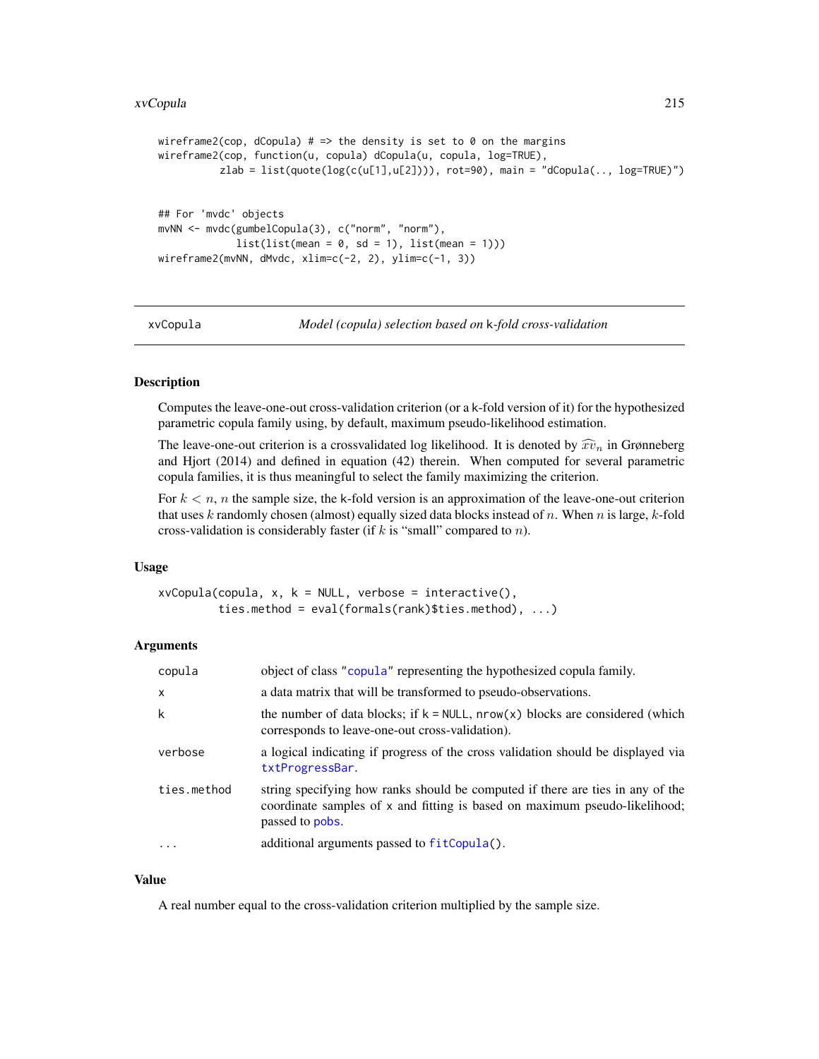```
wireframe2(cop, dCopula) # => the density is set to 0 on the margins
wireframe2(cop, function(u, copula) dCopula(u, copula, log=TRUE),
           zlab = list(quote(log(c(u[1],u[2]))), rot=90), main = "dCopula(.., log=TRUE)")


## For 'mvdc' objects
mvNN <- mvdc(gumbelCopula(3), c("norm", "norm"),
             list(list(mean = 0, sd = 1), list(mean = 1)))
wireframe2(mvNN, dMvdc, xlim=c(-2, 2), ylim=c(-1, 3))
```

## xvCopula — *Model (copula) selection based on* k*-fold cross-validation*

### Description

Computes the leave-one-out cross-validation criterion (or a k-fold version of it) for the hypothesized parametric copula family using, by default, maximum pseudo-likelihood estimation.

The leave-one-out criterion is a crossvalidated log likelihood. It is denoted by $\widehat{xv}_n$ in Grønneberg and Hjort (2014) and defined in equation (42) therein. When computed for several parametric copula families, it is thus meaningful to select the family maximizing the criterion.

For $k < n$, $n$ the sample size, the k-fold version is an approximation of the leave-one-out criterion that uses $k$ randomly chosen (almost) equally sized data blocks instead of $n$. When $n$ is large, $k$-fold cross-validation is considerably faster (if $k$ is "small" compared to $n$).

### Usage

```
xvCopula(copula, x, k = NULL, verbose = interactive(),
         ties.method = eval(formals(rank)$ties.method), ...)
```

### Arguments

| | |
|---|---|
| `copula` | object of class "`copula`" representing the hypothesized copula family. |
| `x` | a data matrix that will be transformed to pseudo-observations. |
| `k` | the number of data blocks; if `k = NULL`, `nrow(x)` blocks are considered (which corresponds to leave-one-out cross-validation). |
| `verbose` | a logical indicating if progress of the cross validation should be displayed via `txtProgressBar`. |
| `ties.method` | string specifying how ranks should be computed if there are ties in any of the coordinate samples of `x` and fitting is based on maximum pseudo-likelihood; passed to `pobs`. |
| `...` | additional arguments passed to `fitCopula()`. |

### Value

A real number equal to the cross-validation criterion multiplied by the sample size.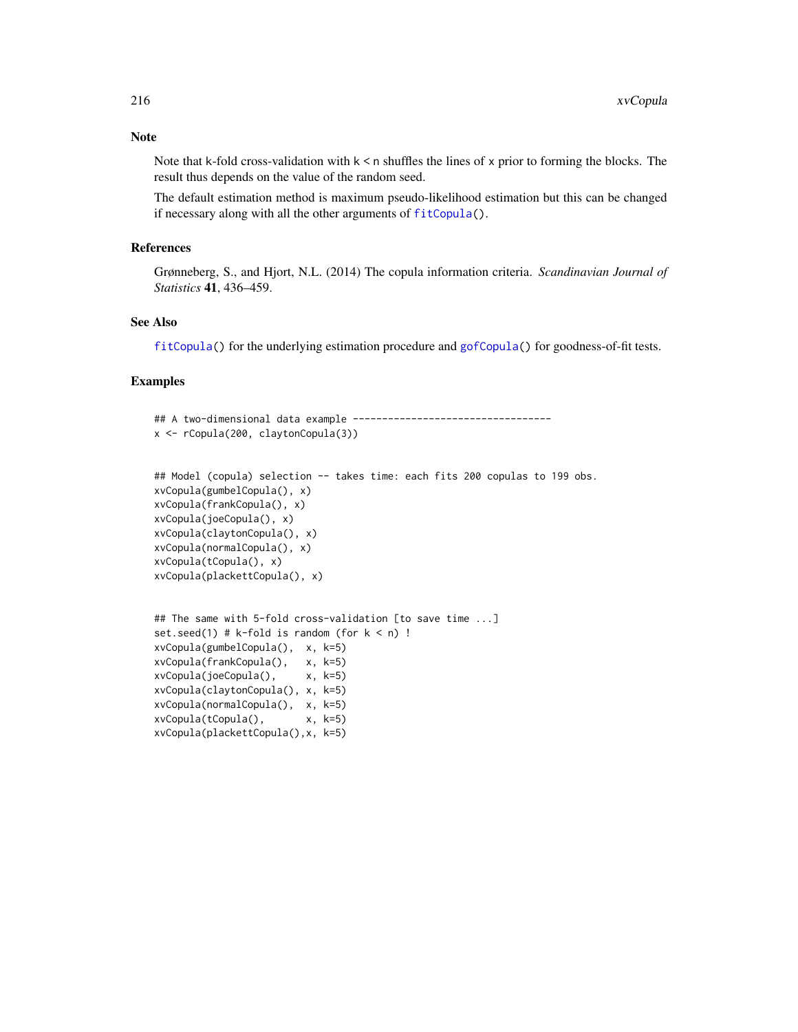## Note

Note that k-fold cross-validation with k < n shuffles the lines of x prior to forming the blocks. The result thus depends on the value of the random seed.

The default estimation method is maximum pseudo-likelihood estimation but this can be changed if necessary along with all the other arguments of fitCopula().

## References

Grønneberg, S., and Hjort, N.L. (2014) The copula information criteria. *Scandinavian Journal of Statistics* **41**, 436–459.

## See Also

fitCopula() for the underlying estimation procedure and gofCopula() for goodness-of-fit tests.

## Examples

```
## A two-dimensional data example ----------------------------------
x <- rCopula(200, claytonCopula(3))


## Model (copula) selection -- takes time: each fits 200 copulas to 199 obs.
xvCopula(gumbelCopula(), x)
xvCopula(frankCopula(), x)
xvCopula(joeCopula(), x)
xvCopula(claytonCopula(), x)
xvCopula(normalCopula(), x)
xvCopula(tCopula(), x)
xvCopula(plackettCopula(), x)


## The same with 5-fold cross-validation [to save time ...]
set.seed(1) # k-fold is random (for k < n) !
xvCopula(gumbelCopula(),  x, k=5)
xvCopula(frankCopula(),   x, k=5)
xvCopula(joeCopula(),     x, k=5)
xvCopula(claytonCopula(), x, k=5)
xvCopula(normalCopula(),  x, k=5)
xvCopula(tCopula(),       x, k=5)
xvCopula(plackettCopula(),x, k=5)
```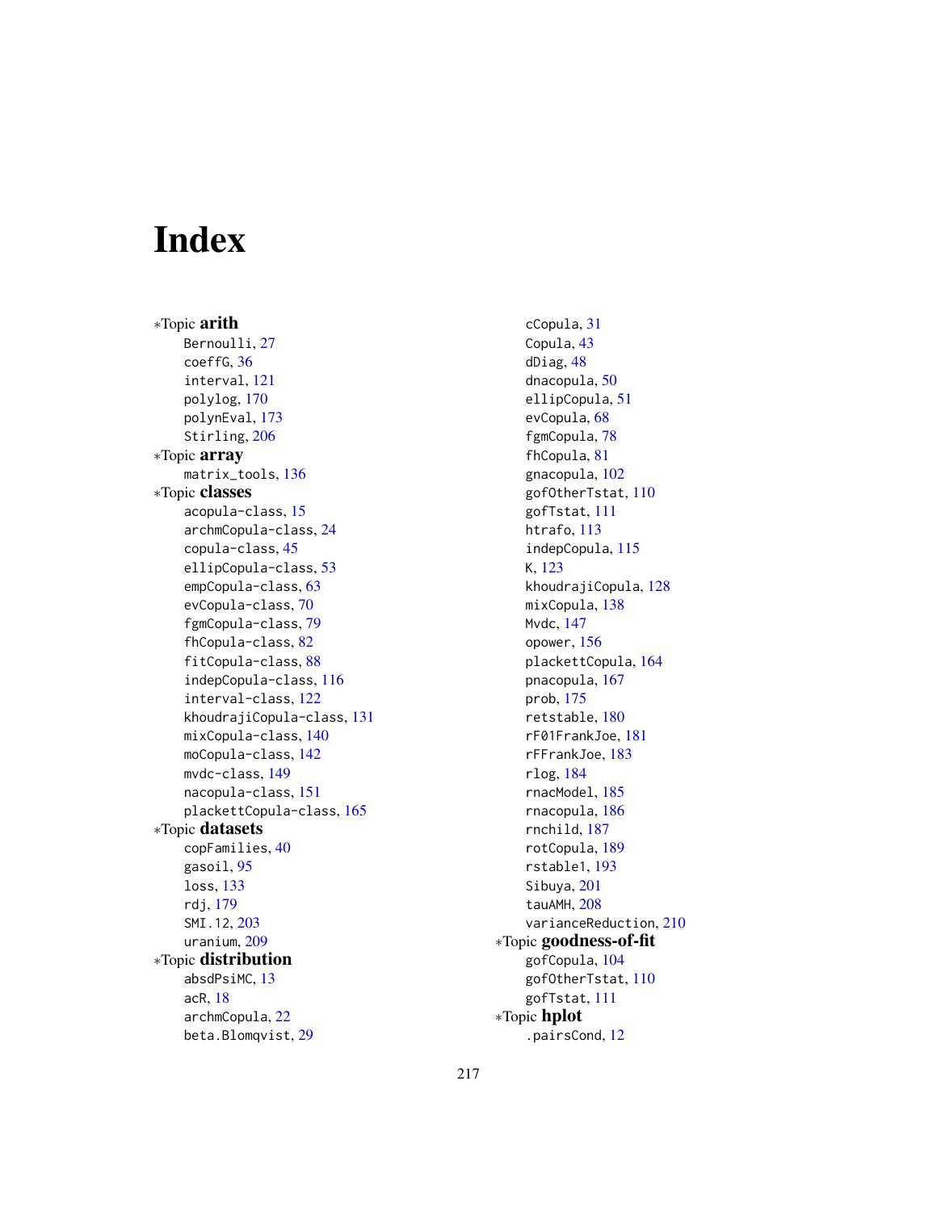# Index

∗Topic **arith**
- Bernoulli, 27
- coeffG, 36
- interval, 121
- polylog, 170
- polynEval, 173
- Stirling, 206

∗Topic **array**
- matrix_tools, 136

∗Topic **classes**
- acopula-class, 15
- archmCopula-class, 24
- copula-class, 45
- ellipCopula-class, 53
- empCopula-class, 63
- evCopula-class, 70
- fgmCopula-class, 79
- fhCopula-class, 82
- fitCopula-class, 88
- indepCopula-class, 116
- interval-class, 122
- khoudrajiCopula-class, 131
- mixCopula-class, 140
- moCopula-class, 142
- mvdc-class, 149
- nacopula-class, 151
- plackettCopula-class, 165

∗Topic **datasets**
- copFamilies, 40
- gasoil, 95
- loss, 133
- rdj, 179
- SMI.12, 203
- uranium, 209

∗Topic **distribution**
- absdPsiMC, 13
- acR, 18
- archmCopula, 22
- beta.Blomqvist, 29
- cCopula, 31
- Copula, 43
- dDiag, 48
- dnacopula, 50
- ellipCopula, 51
- evCopula, 68
- fgmCopula, 78
- fhCopula, 81
- gnacopula, 102
- gofOtherTstat, 110
- gofTstat, 111
- htrafo, 113
- indepCopula, 115
- K, 123
- khoudrajiCopula, 128
- mixCopula, 138
- Mvdc, 147
- opower, 156
- plackettCopula, 164
- pnacopula, 167
- prob, 175
- retstable, 180
- rF01FrankJoe, 181
- rFFrankJoe, 183
- rlog, 184
- rnacModel, 185
- rnacopula, 186
- rnchild, 187
- rotCopula, 189
- rstable1, 193
- Sibuya, 201
- tauAMH, 208
- varianceReduction, 210

∗Topic **goodness-of-fit**
- gofCopula, 104
- gofOtherTstat, 110
- gofTstat, 111

∗Topic **hplot**
- .pairsCond, 12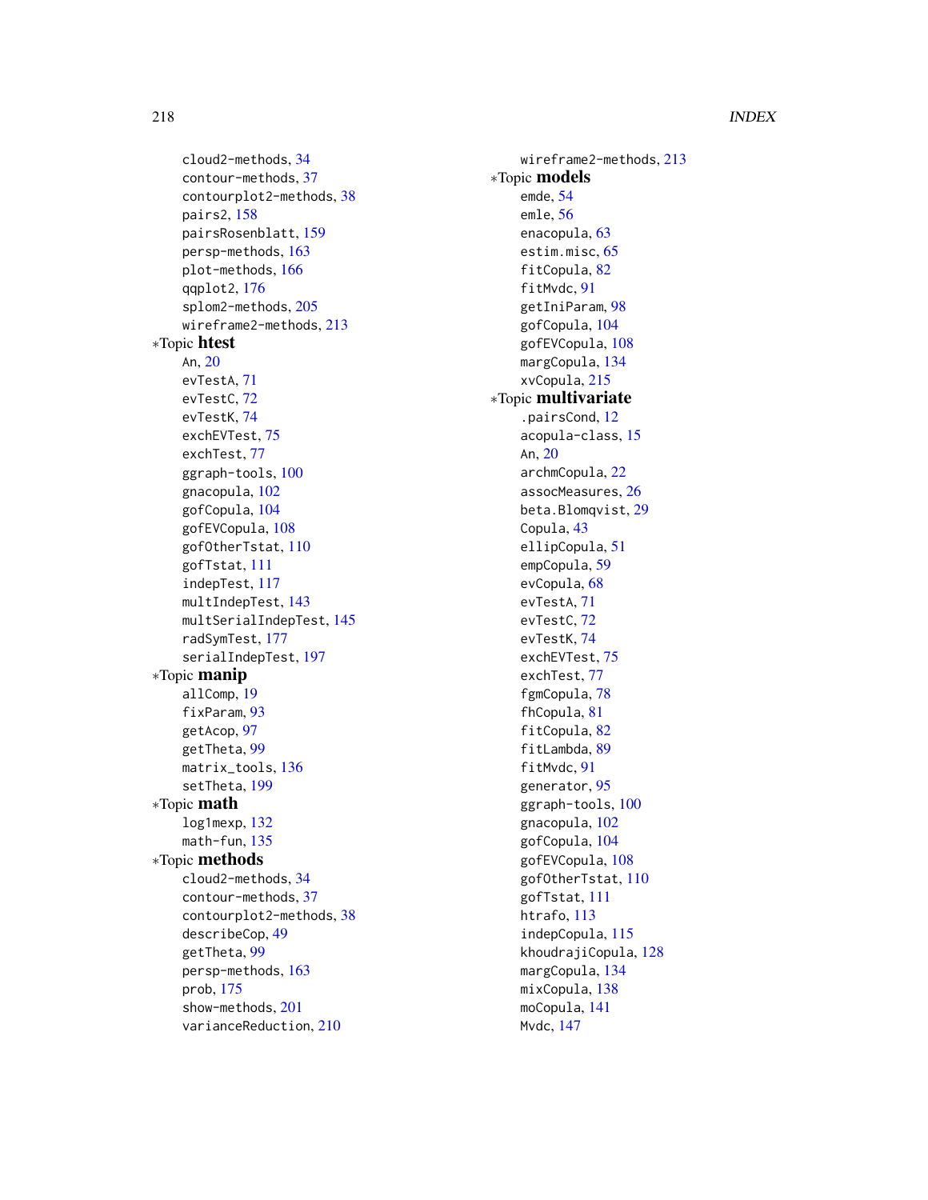cloud2-methods, 34
contour-methods, 37
contourplot2-methods, 38
pairs2, 158
pairsRosenblatt, 159
persp-methods, 163
plot-methods, 166
qqplot2, 176
splom2-methods, 205
wireframe2-methods, 213

∗Topic **htest**

An, 20
evTestA, 71
evTestC, 72
evTestK, 74
exchEVTest, 75
exchTest, 77
ggraph-tools, 100
gnacopula, 102
gofCopula, 104
gofEVCopula, 108
gofOtherTstat, 110
gofTstat, 111
indepTest, 117
multIndepTest, 143
multSerialIndepTest, 145
radSymTest, 177
serialIndepTest, 197

∗Topic **manip**

allComp, 19
fixParam, 93
getAcop, 97
getTheta, 99
matrix_tools, 136
setTheta, 199

∗Topic **math**

log1mexp, 132
math-fun, 135

∗Topic **methods**

cloud2-methods, 34
contour-methods, 37
contourplot2-methods, 38
describeCop, 49
getTheta, 99
persp-methods, 163
prob, 175
show-methods, 201
varianceReduction, 210
wireframe2-methods, 213

∗Topic **models**

emde, 54
emle, 56
enacopula, 63
estim.misc, 65
fitCopula, 82
fitMvdc, 91
getIniParam, 98
gofCopula, 104
gofEVCopula, 108
margCopula, 134
xvCopula, 215

∗Topic **multivariate**

.pairsCond, 12
acopula-class, 15
An, 20
archmCopula, 22
assocMeasures, 26
beta.Blomqvist, 29
Copula, 43
ellipCopula, 51
empCopula, 59
evCopula, 68
evTestA, 71
evTestC, 72
evTestK, 74
exchEVTest, 75
exchTest, 77
fgmCopula, 78
fhCopula, 81
fitCopula, 82
fitLambda, 89
fitMvdc, 91
generator, 95
ggraph-tools, 100
gnacopula, 102
gofCopula, 104
gofEVCopula, 108
gofOtherTstat, 110
gofTstat, 111
htrafo, 113
indepCopula, 115
khoudrajiCopula, 128
margCopula, 134
mixCopula, 138
moCopula, 141
Mvdc, 147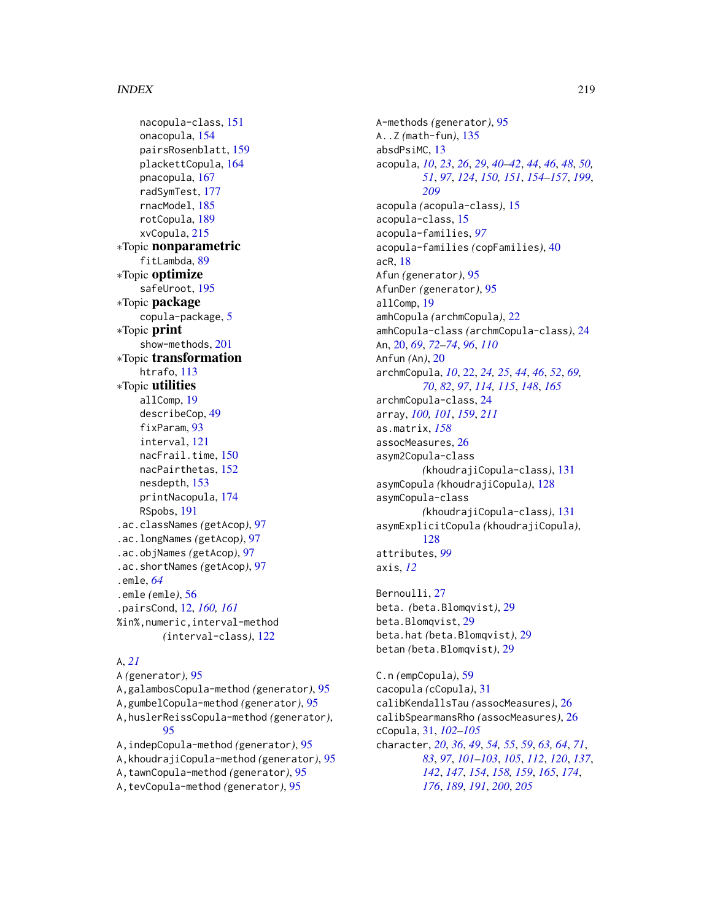nacopula-class, 151
onacopula, 154
pairsRosenblatt, 159
plackettCopula, 164
pnacopula, 167
radSymTest, 177
rnacModel, 185
rotCopula, 189
xvCopula, 215

∗Topic **nonparametric**
fitLambda, 89

∗Topic **optimize**
safeUroot, 195

∗Topic **package**
copula-package, 5

∗Topic **print**
show-methods, 201

∗Topic **transformation**
htrafo, 113

∗Topic **utilities**
allComp, 19
describeCop, 49
fixParam, 93
interval, 121
nacFrail.time, 150
nacPairthetas, 152
nesdepth, 153
printNacopula, 174
RSpobs, 191

.ac.classNames *(getAcop)*, 97
.ac.longNames *(getAcop)*, 97
.ac.objNames *(getAcop)*, 97
.ac.shortNames *(getAcop)*, 97
.emle, *64*
.emle *(emle)*, 56
.pairsCond, 12, *160, 161*
%in%,numeric,interval-method *(interval-class)*, 122

A, *21*
A *(generator)*, 95
A,galambosCopula-method *(generator)*, 95
A,gumbelCopula-method *(generator)*, 95
A,huslerReissCopula-method *(generator)*, 95
A,indepCopula-method *(generator)*, 95
A,khoudrajiCopula-method *(generator)*, 95
A,tawnCopula-method *(generator)*, 95
A,tevCopula-method *(generator)*, 95
A-methods *(generator)*, 95
A..Z *(math-fun)*, 135
absdPsiMC, 13
acopula, *10*, *23*, *26*, *29*, *40–42*, *44*, *46*, *48*, *50, 51*, *97*, *124*, *150, 151*, *154–157*, *199*, *209*
acopula *(acopula-class)*, 15
acopula-class, 15
acopula-families, *97*
acopula-families *(copFamilies)*, 40
acR, 18
Afun *(generator)*, 95
AfunDer *(generator)*, 95
allComp, 19
amhCopula *(archmCopula)*, 22
amhCopula-class *(archmCopula-class)*, 24
An, 20, *69*, *72–74*, *96*, *110*
Anfun *(An)*, 20
archmCopula, *10*, 22, *24, 25*, *44*, *46*, *52*, *69, 70*, *82*, *97*, *114, 115*, *148*, *165*
archmCopula-class, 24
array, *100, 101*, *159*, *211*
as.matrix, *158*
assocMeasures, 26
asym2Copula-class *(khoudrajiCopula-class)*, 131
asymCopula *(khoudrajiCopula)*, 128
asymCopula-class *(khoudrajiCopula-class)*, 131
asymExplicitCopula *(khoudrajiCopula)*, 128
attributes, *99*
axis, *12*

Bernoulli, 27
beta. *(beta.Blomqvist)*, 29
beta.Blomqvist, 29
beta.hat *(beta.Blomqvist)*, 29
betan *(beta.Blomqvist)*, 29

C.n *(empCopula)*, 59
cacopula *(cCopula)*, 31
calibKendallsTau *(assocMeasures)*, 26
calibSpearmansRho *(assocMeasures)*, 26
cCopula, 31, *102–105*
character, *20*, *36*, *49*, *54, 55*, *59*, *63, 64*, *71*, *83*, *97*, *101–103*, *105*, *112*, *120*, *137*, *142*, *147*, *154*, *158*, *159*, *165*, *174*, *176*, *189*, *191*, *200*, *205*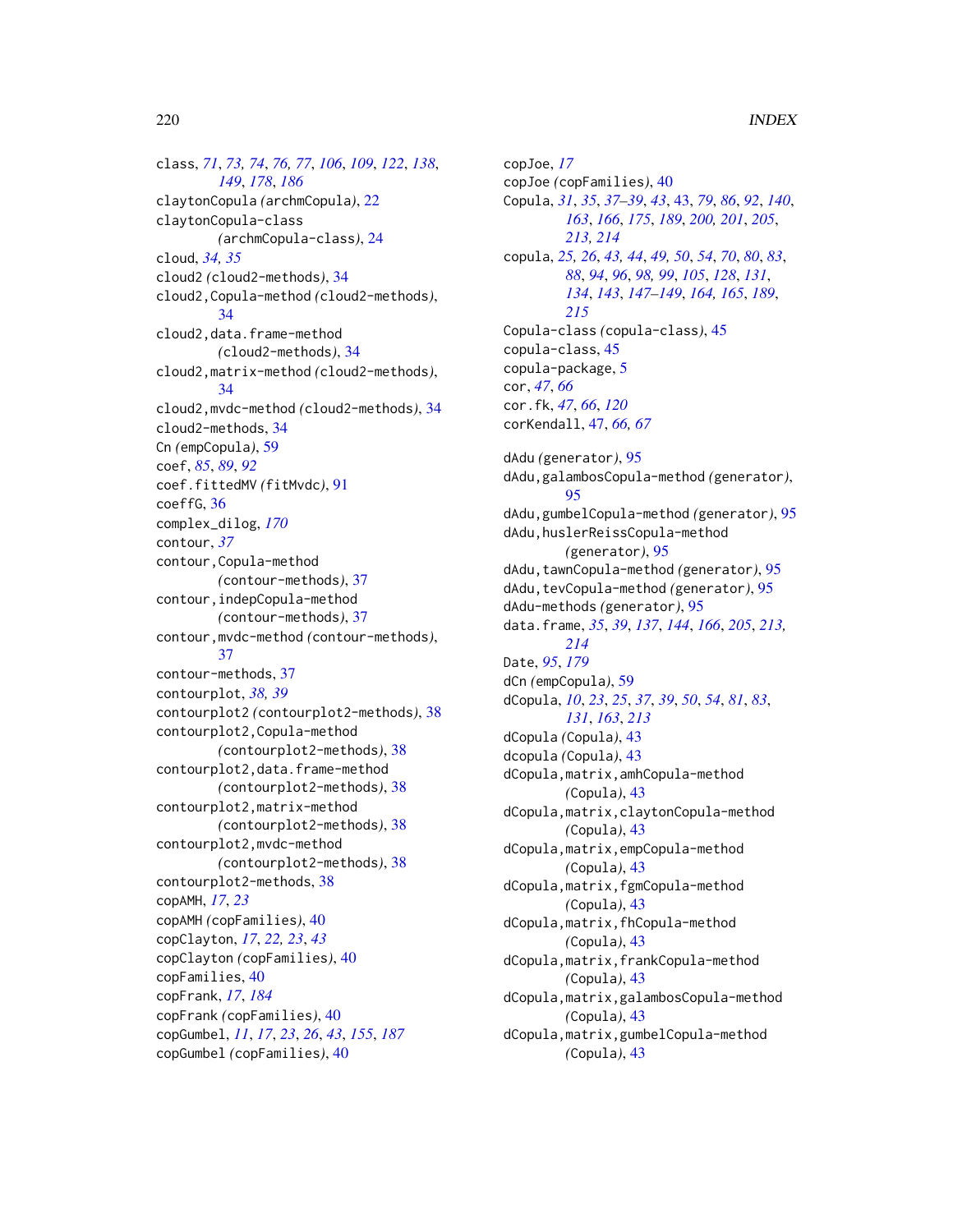class, *71*, *73, 74*, *76, 77*, *106*, *109*, *122*, *138*, *149*, *178*, *186*
claytonCopula *(*archmCopula*)*, 22
claytonCopula-class *(*archmCopula-class*)*, 24
cloud, *34, 35*
cloud2 *(*cloud2-methods*)*, 34
cloud2,Copula-method *(*cloud2-methods*)*, 34
cloud2,data.frame-method *(*cloud2-methods*)*, 34
cloud2,matrix-method *(*cloud2-methods*)*, 34
cloud2,mvdc-method *(*cloud2-methods*)*, 34
cloud2-methods, 34
Cn *(*empCopula*)*, 59
coef, *85*, *89*, *92*
coef.fittedMV *(*fitMvdc*)*, 91
coeffG, 36
complex_dilog, *170*
contour, *37*
contour,Copula-method *(*contour-methods*)*, 37
contour,indepCopula-method *(*contour-methods*)*, 37
contour,mvdc-method *(*contour-methods*)*, 37
contour-methods, 37
contourplot, *38, 39*
contourplot2 *(*contourplot2-methods*)*, 38
contourplot2,Copula-method *(*contourplot2-methods*)*, 38
contourplot2,data.frame-method *(*contourplot2-methods*)*, 38
contourplot2,matrix-method *(*contourplot2-methods*)*, 38
contourplot2,mvdc-method *(*contourplot2-methods*)*, 38
contourplot2-methods, 38
copAMH, *17*, *23*
copAMH *(*copFamilies*)*, 40
copClayton, *17*, *22, 23*, *43*
copClayton *(*copFamilies*)*, 40
copFamilies, 40
copFrank, *17*, *184*
copFrank *(*copFamilies*)*, 40
copGumbel, *11*, *17*, *23*, *26*, *43*, *155*, *187*
copGumbel *(*copFamilies*)*, 40
copJoe, *17*
copJoe *(*copFamilies*)*, 40
Copula, *31*, *35*, *37–39*, *43*, 43, *79*, *86*, *92*, *140*, *163*, *166*, *175*, *189*, *200, 201*, *205*, *213, 214*
copula, *25, 26*, *43, 44*, *49, 50*, *54*, *70*, *80*, *83*, *88*, *94*, *96*, *98, 99*, *105*, *128*, *131*, *134*, *143*, *147–149*, *164, 165*, *189*, *215*
Copula-class *(*copula-class*)*, 45
copula-class, 45
copula-package, 5
cor, *47*, *66*
cor.fk, *47*, *66*, *120*
corKendall, 47, *66, 67*

dAdu *(*generator*)*, 95
dAdu,galambosCopula-method *(*generator*)*, 95
dAdu,gumbelCopula-method *(*generator*)*, 95
dAdu,huslerReissCopula-method *(*generator*)*, 95
dAdu,tawnCopula-method *(*generator*)*, 95
dAdu,tevCopula-method *(*generator*)*, 95
dAdu-methods *(*generator*)*, 95
data.frame, *35*, *39*, *137*, *144*, *166*, *205*, *213, 214*
Date, *95*, *179*
dCn *(*empCopula*)*, 59
dCopula, *10*, *23*, *25*, *37*, *39*, *50*, *54*, *81*, *83*, *131*, *163*, *213*
dCopula *(*Copula*)*, 43
dcopula *(*Copula*)*, 43
dCopula,matrix,amhCopula-method *(*Copula*)*, 43
dCopula,matrix,claytonCopula-method *(*Copula*)*, 43
dCopula,matrix,empCopula-method *(*Copula*)*, 43
dCopula,matrix,fgmCopula-method *(*Copula*)*, 43
dCopula,matrix,fhCopula-method *(*Copula*)*, 43
dCopula,matrix,frankCopula-method *(*Copula*)*, 43
dCopula,matrix,galambosCopula-method *(*Copula*)*, 43
dCopula,matrix,gumbelCopula-method *(*Copula*)*, 43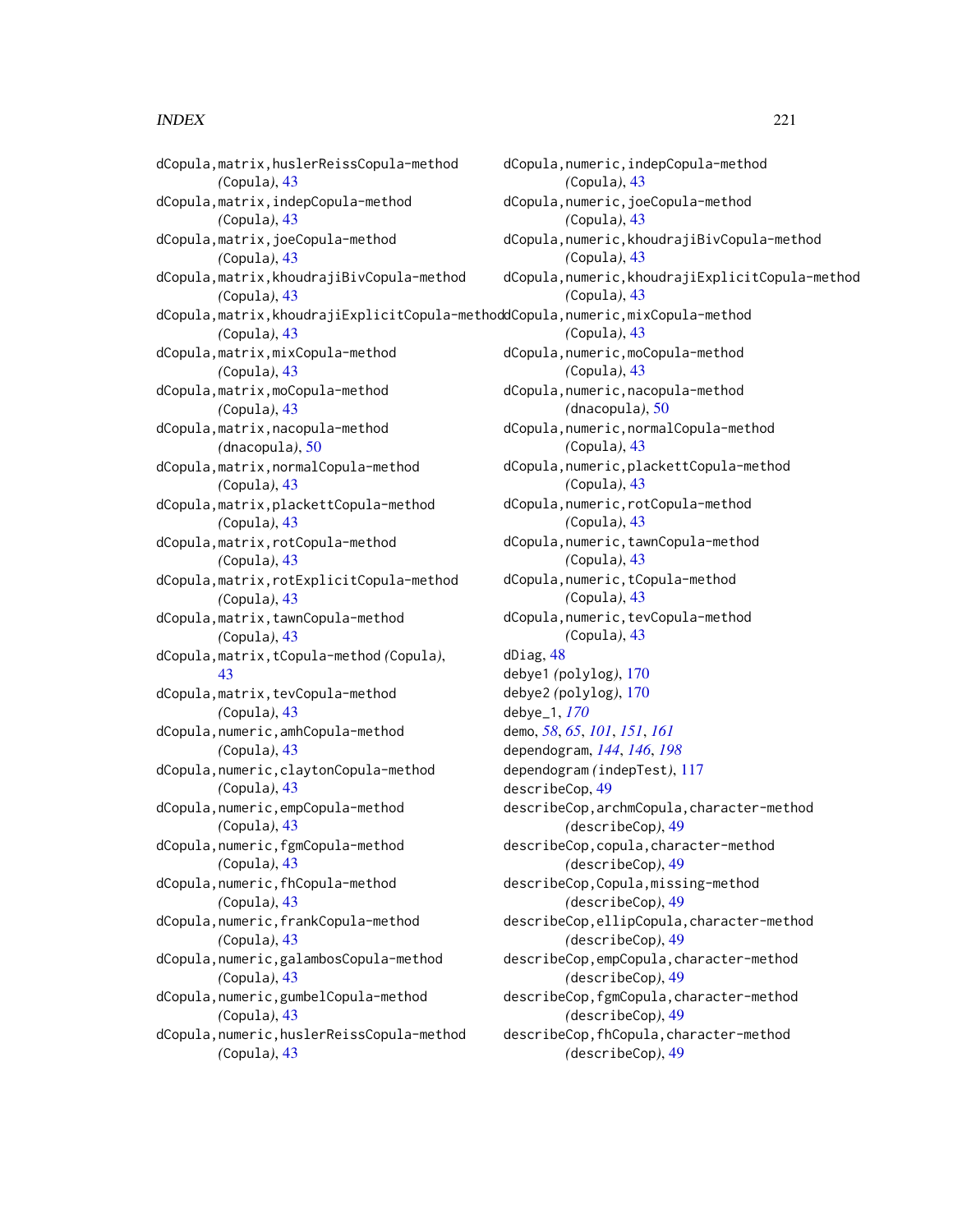dCopula,matrix,huslerReissCopula-method *(*Copula*)*, 43
dCopula,matrix,indepCopula-method *(*Copula*)*, 43
dCopula,matrix,joeCopula-method *(*Copula*)*, 43
dCopula,matrix,khoudrajiBivCopula-method *(*Copula*)*, 43
dCopula,matrix,khoudrajiExplicitCopula-method *(*Copula*)*, 43
dCopula,matrix,mixCopula-method *(*Copula*)*, 43
dCopula,matrix,moCopula-method *(*Copula*)*, 43
dCopula,matrix,nacopula-method *(*dnacopula*)*, 50
dCopula,matrix,normalCopula-method *(*Copula*)*, 43
dCopula,matrix,plackettCopula-method *(*Copula*)*, 43
dCopula,matrix,rotCopula-method *(*Copula*)*, 43
dCopula,matrix,rotExplicitCopula-method *(*Copula*)*, 43
dCopula,matrix,tawnCopula-method *(*Copula*)*, 43
dCopula,matrix,tCopula-method *(*Copula*)*, 43
dCopula,matrix,tevCopula-method *(*Copula*)*, 43
dCopula,numeric,amhCopula-method *(*Copula*)*, 43
dCopula,numeric,claytonCopula-method *(*Copula*)*, 43
dCopula,numeric,empCopula-method *(*Copula*)*, 43
dCopula,numeric,fgmCopula-method *(*Copula*)*, 43
dCopula,numeric,fhCopula-method *(*Copula*)*, 43
dCopula,numeric,frankCopula-method *(*Copula*)*, 43
dCopula,numeric,galambosCopula-method *(*Copula*)*, 43
dCopula,numeric,gumbelCopula-method *(*Copula*)*, 43
dCopula,numeric,huslerReissCopula-method *(*Copula*)*, 43
dCopula,numeric,indepCopula-method *(*Copula*)*, 43
dCopula,numeric,joeCopula-method *(*Copula*)*, 43
dCopula,numeric,khoudrajiBivCopula-method *(*Copula*)*, 43
dCopula,numeric,khoudrajiExplicitCopula-method *(*Copula*)*, 43
dCopula,numeric,mixCopula-method *(*Copula*)*, 43
dCopula,numeric,moCopula-method *(*Copula*)*, 43
dCopula,numeric,nacopula-method *(*dnacopula*)*, 50
dCopula,numeric,normalCopula-method *(*Copula*)*, 43
dCopula,numeric,plackettCopula-method *(*Copula*)*, 43
dCopula,numeric,rotCopula-method *(*Copula*)*, 43
dCopula,numeric,tawnCopula-method *(*Copula*)*, 43
dCopula,numeric,tCopula-method *(*Copula*)*, 43
dCopula,numeric,tevCopula-method *(*Copula*)*, 43
dDiag, 48
debye1 *(*polylog*)*, 170
debye2 *(*polylog*)*, 170
debye_1, *170*
demo, *58*, *65*, *101*, *151*, *161*
dependogram, *144*, *146*, *198*
dependogram *(*indepTest*)*, 117
describeCop, 49
describeCop,archmCopula,character-method *(*describeCop*)*, 49
describeCop,copula,character-method *(*describeCop*)*, 49
describeCop,Copula,missing-method *(*describeCop*)*, 49
describeCop,ellipCopula,character-method *(*describeCop*)*, 49
describeCop,empCopula,character-method *(*describeCop*)*, 49
describeCop,fgmCopula,character-method *(*describeCop*)*, 49
describeCop,fhCopula,character-method *(*describeCop*)*, 49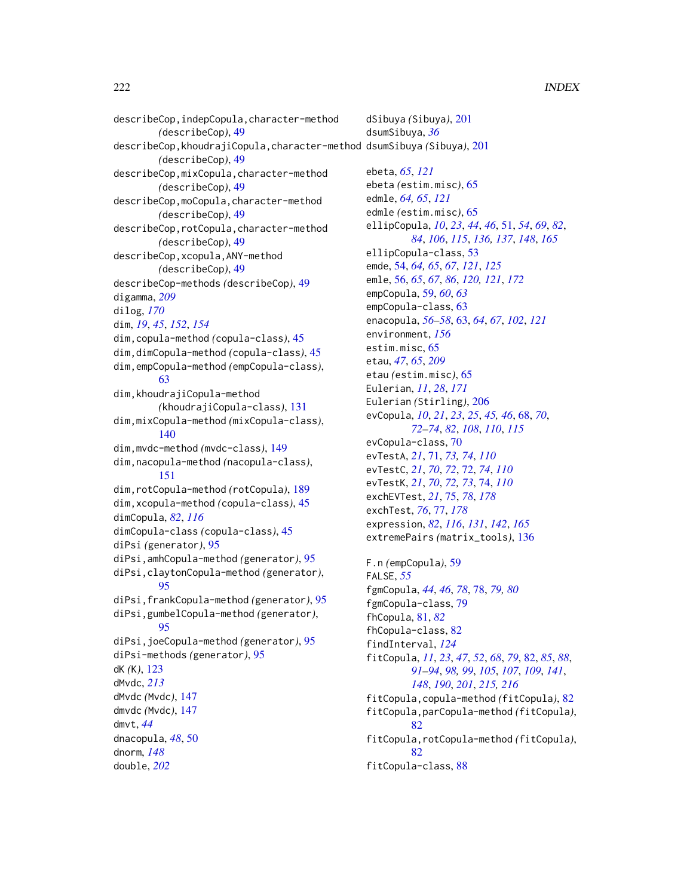describeCop,indepCopula,character-method
(describeCop), 49
describeCop,khoudrajiCopula,character-method
(describeCop), 49
describeCop,mixCopula,character-method
(describeCop), 49
describeCop,moCopula,character-method
(describeCop), 49
describeCop,rotCopula,character-method
(describeCop), 49
describeCop,xcopula,ANY-method
(describeCop), 49
describeCop-methods (describeCop), 49
digamma, *209*
dilog, *170*
dim, *19*, *45*, *152*, *154*
dim,copula-method (copula-class), 45
dim,dimCopula-method (copula-class), 45
dim,empCopula-method (empCopula-class), 63
dim,khoudrajiCopula-method
(khoudrajiCopula-class), 131
dim,mixCopula-method (mixCopula-class), 140
dim,mvdc-method (mvdc-class), 149
dim,nacopula-method (nacopula-class), 151
dim,rotCopula-method (rotCopula), 189
dim,xcopula-method (copula-class), 45
dimCopula, *82*, *116*
dimCopula-class (copula-class), 45
diPsi (generator), 95
diPsi,amhCopula-method (generator), 95
diPsi,claytonCopula-method (generator), 95
diPsi,frankCopula-method (generator), 95
diPsi,gumbelCopula-method (generator), 95
diPsi,joeCopula-method (generator), 95
diPsi-methods (generator), 95
dK (K), 123
dMvdc, *213*
dMvdc (Mvdc), 147
dmvdc (Mvdc), 147
dmvt, *44*
dnacopula, *48*, 50
dnorm, *148*
double, *202*
dSibuya (Sibuya), 201
dsumSibuya, *36*
dsumSibuya (Sibuya), 201

ebeta, *65*, *121*
ebeta (estim.misc), 65
edmle, *64, 65*, *121*
edmle (estim.misc), 65
ellipCopula, *10*, *23*, *44*, *46*, 51, *54*, *69*, *82*, *84*, *106*, *115*, *136, 137*, *148*, *165*
ellipCopula-class, 53
emde, 54, *64, 65*, *67*, *121*, *125*
emle, 56, *65*, *67*, *86*, *120, 121*, *172*
empCopula, 59, *60*, *63*
empCopula-class, 63
enacopula, *56–58*, 63, *64*, *67*, *102*, *121*
environment, *156*
estim.misc, 65
etau, *47*, *65*, *209*
etau (estim.misc), 65
Eulerian, *11*, *28*, *171*
Eulerian (Stirling), 206
evCopula, *10*, *21*, *23*, *25*, *45, 46*, 68, *70*, *72–74*, *82*, *108*, *110*, *115*
evCopula-class, 70
evTestA, *21*, 71, *73, 74*, *110*
evTestC, *21*, *70*, *72*, 72, *74*, *110*
evTestK, *21*, *70*, *72, 73*, 74, *110*
exchEVTest, *21*, 75, *78*, *178*
exchTest, *76*, 77, *178*
expression, *82*, *116*, *131*, *142*, *165*
extremePairs (matrix_tools), 136

F.n (empCopula), 59
FALSE, *55*
fgmCopula, *44*, *46*, *78*, 78, *79, 80*
fgmCopula-class, 79
fhCopula, 81, *82*
fhCopula-class, 82
findInterval, *124*
fitCopula, *11*, *23*, *47*, *52*, *68*, *79*, 82, *85*, *88*, *91–94*, *98, 99*, *105*, *107*, *109*, *141*, *148*, *190*, *201*, *215, 216*
fitCopula,copula-method (fitCopula), 82
fitCopula,parCopula-method (fitCopula), 82
fitCopula,rotCopula-method (fitCopula), 82
fitCopula-class, 88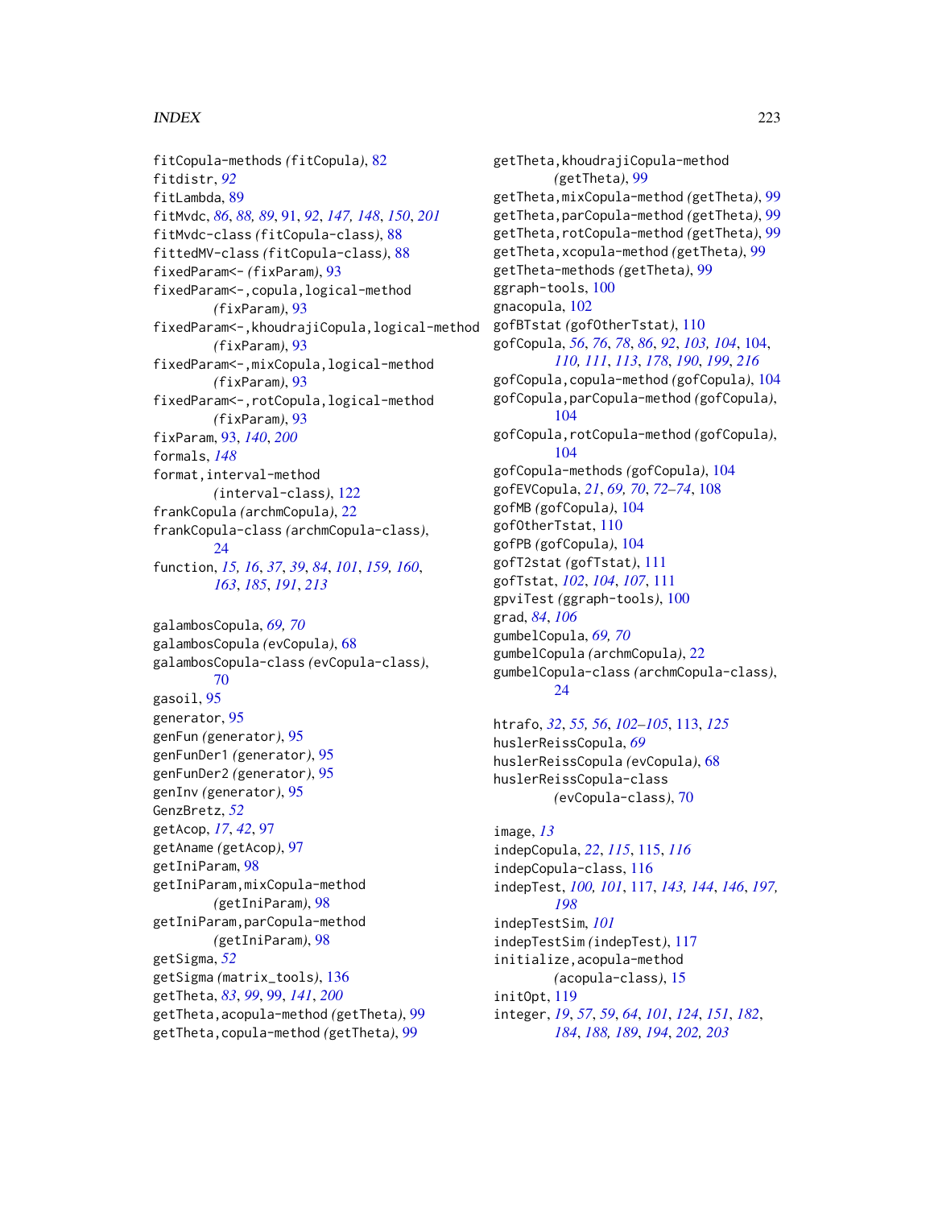fitCopula-methods *(fitCopula)*, 82
fitdistr, *92*
fitLambda, 89
fitMvdc, *86*, *88, 89*, 91, *92*, *147, 148*, *150*, *201*
fitMvdc-class *(fitCopula-class)*, 88
fittedMV-class *(fitCopula-class)*, 88
fixedParam<- *(fixParam)*, 93
fixedParam<-,copula,logical-method *(fixParam)*, 93
fixedParam<-,khoudrajiCopula,logical-method *(fixParam)*, 93
fixedParam<-,mixCopula,logical-method *(fixParam)*, 93
fixedParam<-,rotCopula,logical-method *(fixParam)*, 93
fixParam, 93, *140*, *200*
formals, *148*
format,interval-method *(interval-class)*, 122
frankCopula *(archmCopula)*, 22
frankCopula-class *(archmCopula-class)*, 24
function, *15, 16*, *37*, *39*, *84*, *101*, *159, 160*, *163*, *185*, *191*, *213*

galambosCopula, *69, 70*
galambosCopula *(evCopula)*, 68
galambosCopula-class *(evCopula-class)*, 70
gasoil, 95
generator, 95
genFun *(generator)*, 95
genFunDer1 *(generator)*, 95
genFunDer2 *(generator)*, 95
genInv *(generator)*, 95
GenzBretz, *52*
getAcop, *17*, *42*, 97
getAname *(getAcop)*, 97
getIniParam, 98
getIniParam,mixCopula-method *(getIniParam)*, 98
getIniParam,parCopula-method *(getIniParam)*, 98
getSigma, *52*
getSigma *(matrix_tools)*, 136
getTheta, *83*, *99*, 99, *141*, *200*
getTheta,acopula-method *(getTheta)*, 99
getTheta,copula-method *(getTheta)*, 99
getTheta,khoudrajiCopula-method *(getTheta)*, 99
getTheta,mixCopula-method *(getTheta)*, 99
getTheta,parCopula-method *(getTheta)*, 99
getTheta,rotCopula-method *(getTheta)*, 99
getTheta,xcopula-method *(getTheta)*, 99
getTheta-methods *(getTheta)*, 99
ggraph-tools, 100
gnacopula, 102
gofBTstat *(gofOtherTstat)*, 110
gofCopula, *56*, *76*, *78*, *86*, *92*, *103, 104*, 104, *110, 111*, *113*, *178*, *190*, *199*, *216*
gofCopula,copula-method *(gofCopula)*, 104
gofCopula,parCopula-method *(gofCopula)*, 104
gofCopula,rotCopula-method *(gofCopula)*, 104
gofCopula-methods *(gofCopula)*, 104
gofEVCopula, *21*, *69, 70*, *72–74*, 108
gofMB *(gofCopula)*, 104
gofOtherTstat, 110
gofPB *(gofCopula)*, 104
gofT2stat *(gofTstat)*, 111
gofTstat, *102*, *104*, *107*, 111
gpviTest *(ggraph-tools)*, 100
grad, *84*, *106*
gumbelCopula, *69, 70*
gumbelCopula *(archmCopula)*, 22
gumbelCopula-class *(archmCopula-class)*, 24

htrafo, *32*, *55, 56*, *102–105*, 113, *125*
huslerReissCopula, *69*
huslerReissCopula *(evCopula)*, 68
huslerReissCopula-class *(evCopula-class)*, 70

image, *13*
indepCopula, *22*, *115*, 115, *116*
indepCopula-class, 116
indepTest, *100, 101*, 117, *143, 144*, *146*, *197, 198*
indepTestSim, *101*
indepTestSim *(indepTest)*, 117
initialize,acopula-method *(acopula-class)*, 15
initOpt, 119
integer, *19*, *57*, *59*, *64*, *101*, *124*, *151*, *182*, *184*, *188, 189*, *194*, *202, 203*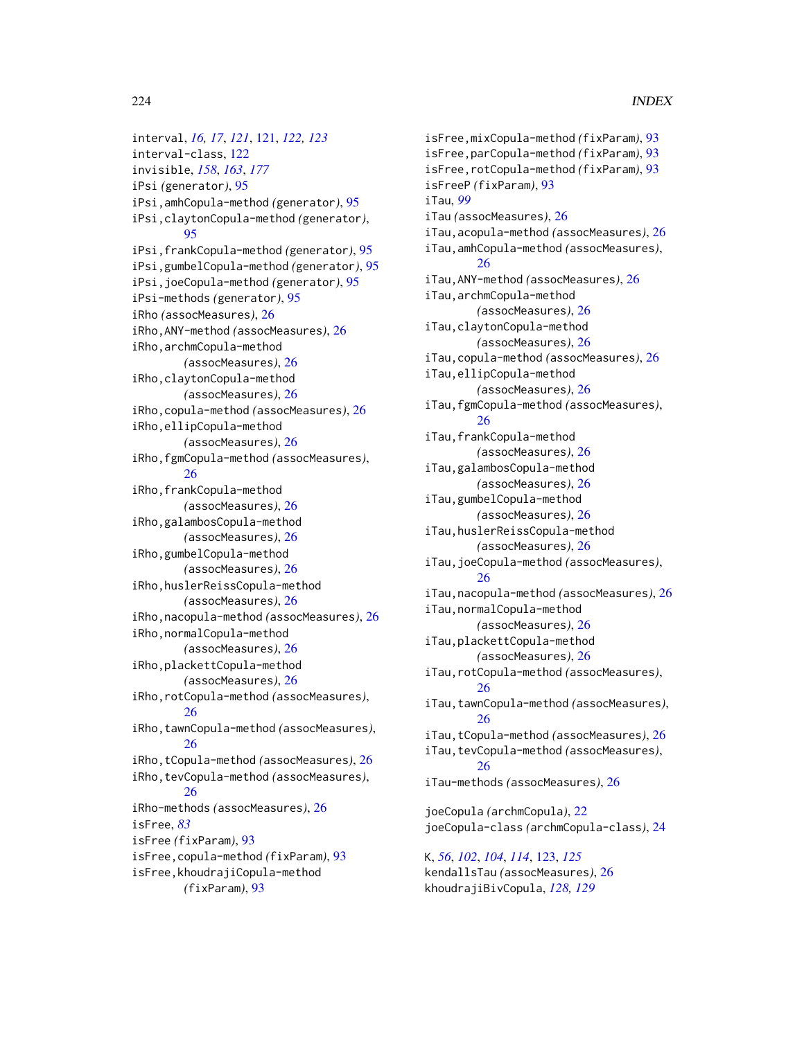interval, *16, 17*, *121*, 121, *122, 123*
interval-class, 122
invisible, *158*, *163*, *177*
iPsi *(generator)*, 95
iPsi,amhCopula-method *(generator)*, 95
iPsi,claytonCopula-method *(generator)*, 95
iPsi,frankCopula-method *(generator)*, 95
iPsi,gumbelCopula-method *(generator)*, 95
iPsi,joeCopula-method *(generator)*, 95
iPsi-methods *(generator)*, 95
iRho *(assocMeasures)*, 26
iRho,ANY-method *(assocMeasures)*, 26
iRho,archmCopula-method *(assocMeasures)*, 26
iRho,claytonCopula-method *(assocMeasures)*, 26
iRho,copula-method *(assocMeasures)*, 26
iRho,ellipCopula-method *(assocMeasures)*, 26
iRho,fgmCopula-method *(assocMeasures)*, 26
iRho,frankCopula-method *(assocMeasures)*, 26
iRho,galambosCopula-method *(assocMeasures)*, 26
iRho,gumbelCopula-method *(assocMeasures)*, 26
iRho,huslerReissCopula-method *(assocMeasures)*, 26
iRho,nacopula-method *(assocMeasures)*, 26
iRho,normalCopula-method *(assocMeasures)*, 26
iRho,plackettCopula-method *(assocMeasures)*, 26
iRho,rotCopula-method *(assocMeasures)*, 26
iRho,tawnCopula-method *(assocMeasures)*, 26
iRho,tCopula-method *(assocMeasures)*, 26
iRho,tevCopula-method *(assocMeasures)*, 26
iRho-methods *(assocMeasures)*, 26
isFree, *83*
isFree *(fixParam)*, 93
isFree,copula-method *(fixParam)*, 93
isFree,khoudrajiCopula-method *(fixParam)*, 93
isFree,mixCopula-method *(fixParam)*, 93
isFree,parCopula-method *(fixParam)*, 93
isFree,rotCopula-method *(fixParam)*, 93
isFreeP *(fixParam)*, 93
iTau, *99*
iTau *(assocMeasures)*, 26
iTau,acopula-method *(assocMeasures)*, 26
iTau,amhCopula-method *(assocMeasures)*, 26
iTau,ANY-method *(assocMeasures)*, 26
iTau,archmCopula-method *(assocMeasures)*, 26
iTau,claytonCopula-method *(assocMeasures)*, 26
iTau,copula-method *(assocMeasures)*, 26
iTau,ellipCopula-method *(assocMeasures)*, 26
iTau,fgmCopula-method *(assocMeasures)*, 26
iTau,frankCopula-method *(assocMeasures)*, 26
iTau,galambosCopula-method *(assocMeasures)*, 26
iTau,gumbelCopula-method *(assocMeasures)*, 26
iTau,huslerReissCopula-method *(assocMeasures)*, 26
iTau,joeCopula-method *(assocMeasures)*, 26
iTau,nacopula-method *(assocMeasures)*, 26
iTau,normalCopula-method *(assocMeasures)*, 26
iTau,plackettCopula-method *(assocMeasures)*, 26
iTau,rotCopula-method *(assocMeasures)*, 26
iTau,tawnCopula-method *(assocMeasures)*, 26
iTau,tCopula-method *(assocMeasures)*, 26
iTau,tevCopula-method *(assocMeasures)*, 26
iTau-methods *(assocMeasures)*, 26

joeCopula *(archmCopula)*, 22
joeCopula-class *(archmCopula-class)*, 24

K, *56*, *102*, *104*, *114*, 123, *125*
kendallsTau *(assocMeasures)*, 26
khoudrajiBivCopula, *128, 129*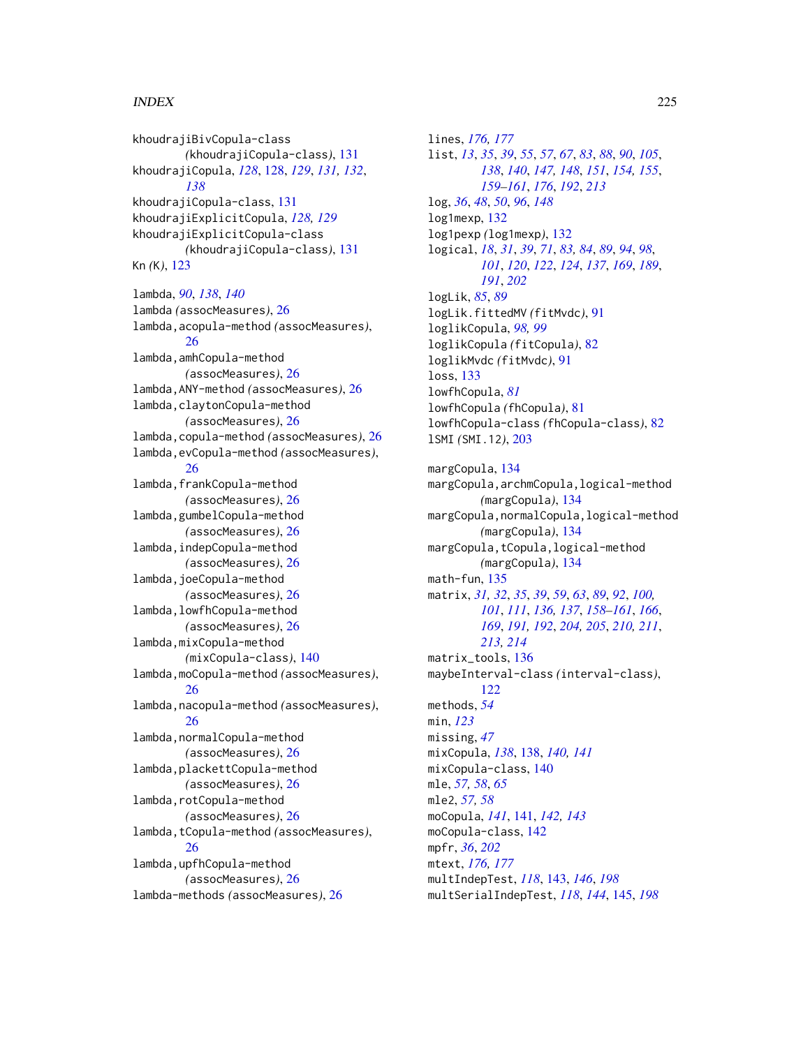khoudrajiBivCopula-class
*(*khoudrajiCopula-class*)*, 131
khoudrajiCopula, *128*, 128, *129*, *131, 132*, *138*
khoudrajiCopula-class, 131
khoudrajiExplicitCopula, *128, 129*
khoudrajiExplicitCopula-class
*(*khoudrajiCopula-class*)*, 131
Kn *(*K*)*, 123

lambda, *90*, *138*, *140*
lambda *(*assocMeasures*)*, 26
lambda,acopula-method *(*assocMeasures*)*, 26
lambda,amhCopula-method
*(*assocMeasures*)*, 26
lambda,ANY-method *(*assocMeasures*)*, 26
lambda,claytonCopula-method
*(*assocMeasures*)*, 26
lambda,copula-method *(*assocMeasures*)*, 26
lambda,evCopula-method *(*assocMeasures*)*, 26
lambda,frankCopula-method
*(*assocMeasures*)*, 26
lambda,gumbelCopula-method
*(*assocMeasures*)*, 26
lambda,indepCopula-method
*(*assocMeasures*)*, 26
lambda,joeCopula-method
*(*assocMeasures*)*, 26
lambda,lowfhCopula-method
*(*assocMeasures*)*, 26
lambda,mixCopula-method
*(*mixCopula-class*)*, 140
lambda,moCopula-method *(*assocMeasures*)*, 26
lambda,nacopula-method *(*assocMeasures*)*, 26
lambda,normalCopula-method
*(*assocMeasures*)*, 26
lambda,plackettCopula-method
*(*assocMeasures*)*, 26
lambda,rotCopula-method
*(*assocMeasures*)*, 26
lambda,tCopula-method *(*assocMeasures*)*, 26
lambda,upfhCopula-method
*(*assocMeasures*)*, 26
lambda-methods *(*assocMeasures*)*, 26

lines, *176, 177*
list, *13*, *35*, *39*, *55*, *57*, *67*, *83*, *88*, *90*, *105*, *138*, *140*, *147, 148*, *151*, *154, 155*, *159–161*, *176*, *192*, *213*
log, *36*, *48*, *50*, *96*, *148*
log1mexp, 132
log1pexp *(*log1mexp*)*, 132
logical, *18*, *31*, *39*, *71*, *83, 84*, *89*, *94*, *98*, *101*, *120*, *122*, *124*, *137*, *169*, *189*, *191*, *202*
logLik, *85*, *89*
logLik.fittedMV *(*fitMvdc*)*, 91
loglikCopula, *98, 99*
loglikCopula *(*fitCopula*)*, 82
loglikMvdc *(*fitMvdc*)*, 91
loss, 133
lowfhCopula, *81*
lowfhCopula *(*fhCopula*)*, 81
lowfhCopula-class *(*fhCopula-class*)*, 82
lSMI *(*SMI.12*)*, 203

margCopula, 134
margCopula,archmCopula,logical-method
*(*margCopula*)*, 134
margCopula,normalCopula,logical-method
*(*margCopula*)*, 134
margCopula,tCopula,logical-method
*(*margCopula*)*, 134
math-fun, 135
matrix, *31, 32*, *35*, *39*, *59*, *63*, *89*, *92*, *100, 101*, *111*, *136, 137*, *158–161*, *166*, *169*, *191, 192*, *204, 205*, *210, 211*, *213, 214*
matrix_tools, 136
maybeInterval-class *(*interval-class*)*, 122
methods, *54*
min, *123*
missing, *47*
mixCopula, *138*, 138, *140, 141*
mixCopula-class, 140
mle, *57, 58*, *65*
mle2, *57, 58*
moCopula, *141*, 141, *142, 143*
moCopula-class, 142
mpfr, *36*, *202*
mtext, *176, 177*
multIndepTest, *118*, 143, *146*, *198*
multSerialIndepTest, *118*, *144*, 145, *198*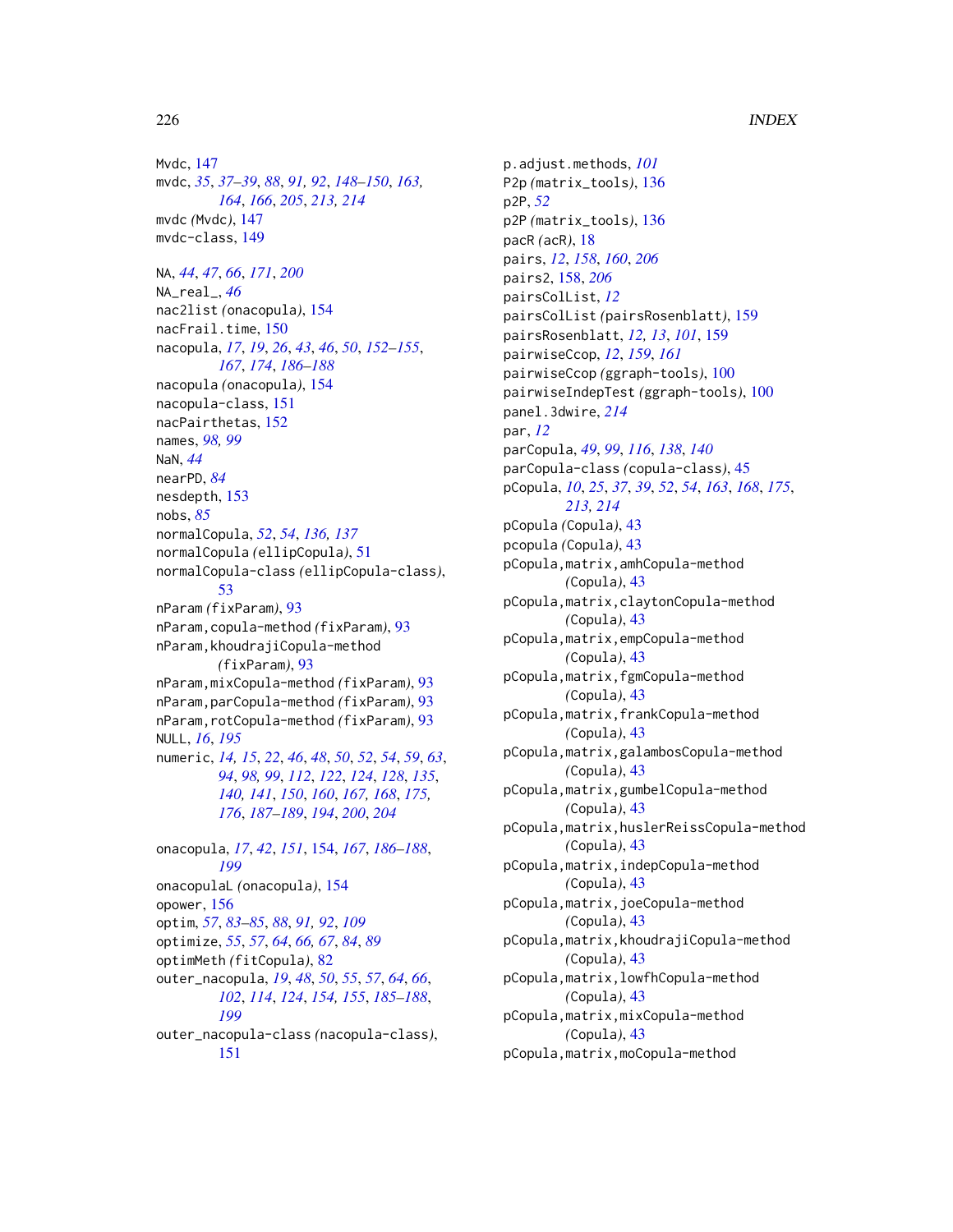Mvdc, 147
mvdc, *35*, *37–39*, *88*, *91, 92*, *148–150*, *163, 164*, *166*, *205*, *213, 214*
mvdc (Mvdc), 147
mvdc-class, 149

NA, *44*, *47*, *66*, *171*, *200*
NA_real_, *46*
nac2list (onacopula), 154
nacFrail.time, 150
nacopula, *17*, *19*, *26*, *43*, *46*, *50*, *152–155*, *167*, *174*, *186–188*
nacopula (onacopula), 154
nacopula-class, 151
nacPairthetas, 152
names, *98, 99*
NaN, *44*
nearPD, *84*
nesdepth, 153
nobs, *85*
normalCopula, *52*, *54*, *136, 137*
normalCopula (ellipCopula), 51
normalCopula-class (ellipCopula-class), 53
nParam (fixParam), 93
nParam,copula-method (fixParam), 93
nParam,khoudrajiCopula-method (fixParam), 93
nParam,mixCopula-method (fixParam), 93
nParam,parCopula-method (fixParam), 93
nParam,rotCopula-method (fixParam), 93
NULL, *16*, *195*
numeric, *14, 15*, *22*, *46*, *48*, *50*, *52*, *54*, *59*, *63*, *94*, *98, 99*, *112*, *122*, *124*, *128*, *135*, *140, 141*, *150*, *160*, *167, 168*, *175, 176*, *187–189*, *194*, *200*, *204*

onacopula, *17*, *42*, *151*, 154, *167*, *186–188*, *199*
onacopulaL (onacopula), 154
opower, 156
optim, *57*, *83–85*, *88*, *91, 92*, *109*
optimize, *55*, *57*, *64*, *66, 67*, *84*, *89*
optimMeth (fitCopula), 82
outer_nacopula, *19*, *48*, *50*, *55*, *57*, *64*, *66*, *102*, *114*, *124*, *154, 155*, *185–188*, *199*
outer_nacopula-class (nacopula-class), 151

p.adjust.methods, *101*
P2p (matrix_tools), 136
p2P, *52*
p2P (matrix_tools), 136
pacR (acR), 18
pairs, *12*, *158*, *160*, *206*
pairs2, 158, *206*
pairsColList, *12*
pairsColList (pairsRosenblatt), 159
pairsRosenblatt, *12, 13*, *101*, 159
pairwiseCcop, *12*, *159*, *161*
pairwiseCcop (ggraph-tools), 100
pairwiseIndepTest (ggraph-tools), 100
panel.3dwire, *214*
par, *12*
parCopula, *49*, *99*, *116*, *138*, *140*
parCopula-class (copula-class), 45
pCopula, *10*, *25*, *37*, *39*, *52*, *54*, *163*, *168*, *175*, *213, 214*
pCopula (Copula), 43
pcopula (Copula), 43
pCopula,matrix,amhCopula-method (Copula), 43
pCopula,matrix,claytonCopula-method (Copula), 43
pCopula,matrix,empCopula-method (Copula), 43
pCopula,matrix,fgmCopula-method (Copula), 43
pCopula,matrix,frankCopula-method (Copula), 43
pCopula,matrix,galambosCopula-method (Copula), 43
pCopula,matrix,gumbelCopula-method (Copula), 43
pCopula,matrix,huslerReissCopula-method (Copula), 43
pCopula,matrix,indepCopula-method (Copula), 43
pCopula,matrix,joeCopula-method (Copula), 43
pCopula,matrix,khoudrajiCopula-method (Copula), 43
pCopula,matrix,lowfhCopula-method (Copula), 43
pCopula,matrix,mixCopula-method (Copula), 43
pCopula,matrix,moCopula-method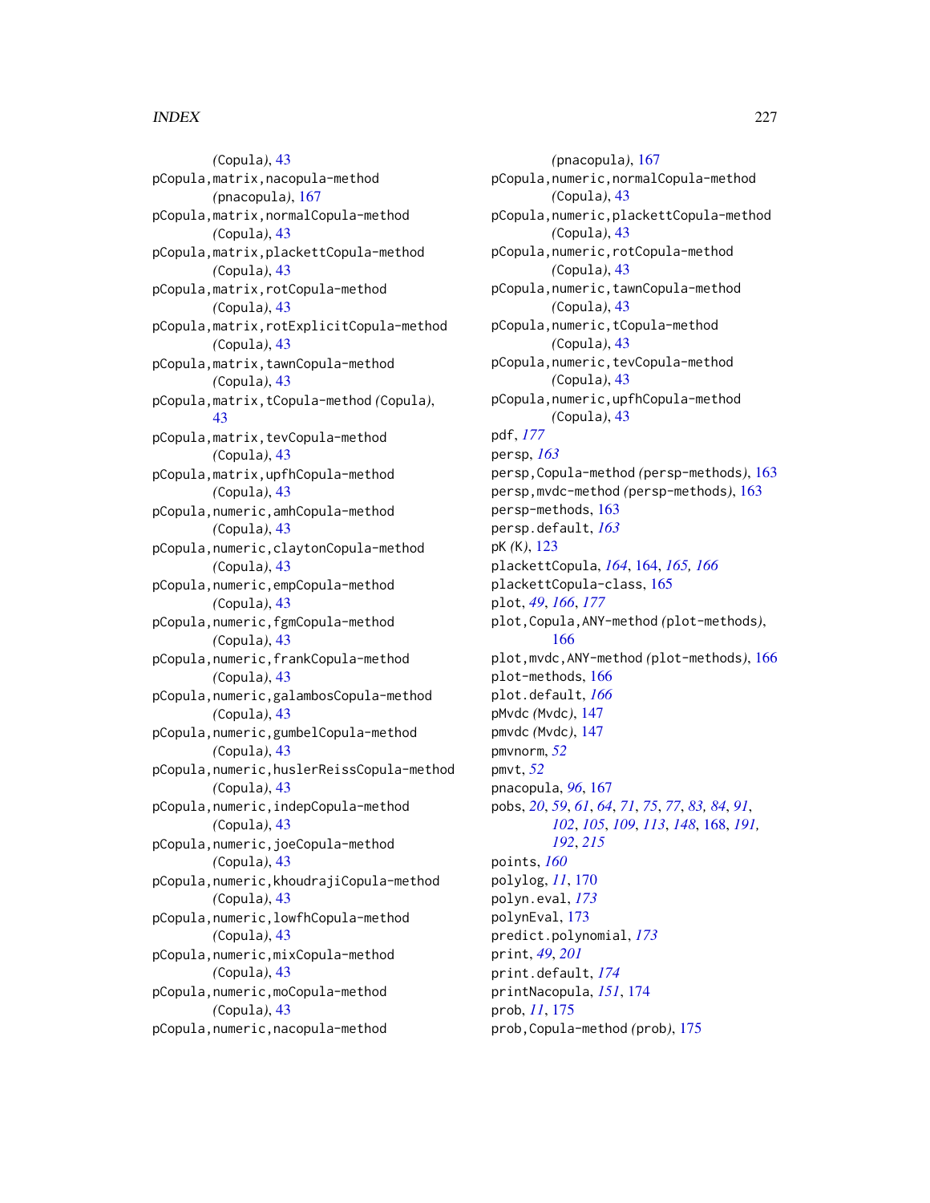(Copula), 43
pCopula,matrix,nacopula-method
(pnacopula), 167
pCopula,matrix,normalCopula-method
(Copula), 43
pCopula,matrix,plackettCopula-method
(Copula), 43
pCopula,matrix,rotCopula-method
(Copula), 43
pCopula,matrix,rotExplicitCopula-method
(Copula), 43
pCopula,matrix,tawnCopula-method
(Copula), 43
pCopula,matrix,tCopula-method (Copula), 43
pCopula,matrix,tevCopula-method
(Copula), 43
pCopula,matrix,upfhCopula-method
(Copula), 43
pCopula,numeric,amhCopula-method
(Copula), 43
pCopula,numeric,claytonCopula-method
(Copula), 43
pCopula,numeric,empCopula-method
(Copula), 43
pCopula,numeric,fgmCopula-method
(Copula), 43
pCopula,numeric,frankCopula-method
(Copula), 43
pCopula,numeric,galambosCopula-method
(Copula), 43
pCopula,numeric,gumbelCopula-method
(Copula), 43
pCopula,numeric,huslerReissCopula-method
(Copula), 43
pCopula,numeric,indepCopula-method
(Copula), 43
pCopula,numeric,joeCopula-method
(Copula), 43
pCopula,numeric,khoudrajiCopula-method
(Copula), 43
pCopula,numeric,lowfhCopula-method
(Copula), 43
pCopula,numeric,mixCopula-method
(Copula), 43
pCopula,numeric,moCopula-method
(Copula), 43
pCopula,numeric,nacopula-method
(pnacopula), 167
pCopula,numeric,normalCopula-method
(Copula), 43
pCopula,numeric,plackettCopula-method
(Copula), 43
pCopula,numeric,rotCopula-method
(Copula), 43
pCopula,numeric,tawnCopula-method
(Copula), 43
pCopula,numeric,tCopula-method
(Copula), 43
pCopula,numeric,tevCopula-method
(Copula), 43
pCopula,numeric,upfhCopula-method
(Copula), 43
pdf, *177*
persp, *163*
persp,Copula-method (persp-methods), 163
persp,mvdc-method (persp-methods), 163
persp-methods, 163
persp.default, *163*
pK (K), 123
plackettCopula, *164*, 164, *165*, *166*
plackettCopula-class, 165
plot, *49*, *166*, *177*
plot,Copula,ANY-method (plot-methods), 166
plot,mvdc,ANY-method (plot-methods), 166
plot-methods, 166
plot.default, *166*
pMvdc (Mvdc), 147
pmvdc (Mvdc), 147
pmvnorm, *52*
pmvt, *52*
pnacopula, *96*, 167
pobs, *20*, *59*, *61*, *64*, *71*, *75*, *77*, *83*, *84*, *91*, *102*, *105*, *109*, *113*, *148*, 168, *191*, *192*, *215*
points, *160*
polylog, *11*, 170
polyn.eval, *173*
polynEval, 173
predict.polynomial, *173*
print, *49*, *201*
print.default, *174*
printNacopula, *151*, 174
prob, *11*, 175
prob,Copula-method (prob), 175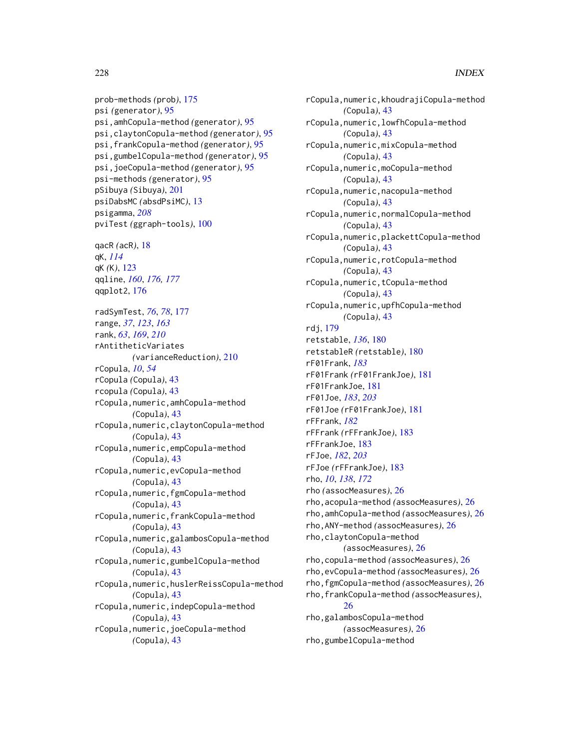prob-methods *(prob)*, 175
psi *(generator)*, 95
psi,amhCopula-method *(generator)*, 95
psi,claytonCopula-method *(generator)*, 95
psi,frankCopula-method *(generator)*, 95
psi,gumbelCopula-method *(generator)*, 95
psi,joeCopula-method *(generator)*, 95
psi-methods *(generator)*, 95
pSibuya *(Sibuya)*, 201
psiDabsMC *(absdPsiMC)*, 13
psigamma, *208*
pviTest *(ggraph-tools)*, 100

qacR *(acR)*, 18
qK, *114*
qK *(K)*, 123
qqline, *160*, *176, 177*
qqplot2, 176

radSymTest, *76*, *78*, 177
range, *37*, *123*, *163*
rank, *63*, *169*, *210*
rAntitheticVariates *(varianceReduction)*, 210
rCopula, *10*, *54*
rCopula *(Copula)*, 43
rcopula *(Copula)*, 43
rCopula,numeric,amhCopula-method *(Copula)*, 43
rCopula,numeric,claytonCopula-method *(Copula)*, 43
rCopula,numeric,empCopula-method *(Copula)*, 43
rCopula,numeric,evCopula-method *(Copula)*, 43
rCopula,numeric,fgmCopula-method *(Copula)*, 43
rCopula,numeric,frankCopula-method *(Copula)*, 43
rCopula,numeric,galambosCopula-method *(Copula)*, 43
rCopula,numeric,gumbelCopula-method *(Copula)*, 43
rCopula,numeric,huslerReissCopula-method *(Copula)*, 43
rCopula,numeric,indepCopula-method *(Copula)*, 43
rCopula,numeric,joeCopula-method *(Copula)*, 43
rCopula,numeric,khoudrajiCopula-method *(Copula)*, 43
rCopula,numeric,lowfhCopula-method *(Copula)*, 43
rCopula,numeric,mixCopula-method *(Copula)*, 43
rCopula,numeric,moCopula-method *(Copula)*, 43
rCopula,numeric,nacopula-method *(Copula)*, 43
rCopula,numeric,normalCopula-method *(Copula)*, 43
rCopula,numeric,plackettCopula-method *(Copula)*, 43
rCopula,numeric,rotCopula-method *(Copula)*, 43
rCopula,numeric,tCopula-method *(Copula)*, 43
rCopula,numeric,upfhCopula-method *(Copula)*, 43
rdj, 179
retstable, *136*, 180
retstableR *(retstable)*, 180
rF01Frank, *183*
rF01Frank *(rF01FrankJoe)*, 181
rF01FrankJoe, 181
rF01Joe, *183*, *203*
rF01Joe *(rF01FrankJoe)*, 181
rFFrank, *182*
rFFrank *(rFFrankJoe)*, 183
rFFrankJoe, 183
rFJoe, *182*, *203*
rFJoe *(rFFrankJoe)*, 183
rho, *10*, *138*, *172*
rho *(assocMeasures)*, 26
rho,acopula-method *(assocMeasures)*, 26
rho,amhCopula-method *(assocMeasures)*, 26
rho,ANY-method *(assocMeasures)*, 26
rho,claytonCopula-method *(assocMeasures)*, 26
rho,copula-method *(assocMeasures)*, 26
rho,evCopula-method *(assocMeasures)*, 26
rho,fgmCopula-method *(assocMeasures)*, 26
rho,frankCopula-method *(assocMeasures)*, 26
rho,galambosCopula-method *(assocMeasures)*, 26
rho,gumbelCopula-method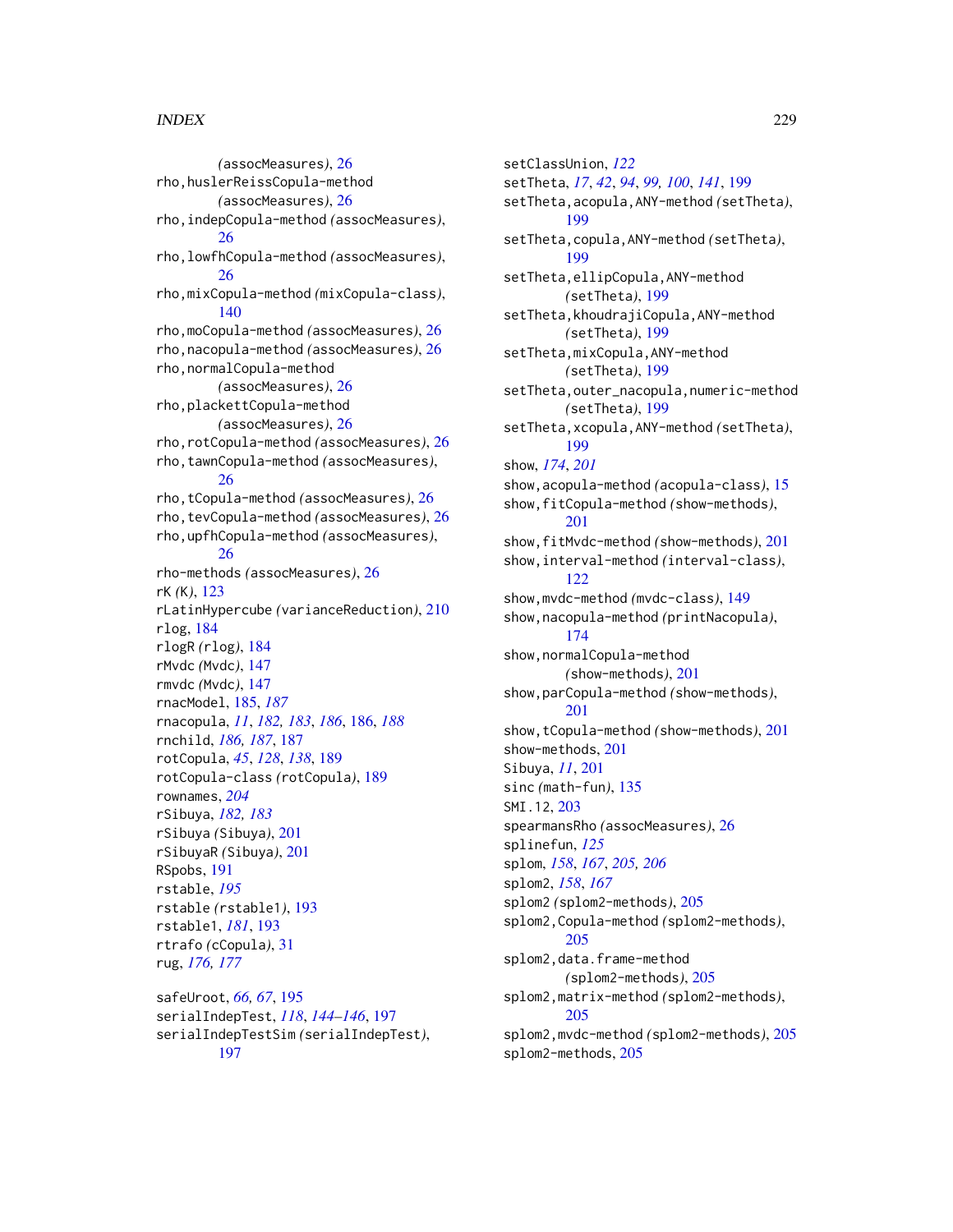(assocMeasures), 26
rho,huslerReissCopula-method (assocMeasures), 26
rho,indepCopula-method (assocMeasures), 26
rho,lowfhCopula-method (assocMeasures), 26
rho,mixCopula-method (mixCopula-class), 140
rho,moCopula-method (assocMeasures), 26
rho,nacopula-method (assocMeasures), 26
rho,normalCopula-method (assocMeasures), 26
rho,plackettCopula-method (assocMeasures), 26
rho,rotCopula-method (assocMeasures), 26
rho,tawnCopula-method (assocMeasures), 26
rho,tCopula-method (assocMeasures), 26
rho,tevCopula-method (assocMeasures), 26
rho,upfhCopula-method (assocMeasures), 26
rho-methods (assocMeasures), 26
rK (K), 123
rLatinHypercube (varianceReduction), 210
rlog, 184
rlogR (rlog), 184
rMvdc (Mvdc), 147
rmvdc (Mvdc), 147
rnacModel, 185, *187*
rnacopula, *11*, *182, 183*, *186*, 186, *188*
rnchild, *186, 187*, 187
rotCopula, *45*, *128*, *138*, 189
rotCopula-class (rotCopula), 189
rownames, *204*
rSibuya, *182, 183*
rSibuya (Sibuya), 201
rSibuyaR (Sibuya), 201
RSpobs, 191
rstable, *195*
rstable (rstable1), 193
rstable1, *181*, 193
rtrafo (cCopula), 31
rug, *176, 177*

safeUroot, *66, 67*, 195
serialIndepTest, *118*, *144–146*, 197
serialIndepTestSim (serialIndepTest), 197
setClassUnion, *122*
setTheta, *17*, *42*, *94*, *99, 100*, *141*, 199
setTheta,acopula,ANY-method (setTheta), 199
setTheta,copula,ANY-method (setTheta), 199
setTheta,ellipCopula,ANY-method (setTheta), 199
setTheta,khoudrajiCopula,ANY-method (setTheta), 199
setTheta,mixCopula,ANY-method (setTheta), 199
setTheta,outer_nacopula,numeric-method (setTheta), 199
setTheta,xcopula,ANY-method (setTheta), 199
show, *174*, *201*
show,acopula-method (acopula-class), 15
show,fitCopula-method (show-methods), 201
show,fitMvdc-method (show-methods), 201
show,interval-method (interval-class), 122
show,mvdc-method (mvdc-class), 149
show,nacopula-method (printNacopula), 174
show,normalCopula-method (show-methods), 201
show,parCopula-method (show-methods), 201
show,tCopula-method (show-methods), 201
show-methods, 201
Sibuya, *11*, 201
sinc (math-fun), 135
SMI.12, 203
spearmansRho (assocMeasures), 26
splinefun, *125*
splom, *158*, *167*, *205, 206*
splom2, *158*, *167*
splom2 (splom2-methods), 205
splom2,Copula-method (splom2-methods), 205
splom2,data.frame-method (splom2-methods), 205
splom2,matrix-method (splom2-methods), 205
splom2,mvdc-method (splom2-methods), 205
splom2-methods, 205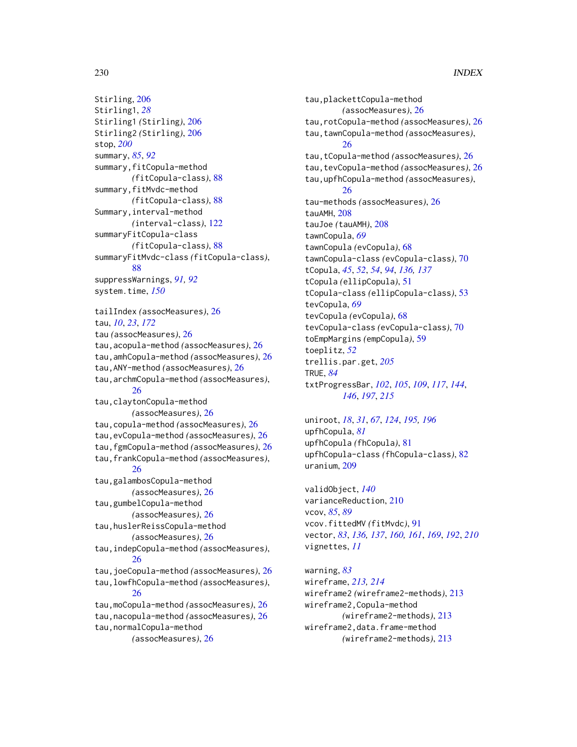Stirling, 206
Stirling1, *28*
Stirling1 *(Stirling)*, 206
Stirling2 *(Stirling)*, 206
stop, *200*
summary, *85*, *92*
summary,fitCopula-method
*(fitCopula-class)*, 88
summary,fitMvdc-method
*(fitCopula-class)*, 88
Summary,interval-method
*(interval-class)*, 122
summaryFitCopula-class
*(fitCopula-class)*, 88
summaryFitMvdc-class *(fitCopula-class)*, 88
suppressWarnings, *91, 92*
system.time, *150*

tailIndex *(assocMeasures)*, 26
tau, *10*, *23*, *172*
tau *(assocMeasures)*, 26
tau,acopula-method *(assocMeasures)*, 26
tau,amhCopula-method *(assocMeasures)*, 26
tau,ANY-method *(assocMeasures)*, 26
tau,archmCopula-method *(assocMeasures)*, 26
tau,claytonCopula-method
*(assocMeasures)*, 26
tau,copula-method *(assocMeasures)*, 26
tau,evCopula-method *(assocMeasures)*, 26
tau,fgmCopula-method *(assocMeasures)*, 26
tau,frankCopula-method *(assocMeasures)*, 26
tau,galambosCopula-method
*(assocMeasures)*, 26
tau,gumbelCopula-method
*(assocMeasures)*, 26
tau,huslerReissCopula-method
*(assocMeasures)*, 26
tau,indepCopula-method *(assocMeasures)*, 26
tau,joeCopula-method *(assocMeasures)*, 26
tau,lowfhCopula-method *(assocMeasures)*, 26
tau,moCopula-method *(assocMeasures)*, 26
tau,nacopula-method *(assocMeasures)*, 26
tau,normalCopula-method
*(assocMeasures)*, 26
tau,plackettCopula-method
*(assocMeasures)*, 26
tau,rotCopula-method *(assocMeasures)*, 26
tau,tawnCopula-method *(assocMeasures)*, 26
tau,tCopula-method *(assocMeasures)*, 26
tau,tevCopula-method *(assocMeasures)*, 26
tau,upfhCopula-method *(assocMeasures)*, 26
tau-methods *(assocMeasures)*, 26
tauAMH, 208
tauJoe *(tauAMH)*, 208
tawnCopula, *69*
tawnCopula *(evCopula)*, 68
tawnCopula-class *(evCopula-class)*, 70
tCopula, *45*, *52*, *54*, *94*, *136, 137*
tCopula *(ellipCopula)*, 51
tCopula-class *(ellipCopula-class)*, 53
tevCopula, *69*
tevCopula *(evCopula)*, 68
tevCopula-class *(evCopula-class)*, 70
toEmpMargins *(empCopula)*, 59
toeplitz, *52*
trellis.par.get, *205*
TRUE, *84*
txtProgressBar, *102*, *105*, *109*, *117*, *144*, *146*, *197*, *215*

uniroot, *18*, *31*, *67*, *124*, *195, 196*
upfhCopula, *81*
upfhCopula *(fhCopula)*, 81
upfhCopula-class *(fhCopula-class)*, 82
uranium, 209

validObject, *140*
varianceReduction, 210
vcov, *85*, *89*
vcov.fittedMV *(fitMvdc)*, 91
vector, *83*, *136, 137*, *160, 161*, *169*, *192*, *210*
vignettes, *11*

warning, *83*
wireframe, *213, 214*
wireframe2 *(wireframe2-methods)*, 213
wireframe2,Copula-method
*(wireframe2-methods)*, 213
wireframe2,data.frame-method
*(wireframe2-methods)*, 213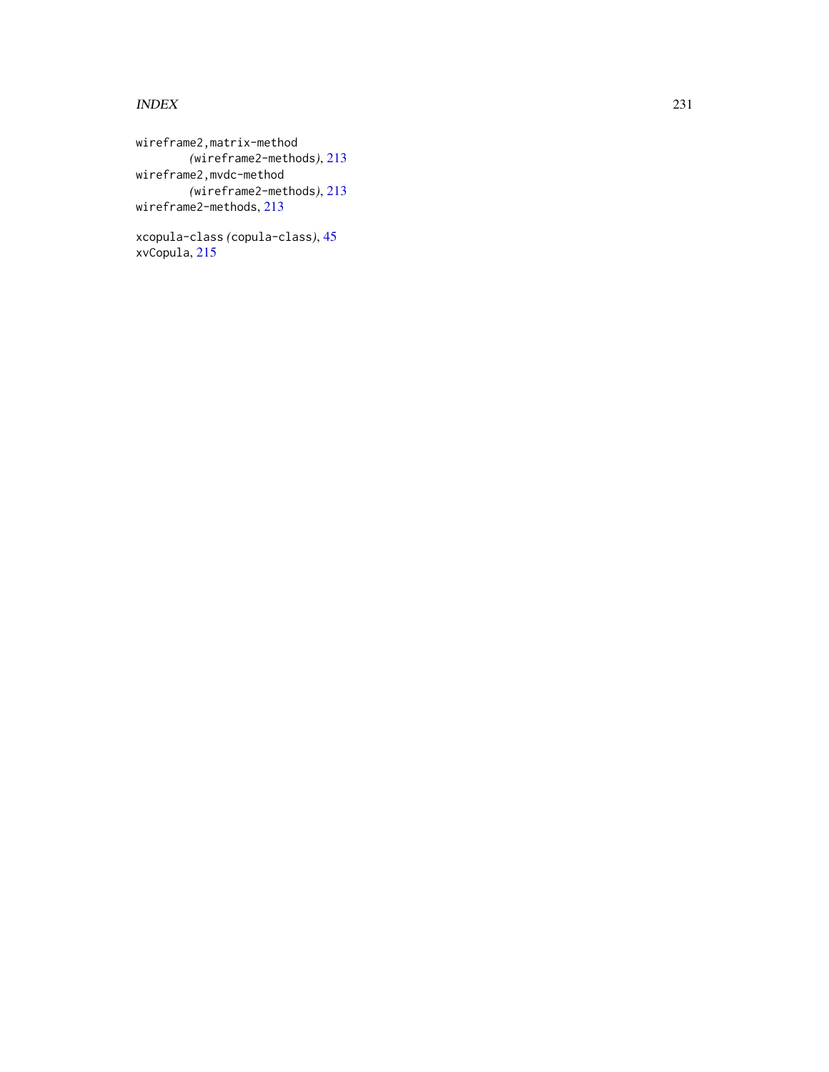wireframe2,matrix-method
(wireframe2-methods), 213
wireframe2,mvdc-method
(wireframe2-methods), 213
wireframe2-methods, 213

xcopula-class (copula-class), 45
xvCopula, 215